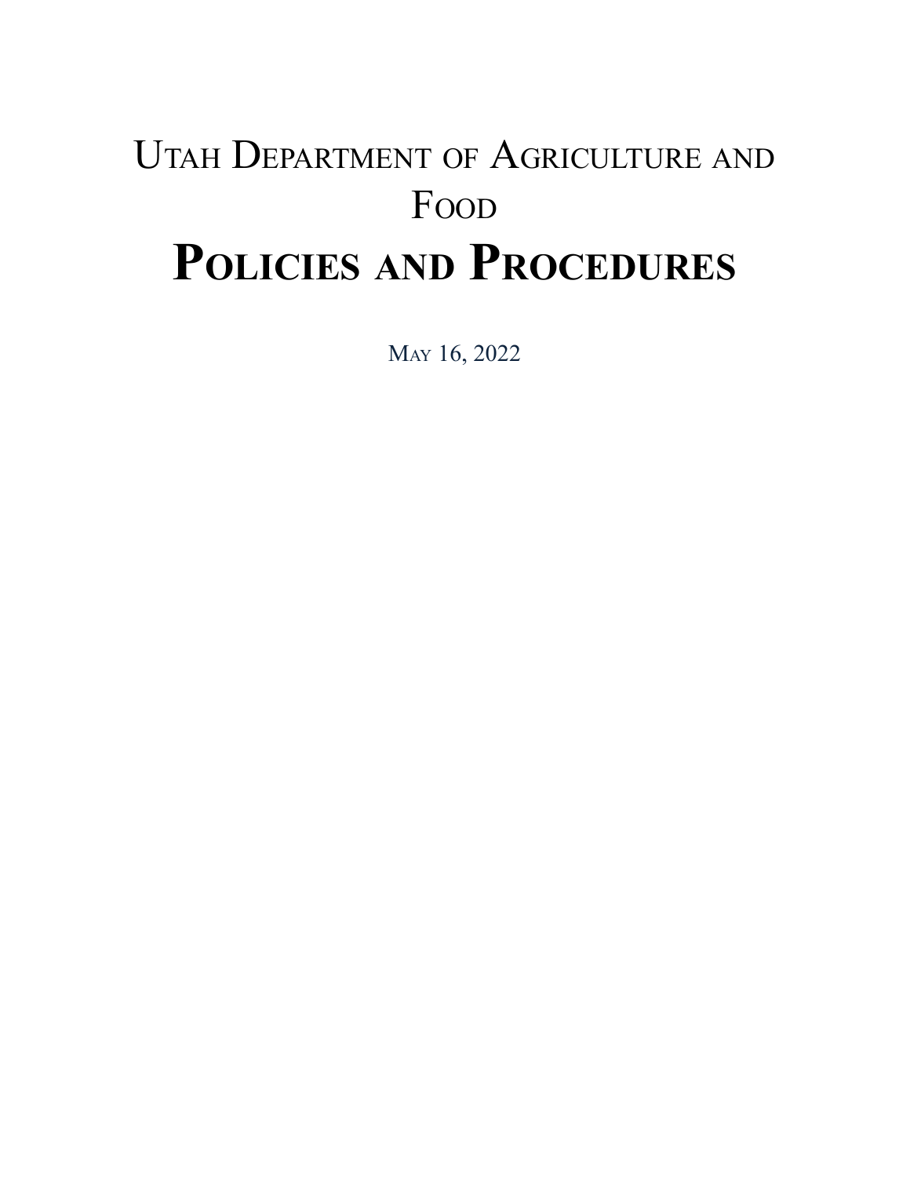# Utah Department of Agriculture and Food

# Policies and Procedures

May 16, 2022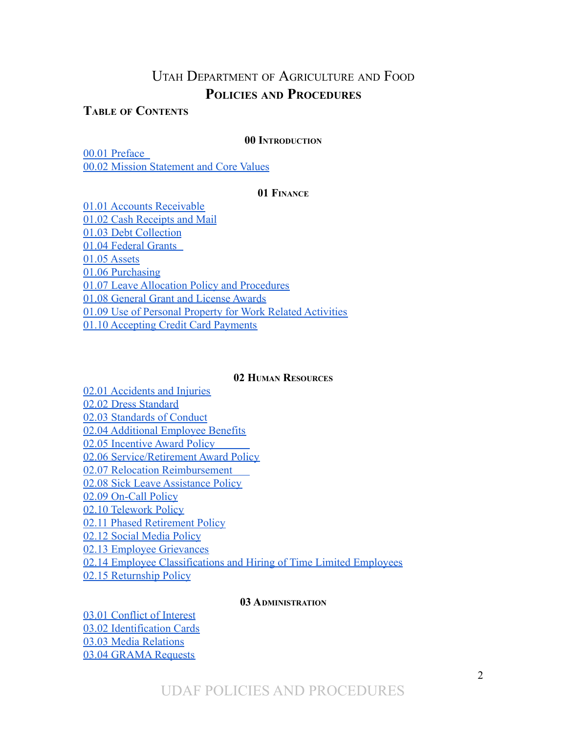# Utah Department of Agriculture and Food

## Policies and Procedures

### Table of Contents

#### 00 Introduction

00.01 Preface
00.02 Mission Statement and Core Values

#### 01 Finance

01.01 Accounts Receivable
01.02 Cash Receipts and Mail
01.03 Debt Collection
01.04 Federal Grants
01.05 Assets
01.06 Purchasing
01.07 Leave Allocation Policy and Procedures
01.08 General Grant and License Awards
01.09 Use of Personal Property for Work Related Activities
01.10 Accepting Credit Card Payments

#### 02 Human Resources

02.01 Accidents and Injuries
02.02 Dress Standard
02.03 Standards of Conduct
02.04 Additional Employee Benefits
02.05 Incentive Award Policy
02.06 Service/Retirement Award Policy
02.07 Relocation Reimbursement
02.08 Sick Leave Assistance Policy
02.09 On-Call Policy
02.10 Telework Policy
02.11 Phased Retirement Policy
02.12 Social Media Policy
02.13 Employee Grievances
02.14 Employee Classifications and Hiring of Time Limited Employees
02.15 Returnship Policy

#### 03 Administration

03.01 Conflict of Interest
03.02 Identification Cards
03.03 Media Relations
03.04 GRAMA Requests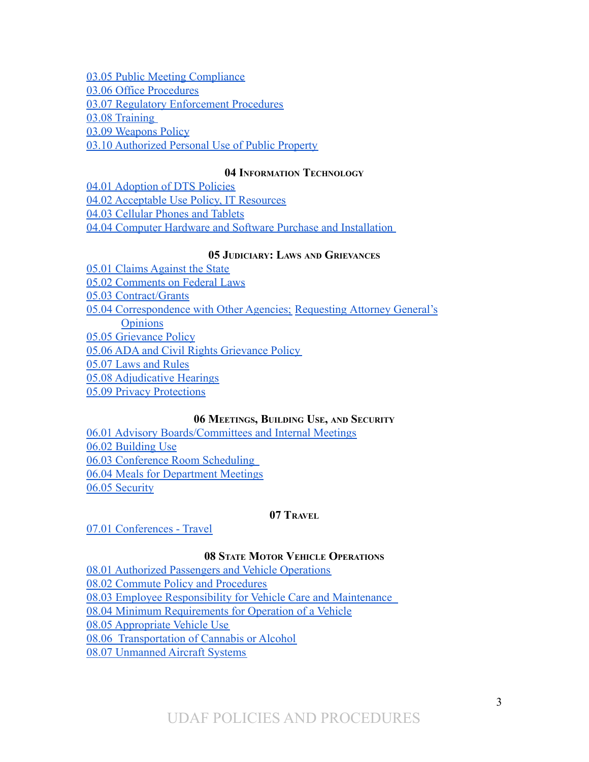03.05 Public Meeting Compliance
03.06 Office Procedures
03.07 Regulatory Enforcement Procedures
03.08 Training
03.09 Weapons Policy
03.10 Authorized Personal Use of Public Property

## 04 Information Technology

04.01 Adoption of DTS Policies
04.02 Acceptable Use Policy, IT Resources
04.03 Cellular Phones and Tablets
04.04 Computer Hardware and Software Purchase and Installation

## 05 Judiciary: Laws and Grievances

05.01 Claims Against the State
05.02 Comments on Federal Laws
05.03 Contract/Grants
05.04 Correspondence with Other Agencies; Requesting Attorney General's Opinions
05.05 Grievance Policy
05.06 ADA and Civil Rights Grievance Policy
05.07 Laws and Rules
05.08 Adjudicative Hearings
05.09 Privacy Protections

## 06 Meetings, Building Use, and Security

06.01 Advisory Boards/Committees and Internal Meetings
06.02 Building Use
06.03 Conference Room Scheduling
06.04 Meals for Department Meetings
06.05 Security

## 07 Travel

07.01 Conferences - Travel

## 08 State Motor Vehicle Operations

08.01 Authorized Passengers and Vehicle Operations
08.02 Commute Policy and Procedures
08.03 Employee Responsibility for Vehicle Care and Maintenance
08.04 Minimum Requirements for Operation of a Vehicle
08.05 Appropriate Vehicle Use
08.06 Transportation of Cannabis or Alcohol
08.07 Unmanned Aircraft Systems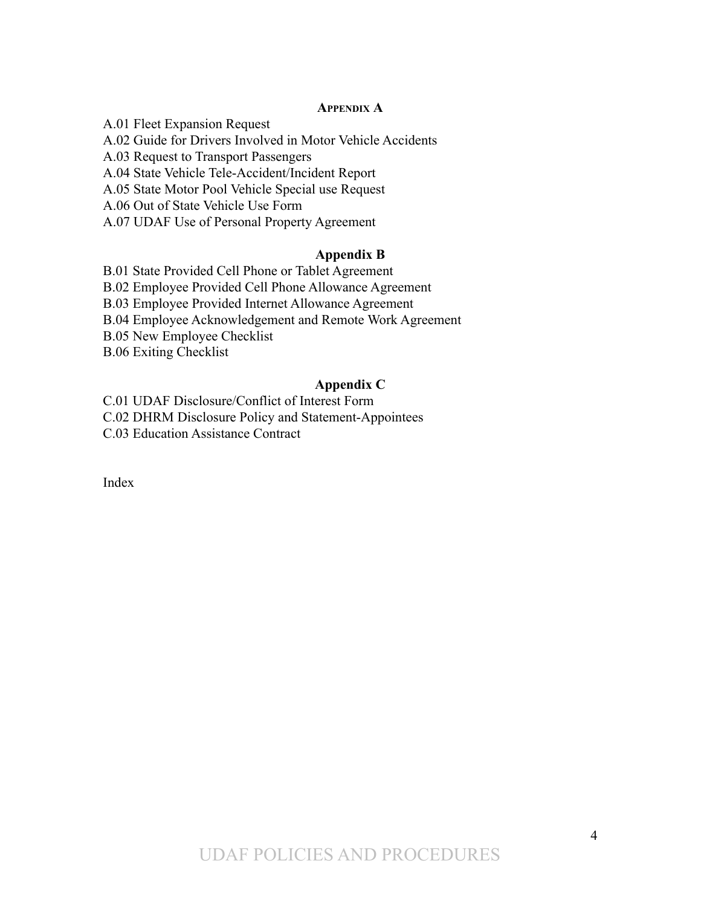## Appendix A

A.01 Fleet Expansion Request

A.02 Guide for Drivers Involved in Motor Vehicle Accidents

A.03 Request to Transport Passengers

A.04 State Vehicle Tele-Accident/Incident Report

A.05 State Motor Pool Vehicle Special use Request

A.06 Out of State Vehicle Use Form

A.07 UDAF Use of Personal Property Agreement

## Appendix B

B.01 State Provided Cell Phone or Tablet Agreement

B.02 Employee Provided Cell Phone Allowance Agreement

B.03 Employee Provided Internet Allowance Agreement

B.04 Employee Acknowledgement and Remote Work Agreement

B.05 New Employee Checklist

B.06 Exiting Checklist

## Appendix C

C.01 UDAF Disclosure/Conflict of Interest Form

C.02 DHRM Disclosure Policy and Statement-Appointees

C.03 Education Assistance Contract

Index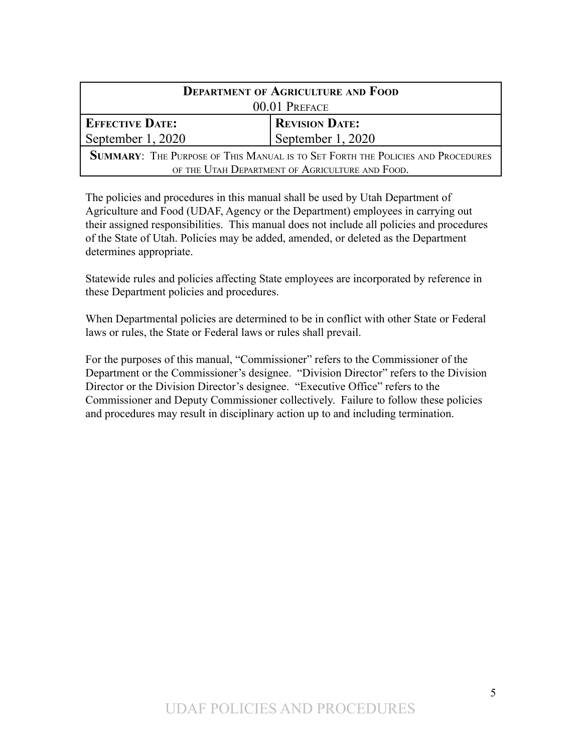| **Department of Agriculture and Food**<br>00.01 Preface | |
| --- | --- |
| **Effective Date:**<br>September 1, 2020 | **Revision Date:**<br>September 1, 2020 |
| **Summary**: The Purpose of This Manual is to Set Forth the Policies and Procedures of the Utah Department of Agriculture and Food. | |

The policies and procedures in this manual shall be used by Utah Department of Agriculture and Food (UDAF, Agency or the Department) employees in carrying out their assigned responsibilities. This manual does not include all policies and procedures of the State of Utah. Policies may be added, amended, or deleted as the Department determines appropriate.

Statewide rules and policies affecting State employees are incorporated by reference in these Department policies and procedures.

When Departmental policies are determined to be in conflict with other State or Federal laws or rules, the State or Federal laws or rules shall prevail.

For the purposes of this manual, "Commissioner" refers to the Commissioner of the Department or the Commissioner's designee. "Division Director" refers to the Division Director or the Division Director's designee. "Executive Office" refers to the Commissioner and Deputy Commissioner collectively. Failure to follow these policies and procedures may result in disciplinary action up to and including termination.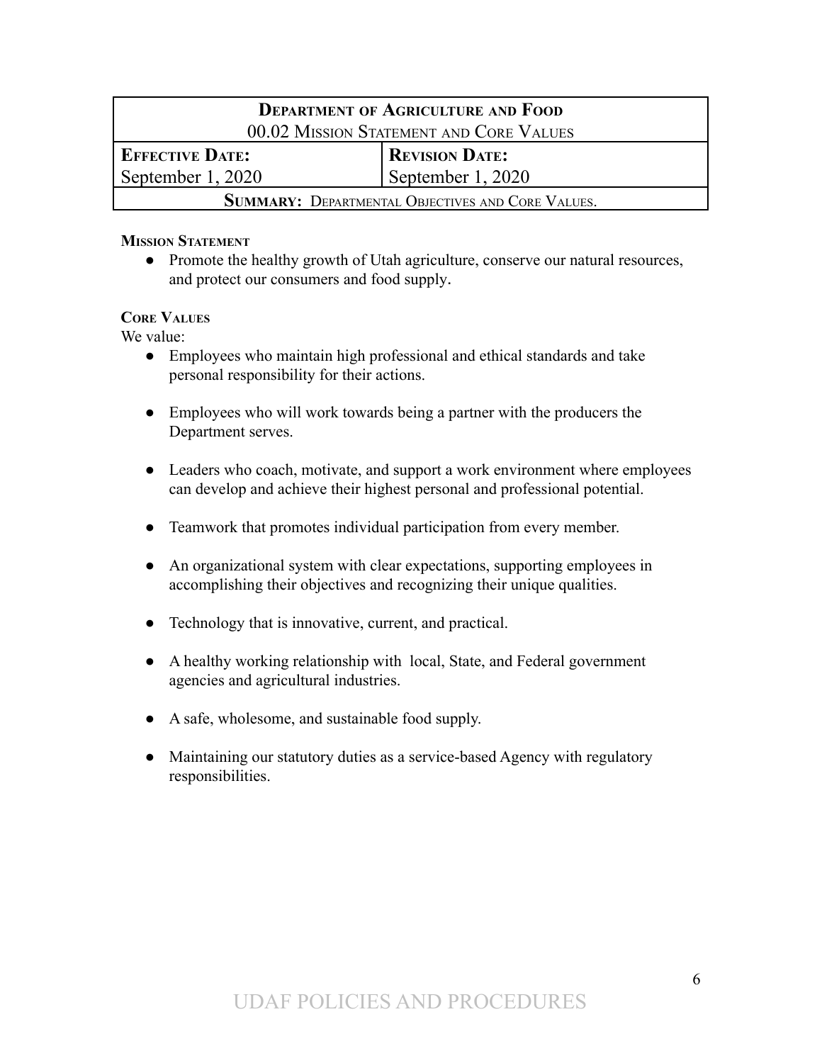| **Department of Agriculture and Food** | |
|---|---|
| 00.02 Mission Statement and Core Values | |
| **Effective Date:** September 1, 2020 | **Revision Date:** September 1, 2020 |
| **Summary:** Departmental Objectives and Core Values. | |

**Mission Statement**

- Promote the healthy growth of Utah agriculture, conserve our natural resources, and protect our consumers and food supply.

**Core Values**

We value:

- Employees who maintain high professional and ethical standards and take personal responsibility for their actions.
- Employees who will work towards being a partner with the producers the Department serves.
- Leaders who coach, motivate, and support a work environment where employees can develop and achieve their highest personal and professional potential.
- Teamwork that promotes individual participation from every member.
- An organizational system with clear expectations, supporting employees in accomplishing their objectives and recognizing their unique qualities.
- Technology that is innovative, current, and practical.
- A healthy working relationship with local, State, and Federal government agencies and agricultural industries.
- A safe, wholesome, and sustainable food supply.
- Maintaining our statutory duties as a service-based Agency with regulatory responsibilities.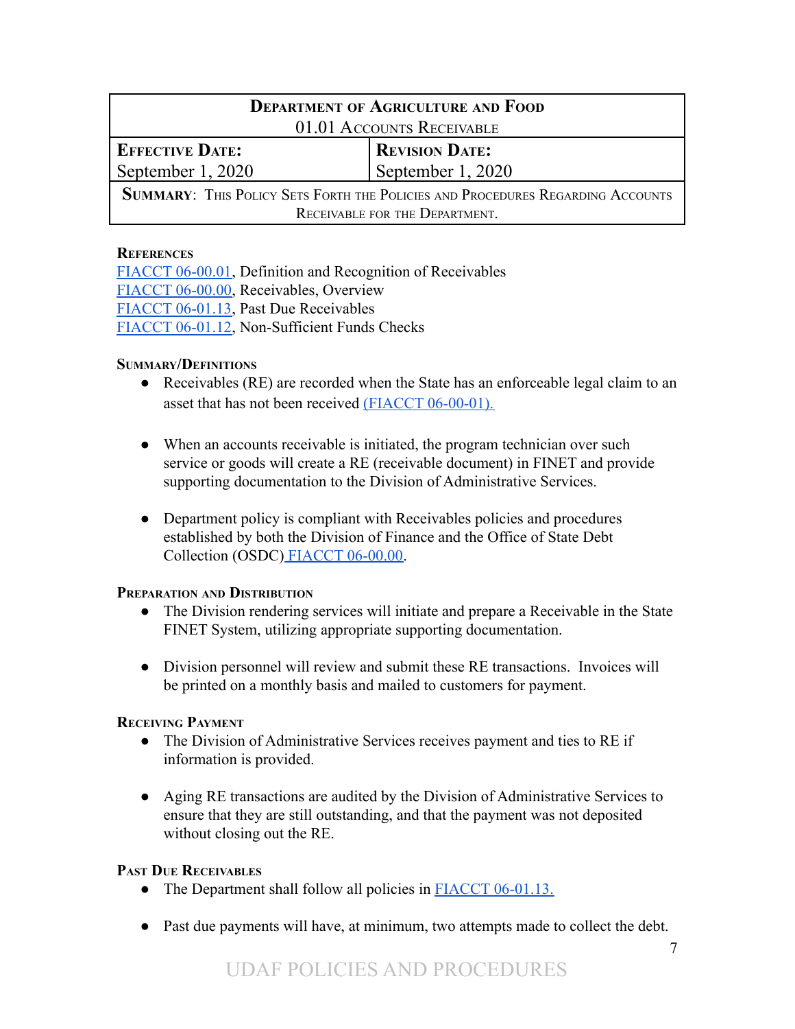| Department of Agriculture and Food<br>01.01 Accounts Receivable | |
|---|---|
| **Effective Date:**<br>September 1, 2020 | **Revision Date:**<br>September 1, 2020 |
| **Summary**: This Policy Sets Forth the Policies and Procedures Regarding Accounts Receivable for the Department. | |

**References**

FIACCT 06-00.01, Definition and Recognition of Receivables
FIACCT 06-00.00, Receivables, Overview
FIACCT 06-01.13, Past Due Receivables
FIACCT 06-01.12, Non-Sufficient Funds Checks

**Summary/Definitions**

- Receivables (RE) are recorded when the State has an enforceable legal claim to an asset that has not been received (FIACCT 06-00-01).
- When an accounts receivable is initiated, the program technician over such service or goods will create a RE (receivable document) in FINET and provide supporting documentation to the Division of Administrative Services.
- Department policy is compliant with Receivables policies and procedures established by both the Division of Finance and the Office of State Debt Collection (OSDC) FIACCT 06-00.00.

**Preparation and Distribution**

- The Division rendering services will initiate and prepare a Receivable in the State FINET System, utilizing appropriate supporting documentation.
- Division personnel will review and submit these RE transactions. Invoices will be printed on a monthly basis and mailed to customers for payment.

**Receiving Payment**

- The Division of Administrative Services receives payment and ties to RE if information is provided.
- Aging RE transactions are audited by the Division of Administrative Services to ensure that they are still outstanding, and that the payment was not deposited without closing out the RE.

**Past Due Receivables**

- The Department shall follow all policies in FIACCT 06-01.13.
- Past due payments will have, at minimum, two attempts made to collect the debt.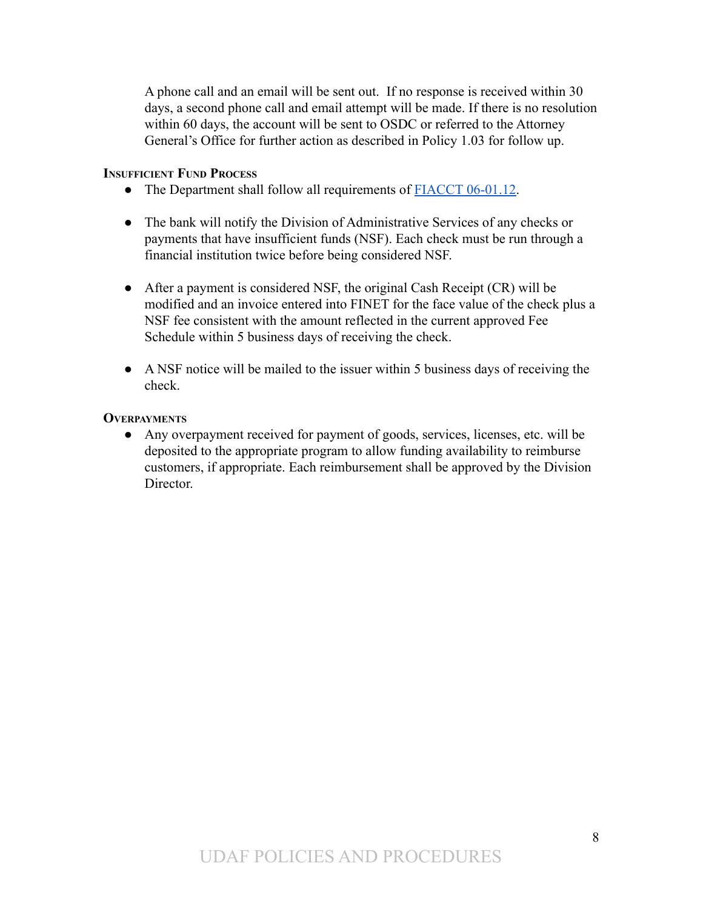A phone call and an email will be sent out. If no response is received within 30 days, a second phone call and email attempt will be made. If there is no resolution within 60 days, the account will be sent to OSDC or referred to the Attorney General's Office for further action as described in Policy 1.03 for follow up.

### Insufficient Fund Process

- The Department shall follow all requirements of [FIACCT 06-01.12](FIACCT 06-01.12).

- The bank will notify the Division of Administrative Services of any checks or payments that have insufficient funds (NSF). Each check must be run through a financial institution twice before being considered NSF.

- After a payment is considered NSF, the original Cash Receipt (CR) will be modified and an invoice entered into FINET for the face value of the check plus a NSF fee consistent with the amount reflected in the current approved Fee Schedule within 5 business days of receiving the check.

- A NSF notice will be mailed to the issuer within 5 business days of receiving the check.

### Overpayments

- Any overpayment received for payment of goods, services, licenses, etc. will be deposited to the appropriate program to allow funding availability to reimburse customers, if appropriate. Each reimbursement shall be approved by the Division Director.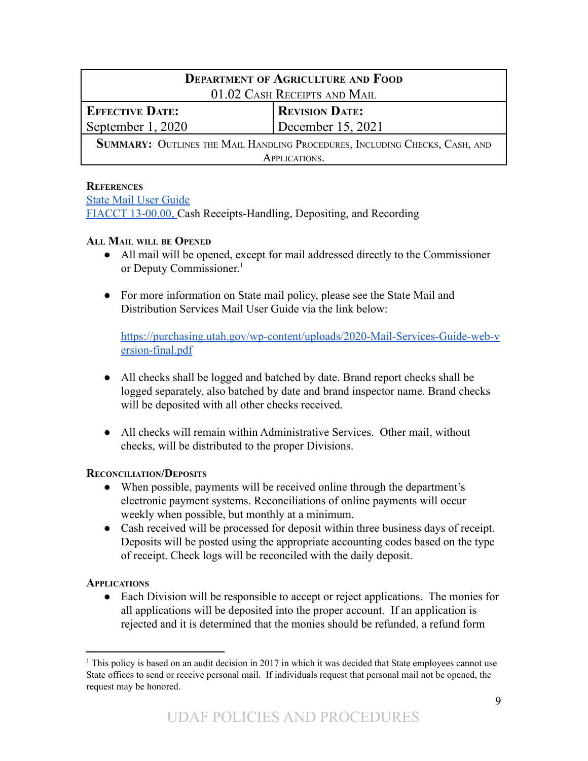| **Department of Agriculture and Food**<br>01.02 Cash Receipts and Mail | |
| --- | --- |
| **Effective Date:**<br>September 1, 2020 | **Revision Date:**<br>December 15, 2021 |
| **Summary:** Outlines the Mail Handling Procedures, Including Checks, Cash, and Applications. | |

**References**

[State Mail User Guide](https://purchasing.utah.gov/wp-content/uploads/2020-Mail-Services-Guide-web-version-final.pdf)

FIACCT 13-00.00, Cash Receipts-Handling, Depositing, and Recording

**All Mail will be Opened**

- All mail will be opened, except for mail addressed directly to the Commissioner or Deputy Commissioner.[1]

- For more information on State mail policy, please see the State Mail and Distribution Services Mail User Guide via the link below:

  https://purchasing.utah.gov/wp-content/uploads/2020-Mail-Services-Guide-web-version-final.pdf

- All checks shall be logged and batched by date. Brand report checks shall be logged separately, also batched by date and brand inspector name. Brand checks will be deposited with all other checks received.

- All checks will remain within Administrative Services. Other mail, without checks, will be distributed to the proper Divisions.

**Reconciliation/Deposits**

- When possible, payments will be received online through the department's electronic payment systems. Reconciliations of online payments will occur weekly when possible, but monthly at a minimum.
- Cash received will be processed for deposit within three business days of receipt. Deposits will be posted using the appropriate accounting codes based on the type of receipt. Check logs will be reconciled with the daily deposit.

**Applications**

- Each Division will be responsible to accept or reject applications. The monies for all applications will be deposited into the proper account. If an application is rejected and it is determined that the monies should be refunded, a refund form

[1] This policy is based on an audit decision in 2017 in which it was decided that State employees cannot use State offices to send or receive personal mail. If individuals request that personal mail not be opened, the request may be honored.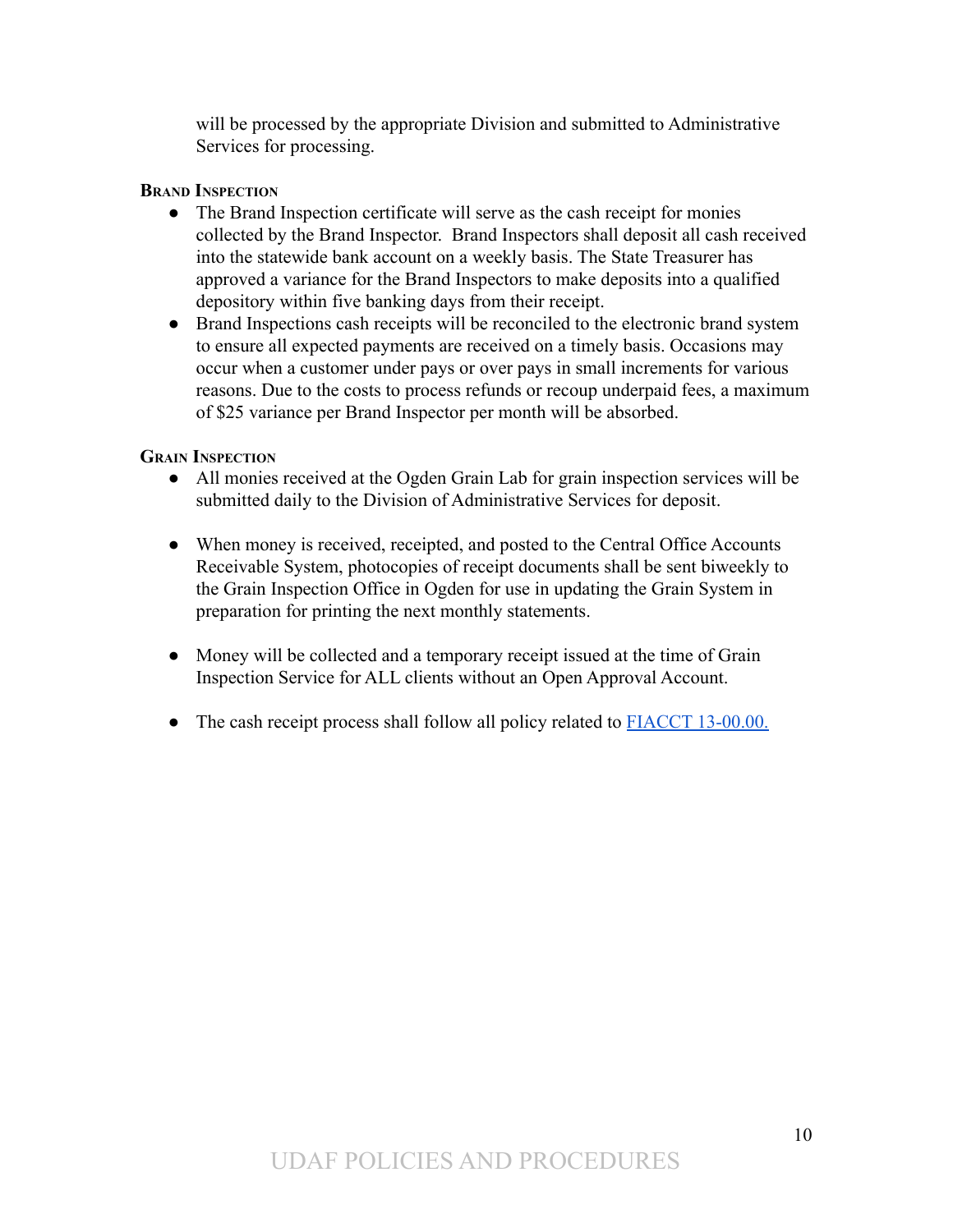will be processed by the appropriate Division and submitted to Administrative Services for processing.

**Brand Inspection**

- The Brand Inspection certificate will serve as the cash receipt for monies collected by the Brand Inspector. Brand Inspectors shall deposit all cash received into the statewide bank account on a weekly basis. The State Treasurer has approved a variance for the Brand Inspectors to make deposits into a qualified depository within five banking days from their receipt.
- Brand Inspections cash receipts will be reconciled to the electronic brand system to ensure all expected payments are received on a timely basis. Occasions may occur when a customer under pays or over pays in small increments for various reasons. Due to the costs to process refunds or recoup underpaid fees, a maximum of $25 variance per Brand Inspector per month will be absorbed.

**Grain Inspection**

- All monies received at the Ogden Grain Lab for grain inspection services will be submitted daily to the Division of Administrative Services for deposit.
- When money is received, receipted, and posted to the Central Office Accounts Receivable System, photocopies of receipt documents shall be sent biweekly to the Grain Inspection Office in Ogden for use in updating the Grain System in preparation for printing the next monthly statements.
- Money will be collected and a temporary receipt issued at the time of Grain Inspection Service for ALL clients without an Open Approval Account.
- The cash receipt process shall follow all policy related to FIACCT 13-00.00.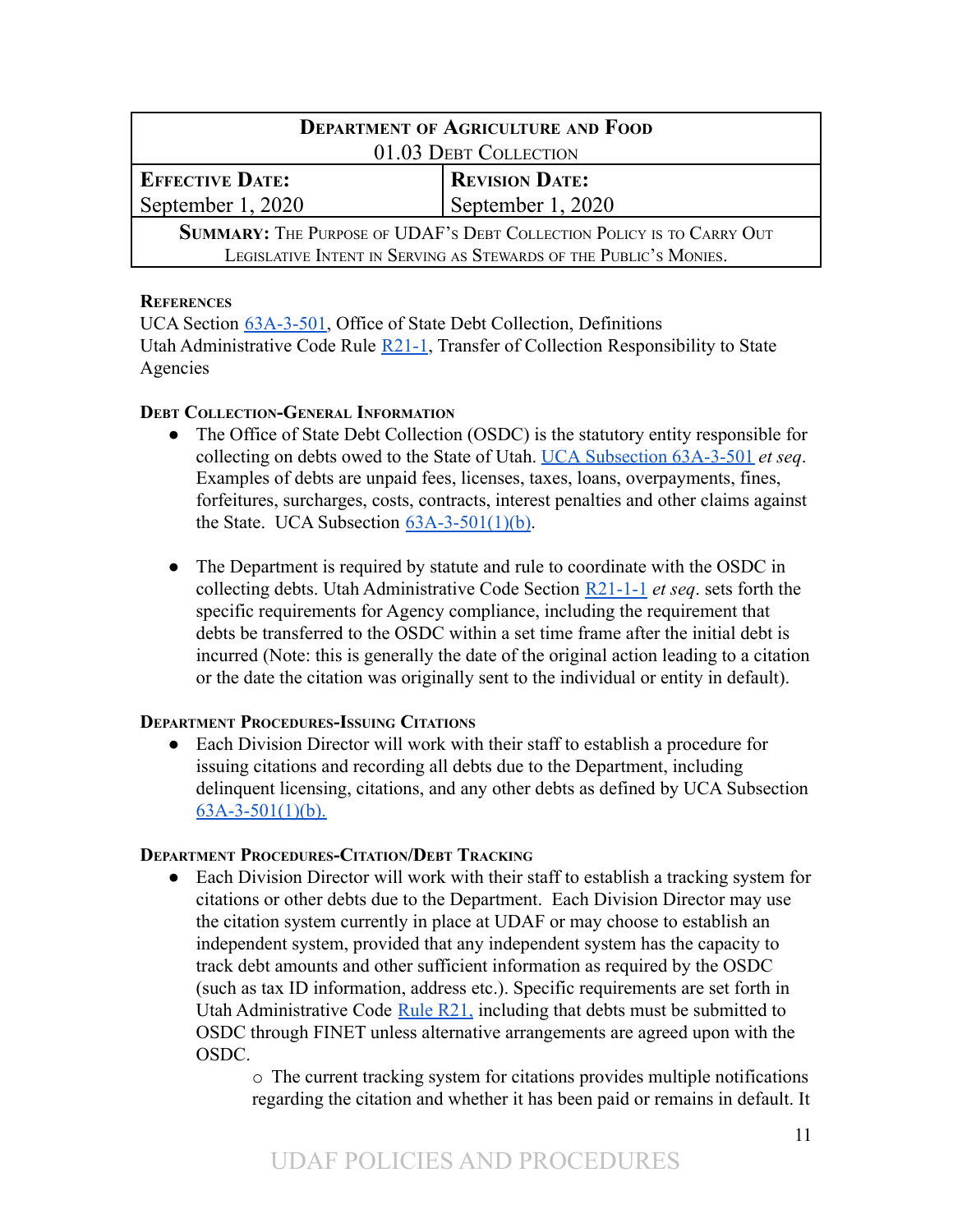| Department of Agriculture and Food<br>01.03 Debt Collection | |
| --- | --- |
| **Effective Date:**<br>September 1, 2020 | **Revision Date:**<br>September 1, 2020 |
| **Summary:** The Purpose of UDAF's Debt Collection Policy is to Carry Out Legislative Intent in Serving as Stewards of the Public's Monies. | |

**References**

UCA Section 63A-3-501, Office of State Debt Collection, Definitions
Utah Administrative Code Rule R21-1, Transfer of Collection Responsibility to State Agencies

**Debt Collection-General Information**

- The Office of State Debt Collection (OSDC) is the statutory entity responsible for collecting on debts owed to the State of Utah. UCA Subsection 63A-3-501 *et seq*. Examples of debts are unpaid fees, licenses, taxes, loans, overpayments, fines, forfeitures, surcharges, costs, contracts, interest penalties and other claims against the State. UCA Subsection 63A-3-501(1)(b).

- The Department is required by statute and rule to coordinate with the OSDC in collecting debts. Utah Administrative Code Section R21-1-1 *et seq*. sets forth the specific requirements for Agency compliance, including the requirement that debts be transferred to the OSDC within a set time frame after the initial debt is incurred (Note: this is generally the date of the original action leading to a citation or the date the citation was originally sent to the individual or entity in default).

**Department Procedures-Issuing Citations**

- Each Division Director will work with their staff to establish a procedure for issuing citations and recording all debts due to the Department, including delinquent licensing, citations, and any other debts as defined by UCA Subsection 63A-3-501(1)(b).

**Department Procedures-Citation/Debt Tracking**

- Each Division Director will work with their staff to establish a tracking system for citations or other debts due to the Department. Each Division Director may use the citation system currently in place at UDAF or may choose to establish an independent system, provided that any independent system has the capacity to track debt amounts and other sufficient information as required by the OSDC (such as tax ID information, address etc.). Specific requirements are set forth in Utah Administrative Code Rule R21, including that debts must be submitted to OSDC through FINET unless alternative arrangements are agreed upon with the OSDC.
    - The current tracking system for citations provides multiple notifications regarding the citation and whether it has been paid or remains in default. It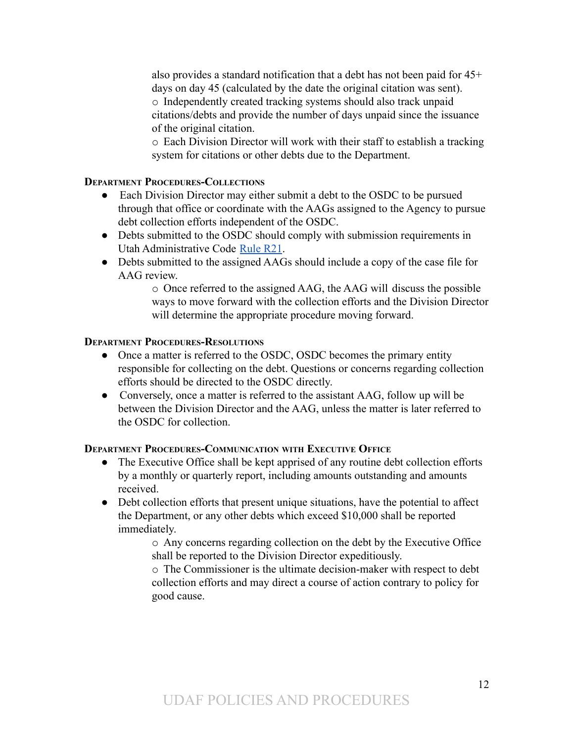also provides a standard notification that a debt has not been paid for 45+ days on day 45 (calculated by the date the original citation was sent).

- Independently created tracking systems should also track unpaid citations/debts and provide the number of days unpaid since the issuance of the original citation.
- Each Division Director will work with their staff to establish a tracking system for citations or other debts due to the Department.

### Department Procedures-Collections

- Each Division Director may either submit a debt to the OSDC to be pursued through that office or coordinate with the AAGs assigned to the Agency to pursue debt collection efforts independent of the OSDC.
- Debts submitted to the OSDC should comply with submission requirements in Utah Administrative Code [Rule R21](#).
- Debts submitted to the assigned AAGs should include a copy of the case file for AAG review.
    - Once referred to the assigned AAG, the AAG will discuss the possible ways to move forward with the collection efforts and the Division Director will determine the appropriate procedure moving forward.

### Department Procedures-Resolutions

- Once a matter is referred to the OSDC, OSDC becomes the primary entity responsible for collecting on the debt. Questions or concerns regarding collection efforts should be directed to the OSDC directly.
- Conversely, once a matter is referred to the assistant AAG, follow up will be between the Division Director and the AAG, unless the matter is later referred to the OSDC for collection.

### Department Procedures-Communication with Executive Office

- The Executive Office shall be kept apprised of any routine debt collection efforts by a monthly or quarterly report, including amounts outstanding and amounts received.
- Debt collection efforts that present unique situations, have the potential to affect the Department, or any other debts which exceed $10,000 shall be reported immediately.
    - Any concerns regarding collection on the debt by the Executive Office shall be reported to the Division Director expeditiously.
    - The Commissioner is the ultimate decision-maker with respect to debt collection efforts and may direct a course of action contrary to policy for good cause.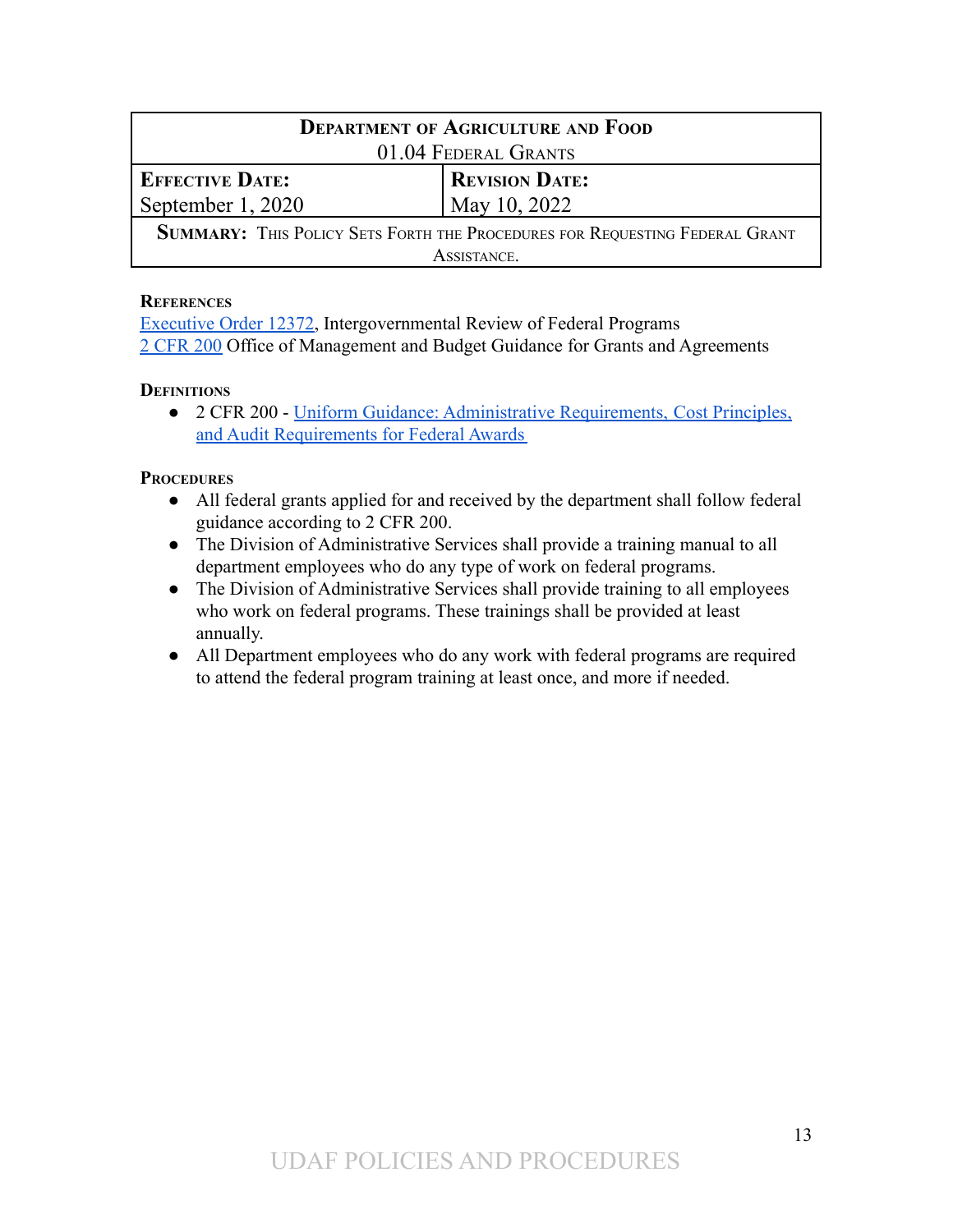| **Department of Agriculture and Food** 01.04 Federal Grants | |
| --- | --- |
| **Effective Date:** September 1, 2020 | **Revision Date:** May 10, 2022 |
| **Summary:** This Policy Sets Forth the Procedures for Requesting Federal Grant Assistance. | |

### References

Executive Order 12372, Intergovernmental Review of Federal Programs
2 CFR 200 Office of Management and Budget Guidance for Grants and Agreements

### Definitions

- 2 CFR 200 - Uniform Guidance: Administrative Requirements, Cost Principles, and Audit Requirements for Federal Awards

### Procedures

- All federal grants applied for and received by the department shall follow federal guidance according to 2 CFR 200.
- The Division of Administrative Services shall provide a training manual to all department employees who do any type of work on federal programs.
- The Division of Administrative Services shall provide training to all employees who work on federal programs. These trainings shall be provided at least annually.
- All Department employees who do any work with federal programs are required to attend the federal program training at least once, and more if needed.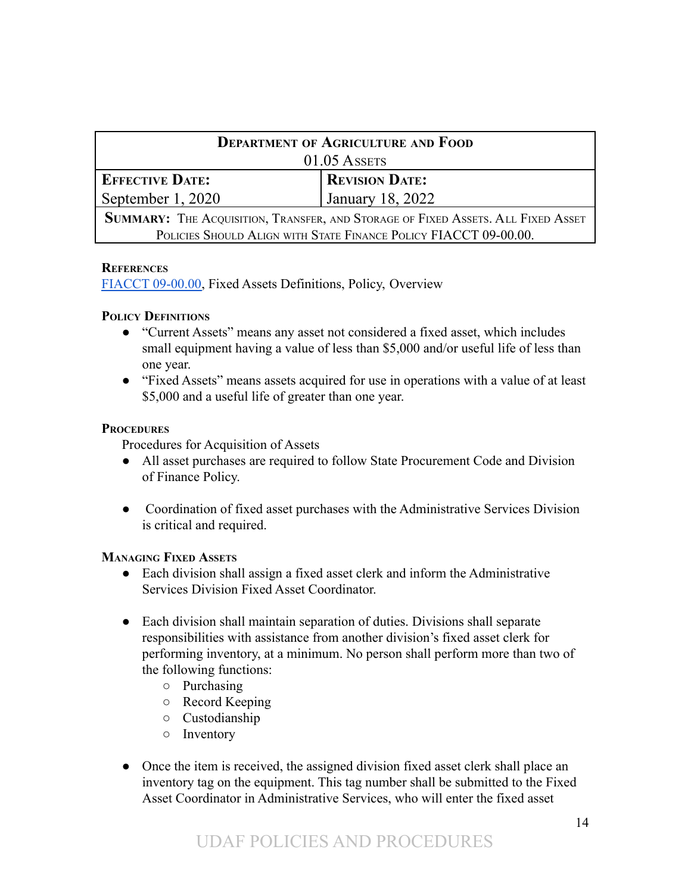| **Department of Agriculture and Food**<br>01.05 Assets | |
|---|---|
| **Effective Date:**<br>September 1, 2020 | **Revision Date:**<br>January 18, 2022 |
| **Summary:** The Acquisition, Transfer, and Storage of Fixed Assets. All Fixed Asset Policies Should Align with State Finance Policy FIACCT 09-00.00. | |

**References**

FIACCT 09-00.00, Fixed Assets Definitions, Policy, Overview

**Policy Definitions**

- "Current Assets" means any asset not considered a fixed asset, which includes small equipment having a value of less than $5,000 and/or useful life of less than one year.
- "Fixed Assets" means assets acquired for use in operations with a value of at least $5,000 and a useful life of greater than one year.

**Procedures**

Procedures for Acquisition of Assets

- All asset purchases are required to follow State Procurement Code and Division of Finance Policy.
- Coordination of fixed asset purchases with the Administrative Services Division is critical and required.

**Managing Fixed Assets**

- Each division shall assign a fixed asset clerk and inform the Administrative Services Division Fixed Asset Coordinator.
- Each division shall maintain separation of duties. Divisions shall separate responsibilities with assistance from another division's fixed asset clerk for performing inventory, at a minimum. No person shall perform more than two of the following functions:
  - Purchasing
  - Record Keeping
  - Custodianship
  - Inventory
- Once the item is received, the assigned division fixed asset clerk shall place an inventory tag on the equipment. This tag number shall be submitted to the Fixed Asset Coordinator in Administrative Services, who will enter the fixed asset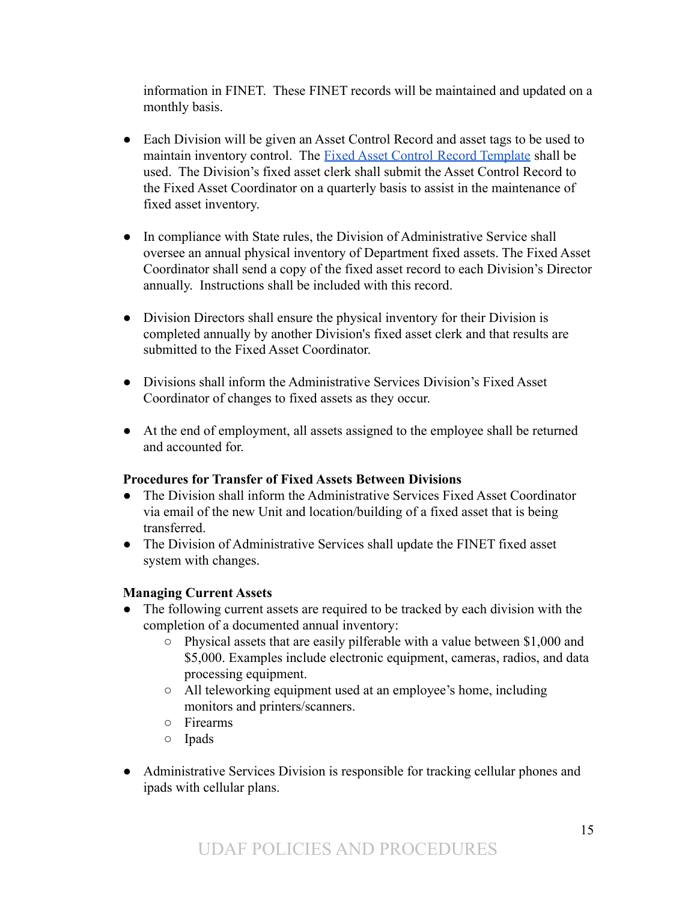information in FINET. These FINET records will be maintained and updated on a monthly basis.

- Each Division will be given an Asset Control Record and asset tags to be used to maintain inventory control. The Fixed Asset Control Record Template shall be used. The Division's fixed asset clerk shall submit the Asset Control Record to the Fixed Asset Coordinator on a quarterly basis to assist in the maintenance of fixed asset inventory.

- In compliance with State rules, the Division of Administrative Service shall oversee an annual physical inventory of Department fixed assets. The Fixed Asset Coordinator shall send a copy of the fixed asset record to each Division's Director annually. Instructions shall be included with this record.

- Division Directors shall ensure the physical inventory for their Division is completed annually by another Division's fixed asset clerk and that results are submitted to the Fixed Asset Coordinator.

- Divisions shall inform the Administrative Services Division's Fixed Asset Coordinator of changes to fixed assets as they occur.

- At the end of employment, all assets assigned to the employee shall be returned and accounted for.

**Procedures for Transfer of Fixed Assets Between Divisions**

- The Division shall inform the Administrative Services Fixed Asset Coordinator via email of the new Unit and location/building of a fixed asset that is being transferred.
- The Division of Administrative Services shall update the FINET fixed asset system with changes.

**Managing Current Assets**

- The following current assets are required to be tracked by each division with the completion of a documented annual inventory:
  - Physical assets that are easily pilferable with a value between $1,000 and $5,000. Examples include electronic equipment, cameras, radios, and data processing equipment.
  - All teleworking equipment used at an employee's home, including monitors and printers/scanners.
  - Firearms
  - Ipads

- Administrative Services Division is responsible for tracking cellular phones and ipads with cellular plans.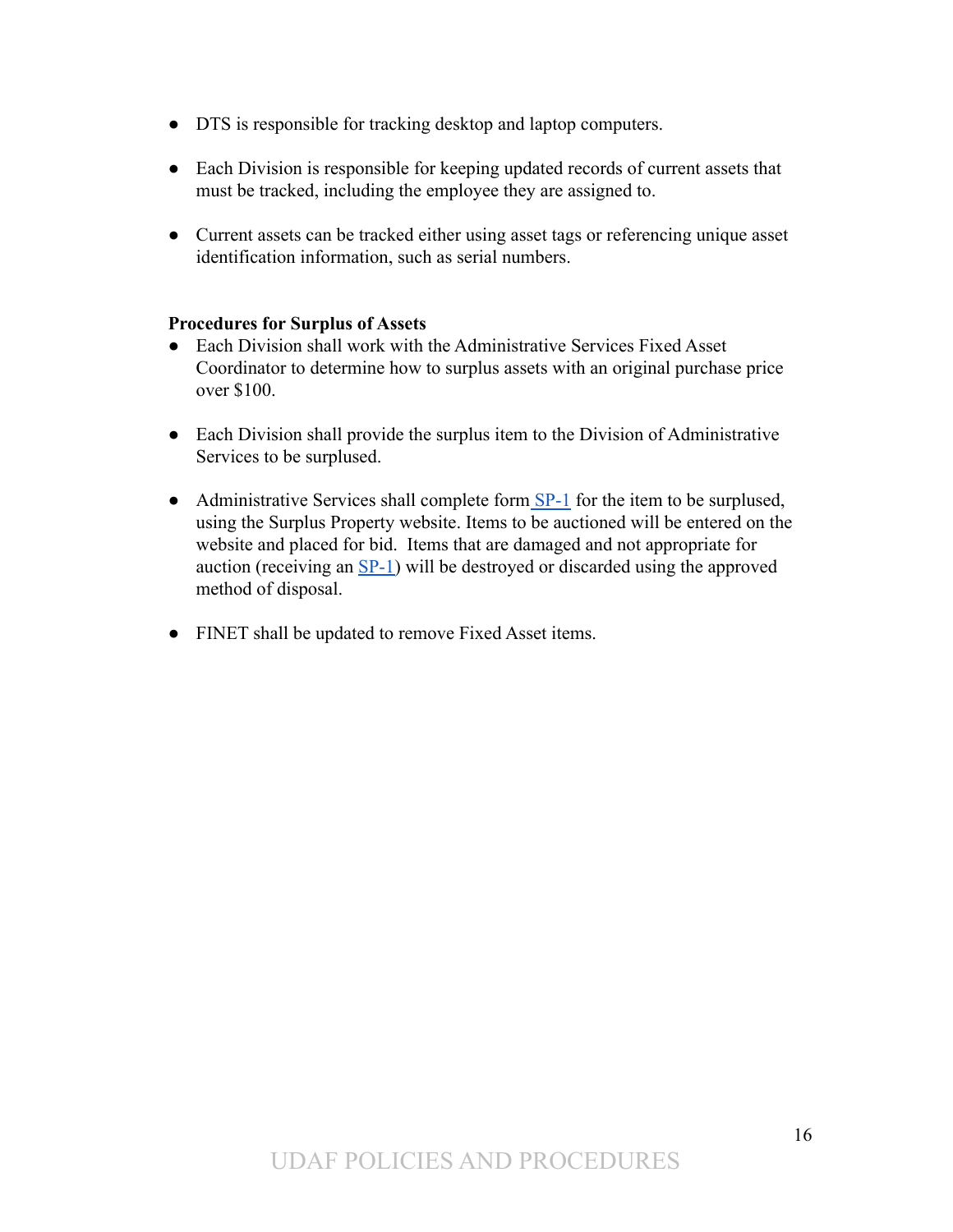- DTS is responsible for tracking desktop and laptop computers.

- Each Division is responsible for keeping updated records of current assets that must be tracked, including the employee they are assigned to.

- Current assets can be tracked either using asset tags or referencing unique asset identification information, such as serial numbers.

**Procedures for Surplus of Assets**

- Each Division shall work with the Administrative Services Fixed Asset Coordinator to determine how to surplus assets with an original purchase price over $100.

- Each Division shall provide the surplus item to the Division of Administrative Services to be surplused.

- Administrative Services shall complete form SP-1 for the item to be surplused, using the Surplus Property website. Items to be auctioned will be entered on the website and placed for bid. Items that are damaged and not appropriate for auction (receiving an SP-1) will be destroyed or discarded using the approved method of disposal.

- FINET shall be updated to remove Fixed Asset items.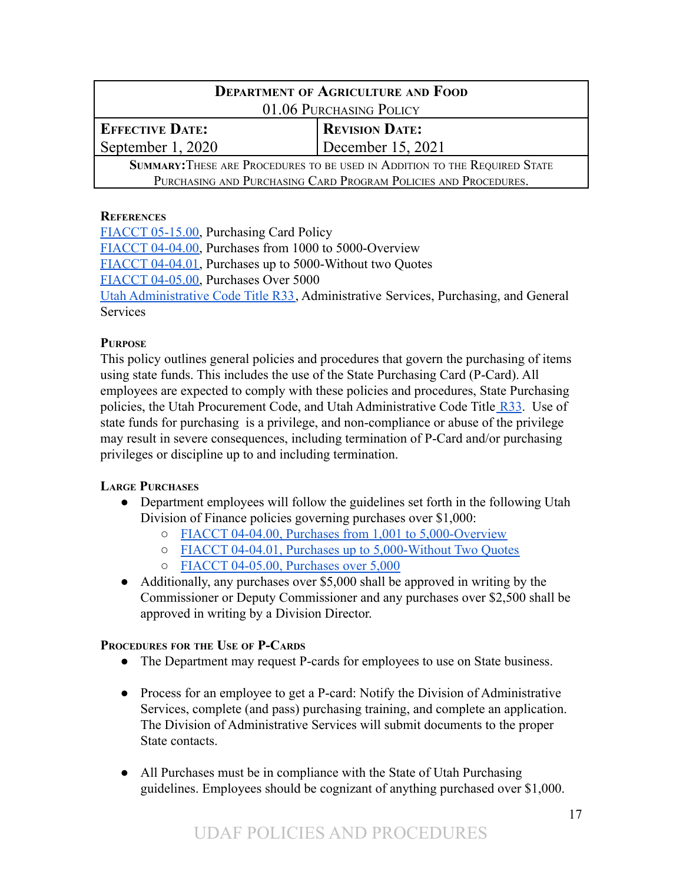| **Department of Agriculture and Food** 01.06 Purchasing Policy | |
|---|---|
| **Effective Date:** September 1, 2020 | **Revision Date:** December 15, 2021 |
| **Summary:** These are Procedures to be used in Addition to the Required State Purchasing and Purchasing Card Program Policies and Procedures. | |

**References**

FIACCT 05-15.00, Purchasing Card Policy
FIACCT 04-04.00, Purchases from 1000 to 5000-Overview
FIACCT 04-04.01, Purchases up to 5000-Without two Quotes
FIACCT 04-05.00, Purchases Over 5000
Utah Administrative Code Title R33, Administrative Services, Purchasing, and General Services

**Purpose**

This policy outlines general policies and procedures that govern the purchasing of items using state funds. This includes the use of the State Purchasing Card (P-Card). All employees are expected to comply with these policies and procedures, State Purchasing policies, the Utah Procurement Code, and Utah Administrative Code Title R33. Use of state funds for purchasing is a privilege, and non-compliance or abuse of the privilege may result in severe consequences, including termination of P-Card and/or purchasing privileges or discipline up to and including termination.

**Large Purchases**

- Department employees will follow the guidelines set forth in the following Utah Division of Finance policies governing purchases over $1,000:
    - FIACCT 04-04.00, Purchases from 1,001 to 5,000-Overview
    - FIACCT 04-04.01, Purchases up to 5,000-Without Two Quotes
    - FIACCT 04-05.00, Purchases over 5,000
- Additionally, any purchases over $5,000 shall be approved in writing by the Commissioner or Deputy Commissioner and any purchases over $2,500 shall be approved in writing by a Division Director.

**Procedures for the Use of P-Cards**

- The Department may request P-cards for employees to use on State business.

- Process for an employee to get a P-card: Notify the Division of Administrative Services, complete (and pass) purchasing training, and complete an application. The Division of Administrative Services will submit documents to the proper State contacts.

- All Purchases must be in compliance with the State of Utah Purchasing guidelines. Employees should be cognizant of anything purchased over $1,000.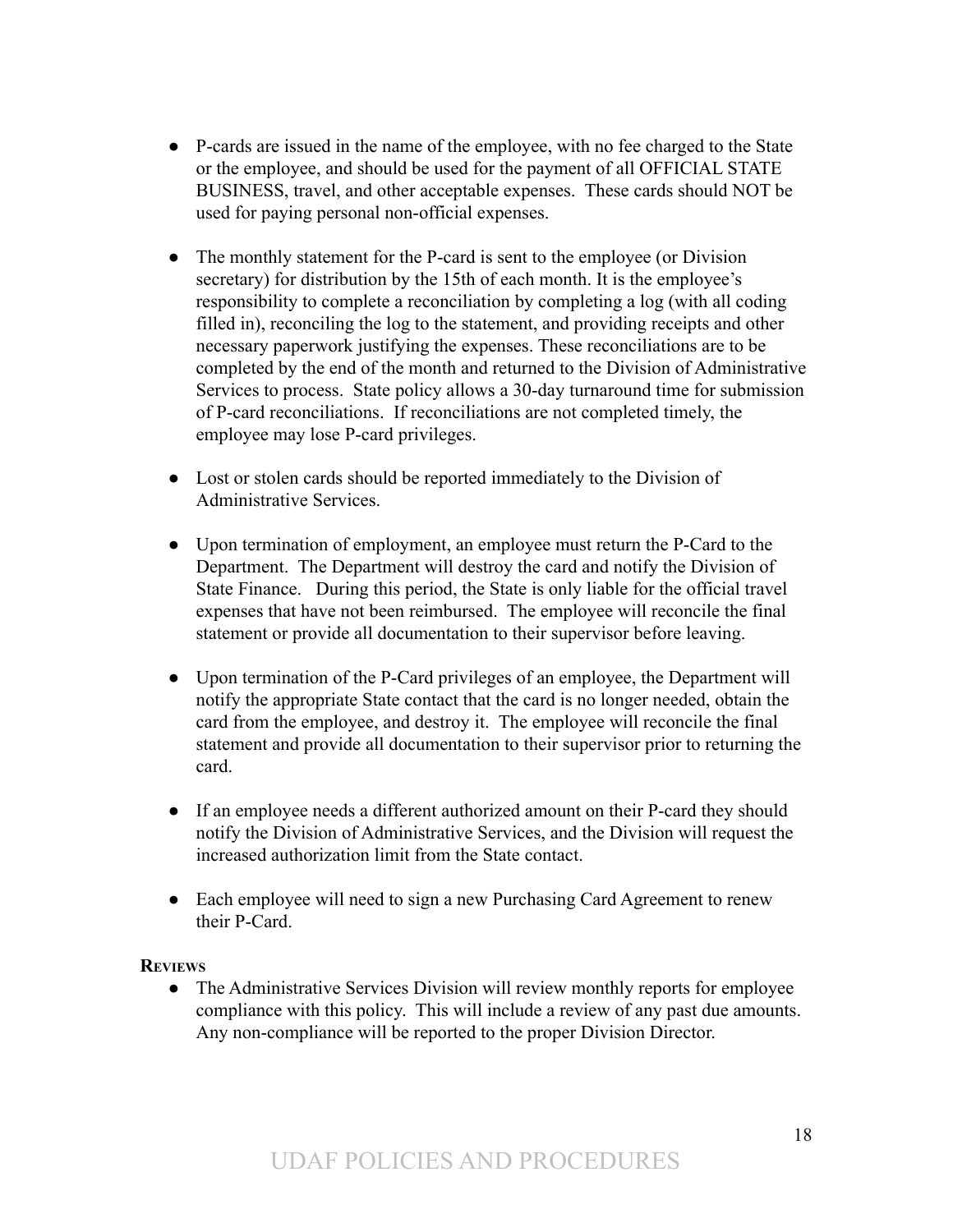- P-cards are issued in the name of the employee, with no fee charged to the State or the employee, and should be used for the payment of all OFFICIAL STATE BUSINESS, travel, and other acceptable expenses. These cards should NOT be used for paying personal non-official expenses.

- The monthly statement for the P-card is sent to the employee (or Division secretary) for distribution by the 15th of each month. It is the employee's responsibility to complete a reconciliation by completing a log (with all coding filled in), reconciling the log to the statement, and providing receipts and other necessary paperwork justifying the expenses. These reconciliations are to be completed by the end of the month and returned to the Division of Administrative Services to process. State policy allows a 30-day turnaround time for submission of P-card reconciliations. If reconciliations are not completed timely, the employee may lose P-card privileges.

- Lost or stolen cards should be reported immediately to the Division of Administrative Services.

- Upon termination of employment, an employee must return the P-Card to the Department. The Department will destroy the card and notify the Division of State Finance. During this period, the State is only liable for the official travel expenses that have not been reimbursed. The employee will reconcile the final statement or provide all documentation to their supervisor before leaving.

- Upon termination of the P-Card privileges of an employee, the Department will notify the appropriate State contact that the card is no longer needed, obtain the card from the employee, and destroy it. The employee will reconcile the final statement and provide all documentation to their supervisor prior to returning the card.

- If an employee needs a different authorized amount on their P-card they should notify the Division of Administrative Services, and the Division will request the increased authorization limit from the State contact.

- Each employee will need to sign a new Purchasing Card Agreement to renew their P-Card.

**Reviews**

- The Administrative Services Division will review monthly reports for employee compliance with this policy. This will include a review of any past due amounts. Any non-compliance will be reported to the proper Division Director.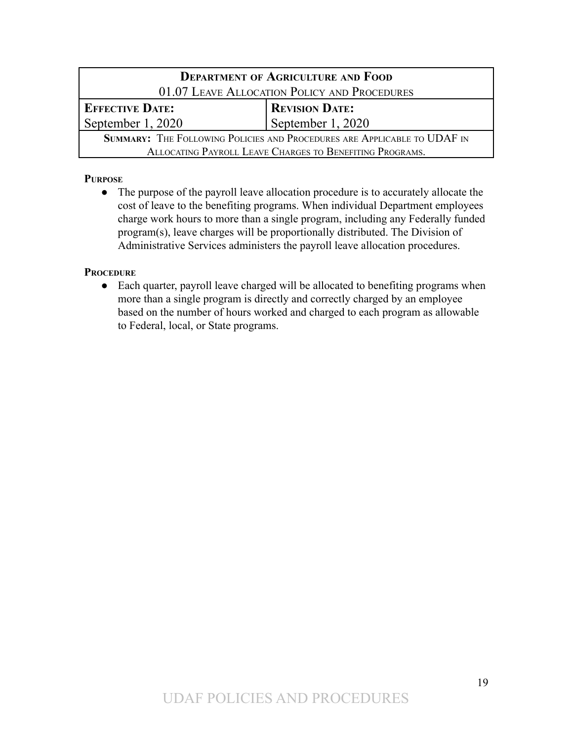| **DEPARTMENT OF AGRICULTURE AND FOOD** | |
|---|---|
| 01.07 LEAVE ALLOCATION POLICY AND PROCEDURES | |
| **EFFECTIVE DATE:** | **REVISION DATE:** |
| September 1, 2020 | September 1, 2020 |
| **SUMMARY:** THE FOLLOWING POLICIES AND PROCEDURES ARE APPLICABLE TO UDAF IN ALLOCATING PAYROLL LEAVE CHARGES TO BENEFITING PROGRAMS. | |

**PURPOSE**

- The purpose of the payroll leave allocation procedure is to accurately allocate the cost of leave to the benefiting programs. When individual Department employees charge work hours to more than a single program, including any Federally funded program(s), leave charges will be proportionally distributed. The Division of Administrative Services administers the payroll leave allocation procedures.

**PROCEDURE**

- Each quarter, payroll leave charged will be allocated to benefiting programs when more than a single program is directly and correctly charged by an employee based on the number of hours worked and charged to each program as allowable to Federal, local, or State programs.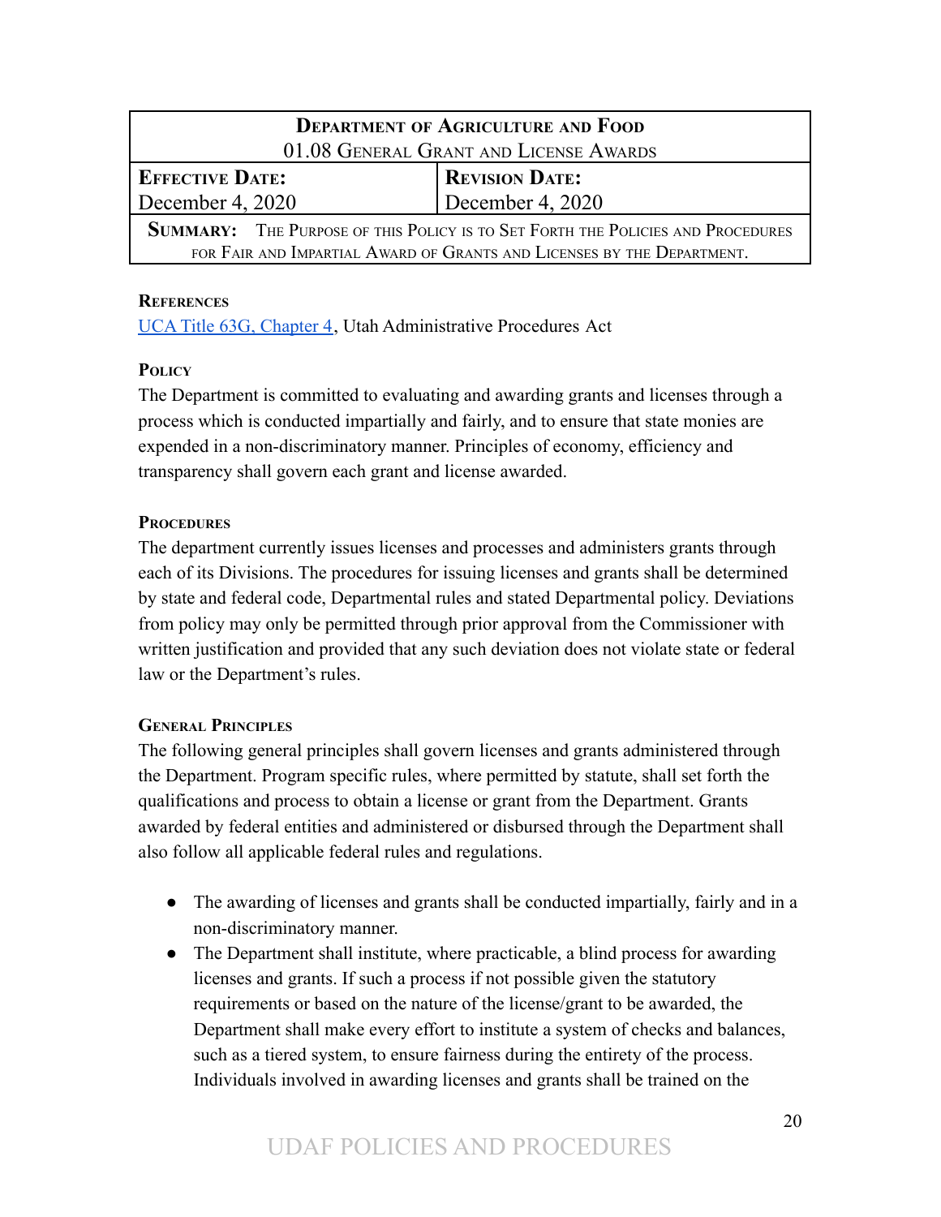| Department of Agriculture and Food<br>01.08 General Grant and License Awards | |
|---|---|
| **Effective Date:**<br>December 4, 2020 | **Revision Date:**<br>December 4, 2020 |
| **Summary:** The Purpose of this Policy is to Set Forth the Policies and Procedures for Fair and Impartial Award of Grants and Licenses by the Department. | |

### References

UCA Title 63G, Chapter 4, Utah Administrative Procedures Act

### Policy

The Department is committed to evaluating and awarding grants and licenses through a process which is conducted impartially and fairly, and to ensure that state monies are expended in a non-discriminatory manner. Principles of economy, efficiency and transparency shall govern each grant and license awarded.

### Procedures

The department currently issues licenses and processes and administers grants through each of its Divisions. The procedures for issuing licenses and grants shall be determined by state and federal code, Departmental rules and stated Departmental policy. Deviations from policy may only be permitted through prior approval from the Commissioner with written justification and provided that any such deviation does not violate state or federal law or the Department's rules.

### General Principles

The following general principles shall govern licenses and grants administered through the Department. Program specific rules, where permitted by statute, shall set forth the qualifications and process to obtain a license or grant from the Department. Grants awarded by federal entities and administered or disbursed through the Department shall also follow all applicable federal rules and regulations.

- The awarding of licenses and grants shall be conducted impartially, fairly and in a non-discriminatory manner.
- The Department shall institute, where practicable, a blind process for awarding licenses and grants. If such a process if not possible given the statutory requirements or based on the nature of the license/grant to be awarded, the Department shall make every effort to institute a system of checks and balances, such as a tiered system, to ensure fairness during the entirety of the process. Individuals involved in awarding licenses and grants shall be trained on the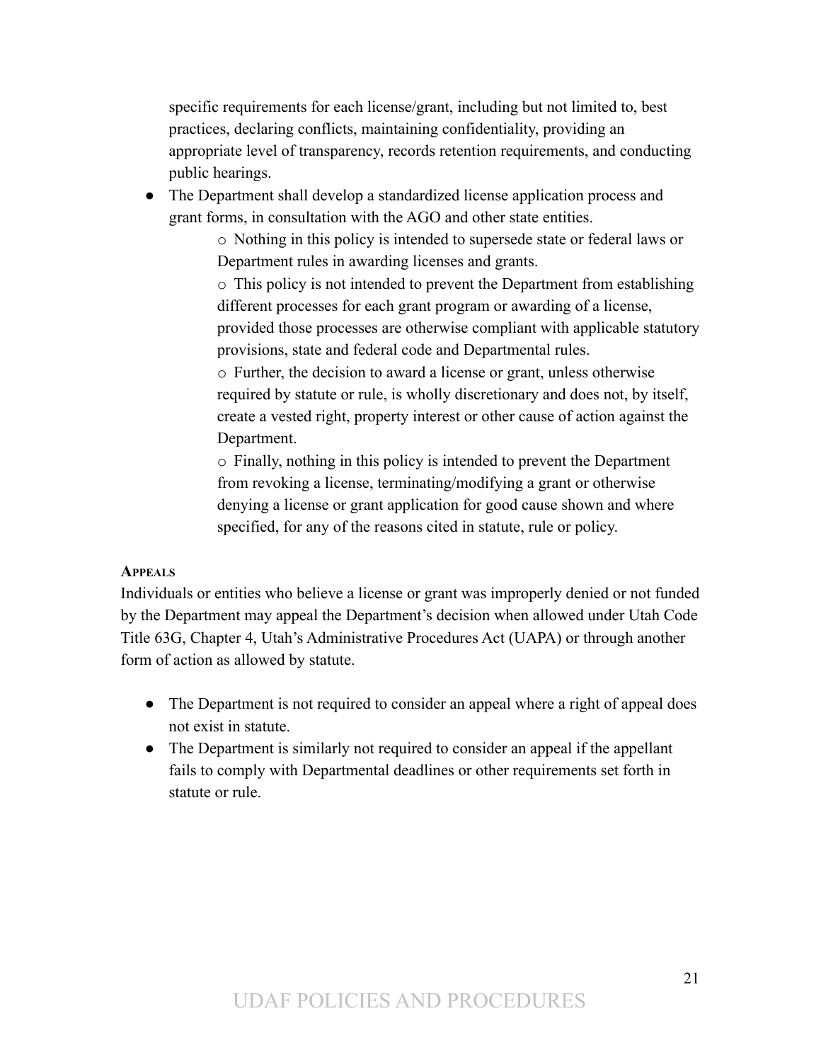specific requirements for each license/grant, including but not limited to, best practices, declaring conflicts, maintaining confidentiality, providing an appropriate level of transparency, records retention requirements, and conducting public hearings.

- The Department shall develop a standardized license application process and grant forms, in consultation with the AGO and other state entities.
  - Nothing in this policy is intended to supersede state or federal laws or Department rules in awarding licenses and grants.
  - This policy is not intended to prevent the Department from establishing different processes for each grant program or awarding of a license, provided those processes are otherwise compliant with applicable statutory provisions, state and federal code and Departmental rules.
  - Further, the decision to award a license or grant, unless otherwise required by statute or rule, is wholly discretionary and does not, by itself, create a vested right, property interest or other cause of action against the Department.
  - Finally, nothing in this policy is intended to prevent the Department from revoking a license, terminating/modifying a grant or otherwise denying a license or grant application for good cause shown and where specified, for any of the reasons cited in statute, rule or policy.

**APPEALS**

Individuals or entities who believe a license or grant was improperly denied or not funded by the Department may appeal the Department's decision when allowed under Utah Code Title 63G, Chapter 4, Utah's Administrative Procedures Act (UAPA) or through another form of action as allowed by statute.

- The Department is not required to consider an appeal where a right of appeal does not exist in statute.
- The Department is similarly not required to consider an appeal if the appellant fails to comply with Departmental deadlines or other requirements set forth in statute or rule.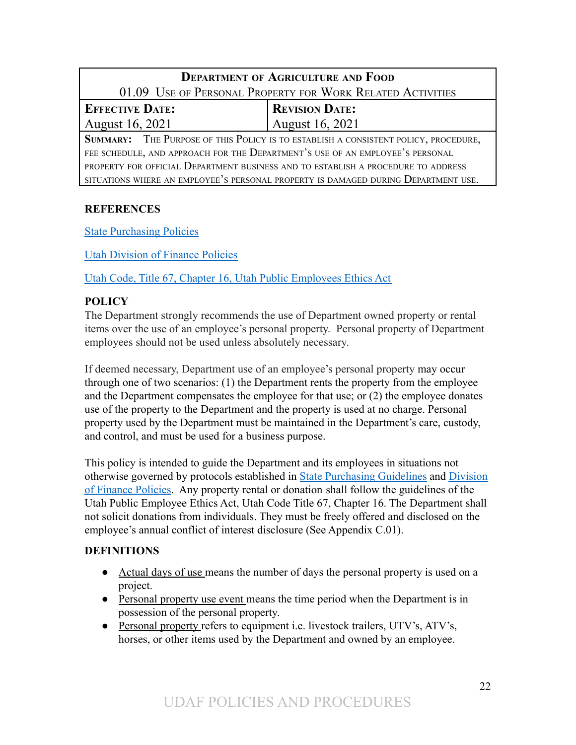| Department of Agriculture and Food | |
|---|---|
| 01.09 Use of Personal Property for Work Related Activities | |
| **Effective Date:** | **Revision Date:** |
| August 16, 2021 | August 16, 2021 |
| **Summary:** The Purpose of this Policy is to establish a consistent policy, procedure, fee schedule, and approach for the Department's use of an employee's personal property for official Department business and to establish a procedure to address situations where an employee's personal property is damaged during Department use. | |

## REFERENCES

[State Purchasing Policies]()

[Utah Division of Finance Policies]()

[Utah Code, Title 67, Chapter 16, Utah Public Employees Ethics Act]()

## POLICY

The Department strongly recommends the use of Department owned property or rental items over the use of an employee's personal property. Personal property of Department employees should not be used unless absolutely necessary.

If deemed necessary, Department use of an employee's personal property may occur through one of two scenarios: (1) the Department rents the property from the employee and the Department compensates the employee for that use; or (2) the employee donates use of the property to the Department and the property is used at no charge. Personal property used by the Department must be maintained in the Department's care, custody, and control, and must be used for a business purpose.

This policy is intended to guide the Department and its employees in situations not otherwise governed by protocols established in [State Purchasing Guidelines]() and [Division of Finance Policies](). Any property rental or donation shall follow the guidelines of the Utah Public Employee Ethics Act, Utah Code Title 67, Chapter 16. The Department shall not solicit donations from individuals. They must be freely offered and disclosed on the employee's annual conflict of interest disclosure (See Appendix C.01).

## DEFINITIONS

- Actual days of use means the number of days the personal property is used on a project.
- Personal property use event means the time period when the Department is in possession of the personal property.
- Personal property refers to equipment i.e. livestock trailers, UTV's, ATV's, horses, or other items used by the Department and owned by an employee.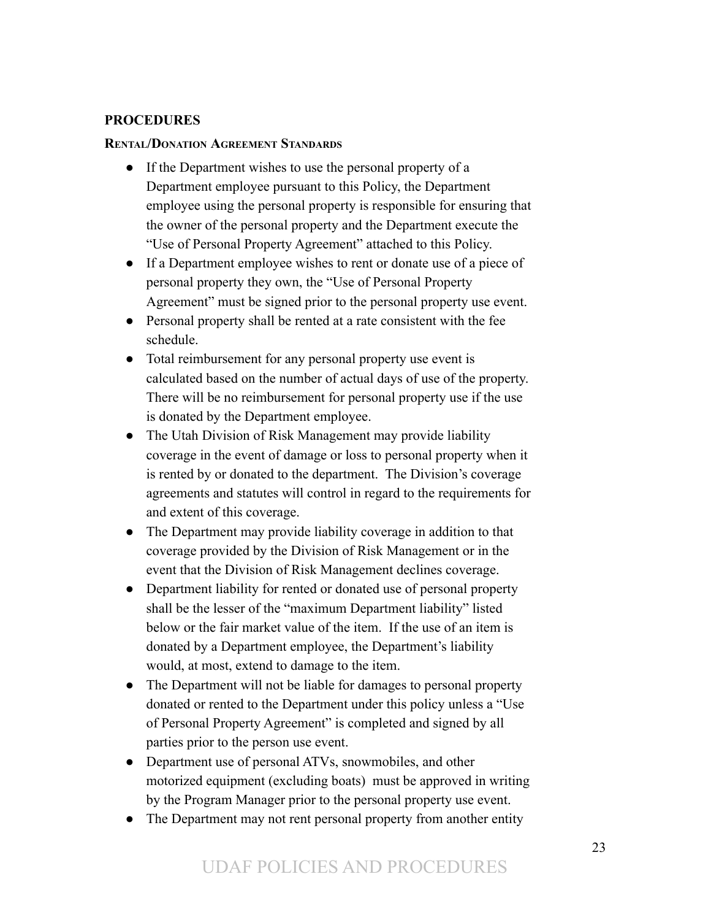## PROCEDURES

### Rental/Donation Agreement Standards

- If the Department wishes to use the personal property of a Department employee pursuant to this Policy, the Department employee using the personal property is responsible for ensuring that the owner of the personal property and the Department execute the "Use of Personal Property Agreement" attached to this Policy.
- If a Department employee wishes to rent or donate use of a piece of personal property they own, the "Use of Personal Property Agreement" must be signed prior to the personal property use event.
- Personal property shall be rented at a rate consistent with the fee schedule.
- Total reimbursement for any personal property use event is calculated based on the number of actual days of use of the property. There will be no reimbursement for personal property use if the use is donated by the Department employee.
- The Utah Division of Risk Management may provide liability coverage in the event of damage or loss to personal property when it is rented by or donated to the department. The Division's coverage agreements and statutes will control in regard to the requirements for and extent of this coverage.
- The Department may provide liability coverage in addition to that coverage provided by the Division of Risk Management or in the event that the Division of Risk Management declines coverage.
- Department liability for rented or donated use of personal property shall be the lesser of the "maximum Department liability" listed below or the fair market value of the item. If the use of an item is donated by a Department employee, the Department's liability would, at most, extend to damage to the item.
- The Department will not be liable for damages to personal property donated or rented to the Department under this policy unless a "Use of Personal Property Agreement" is completed and signed by all parties prior to the person use event.
- Department use of personal ATVs, snowmobiles, and other motorized equipment (excluding boats) must be approved in writing by the Program Manager prior to the personal property use event.
- The Department may not rent personal property from another entity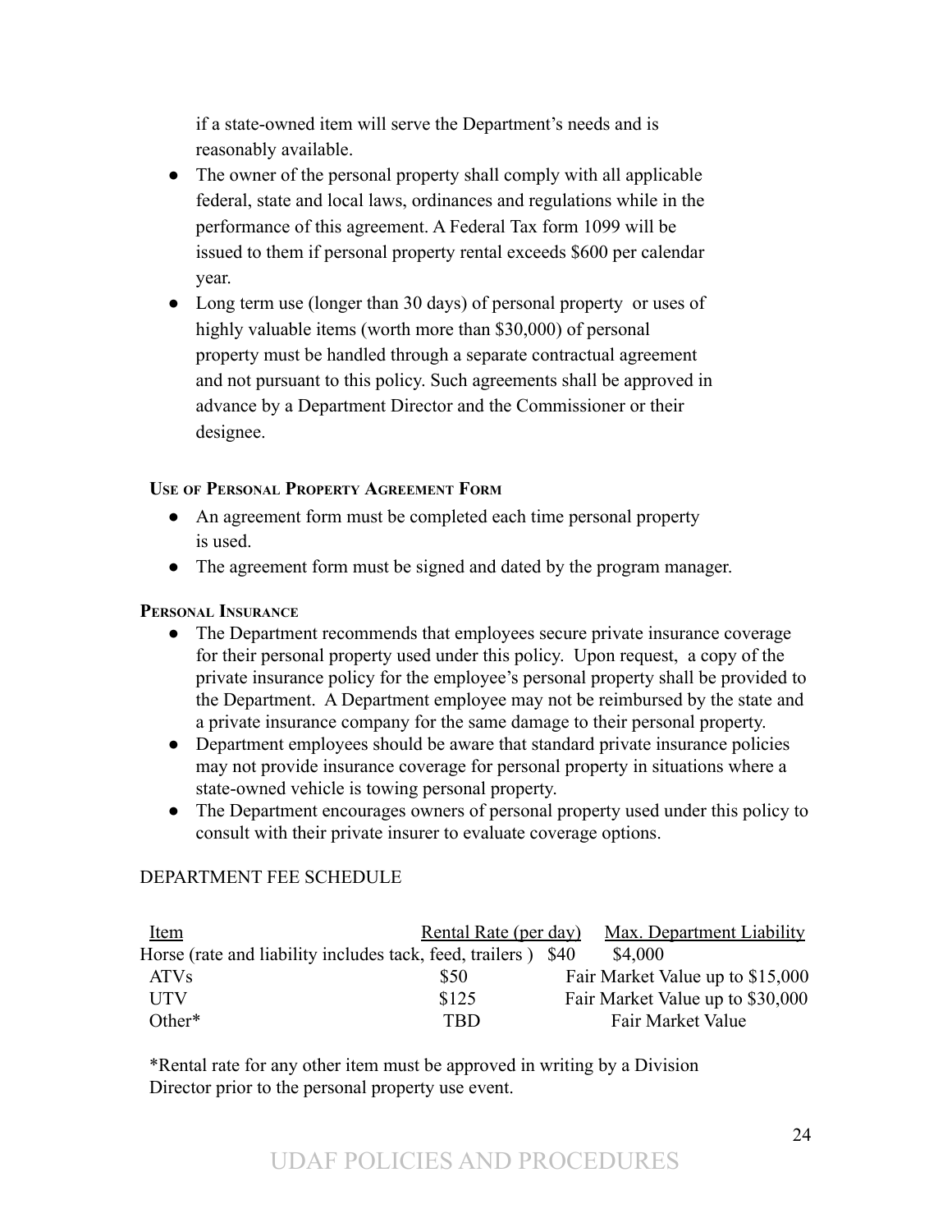if a state-owned item will serve the Department's needs and is reasonably available.

- The owner of the personal property shall comply with all applicable federal, state and local laws, ordinances and regulations while in the performance of this agreement. A Federal Tax form 1099 will be issued to them if personal property rental exceeds $600 per calendar year.
- Long term use (longer than 30 days) of personal property or uses of highly valuable items (worth more than $30,000) of personal property must be handled through a separate contractual agreement and not pursuant to this policy. Such agreements shall be approved in advance by a Department Director and the Commissioner or their designee.

### Use of Personal Property Agreement Form

- An agreement form must be completed each time personal property is used.
- The agreement form must be signed and dated by the program manager.

### Personal Insurance

- The Department recommends that employees secure private insurance coverage for their personal property used under this policy. Upon request, a copy of the private insurance policy for the employee's personal property shall be provided to the Department. A Department employee may not be reimbursed by the state and a private insurance company for the same damage to their personal property.
- Department employees should be aware that standard private insurance policies may not provide insurance coverage for personal property in situations where a state-owned vehicle is towing personal property.
- The Department encourages owners of personal property used under this policy to consult with their private insurer to evaluate coverage options.

DEPARTMENT FEE SCHEDULE

| Item | Rental Rate (per day) | Max. Department Liability |
|---|---|---|
| Horse (rate and liability includes tack, feed, trailers ) | $40 | $4,000 |
| ATVs | $50 | Fair Market Value up to $15,000 |
| UTV | $125 | Fair Market Value up to $30,000 |
| Other* | TBD | Fair Market Value |

*Rental rate for any other item must be approved in writing by a Division Director prior to the personal property use event.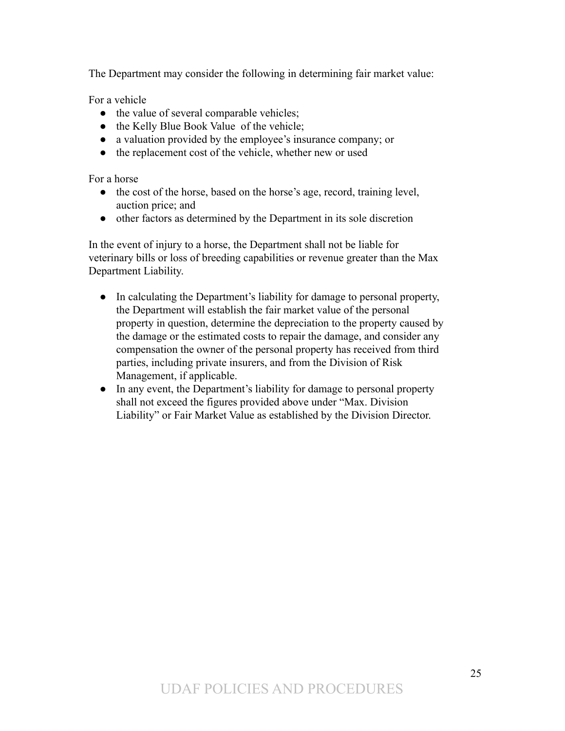The Department may consider the following in determining fair market value:

For a vehicle

- the value of several comparable vehicles;
- the Kelly Blue Book Value  of the vehicle;
- a valuation provided by the employee's insurance company; or
- the replacement cost of the vehicle, whether new or used

For a horse

- the cost of the horse, based on the horse's age, record, training level, auction price; and
- other factors as determined by the Department in its sole discretion

In the event of injury to a horse, the Department shall not be liable for veterinary bills or loss of breeding capabilities or revenue greater than the Max Department Liability.

- In calculating the Department's liability for damage to personal property, the Department will establish the fair market value of the personal property in question, determine the depreciation to the property caused by the damage or the estimated costs to repair the damage, and consider any compensation the owner of the personal property has received from third parties, including private insurers, and from the Division of Risk Management, if applicable.
- In any event, the Department's liability for damage to personal property shall not exceed the figures provided above under "Max. Division Liability" or Fair Market Value as established by the Division Director.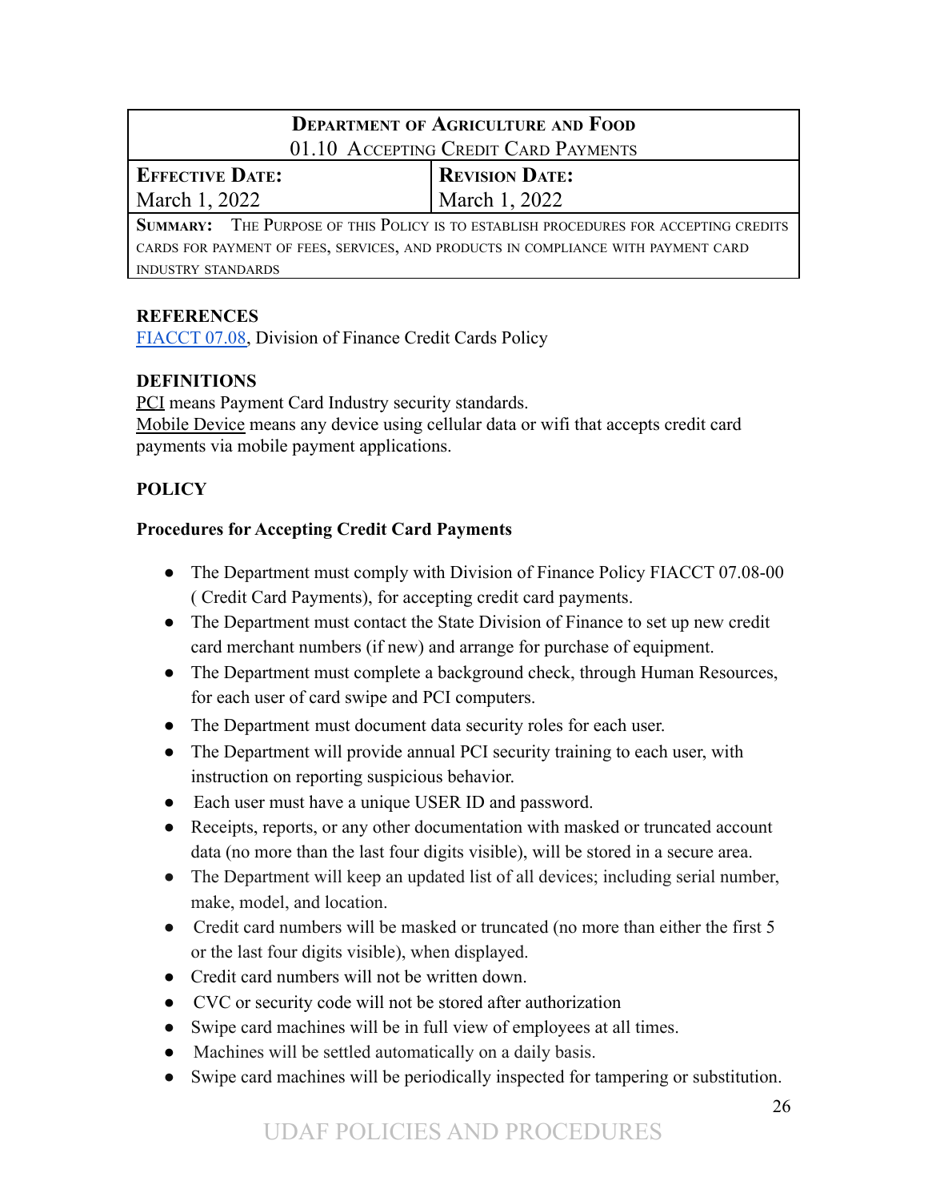| **Department of Agriculture and Food**<br>01.10 Accepting Credit Card Payments | |
|---|---|
| **Effective Date:**<br>March 1, 2022 | **Revision Date:**<br>March 1, 2022 |
| **Summary:** The Purpose of this Policy is to establish procedures for accepting credits cards for payment of fees, services, and products in compliance with payment card industry standards | |

**REFERENCES**

FIACCT 07.08, Division of Finance Credit Cards Policy

**DEFINITIONS**

PCI means Payment Card Industry security standards.
Mobile Device means any device using cellular data or wifi that accepts credit card payments via mobile payment applications.

**POLICY**

**Procedures for Accepting Credit Card Payments**

- The Department must comply with Division of Finance Policy FIACCT 07.08-00 ( Credit Card Payments), for accepting credit card payments.
- The Department must contact the State Division of Finance to set up new credit card merchant numbers (if new) and arrange for purchase of equipment.
- The Department must complete a background check, through Human Resources, for each user of card swipe and PCI computers.
- The Department must document data security roles for each user.
- The Department will provide annual PCI security training to each user, with instruction on reporting suspicious behavior.
- Each user must have a unique USER ID and password.
- Receipts, reports, or any other documentation with masked or truncated account data (no more than the last four digits visible), will be stored in a secure area.
- The Department will keep an updated list of all devices; including serial number, make, model, and location.
- Credit card numbers will be masked or truncated (no more than either the first 5 or the last four digits visible), when displayed.
- Credit card numbers will not be written down.
- CVC or security code will not be stored after authorization
- Swipe card machines will be in full view of employees at all times.
- Machines will be settled automatically on a daily basis.
- Swipe card machines will be periodically inspected for tampering or substitution.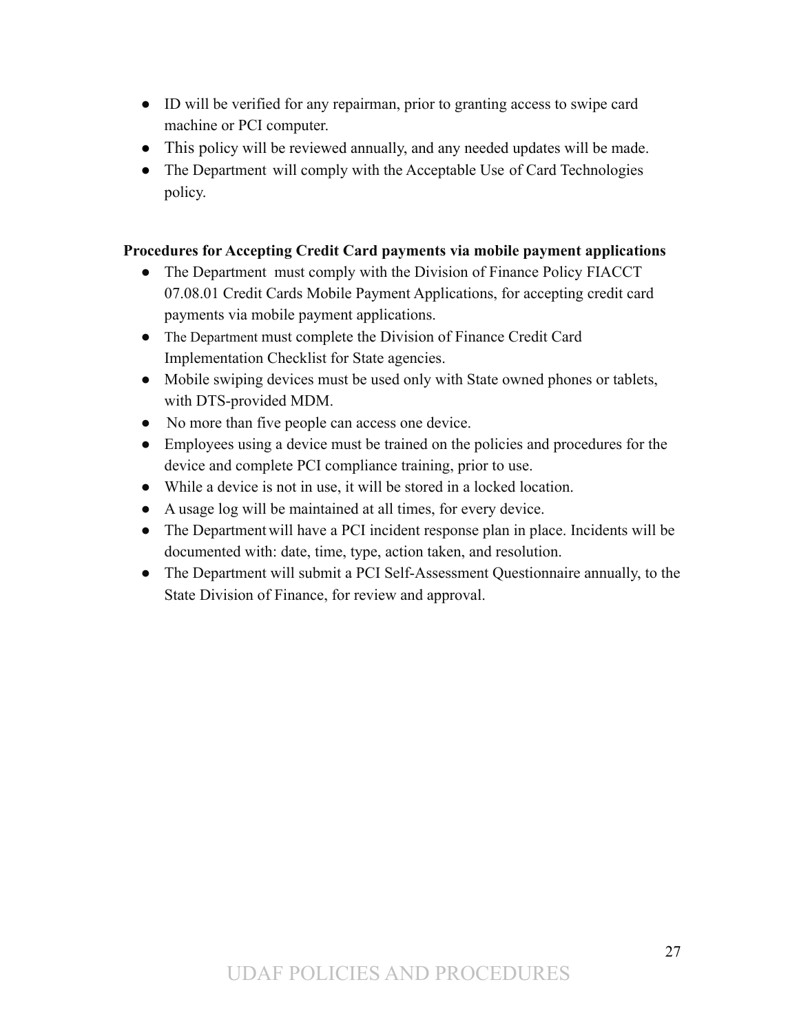- ID will be verified for any repairman, prior to granting access to swipe card machine or PCI computer.
- This policy will be reviewed annually, and any needed updates will be made.
- The Department will comply with the Acceptable Use of Card Technologies policy.

**Procedures for Accepting Credit Card payments via mobile payment applications**

- The Department must comply with the Division of Finance Policy FIACCT 07.08.01 Credit Cards Mobile Payment Applications, for accepting credit card payments via mobile payment applications.
- The Department must complete the Division of Finance Credit Card Implementation Checklist for State agencies.
- Mobile swiping devices must be used only with State owned phones or tablets, with DTS-provided MDM.
- No more than five people can access one device.
- Employees using a device must be trained on the policies and procedures for the device and complete PCI compliance training, prior to use.
- While a device is not in use, it will be stored in a locked location.
- A usage log will be maintained at all times, for every device.
- The Department will have a PCI incident response plan in place. Incidents will be documented with: date, time, type, action taken, and resolution.
- The Department will submit a PCI Self-Assessment Questionnaire annually, to the State Division of Finance, for review and approval.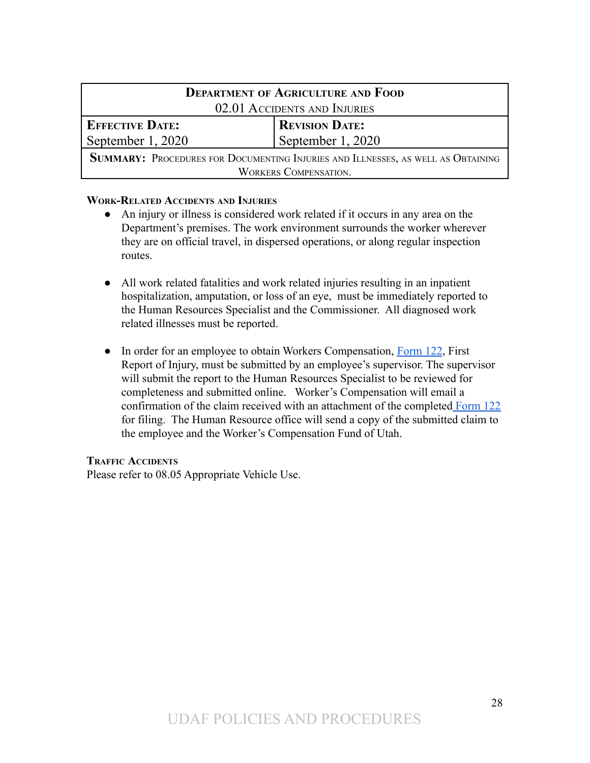| Department of Agriculture and Food<br>02.01 Accidents and Injuries | |
|---|---|
| **Effective Date:**<br>September 1, 2020 | **Revision Date:**<br>September 1, 2020 |
| **Summary:** Procedures for Documenting Injuries and Illnesses, as well as Obtaining Workers Compensation. | |

**Work-Related Accidents and Injuries**

- An injury or illness is considered work related if it occurs in any area on the Department's premises. The work environment surrounds the worker wherever they are on official travel, in dispersed operations, or along regular inspection routes.

- All work related fatalities and work related injuries resulting in an inpatient hospitalization, amputation, or loss of an eye, must be immediately reported to the Human Resources Specialist and the Commissioner. All diagnosed work related illnesses must be reported.

- In order for an employee to obtain Workers Compensation, Form 122, First Report of Injury, must be submitted by an employee's supervisor. The supervisor will submit the report to the Human Resources Specialist to be reviewed for completeness and submitted online. Worker's Compensation will email a confirmation of the claim received with an attachment of the completed Form 122 for filing. The Human Resource office will send a copy of the submitted claim to the employee and the Worker's Compensation Fund of Utah.

**Traffic Accidents**

Please refer to 08.05 Appropriate Vehicle Use.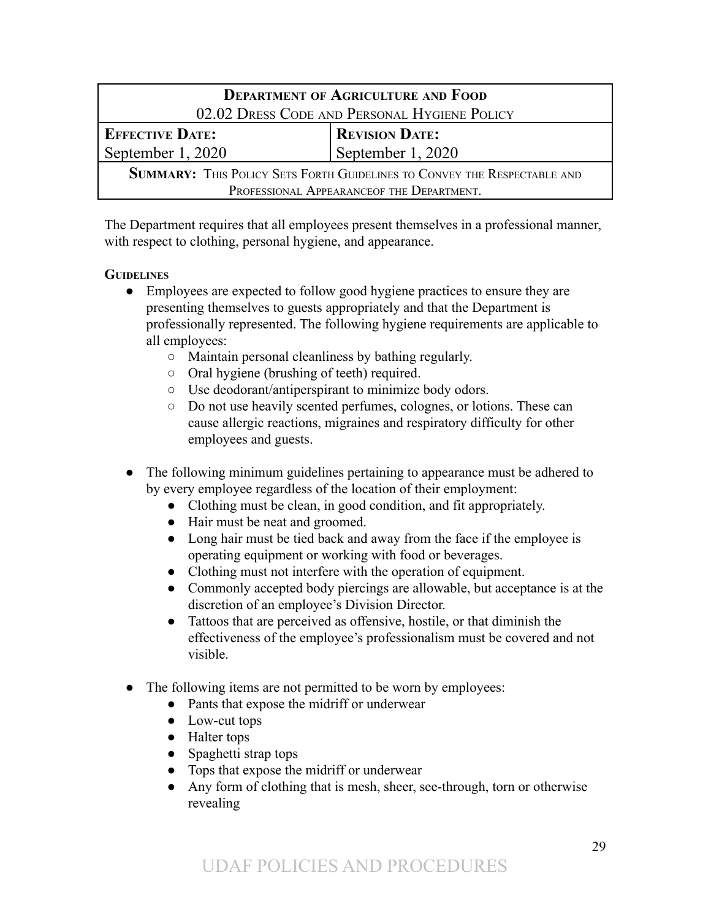| **DEPARTMENT OF AGRICULTURE AND FOOD** | |
|---|---|
| 02.02 DRESS CODE AND PERSONAL HYGIENE POLICY | |
| **EFFECTIVE DATE:** September 1, 2020 | **REVISION DATE:** September 1, 2020 |
| **SUMMARY:** THIS POLICY SETS FORTH GUIDELINES TO CONVEY THE RESPECTABLE AND PROFESSIONAL APPEARANCEOF THE DEPARTMENT. | |

The Department requires that all employees present themselves in a professional manner, with respect to clothing, personal hygiene, and appearance.

**GUIDELINES**

- Employees are expected to follow good hygiene practices to ensure they are presenting themselves to guests appropriately and that the Department is professionally represented. The following hygiene requirements are applicable to all employees:
    - Maintain personal cleanliness by bathing regularly.
    - Oral hygiene (brushing of teeth) required.
    - Use deodorant/antiperspirant to minimize body odors.
    - Do not use heavily scented perfumes, colognes, or lotions. These can cause allergic reactions, migraines and respiratory difficulty for other employees and guests.

- The following minimum guidelines pertaining to appearance must be adhered to by every employee regardless of the location of their employment:
    - Clothing must be clean, in good condition, and fit appropriately.
    - Hair must be neat and groomed.
    - Long hair must be tied back and away from the face if the employee is operating equipment or working with food or beverages.
    - Clothing must not interfere with the operation of equipment.
    - Commonly accepted body piercings are allowable, but acceptance is at the discretion of an employee's Division Director.
    - Tattoos that are perceived as offensive, hostile, or that diminish the effectiveness of the employee's professionalism must be covered and not visible.

- The following items are not permitted to be worn by employees:
    - Pants that expose the midriff or underwear
    - Low-cut tops
    - Halter tops
    - Spaghetti strap tops
    - Tops that expose the midriff or underwear
    - Any form of clothing that is mesh, sheer, see-through, torn or otherwise revealing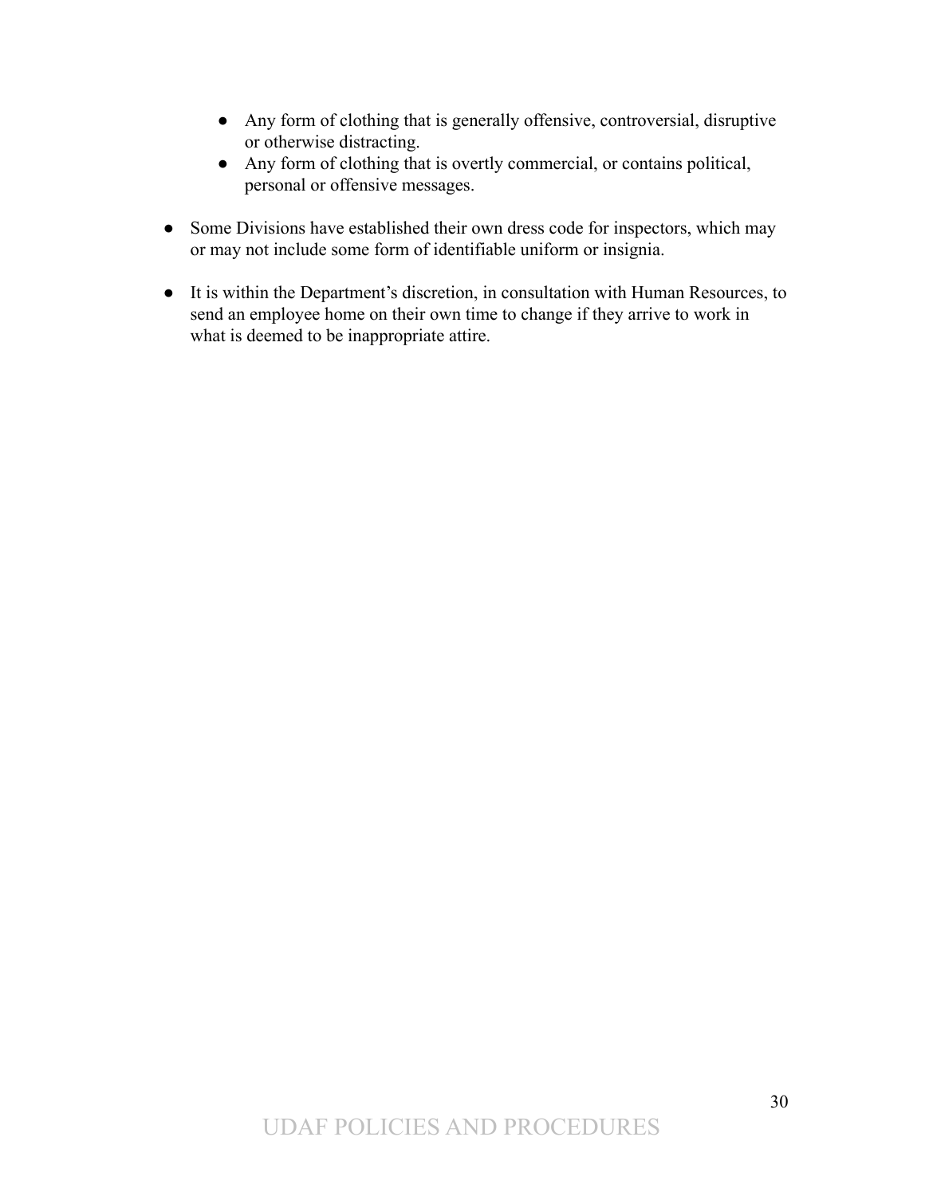- Any form of clothing that is generally offensive, controversial, disruptive or otherwise distracting.
    - Any form of clothing that is overtly commercial, or contains political, personal or offensive messages.

- Some Divisions have established their own dress code for inspectors, which may or may not include some form of identifiable uniform or insignia.

- It is within the Department's discretion, in consultation with Human Resources, to send an employee home on their own time to change if they arrive to work in what is deemed to be inappropriate attire.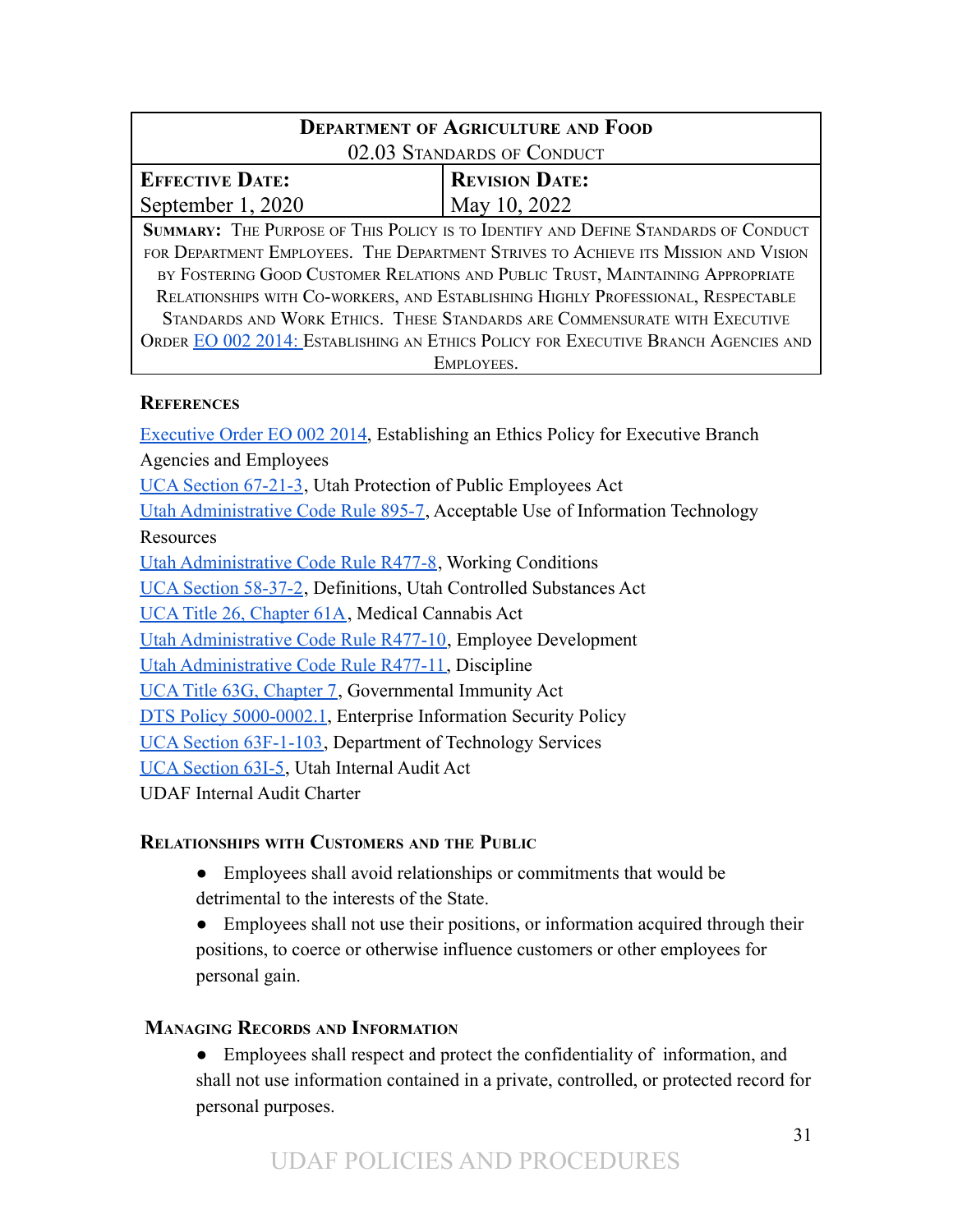| Department of Agriculture and Food | |
|---|---|
| 02.03 Standards of Conduct | |
| **Effective Date:** September 1, 2020 | **Revision Date:** May 10, 2022 |
| **Summary:** The Purpose of This Policy is to Identify and Define Standards of Conduct for Department Employees. The Department Strives to Achieve its Mission and Vision by Fostering Good Customer Relations and Public Trust, Maintaining Appropriate Relationships with Co-workers, and Establishing Highly Professional, Respectable Standards and Work Ethics. These Standards are Commensurate with Executive Order EO 002 2014: Establishing an Ethics Policy for Executive Branch Agencies and Employees. | |

### References

Executive Order EO 002 2014, Establishing an Ethics Policy for Executive Branch Agencies and Employees
UCA Section 67-21-3, Utah Protection of Public Employees Act
Utah Administrative Code Rule 895-7, Acceptable Use of Information Technology Resources
Utah Administrative Code Rule R477-8, Working Conditions
UCA Section 58-37-2, Definitions, Utah Controlled Substances Act
UCA Title 26, Chapter 61A, Medical Cannabis Act
Utah Administrative Code Rule R477-10, Employee Development
Utah Administrative Code Rule R477-11, Discipline
UCA Title 63G, Chapter 7, Governmental Immunity Act
DTS Policy 5000-0002.1, Enterprise Information Security Policy
UCA Section 63F-1-103, Department of Technology Services
UCA Section 63I-5, Utah Internal Audit Act
UDAF Internal Audit Charter

### Relationships with Customers and the Public

- Employees shall avoid relationships or commitments that would be detrimental to the interests of the State.
- Employees shall not use their positions, or information acquired through their positions, to coerce or otherwise influence customers or other employees for personal gain.

### Managing Records and Information

- Employees shall respect and protect the confidentiality of information, and shall not use information contained in a private, controlled, or protected record for personal purposes.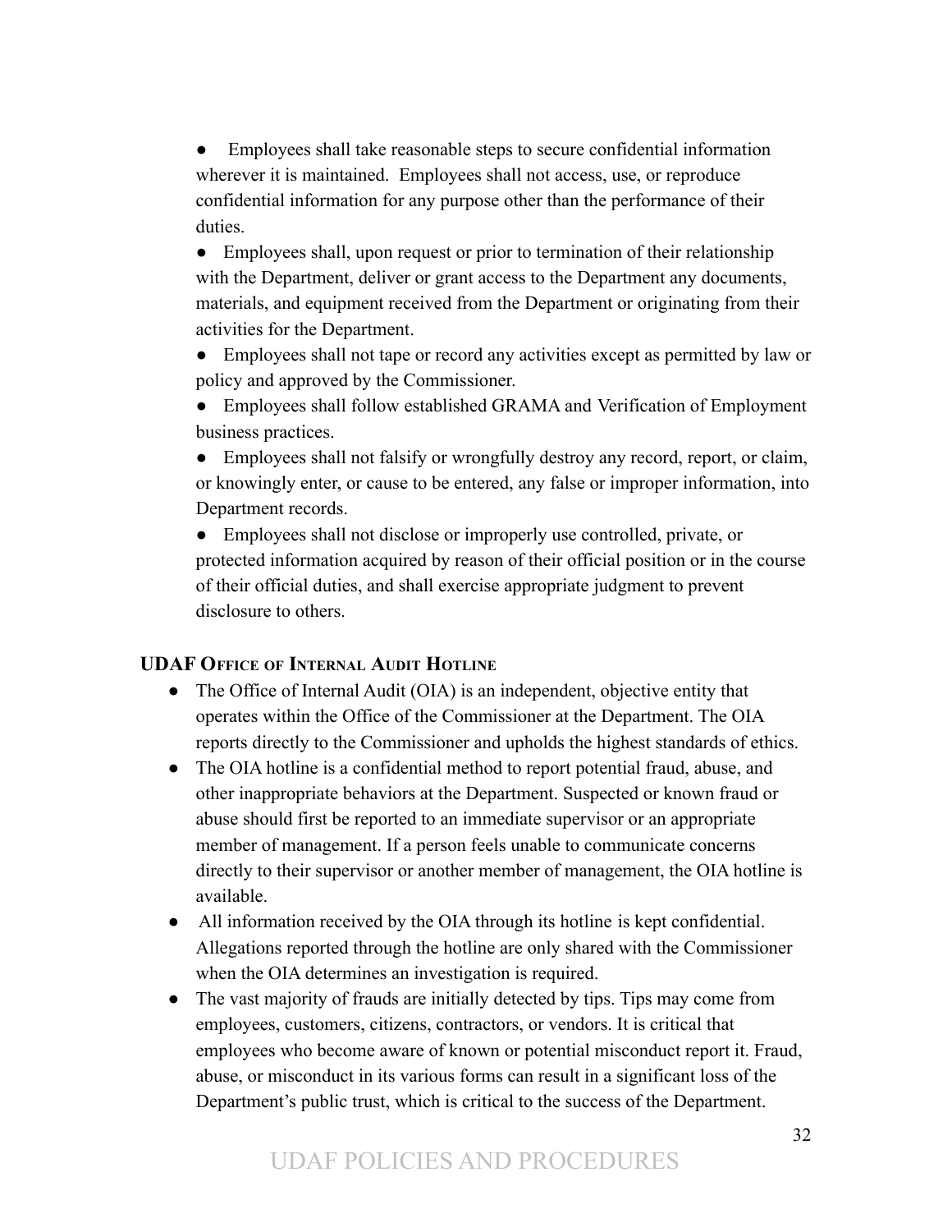- Employees shall take reasonable steps to secure confidential information wherever it is maintained. Employees shall not access, use, or reproduce confidential information for any purpose other than the performance of their duties.
- Employees shall, upon request or prior to termination of their relationship with the Department, deliver or grant access to the Department any documents, materials, and equipment received from the Department or originating from their activities for the Department.
- Employees shall not tape or record any activities except as permitted by law or policy and approved by the Commissioner.
- Employees shall follow established GRAMA and Verification of Employment business practices.
- Employees shall not falsify or wrongfully destroy any record, report, or claim, or knowingly enter, or cause to be entered, any false or improper information, into Department records.
- Employees shall not disclose or improperly use controlled, private, or protected information acquired by reason of their official position or in the course of their official duties, and shall exercise appropriate judgment to prevent disclosure to others.

## UDAF Office of Internal Audit Hotline

- The Office of Internal Audit (OIA) is an independent, objective entity that operates within the Office of the Commissioner at the Department. The OIA reports directly to the Commissioner and upholds the highest standards of ethics.
- The OIA hotline is a confidential method to report potential fraud, abuse, and other inappropriate behaviors at the Department. Suspected or known fraud or abuse should first be reported to an immediate supervisor or an appropriate member of management. If a person feels unable to communicate concerns directly to their supervisor or another member of management, the OIA hotline is available.
- All information received by the OIA through its hotline is kept confidential. Allegations reported through the hotline are only shared with the Commissioner when the OIA determines an investigation is required.
- The vast majority of frauds are initially detected by tips. Tips may come from employees, customers, citizens, contractors, or vendors. It is critical that employees who become aware of known or potential misconduct report it. Fraud, abuse, or misconduct in its various forms can result in a significant loss of the Department's public trust, which is critical to the success of the Department.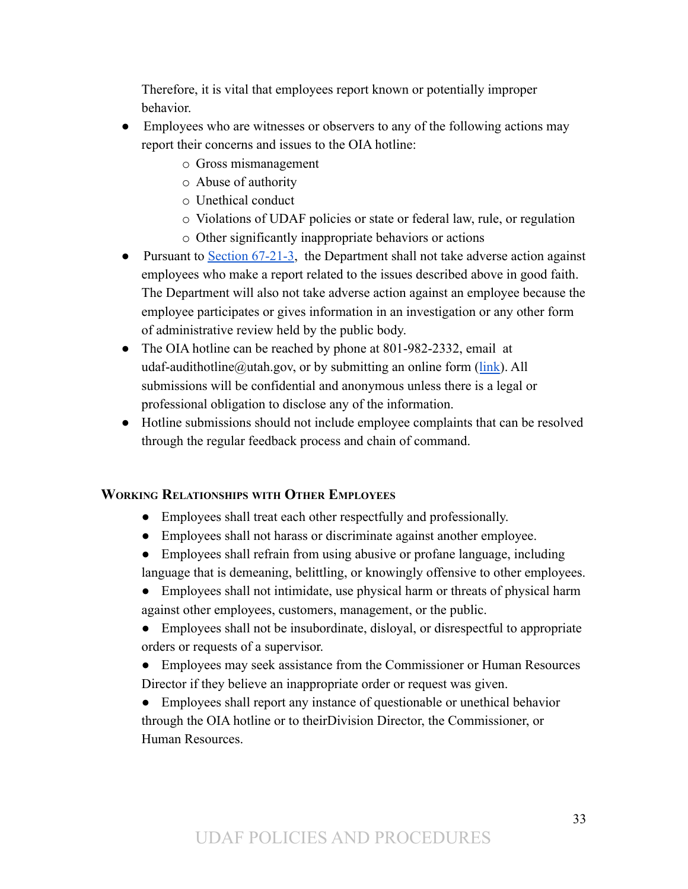Therefore, it is vital that employees report known or potentially improper behavior.

- Employees who are witnesses or observers to any of the following actions may report their concerns and issues to the OIA hotline:
  - Gross mismanagement
  - Abuse of authority
  - Unethical conduct
  - Violations of UDAF policies or state or federal law, rule, or regulation
  - Other significantly inappropriate behaviors or actions
- Pursuant to Section 67-21-3, the Department shall not take adverse action against employees who make a report related to the issues described above in good faith. The Department will also not take adverse action against an employee because the employee participates or gives information in an investigation or any other form of administrative review held by the public body.
- The OIA hotline can be reached by phone at 801-982-2332, email at udaf-audithotline@utah.gov, or by submitting an online form (link). All submissions will be confidential and anonymous unless there is a legal or professional obligation to disclose any of the information.
- Hotline submissions should not include employee complaints that can be resolved through the regular feedback process and chain of command.

### Working Relationships with Other Employees

- Employees shall treat each other respectfully and professionally.
- Employees shall not harass or discriminate against another employee.
- Employees shall refrain from using abusive or profane language, including language that is demeaning, belittling, or knowingly offensive to other employees.
- Employees shall not intimidate, use physical harm or threats of physical harm against other employees, customers, management, or the public.
- Employees shall not be insubordinate, disloyal, or disrespectful to appropriate orders or requests of a supervisor.
- Employees may seek assistance from the Commissioner or Human Resources Director if they believe an inappropriate order or request was given.
- Employees shall report any instance of questionable or unethical behavior through the OIA hotline or to theirDivision Director, the Commissioner, or Human Resources.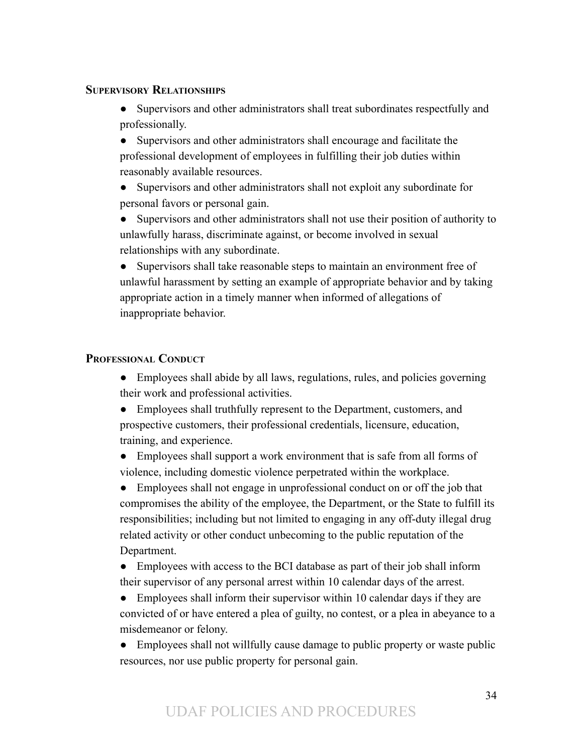### Supervisory Relationships

- Supervisors and other administrators shall treat subordinates respectfully and professionally.
- Supervisors and other administrators shall encourage and facilitate the professional development of employees in fulfilling their job duties within reasonably available resources.
- Supervisors and other administrators shall not exploit any subordinate for personal favors or personal gain.
- Supervisors and other administrators shall not use their position of authority to unlawfully harass, discriminate against, or become involved in sexual relationships with any subordinate.
- Supervisors shall take reasonable steps to maintain an environment free of unlawful harassment by setting an example of appropriate behavior and by taking appropriate action in a timely manner when informed of allegations of inappropriate behavior.

### Professional Conduct

- Employees shall abide by all laws, regulations, rules, and policies governing their work and professional activities.
- Employees shall truthfully represent to the Department, customers, and prospective customers, their professional credentials, licensure, education, training, and experience.
- Employees shall support a work environment that is safe from all forms of violence, including domestic violence perpetrated within the workplace.
- Employees shall not engage in unprofessional conduct on or off the job that compromises the ability of the employee, the Department, or the State to fulfill its responsibilities; including but not limited to engaging in any off-duty illegal drug related activity or other conduct unbecoming to the public reputation of the Department.
- Employees with access to the BCI database as part of their job shall inform their supervisor of any personal arrest within 10 calendar days of the arrest.
- Employees shall inform their supervisor within 10 calendar days if they are convicted of or have entered a plea of guilty, no contest, or a plea in abeyance to a misdemeanor or felony.
- Employees shall not willfully cause damage to public property or waste public resources, nor use public property for personal gain.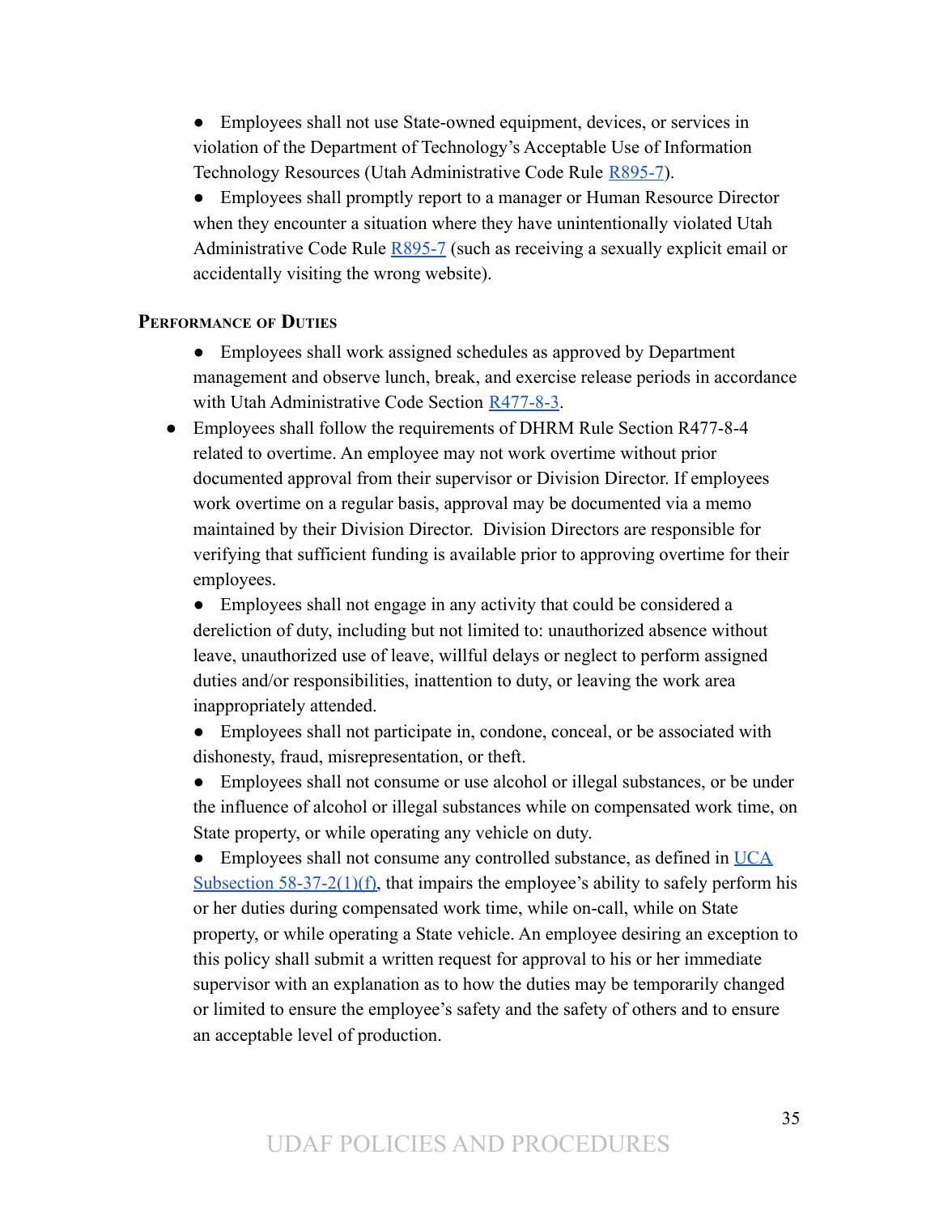- Employees shall not use State-owned equipment, devices, or services in violation of the Department of Technology's Acceptable Use of Information Technology Resources (Utah Administrative Code Rule R895-7).
- Employees shall promptly report to a manager or Human Resource Director when they encounter a situation where they have unintentionally violated Utah Administrative Code Rule R895-7 (such as receiving a sexually explicit email or accidentally visiting the wrong website).

### Performance of Duties

- Employees shall work assigned schedules as approved by Department management and observe lunch, break, and exercise release periods in accordance with Utah Administrative Code Section R477-8-3.
- Employees shall follow the requirements of DHRM Rule Section R477-8-4 related to overtime. An employee may not work overtime without prior documented approval from their supervisor or Division Director. If employees work overtime on a regular basis, approval may be documented via a memo maintained by their Division Director. Division Directors are responsible for verifying that sufficient funding is available prior to approving overtime for their employees.
- Employees shall not engage in any activity that could be considered a dereliction of duty, including but not limited to: unauthorized absence without leave, unauthorized use of leave, willful delays or neglect to perform assigned duties and/or responsibilities, inattention to duty, or leaving the work area inappropriately attended.
- Employees shall not participate in, condone, conceal, or be associated with dishonesty, fraud, misrepresentation, or theft.
- Employees shall not consume or use alcohol or illegal substances, or be under the influence of alcohol or illegal substances while on compensated work time, on State property, or while operating any vehicle on duty.
- Employees shall not consume any controlled substance, as defined in UCA Subsection 58-37-2(1)(f), that impairs the employee's ability to safely perform his or her duties during compensated work time, while on-call, while on State property, or while operating a State vehicle. An employee desiring an exception to this policy shall submit a written request for approval to his or her immediate supervisor with an explanation as to how the duties may be temporarily changed or limited to ensure the employee's safety and the safety of others and to ensure an acceptable level of production.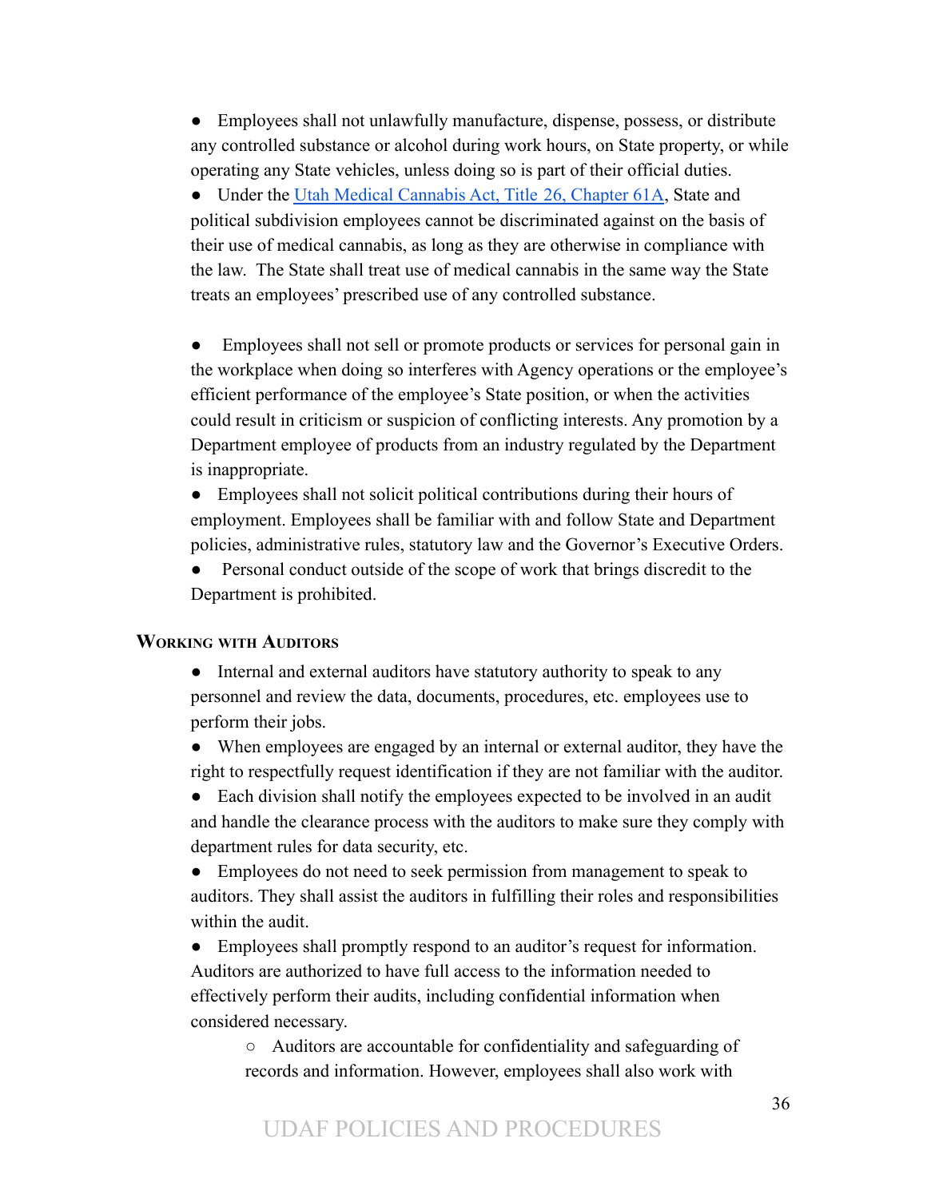- Employees shall not unlawfully manufacture, dispense, possess, or distribute any controlled substance or alcohol during work hours, on State property, or while operating any State vehicles, unless doing so is part of their official duties.
- Under the [Utah Medical Cannabis Act, Title 26, Chapter 61A](), State and political subdivision employees cannot be discriminated against on the basis of their use of medical cannabis, as long as they are otherwise in compliance with the law. The State shall treat use of medical cannabis in the same way the State treats an employees' prescribed use of any controlled substance.

- Employees shall not sell or promote products or services for personal gain in the workplace when doing so interferes with Agency operations or the employee's efficient performance of the employee's State position, or when the activities could result in criticism or suspicion of conflicting interests. Any promotion by a Department employee of products from an industry regulated by the Department is inappropriate.
- Employees shall not solicit political contributions during their hours of employment. Employees shall be familiar with and follow State and Department policies, administrative rules, statutory law and the Governor's Executive Orders.
- Personal conduct outside of the scope of work that brings discredit to the Department is prohibited.

### Working with Auditors

- Internal and external auditors have statutory authority to speak to any personnel and review the data, documents, procedures, etc. employees use to perform their jobs.
- When employees are engaged by an internal or external auditor, they have the right to respectfully request identification if they are not familiar with the auditor.
- Each division shall notify the employees expected to be involved in an audit and handle the clearance process with the auditors to make sure they comply with department rules for data security, etc.
- Employees do not need to seek permission from management to speak to auditors. They shall assist the auditors in fulfilling their roles and responsibilities within the audit.
- Employees shall promptly respond to an auditor's request for information. Auditors are authorized to have full access to the information needed to effectively perform their audits, including confidential information when considered necessary.
    - Auditors are accountable for confidentiality and safeguarding of records and information. However, employees shall also work with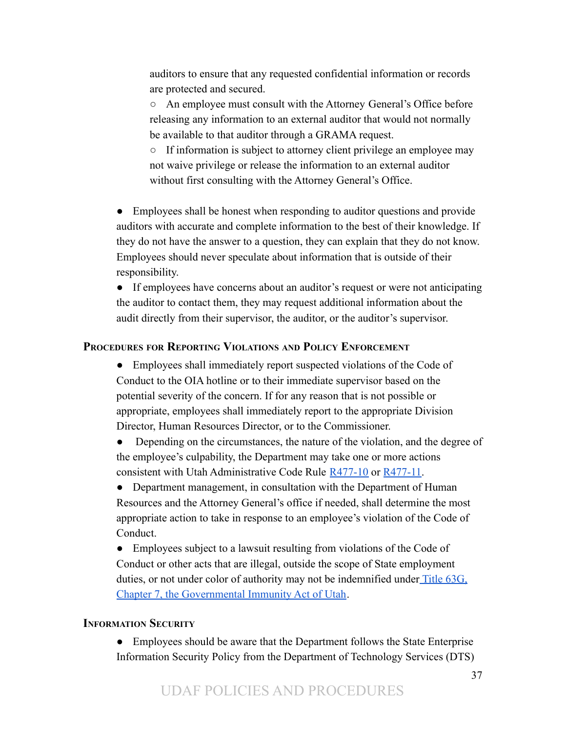auditors to ensure that any requested confidential information or records are protected and secured.

    - An employee must consult with the Attorney General's Office before releasing any information to an external auditor that would not normally be available to that auditor through a GRAMA request.
    - If information is subject to attorney client privilege an employee may not waive privilege or release the information to an external auditor without first consulting with the Attorney General's Office.

- Employees shall be honest when responding to auditor questions and provide auditors with accurate and complete information to the best of their knowledge. If they do not have the answer to a question, they can explain that they do not know. Employees should never speculate about information that is outside of their responsibility.
- If employees have concerns about an auditor's request or were not anticipating the auditor to contact them, they may request additional information about the audit directly from their supervisor, the auditor, or the auditor's supervisor.

### Procedures for Reporting Violations and Policy Enforcement

- Employees shall immediately report suspected violations of the Code of Conduct to the OIA hotline or to their immediate supervisor based on the potential severity of the concern. If for any reason that is not possible or appropriate, employees shall immediately report to the appropriate Division Director, Human Resources Director, or to the Commissioner.
- Depending on the circumstances, the nature of the violation, and the degree of the employee's culpability, the Department may take one or more actions consistent with Utah Administrative Code Rule R477-10 or R477-11.
- Department management, in consultation with the Department of Human Resources and the Attorney General's office if needed, shall determine the most appropriate action to take in response to an employee's violation of the Code of Conduct.
- Employees subject to a lawsuit resulting from violations of the Code of Conduct or other acts that are illegal, outside the scope of State employment duties, or not under color of authority may not be indemnified under Title 63G, Chapter 7, the Governmental Immunity Act of Utah.

### Information Security

- Employees should be aware that the Department follows the State Enterprise Information Security Policy from the Department of Technology Services (DTS)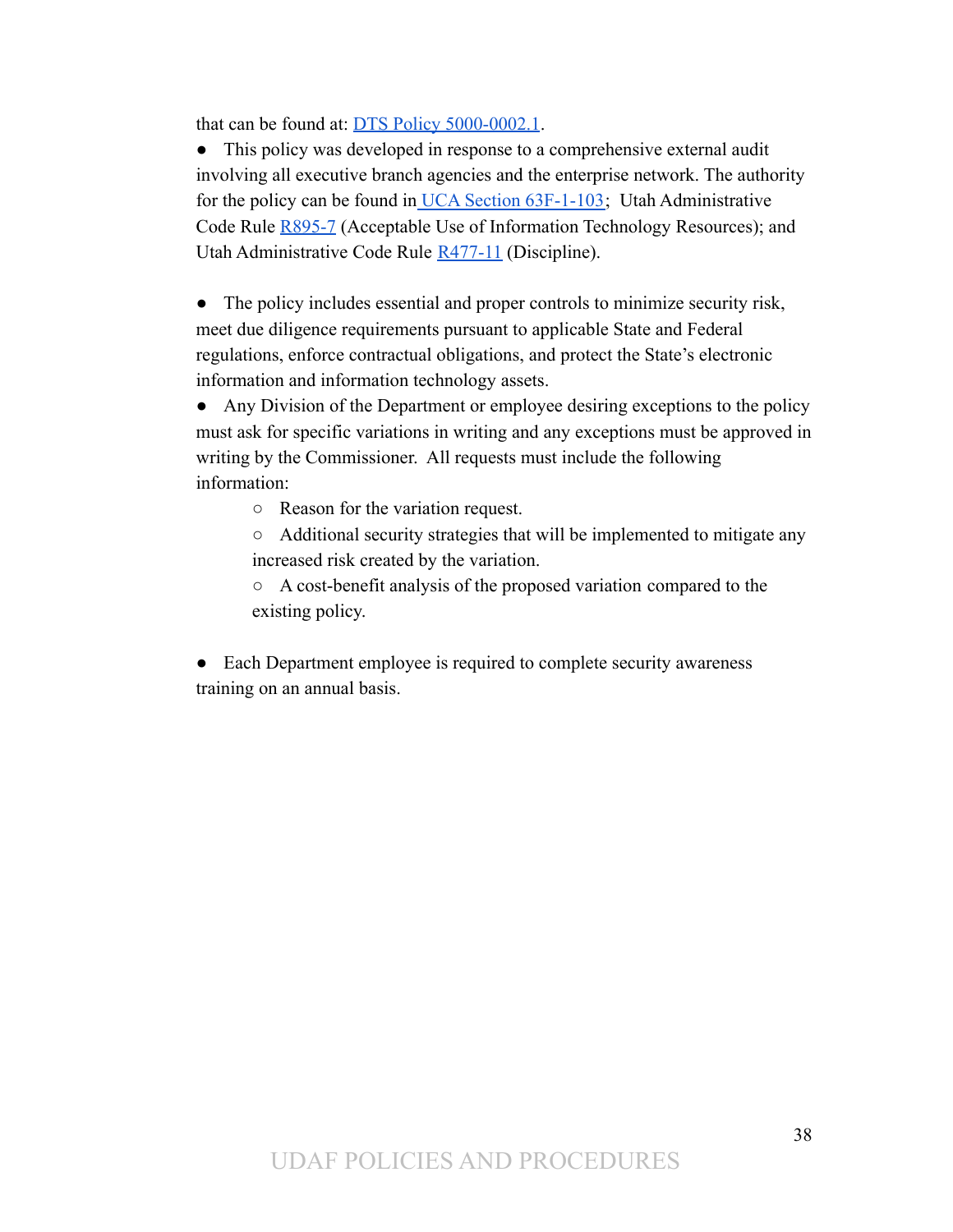that can be found at: [DTS Policy 5000-0002.1](DTS Policy 5000-0002.1).

- This policy was developed in response to a comprehensive external audit involving all executive branch agencies and the enterprise network. The authority for the policy can be found in UCA Section 63F-1-103; Utah Administrative Code Rule R895-7 (Acceptable Use of Information Technology Resources); and Utah Administrative Code Rule R477-11 (Discipline).

- The policy includes essential and proper controls to minimize security risk, meet due diligence requirements pursuant to applicable State and Federal regulations, enforce contractual obligations, and protect the State's electronic information and information technology assets.
- Any Division of the Department or employee desiring exceptions to the policy must ask for specific variations in writing and any exceptions must be approved in writing by the Commissioner. All requests must include the following information:
  - Reason for the variation request.
  - Additional security strategies that will be implemented to mitigate any increased risk created by the variation.
  - A cost-benefit analysis of the proposed variation compared to the existing policy.

- Each Department employee is required to complete security awareness training on an annual basis.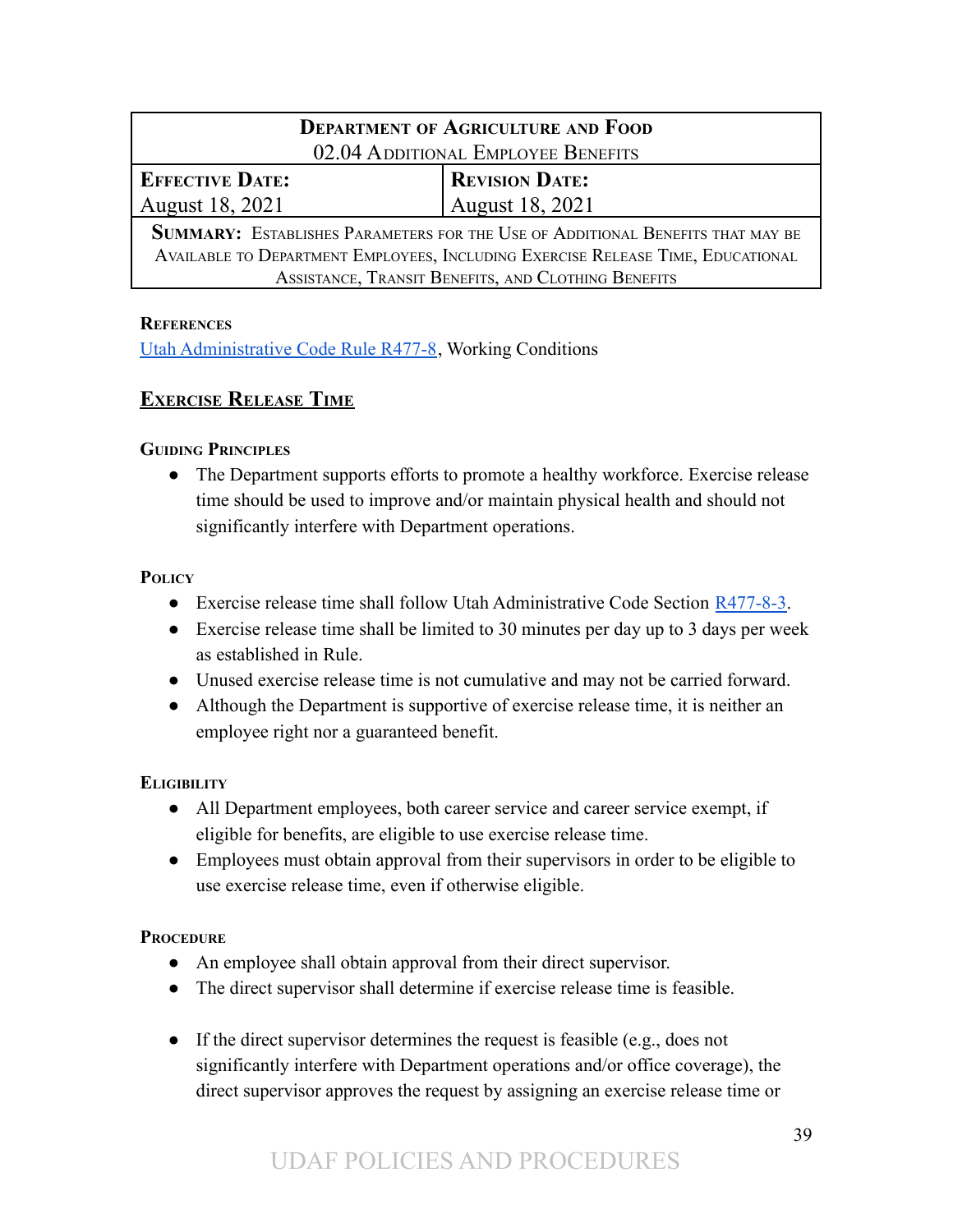| Department of Agriculture and Food<br>02.04 Additional Employee Benefits | |
|---|---|
| **Effective Date:**<br>August 18, 2021 | **Revision Date:**<br>August 18, 2021 |
| **Summary:** Establishes Parameters for the Use of Additional Benefits that may be Available to Department Employees, Including Exercise Release Time, Educational Assistance, Transit Benefits, and Clothing Benefits | |

**References**

[Utah Administrative Code Rule R477-8](), Working Conditions

## Exercise Release Time

### Guiding Principles

- The Department supports efforts to promote a healthy workforce. Exercise release time should be used to improve and/or maintain physical health and should not significantly interfere with Department operations.

### Policy

- Exercise release time shall follow Utah Administrative Code Section [R477-8-3]().
- Exercise release time shall be limited to 30 minutes per day up to 3 days per week as established in Rule.
- Unused exercise release time is not cumulative and may not be carried forward.
- Although the Department is supportive of exercise release time, it is neither an employee right nor a guaranteed benefit.

### Eligibility

- All Department employees, both career service and career service exempt, if eligible for benefits, are eligible to use exercise release time.
- Employees must obtain approval from their supervisors in order to be eligible to use exercise release time, even if otherwise eligible.

### Procedure

- An employee shall obtain approval from their direct supervisor.
- The direct supervisor shall determine if exercise release time is feasible.
- If the direct supervisor determines the request is feasible (e.g., does not significantly interfere with Department operations and/or office coverage), the direct supervisor approves the request by assigning an exercise release time or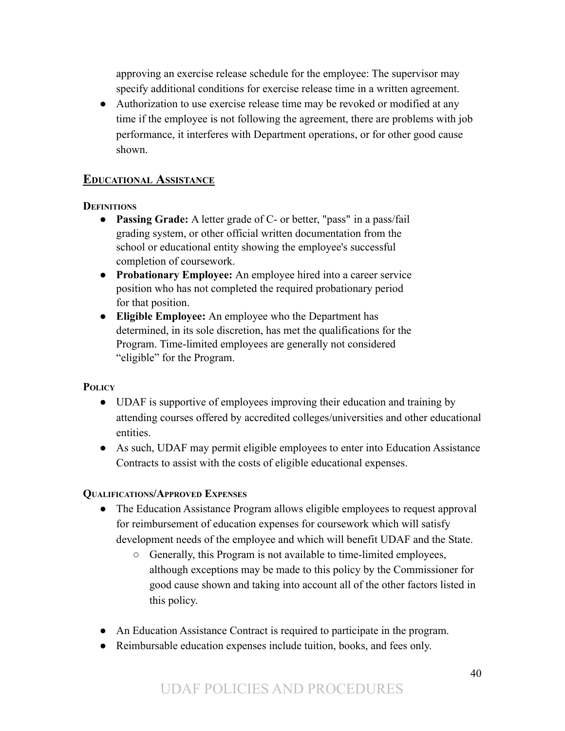approving an exercise release schedule for the employee: The supervisor may specify additional conditions for exercise release time in a written agreement.

- Authorization to use exercise release time may be revoked or modified at any time if the employee is not following the agreement, there are problems with job performance, it interferes with Department operations, or for other good cause shown.

## Educational Assistance

### Definitions

- **Passing Grade:** A letter grade of C- or better, "pass" in a pass/fail grading system, or other official written documentation from the school or educational entity showing the employee's successful completion of coursework.
- **Probationary Employee:** An employee hired into a career service position who has not completed the required probationary period for that position.
- **Eligible Employee:** An employee who the Department has determined, in its sole discretion, has met the qualifications for the Program. Time-limited employees are generally not considered "eligible" for the Program.

### Policy

- UDAF is supportive of employees improving their education and training by attending courses offered by accredited colleges/universities and other educational entities.
- As such, UDAF may permit eligible employees to enter into Education Assistance Contracts to assist with the costs of eligible educational expenses.

### Qualifications/Approved Expenses

- The Education Assistance Program allows eligible employees to request approval for reimbursement of education expenses for coursework which will satisfy development needs of the employee and which will benefit UDAF and the State.
  - Generally, this Program is not available to time-limited employees, although exceptions may be made to this policy by the Commissioner for good cause shown and taking into account all of the other factors listed in this policy.
- An Education Assistance Contract is required to participate in the program.
- Reimbursable education expenses include tuition, books, and fees only.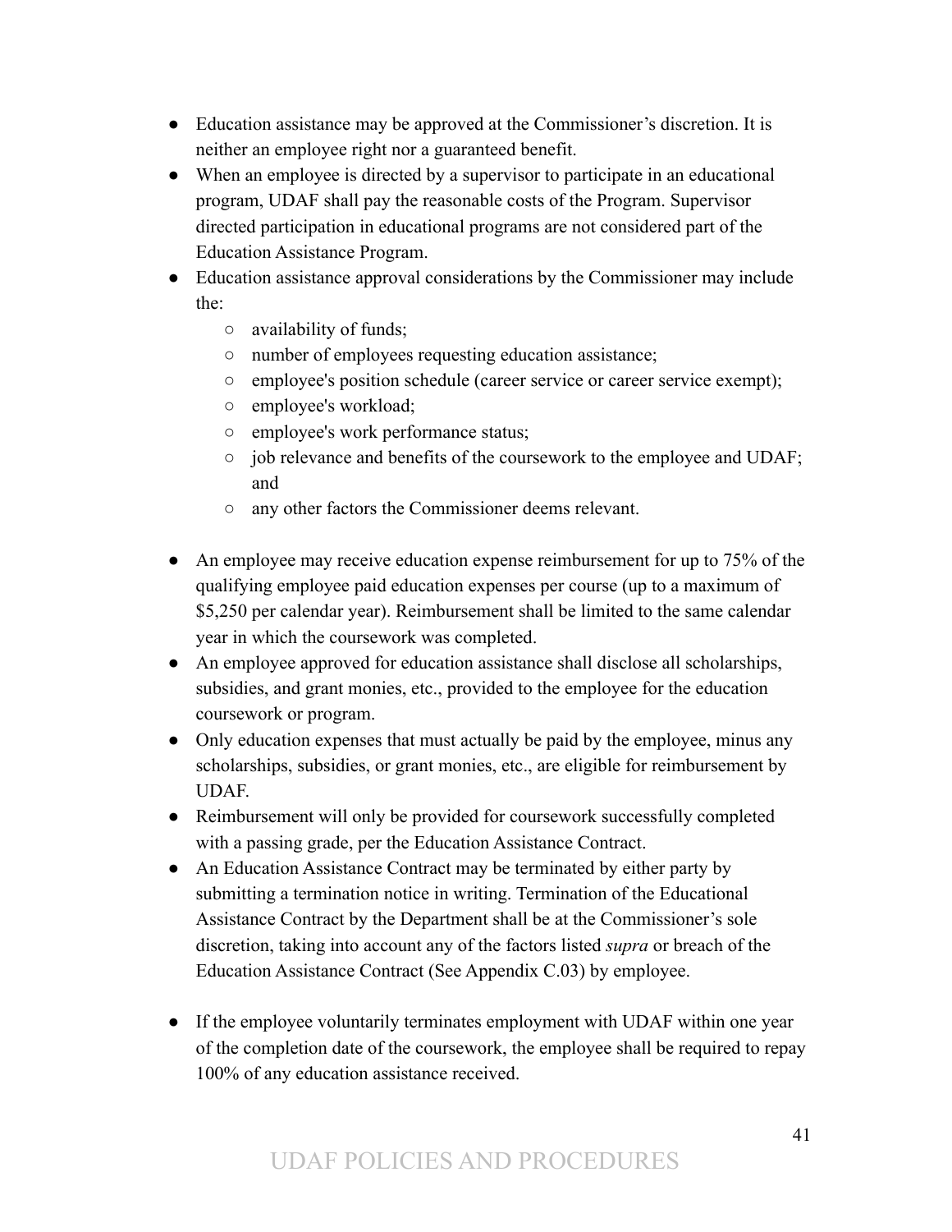- Education assistance may be approved at the Commissioner's discretion. It is neither an employee right nor a guaranteed benefit.
- When an employee is directed by a supervisor to participate in an educational program, UDAF shall pay the reasonable costs of the Program. Supervisor directed participation in educational programs are not considered part of the Education Assistance Program.
- Education assistance approval considerations by the Commissioner may include the:
  - availability of funds;
  - number of employees requesting education assistance;
  - employee's position schedule (career service or career service exempt);
  - employee's workload;
  - employee's work performance status;
  - job relevance and benefits of the coursework to the employee and UDAF; and
  - any other factors the Commissioner deems relevant.

- An employee may receive education expense reimbursement for up to 75% of the qualifying employee paid education expenses per course (up to a maximum of $5,250 per calendar year). Reimbursement shall be limited to the same calendar year in which the coursework was completed.
- An employee approved for education assistance shall disclose all scholarships, subsidies, and grant monies, etc., provided to the employee for the education coursework or program.
- Only education expenses that must actually be paid by the employee, minus any scholarships, subsidies, or grant monies, etc., are eligible for reimbursement by UDAF.
- Reimbursement will only be provided for coursework successfully completed with a passing grade, per the Education Assistance Contract.
- An Education Assistance Contract may be terminated by either party by submitting a termination notice in writing. Termination of the Educational Assistance Contract by the Department shall be at the Commissioner's sole discretion, taking into account any of the factors listed *supra* or breach of the Education Assistance Contract (See Appendix C.03) by employee.

- If the employee voluntarily terminates employment with UDAF within one year of the completion date of the coursework, the employee shall be required to repay 100% of any education assistance received.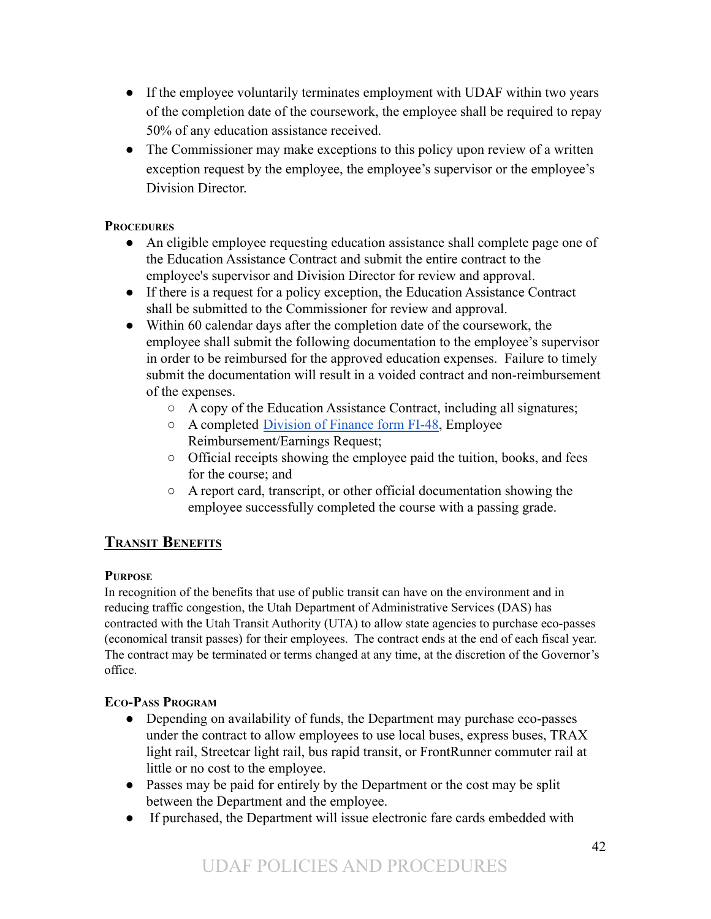- If the employee voluntarily terminates employment with UDAF within two years of the completion date of the coursework, the employee shall be required to repay 50% of any education assistance received.
- The Commissioner may make exceptions to this policy upon review of a written exception request by the employee, the employee's supervisor or the employee's Division Director.

#### Procedures

- An eligible employee requesting education assistance shall complete page one of the Education Assistance Contract and submit the entire contract to the employee's supervisor and Division Director for review and approval.
- If there is a request for a policy exception, the Education Assistance Contract shall be submitted to the Commissioner for review and approval.
- Within 60 calendar days after the completion date of the coursework, the employee shall submit the following documentation to the employee's supervisor in order to be reimbursed for the approved education expenses. Failure to timely submit the documentation will result in a voided contract and non-reimbursement of the expenses.
  - A copy of the Education Assistance Contract, including all signatures;
  - A completed Division of Finance form FI-48, Employee Reimbursement/Earnings Request;
  - Official receipts showing the employee paid the tuition, books, and fees for the course; and
  - A report card, transcript, or other official documentation showing the employee successfully completed the course with a passing grade.

### Transit Benefits

#### Purpose

In recognition of the benefits that use of public transit can have on the environment and in reducing traffic congestion, the Utah Department of Administrative Services (DAS) has contracted with the Utah Transit Authority (UTA) to allow state agencies to purchase eco-passes (economical transit passes) for their employees. The contract ends at the end of each fiscal year. The contract may be terminated or terms changed at any time, at the discretion of the Governor's office.

#### Eco-Pass Program

- Depending on availability of funds, the Department may purchase eco-passes under the contract to allow employees to use local buses, express buses, TRAX light rail, Streetcar light rail, bus rapid transit, or FrontRunner commuter rail at little or no cost to the employee.
- Passes may be paid for entirely by the Department or the cost may be split between the Department and the employee.
- If purchased, the Department will issue electronic fare cards embedded with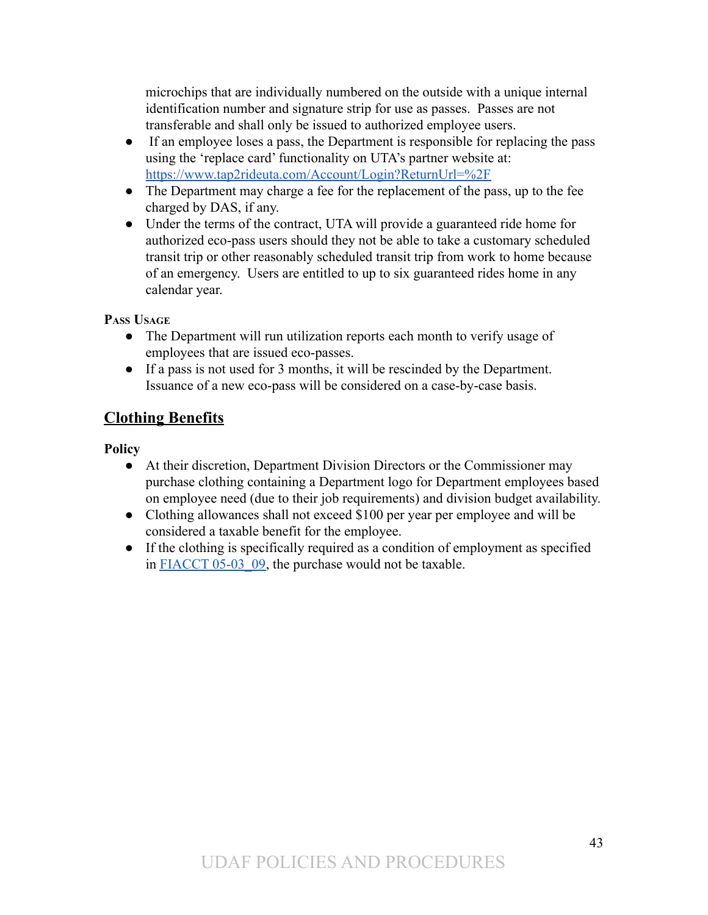microchips that are individually numbered on the outside with a unique internal identification number and signature strip for use as passes. Passes are not transferable and shall only be issued to authorized employee users.

- If an employee loses a pass, the Department is responsible for replacing the pass using the 'replace card' functionality on UTA's partner website at: [https://www.tap2rideuta.com/Account/Login?ReturnUrl=%2F](https://www.tap2rideuta.com/Account/Login?ReturnUrl=%2F)
- The Department may charge a fee for the replacement of the pass, up to the fee charged by DAS, if any.
- Under the terms of the contract, UTA will provide a guaranteed ride home for authorized eco-pass users should they not be able to take a customary scheduled transit trip or other reasonably scheduled transit trip from work to home because of an emergency. Users are entitled to up to six guaranteed rides home in any calendar year.

#### Pass Usage

- The Department will run utilization reports each month to verify usage of employees that are issued eco-passes.
- If a pass is not used for 3 months, it will be rescinded by the Department. Issuance of a new eco-pass will be considered on a case-by-case basis.

## Clothing Benefits

### Policy

- At their discretion, Department Division Directors or the Commissioner may purchase clothing containing a Department logo for Department employees based on employee need (due to their job requirements) and division budget availability.
- Clothing allowances shall not exceed $100 per year per employee and will be considered a taxable benefit for the employee.
- If the clothing is specifically required as a condition of employment as specified in FIACCT 05-03_09, the purchase would not be taxable.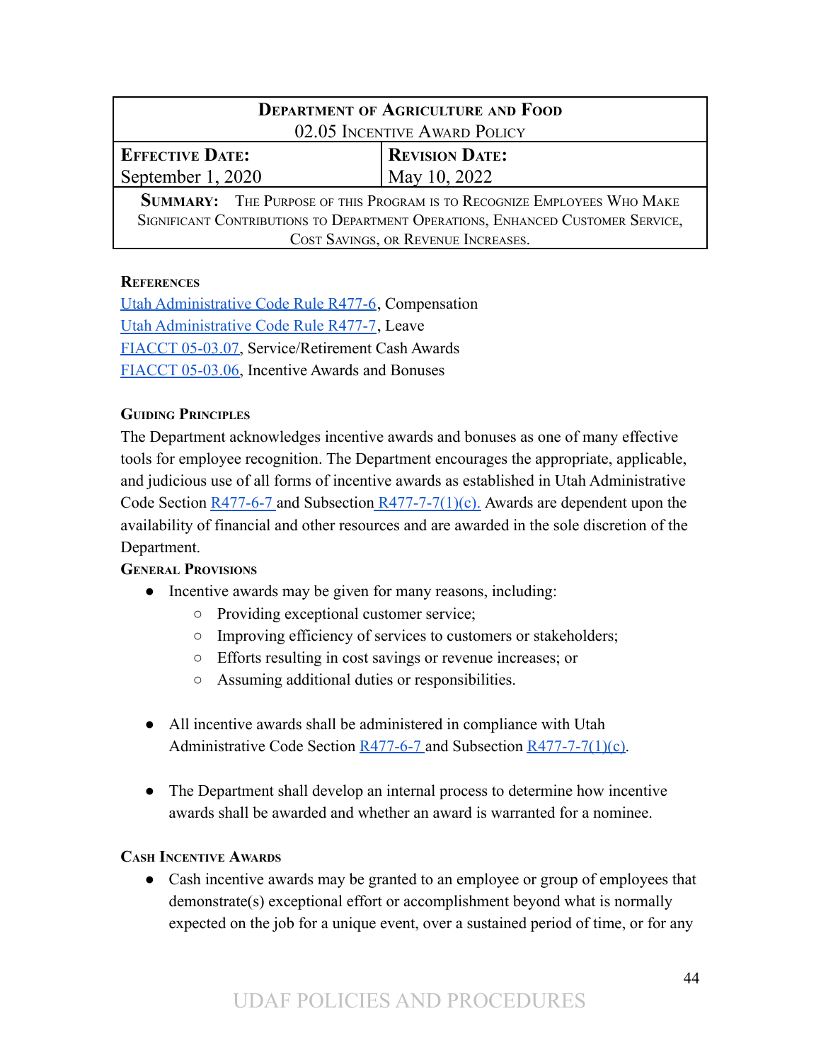| Department of Agriculture and Food<br>02.05 Incentive Award Policy | |
|---|---|
| **Effective Date:**<br>September 1, 2020 | **Revision Date:**<br>May 10, 2022 |
| **Summary:** The Purpose of this Program is to Recognize Employees Who Make Significant Contributions to Department Operations, Enhanced Customer Service, Cost Savings, or Revenue Increases. | |

### References

[Utah Administrative Code Rule R477-6](), Compensation
[Utah Administrative Code Rule R477-7](), Leave
[FIACCT 05-03.07](), Service/Retirement Cash Awards
[FIACCT 05-03.06](), Incentive Awards and Bonuses

### Guiding Principles

The Department acknowledges incentive awards and bonuses as one of many effective tools for employee recognition. The Department encourages the appropriate, applicable, and judicious use of all forms of incentive awards as established in Utah Administrative Code Section [R477-6-7]() and Subsection [R477-7-7(1)(c).]() Awards are dependent upon the availability of financial and other resources and are awarded in the sole discretion of the Department.

### General Provisions

- Incentive awards may be given for many reasons, including:
  - Providing exceptional customer service;
  - Improving efficiency of services to customers or stakeholders;
  - Efforts resulting in cost savings or revenue increases; or
  - Assuming additional duties or responsibilities.

- All incentive awards shall be administered in compliance with Utah Administrative Code Section [R477-6-7]() and Subsection [R477-7-7(1)(c)]().

- The Department shall develop an internal process to determine how incentive awards shall be awarded and whether an award is warranted for a nominee.

### Cash Incentive Awards

- Cash incentive awards may be granted to an employee or group of employees that demonstrate(s) exceptional effort or accomplishment beyond what is normally expected on the job for a unique event, over a sustained period of time, or for any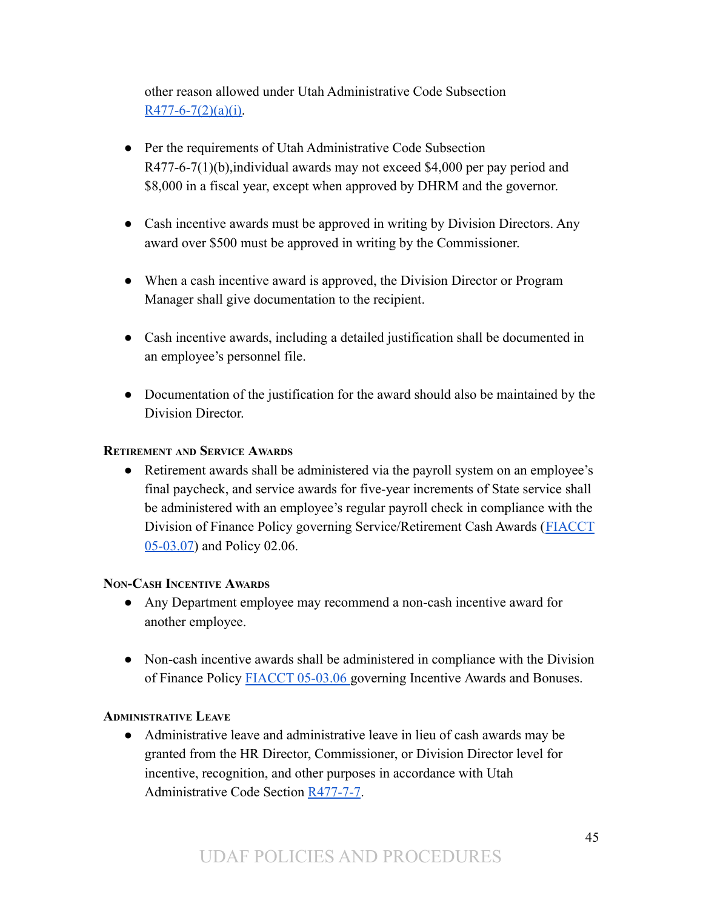other reason allowed under Utah Administrative Code Subsection R477-6-7(2)(a)(i).

- Per the requirements of Utah Administrative Code Subsection R477-6-7(1)(b),individual awards may not exceed $4,000 per pay period and $8,000 in a fiscal year, except when approved by DHRM and the governor.

- Cash incentive awards must be approved in writing by Division Directors. Any award over $500 must be approved in writing by the Commissioner.

- When a cash incentive award is approved, the Division Director or Program Manager shall give documentation to the recipient.

- Cash incentive awards, including a detailed justification shall be documented in an employee's personnel file.

- Documentation of the justification for the award should also be maintained by the Division Director.

#### Retirement and Service Awards

- Retirement awards shall be administered via the payroll system on an employee's final paycheck, and service awards for five-year increments of State service shall be administered with an employee's regular payroll check in compliance with the Division of Finance Policy governing Service/Retirement Cash Awards (FIACCT 05-03.07) and Policy 02.06.

#### Non-Cash Incentive Awards

- Any Department employee may recommend a non-cash incentive award for another employee.

- Non-cash incentive awards shall be administered in compliance with the Division of Finance Policy FIACCT 05-03.06 governing Incentive Awards and Bonuses.

#### Administrative Leave

- Administrative leave and administrative leave in lieu of cash awards may be granted from the HR Director, Commissioner, or Division Director level for incentive, recognition, and other purposes in accordance with Utah Administrative Code Section R477-7-7.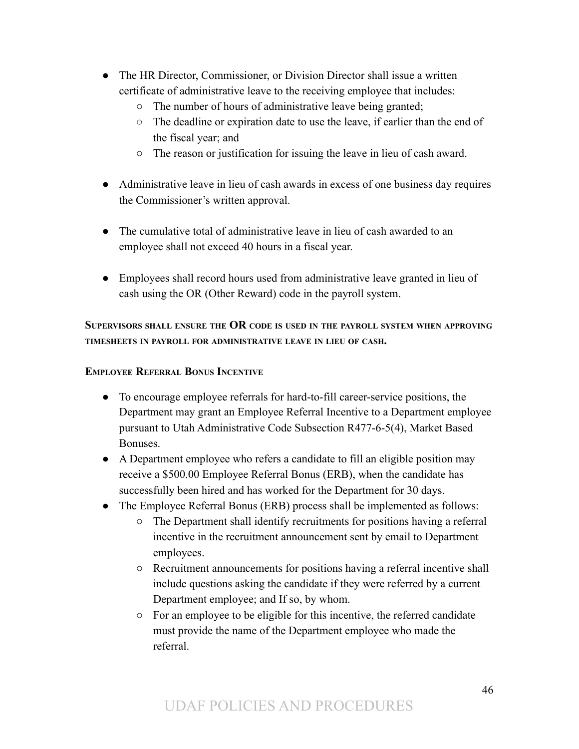- The HR Director, Commissioner, or Division Director shall issue a written certificate of administrative leave to the receiving employee that includes:
    - The number of hours of administrative leave being granted;
    - The deadline or expiration date to use the leave, if earlier than the end of the fiscal year; and
    - The reason or justification for issuing the leave in lieu of cash award.

- Administrative leave in lieu of cash awards in excess of one business day requires the Commissioner's written approval.

- The cumulative total of administrative leave in lieu of cash awarded to an employee shall not exceed 40 hours in a fiscal year.

- Employees shall record hours used from administrative leave granted in lieu of cash using the OR (Other Reward) code in the payroll system.

**Supervisors shall ensure the OR code is used in the payroll system when approving timesheets in payroll for administrative leave in lieu of cash.**

**Employee Referral Bonus Incentive**

- To encourage employee referrals for hard-to-fill career-service positions, the Department may grant an Employee Referral Incentive to a Department employee pursuant to Utah Administrative Code Subsection R477-6-5(4), Market Based Bonuses.
- A Department employee who refers a candidate to fill an eligible position may receive a $500.00 Employee Referral Bonus (ERB), when the candidate has successfully been hired and has worked for the Department for 30 days.
- The Employee Referral Bonus (ERB) process shall be implemented as follows:
    - The Department shall identify recruitments for positions having a referral incentive in the recruitment announcement sent by email to Department employees.
    - Recruitment announcements for positions having a referral incentive shall include questions asking the candidate if they were referred by a current Department employee; and If so, by whom.
    - For an employee to be eligible for this incentive, the referred candidate must provide the name of the Department employee who made the referral.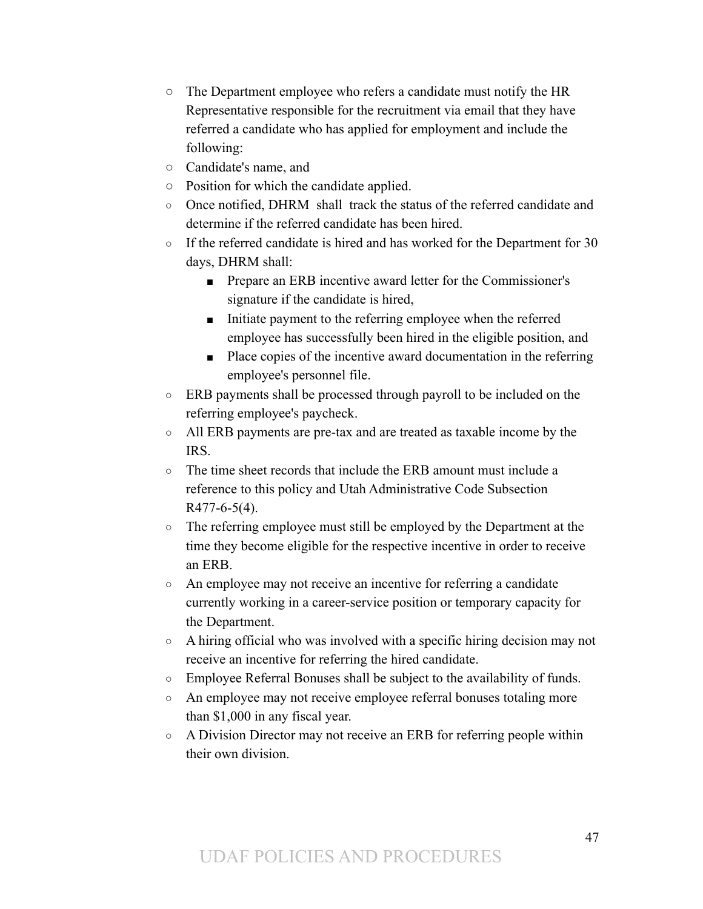- The Department employee who refers a candidate must notify the HR Representative responsible for the recruitment via email that they have referred a candidate who has applied for employment and include the following:
- Candidate's name, and
- Position for which the candidate applied.
- Once notified, DHRM shall track the status of the referred candidate and determine if the referred candidate has been hired.
- If the referred candidate is hired and has worked for the Department for 30 days, DHRM shall:
  - Prepare an ERB incentive award letter for the Commissioner's signature if the candidate is hired,
  - Initiate payment to the referring employee when the referred employee has successfully been hired in the eligible position, and
  - Place copies of the incentive award documentation in the referring employee's personnel file.
- ERB payments shall be processed through payroll to be included on the referring employee's paycheck.
- All ERB payments are pre-tax and are treated as taxable income by the IRS.
- The time sheet records that include the ERB amount must include a reference to this policy and Utah Administrative Code Subsection R477-6-5(4).
- The referring employee must still be employed by the Department at the time they become eligible for the respective incentive in order to receive an ERB.
- An employee may not receive an incentive for referring a candidate currently working in a career-service position or temporary capacity for the Department.
- A hiring official who was involved with a specific hiring decision may not receive an incentive for referring the hired candidate.
- Employee Referral Bonuses shall be subject to the availability of funds.
- An employee may not receive employee referral bonuses totaling more than $1,000 in any fiscal year.
- A Division Director may not receive an ERB for referring people within their own division.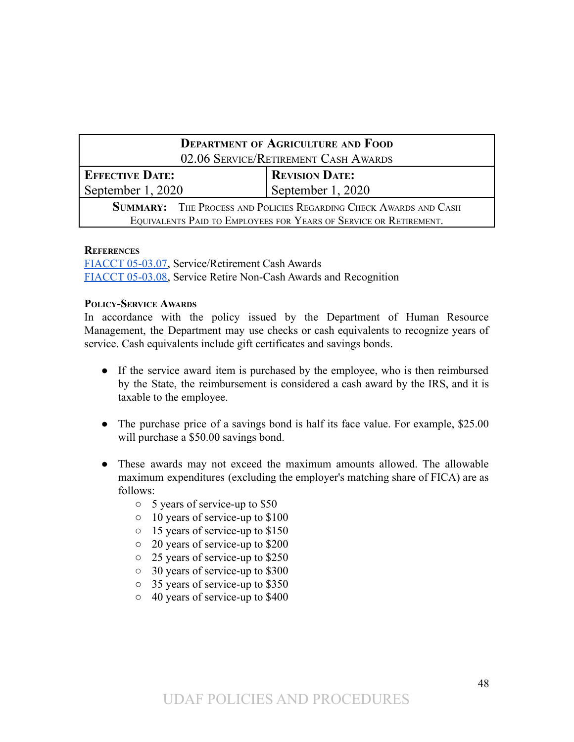| DEPARTMENT OF AGRICULTURE AND FOOD<br>02.06 SERVICE/RETIREMENT CASH AWARDS | |
|---|---|
| **EFFECTIVE DATE:**<br>September 1, 2020 | **REVISION DATE:**<br>September 1, 2020 |
| **SUMMARY:** THE PROCESS AND POLICIES REGARDING CHECK AWARDS AND CASH EQUIVALENTS PAID TO EMPLOYEES FOR YEARS OF SERVICE OR RETIREMENT. | |

**REFERENCES**

FIACCT 05-03.07, Service/Retirement Cash Awards
FIACCT 05-03.08, Service Retire Non-Cash Awards and Recognition

**POLICY-SERVICE AWARDS**

In accordance with the policy issued by the Department of Human Resource Management, the Department may use checks or cash equivalents to recognize years of service. Cash equivalents include gift certificates and savings bonds.

- If the service award item is purchased by the employee, who is then reimbursed by the State, the reimbursement is considered a cash award by the IRS, and it is taxable to the employee.
- The purchase price of a savings bond is half its face value. For example, $25.00 will purchase a $50.00 savings bond.
- These awards may not exceed the maximum amounts allowed. The allowable maximum expenditures (excluding the employer's matching share of FICA) are as follows:
    - 5 years of service-up to $50
    - 10 years of service-up to $100
    - 15 years of service-up to $150
    - 20 years of service-up to $200
    - 25 years of service-up to $250
    - 30 years of service-up to $300
    - 35 years of service-up to $350
    - 40 years of service-up to $400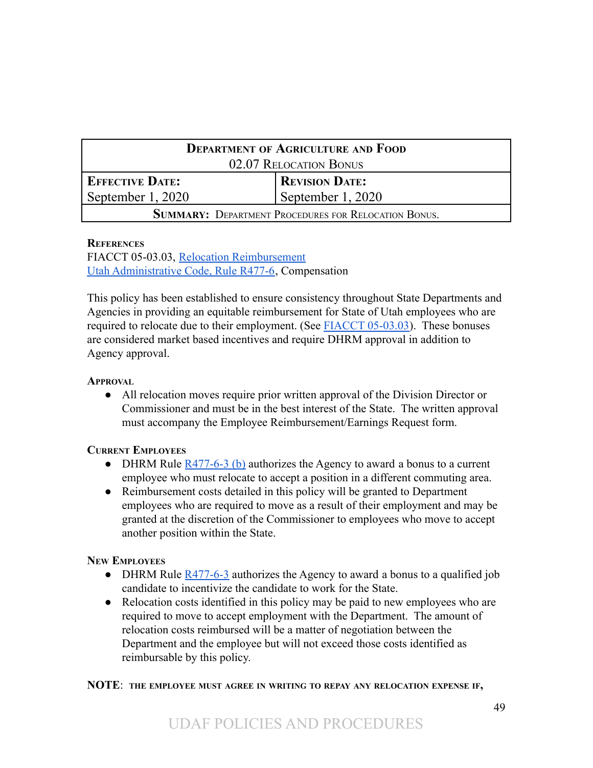| Department of Agriculture and Food 02.07 Relocation Bonus | |
|---|---|
| **Effective Date:** September 1, 2020 | **Revision Date:** September 1, 2020 |
| **Summary:** Department Procedures for Relocation Bonus. | |

**References**
FIACCT 05-03.03, Relocation Reimbursement
Utah Administrative Code, Rule R477-6, Compensation

This policy has been established to ensure consistency throughout State Departments and Agencies in providing an equitable reimbursement for State of Utah employees who are required to relocate due to their employment. (See FIACCT 05-03.03). These bonuses are considered market based incentives and require DHRM approval in addition to Agency approval.

**Approval**

- All relocation moves require prior written approval of the Division Director or Commissioner and must be in the best interest of the State. The written approval must accompany the Employee Reimbursement/Earnings Request form.

**Current Employees**

- DHRM Rule R477-6-3 (b) authorizes the Agency to award a bonus to a current employee who must relocate to accept a position in a different commuting area.
- Reimbursement costs detailed in this policy will be granted to Department employees who are required to move as a result of their employment and may be granted at the discretion of the Commissioner to employees who move to accept another position within the State.

**New Employees**

- DHRM Rule R477-6-3 authorizes the Agency to award a bonus to a qualified job candidate to incentivize the candidate to work for the State.
- Relocation costs identified in this policy may be paid to new employees who are required to move to accept employment with the Department. The amount of relocation costs reimbursed will be a matter of negotiation between the Department and the employee but will not exceed those costs identified as reimbursable by this policy.

**NOTE**: **THE EMPLOYEE MUST AGREE IN WRITING TO REPAY ANY RELOCATION EXPENSE IF,**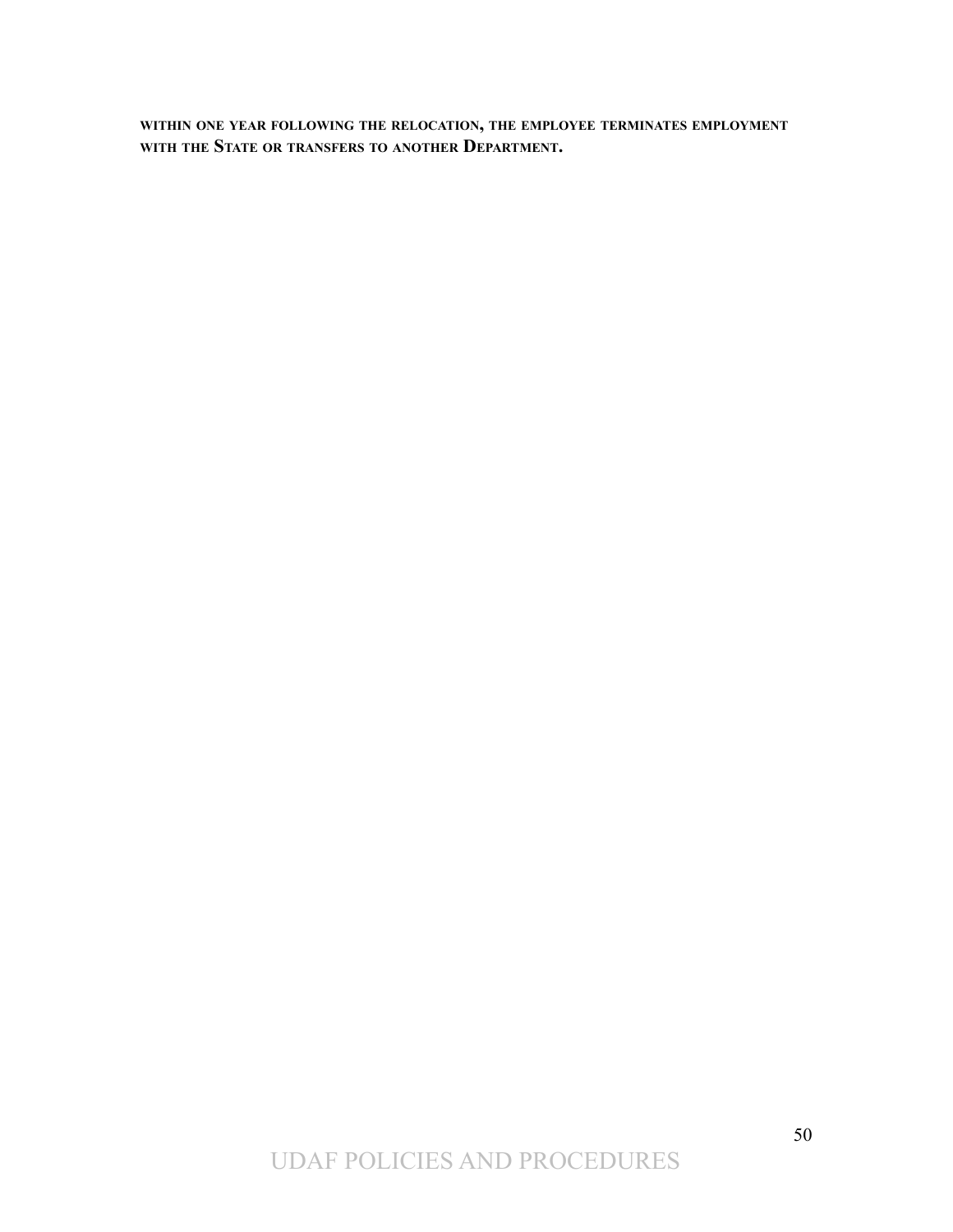**within one year following the relocation, the employee terminates employment with the State or transfers to another Department.**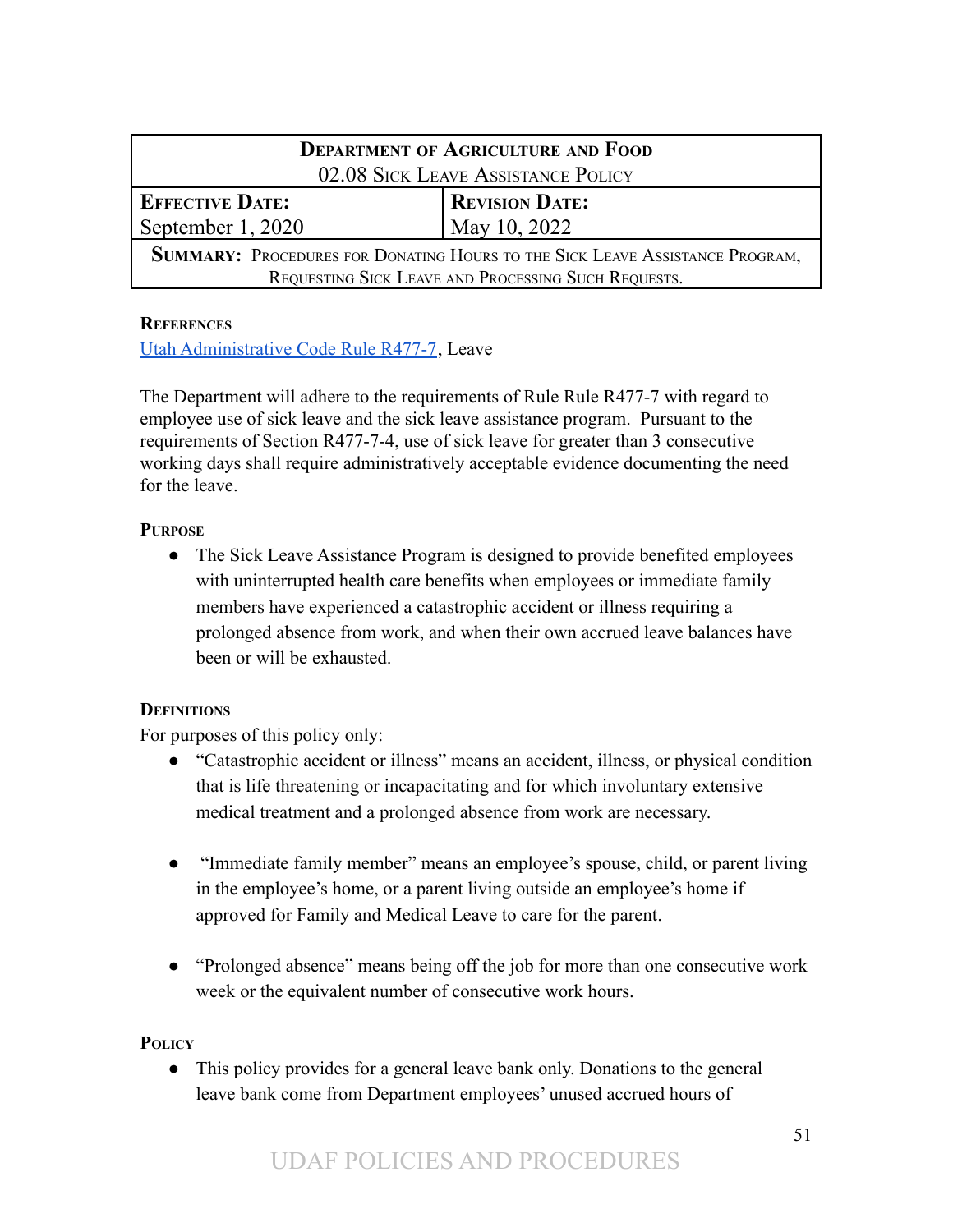| **Department of Agriculture and Food** | |
|---|---|
| 02.08 Sick Leave Assistance Policy | |
| **Effective Date:** September 1, 2020 | **Revision Date:** May 10, 2022 |
| **Summary:** Procedures for Donating Hours to the Sick Leave Assistance Program, Requesting Sick Leave and Processing Such Requests. | |

**References**

Utah Administrative Code Rule R477-7, Leave

The Department will adhere to the requirements of Rule Rule R477-7 with regard to employee use of sick leave and the sick leave assistance program. Pursuant to the requirements of Section R477-7-4, use of sick leave for greater than 3 consecutive working days shall require administratively acceptable evidence documenting the need for the leave.

**Purpose**

- The Sick Leave Assistance Program is designed to provide benefited employees with uninterrupted health care benefits when employees or immediate family members have experienced a catastrophic accident or illness requiring a prolonged absence from work, and when their own accrued leave balances have been or will be exhausted.

**Definitions**

For purposes of this policy only:

- "Catastrophic accident or illness" means an accident, illness, or physical condition that is life threatening or incapacitating and for which involuntary extensive medical treatment and a prolonged absence from work are necessary.

- "Immediate family member" means an employee's spouse, child, or parent living in the employee's home, or a parent living outside an employee's home if approved for Family and Medical Leave to care for the parent.

- "Prolonged absence" means being off the job for more than one consecutive work week or the equivalent number of consecutive work hours.

**Policy**

- This policy provides for a general leave bank only. Donations to the general leave bank come from Department employees' unused accrued hours of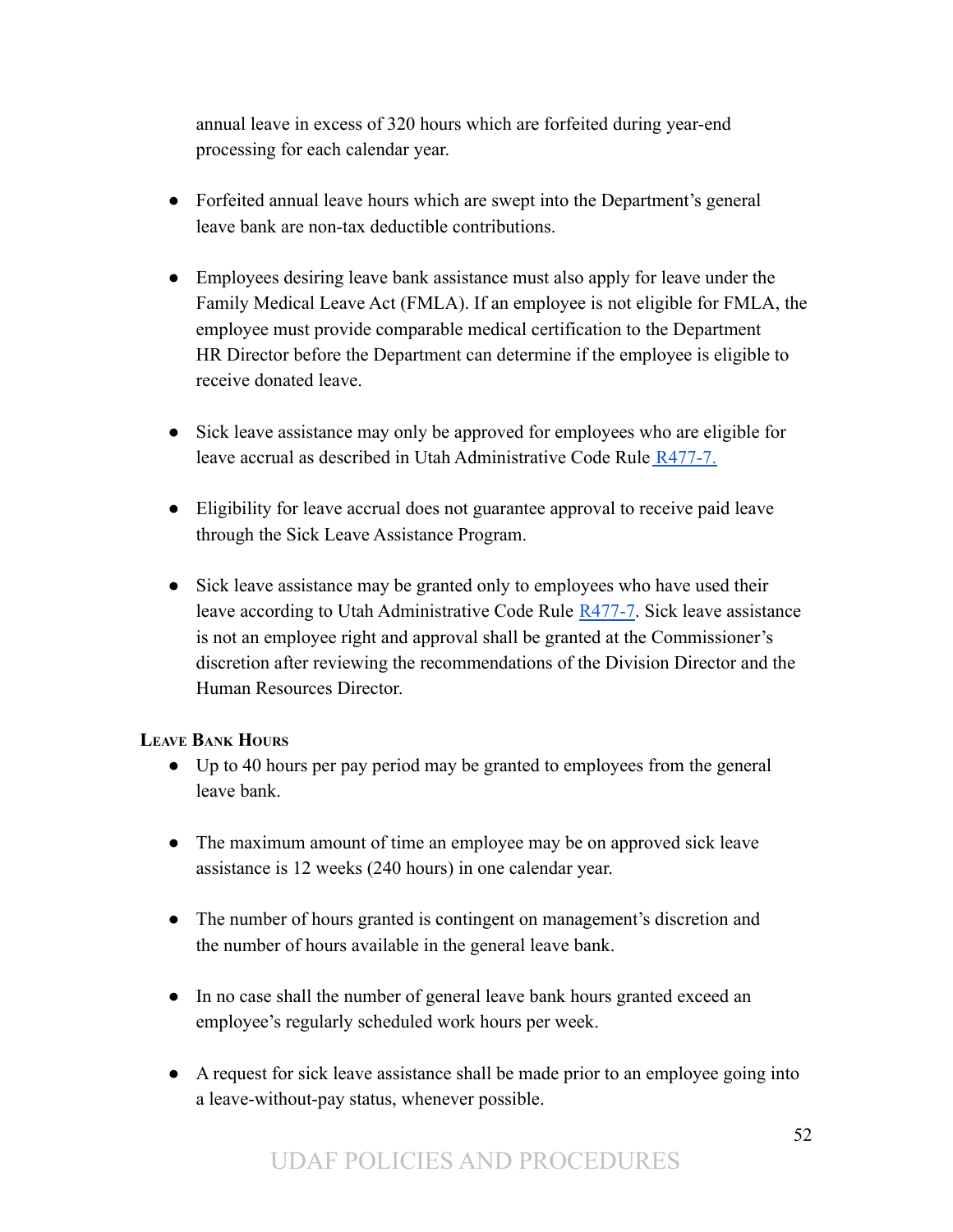annual leave in excess of 320 hours which are forfeited during year-end processing for each calendar year.

- Forfeited annual leave hours which are swept into the Department's general leave bank are non-tax deductible contributions.

- Employees desiring leave bank assistance must also apply for leave under the Family Medical Leave Act (FMLA). If an employee is not eligible for FMLA, the employee must provide comparable medical certification to the Department HR Director before the Department can determine if the employee is eligible to receive donated leave.

- Sick leave assistance may only be approved for employees who are eligible for leave accrual as described in Utah Administrative Code Rule R477-7.

- Eligibility for leave accrual does not guarantee approval to receive paid leave through the Sick Leave Assistance Program.

- Sick leave assistance may be granted only to employees who have used their leave according to Utah Administrative Code Rule R477-7. Sick leave assistance is not an employee right and approval shall be granted at the Commissioner's discretion after reviewing the recommendations of the Division Director and the Human Resources Director.

#### Leave Bank Hours

- Up to 40 hours per pay period may be granted to employees from the general leave bank.

- The maximum amount of time an employee may be on approved sick leave assistance is 12 weeks (240 hours) in one calendar year.

- The number of hours granted is contingent on management's discretion and the number of hours available in the general leave bank.

- In no case shall the number of general leave bank hours granted exceed an employee's regularly scheduled work hours per week.

- A request for sick leave assistance shall be made prior to an employee going into a leave-without-pay status, whenever possible.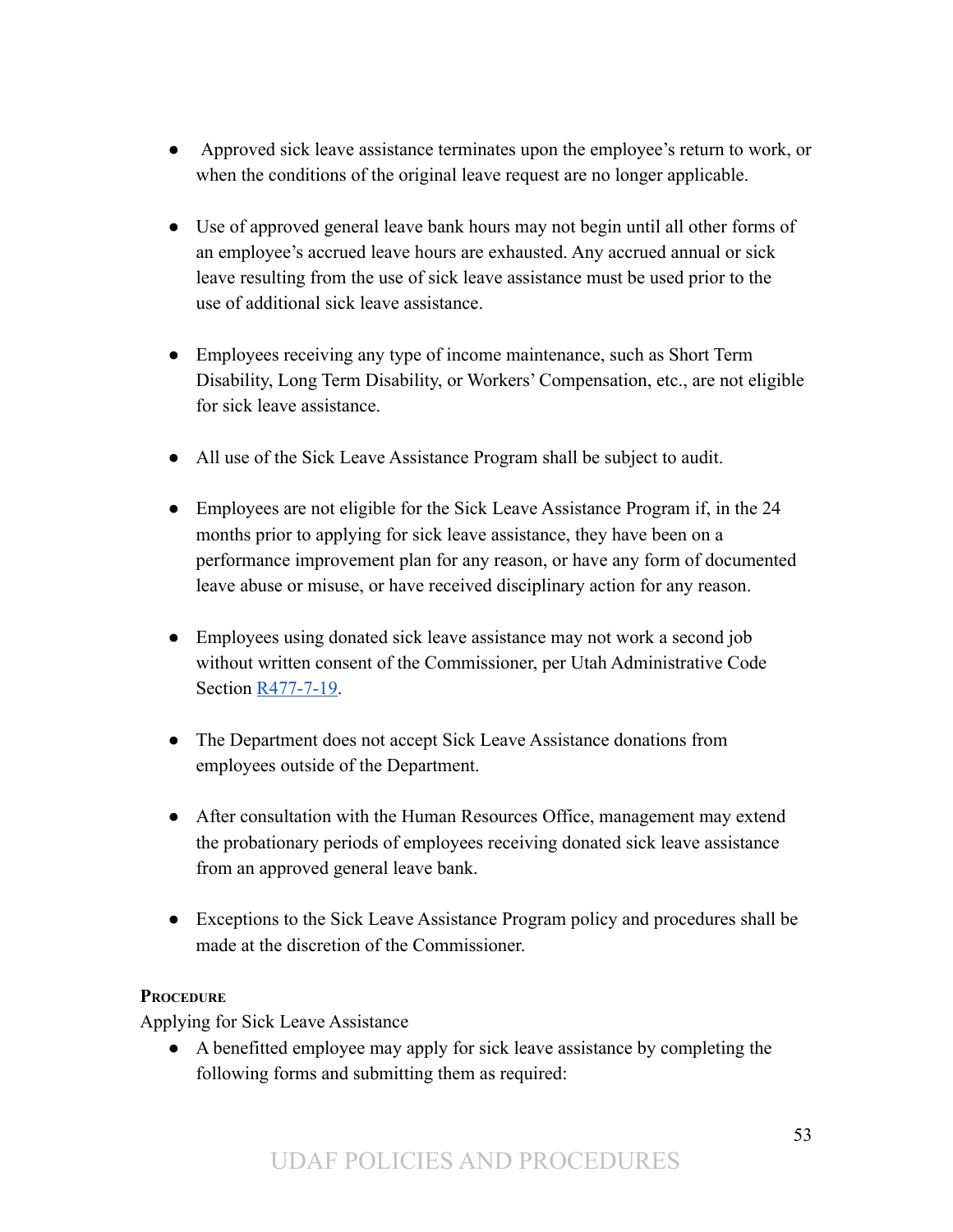- Approved sick leave assistance terminates upon the employee's return to work, or when the conditions of the original leave request are no longer applicable.

- Use of approved general leave bank hours may not begin until all other forms of an employee's accrued leave hours are exhausted. Any accrued annual or sick leave resulting from the use of sick leave assistance must be used prior to the use of additional sick leave assistance.

- Employees receiving any type of income maintenance, such as Short Term Disability, Long Term Disability, or Workers' Compensation, etc., are not eligible for sick leave assistance.

- All use of the Sick Leave Assistance Program shall be subject to audit.

- Employees are not eligible for the Sick Leave Assistance Program if, in the 24 months prior to applying for sick leave assistance, they have been on a performance improvement plan for any reason, or have any form of documented leave abuse or misuse, or have received disciplinary action for any reason.

- Employees using donated sick leave assistance may not work a second job without written consent of the Commissioner, per Utah Administrative Code Section [R477-7-19](R477-7-19).

- The Department does not accept Sick Leave Assistance donations from employees outside of the Department.

- After consultation with the Human Resources Office, management may extend the probationary periods of employees receiving donated sick leave assistance from an approved general leave bank.

- Exceptions to the Sick Leave Assistance Program policy and procedures shall be made at the discretion of the Commissioner.

**Procedure**

Applying for Sick Leave Assistance

- A benefitted employee may apply for sick leave assistance by completing the following forms and submitting them as required: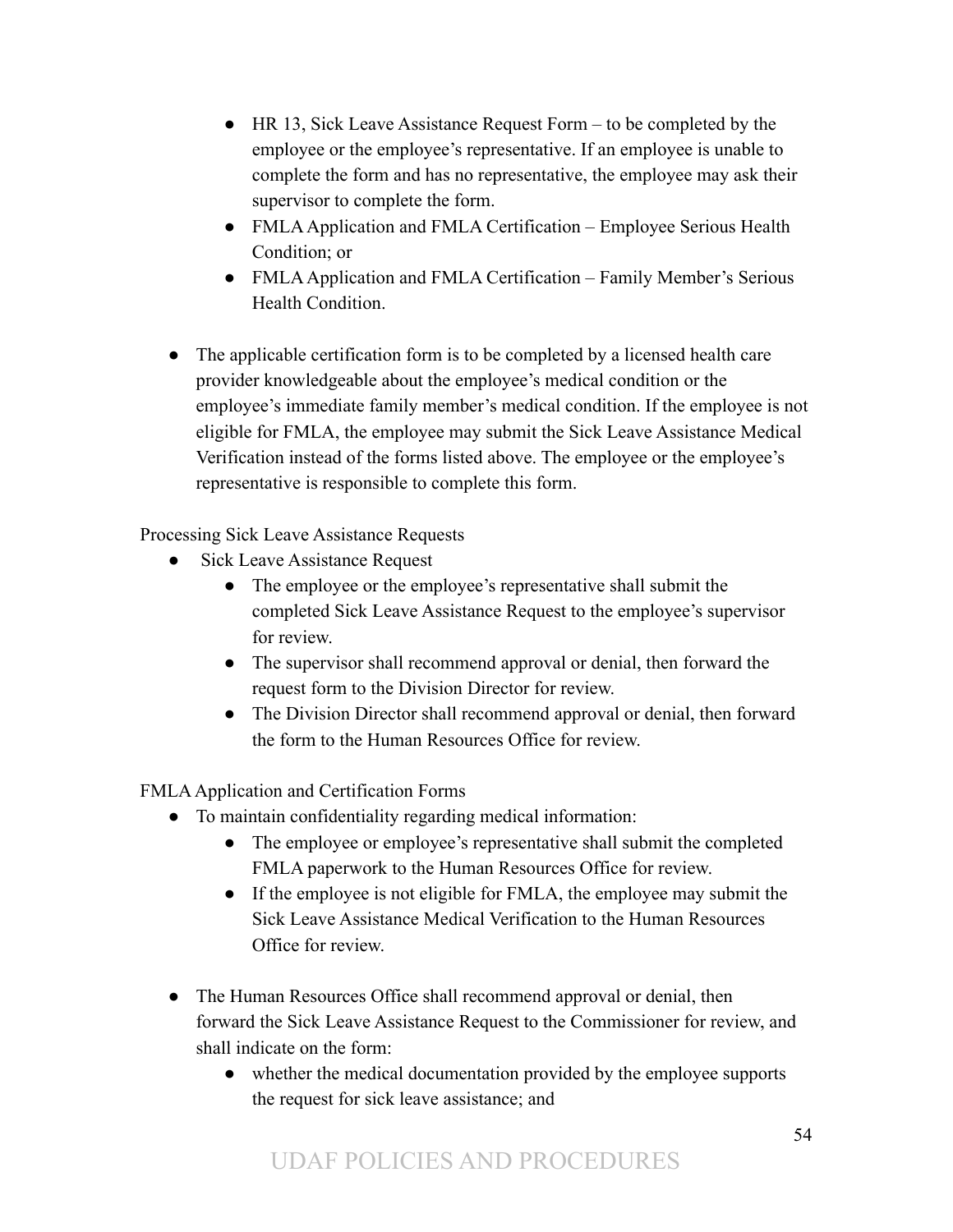- HR 13, Sick Leave Assistance Request Form – to be completed by the employee or the employee's representative. If an employee is unable to complete the form and has no representative, the employee may ask their supervisor to complete the form.
- FMLA Application and FMLA Certification – Employee Serious Health Condition; or
- FMLA Application and FMLA Certification – Family Member's Serious Health Condition.

- The applicable certification form is to be completed by a licensed health care provider knowledgeable about the employee's medical condition or the employee's immediate family member's medical condition. If the employee is not eligible for FMLA, the employee may submit the Sick Leave Assistance Medical Verification instead of the forms listed above. The employee or the employee's representative is responsible to complete this form.

Processing Sick Leave Assistance Requests

- Sick Leave Assistance Request
  - The employee or the employee's representative shall submit the completed Sick Leave Assistance Request to the employee's supervisor for review.
  - The supervisor shall recommend approval or denial, then forward the request form to the Division Director for review.
  - The Division Director shall recommend approval or denial, then forward the form to the Human Resources Office for review.

FMLA Application and Certification Forms

- To maintain confidentiality regarding medical information:
  - The employee or employee's representative shall submit the completed FMLA paperwork to the Human Resources Office for review.
  - If the employee is not eligible for FMLA, the employee may submit the Sick Leave Assistance Medical Verification to the Human Resources Office for review.

- The Human Resources Office shall recommend approval or denial, then forward the Sick Leave Assistance Request to the Commissioner for review, and shall indicate on the form:
  - whether the medical documentation provided by the employee supports the request for sick leave assistance; and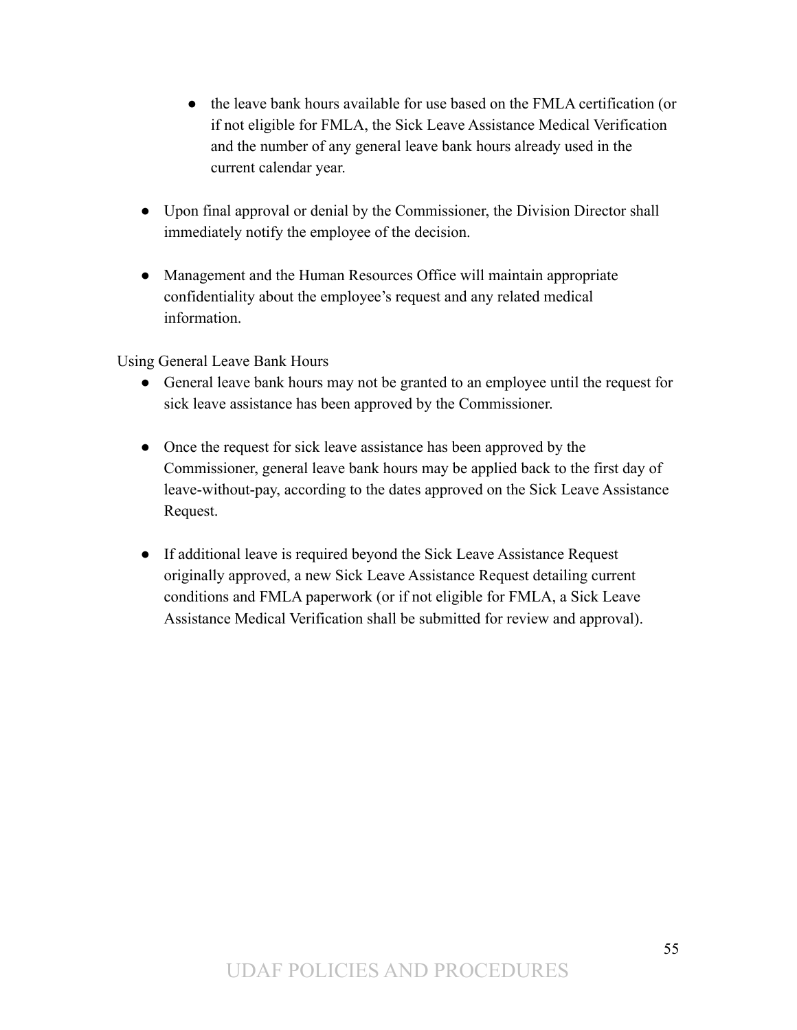- the leave bank hours available for use based on the FMLA certification (or if not eligible for FMLA, the Sick Leave Assistance Medical Verification and the number of any general leave bank hours already used in the current calendar year.

- Upon final approval or denial by the Commissioner, the Division Director shall immediately notify the employee of the decision.

- Management and the Human Resources Office will maintain appropriate confidentiality about the employee's request and any related medical information.

Using General Leave Bank Hours

- General leave bank hours may not be granted to an employee until the request for sick leave assistance has been approved by the Commissioner.

- Once the request for sick leave assistance has been approved by the Commissioner, general leave bank hours may be applied back to the first day of leave-without-pay, according to the dates approved on the Sick Leave Assistance Request.

- If additional leave is required beyond the Sick Leave Assistance Request originally approved, a new Sick Leave Assistance Request detailing current conditions and FMLA paperwork (or if not eligible for FMLA, a Sick Leave Assistance Medical Verification shall be submitted for review and approval).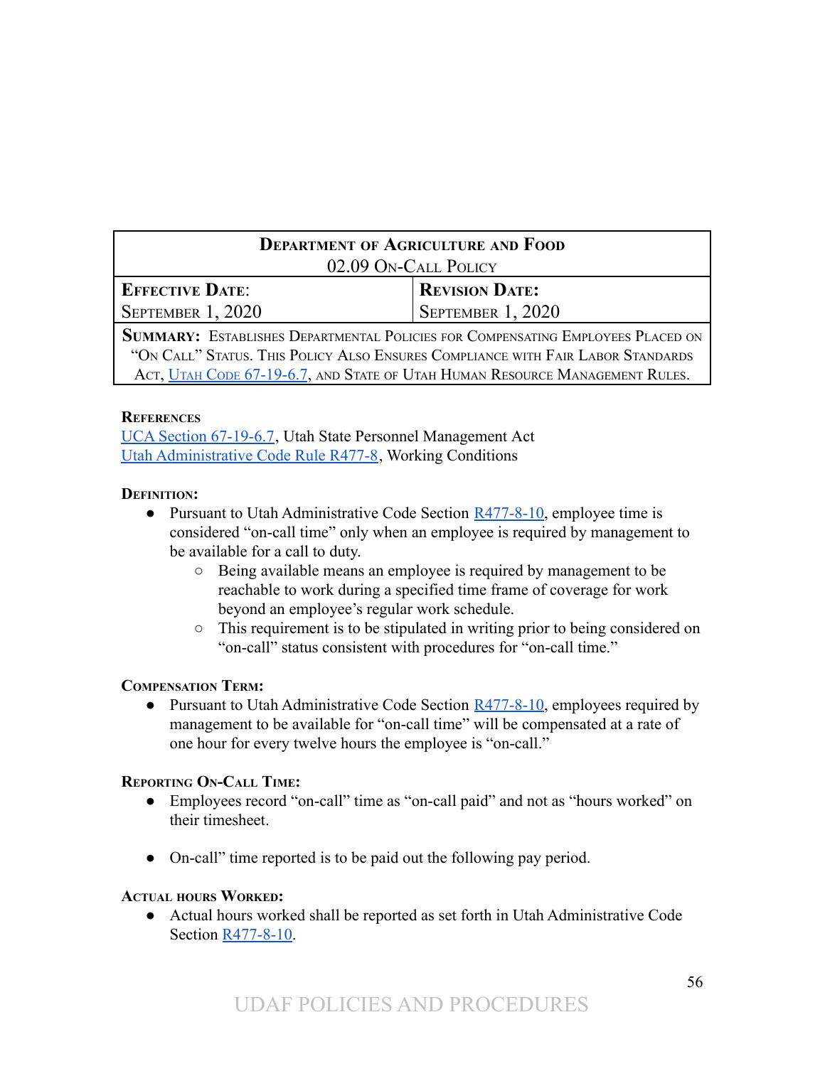| Department of Agriculture and Food<br>02.09 On-Call Policy | |
|---|---|
| **Effective Date:**<br>September 1, 2020 | **Revision Date:**<br>September 1, 2020 |
| **Summary:** Establishes Departmental Policies for Compensating Employees Placed on "On Call" Status. This Policy Also Ensures Compliance with Fair Labor Standards Act, Utah Code 67-19-6.7, and State of Utah Human Resource Management Rules. | |

**References**

UCA Section 67-19-6.7, Utah State Personnel Management Act
Utah Administrative Code Rule R477-8, Working Conditions

**Definition:**

- Pursuant to Utah Administrative Code Section R477-8-10, employee time is considered "on-call time" only when an employee is required by management to be available for a call to duty.
  - Being available means an employee is required by management to be reachable to work during a specified time frame of coverage for work beyond an employee's regular work schedule.
  - This requirement is to be stipulated in writing prior to being considered on "on-call" status consistent with procedures for "on-call time."

**Compensation Term:**

- Pursuant to Utah Administrative Code Section R477-8-10, employees required by management to be available for "on-call time" will be compensated at a rate of one hour for every twelve hours the employee is "on-call."

**Reporting On-Call Time:**

- Employees record "on-call" time as "on-call paid" and not as "hours worked" on their timesheet.

- On-call" time reported is to be paid out the following pay period.

**Actual hours Worked:**

- Actual hours worked shall be reported as set forth in Utah Administrative Code Section R477-8-10.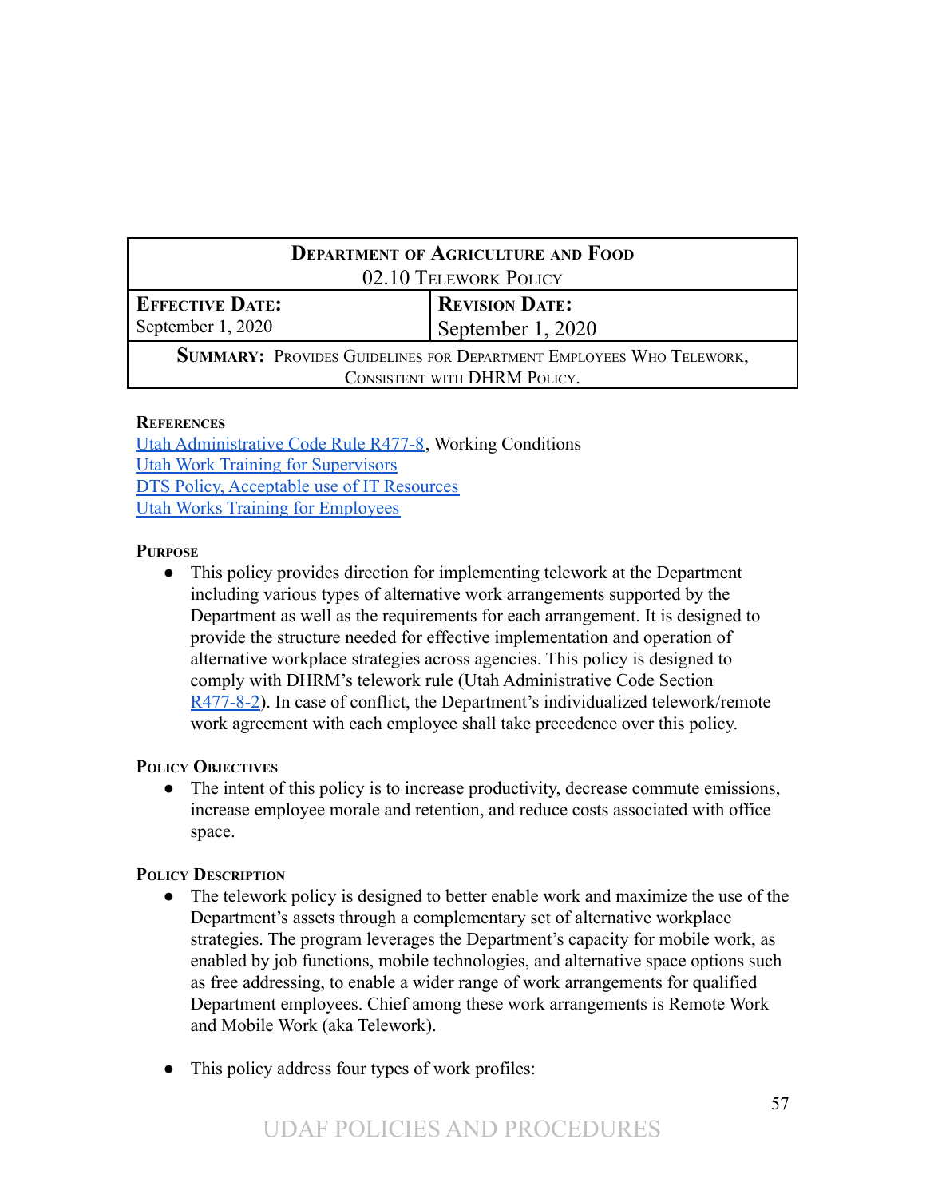| **Department of Agriculture and Food**<br>02.10 Telework Policy | |
|---|---|
| **Effective Date:**<br>September 1, 2020 | **Revision Date:**<br>September 1, 2020 |
| **Summary:** Provides Guidelines for Department Employees Who Telework, Consistent with DHRM Policy. | |

**References**

Utah Administrative Code Rule R477-8, Working Conditions
Utah Work Training for Supervisors
DTS Policy, Acceptable use of IT Resources
Utah Works Training for Employees

**Purpose**

- This policy provides direction for implementing telework at the Department including various types of alternative work arrangements supported by the Department as well as the requirements for each arrangement. It is designed to provide the structure needed for effective implementation and operation of alternative workplace strategies across agencies. This policy is designed to comply with DHRM's telework rule (Utah Administrative Code Section R477-8-2). In case of conflict, the Department's individualized telework/remote work agreement with each employee shall take precedence over this policy.

**Policy Objectives**

- The intent of this policy is to increase productivity, decrease commute emissions, increase employee morale and retention, and reduce costs associated with office space.

**Policy Description**

- The telework policy is designed to better enable work and maximize the use of the Department's assets through a complementary set of alternative workplace strategies. The program leverages the Department's capacity for mobile work, as enabled by job functions, mobile technologies, and alternative space options such as free addressing, to enable a wider range of work arrangements for qualified Department employees. Chief among these work arrangements is Remote Work and Mobile Work (aka Telework).

- This policy address four types of work profiles: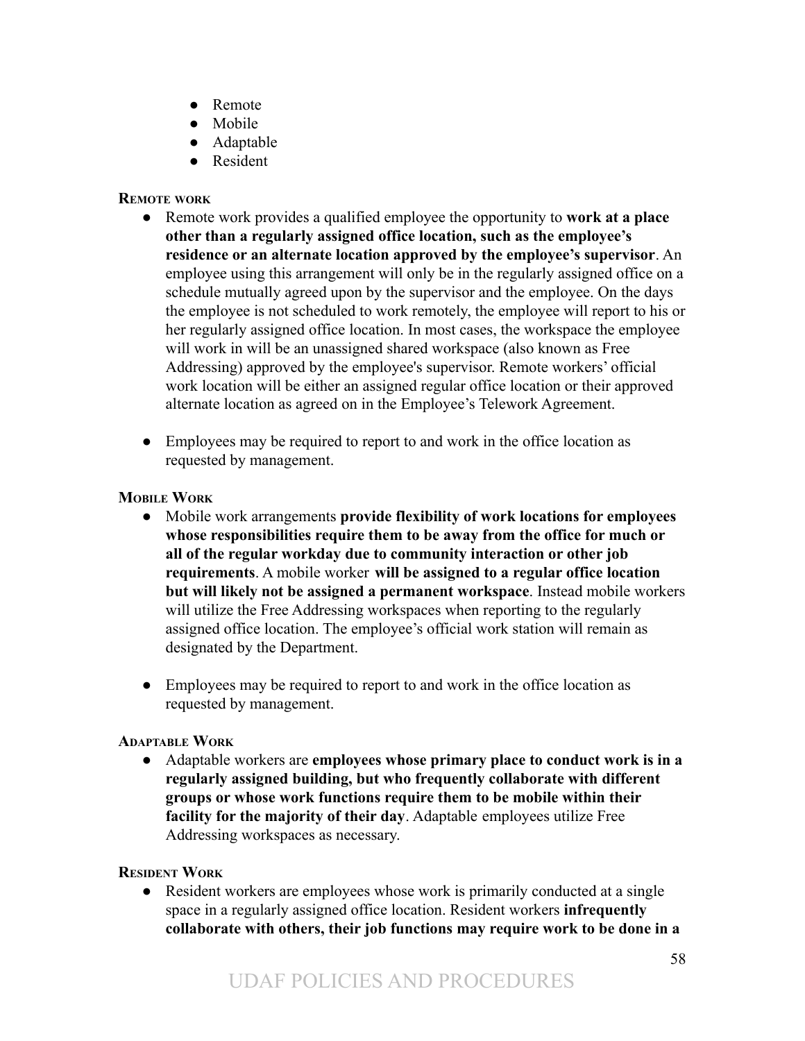- Remote
- Mobile
- Adaptable
- Resident

#### Remote work

- Remote work provides a qualified employee the opportunity to **work at a place other than a regularly assigned office location, such as the employee's residence or an alternate location approved by the employee's supervisor**. An employee using this arrangement will only be in the regularly assigned office on a schedule mutually agreed upon by the supervisor and the employee. On the days the employee is not scheduled to work remotely, the employee will report to his or her regularly assigned office location. In most cases, the workspace the employee will work in will be an unassigned shared workspace (also known as Free Addressing) approved by the employee's supervisor. Remote workers' official work location will be either an assigned regular office location or their approved alternate location as agreed on in the Employee's Telework Agreement.

- Employees may be required to report to and work in the office location as requested by management.

#### Mobile Work

- Mobile work arrangements **provide flexibility of work locations for employees whose responsibilities require them to be away from the office for much or all of the regular workday due to community interaction or other job requirements**. A mobile worker **will be assigned to a regular office location but will likely not be assigned a permanent workspace**. Instead mobile workers will utilize the Free Addressing workspaces when reporting to the regularly assigned office location. The employee's official work station will remain as designated by the Department.

- Employees may be required to report to and work in the office location as requested by management.

#### Adaptable Work

- Adaptable workers are **employees whose primary place to conduct work is in a regularly assigned building, but who frequently collaborate with different groups or whose work functions require them to be mobile within their facility for the majority of their day**. Adaptable employees utilize Free Addressing workspaces as necessary.

#### Resident Work

- Resident workers are employees whose work is primarily conducted at a single space in a regularly assigned office location. Resident workers **infrequently collaborate with others, their job functions may require work to be done in a**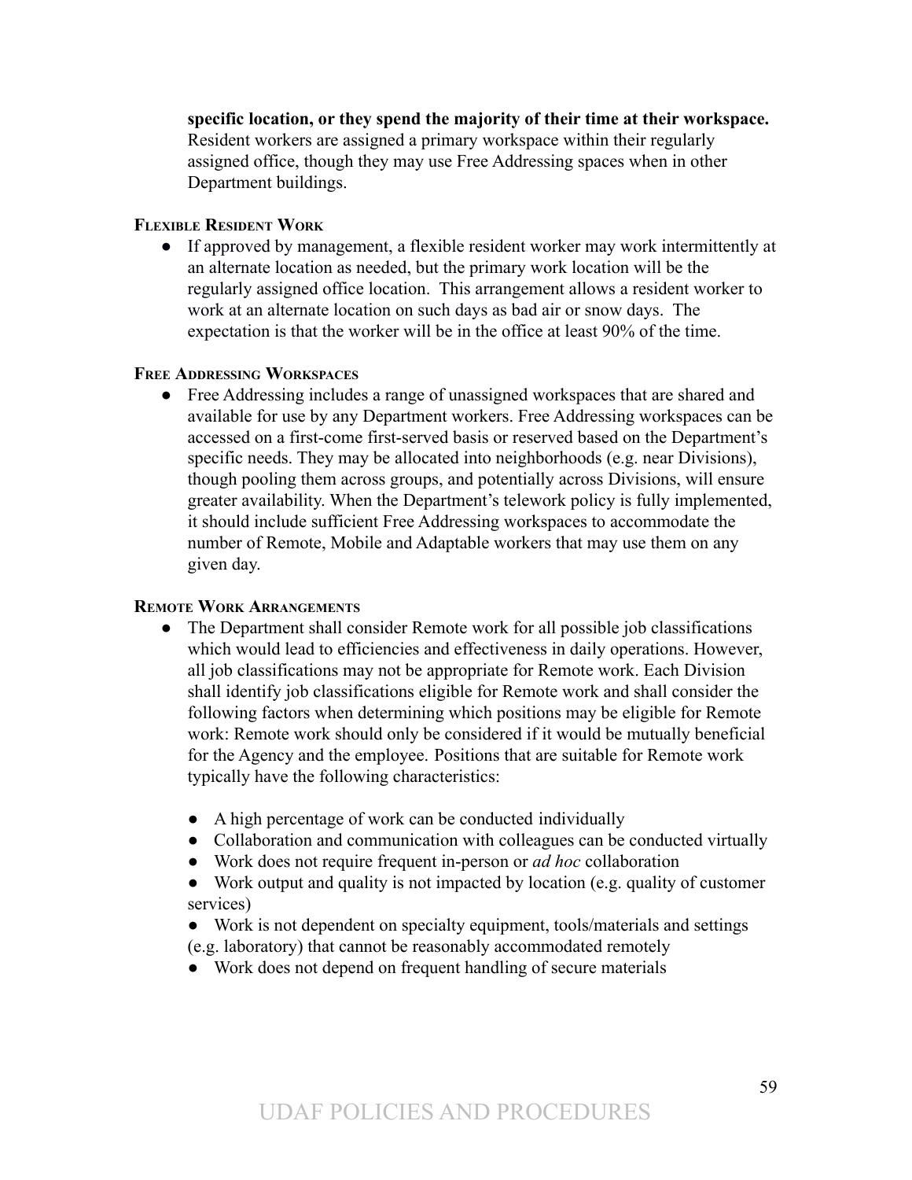**specific location, or they spend the majority of their time at their workspace.** Resident workers are assigned a primary workspace within their regularly assigned office, though they may use Free Addressing spaces when in other Department buildings.

#### Flexible Resident Work

- If approved by management, a flexible resident worker may work intermittently at an alternate location as needed, but the primary work location will be the regularly assigned office location. This arrangement allows a resident worker to work at an alternate location on such days as bad air or snow days. The expectation is that the worker will be in the office at least 90% of the time.

#### Free Addressing Workspaces

- Free Addressing includes a range of unassigned workspaces that are shared and available for use by any Department workers. Free Addressing workspaces can be accessed on a first-come first-served basis or reserved based on the Department's specific needs. They may be allocated into neighborhoods (e.g. near Divisions), though pooling them across groups, and potentially across Divisions, will ensure greater availability. When the Department's telework policy is fully implemented, it should include sufficient Free Addressing workspaces to accommodate the number of Remote, Mobile and Adaptable workers that may use them on any given day.

#### Remote Work Arrangements

- The Department shall consider Remote work for all possible job classifications which would lead to efficiencies and effectiveness in daily operations. However, all job classifications may not be appropriate for Remote work. Each Division shall identify job classifications eligible for Remote work and shall consider the following factors when determining which positions may be eligible for Remote work: Remote work should only be considered if it would be mutually beneficial for the Agency and the employee. Positions that are suitable for Remote work typically have the following characteristics:

    - A high percentage of work can be conducted individually
    - Collaboration and communication with colleagues can be conducted virtually
    - Work does not require frequent in-person or *ad hoc* collaboration
    - Work output and quality is not impacted by location (e.g. quality of customer services)
    - Work is not dependent on specialty equipment, tools/materials and settings (e.g. laboratory) that cannot be reasonably accommodated remotely
    - Work does not depend on frequent handling of secure materials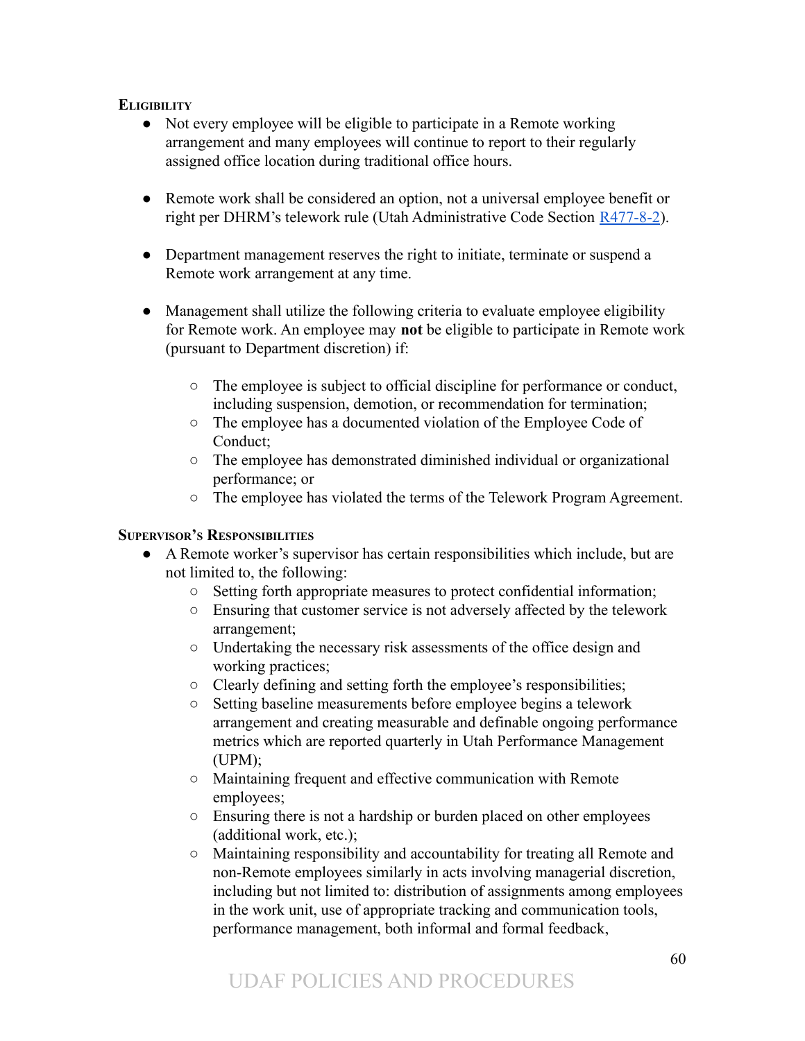### Eligibility

- Not every employee will be eligible to participate in a Remote working arrangement and many employees will continue to report to their regularly assigned office location during traditional office hours.

- Remote work shall be considered an option, not a universal employee benefit or right per DHRM's telework rule (Utah Administrative Code Section R477-8-2).

- Department management reserves the right to initiate, terminate or suspend a Remote work arrangement at any time.

- Management shall utilize the following criteria to evaluate employee eligibility for Remote work. An employee may **not** be eligible to participate in Remote work (pursuant to Department discretion) if:

  - The employee is subject to official discipline for performance or conduct, including suspension, demotion, or recommendation for termination;
  - The employee has a documented violation of the Employee Code of Conduct;
  - The employee has demonstrated diminished individual or organizational performance; or
  - The employee has violated the terms of the Telework Program Agreement.

### Supervisor's Responsibilities

- A Remote worker's supervisor has certain responsibilities which include, but are not limited to, the following:
  - Setting forth appropriate measures to protect confidential information;
  - Ensuring that customer service is not adversely affected by the telework arrangement;
  - Undertaking the necessary risk assessments of the office design and working practices;
  - Clearly defining and setting forth the employee's responsibilities;
  - Setting baseline measurements before employee begins a telework arrangement and creating measurable and definable ongoing performance metrics which are reported quarterly in Utah Performance Management (UPM);
  - Maintaining frequent and effective communication with Remote employees;
  - Ensuring there is not a hardship or burden placed on other employees (additional work, etc.);
  - Maintaining responsibility and accountability for treating all Remote and non-Remote employees similarly in acts involving managerial discretion, including but not limited to: distribution of assignments among employees in the work unit, use of appropriate tracking and communication tools, performance management, both informal and formal feedback,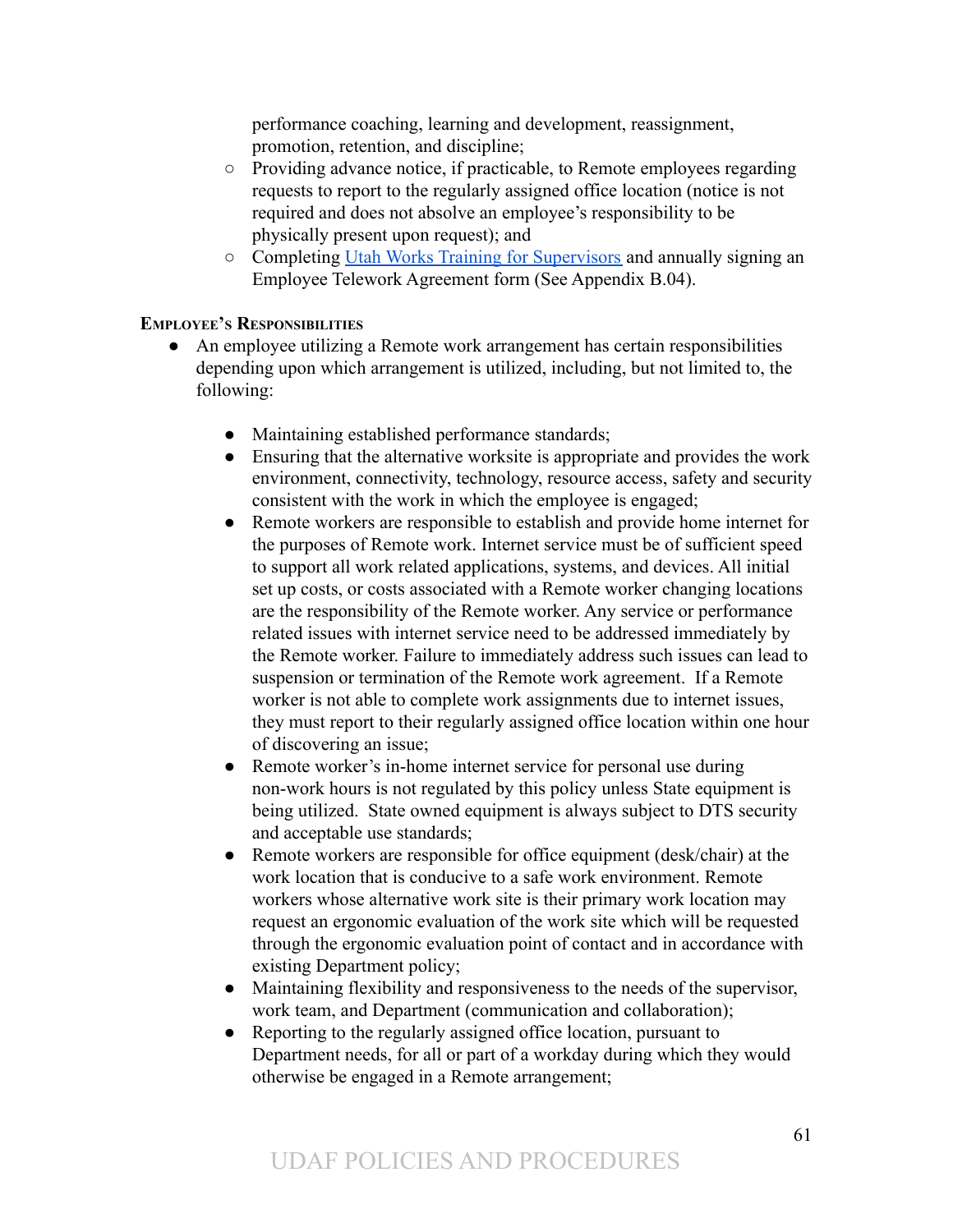performance coaching, learning and development, reassignment, promotion, retention, and discipline;

  - Providing advance notice, if practicable, to Remote employees regarding requests to report to the regularly assigned office location (notice is not required and does not absolve an employee's responsibility to be physically present upon request); and
  - Completing [Utah Works Training for Supervisors](#) and annually signing an Employee Telework Agreement form (See Appendix B.04).

**EMPLOYEE'S RESPONSIBILITIES**

- An employee utilizing a Remote work arrangement has certain responsibilities depending upon which arrangement is utilized, including, but not limited to, the following:

  - Maintaining established performance standards;
  - Ensuring that the alternative worksite is appropriate and provides the work environment, connectivity, technology, resource access, safety and security consistent with the work in which the employee is engaged;
  - Remote workers are responsible to establish and provide home internet for the purposes of Remote work. Internet service must be of sufficient speed to support all work related applications, systems, and devices. All initial set up costs, or costs associated with a Remote worker changing locations are the responsibility of the Remote worker. Any service or performance related issues with internet service need to be addressed immediately by the Remote worker. Failure to immediately address such issues can lead to suspension or termination of the Remote work agreement. If a Remote worker is not able to complete work assignments due to internet issues, they must report to their regularly assigned office location within one hour of discovering an issue;
  - Remote worker's in-home internet service for personal use during non-work hours is not regulated by this policy unless State equipment is being utilized. State owned equipment is always subject to DTS security and acceptable use standards;
  - Remote workers are responsible for office equipment (desk/chair) at the work location that is conducive to a safe work environment. Remote workers whose alternative work site is their primary work location may request an ergonomic evaluation of the work site which will be requested through the ergonomic evaluation point of contact and in accordance with existing Department policy;
  - Maintaining flexibility and responsiveness to the needs of the supervisor, work team, and Department (communication and collaboration);
  - Reporting to the regularly assigned office location, pursuant to Department needs, for all or part of a workday during which they would otherwise be engaged in a Remote arrangement;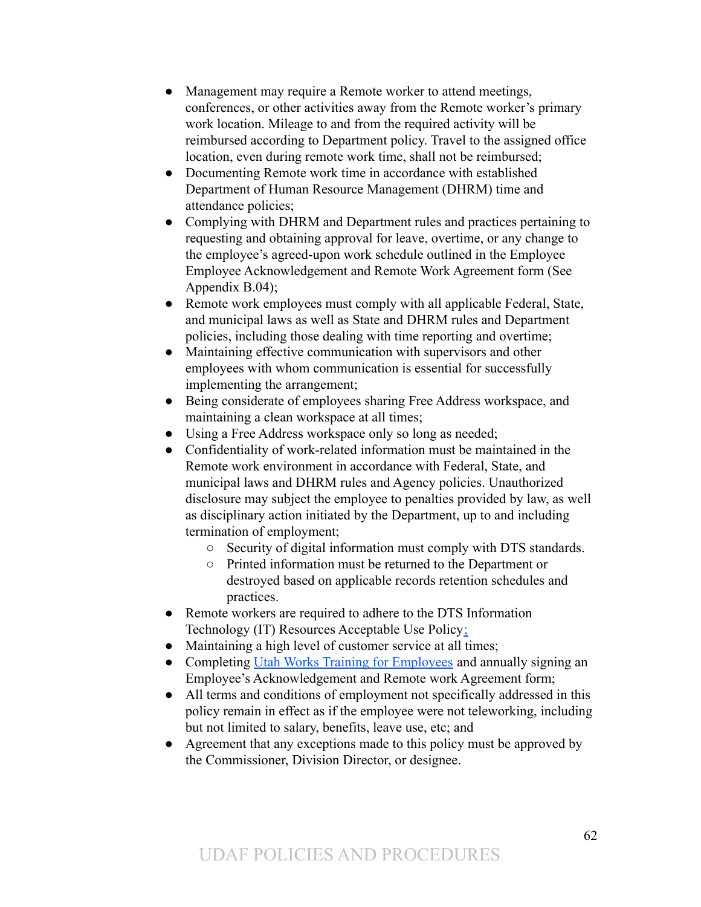- Management may require a Remote worker to attend meetings, conferences, or other activities away from the Remote worker's primary work location. Mileage to and from the required activity will be reimbursed according to Department policy. Travel to the assigned office location, even during remote work time, shall not be reimbursed;
- Documenting Remote work time in accordance with established Department of Human Resource Management (DHRM) time and attendance policies;
- Complying with DHRM and Department rules and practices pertaining to requesting and obtaining approval for leave, overtime, or any change to the employee's agreed-upon work schedule outlined in the Employee Employee Acknowledgement and Remote Work Agreement form (See Appendix B.04);
- Remote work employees must comply with all applicable Federal, State, and municipal laws as well as State and DHRM rules and Department policies, including those dealing with time reporting and overtime;
- Maintaining effective communication with supervisors and other employees with whom communication is essential for successfully implementing the arrangement;
- Being considerate of employees sharing Free Address workspace, and maintaining a clean workspace at all times;
- Using a Free Address workspace only so long as needed;
- Confidentiality of work-related information must be maintained in the Remote work environment in accordance with Federal, State, and municipal laws and DHRM rules and Agency policies. Unauthorized disclosure may subject the employee to penalties provided by law, as well as disciplinary action initiated by the Department, up to and including termination of employment;
  - Security of digital information must comply with DTS standards.
  - Printed information must be returned to the Department or destroyed based on applicable records retention schedules and practices.
- Remote workers are required to adhere to the DTS Information Technology (IT) Resources Acceptable Use Policy;
- Maintaining a high level of customer service at all times;
- Completing Utah Works Training for Employees and annually signing an Employee's Acknowledgement and Remote work Agreement form;
- All terms and conditions of employment not specifically addressed in this policy remain in effect as if the employee were not teleworking, including but not limited to salary, benefits, leave use, etc; and
- Agreement that any exceptions made to this policy must be approved by the Commissioner, Division Director, or designee.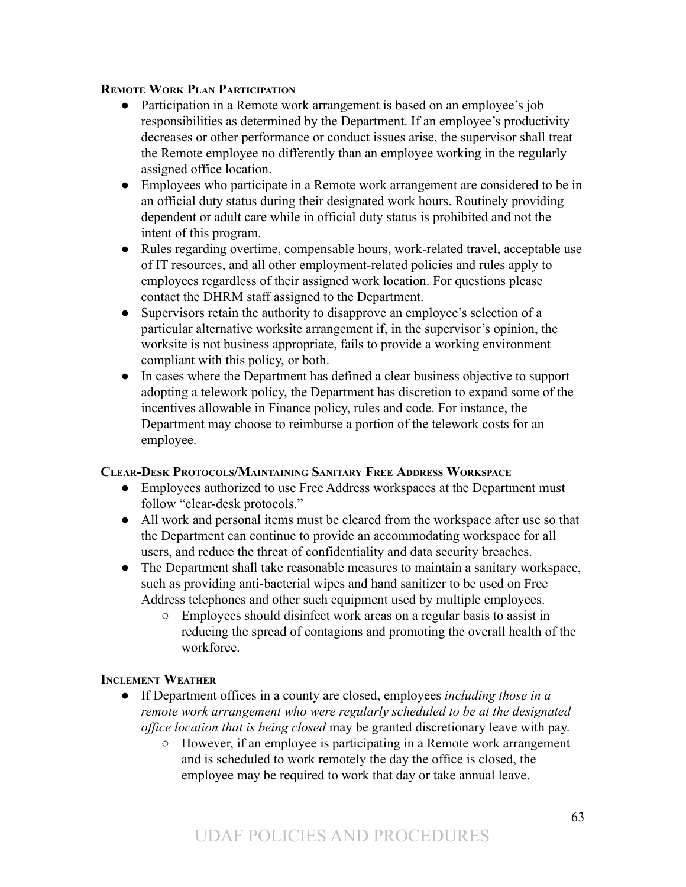### Remote Work Plan Participation

- Participation in a Remote work arrangement is based on an employee's job responsibilities as determined by the Department. If an employee's productivity decreases or other performance or conduct issues arise, the supervisor shall treat the Remote employee no differently than an employee working in the regularly assigned office location.
- Employees who participate in a Remote work arrangement are considered to be in an official duty status during their designated work hours. Routinely providing dependent or adult care while in official duty status is prohibited and not the intent of this program.
- Rules regarding overtime, compensable hours, work-related travel, acceptable use of IT resources, and all other employment-related policies and rules apply to employees regardless of their assigned work location. For questions please contact the DHRM staff assigned to the Department.
- Supervisors retain the authority to disapprove an employee's selection of a particular alternative worksite arrangement if, in the supervisor's opinion, the worksite is not business appropriate, fails to provide a working environment compliant with this policy, or both.
- In cases where the Department has defined a clear business objective to support adopting a telework policy, the Department has discretion to expand some of the incentives allowable in Finance policy, rules and code. For instance, the Department may choose to reimburse a portion of the telework costs for an employee.

### Clear-Desk Protocols/Maintaining Sanitary Free Address Workspace

- Employees authorized to use Free Address workspaces at the Department must follow "clear-desk protocols."
- All work and personal items must be cleared from the workspace after use so that the Department can continue to provide an accommodating workspace for all users, and reduce the threat of confidentiality and data security breaches.
- The Department shall take reasonable measures to maintain a sanitary workspace, such as providing anti-bacterial wipes and hand sanitizer to be used on Free Address telephones and other such equipment used by multiple employees.
  - Employees should disinfect work areas on a regular basis to assist in reducing the spread of contagions and promoting the overall health of the workforce.

### Inclement Weather

- If Department offices in a county are closed, employees *including those in a remote work arrangement who were regularly scheduled to be at the designated office location that is being closed* may be granted discretionary leave with pay.
  - However, if an employee is participating in a Remote work arrangement and is scheduled to work remotely the day the office is closed, the employee may be required to work that day or take annual leave.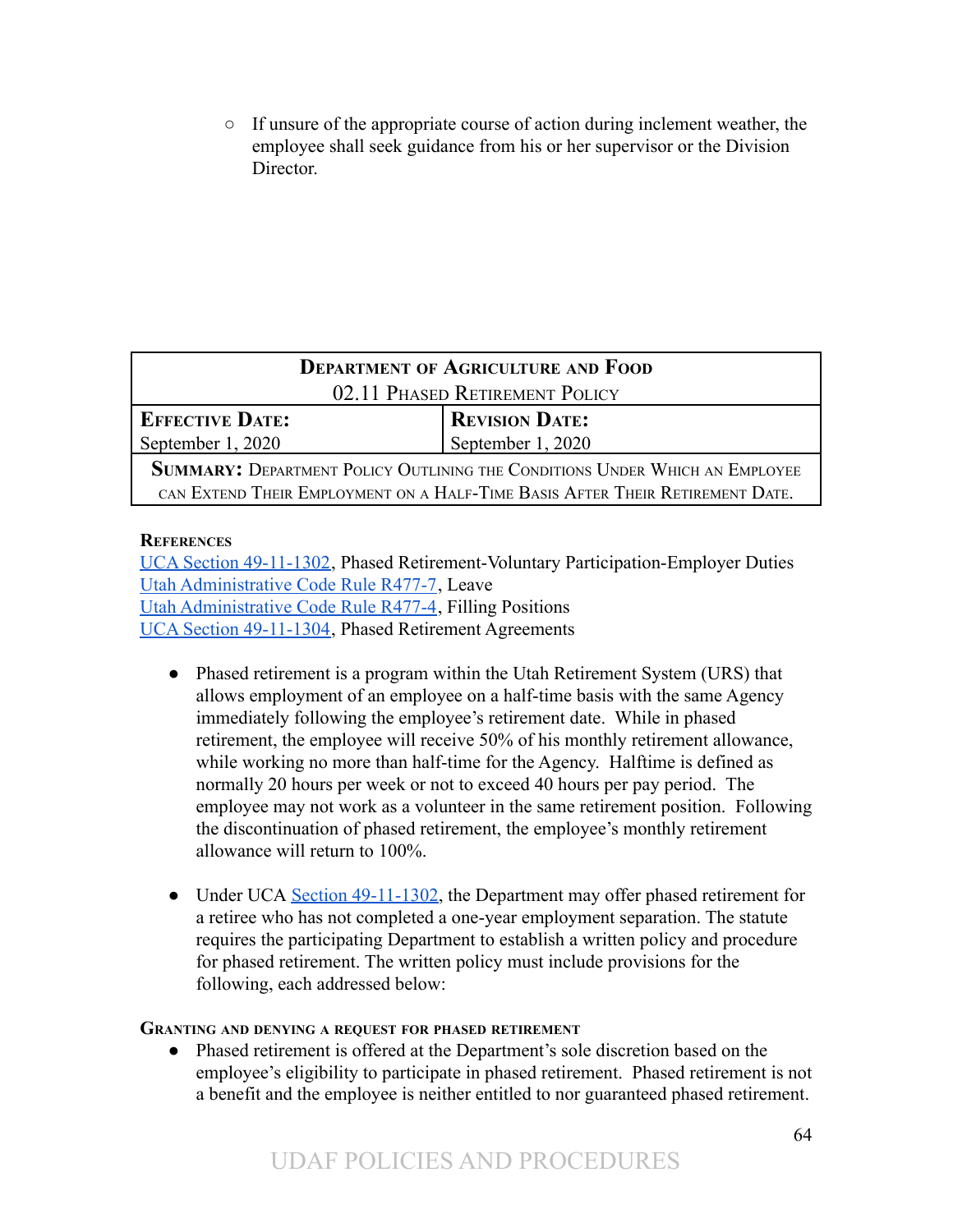- If unsure of the appropriate course of action during inclement weather, the employee shall seek guidance from his or her supervisor or the Division Director.

| Department of Agriculture and Food<br>02.11 Phased Retirement Policy | |
|---|---|
| **Effective Date:**<br>September 1, 2020 | **Revision Date:**<br>September 1, 2020 |
| **Summary:** Department Policy Outlining the Conditions Under Which an Employee can Extend Their Employment on a Half-Time Basis After Their Retirement Date. | |

**References**

UCA Section 49-11-1302, Phased Retirement-Voluntary Participation-Employer Duties
Utah Administrative Code Rule R477-7, Leave
Utah Administrative Code Rule R477-4, Filling Positions
UCA Section 49-11-1304, Phased Retirement Agreements

- Phased retirement is a program within the Utah Retirement System (URS) that allows employment of an employee on a half-time basis with the same Agency immediately following the employee's retirement date. While in phased retirement, the employee will receive 50% of his monthly retirement allowance, while working no more than half-time for the Agency. Halftime is defined as normally 20 hours per week or not to exceed 40 hours per pay period. The employee may not work as a volunteer in the same retirement position. Following the discontinuation of phased retirement, the employee's monthly retirement allowance will return to 100%.

- Under UCA Section 49-11-1302, the Department may offer phased retirement for a retiree who has not completed a one-year employment separation. The statute requires the participating Department to establish a written policy and procedure for phased retirement. The written policy must include provisions for the following, each addressed below:

**Granting and denying a request for phased retirement**

- Phased retirement is offered at the Department's sole discretion based on the employee's eligibility to participate in phased retirement. Phased retirement is not a benefit and the employee is neither entitled to nor guaranteed phased retirement.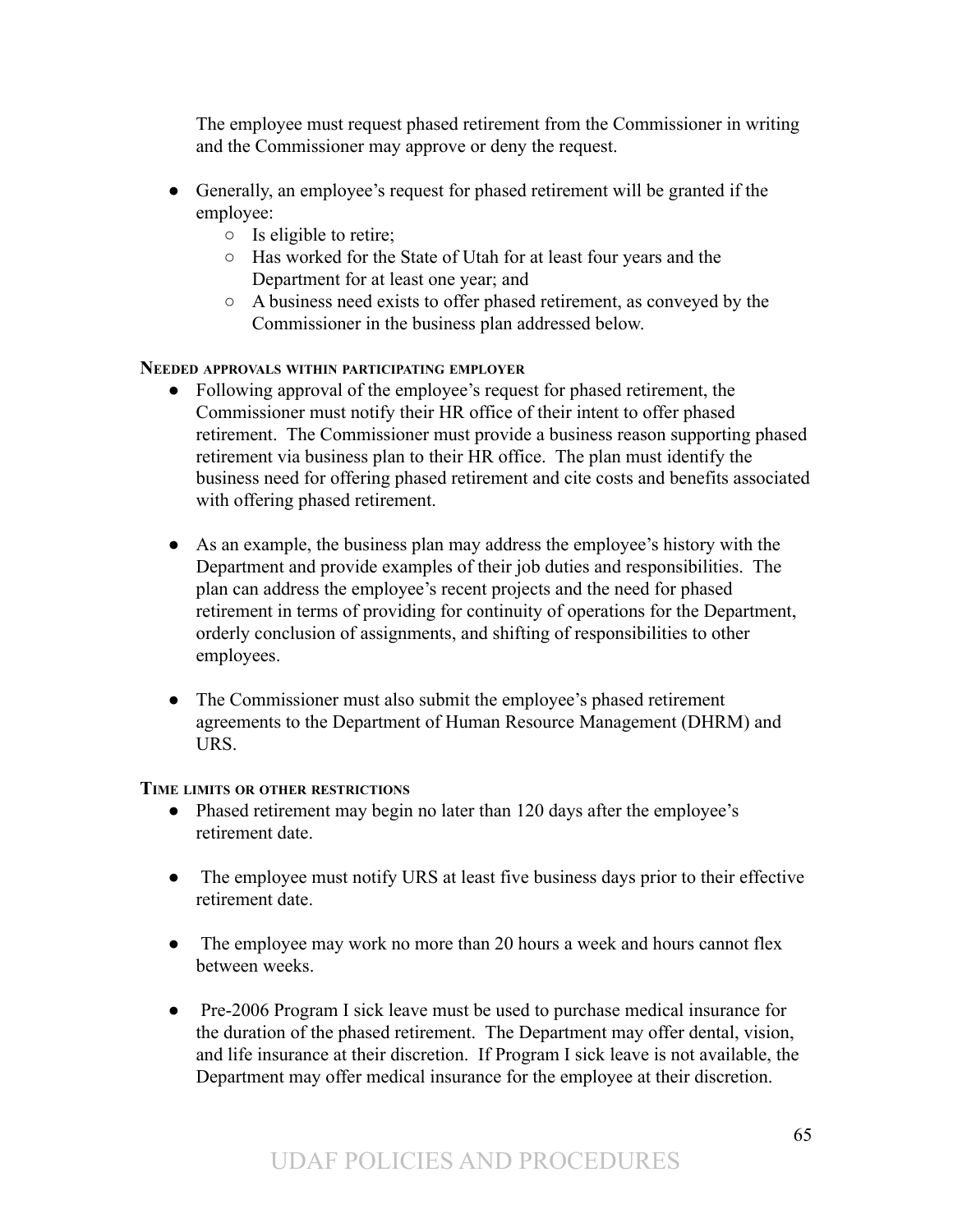The employee must request phased retirement from the Commissioner in writing and the Commissioner may approve or deny the request.

- Generally, an employee's request for phased retirement will be granted if the employee:
  - Is eligible to retire;
  - Has worked for the State of Utah for at least four years and the Department for at least one year; and
  - A business need exists to offer phased retirement, as conveyed by the Commissioner in the business plan addressed below.

#### Needed approvals within participating employer

- Following approval of the employee's request for phased retirement, the Commissioner must notify their HR office of their intent to offer phased retirement. The Commissioner must provide a business reason supporting phased retirement via business plan to their HR office. The plan must identify the business need for offering phased retirement and cite costs and benefits associated with offering phased retirement.

- As an example, the business plan may address the employee's history with the Department and provide examples of their job duties and responsibilities. The plan can address the employee's recent projects and the need for phased retirement in terms of providing for continuity of operations for the Department, orderly conclusion of assignments, and shifting of responsibilities to other employees.

- The Commissioner must also submit the employee's phased retirement agreements to the Department of Human Resource Management (DHRM) and URS.

#### Time limits or other restrictions

- Phased retirement may begin no later than 120 days after the employee's retirement date.

- The employee must notify URS at least five business days prior to their effective retirement date.

- The employee may work no more than 20 hours a week and hours cannot flex between weeks.

- Pre-2006 Program I sick leave must be used to purchase medical insurance for the duration of the phased retirement. The Department may offer dental, vision, and life insurance at their discretion. If Program I sick leave is not available, the Department may offer medical insurance for the employee at their discretion.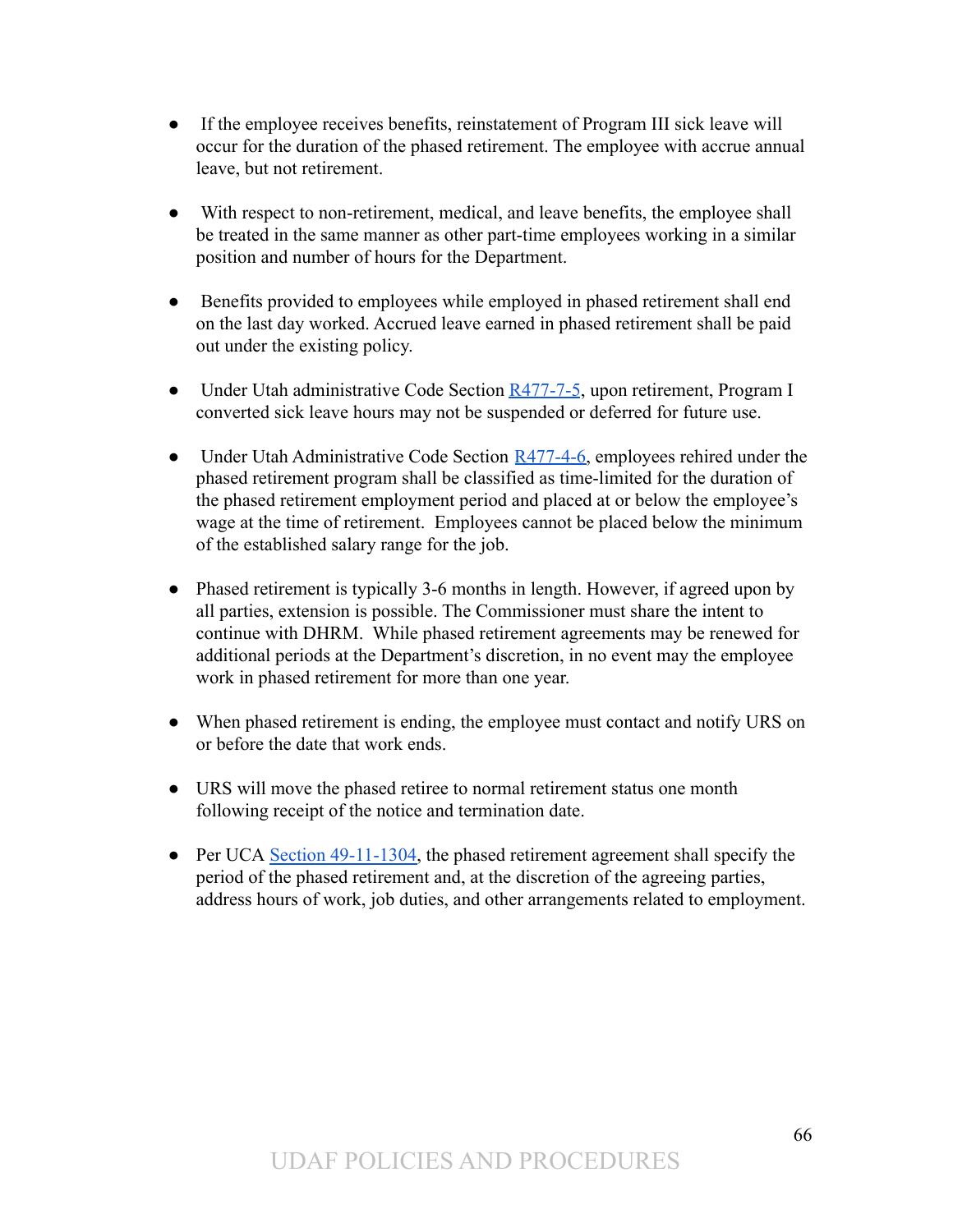- If the employee receives benefits, reinstatement of Program III sick leave will occur for the duration of the phased retirement. The employee with accrue annual leave, but not retirement.

- With respect to non-retirement, medical, and leave benefits, the employee shall be treated in the same manner as other part-time employees working in a similar position and number of hours for the Department.

- Benefits provided to employees while employed in phased retirement shall end on the last day worked. Accrued leave earned in phased retirement shall be paid out under the existing policy.

- Under Utah administrative Code Section [R477-7-5](), upon retirement, Program I converted sick leave hours may not be suspended or deferred for future use.

- Under Utah Administrative Code Section [R477-4-6](), employees rehired under the phased retirement program shall be classified as time-limited for the duration of the phased retirement employment period and placed at or below the employee's wage at the time of retirement. Employees cannot be placed below the minimum of the established salary range for the job.

- Phased retirement is typically 3-6 months in length. However, if agreed upon by all parties, extension is possible. The Commissioner must share the intent to continue with DHRM. While phased retirement agreements may be renewed for additional periods at the Department's discretion, in no event may the employee work in phased retirement for more than one year.

- When phased retirement is ending, the employee must contact and notify URS on or before the date that work ends.

- URS will move the phased retiree to normal retirement status one month following receipt of the notice and termination date.

- Per UCA [Section 49-11-1304](), the phased retirement agreement shall specify the period of the phased retirement and, at the discretion of the agreeing parties, address hours of work, job duties, and other arrangements related to employment.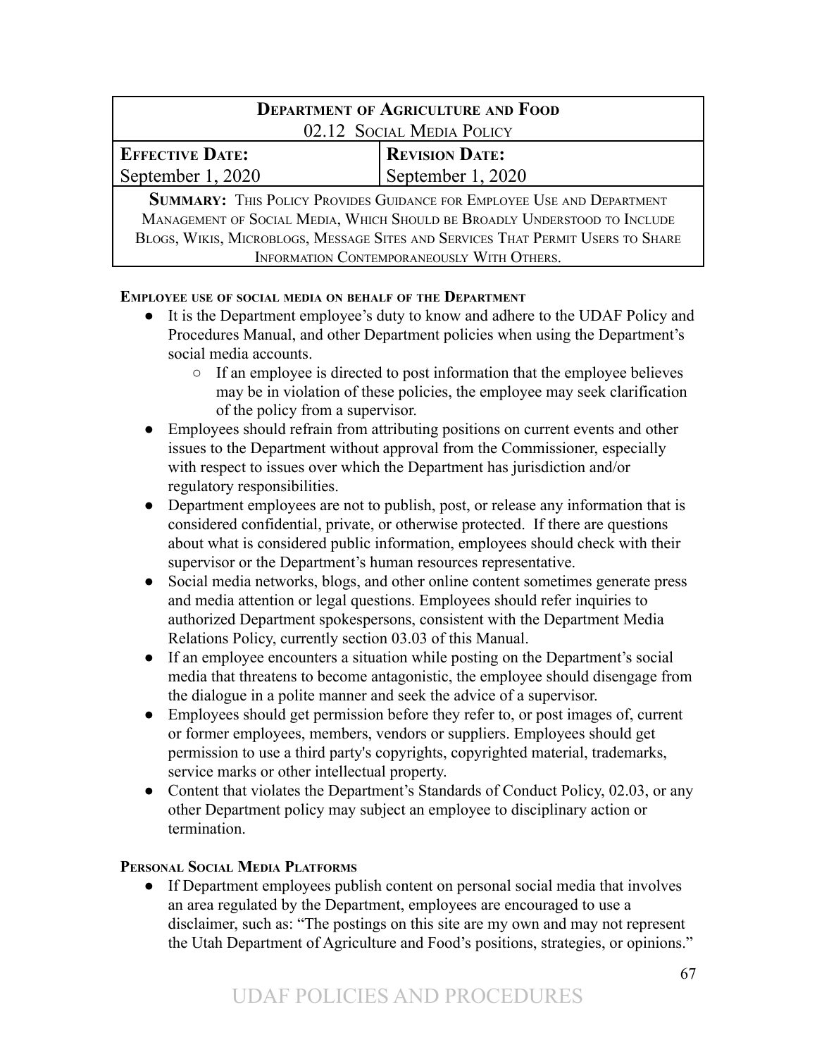| **Department of Agriculture and Food** 02.12 Social Media Policy | |
|---|---|
| **Effective Date:** September 1, 2020 | **Revision Date:** September 1, 2020 |
| **Summary:** This Policy Provides Guidance for Employee Use and Department Management of Social Media, Which Should be Broadly Understood to Include Blogs, Wikis, Microblogs, Message Sites and Services That Permit Users to Share Information Contemporaneously With Others. | |

**Employee use of social media on behalf of the Department**

- It is the Department employee's duty to know and adhere to the UDAF Policy and Procedures Manual, and other Department policies when using the Department's social media accounts.
  - If an employee is directed to post information that the employee believes may be in violation of these policies, the employee may seek clarification of the policy from a supervisor.
- Employees should refrain from attributing positions on current events and other issues to the Department without approval from the Commissioner, especially with respect to issues over which the Department has jurisdiction and/or regulatory responsibilities.
- Department employees are not to publish, post, or release any information that is considered confidential, private, or otherwise protected. If there are questions about what is considered public information, employees should check with their supervisor or the Department's human resources representative.
- Social media networks, blogs, and other online content sometimes generate press and media attention or legal questions. Employees should refer inquiries to authorized Department spokespersons, consistent with the Department Media Relations Policy, currently section 03.03 of this Manual.
- If an employee encounters a situation while posting on the Department's social media that threatens to become antagonistic, the employee should disengage from the dialogue in a polite manner and seek the advice of a supervisor.
- Employees should get permission before they refer to, or post images of, current or former employees, members, vendors or suppliers. Employees should get permission to use a third party's copyrights, copyrighted material, trademarks, service marks or other intellectual property.
- Content that violates the Department's Standards of Conduct Policy, 02.03, or any other Department policy may subject an employee to disciplinary action or termination.

**Personal Social Media Platforms**

- If Department employees publish content on personal social media that involves an area regulated by the Department, employees are encouraged to use a disclaimer, such as: "The postings on this site are my own and may not represent the Utah Department of Agriculture and Food's positions, strategies, or opinions."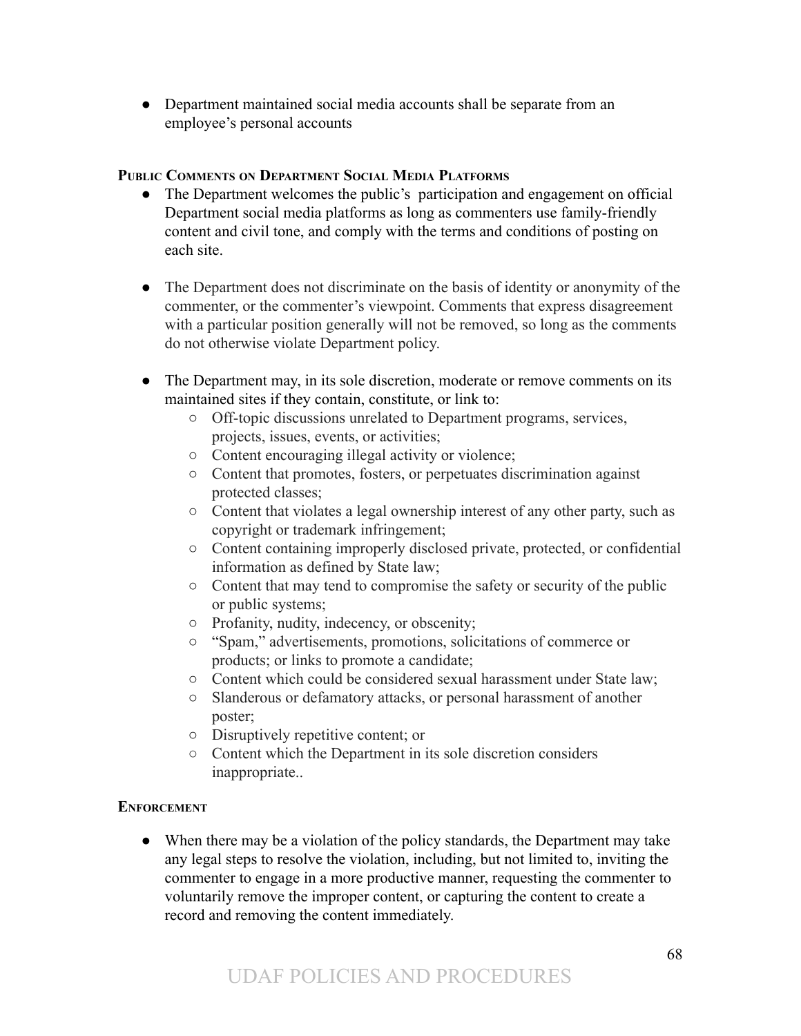- Department maintained social media accounts shall be separate from an employee's personal accounts

#### Public Comments on Department Social Media Platforms

- The Department welcomes the public's participation and engagement on official Department social media platforms as long as commenters use family-friendly content and civil tone, and comply with the terms and conditions of posting on each site.

- The Department does not discriminate on the basis of identity or anonymity of the commenter, or the commenter's viewpoint. Comments that express disagreement with a particular position generally will not be removed, so long as the comments do not otherwise violate Department policy.

- The Department may, in its sole discretion, moderate or remove comments on its maintained sites if they contain, constitute, or link to:
  - Off-topic discussions unrelated to Department programs, services, projects, issues, events, or activities;
  - Content encouraging illegal activity or violence;
  - Content that promotes, fosters, or perpetuates discrimination against protected classes;
  - Content that violates a legal ownership interest of any other party, such as copyright or trademark infringement;
  - Content containing improperly disclosed private, protected, or confidential information as defined by State law;
  - Content that may tend to compromise the safety or security of the public or public systems;
  - Profanity, nudity, indecency, or obscenity;
  - "Spam," advertisements, promotions, solicitations of commerce or products; or links to promote a candidate;
  - Content which could be considered sexual harassment under State law;
  - Slanderous or defamatory attacks, or personal harassment of another poster;
  - Disruptively repetitive content; or
  - Content which the Department in its sole discretion considers inappropriate..

#### Enforcement

- When there may be a violation of the policy standards, the Department may take any legal steps to resolve the violation, including, but not limited to, inviting the commenter to engage in a more productive manner, requesting the commenter to voluntarily remove the improper content, or capturing the content to create a record and removing the content immediately.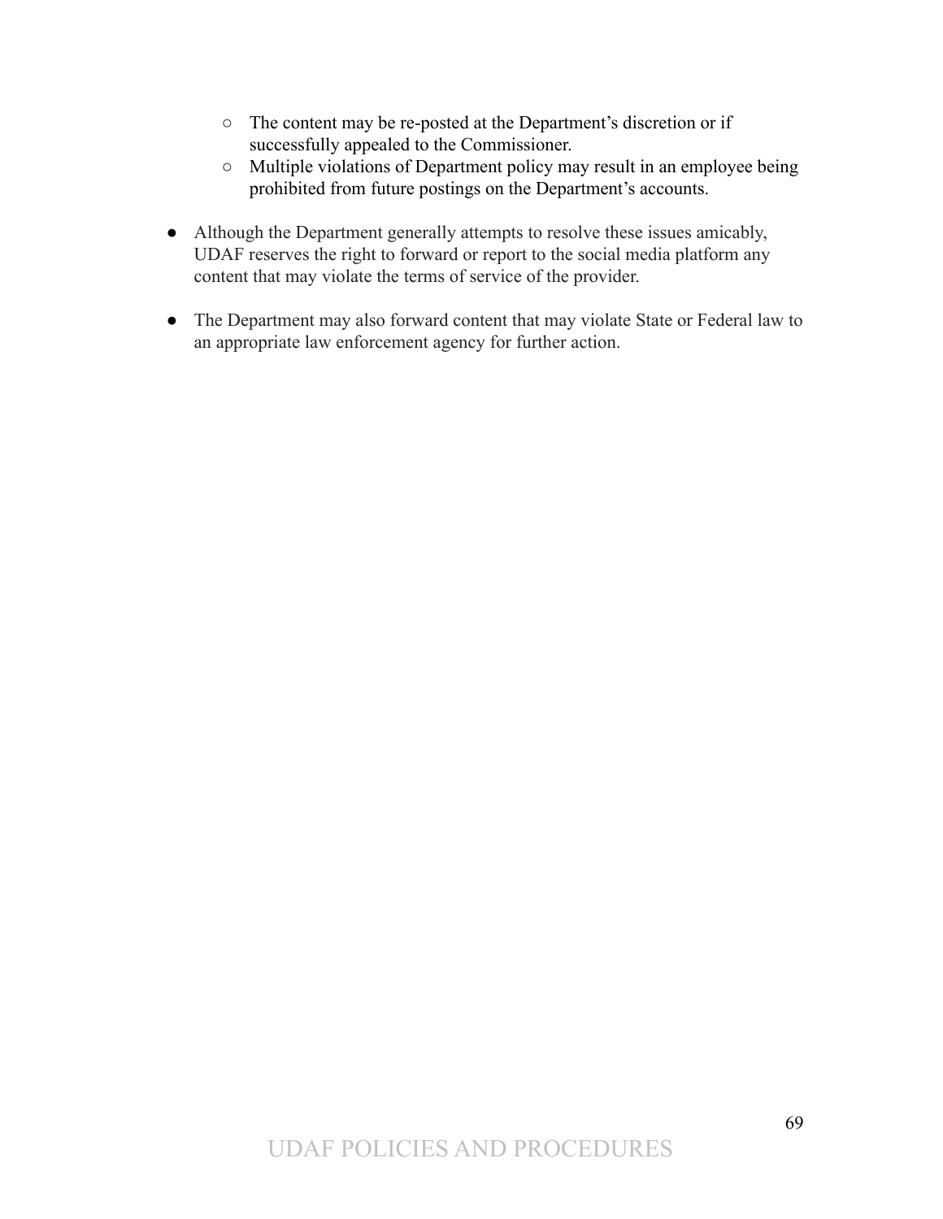- The content may be re-posted at the Department's discretion or if successfully appealed to the Commissioner.
    - Multiple violations of Department policy may result in an employee being prohibited from future postings on the Department's accounts.

- Although the Department generally attempts to resolve these issues amicably, UDAF reserves the right to forward or report to the social media platform any content that may violate the terms of service of the provider.

- The Department may also forward content that may violate State or Federal law to an appropriate law enforcement agency for further action.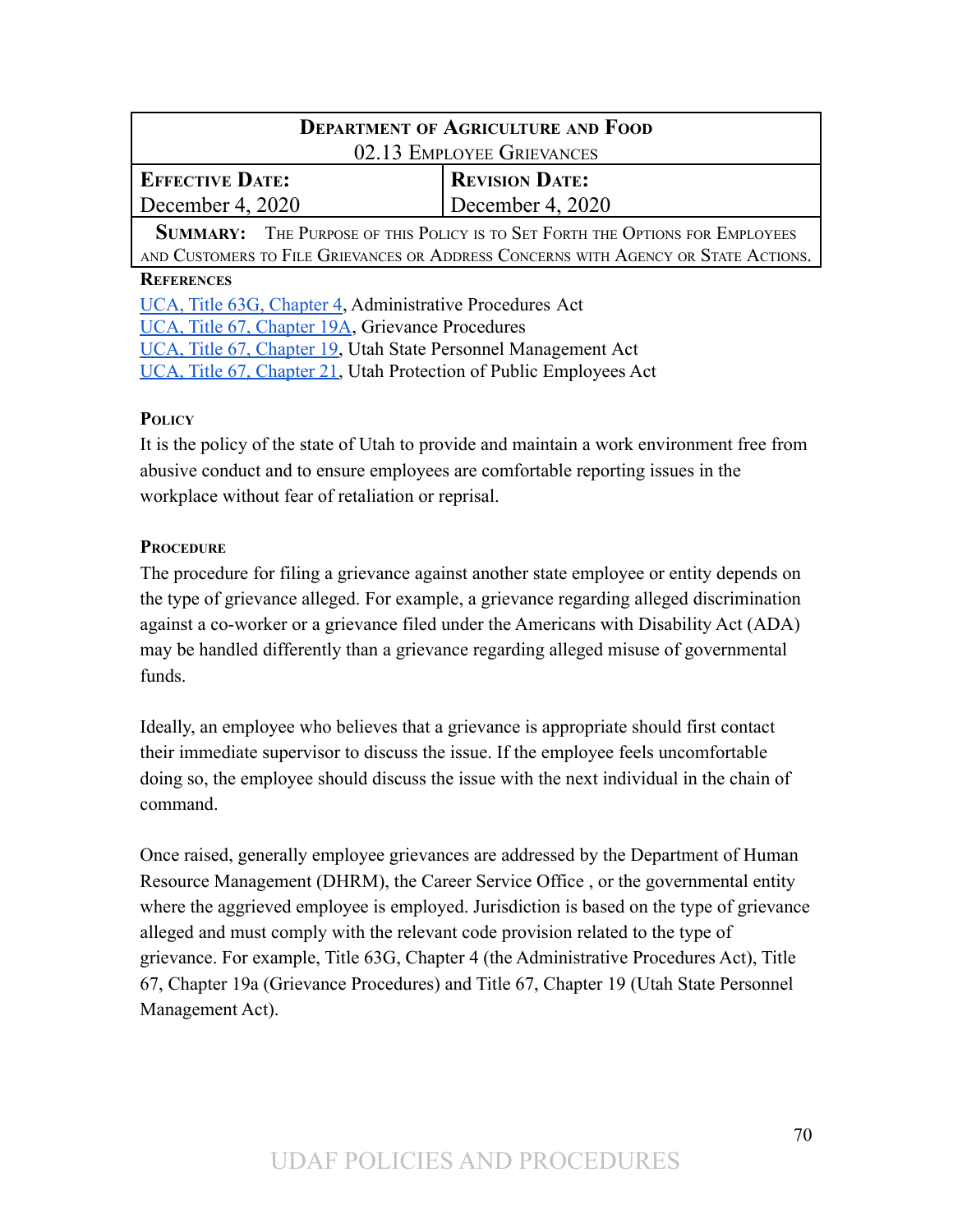| Department of Agriculture and Food | |
|---|---|
| 02.13 Employee Grievances | |
| **Effective Date:** December 4, 2020 | **Revision Date:** December 4, 2020 |
| **Summary:** The Purpose of this Policy is to Set Forth the Options for Employees and Customers to File Grievances or Address Concerns with Agency or State Actions. | |

**References**

UCA, Title 63G, Chapter 4, Administrative Procedures Act
UCA, Title 67, Chapter 19A, Grievance Procedures
UCA, Title 67, Chapter 19, Utah State Personnel Management Act
UCA, Title 67, Chapter 21, Utah Protection of Public Employees Act

**Policy**

It is the policy of the state of Utah to provide and maintain a work environment free from abusive conduct and to ensure employees are comfortable reporting issues in the workplace without fear of retaliation or reprisal.

**Procedure**

The procedure for filing a grievance against another state employee or entity depends on the type of grievance alleged. For example, a grievance regarding alleged discrimination against a co-worker or a grievance filed under the Americans with Disability Act (ADA) may be handled differently than a grievance regarding alleged misuse of governmental funds.

Ideally, an employee who believes that a grievance is appropriate should first contact their immediate supervisor to discuss the issue. If the employee feels uncomfortable doing so, the employee should discuss the issue with the next individual in the chain of command.

Once raised, generally employee grievances are addressed by the Department of Human Resource Management (DHRM), the Career Service Office , or the governmental entity where the aggrieved employee is employed. Jurisdiction is based on the type of grievance alleged and must comply with the relevant code provision related to the type of grievance. For example, Title 63G, Chapter 4 (the Administrative Procedures Act), Title 67, Chapter 19a (Grievance Procedures) and Title 67, Chapter 19 (Utah State Personnel Management Act).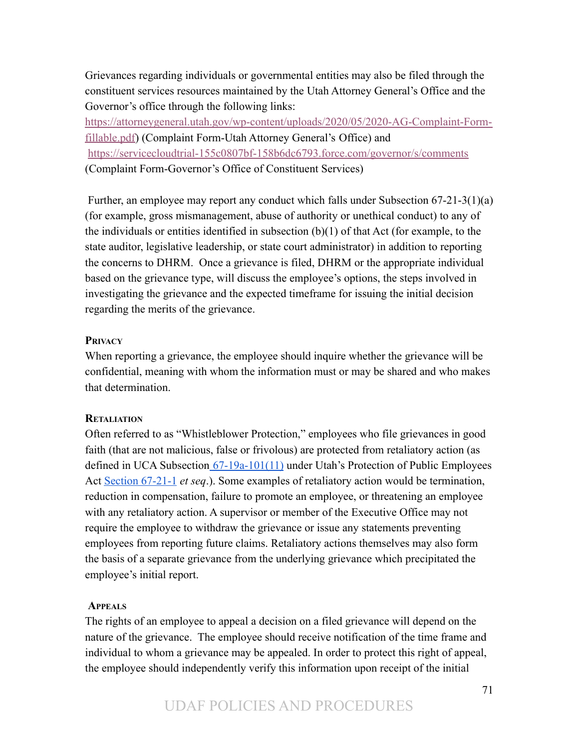Grievances regarding individuals or governmental entities may also be filed through the constituent services resources maintained by the Utah Attorney General's Office and the Governor's office through the following links: [https://attorneygeneral.utah.gov/wp-content/uploads/2020/05/2020-AG-Complaint-Form-fillable.pdf](https://attorneygeneral.utah.gov/wp-content/uploads/2020/05/2020-AG-Complaint-Form-fillable.pdf)) (Complaint Form-Utah Attorney General's Office) and [https://servicecloudtrial-155c0807bf-158b6dc6793.force.com/governor/s/comments](https://servicecloudtrial-155c0807bf-158b6dc6793.force.com/governor/s/comments) (Complaint Form-Governor's Office of Constituent Services)

Further, an employee may report any conduct which falls under Subsection 67-21-3(1)(a) (for example, gross mismanagement, abuse of authority or unethical conduct) to any of the individuals or entities identified in subsection (b)(1) of that Act (for example, to the state auditor, legislative leadership, or state court administrator) in addition to reporting the concerns to DHRM. Once a grievance is filed, DHRM or the appropriate individual based on the grievance type, will discuss the employee's options, the steps involved in investigating the grievance and the expected timeframe for issuing the initial decision regarding the merits of the grievance.

**Privacy**

When reporting a grievance, the employee should inquire whether the grievance will be confidential, meaning with whom the information must or may be shared and who makes that determination.

**Retaliation**

Often referred to as "Whistleblower Protection," employees who file grievances in good faith (that are not malicious, false or frivolous) are protected from retaliatory action (as defined in UCA Subsection 67-19a-101(11) under Utah's Protection of Public Employees Act Section 67-21-1 *et seq*.). Some examples of retaliatory action would be termination, reduction in compensation, failure to promote an employee, or threatening an employee with any retaliatory action. A supervisor or member of the Executive Office may not require the employee to withdraw the grievance or issue any statements preventing employees from reporting future claims. Retaliatory actions themselves may also form the basis of a separate grievance from the underlying grievance which precipitated the employee's initial report.

**Appeals**

The rights of an employee to appeal a decision on a filed grievance will depend on the nature of the grievance. The employee should receive notification of the time frame and individual to whom a grievance may be appealed. In order to protect this right of appeal, the employee should independently verify this information upon receipt of the initial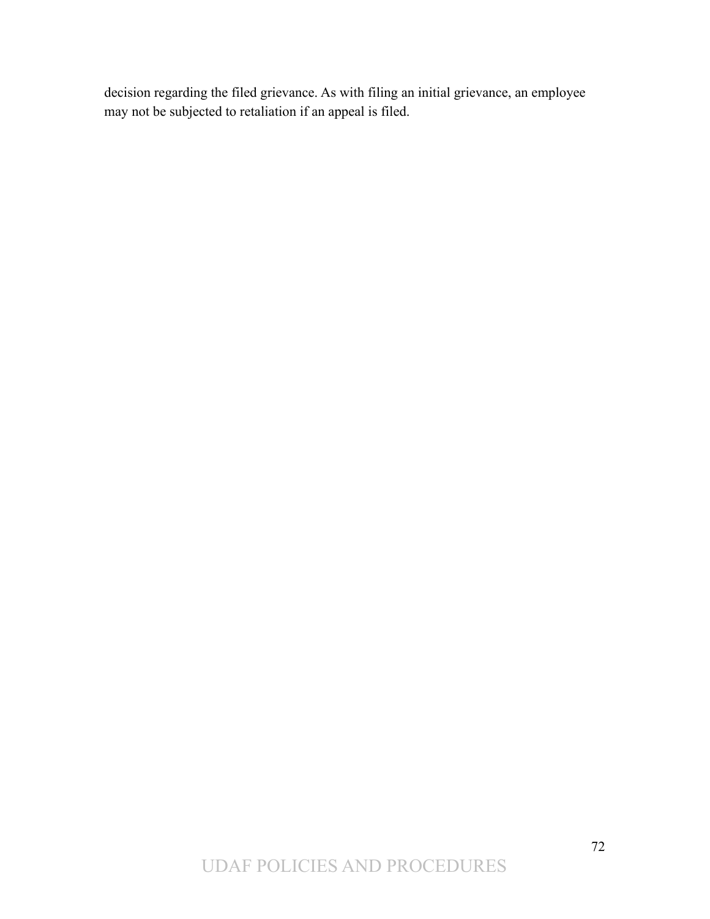decision regarding the filed grievance. As with filing an initial grievance, an employee may not be subjected to retaliation if an appeal is filed.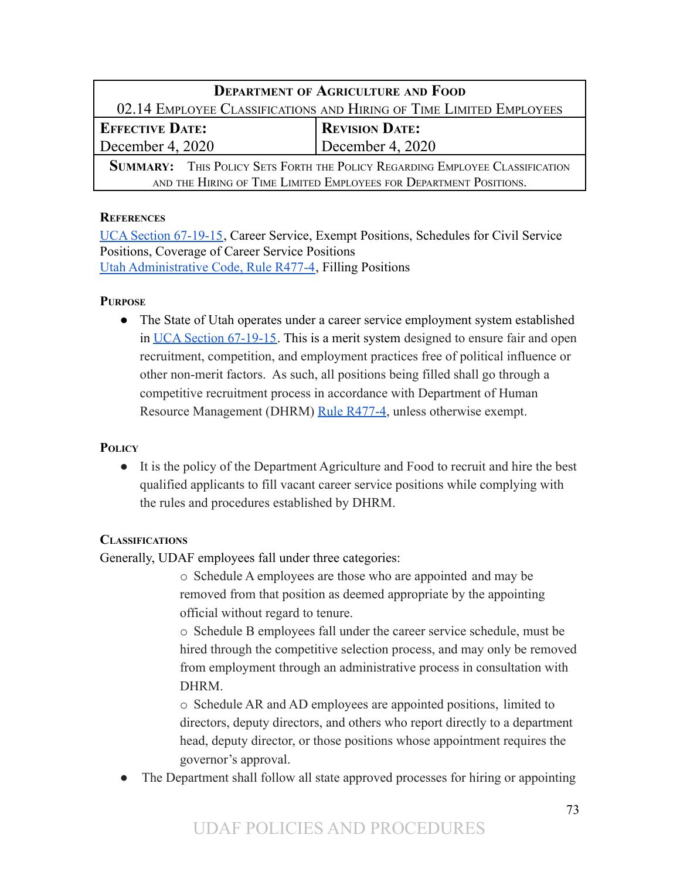| **Department of Agriculture and Food** | |
|---|---|
| 02.14 Employee Classifications and Hiring of Time Limited Employees | |
| **Effective Date:** December 4, 2020 | **Revision Date:** December 4, 2020 |
| **Summary:** This Policy Sets Forth the Policy Regarding Employee Classification and the Hiring of Time Limited Employees for Department Positions. | |

### References

UCA Section 67-19-15, Career Service, Exempt Positions, Schedules for Civil Service Positions, Coverage of Career Service Positions
Utah Administrative Code, Rule R477-4, Filling Positions

### Purpose

- The State of Utah operates under a career service employment system established in UCA Section 67-19-15. This is a merit system designed to ensure fair and open recruitment, competition, and employment practices free of political influence or other non-merit factors. As such, all positions being filled shall go through a competitive recruitment process in accordance with Department of Human Resource Management (DHRM) Rule R477-4, unless otherwise exempt.

### Policy

- It is the policy of the Department Agriculture and Food to recruit and hire the best qualified applicants to fill vacant career service positions while complying with the rules and procedures established by DHRM.

### Classifications

Generally, UDAF employees fall under three categories:

- Schedule A employees are those who are appointed and may be removed from that position as deemed appropriate by the appointing official without regard to tenure.
- Schedule B employees fall under the career service schedule, must be hired through the competitive selection process, and may only be removed from employment through an administrative process in consultation with DHRM.
- Schedule AR and AD employees are appointed positions, limited to directors, deputy directors, and others who report directly to a department head, deputy director, or those positions whose appointment requires the governor's approval.

- The Department shall follow all state approved processes for hiring or appointing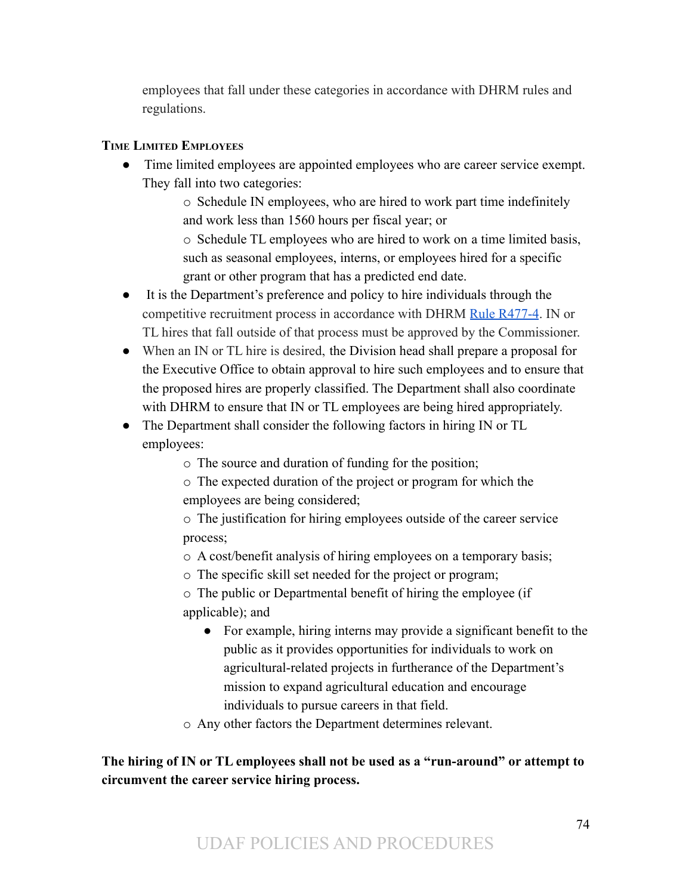employees that fall under these categories in accordance with DHRM rules and regulations.

### Time Limited Employees

- Time limited employees are appointed employees who are career service exempt. They fall into two categories:
  - Schedule IN employees, who are hired to work part time indefinitely and work less than 1560 hours per fiscal year; or
  - Schedule TL employees who are hired to work on a time limited basis, such as seasonal employees, interns, or employees hired for a specific grant or other program that has a predicted end date.
- It is the Department's preference and policy to hire individuals through the competitive recruitment process in accordance with DHRM [Rule R477-4](). IN or TL hires that fall outside of that process must be approved by the Commissioner.
- When an IN or TL hire is desired, the Division head shall prepare a proposal for the Executive Office to obtain approval to hire such employees and to ensure that the proposed hires are properly classified. The Department shall also coordinate with DHRM to ensure that IN or TL employees are being hired appropriately.
- The Department shall consider the following factors in hiring IN or TL employees:
  - The source and duration of funding for the position;
  - The expected duration of the project or program for which the employees are being considered;
  - The justification for hiring employees outside of the career service process;
  - A cost/benefit analysis of hiring employees on a temporary basis;
  - The specific skill set needed for the project or program;
  - The public or Departmental benefit of hiring the employee (if applicable); and
    - For example, hiring interns may provide a significant benefit to the public as it provides opportunities for individuals to work on agricultural-related projects in furtherance of the Department's mission to expand agricultural education and encourage individuals to pursue careers in that field.
  - Any other factors the Department determines relevant.

**The hiring of IN or TL employees shall not be used as a "run-around" or attempt to circumvent the career service hiring process.**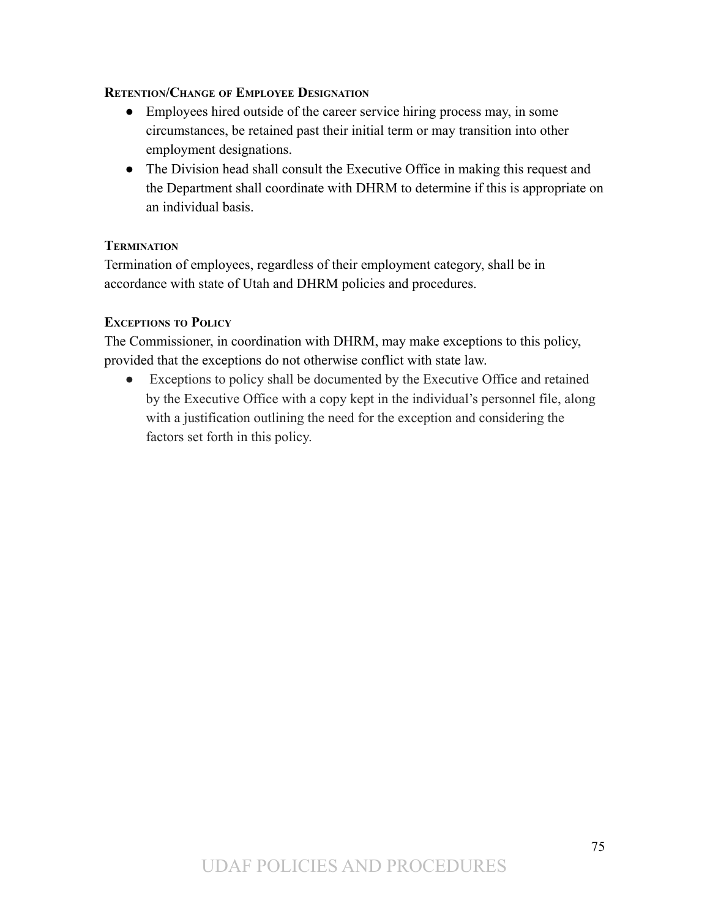#### Retention/Change of Employee Designation

- Employees hired outside of the career service hiring process may, in some circumstances, be retained past their initial term or may transition into other employment designations.
- The Division head shall consult the Executive Office in making this request and the Department shall coordinate with DHRM to determine if this is appropriate on an individual basis.

#### Termination

Termination of employees, regardless of their employment category, shall be in accordance with state of Utah and DHRM policies and procedures.

#### Exceptions to Policy

The Commissioner, in coordination with DHRM, may make exceptions to this policy, provided that the exceptions do not otherwise conflict with state law.

- Exceptions to policy shall be documented by the Executive Office and retained by the Executive Office with a copy kept in the individual's personnel file, along with a justification outlining the need for the exception and considering the factors set forth in this policy.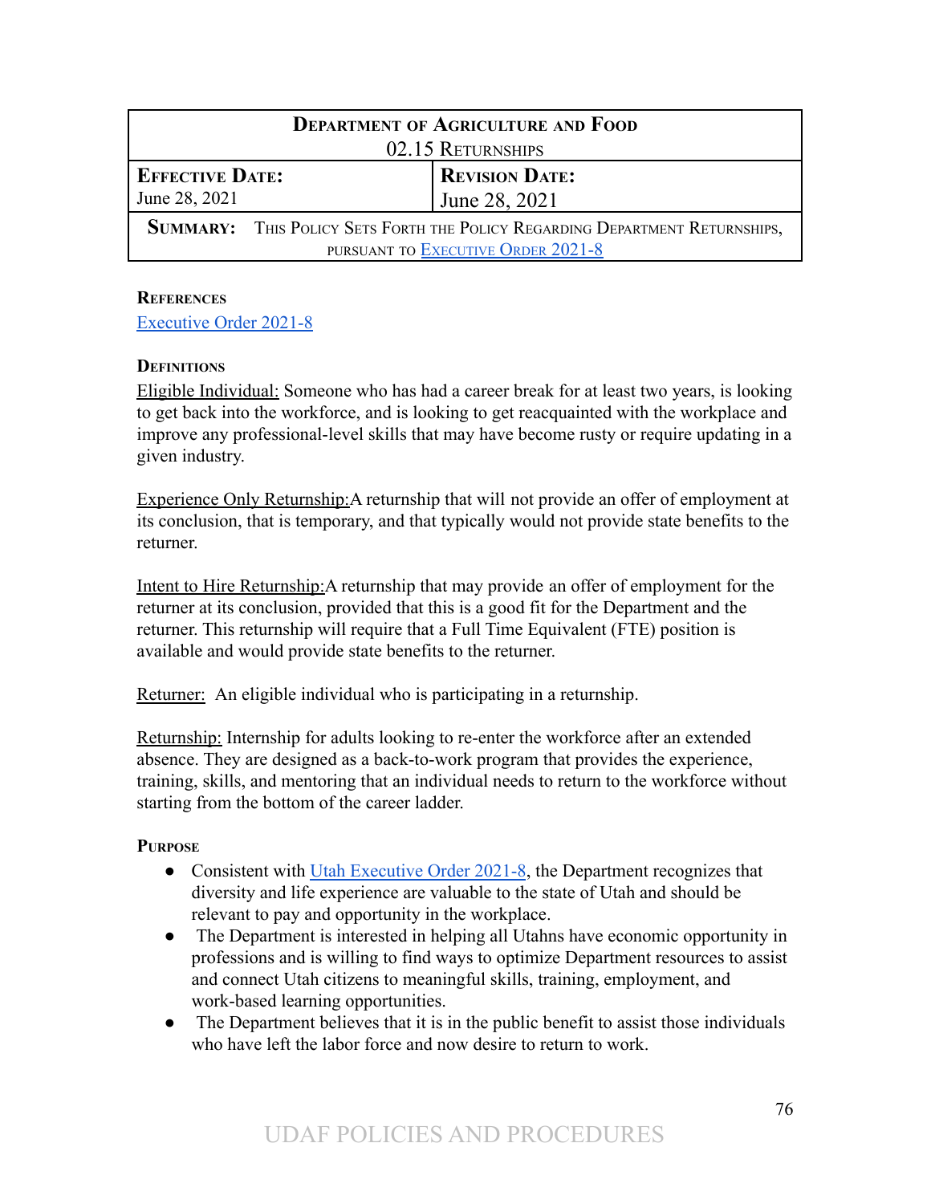| Department of Agriculture and Food<br>02.15 Returnships | |
|---|---|
| **Effective Date:**<br>June 28, 2021 | **Revision Date:**<br>June 28, 2021 |
| **Summary:** This Policy Sets Forth the Policy Regarding Department Returnships, pursuant to Executive Order 2021-8 | |

**References**

Executive Order 2021-8

**Definitions**

Eligible Individual: Someone who has had a career break for at least two years, is looking to get back into the workforce, and is looking to get reacquainted with the workplace and improve any professional-level skills that may have become rusty or require updating in a given industry.

Experience Only Returnship:A returnship that will not provide an offer of employment at its conclusion, that is temporary, and that typically would not provide state benefits to the returner.

Intent to Hire Returnship:A returnship that may provide an offer of employment for the returner at its conclusion, provided that this is a good fit for the Department and the returner. This returnship will require that a Full Time Equivalent (FTE) position is available and would provide state benefits to the returner.

Returner: An eligible individual who is participating in a returnship.

Returnship: Internship for adults looking to re-enter the workforce after an extended absence. They are designed as a back-to-work program that provides the experience, training, skills, and mentoring that an individual needs to return to the workforce without starting from the bottom of the career ladder.

**Purpose**

- Consistent with Utah Executive Order 2021-8, the Department recognizes that diversity and life experience are valuable to the state of Utah and should be relevant to pay and opportunity in the workplace.
- The Department is interested in helping all Utahns have economic opportunity in professions and is willing to find ways to optimize Department resources to assist and connect Utah citizens to meaningful skills, training, employment, and work-based learning opportunities.
- The Department believes that it is in the public benefit to assist those individuals who have left the labor force and now desire to return to work.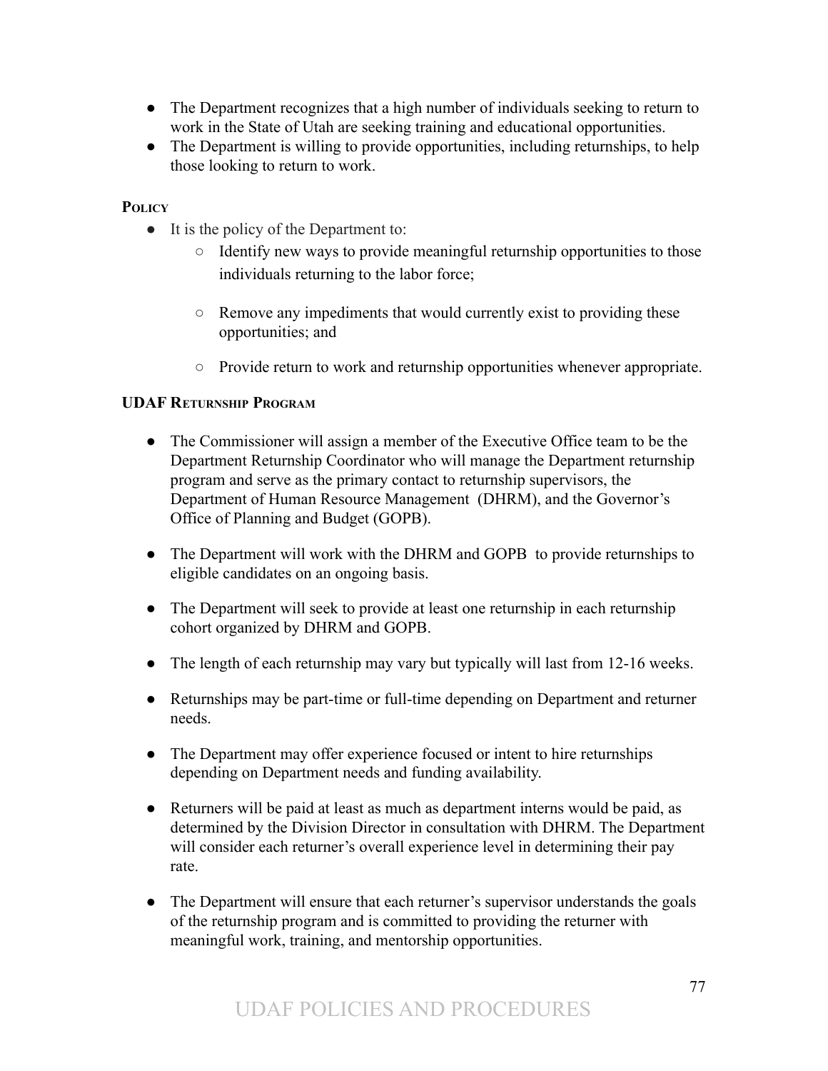- The Department recognizes that a high number of individuals seeking to return to work in the State of Utah are seeking training and educational opportunities.
- The Department is willing to provide opportunities, including returnships, to help those looking to return to work.

**POLICY**

- It is the policy of the Department to:
  - Identify new ways to provide meaningful returnship opportunities to those individuals returning to the labor force;
  - Remove any impediments that would currently exist to providing these opportunities; and
  - Provide return to work and returnship opportunities whenever appropriate.

**UDAF RETURNSHIP PROGRAM**

- The Commissioner will assign a member of the Executive Office team to be the Department Returnship Coordinator who will manage the Department returnship program and serve as the primary contact to returnship supervisors, the Department of Human Resource Management (DHRM), and the Governor's Office of Planning and Budget (GOPB).
- The Department will work with the DHRM and GOPB to provide returnships to eligible candidates on an ongoing basis.
- The Department will seek to provide at least one returnship in each returnship cohort organized by DHRM and GOPB.
- The length of each returnship may vary but typically will last from 12-16 weeks.
- Returnships may be part-time or full-time depending on Department and returner needs.
- The Department may offer experience focused or intent to hire returnships depending on Department needs and funding availability.
- Returners will be paid at least as much as department interns would be paid, as determined by the Division Director in consultation with DHRM. The Department will consider each returner's overall experience level in determining their pay rate.
- The Department will ensure that each returner's supervisor understands the goals of the returnship program and is committed to providing the returner with meaningful work, training, and mentorship opportunities.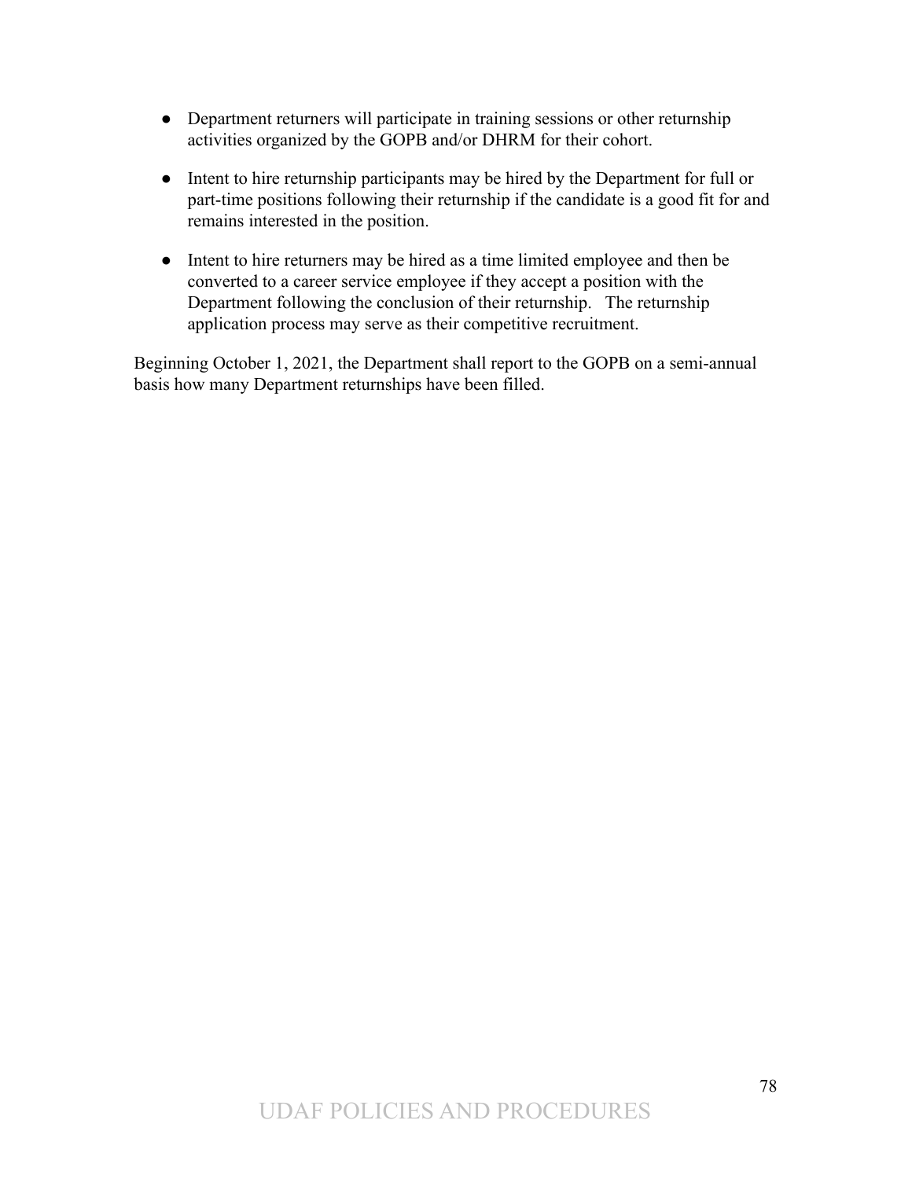- Department returners will participate in training sessions or other returnship activities organized by the GOPB and/or DHRM for their cohort.

- Intent to hire returnship participants may be hired by the Department for full or part-time positions following their returnship if the candidate is a good fit for and remains interested in the position.

- Intent to hire returners may be hired as a time limited employee and then be converted to a career service employee if they accept a position with the Department following the conclusion of their returnship. The returnship application process may serve as their competitive recruitment.

Beginning October 1, 2021, the Department shall report to the GOPB on a semi-annual basis how many Department returnships have been filled.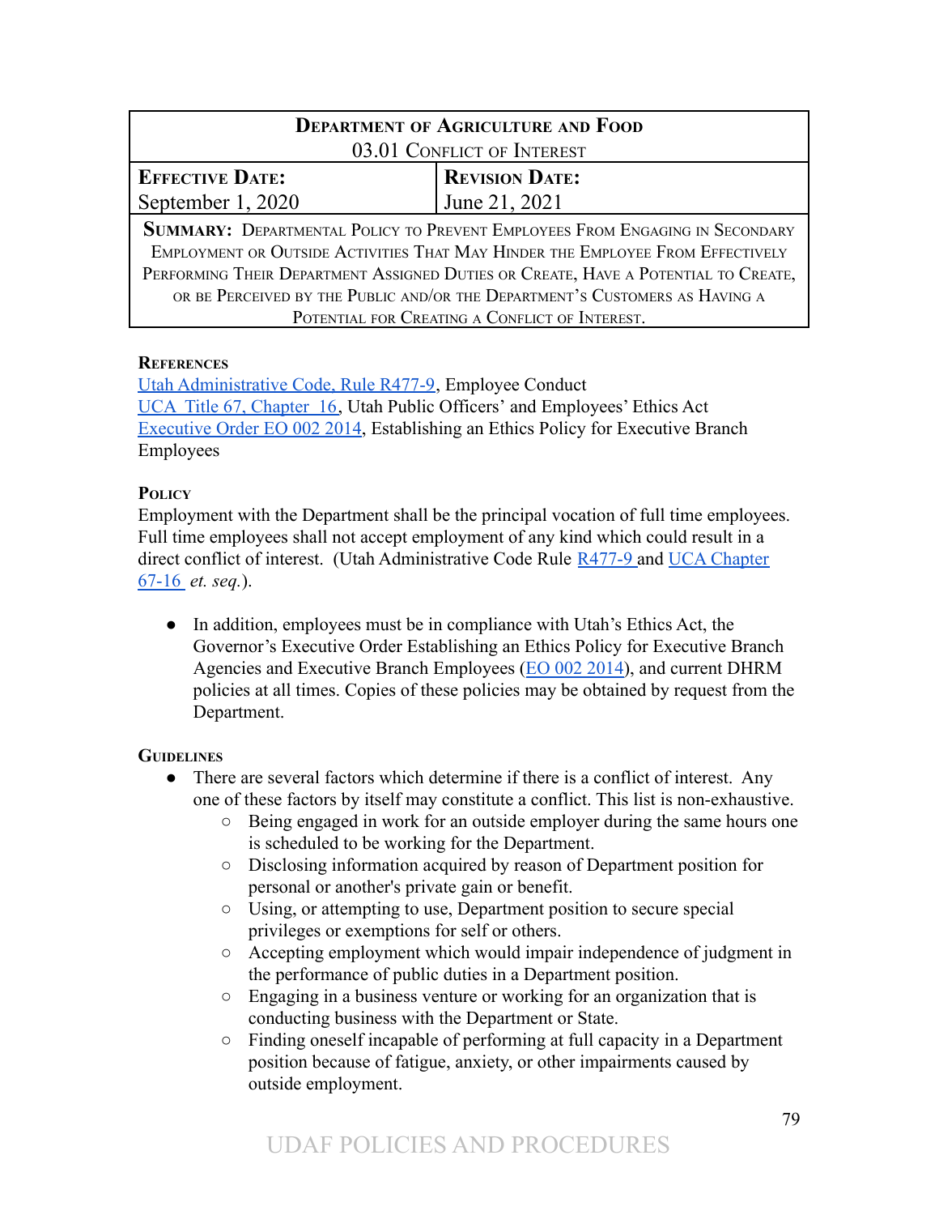| Department of Agriculture and Food 03.01 Conflict of Interest | |
|---|---|
| **Effective Date:** September 1, 2020 | **Revision Date:** June 21, 2021 |
| **Summary:** Departmental Policy to Prevent Employees From Engaging in Secondary Employment or Outside Activities That May Hinder the Employee From Effectively Performing Their Department Assigned Duties or Create, Have a Potential to Create, or be Perceived by the Public and/or the Department's Customers as Having a Potential for Creating a Conflict of Interest. | |

**References**

Utah Administrative Code, Rule R477-9, Employee Conduct
UCA Title 67, Chapter 16, Utah Public Officers' and Employees' Ethics Act
Executive Order EO 002 2014, Establishing an Ethics Policy for Executive Branch Employees

**Policy**

Employment with the Department shall be the principal vocation of full time employees. Full time employees shall not accept employment of any kind which could result in a direct conflict of interest. (Utah Administrative Code Rule R477-9 and UCA Chapter 67-16 *et. seq.*).

- In addition, employees must be in compliance with Utah's Ethics Act, the Governor's Executive Order Establishing an Ethics Policy for Executive Branch Agencies and Executive Branch Employees (EO 002 2014), and current DHRM policies at all times. Copies of these policies may be obtained by request from the Department.

**Guidelines**

- There are several factors which determine if there is a conflict of interest. Any one of these factors by itself may constitute a conflict. This list is non-exhaustive.
    - Being engaged in work for an outside employer during the same hours one is scheduled to be working for the Department.
    - Disclosing information acquired by reason of Department position for personal or another's private gain or benefit.
    - Using, or attempting to use, Department position to secure special privileges or exemptions for self or others.
    - Accepting employment which would impair independence of judgment in the performance of public duties in a Department position.
    - Engaging in a business venture or working for an organization that is conducting business with the Department or State.
    - Finding oneself incapable of performing at full capacity in a Department position because of fatigue, anxiety, or other impairments caused by outside employment.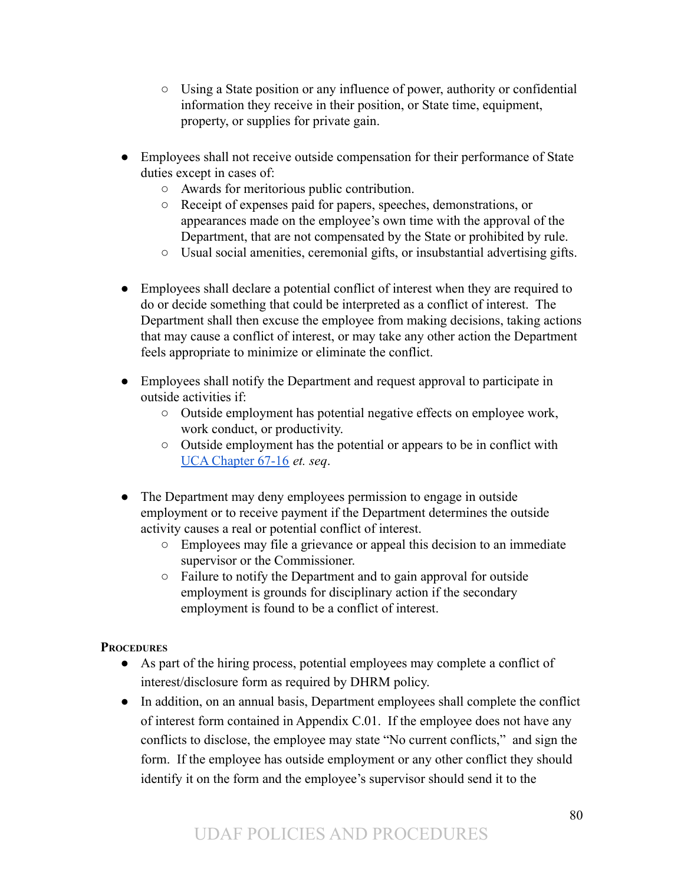- Using a State position or any influence of power, authority or confidential information they receive in their position, or State time, equipment, property, or supplies for private gain.

- Employees shall not receive outside compensation for their performance of State duties except in cases of:
    - Awards for meritorious public contribution.
    - Receipt of expenses paid for papers, speeches, demonstrations, or appearances made on the employee's own time with the approval of the Department, that are not compensated by the State or prohibited by rule.
    - Usual social amenities, ceremonial gifts, or insubstantial advertising gifts.

- Employees shall declare a potential conflict of interest when they are required to do or decide something that could be interpreted as a conflict of interest. The Department shall then excuse the employee from making decisions, taking actions that may cause a conflict of interest, or may take any other action the Department feels appropriate to minimize or eliminate the conflict.

- Employees shall notify the Department and request approval to participate in outside activities if:
    - Outside employment has potential negative effects on employee work, work conduct, or productivity.
    - Outside employment has the potential or appears to be in conflict with UCA Chapter 67-16 *et. seq*.

- The Department may deny employees permission to engage in outside employment or to receive payment if the Department determines the outside activity causes a real or potential conflict of interest.
    - Employees may file a grievance or appeal this decision to an immediate supervisor or the Commissioner.
    - Failure to notify the Department and to gain approval for outside employment is grounds for disciplinary action if the secondary employment is found to be a conflict of interest.

**Procedures**

- As part of the hiring process, potential employees may complete a conflict of interest/disclosure form as required by DHRM policy.
- In addition, on an annual basis, Department employees shall complete the conflict of interest form contained in Appendix C.01. If the employee does not have any conflicts to disclose, the employee may state "No current conflicts," and sign the form. If the employee has outside employment or any other conflict they should identify it on the form and the employee's supervisor should send it to the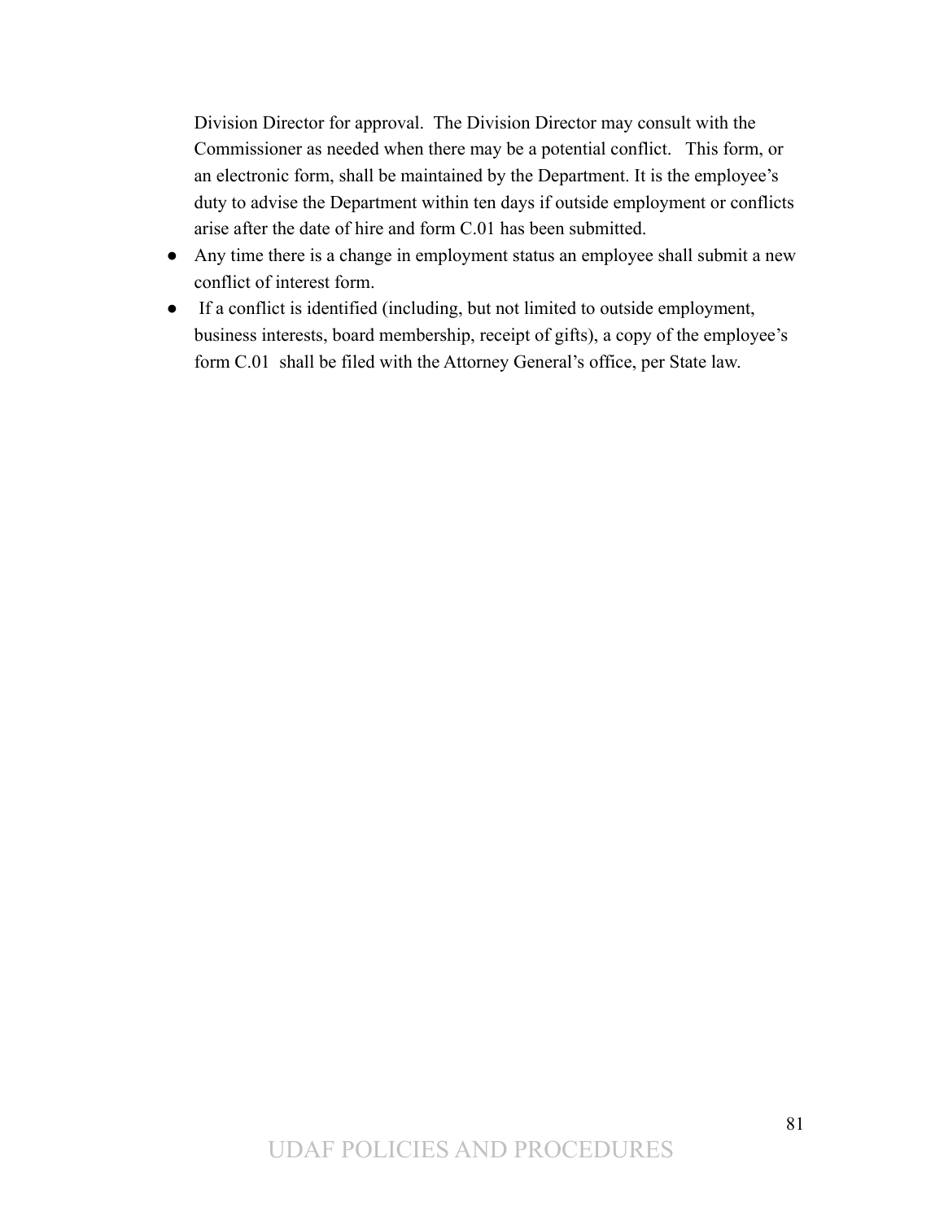Division Director for approval. The Division Director may consult with the Commissioner as needed when there may be a potential conflict. This form, or an electronic form, shall be maintained by the Department. It is the employee's duty to advise the Department within ten days if outside employment or conflicts arise after the date of hire and form C.01 has been submitted.

- Any time there is a change in employment status an employee shall submit a new conflict of interest form.
- If a conflict is identified (including, but not limited to outside employment, business interests, board membership, receipt of gifts), a copy of the employee's form C.01 shall be filed with the Attorney General's office, per State law.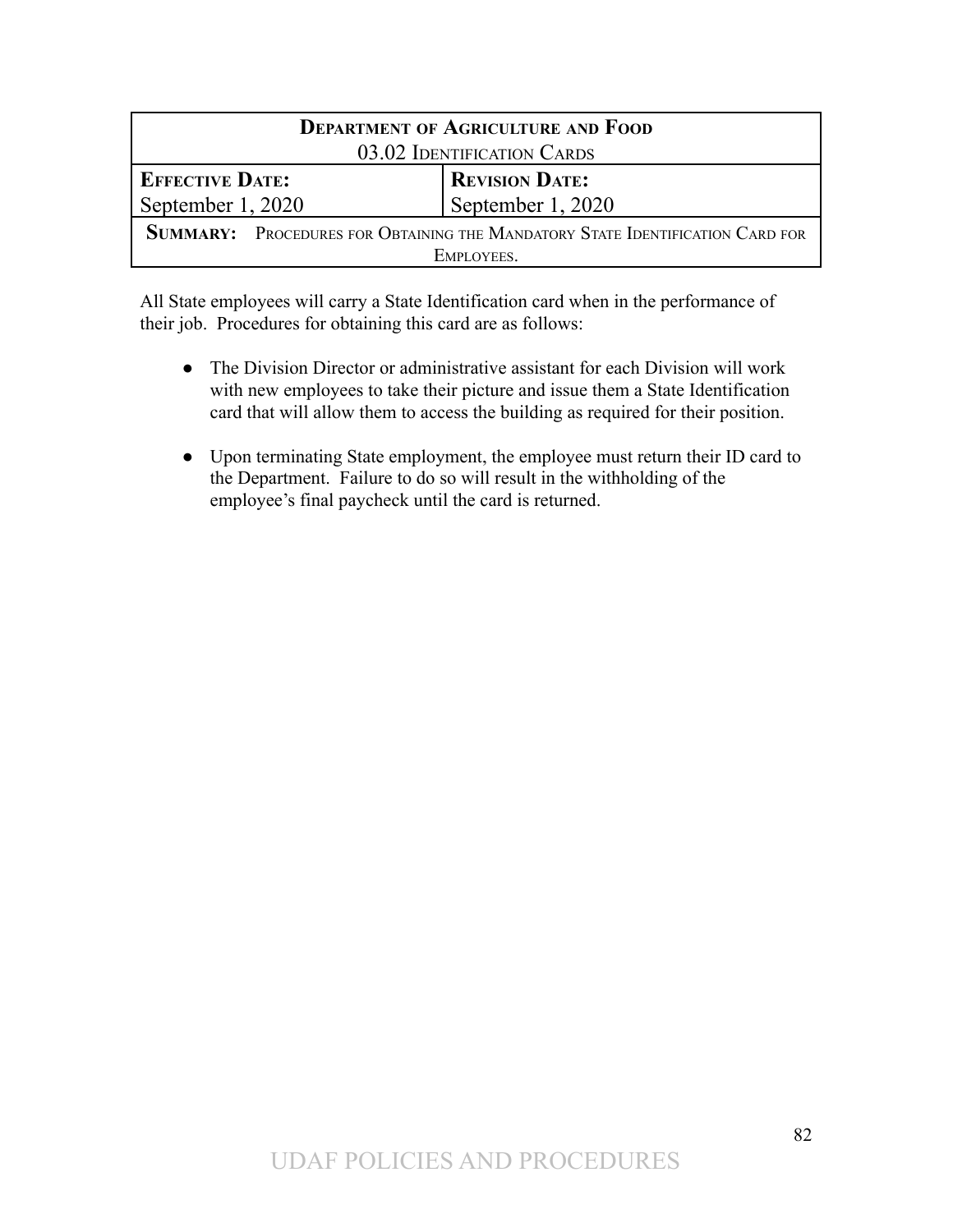| **Department of Agriculture and Food**<br>03.02 Identification Cards | |
|---|---|
| **Effective Date:**<br>September 1, 2020 | **Revision Date:**<br>September 1, 2020 |
| **Summary:** Procedures for Obtaining the Mandatory State Identification Card for Employees. | |

All State employees will carry a State Identification card when in the performance of their job. Procedures for obtaining this card are as follows:

- The Division Director or administrative assistant for each Division will work with new employees to take their picture and issue them a State Identification card that will allow them to access the building as required for their position.

- Upon terminating State employment, the employee must return their ID card to the Department. Failure to do so will result in the withholding of the employee's final paycheck until the card is returned.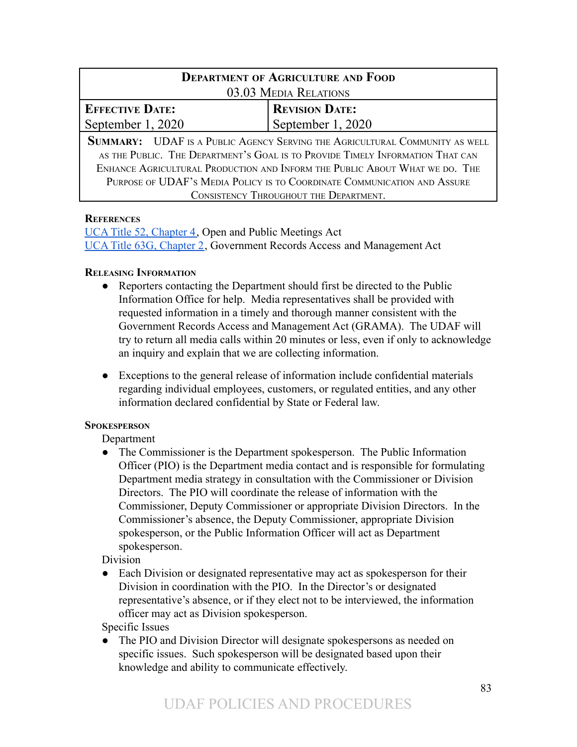| **Department of Agriculture and Food** | |
|---|---|
| 03.03 Media Relations | |
| **Effective Date:** September 1, 2020 | **Revision Date:** September 1, 2020 |
| **Summary:** UDAF is a Public Agency Serving the Agricultural Community as well as the Public. The Department's Goal is to Provide Timely Information That can Enhance Agricultural Production and Inform the Public About What we do. The Purpose of UDAF's Media Policy is to Coordinate Communication and Assure Consistency Throughout the Department. | |

**References**

UCA Title 52, Chapter 4, Open and Public Meetings Act
UCA Title 63G, Chapter 2, Government Records Access and Management Act

**Releasing Information**

- Reporters contacting the Department should first be directed to the Public Information Office for help. Media representatives shall be provided with requested information in a timely and thorough manner consistent with the Government Records Access and Management Act (GRAMA). The UDAF will try to return all media calls within 20 minutes or less, even if only to acknowledge an inquiry and explain that we are collecting information.

- Exceptions to the general release of information include confidential materials regarding individual employees, customers, or regulated entities, and any other information declared confidential by State or Federal law.

**Spokesperson**

Department

- The Commissioner is the Department spokesperson. The Public Information Officer (PIO) is the Department media contact and is responsible for formulating Department media strategy in consultation with the Commissioner or Division Directors. The PIO will coordinate the release of information with the Commissioner, Deputy Commissioner or appropriate Division Directors. In the Commissioner's absence, the Deputy Commissioner, appropriate Division spokesperson, or the Public Information Officer will act as Department spokesperson.

Division

- Each Division or designated representative may act as spokesperson for their Division in coordination with the PIO. In the Director's or designated representative's absence, or if they elect not to be interviewed, the information officer may act as Division spokesperson.

Specific Issues

- The PIO and Division Director will designate spokespersons as needed on specific issues. Such spokesperson will be designated based upon their knowledge and ability to communicate effectively.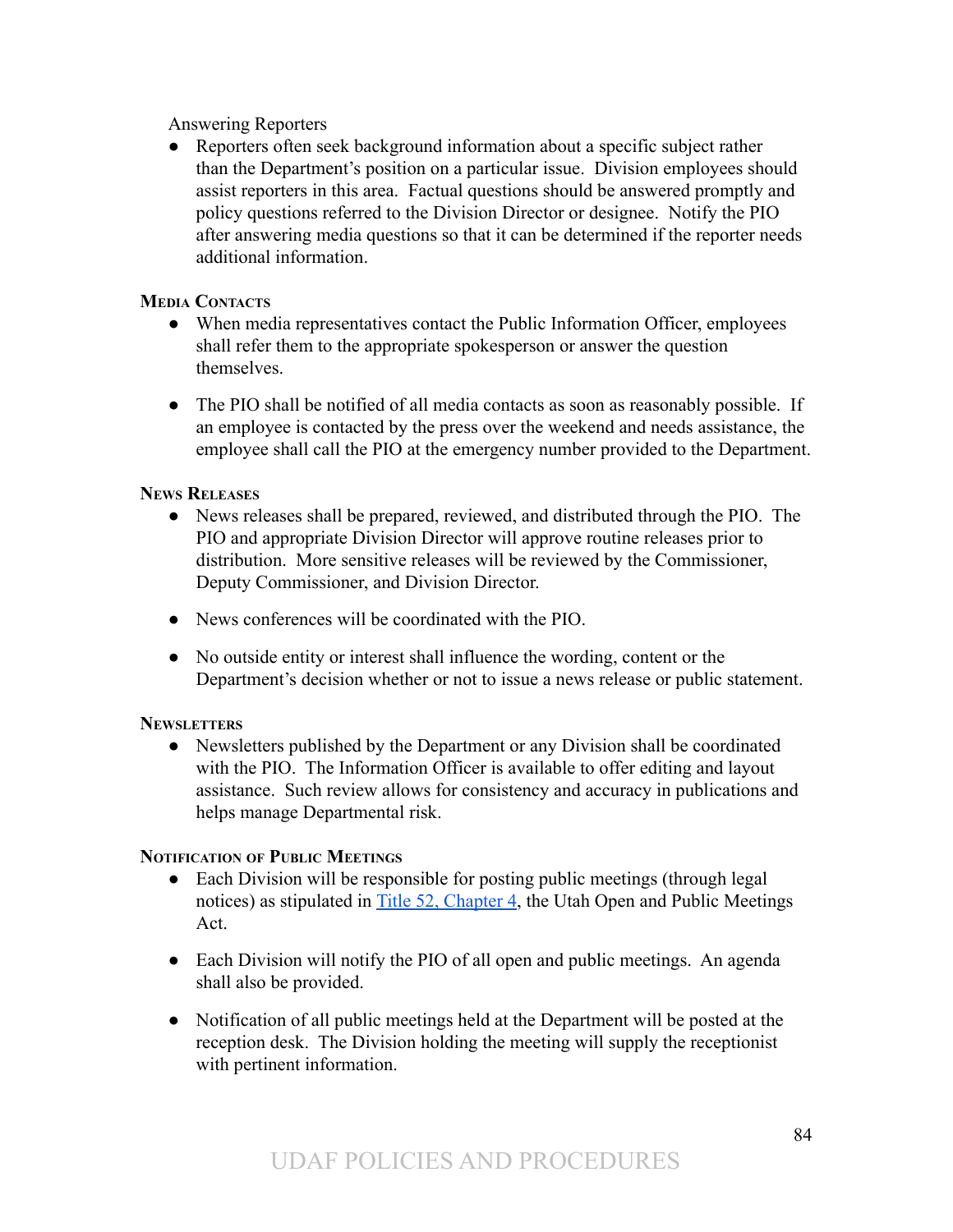Answering Reporters

- Reporters often seek background information about a specific subject rather than the Department's position on a particular issue. Division employees should assist reporters in this area. Factual questions should be answered promptly and policy questions referred to the Division Director or designee. Notify the PIO after answering media questions so that it can be determined if the reporter needs additional information.

### Media Contacts

- When media representatives contact the Public Information Officer, employees shall refer them to the appropriate spokesperson or answer the question themselves.

- The PIO shall be notified of all media contacts as soon as reasonably possible. If an employee is contacted by the press over the weekend and needs assistance, the employee shall call the PIO at the emergency number provided to the Department.

### News Releases

- News releases shall be prepared, reviewed, and distributed through the PIO. The PIO and appropriate Division Director will approve routine releases prior to distribution. More sensitive releases will be reviewed by the Commissioner, Deputy Commissioner, and Division Director.

- News conferences will be coordinated with the PIO.

- No outside entity or interest shall influence the wording, content or the Department's decision whether or not to issue a news release or public statement.

### Newsletters

- Newsletters published by the Department or any Division shall be coordinated with the PIO. The Information Officer is available to offer editing and layout assistance. Such review allows for consistency and accuracy in publications and helps manage Departmental risk.

### Notification of Public Meetings

- Each Division will be responsible for posting public meetings (through legal notices) as stipulated in Title 52, Chapter 4, the Utah Open and Public Meetings Act.

- Each Division will notify the PIO of all open and public meetings. An agenda shall also be provided.

- Notification of all public meetings held at the Department will be posted at the reception desk. The Division holding the meeting will supply the receptionist with pertinent information.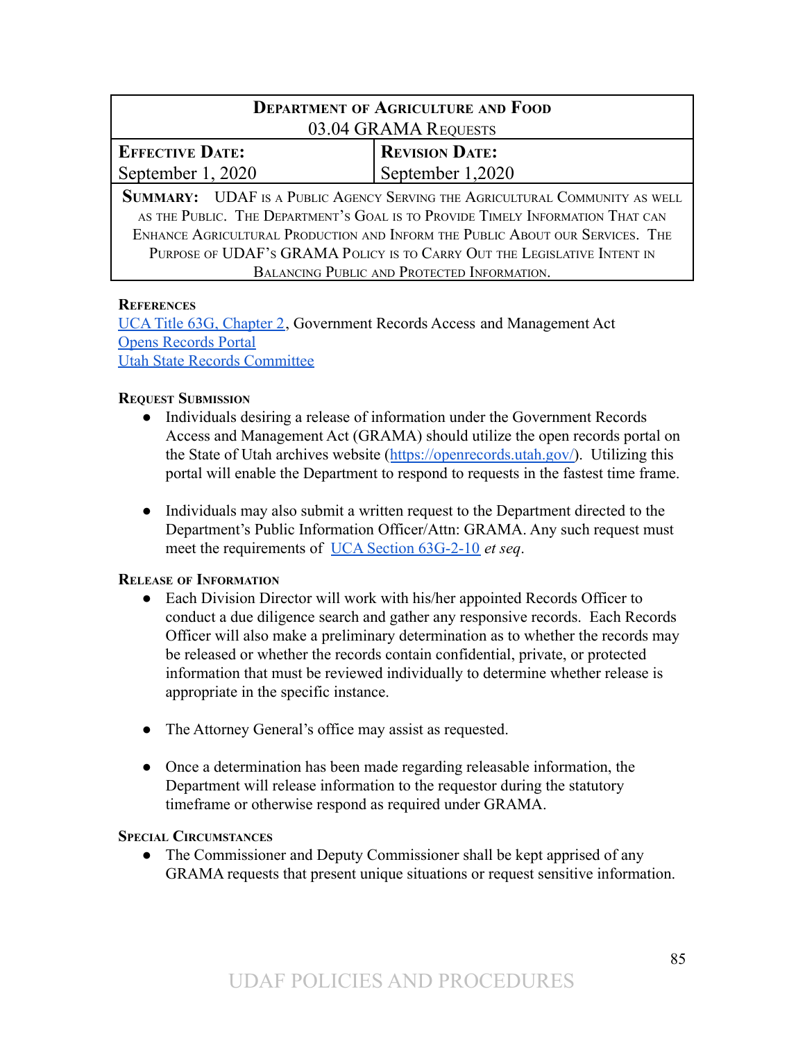| Department of Agriculture and Food<br>03.04 GRAMA Requests | |
|---|---|
| **Effective Date:**<br>September 1, 2020 | **Revision Date:**<br>September 1,2020 |
| **Summary:** UDAF is a Public Agency Serving the Agricultural Community as well as the Public. The Department's Goal is to Provide Timely Information That can Enhance Agricultural Production and Inform the Public About our Services. The Purpose of UDAF's GRAMA Policy is to Carry Out the Legislative Intent in Balancing Public and Protected Information. | |

### References

UCA Title 63G, Chapter 2, Government Records Access and Management Act
Opens Records Portal
Utah State Records Committee

### Request Submission

- Individuals desiring a release of information under the Government Records Access and Management Act (GRAMA) should utilize the open records portal on the State of Utah archives website (https://openrecords.utah.gov/). Utilizing this portal will enable the Department to respond to requests in the fastest time frame.

- Individuals may also submit a written request to the Department directed to the Department's Public Information Officer/Attn: GRAMA. Any such request must meet the requirements of UCA Section 63G-2-10 *et seq*.

### Release of Information

- Each Division Director will work with his/her appointed Records Officer to conduct a due diligence search and gather any responsive records. Each Records Officer will also make a preliminary determination as to whether the records may be released or whether the records contain confidential, private, or protected information that must be reviewed individually to determine whether release is appropriate in the specific instance.

- The Attorney General's office may assist as requested.

- Once a determination has been made regarding releasable information, the Department will release information to the requestor during the statutory timeframe or otherwise respond as required under GRAMA.

### Special Circumstances

- The Commissioner and Deputy Commissioner shall be kept apprised of any GRAMA requests that present unique situations or request sensitive information.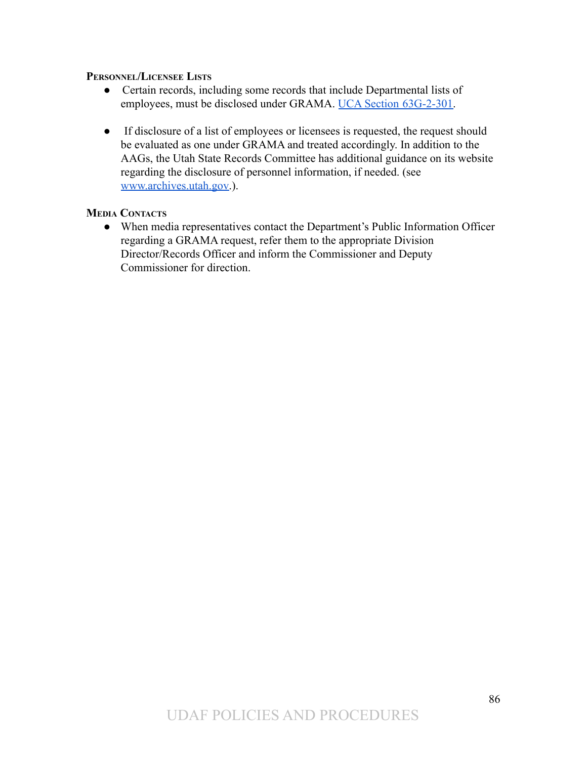### Personnel/Licensee Lists

- Certain records, including some records that include Departmental lists of employees, must be disclosed under GRAMA. [UCA Section 63G-2-301](UCA Section 63G-2-301).

- If disclosure of a list of employees or licensees is requested, the request should be evaluated as one under GRAMA and treated accordingly. In addition to the AAGs, the Utah State Records Committee has additional guidance on its website regarding the disclosure of personnel information, if needed. (see [www.archives.utah.gov](www.archives.utah.gov).).

### Media Contacts

- When media representatives contact the Department's Public Information Officer regarding a GRAMA request, refer them to the appropriate Division Director/Records Officer and inform the Commissioner and Deputy Commissioner for direction.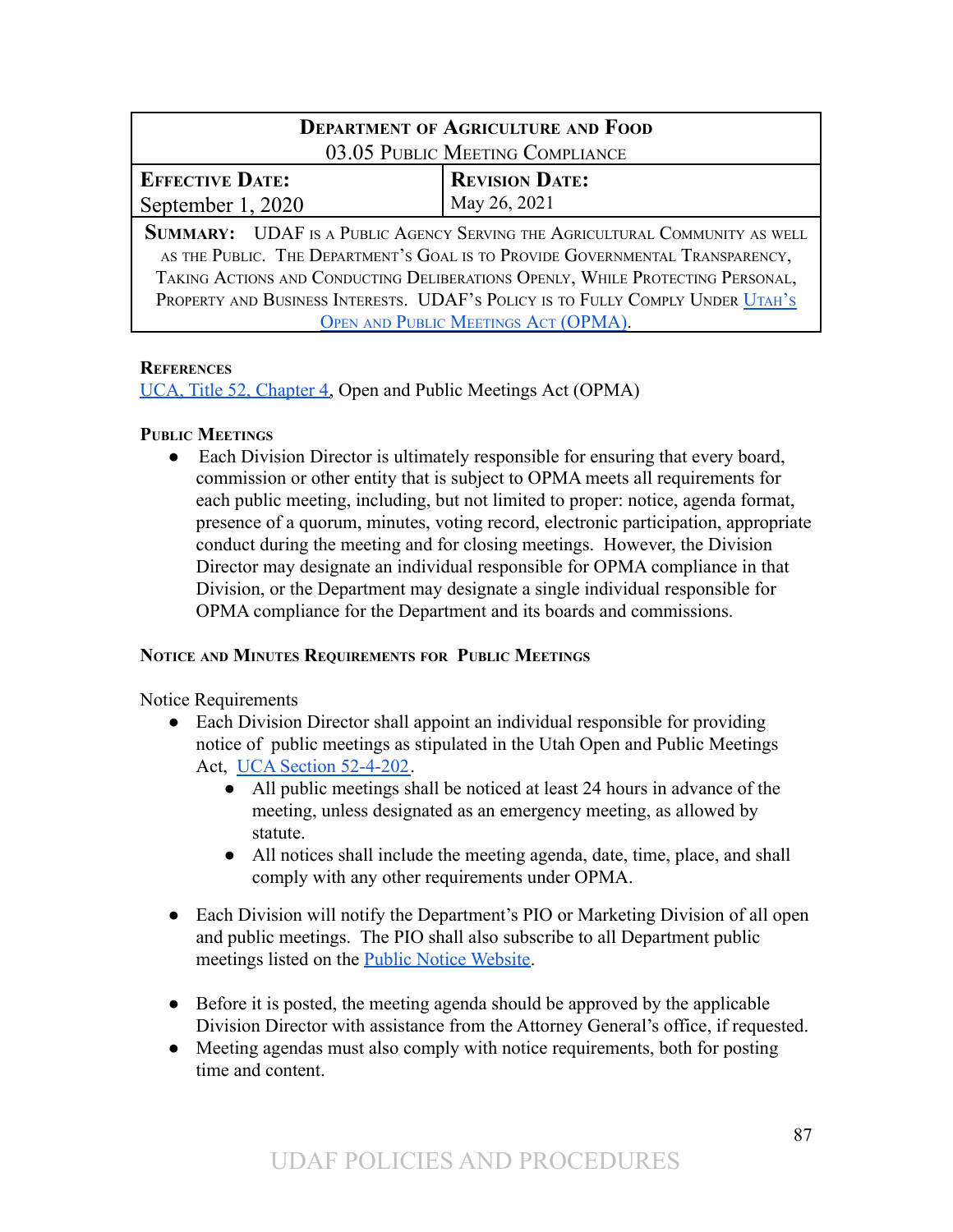| **Department of Agriculture and Food**<br>03.05 Public Meeting Compliance | |
|---|---|
| **Effective Date:**<br>September 1, 2020 | **Revision Date:**<br>May 26, 2021 |
| **Summary:** UDAF is a Public Agency Serving the Agricultural Community as well as the Public. The Department's Goal is to Provide Governmental Transparency, Taking Actions and Conducting Deliberations Openly, While Protecting Personal, Property and Business Interests. UDAF's Policy is to Fully Comply Under [Utah's Open and Public Meetings Act (OPMA)](). | |

**References**

[UCA, Title 52, Chapter 4](), Open and Public Meetings Act (OPMA)

**Public Meetings**

- Each Division Director is ultimately responsible for ensuring that every board, commission or other entity that is subject to OPMA meets all requirements for each public meeting, including, but not limited to proper: notice, agenda format, presence of a quorum, minutes, voting record, electronic participation, appropriate conduct during the meeting and for closing meetings. However, the Division Director may designate an individual responsible for OPMA compliance in that Division, or the Department may designate a single individual responsible for OPMA compliance for the Department and its boards and commissions.

**Notice and Minutes Requirements for Public Meetings**

Notice Requirements

- Each Division Director shall appoint an individual responsible for providing notice of public meetings as stipulated in the Utah Open and Public Meetings Act, [UCA Section 52-4-202]().
  - All public meetings shall be noticed at least 24 hours in advance of the meeting, unless designated as an emergency meeting, as allowed by statute.
  - All notices shall include the meeting agenda, date, time, place, and shall comply with any other requirements under OPMA.

- Each Division will notify the Department's PIO or Marketing Division of all open and public meetings. The PIO shall also subscribe to all Department public meetings listed on the [Public Notice Website]().

- Before it is posted, the meeting agenda should be approved by the applicable Division Director with assistance from the Attorney General's office, if requested.
- Meeting agendas must also comply with notice requirements, both for posting time and content.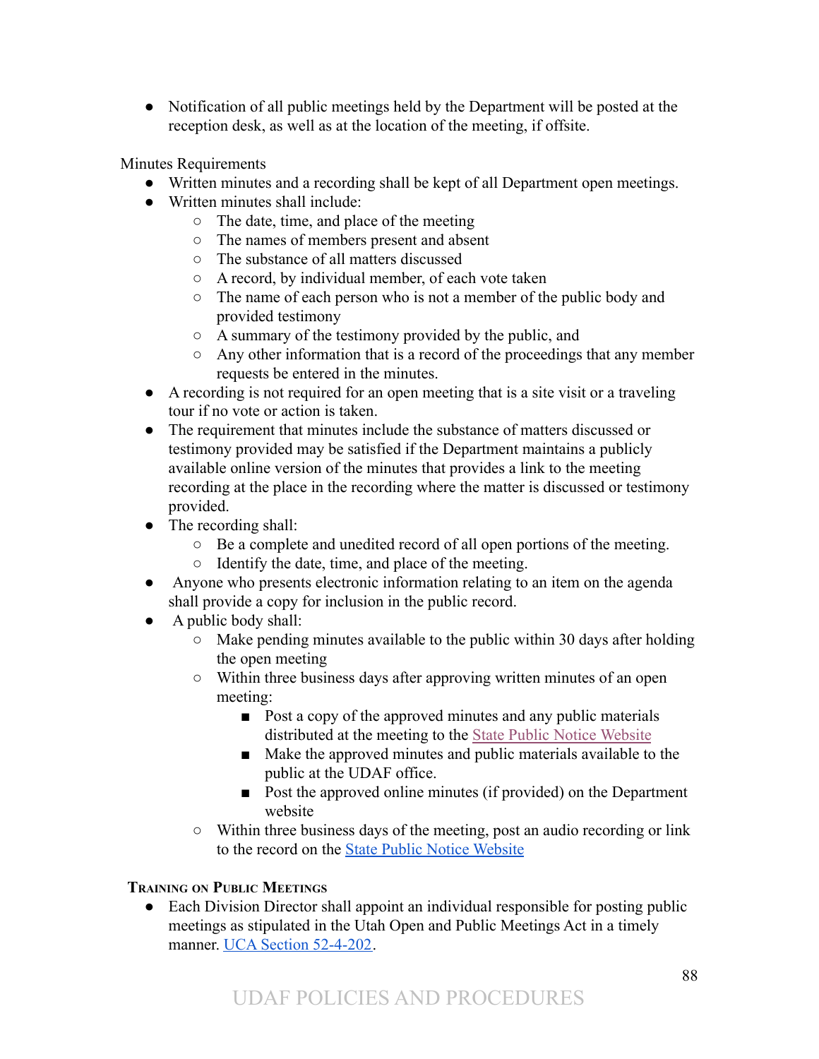- Notification of all public meetings held by the Department will be posted at the reception desk, as well as at the location of the meeting, if offsite.

Minutes Requirements

- Written minutes and a recording shall be kept of all Department open meetings.
- Written minutes shall include:
    - The date, time, and place of the meeting
    - The names of members present and absent
    - The substance of all matters discussed
    - A record, by individual member, of each vote taken
    - The name of each person who is not a member of the public body and provided testimony
    - A summary of the testimony provided by the public, and
    - Any other information that is a record of the proceedings that any member requests be entered in the minutes.
- A recording is not required for an open meeting that is a site visit or a traveling tour if no vote or action is taken.
- The requirement that minutes include the substance of matters discussed or testimony provided may be satisfied if the Department maintains a publicly available online version of the minutes that provides a link to the meeting recording at the place in the recording where the matter is discussed or testimony provided.
- The recording shall:
    - Be a complete and unedited record of all open portions of the meeting.
    - Identify the date, time, and place of the meeting.
- Anyone who presents electronic information relating to an item on the agenda shall provide a copy for inclusion in the public record.
- A public body shall:
    - Make pending minutes available to the public within 30 days after holding the open meeting
    - Within three business days after approving written minutes of an open meeting:
        - Post a copy of the approved minutes and any public materials distributed at the meeting to the State Public Notice Website
        - Make the approved minutes and public materials available to the public at the UDAF office.
        - Post the approved online minutes (if provided) on the Department website
    - Within three business days of the meeting, post an audio recording or link to the record on the State Public Notice Website

### Training on Public Meetings

- Each Division Director shall appoint an individual responsible for posting public meetings as stipulated in the Utah Open and Public Meetings Act in a timely manner. UCA Section 52-4-202.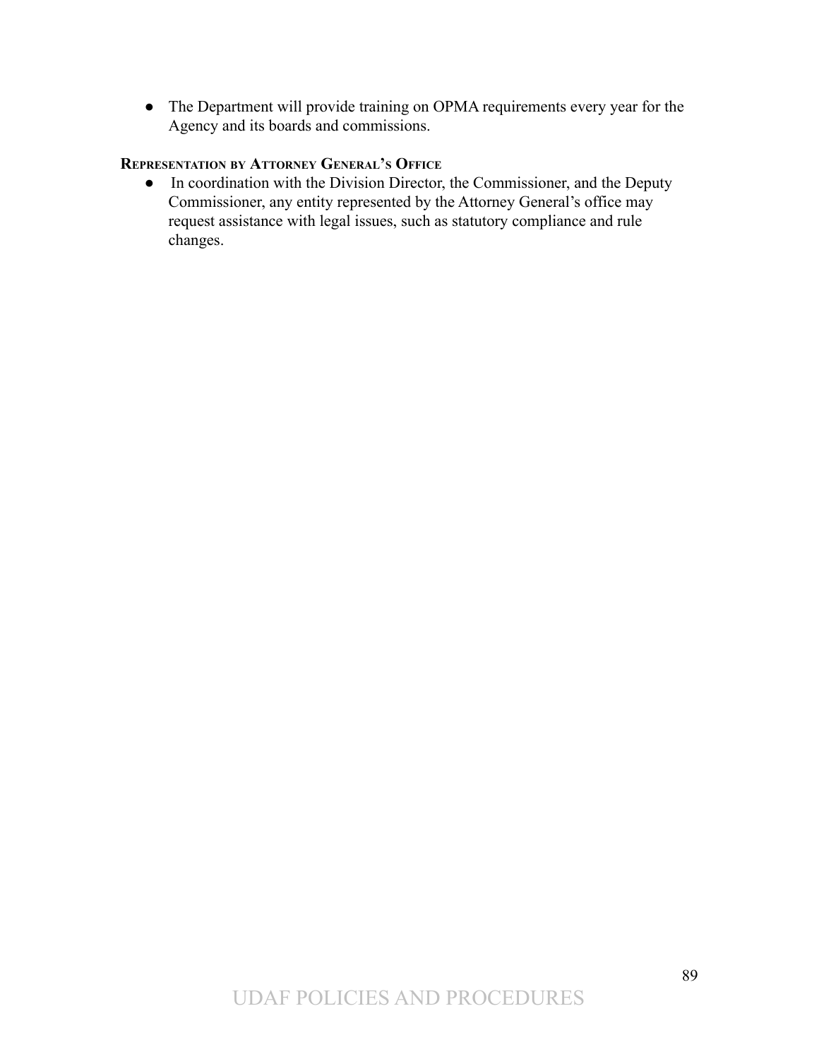- The Department will provide training on OPMA requirements every year for the Agency and its boards and commissions.

**REPRESENTATION BY ATTORNEY GENERAL'S OFFICE**

- In coordination with the Division Director, the Commissioner, and the Deputy Commissioner, any entity represented by the Attorney General's office may request assistance with legal issues, such as statutory compliance and rule changes.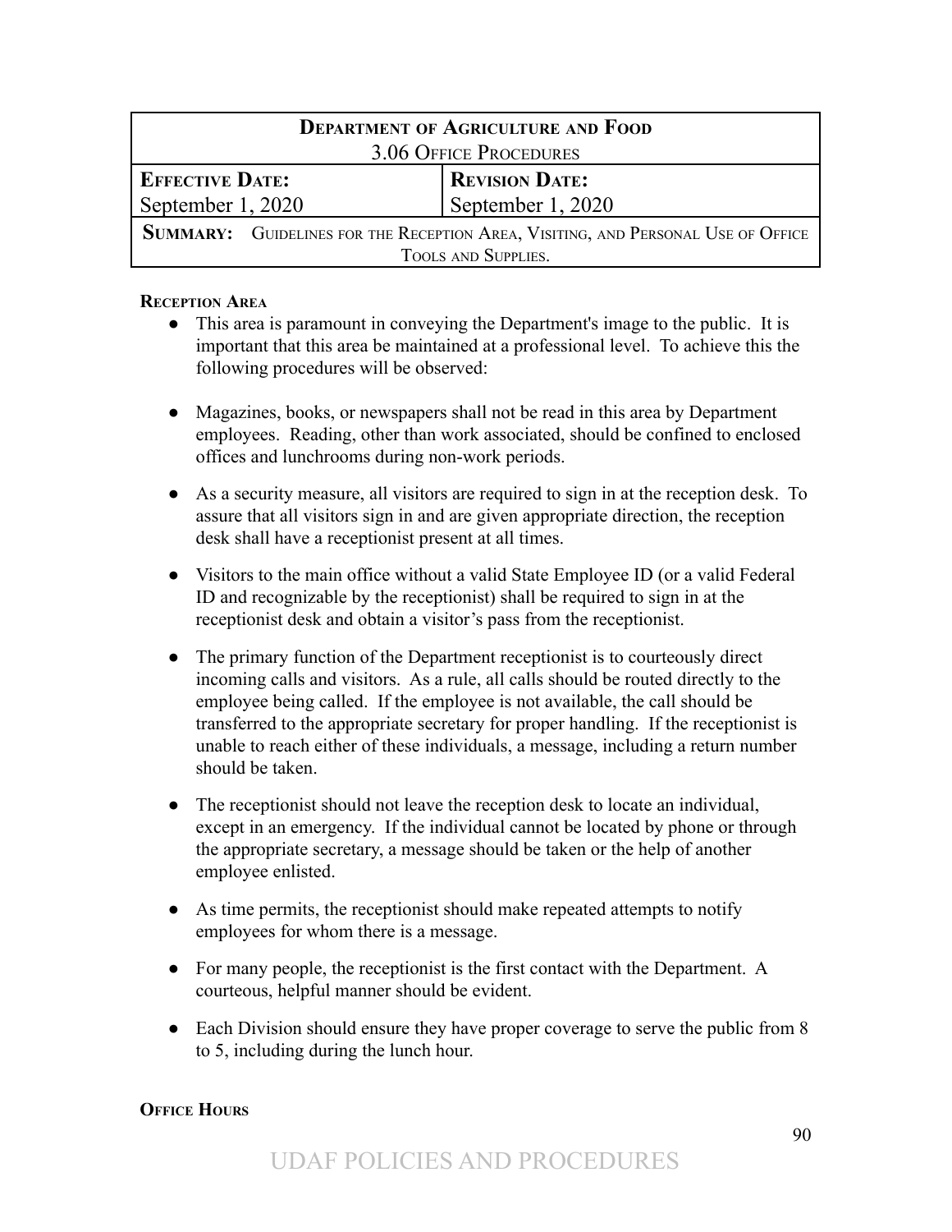| **Department of Agriculture and Food**<br>3.06 Office Procedures | |
|---|---|
| **Effective Date:**<br>September 1, 2020 | **Revision Date:**<br>September 1, 2020 |
| **Summary:** Guidelines for the Reception Area, Visiting, and Personal Use of Office Tools and Supplies. | |

**Reception Area**

- This area is paramount in conveying the Department's image to the public. It is important that this area be maintained at a professional level. To achieve this the following procedures will be observed:

- Magazines, books, or newspapers shall not be read in this area by Department employees. Reading, other than work associated, should be confined to enclosed offices and lunchrooms during non-work periods.

- As a security measure, all visitors are required to sign in at the reception desk. To assure that all visitors sign in and are given appropriate direction, the reception desk shall have a receptionist present at all times.

- Visitors to the main office without a valid State Employee ID (or a valid Federal ID and recognizable by the receptionist) shall be required to sign in at the receptionist desk and obtain a visitor's pass from the receptionist.

- The primary function of the Department receptionist is to courteously direct incoming calls and visitors. As a rule, all calls should be routed directly to the employee being called. If the employee is not available, the call should be transferred to the appropriate secretary for proper handling. If the receptionist is unable to reach either of these individuals, a message, including a return number should be taken.

- The receptionist should not leave the reception desk to locate an individual, except in an emergency. If the individual cannot be located by phone or through the appropriate secretary, a message should be taken or the help of another employee enlisted.

- As time permits, the receptionist should make repeated attempts to notify employees for whom there is a message.

- For many people, the receptionist is the first contact with the Department. A courteous, helpful manner should be evident.

- Each Division should ensure they have proper coverage to serve the public from 8 to 5, including during the lunch hour.

**Office Hours**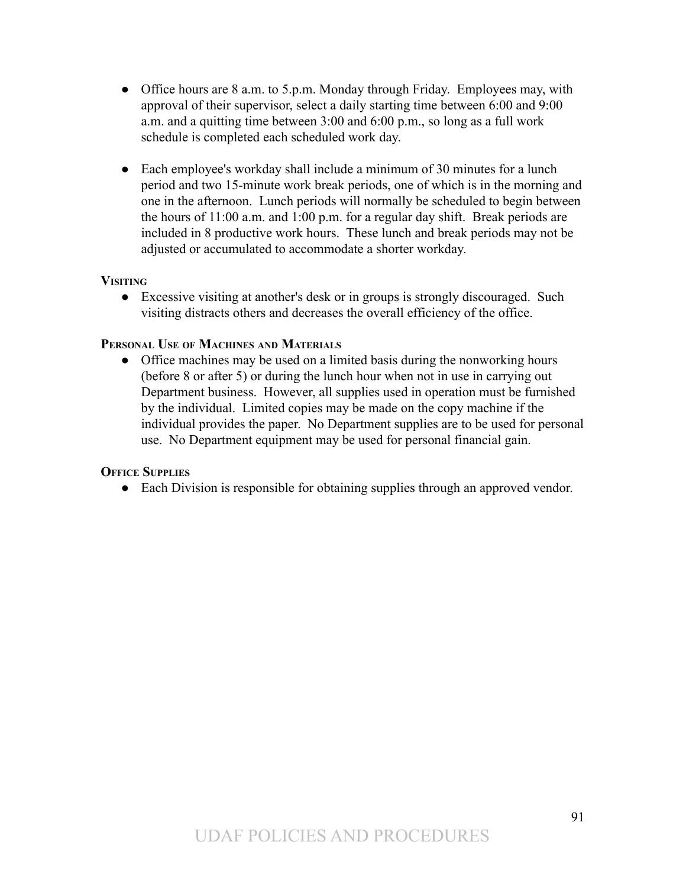- Office hours are 8 a.m. to 5.p.m. Monday through Friday. Employees may, with approval of their supervisor, select a daily starting time between 6:00 and 9:00 a.m. and a quitting time between 3:00 and 6:00 p.m., so long as a full work schedule is completed each scheduled work day.

- Each employee's workday shall include a minimum of 30 minutes for a lunch period and two 15-minute work break periods, one of which is in the morning and one in the afternoon. Lunch periods will normally be scheduled to begin between the hours of 11:00 a.m. and 1:00 p.m. for a regular day shift. Break periods are included in 8 productive work hours. These lunch and break periods may not be adjusted or accumulated to accommodate a shorter workday.

#### Visiting

- Excessive visiting at another's desk or in groups is strongly discouraged. Such visiting distracts others and decreases the overall efficiency of the office.

#### Personal Use of Machines and Materials

- Office machines may be used on a limited basis during the nonworking hours (before 8 or after 5) or during the lunch hour when not in use in carrying out Department business. However, all supplies used in operation must be furnished by the individual. Limited copies may be made on the copy machine if the individual provides the paper. No Department supplies are to be used for personal use. No Department equipment may be used for personal financial gain.

#### Office Supplies

- Each Division is responsible for obtaining supplies through an approved vendor.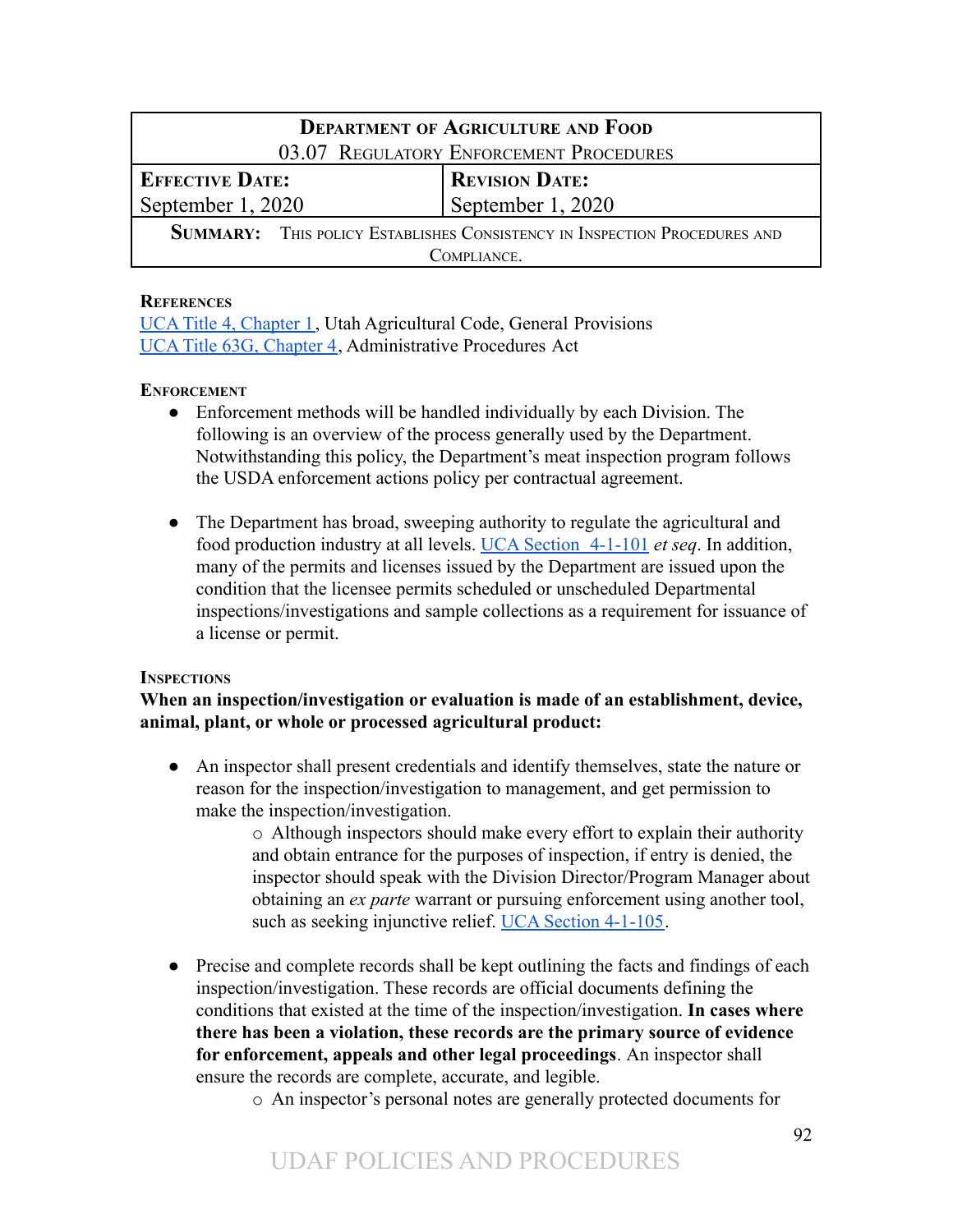| **Department of Agriculture and Food** | |
| --- | --- |
| 03.07 Regulatory Enforcement Procedures | |
| **Effective Date:** September 1, 2020 | **Revision Date:** September 1, 2020 |
| **Summary:** This policy Establishes Consistency in Inspection Procedures and Compliance. | |

**References**

UCA Title 4, Chapter 1, Utah Agricultural Code, General Provisions
UCA Title 63G, Chapter 4, Administrative Procedures Act

**Enforcement**

- Enforcement methods will be handled individually by each Division. The following is an overview of the process generally used by the Department. Notwithstanding this policy, the Department's meat inspection program follows the USDA enforcement actions policy per contractual agreement.

- The Department has broad, sweeping authority to regulate the agricultural and food production industry at all levels. UCA Section 4-1-101 *et seq*. In addition, many of the permits and licenses issued by the Department are issued upon the condition that the licensee permits scheduled or unscheduled Departmental inspections/investigations and sample collections as a requirement for issuance of a license or permit.

**Inspections**

**When an inspection/investigation or evaluation is made of an establishment, device, animal, plant, or whole or processed agricultural product:**

- An inspector shall present credentials and identify themselves, state the nature or reason for the inspection/investigation to management, and get permission to make the inspection/investigation.
  - Although inspectors should make every effort to explain their authority and obtain entrance for the purposes of inspection, if entry is denied, the inspector should speak with the Division Director/Program Manager about obtaining an *ex parte* warrant or pursuing enforcement using another tool, such as seeking injunctive relief. UCA Section 4-1-105.

- Precise and complete records shall be kept outlining the facts and findings of each inspection/investigation. These records are official documents defining the conditions that existed at the time of the inspection/investigation. **In cases where there has been a violation, these records are the primary source of evidence for enforcement, appeals and other legal proceedings**. An inspector shall ensure the records are complete, accurate, and legible.
  - An inspector's personal notes are generally protected documents for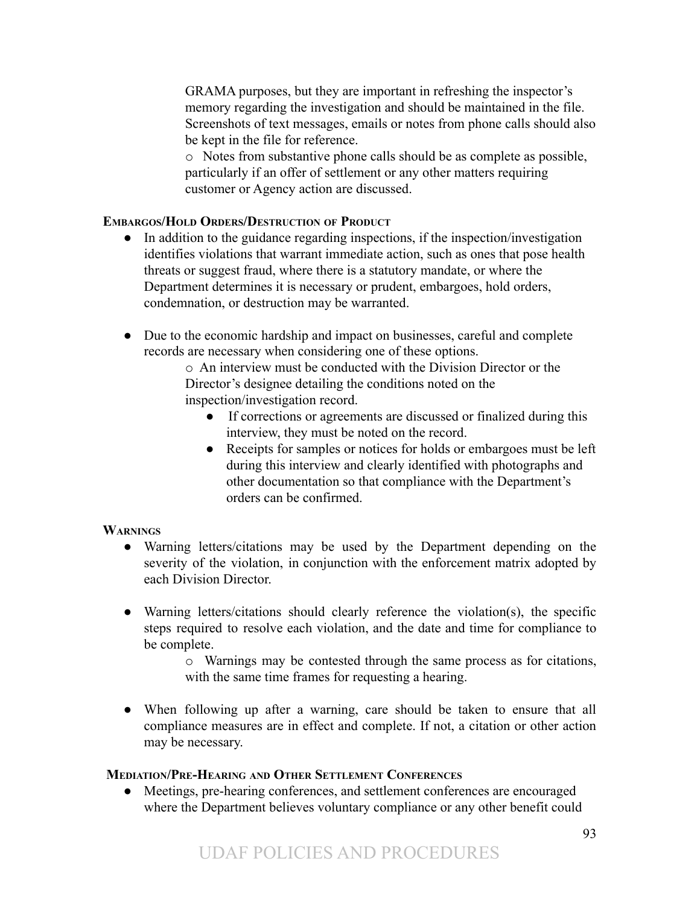GRAMA purposes, but they are important in refreshing the inspector's memory regarding the investigation and should be maintained in the file. Screenshots of text messages, emails or notes from phone calls should also be kept in the file for reference.

  - Notes from substantive phone calls should be as complete as possible, particularly if an offer of settlement or any other matters requiring customer or Agency action are discussed.

#### Embargos/Hold Orders/Destruction of Product

- In addition to the guidance regarding inspections, if the inspection/investigation identifies violations that warrant immediate action, such as ones that pose health threats or suggest fraud, where there is a statutory mandate, or where the Department determines it is necessary or prudent, embargoes, hold orders, condemnation, or destruction may be warranted.

- Due to the economic hardship and impact on businesses, careful and complete records are necessary when considering one of these options.
  - An interview must be conducted with the Division Director or the Director's designee detailing the conditions noted on the inspection/investigation record.
    - If corrections or agreements are discussed or finalized during this interview, they must be noted on the record.
    - Receipts for samples or notices for holds or embargoes must be left during this interview and clearly identified with photographs and other documentation so that compliance with the Department's orders can be confirmed.

#### Warnings

- Warning letters/citations may be used by the Department depending on the severity of the violation, in conjunction with the enforcement matrix adopted by each Division Director.

- Warning letters/citations should clearly reference the violation(s), the specific steps required to resolve each violation, and the date and time for compliance to be complete.
  - Warnings may be contested through the same process as for citations, with the same time frames for requesting a hearing.

- When following up after a warning, care should be taken to ensure that all compliance measures are in effect and complete. If not, a citation or other action may be necessary.

#### Mediation/Pre-Hearing and Other Settlement Conferences

- Meetings, pre-hearing conferences, and settlement conferences are encouraged where the Department believes voluntary compliance or any other benefit could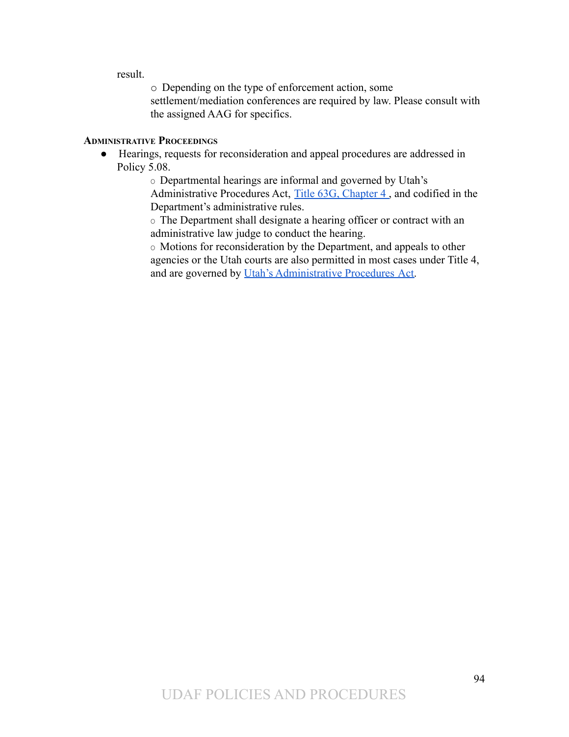result.

- Depending on the type of enforcement action, some settlement/mediation conferences are required by law. Please consult with the assigned AAG for specifics.

### Administrative Proceedings

- Hearings, requests for reconsideration and appeal procedures are addressed in Policy 5.08.
  - Departmental hearings are informal and governed by Utah's Administrative Procedures Act, [Title 63G, Chapter 4](), and codified in the Department's administrative rules.
  - The Department shall designate a hearing officer or contract with an administrative law judge to conduct the hearing.
  - Motions for reconsideration by the Department, and appeals to other agencies or the Utah courts are also permitted in most cases under Title 4, and are governed by [Utah's Administrative Procedures Act]().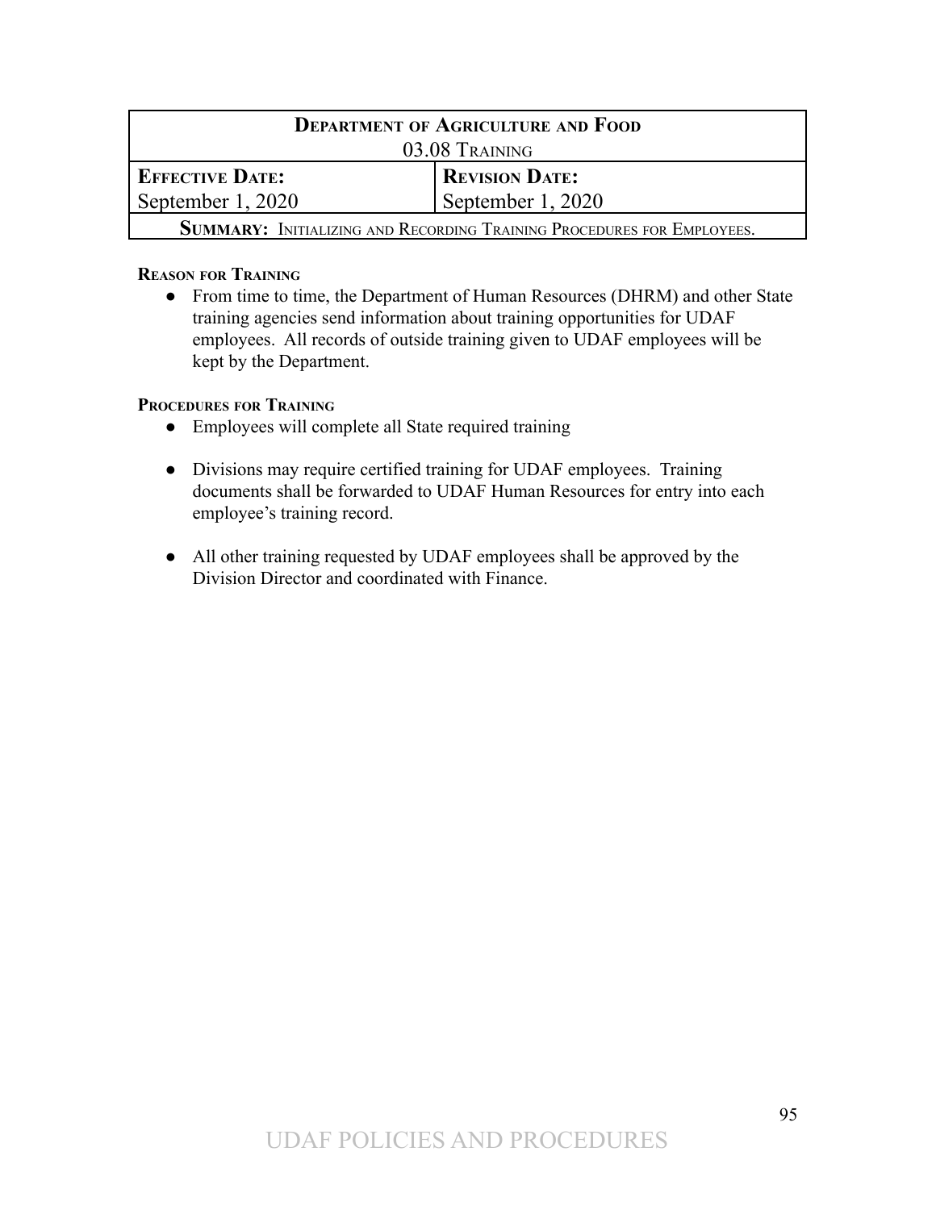| **DEPARTMENT OF AGRICULTURE AND FOOD** 03.08 TRAINING | |
|---|---|
| **EFFECTIVE DATE:** September 1, 2020 | **REVISION DATE:** September 1, 2020 |
| **SUMMARY:** INITIALIZING AND RECORDING TRAINING PROCEDURES FOR EMPLOYEES. | |

**REASON FOR TRAINING**

- From time to time, the Department of Human Resources (DHRM) and other State training agencies send information about training opportunities for UDAF employees. All records of outside training given to UDAF employees will be kept by the Department.

**PROCEDURES FOR TRAINING**

- Employees will complete all State required training
- Divisions may require certified training for UDAF employees. Training documents shall be forwarded to UDAF Human Resources for entry into each employee's training record.
- All other training requested by UDAF employees shall be approved by the Division Director and coordinated with Finance.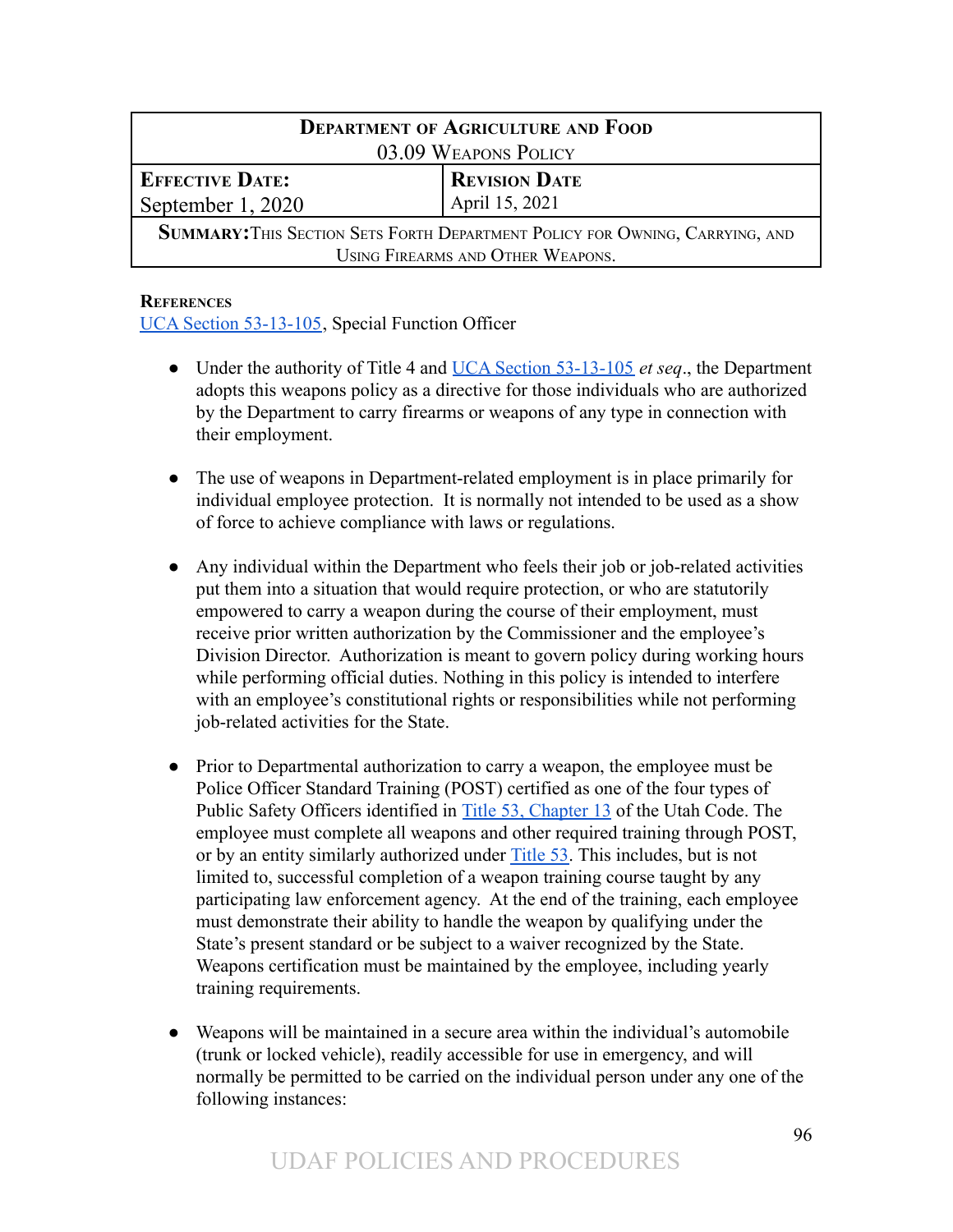| **Department of Agriculture and Food**<br>03.09 Weapons Policy | |
| --- | --- |
| **Effective Date:**<br>September 1, 2020 | **Revision Date**<br>April 15, 2021 |
| **Summary:** This Section Sets Forth Department Policy for Owning, Carrying, and Using Firearms and Other Weapons. | |

**References**

UCA Section 53-13-105, Special Function Officer

- Under the authority of Title 4 and UCA Section 53-13-105 *et seq*., the Department adopts this weapons policy as a directive for those individuals who are authorized by the Department to carry firearms or weapons of any type in connection with their employment.

- The use of weapons in Department-related employment is in place primarily for individual employee protection. It is normally not intended to be used as a show of force to achieve compliance with laws or regulations.

- Any individual within the Department who feels their job or job-related activities put them into a situation that would require protection, or who are statutorily empowered to carry a weapon during the course of their employment, must receive prior written authorization by the Commissioner and the employee's Division Director. Authorization is meant to govern policy during working hours while performing official duties. Nothing in this policy is intended to interfere with an employee's constitutional rights or responsibilities while not performing job-related activities for the State.

- Prior to Departmental authorization to carry a weapon, the employee must be Police Officer Standard Training (POST) certified as one of the four types of Public Safety Officers identified in Title 53, Chapter 13 of the Utah Code. The employee must complete all weapons and other required training through POST, or by an entity similarly authorized under Title 53. This includes, but is not limited to, successful completion of a weapon training course taught by any participating law enforcement agency. At the end of the training, each employee must demonstrate their ability to handle the weapon by qualifying under the State's present standard or be subject to a waiver recognized by the State. Weapons certification must be maintained by the employee, including yearly training requirements.

- Weapons will be maintained in a secure area within the individual's automobile (trunk or locked vehicle), readily accessible for use in emergency, and will normally be permitted to be carried on the individual person under any one of the following instances: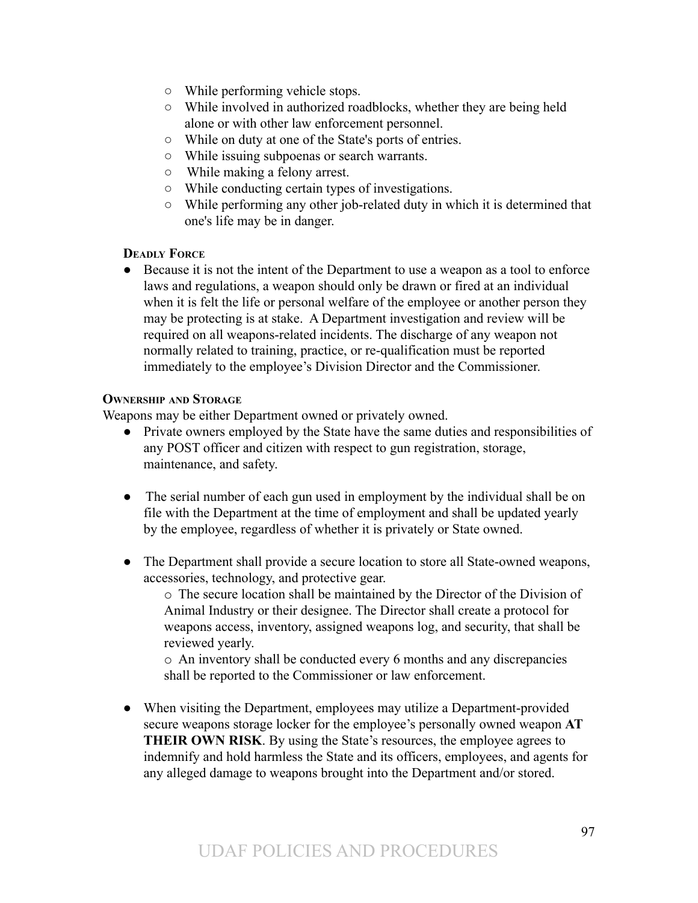- While performing vehicle stops.
- While involved in authorized roadblocks, whether they are being held alone or with other law enforcement personnel.
- While on duty at one of the State's ports of entries.
- While issuing subpoenas or search warrants.
- While making a felony arrest.
- While conducting certain types of investigations.
- While performing any other job-related duty in which it is determined that one's life may be in danger.

#### Deadly Force

- Because it is not the intent of the Department to use a weapon as a tool to enforce laws and regulations, a weapon should only be drawn or fired at an individual when it is felt the life or personal welfare of the employee or another person they may be protecting is at stake. A Department investigation and review will be required on all weapons-related incidents. The discharge of any weapon not normally related to training, practice, or re-qualification must be reported immediately to the employee's Division Director and the Commissioner.

### Ownership and Storage

Weapons may be either Department owned or privately owned.

- Private owners employed by the State have the same duties and responsibilities of any POST officer and citizen with respect to gun registration, storage, maintenance, and safety.

- The serial number of each gun used in employment by the individual shall be on file with the Department at the time of employment and shall be updated yearly by the employee, regardless of whether it is privately or State owned.

- The Department shall provide a secure location to store all State-owned weapons, accessories, technology, and protective gear.
  - The secure location shall be maintained by the Director of the Division of Animal Industry or their designee. The Director shall create a protocol for weapons access, inventory, assigned weapons log, and security, that shall be reviewed yearly.
  - An inventory shall be conducted every 6 months and any discrepancies shall be reported to the Commissioner or law enforcement.

- When visiting the Department, employees may utilize a Department-provided secure weapons storage locker for the employee's personally owned weapon **AT THEIR OWN RISK**. By using the State's resources, the employee agrees to indemnify and hold harmless the State and its officers, employees, and agents for any alleged damage to weapons brought into the Department and/or stored.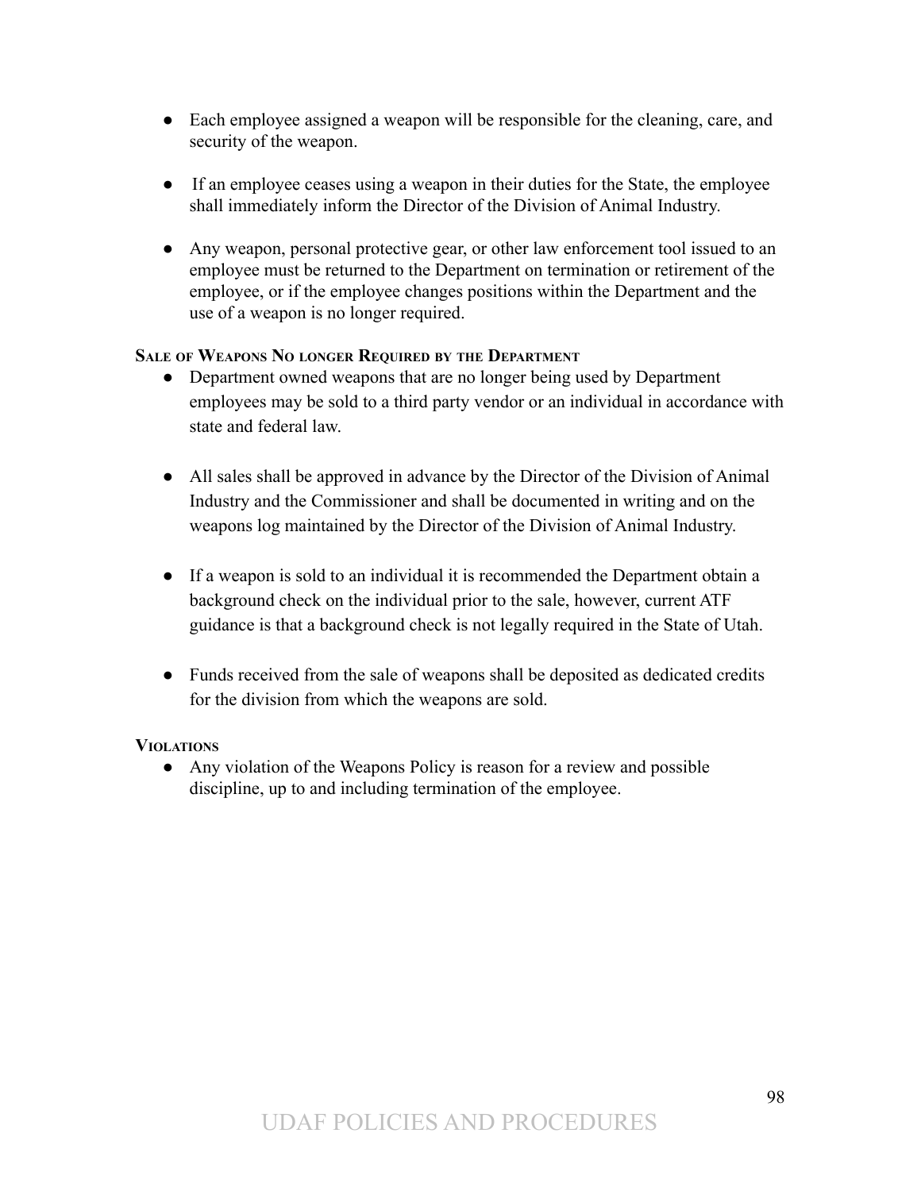- Each employee assigned a weapon will be responsible for the cleaning, care, and security of the weapon.

- If an employee ceases using a weapon in their duties for the State, the employee shall immediately inform the Director of the Division of Animal Industry.

- Any weapon, personal protective gear, or other law enforcement tool issued to an employee must be returned to the Department on termination or retirement of the employee, or if the employee changes positions within the Department and the use of a weapon is no longer required.

#### Sale of Weapons No longer Required by the Department

- Department owned weapons that are no longer being used by Department employees may be sold to a third party vendor or an individual in accordance with state and federal law.

- All sales shall be approved in advance by the Director of the Division of Animal Industry and the Commissioner and shall be documented in writing and on the weapons log maintained by the Director of the Division of Animal Industry.

- If a weapon is sold to an individual it is recommended the Department obtain a background check on the individual prior to the sale, however, current ATF guidance is that a background check is not legally required in the State of Utah.

- Funds received from the sale of weapons shall be deposited as dedicated credits for the division from which the weapons are sold.

#### Violations

- Any violation of the Weapons Policy is reason for a review and possible discipline, up to and including termination of the employee.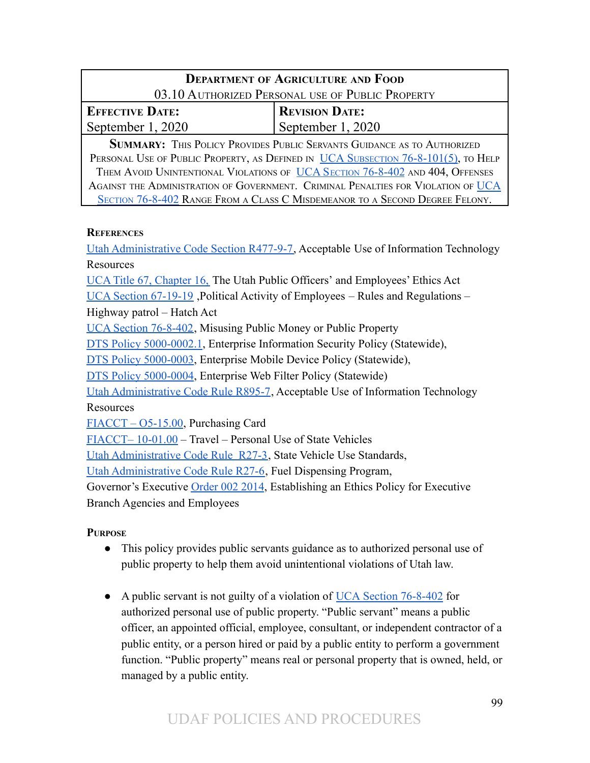| Department of Agriculture and Food | |
|---|---|
| 03.10 Authorized Personal use of Public Property | |
| **Effective Date:**<br>September 1, 2020 | **Revision Date:**<br>September 1, 2020 |
| **Summary:** This Policy Provides Public Servants Guidance as to Authorized Personal Use of Public Property, as Defined in UCA Subsection 76-8-101(5), to Help Them Avoid Unintentional Violations of UCA Section 76-8-402 and 404, Offenses Against the Administration of Government. Criminal Penalties for Violation of UCA Section 76-8-402 Range From a Class C Misdemeanor to a Second Degree Felony. | |

### References

Utah Administrative Code Section R477-9-7, Acceptable Use of Information Technology Resources
UCA Title 67, Chapter 16, The Utah Public Officers' and Employees' Ethics Act
UCA Section 67-19-19 ,Political Activity of Employees – Rules and Regulations – Highway patrol – Hatch Act
UCA Section 76-8-402, Misusing Public Money or Public Property
DTS Policy 5000-0002.1, Enterprise Information Security Policy (Statewide),
DTS Policy 5000-0003, Enterprise Mobile Device Policy (Statewide),
DTS Policy 5000-0004, Enterprise Web Filter Policy (Statewide)
Utah Administrative Code Rule R895-7, Acceptable Use of Information Technology Resources
FIACCT – O5-15.00, Purchasing Card
FIACCT– 10-01.00 – Travel – Personal Use of State Vehicles
Utah Administrative Code Rule R27-3, State Vehicle Use Standards,
Utah Administrative Code Rule R27-6, Fuel Dispensing Program,
Governor's Executive Order 002 2014, Establishing an Ethics Policy for Executive Branch Agencies and Employees

### Purpose

- This policy provides public servants guidance as to authorized personal use of public property to help them avoid unintentional violations of Utah law.

- A public servant is not guilty of a violation of UCA Section 76-8-402 for authorized personal use of public property. "Public servant" means a public officer, an appointed official, employee, consultant, or independent contractor of a public entity, or a person hired or paid by a public entity to perform a government function. "Public property" means real or personal property that is owned, held, or managed by a public entity.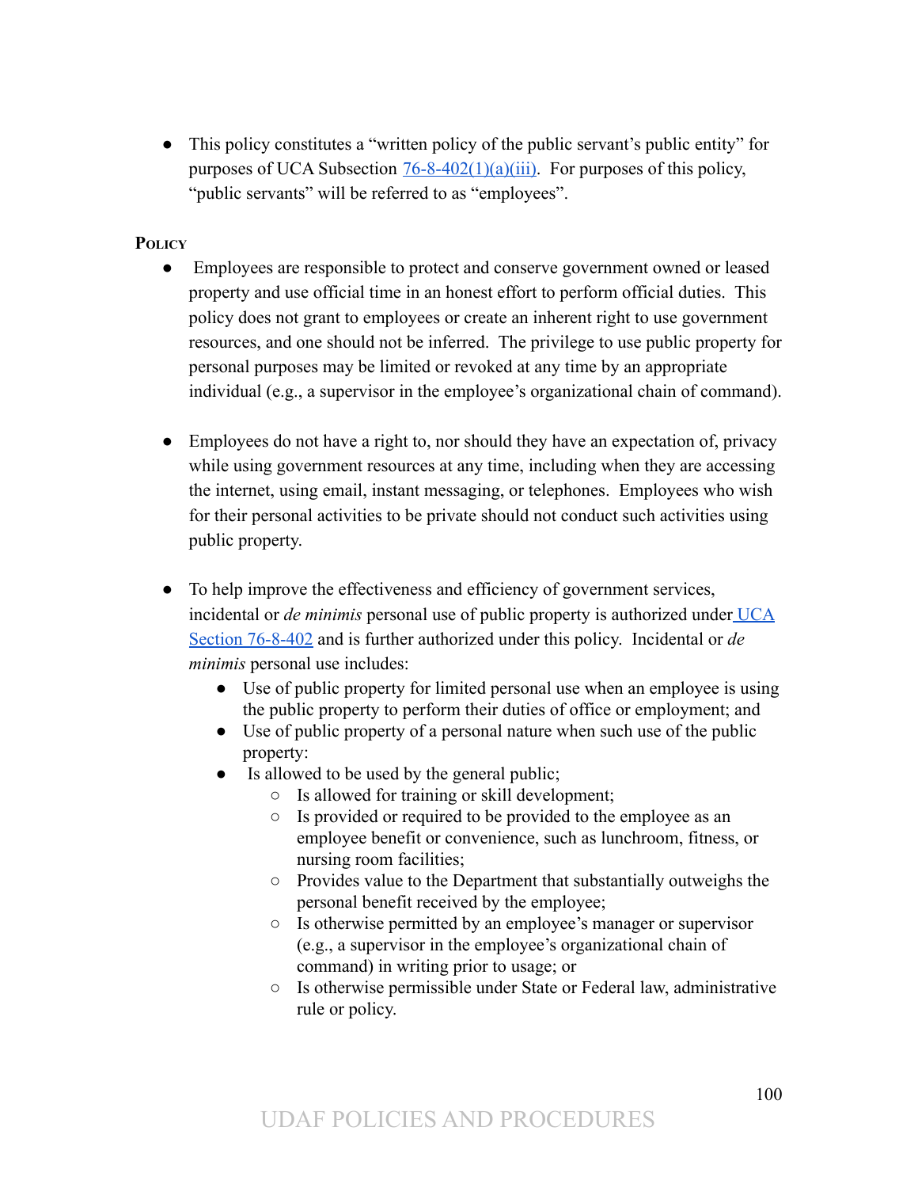- This policy constitutes a "written policy of the public servant's public entity" for purposes of UCA Subsection [76-8-402(1)(a)(iii)](). For purposes of this policy, "public servants" will be referred to as "employees".

**Policy**

- Employees are responsible to protect and conserve government owned or leased property and use official time in an honest effort to perform official duties. This policy does not grant to employees or create an inherent right to use government resources, and one should not be inferred. The privilege to use public property for personal purposes may be limited or revoked at any time by an appropriate individual (e.g., a supervisor in the employee's organizational chain of command).

- Employees do not have a right to, nor should they have an expectation of, privacy while using government resources at any time, including when they are accessing the internet, using email, instant messaging, or telephones. Employees who wish for their personal activities to be private should not conduct such activities using public property.

- To help improve the effectiveness and efficiency of government services, incidental or *de minimis* personal use of public property is authorized under [UCA Section 76-8-402]() and is further authorized under this policy. Incidental or *de minimis* personal use includes:
  - Use of public property for limited personal use when an employee is using the public property to perform their duties of office or employment; and
  - Use of public property of a personal nature when such use of the public property:
  - Is allowed to be used by the general public;
    - Is allowed for training or skill development;
    - Is provided or required to be provided to the employee as an employee benefit or convenience, such as lunchroom, fitness, or nursing room facilities;
    - Provides value to the Department that substantially outweighs the personal benefit received by the employee;
    - Is otherwise permitted by an employee's manager or supervisor (e.g., a supervisor in the employee's organizational chain of command) in writing prior to usage; or
    - Is otherwise permissible under State or Federal law, administrative rule or policy.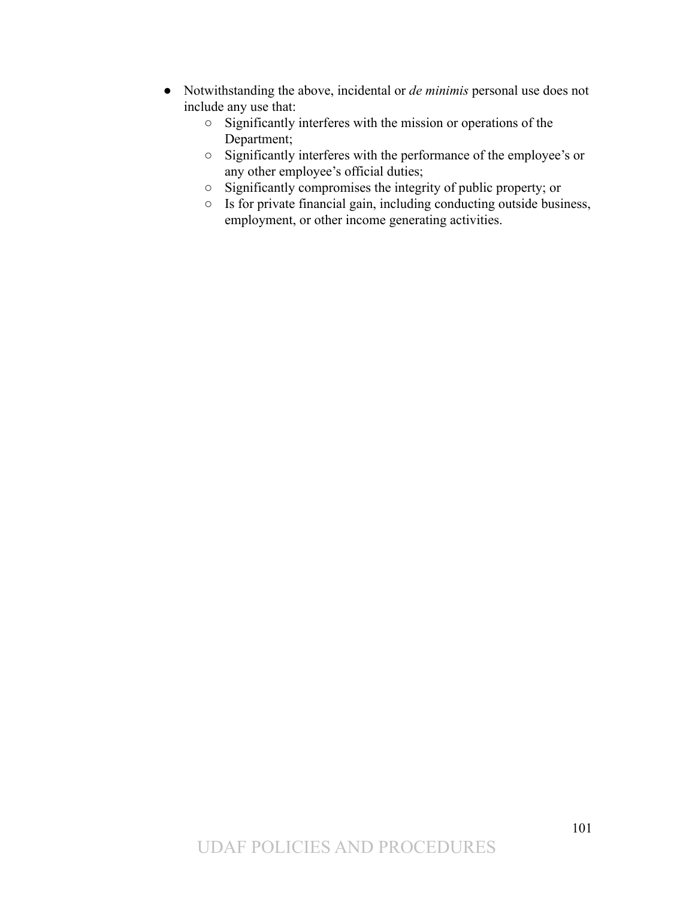- Notwithstanding the above, incidental or *de minimis* personal use does not include any use that:
  - Significantly interferes with the mission or operations of the Department;
  - Significantly interferes with the performance of the employee's or any other employee's official duties;
  - Significantly compromises the integrity of public property; or
  - Is for private financial gain, including conducting outside business, employment, or other income generating activities.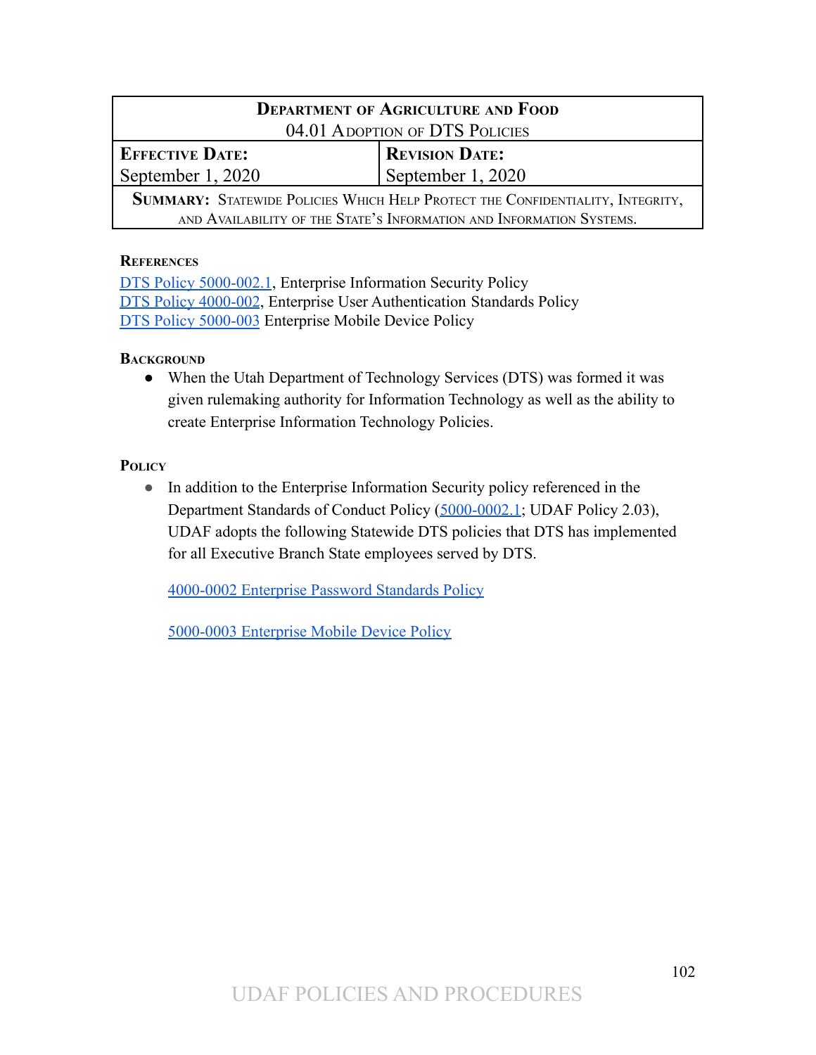| **Department of Agriculture and Food**<br>04.01 Adoption of DTS Policies | |
|---|---|
| **Effective Date:**<br>September 1, 2020 | **Revision Date:**<br>September 1, 2020 |
| **Summary:** Statewide Policies Which Help Protect the Confidentiality, Integrity, and Availability of the State's Information and Information Systems. | |

### References

DTS Policy 5000-002.1, Enterprise Information Security Policy
DTS Policy 4000-002, Enterprise User Authentication Standards Policy
DTS Policy 5000-003 Enterprise Mobile Device Policy

### Background

- When the Utah Department of Technology Services (DTS) was formed it was given rulemaking authority for Information Technology as well as the ability to create Enterprise Information Technology Policies.

### Policy

- In addition to the Enterprise Information Security policy referenced in the Department Standards of Conduct Policy (5000-0002.1; UDAF Policy 2.03), UDAF adopts the following Statewide DTS policies that DTS has implemented for all Executive Branch State employees served by DTS.

  4000-0002 Enterprise Password Standards Policy

  5000-0003 Enterprise Mobile Device Policy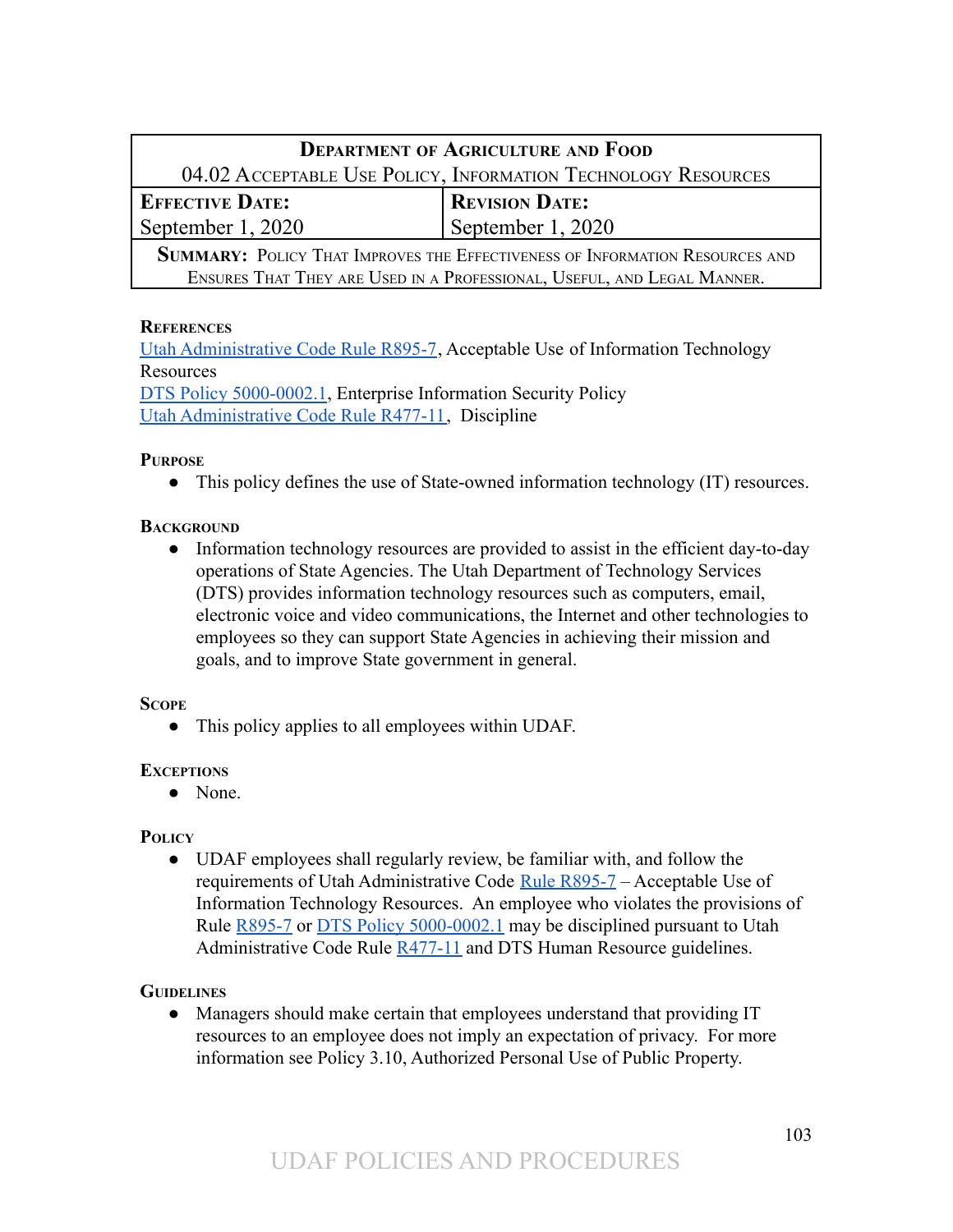| Department of Agriculture and Food | |
| --- | --- |
| 04.02 Acceptable Use Policy, Information Technology Resources | |
| **Effective Date:** September 1, 2020 | **Revision Date:** September 1, 2020 |
| **Summary:** Policy That Improves the Effectiveness of Information Resources and Ensures That They are Used in a Professional, Useful, and Legal Manner. | |

**References**

Utah Administrative Code Rule R895-7, Acceptable Use of Information Technology Resources
DTS Policy 5000-0002.1, Enterprise Information Security Policy
Utah Administrative Code Rule R477-11, Discipline

**Purpose**

- This policy defines the use of State-owned information technology (IT) resources.

**Background**

- Information technology resources are provided to assist in the efficient day-to-day operations of State Agencies. The Utah Department of Technology Services (DTS) provides information technology resources such as computers, email, electronic voice and video communications, the Internet and other technologies to employees so they can support State Agencies in achieving their mission and goals, and to improve State government in general.

**Scope**

- This policy applies to all employees within UDAF.

**Exceptions**

- None.

**Policy**

- UDAF employees shall regularly review, be familiar with, and follow the requirements of Utah Administrative Code Rule R895-7 – Acceptable Use of Information Technology Resources. An employee who violates the provisions of Rule R895-7 or DTS Policy 5000-0002.1 may be disciplined pursuant to Utah Administrative Code Rule R477-11 and DTS Human Resource guidelines.

**Guidelines**

- Managers should make certain that employees understand that providing IT resources to an employee does not imply an expectation of privacy. For more information see Policy 3.10, Authorized Personal Use of Public Property.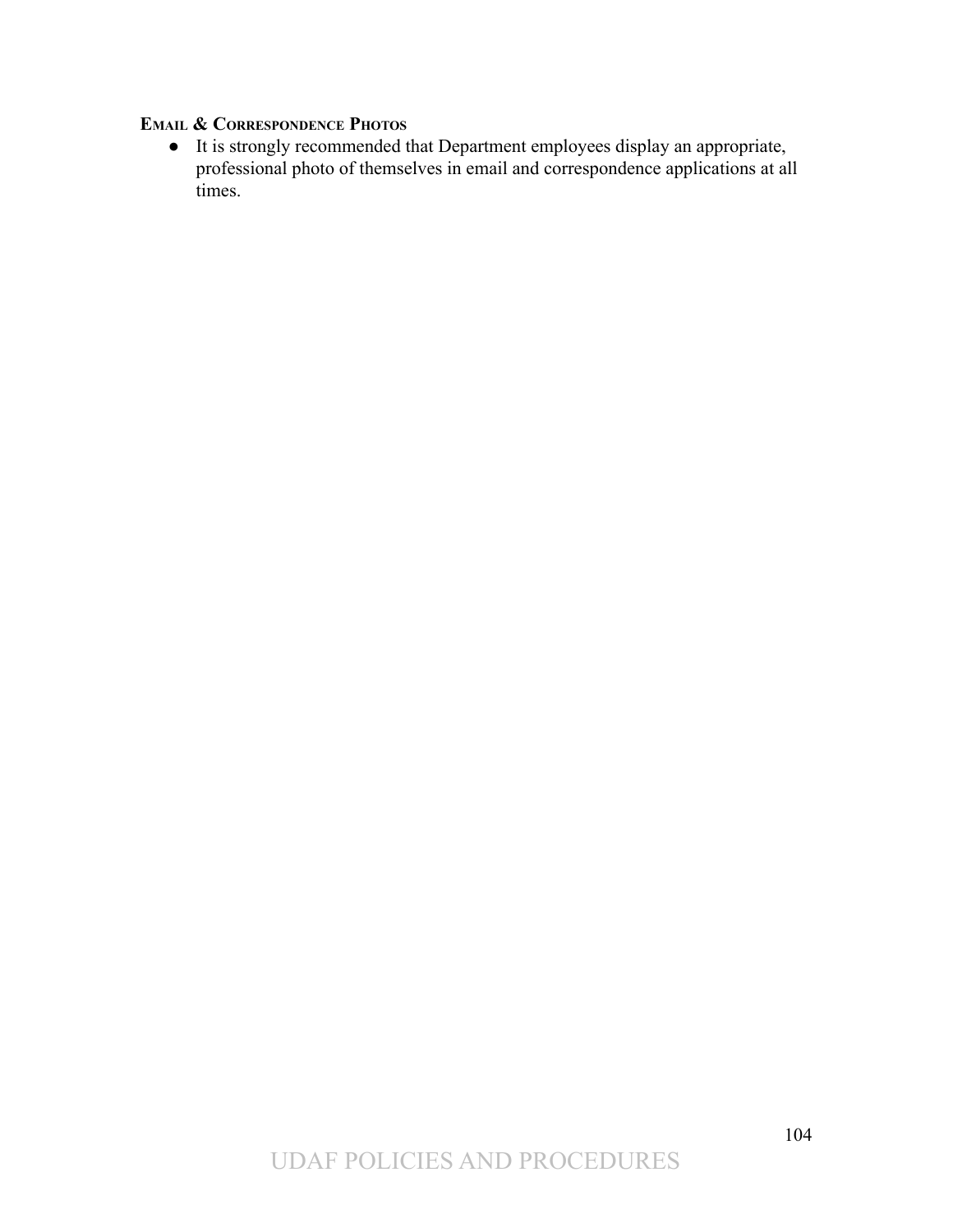### Email & Correspondence Photos

- It is strongly recommended that Department employees display an appropriate, professional photo of themselves in email and correspondence applications at all times.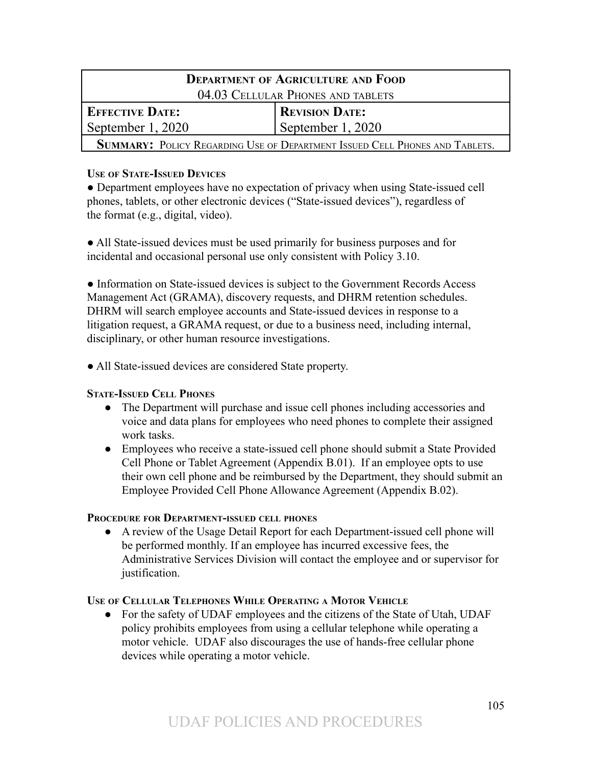| **DEPARTMENT OF AGRICULTURE AND FOOD**<br>04.03 CELLULAR PHONES AND TABLETS | |
|---|---|
| **EFFECTIVE DATE:**<br>September 1, 2020 | **REVISION DATE:**<br>September 1, 2020 |
| **SUMMARY:** POLICY REGARDING USE OF DEPARTMENT ISSUED CELL PHONES AND TABLETS. | |

**USE OF STATE-ISSUED DEVICES**

● Department employees have no expectation of privacy when using State-issued cell phones, tablets, or other electronic devices ("State-issued devices"), regardless of the format (e.g., digital, video).

● All State-issued devices must be used primarily for business purposes and for incidental and occasional personal use only consistent with Policy 3.10.

● Information on State-issued devices is subject to the Government Records Access Management Act (GRAMA), discovery requests, and DHRM retention schedules. DHRM will search employee accounts and State-issued devices in response to a litigation request, a GRAMA request, or due to a business need, including internal, disciplinary, or other human resource investigations.

● All State-issued devices are considered State property.

**STATE-ISSUED CELL PHONES**

- The Department will purchase and issue cell phones including accessories and voice and data plans for employees who need phones to complete their assigned work tasks.
- Employees who receive a state-issued cell phone should submit a State Provided Cell Phone or Tablet Agreement (Appendix B.01). If an employee opts to use their own cell phone and be reimbursed by the Department, they should submit an Employee Provided Cell Phone Allowance Agreement (Appendix B.02).

**PROCEDURE FOR DEPARTMENT-ISSUED CELL PHONES**

- A review of the Usage Detail Report for each Department-issued cell phone will be performed monthly. If an employee has incurred excessive fees, the Administrative Services Division will contact the employee and or supervisor for justification.

**USE OF CELLULAR TELEPHONES WHILE OPERATING A MOTOR VEHICLE**

- For the safety of UDAF employees and the citizens of the State of Utah, UDAF policy prohibits employees from using a cellular telephone while operating a motor vehicle. UDAF also discourages the use of hands-free cellular phone devices while operating a motor vehicle.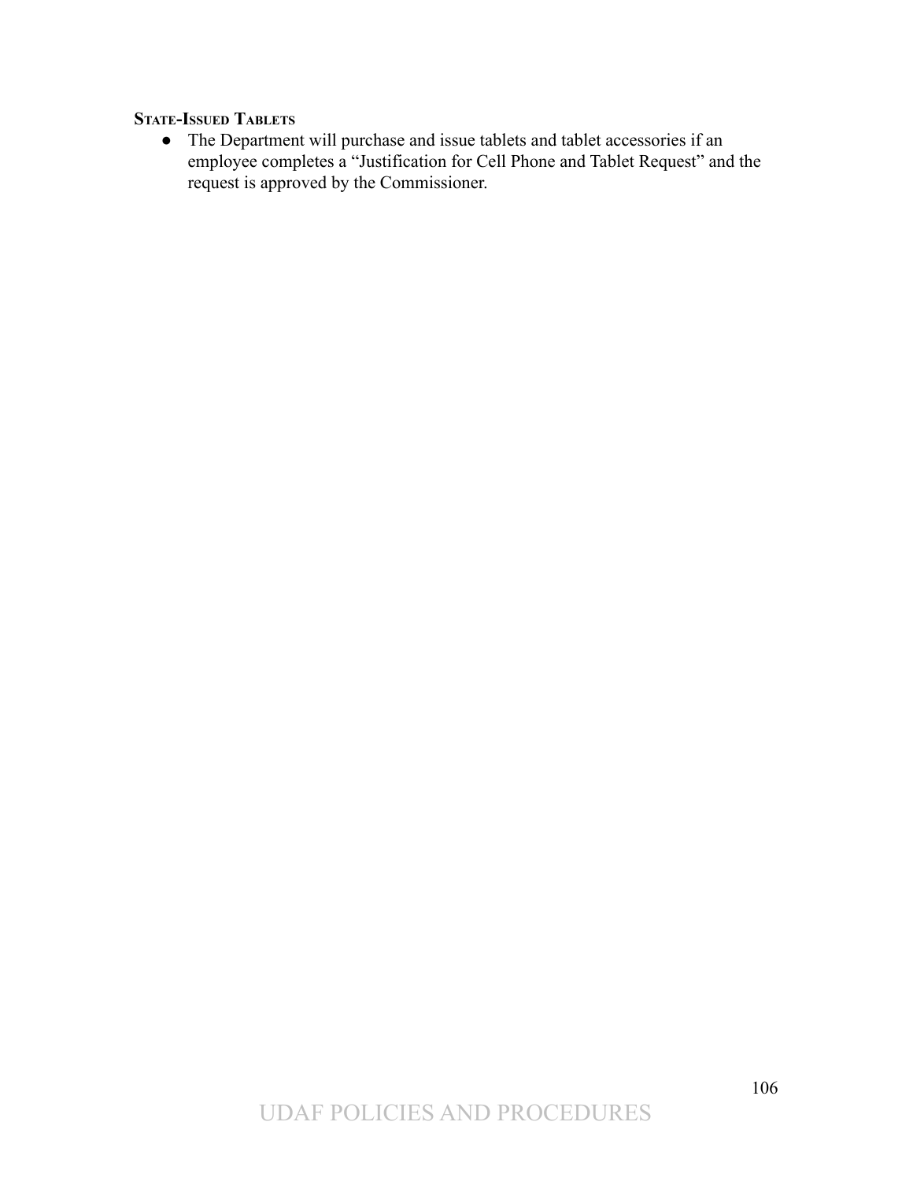**STATE-ISSUED TABLETS**

- The Department will purchase and issue tablets and tablet accessories if an employee completes a "Justification for Cell Phone and Tablet Request" and the request is approved by the Commissioner.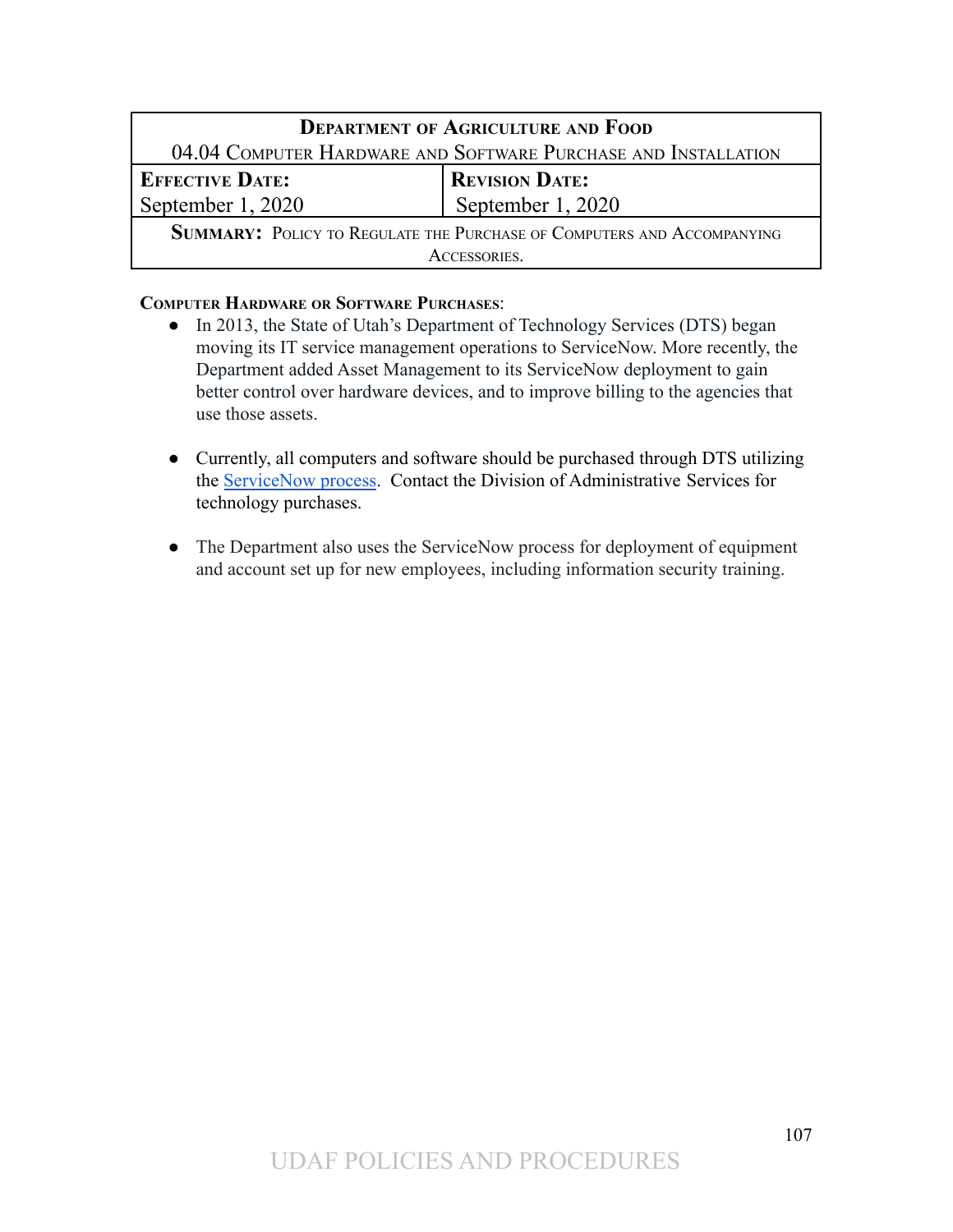| **Department of Agriculture and Food** | |
|---|---|
| 04.04 Computer Hardware and Software Purchase and Installation | |
| **Effective Date:** September 1, 2020 | **Revision Date:** September 1, 2020 |
| **Summary:** Policy to Regulate the Purchase of Computers and Accompanying Accessories. | |

**Computer Hardware or Software Purchases**:

- In 2013, the State of Utah's Department of Technology Services (DTS) began moving its IT service management operations to ServiceNow. More recently, the Department added Asset Management to its ServiceNow deployment to gain better control over hardware devices, and to improve billing to the agencies that use those assets.

- Currently, all computers and software should be purchased through DTS utilizing the ServiceNow process. Contact the Division of Administrative Services for technology purchases.

- The Department also uses the ServiceNow process for deployment of equipment and account set up for new employees, including information security training.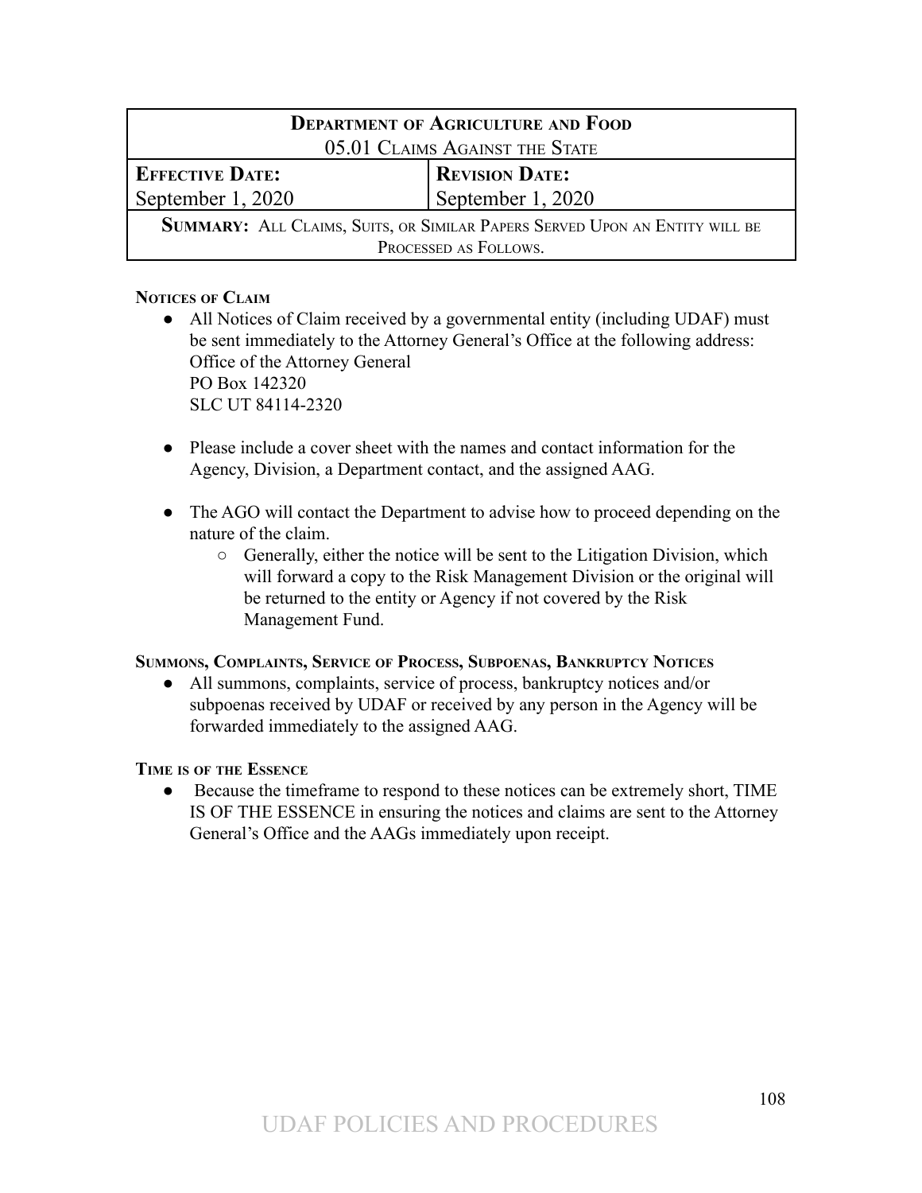| **DEPARTMENT OF AGRICULTURE AND FOOD**<br>05.01 CLAIMS AGAINST THE STATE | |
|---|---|
| **EFFECTIVE DATE:**<br>September 1, 2020 | **REVISION DATE:**<br>September 1, 2020 |
| **SUMMARY:** ALL CLAIMS, SUITS, OR SIMILAR PAPERS SERVED UPON AN ENTITY WILL BE PROCESSED AS FOLLOWS. | |

**NOTICES OF CLAIM**

- All Notices of Claim received by a governmental entity (including UDAF) must be sent immediately to the Attorney General's Office at the following address:
  Office of the Attorney General
  PO Box 142320
  SLC UT 84114-2320

- Please include a cover sheet with the names and contact information for the Agency, Division, a Department contact, and the assigned AAG.

- The AGO will contact the Department to advise how to proceed depending on the nature of the claim.
  - Generally, either the notice will be sent to the Litigation Division, which will forward a copy to the Risk Management Division or the original will be returned to the entity or Agency if not covered by the Risk Management Fund.

**SUMMONS, COMPLAINTS, SERVICE OF PROCESS, SUBPOENAS, BANKRUPTCY NOTICES**

- All summons, complaints, service of process, bankruptcy notices and/or subpoenas received by UDAF or received by any person in the Agency will be forwarded immediately to the assigned AAG.

**TIME IS OF THE ESSENCE**

- Because the timeframe to respond to these notices can be extremely short, TIME IS OF THE ESSENCE in ensuring the notices and claims are sent to the Attorney General's Office and the AAGs immediately upon receipt.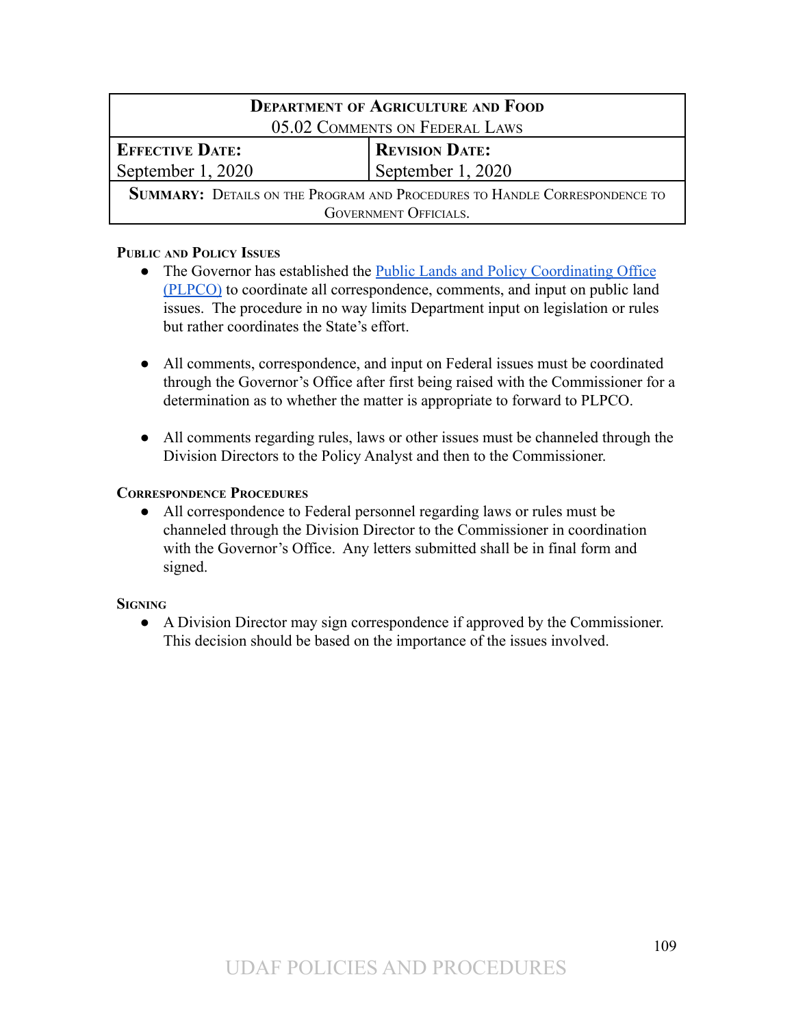| Department of Agriculture and Food<br>05.02 Comments on Federal Laws | |
|---|---|
| **Effective Date:**<br>September 1, 2020 | **Revision Date:**<br>September 1, 2020 |
| **Summary:** Details on the Program and Procedures to Handle Correspondence to Government Officials. | |

### Public and Policy Issues

- The Governor has established the [Public Lands and Policy Coordinating Office (PLPCO)]() to coordinate all correspondence, comments, and input on public land issues. The procedure in no way limits Department input on legislation or rules but rather coordinates the State's effort.

- All comments, correspondence, and input on Federal issues must be coordinated through the Governor's Office after first being raised with the Commissioner for a determination as to whether the matter is appropriate to forward to PLPCO.

- All comments regarding rules, laws or other issues must be channeled through the Division Directors to the Policy Analyst and then to the Commissioner.

### Correspondence Procedures

- All correspondence to Federal personnel regarding laws or rules must be channeled through the Division Director to the Commissioner in coordination with the Governor's Office. Any letters submitted shall be in final form and signed.

### Signing

- A Division Director may sign correspondence if approved by the Commissioner. This decision should be based on the importance of the issues involved.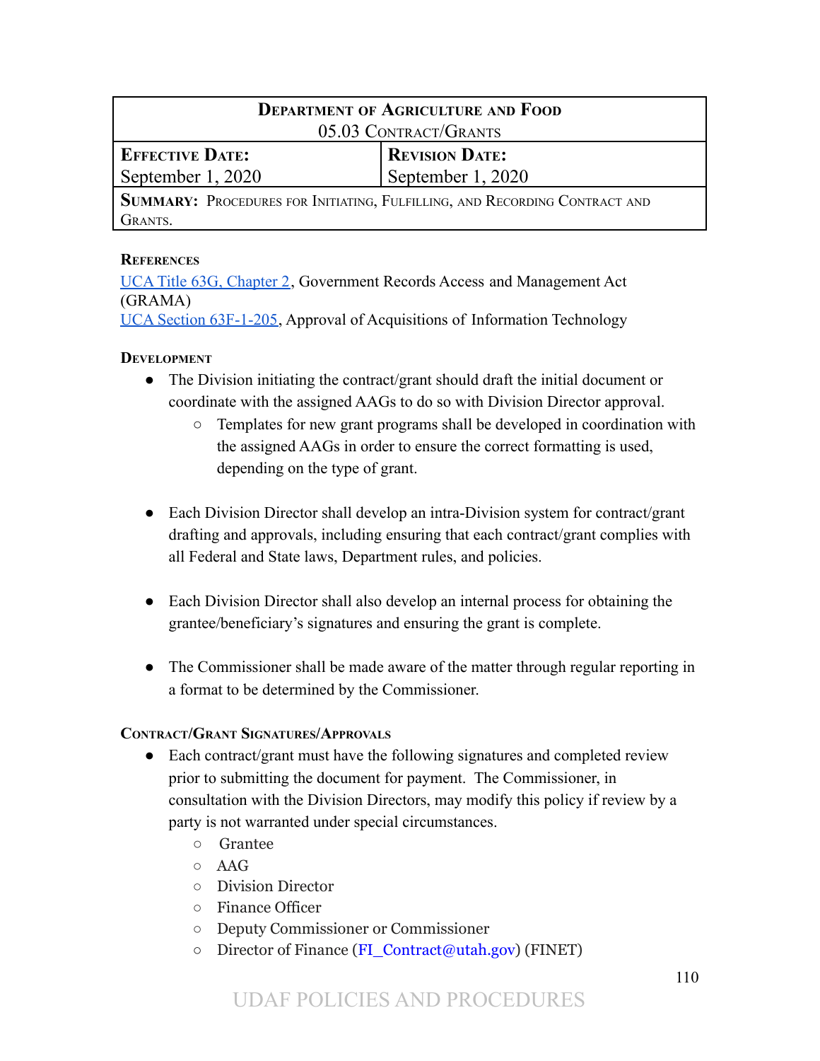| Department of Agriculture and Food<br>05.03 Contract/Grants | |
|---|---|
| **Effective Date:**<br>September 1, 2020 | **Revision Date:**<br>September 1, 2020 |
| **Summary:** Procedures for Initiating, Fulfilling, and Recording Contract and Grants. | |

### References

UCA Title 63G, Chapter 2, Government Records Access and Management Act (GRAMA)
UCA Section 63F-1-205, Approval of Acquisitions of Information Technology

### Development

- The Division initiating the contract/grant should draft the initial document or coordinate with the assigned AAGs to do so with Division Director approval.
  - Templates for new grant programs shall be developed in coordination with the assigned AAGs in order to ensure the correct formatting is used, depending on the type of grant.
- Each Division Director shall develop an intra-Division system for contract/grant drafting and approvals, including ensuring that each contract/grant complies with all Federal and State laws, Department rules, and policies.
- Each Division Director shall also develop an internal process for obtaining the grantee/beneficiary's signatures and ensuring the grant is complete.
- The Commissioner shall be made aware of the matter through regular reporting in a format to be determined by the Commissioner.

### Contract/Grant Signatures/Approvals

- Each contract/grant must have the following signatures and completed review prior to submitting the document for payment. The Commissioner, in consultation with the Division Directors, may modify this policy if review by a party is not warranted under special circumstances.
  - Grantee
  - AAG
  - Division Director
  - Finance Officer
  - Deputy Commissioner or Commissioner
  - Director of Finance (FI_Contract@utah.gov) (FINET)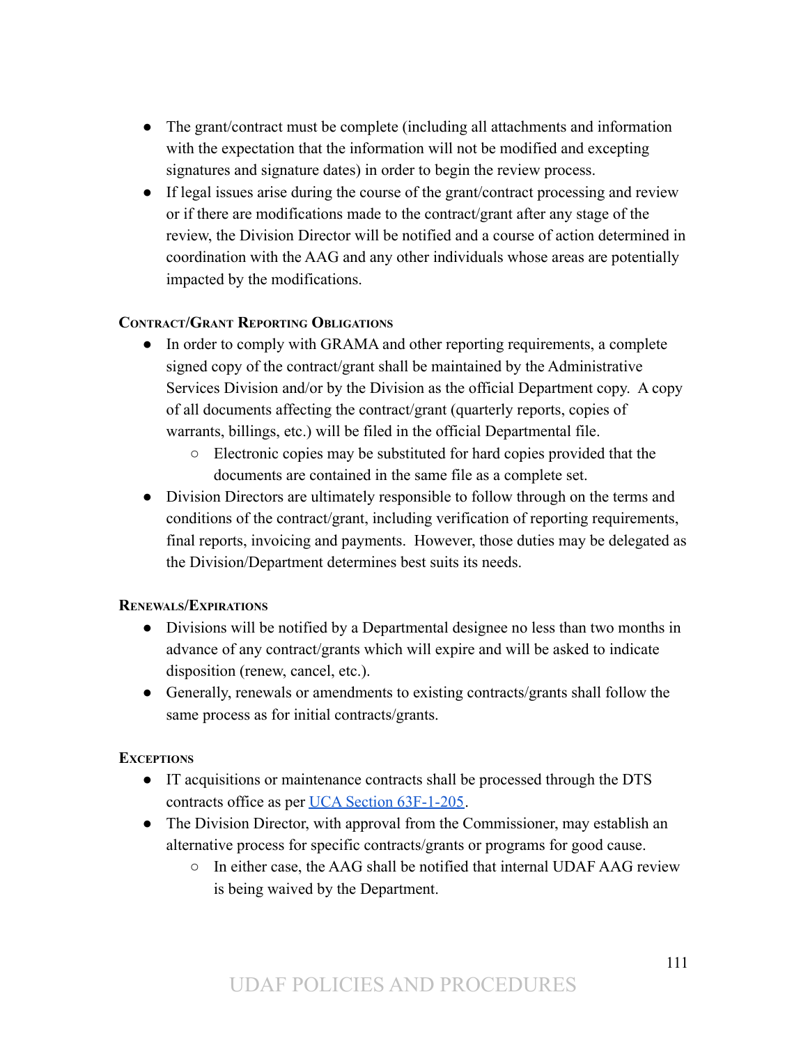- The grant/contract must be complete (including all attachments and information with the expectation that the information will not be modified and excepting signatures and signature dates) in order to begin the review process.
- If legal issues arise during the course of the grant/contract processing and review or if there are modifications made to the contract/grant after any stage of the review, the Division Director will be notified and a course of action determined in coordination with the AAG and any other individuals whose areas are potentially impacted by the modifications.

#### Contract/Grant Reporting Obligations

- In order to comply with GRAMA and other reporting requirements, a complete signed copy of the contract/grant shall be maintained by the Administrative Services Division and/or by the Division as the official Department copy. A copy of all documents affecting the contract/grant (quarterly reports, copies of warrants, billings, etc.) will be filed in the official Departmental file.
  - Electronic copies may be substituted for hard copies provided that the documents are contained in the same file as a complete set.
- Division Directors are ultimately responsible to follow through on the terms and conditions of the contract/grant, including verification of reporting requirements, final reports, invoicing and payments. However, those duties may be delegated as the Division/Department determines best suits its needs.

#### Renewals/Expirations

- Divisions will be notified by a Departmental designee no less than two months in advance of any contract/grants which will expire and will be asked to indicate disposition (renew, cancel, etc.).
- Generally, renewals or amendments to existing contracts/grants shall follow the same process as for initial contracts/grants.

#### Exceptions

- IT acquisitions or maintenance contracts shall be processed through the DTS contracts office as per UCA Section 63F-1-205.
- The Division Director, with approval from the Commissioner, may establish an alternative process for specific contracts/grants or programs for good cause.
  - In either case, the AAG shall be notified that internal UDAF AAG review is being waived by the Department.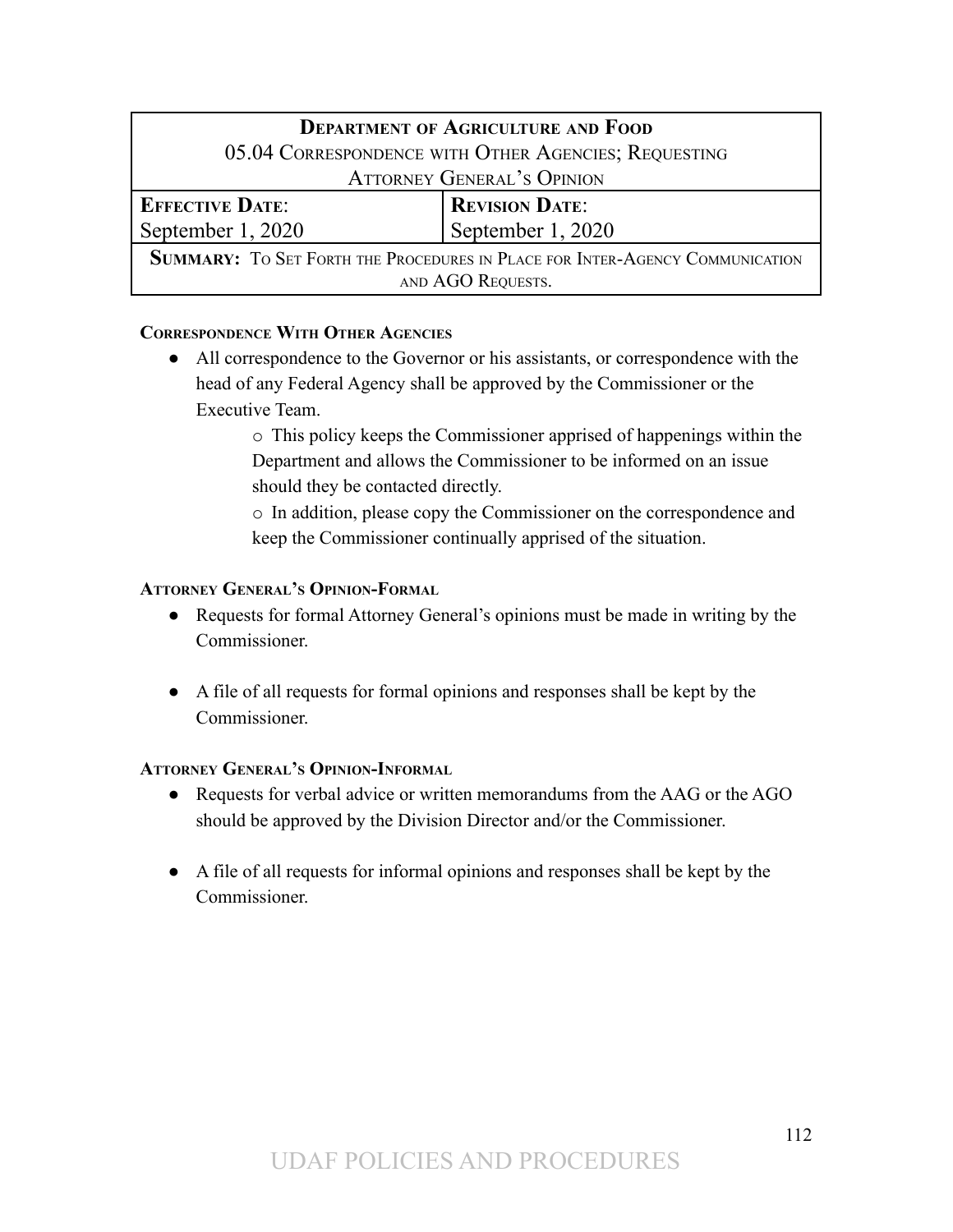| **Department of Agriculture and Food** | |
|---|---|
| 05.04 Correspondence with Other Agencies; Requesting Attorney General's Opinion | |
| **Effective Date**: | **Revision Date**: |
| September 1, 2020 | September 1, 2020 |
| **Summary:** To Set Forth the Procedures in Place for Inter-Agency Communication and AGO Requests. | |

**Correspondence With Other Agencies**

- All correspondence to the Governor or his assistants, or correspondence with the head of any Federal Agency shall be approved by the Commissioner or the Executive Team.
  - This policy keeps the Commissioner apprised of happenings within the Department and allows the Commissioner to be informed on an issue should they be contacted directly.
  - In addition, please copy the Commissioner on the correspondence and keep the Commissioner continually apprised of the situation.

**Attorney General's Opinion-Formal**

- Requests for formal Attorney General's opinions must be made in writing by the Commissioner.
- A file of all requests for formal opinions and responses shall be kept by the Commissioner.

**Attorney General's Opinion-Informal**

- Requests for verbal advice or written memorandums from the AAG or the AGO should be approved by the Division Director and/or the Commissioner.
- A file of all requests for informal opinions and responses shall be kept by the Commissioner.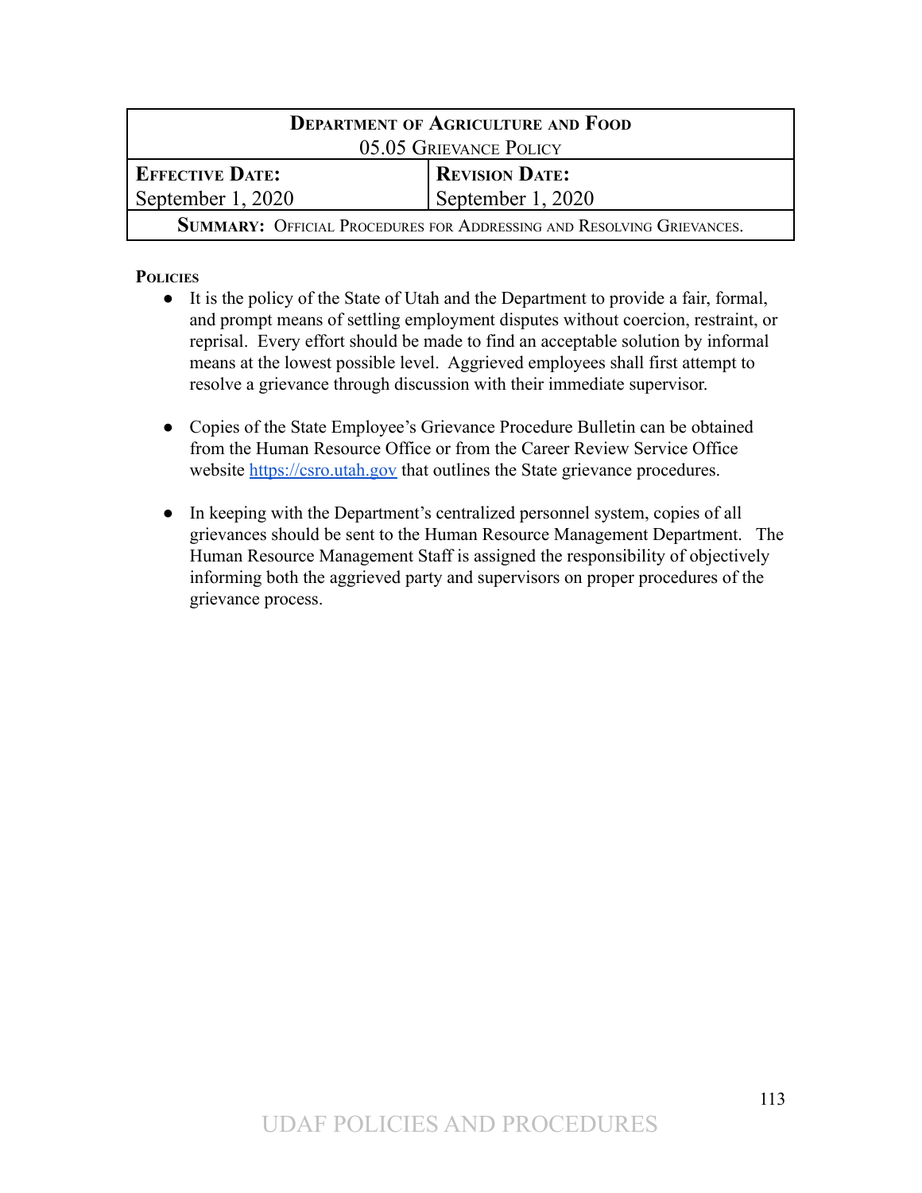| **Department of Agriculture and Food**<br>05.05 Grievance Policy | |
|---|---|
| **Effective Date:**<br>September 1, 2020 | **Revision Date:**<br>September 1, 2020 |
| **Summary:** Official Procedures for Addressing and Resolving Grievances. | |

**Policies**

- It is the policy of the State of Utah and the Department to provide a fair, formal, and prompt means of settling employment disputes without coercion, restraint, or reprisal. Every effort should be made to find an acceptable solution by informal means at the lowest possible level. Aggrieved employees shall first attempt to resolve a grievance through discussion with their immediate supervisor.

- Copies of the State Employee's Grievance Procedure Bulletin can be obtained from the Human Resource Office or from the Career Review Service Office website https://csro.utah.gov that outlines the State grievance procedures.

- In keeping with the Department's centralized personnel system, copies of all grievances should be sent to the Human Resource Management Department. The Human Resource Management Staff is assigned the responsibility of objectively informing both the aggrieved party and supervisors on proper procedures of the grievance process.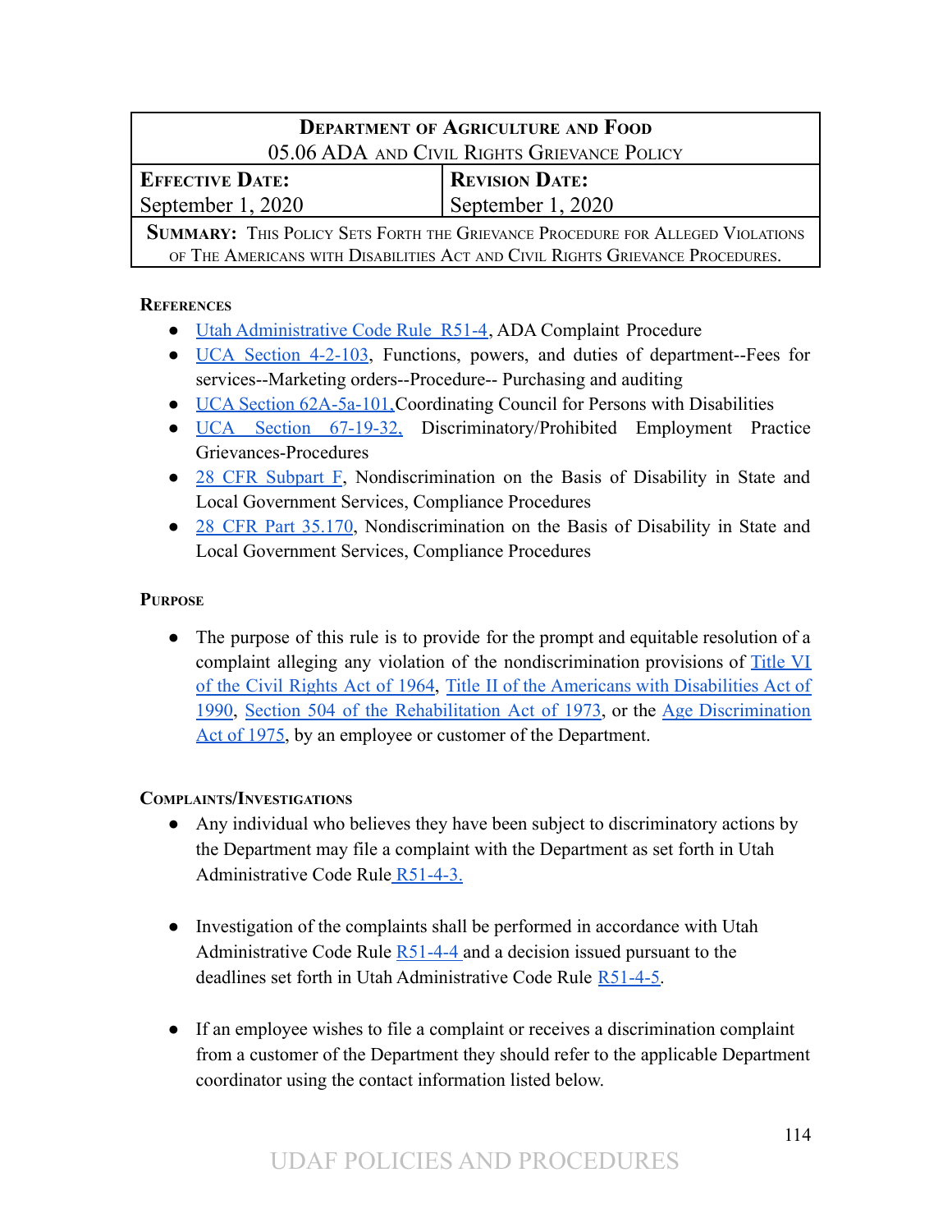| Department of Agriculture and Food<br>05.06 ADA and Civil Rights Grievance Policy | |
|---|---|
| **Effective Date:**<br>September 1, 2020 | **Revision Date:**<br>September 1, 2020 |
| **Summary:** This Policy Sets Forth the Grievance Procedure for Alleged Violations of The Americans with Disabilities Act and Civil Rights Grievance Procedures. | |

### References

- Utah Administrative Code Rule R51-4, ADA Complaint Procedure
- UCA Section 4-2-103, Functions, powers, and duties of department--Fees for services--Marketing orders--Procedure-- Purchasing and auditing
- UCA Section 62A-5a-101, Coordinating Council for Persons with Disabilities
- UCA Section 67-19-32, Discriminatory/Prohibited Employment Practice Grievances-Procedures
- 28 CFR Subpart F, Nondiscrimination on the Basis of Disability in State and Local Government Services, Compliance Procedures
- 28 CFR Part 35.170, Nondiscrimination on the Basis of Disability in State and Local Government Services, Compliance Procedures

### Purpose

- The purpose of this rule is to provide for the prompt and equitable resolution of a complaint alleging any violation of the nondiscrimination provisions of Title VI of the Civil Rights Act of 1964, Title II of the Americans with Disabilities Act of 1990, Section 504 of the Rehabilitation Act of 1973, or the Age Discrimination Act of 1975, by an employee or customer of the Department.

### Complaints/Investigations

- Any individual who believes they have been subject to discriminatory actions by the Department may file a complaint with the Department as set forth in Utah Administrative Code Rule R51-4-3.

- Investigation of the complaints shall be performed in accordance with Utah Administrative Code Rule R51-4-4 and a decision issued pursuant to the deadlines set forth in Utah Administrative Code Rule R51-4-5.

- If an employee wishes to file a complaint or receives a discrimination complaint from a customer of the Department they should refer to the applicable Department coordinator using the contact information listed below.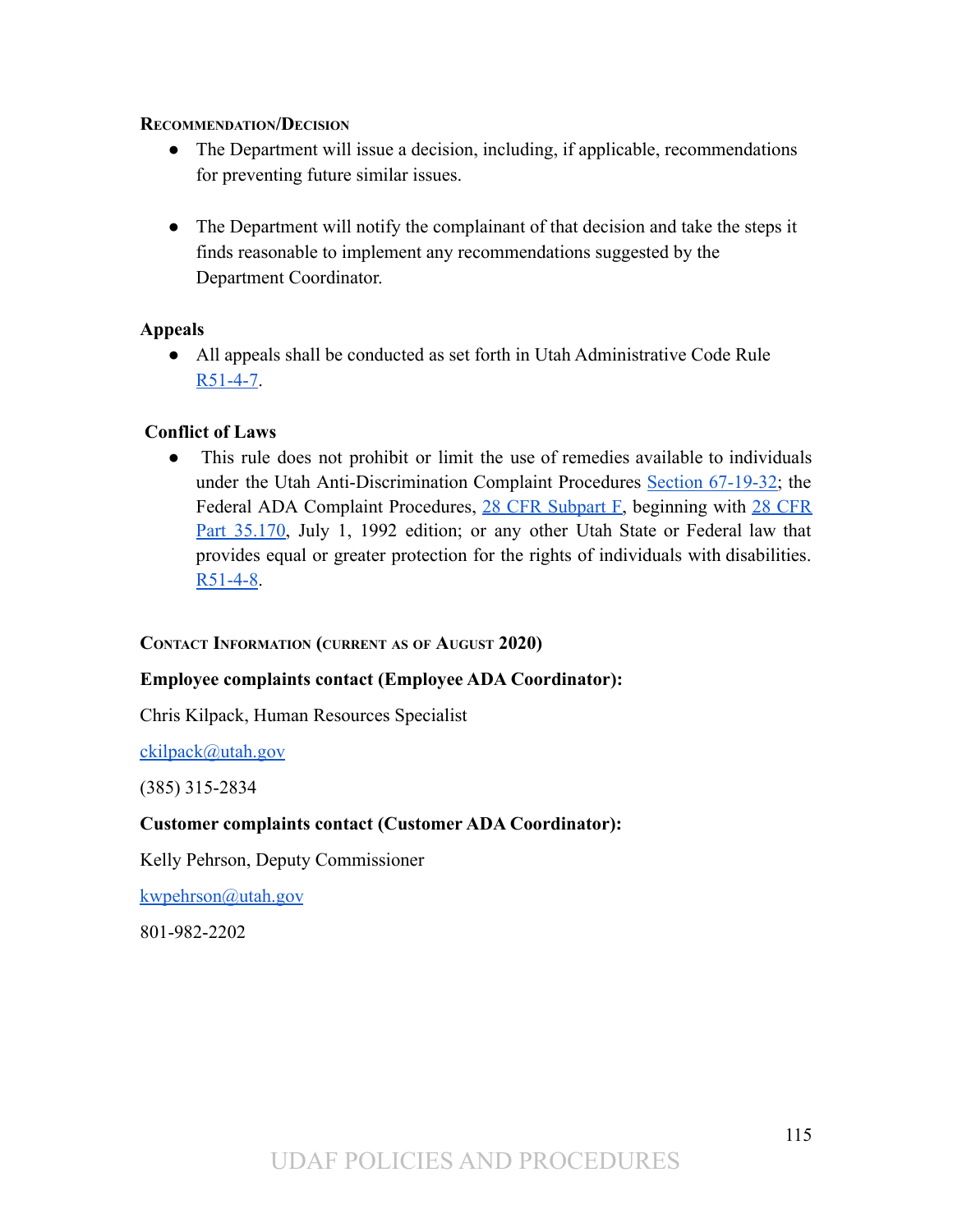**RECOMMENDATION/DECISION**

- The Department will issue a decision, including, if applicable, recommendations for preventing future similar issues.

- The Department will notify the complainant of that decision and take the steps it finds reasonable to implement any recommendations suggested by the Department Coordinator.

**Appeals**

- All appeals shall be conducted as set forth in Utah Administrative Code Rule [R51-4-7](R51-4-7).

**Conflict of Laws**

- This rule does not prohibit or limit the use of remedies available to individuals under the Utah Anti-Discrimination Complaint Procedures [Section 67-19-32](Section 67-19-32); the Federal ADA Complaint Procedures, [28 CFR Subpart F](28 CFR Subpart F), beginning with [28 CFR Part 35.170](28 CFR Part 35.170), July 1, 1992 edition; or any other Utah State or Federal law that provides equal or greater protection for the rights of individuals with disabilities. [R51-4-8](R51-4-8).

**CONTACT INFORMATION (CURRENT AS OF AUGUST 2020)**

**Employee complaints contact (Employee ADA Coordinator):**

Chris Kilpack, Human Resources Specialist

ckilpack@utah.gov

(385) 315-2834

**Customer complaints contact (Customer ADA Coordinator):**

Kelly Pehrson, Deputy Commissioner

kwpehrson@utah.gov

801-982-2202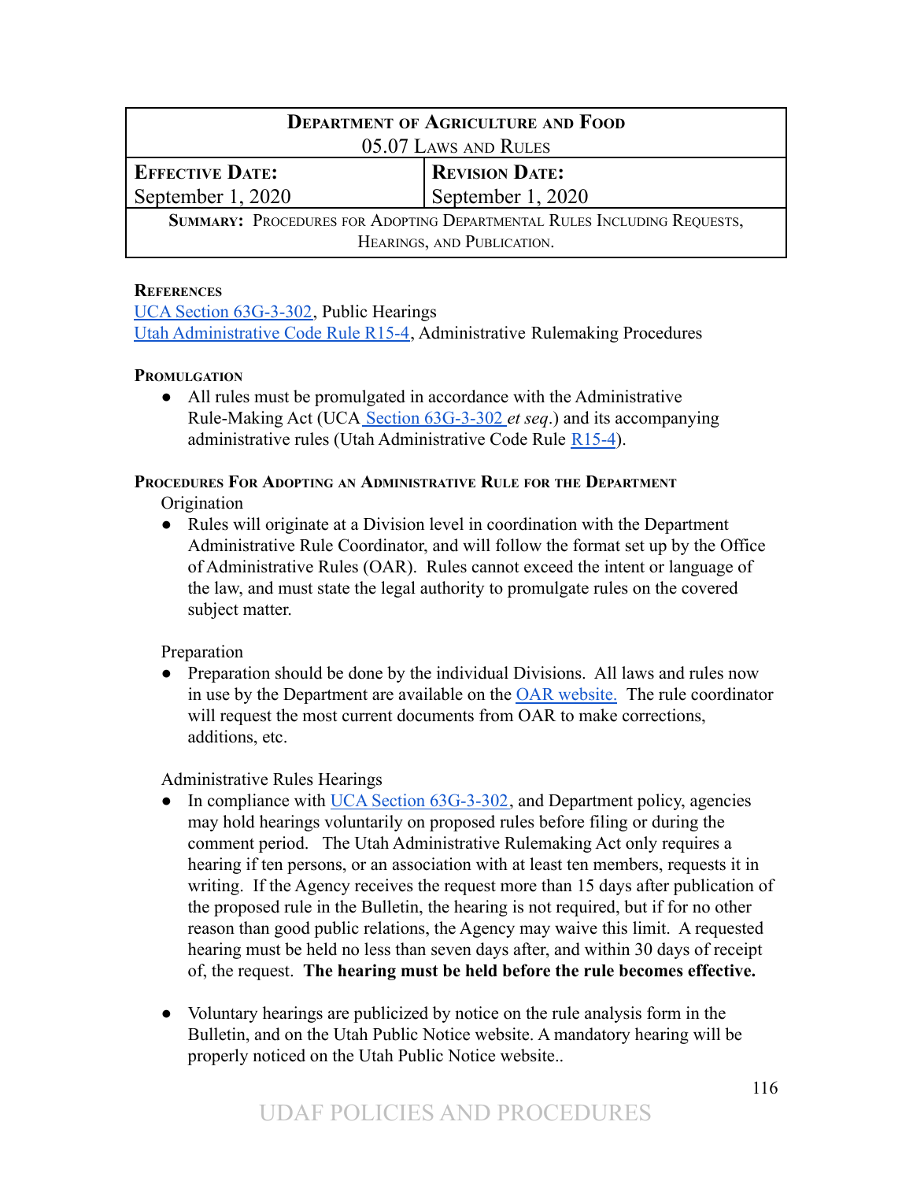| **Department of Agriculture and Food** | |
|---|---|
| 05.07 Laws and Rules | |
| **Effective Date:** September 1, 2020 | **Revision Date:** September 1, 2020 |
| **Summary:** Procedures for Adopting Departmental Rules Including Requests, Hearings, and Publication. | |

**References**

UCA Section 63G-3-302, Public Hearings
Utah Administrative Code Rule R15-4, Administrative Rulemaking Procedures

**Promulgation**

- All rules must be promulgated in accordance with the Administrative Rule-Making Act (UCA Section 63G-3-302 *et seq*.) and its accompanying administrative rules (Utah Administrative Code Rule R15-4).

**Procedures For Adopting an Administrative Rule for the Department**

Origination

- Rules will originate at a Division level in coordination with the Department Administrative Rule Coordinator, and will follow the format set up by the Office of Administrative Rules (OAR). Rules cannot exceed the intent or language of the law, and must state the legal authority to promulgate rules on the covered subject matter.

Preparation

- Preparation should be done by the individual Divisions. All laws and rules now in use by the Department are available on the OAR website. The rule coordinator will request the most current documents from OAR to make corrections, additions, etc.

Administrative Rules Hearings

- In compliance with UCA Section 63G-3-302, and Department policy, agencies may hold hearings voluntarily on proposed rules before filing or during the comment period. The Utah Administrative Rulemaking Act only requires a hearing if ten persons, or an association with at least ten members, requests it in writing. If the Agency receives the request more than 15 days after publication of the proposed rule in the Bulletin, the hearing is not required, but if for no other reason than good public relations, the Agency may waive this limit. A requested hearing must be held no less than seven days after, and within 30 days of receipt of, the request. **The hearing must be held before the rule becomes effective.**

- Voluntary hearings are publicized by notice on the rule analysis form in the Bulletin, and on the Utah Public Notice website. A mandatory hearing will be properly noticed on the Utah Public Notice website..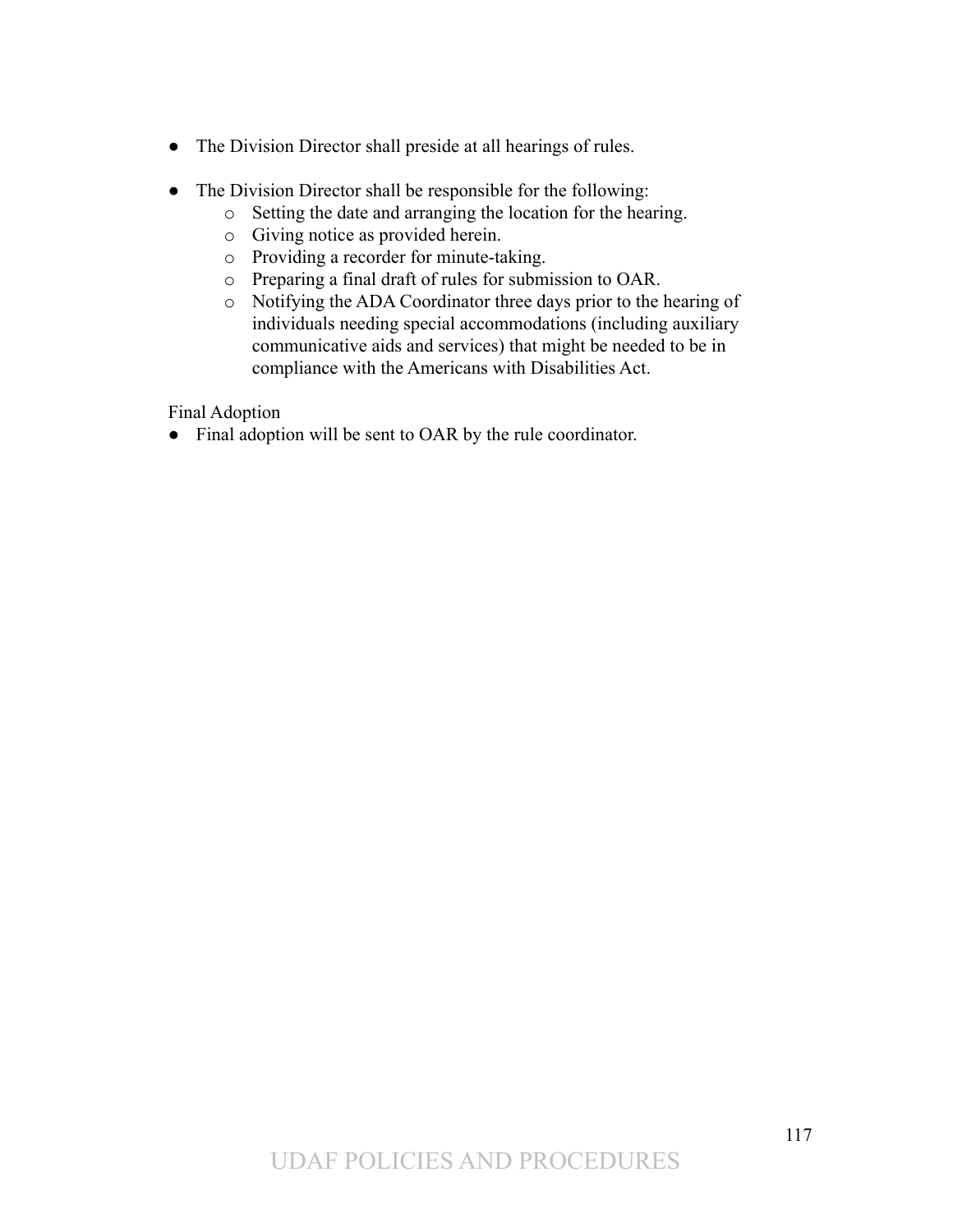- The Division Director shall preside at all hearings of rules.

- The Division Director shall be responsible for the following:
    - Setting the date and arranging the location for the hearing.
    - Giving notice as provided herein.
    - Providing a recorder for minute-taking.
    - Preparing a final draft of rules for submission to OAR.
    - Notifying the ADA Coordinator three days prior to the hearing of individuals needing special accommodations (including auxiliary communicative aids and services) that might be needed to be in compliance with the Americans with Disabilities Act.

Final Adoption

- Final adoption will be sent to OAR by the rule coordinator.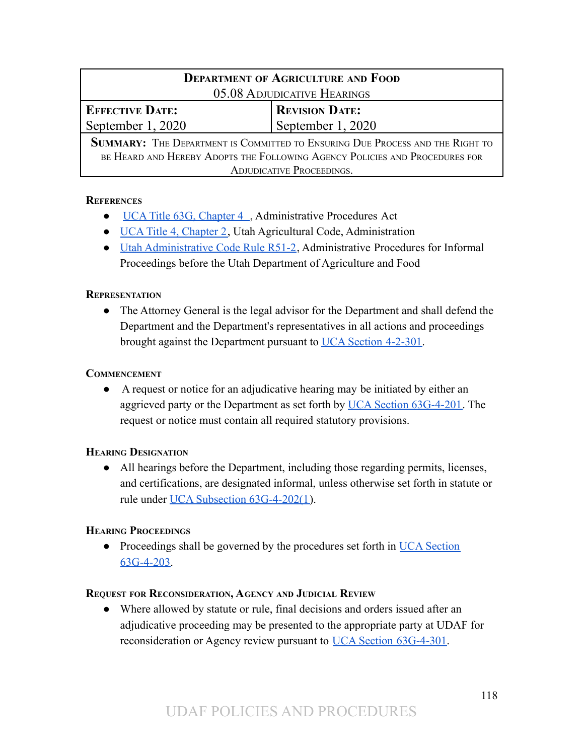| Department of Agriculture and Food<br>05.08 Adjudicative Hearings | |
|---|---|
| **Effective Date:**<br>September 1, 2020 | **Revision Date:**<br>September 1, 2020 |
| **Summary:** The Department is Committed to Ensuring Due Process and the Right to be Heard and Hereby Adopts the Following Agency Policies and Procedures for Adjudicative Proceedings. | |

### References

- UCA Title 63G, Chapter 4 , Administrative Procedures Act
- UCA Title 4, Chapter 2, Utah Agricultural Code, Administration
- Utah Administrative Code Rule R51-2, Administrative Procedures for Informal Proceedings before the Utah Department of Agriculture and Food

### Representation

- The Attorney General is the legal advisor for the Department and shall defend the Department and the Department's representatives in all actions and proceedings brought against the Department pursuant to UCA Section 4-2-301.

### Commencement

- A request or notice for an adjudicative hearing may be initiated by either an aggrieved party or the Department as set forth by UCA Section 63G-4-201. The request or notice must contain all required statutory provisions.

### Hearing Designation

- All hearings before the Department, including those regarding permits, licenses, and certifications, are designated informal, unless otherwise set forth in statute or rule under UCA Subsection 63G-4-202(1).

### Hearing Proceedings

- Proceedings shall be governed by the procedures set forth in UCA Section 63G-4-203.

### Request for Reconsideration, Agency and Judicial Review

- Where allowed by statute or rule, final decisions and orders issued after an adjudicative proceeding may be presented to the appropriate party at UDAF for reconsideration or Agency review pursuant to UCA Section 63G-4-301.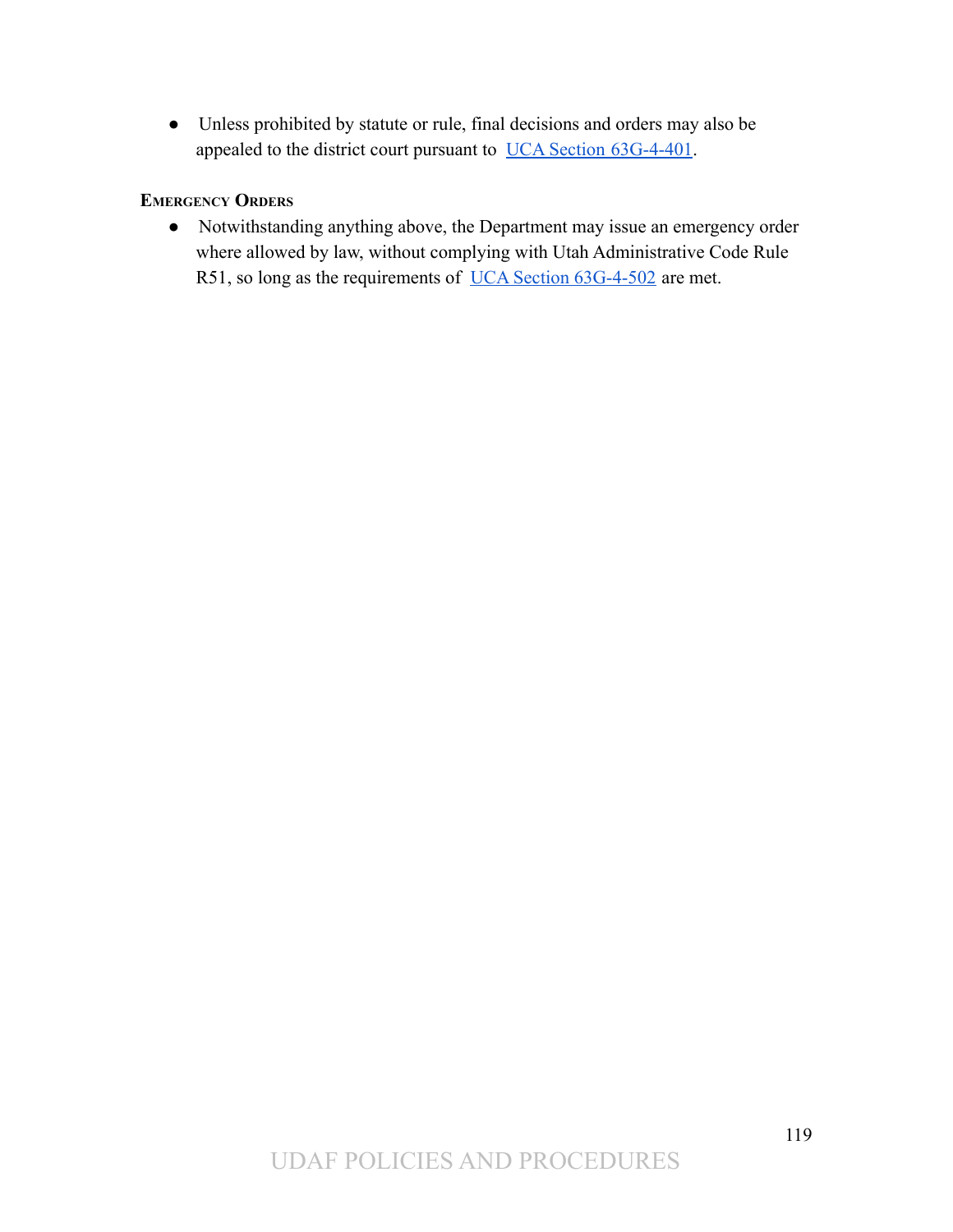- Unless prohibited by statute or rule, final decisions and orders may also be appealed to the district court pursuant to [UCA Section 63G-4-401](https://le.utah.gov/xcode/Title63G/Chapter4/63G-4-S401.html).

### Emergency Orders

- Notwithstanding anything above, the Department may issue an emergency order where allowed by law, without complying with Utah Administrative Code Rule R51, so long as the requirements of [UCA Section 63G-4-502](https://le.utah.gov/xcode/Title63G/Chapter4/63G-4-S502.html) are met.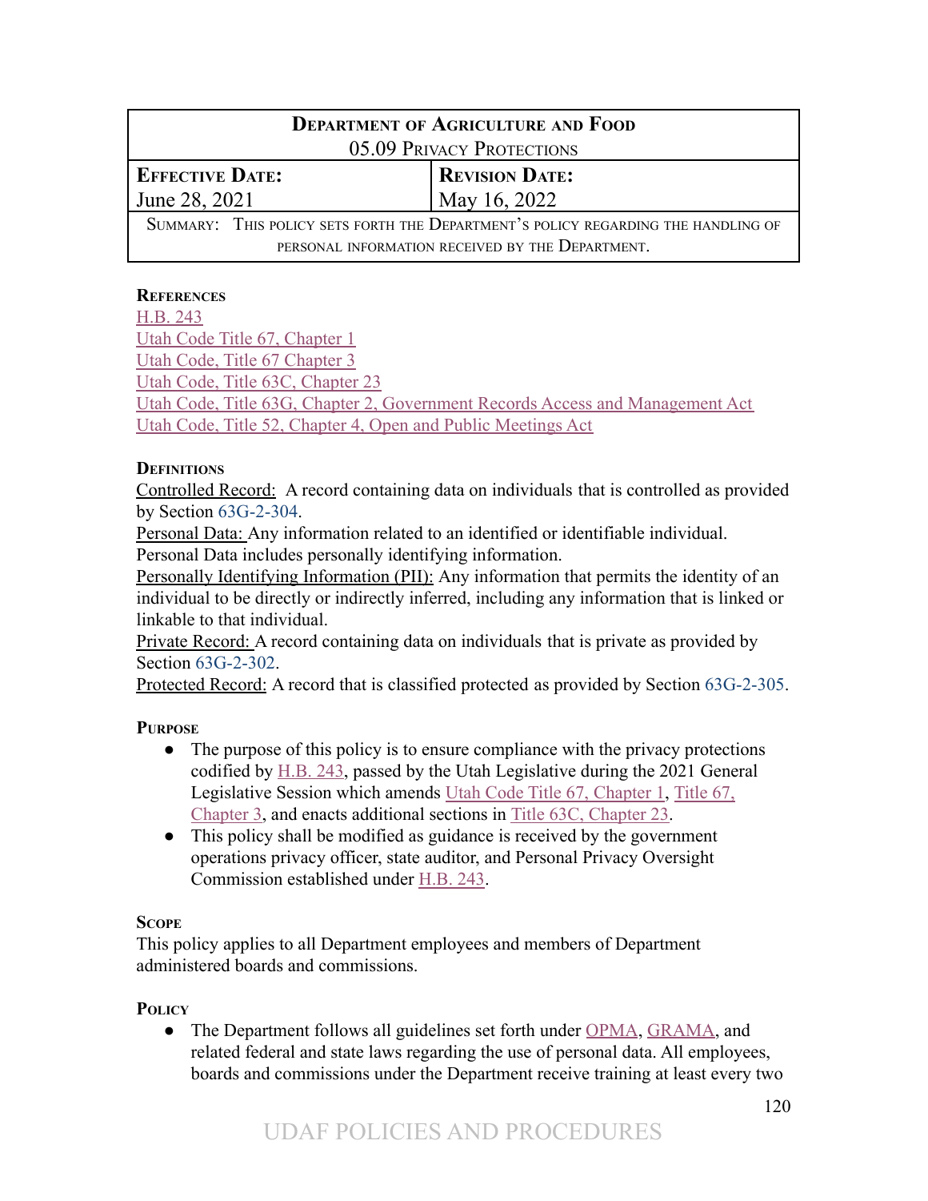| **Department of Agriculture and Food** | |
|---|---|
| 05.09 Privacy Protections | |
| **Effective Date:** June 28, 2021 | **Revision Date:** May 16, 2022 |
| Summary: This policy sets forth the Department's policy regarding the handling of personal information received by the Department. | |

**References**

H.B. 243
Utah Code Title 67, Chapter 1
Utah Code, Title 67 Chapter 3
Utah Code, Title 63C, Chapter 23
Utah Code, Title 63G, Chapter 2, Government Records Access and Management Act
Utah Code, Title 52, Chapter 4, Open and Public Meetings Act

**Definitions**

Controlled Record: A record containing data on individuals that is controlled as provided by Section 63G-2-304.
Personal Data: Any information related to an identified or identifiable individual. Personal Data includes personally identifying information.
Personally Identifying Information (PII): Any information that permits the identity of an individual to be directly or indirectly inferred, including any information that is linked or linkable to that individual.
Private Record: A record containing data on individuals that is private as provided by Section 63G-2-302.
Protected Record: A record that is classified protected as provided by Section 63G-2-305.

**Purpose**

- The purpose of this policy is to ensure compliance with the privacy protections codified by H.B. 243, passed by the Utah Legislative during the 2021 General Legislative Session which amends Utah Code Title 67, Chapter 1, Title 67, Chapter 3, and enacts additional sections in Title 63C, Chapter 23.
- This policy shall be modified as guidance is received by the government operations privacy officer, state auditor, and Personal Privacy Oversight Commission established under H.B. 243.

**Scope**

This policy applies to all Department employees and members of Department administered boards and commissions.

**Policy**

- The Department follows all guidelines set forth under OPMA, GRAMA, and related federal and state laws regarding the use of personal data. All employees, boards and commissions under the Department receive training at least every two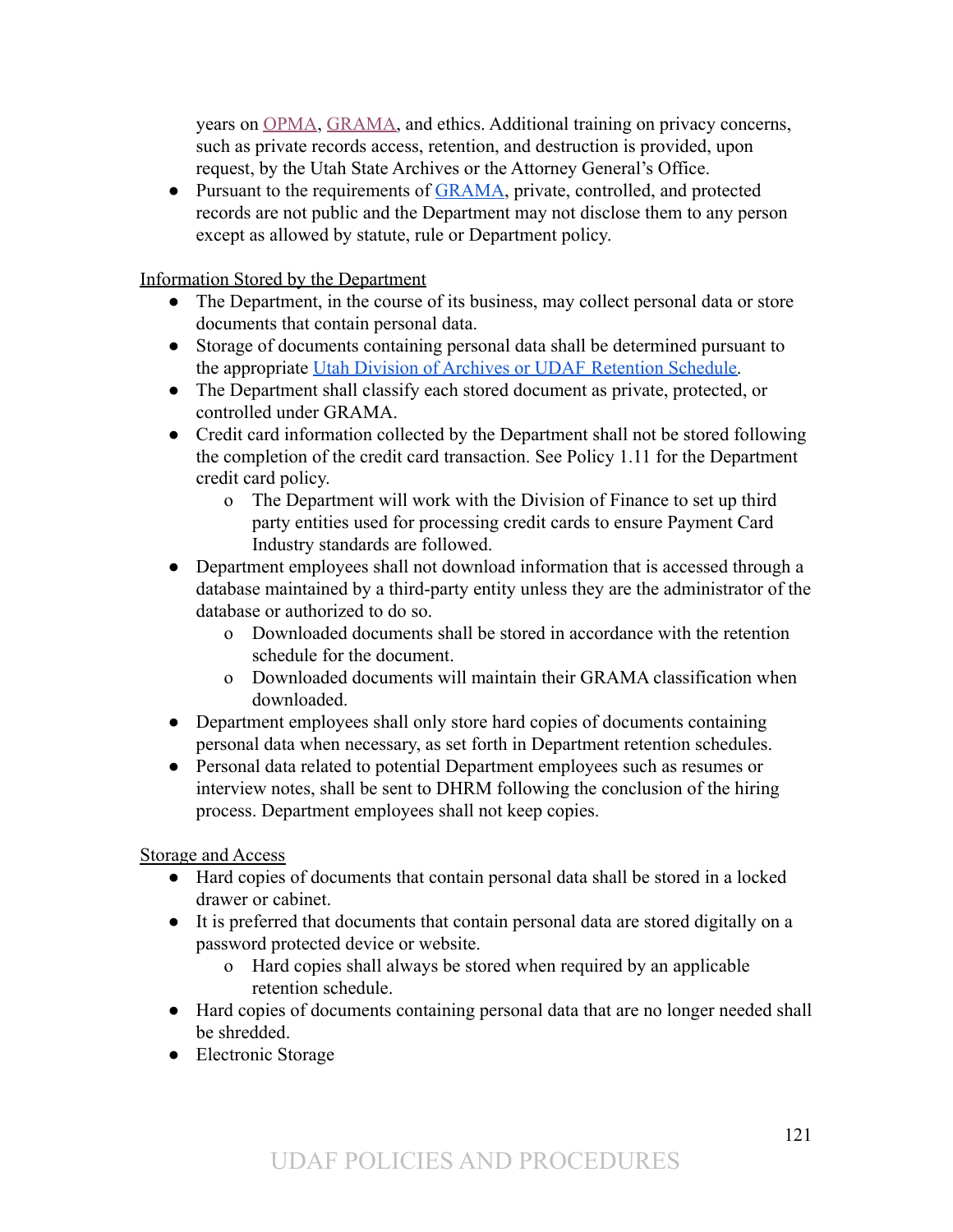years on OPMA, GRAMA, and ethics. Additional training on privacy concerns, such as private records access, retention, and destruction is provided, upon request, by the Utah State Archives or the Attorney General's Office.
- Pursuant to the requirements of GRAMA, private, controlled, and protected records are not public and the Department may not disclose them to any person except as allowed by statute, rule or Department policy.

Information Stored by the Department

- The Department, in the course of its business, may collect personal data or store documents that contain personal data.
- Storage of documents containing personal data shall be determined pursuant to the appropriate Utah Division of Archives or UDAF Retention Schedule.
- The Department shall classify each stored document as private, protected, or controlled under GRAMA.
- Credit card information collected by the Department shall not be stored following the completion of the credit card transaction. See Policy 1.11 for the Department credit card policy.
  - The Department will work with the Division of Finance to set up third party entities used for processing credit cards to ensure Payment Card Industry standards are followed.
- Department employees shall not download information that is accessed through a database maintained by a third-party entity unless they are the administrator of the database or authorized to do so.
  - Downloaded documents shall be stored in accordance with the retention schedule for the document.
  - Downloaded documents will maintain their GRAMA classification when downloaded.
- Department employees shall only store hard copies of documents containing personal data when necessary, as set forth in Department retention schedules.
- Personal data related to potential Department employees such as resumes or interview notes, shall be sent to DHRM following the conclusion of the hiring process. Department employees shall not keep copies.

Storage and Access

- Hard copies of documents that contain personal data shall be stored in a locked drawer or cabinet.
- It is preferred that documents that contain personal data are stored digitally on a password protected device or website.
  - Hard copies shall always be stored when required by an applicable retention schedule.
- Hard copies of documents containing personal data that are no longer needed shall be shredded.
- Electronic Storage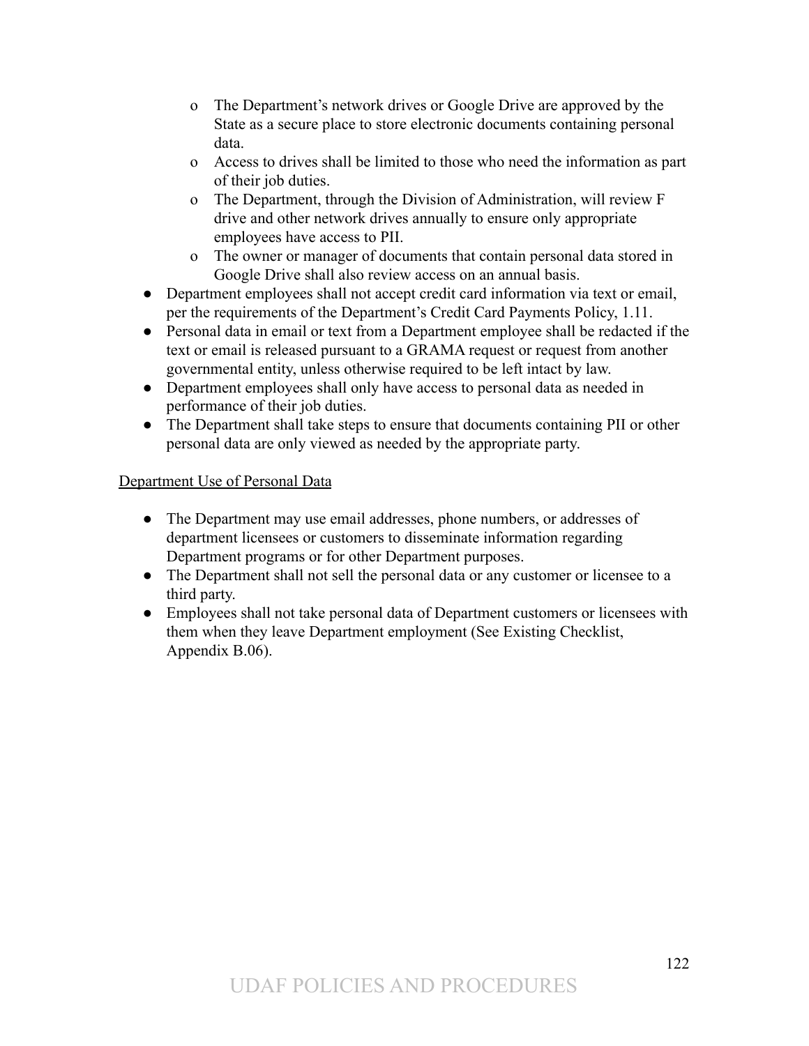- The Department's network drives or Google Drive are approved by the State as a secure place to store electronic documents containing personal data.
  - Access to drives shall be limited to those who need the information as part of their job duties.
  - The Department, through the Division of Administration, will review F drive and other network drives annually to ensure only appropriate employees have access to PII.
  - The owner or manager of documents that contain personal data stored in Google Drive shall also review access on an annual basis.
- Department employees shall not accept credit card information via text or email, per the requirements of the Department's Credit Card Payments Policy, 1.11.
- Personal data in email or text from a Department employee shall be redacted if the text or email is released pursuant to a GRAMA request or request from another governmental entity, unless otherwise required to be left intact by law.
- Department employees shall only have access to personal data as needed in performance of their job duties.
- The Department shall take steps to ensure that documents containing PII or other personal data are only viewed as needed by the appropriate party.

<u>Department Use of Personal Data</u>

- The Department may use email addresses, phone numbers, or addresses of department licensees or customers to disseminate information regarding Department programs or for other Department purposes.
- The Department shall not sell the personal data or any customer or licensee to a third party.
- Employees shall not take personal data of Department customers or licensees with them when they leave Department employment (See Existing Checklist, Appendix B.06).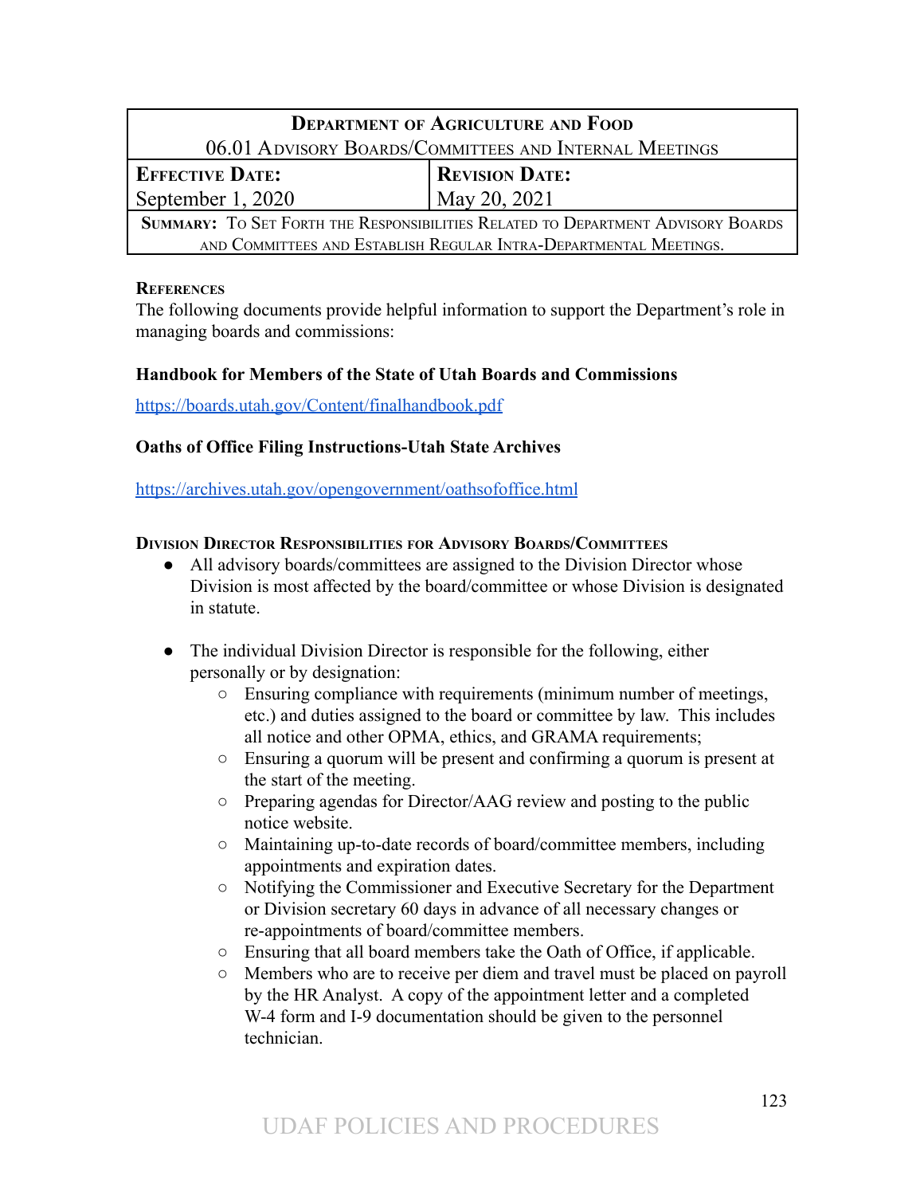| Department of Agriculture and Food | |
|---|---|
| 06.01 Advisory Boards/Committees and Internal Meetings | |
| **Effective Date:** | **Revision Date:** |
| September 1, 2020 | May 20, 2021 |
| **Summary:** To Set Forth the Responsibilities Related to Department Advisory Boards and Committees and Establish Regular Intra-Departmental Meetings. | |

**References**

The following documents provide helpful information to support the Department's role in managing boards and commissions:

**Handbook for Members of the State of Utah Boards and Commissions**

https://boards.utah.gov/Content/finalhandbook.pdf

**Oaths of Office Filing Instructions-Utah State Archives**

https://archives.utah.gov/opengovernment/oathsofoffice.html

**Division Director Responsibilities for Advisory Boards/Committees**

- All advisory boards/committees are assigned to the Division Director whose Division is most affected by the board/committee or whose Division is designated in statute.

- The individual Division Director is responsible for the following, either personally or by designation:
  - Ensuring compliance with requirements (minimum number of meetings, etc.) and duties assigned to the board or committee by law. This includes all notice and other OPMA, ethics, and GRAMA requirements;
  - Ensuring a quorum will be present and confirming a quorum is present at the start of the meeting.
  - Preparing agendas for Director/AAG review and posting to the public notice website.
  - Maintaining up-to-date records of board/committee members, including appointments and expiration dates.
  - Notifying the Commissioner and Executive Secretary for the Department or Division secretary 60 days in advance of all necessary changes or re-appointments of board/committee members.
  - Ensuring that all board members take the Oath of Office, if applicable.
  - Members who are to receive per diem and travel must be placed on payroll by the HR Analyst. A copy of the appointment letter and a completed W-4 form and I-9 documentation should be given to the personnel technician.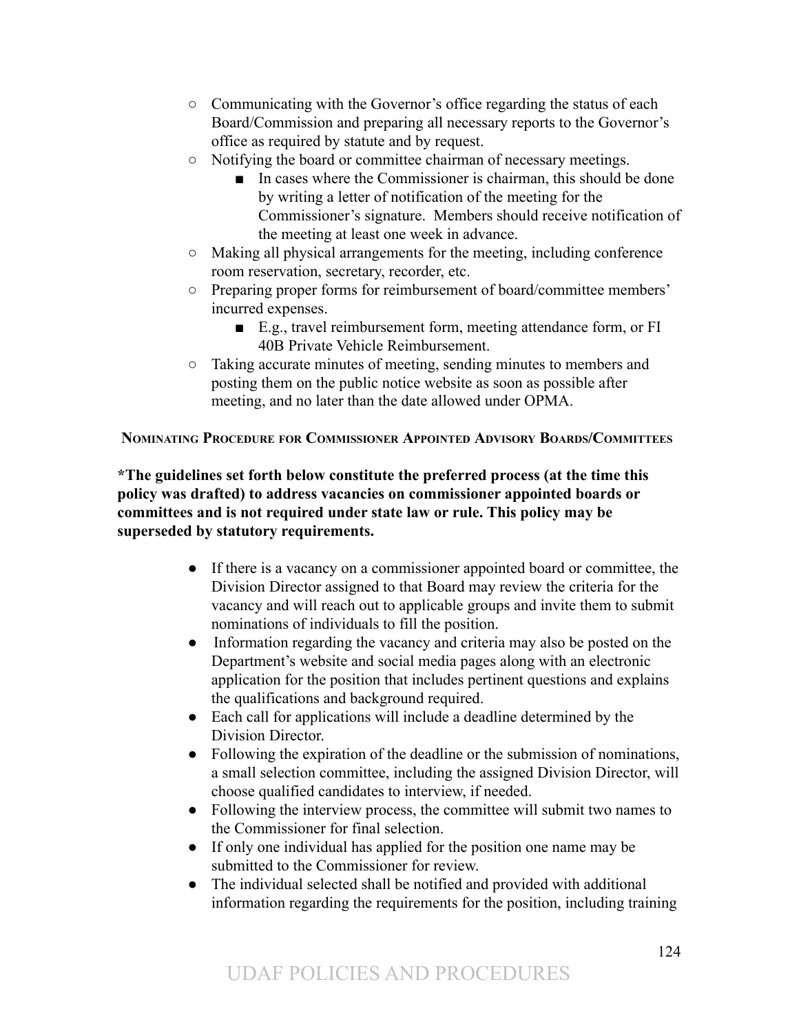- Communicating with the Governor's office regarding the status of each Board/Commission and preparing all necessary reports to the Governor's office as required by statute and by request.
- Notifying the board or committee chairman of necessary meetings.
  - In cases where the Commissioner is chairman, this should be done by writing a letter of notification of the meeting for the Commissioner's signature. Members should receive notification of the meeting at least one week in advance.
- Making all physical arrangements for the meeting, including conference room reservation, secretary, recorder, etc.
- Preparing proper forms for reimbursement of board/committee members' incurred expenses.
  - E.g., travel reimbursement form, meeting attendance form, or FI 40B Private Vehicle Reimbursement.
- Taking accurate minutes of meeting, sending minutes to members and posting them on the public notice website as soon as possible after meeting, and no later than the date allowed under OPMA.

### Nominating Procedure for Commissioner Appointed Advisory Boards/Committees

**\*The guidelines set forth below constitute the preferred process (at the time this policy was drafted) to address vacancies on commissioner appointed boards or committees and is not required under state law or rule. This policy may be superseded by statutory requirements.**

- If there is a vacancy on a commissioner appointed board or committee, the Division Director assigned to that Board may review the criteria for the vacancy and will reach out to applicable groups and invite them to submit nominations of individuals to fill the position.
- Information regarding the vacancy and criteria may also be posted on the Department's website and social media pages along with an electronic application for the position that includes pertinent questions and explains the qualifications and background required.
- Each call for applications will include a deadline determined by the Division Director.
- Following the expiration of the deadline or the submission of nominations, a small selection committee, including the assigned Division Director, will choose qualified candidates to interview, if needed.
- Following the interview process, the committee will submit two names to the Commissioner for final selection.
- If only one individual has applied for the position one name may be submitted to the Commissioner for review.
- The individual selected shall be notified and provided with additional information regarding the requirements for the position, including training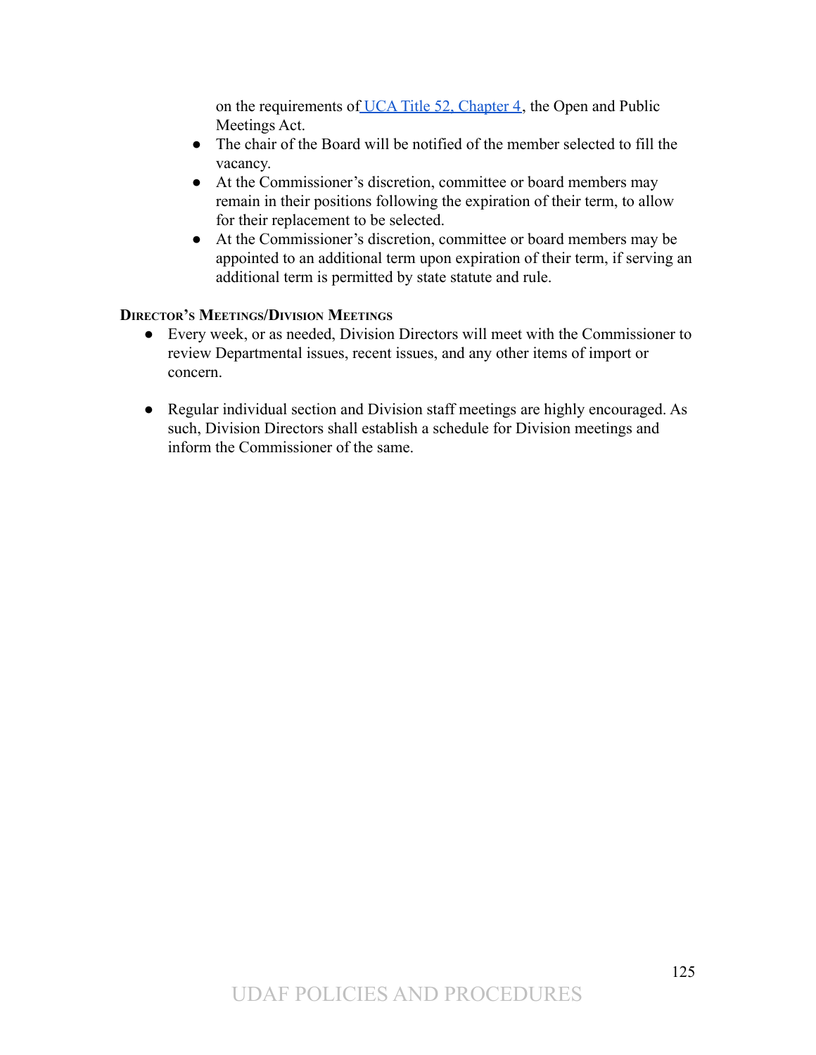on the requirements of [UCA Title 52, Chapter 4](), the Open and Public Meetings Act.

- The chair of the Board will be notified of the member selected to fill the vacancy.
- At the Commissioner's discretion, committee or board members may remain in their positions following the expiration of their term, to allow for their replacement to be selected.
- At the Commissioner's discretion, committee or board members may be appointed to an additional term upon expiration of their term, if serving an additional term is permitted by state statute and rule.

### Director's Meetings/Division Meetings

- Every week, or as needed, Division Directors will meet with the Commissioner to review Departmental issues, recent issues, and any other items of import or concern.

- Regular individual section and Division staff meetings are highly encouraged. As such, Division Directors shall establish a schedule for Division meetings and inform the Commissioner of the same.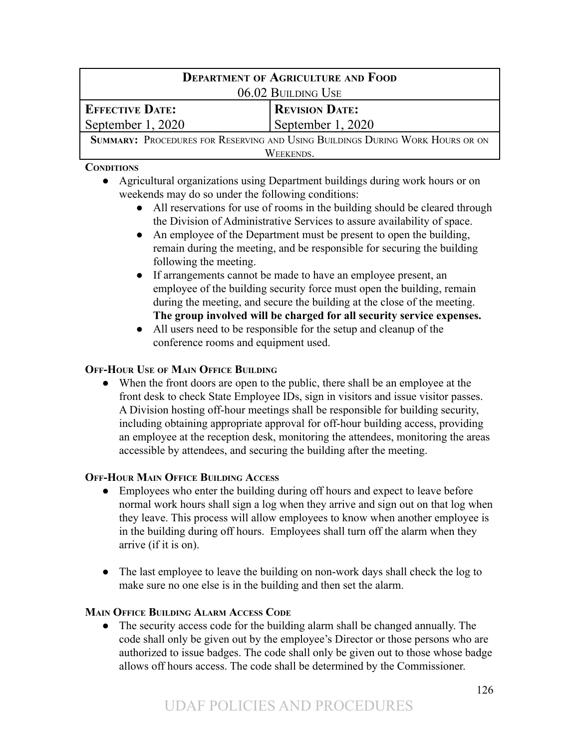| **Department of Agriculture and Food** 06.02 Building Use | |
|---|---|
| **Effective Date:** September 1, 2020 | **Revision Date:** September 1, 2020 |
| **Summary:** Procedures for Reserving and Using Buildings During Work Hours or on Weekends. | |

**Conditions**

- Agricultural organizations using Department buildings during work hours or on weekends may do so under the following conditions:
  - All reservations for use of rooms in the building should be cleared through the Division of Administrative Services to assure availability of space.
  - An employee of the Department must be present to open the building, remain during the meeting, and be responsible for securing the building following the meeting.
  - If arrangements cannot be made to have an employee present, an employee of the building security force must open the building, remain during the meeting, and secure the building at the close of the meeting. **The group involved will be charged for all security service expenses.**
  - All users need to be responsible for the setup and cleanup of the conference rooms and equipment used.

**Off-Hour Use of Main Office Building**

- When the front doors are open to the public, there shall be an employee at the front desk to check State Employee IDs, sign in visitors and issue visitor passes. A Division hosting off-hour meetings shall be responsible for building security, including obtaining appropriate approval for off-hour building access, providing an employee at the reception desk, monitoring the attendees, monitoring the areas accessible by attendees, and securing the building after the meeting.

**Off-Hour Main Office Building Access**

- Employees who enter the building during off hours and expect to leave before normal work hours shall sign a log when they arrive and sign out on that log when they leave. This process will allow employees to know when another employee is in the building during off hours. Employees shall turn off the alarm when they arrive (if it is on).

- The last employee to leave the building on non-work days shall check the log to make sure no one else is in the building and then set the alarm.

**Main Office Building Alarm Access Code**

- The security access code for the building alarm shall be changed annually. The code shall only be given out by the employee's Director or those persons who are authorized to issue badges. The code shall only be given out to those whose badge allows off hours access. The code shall be determined by the Commissioner.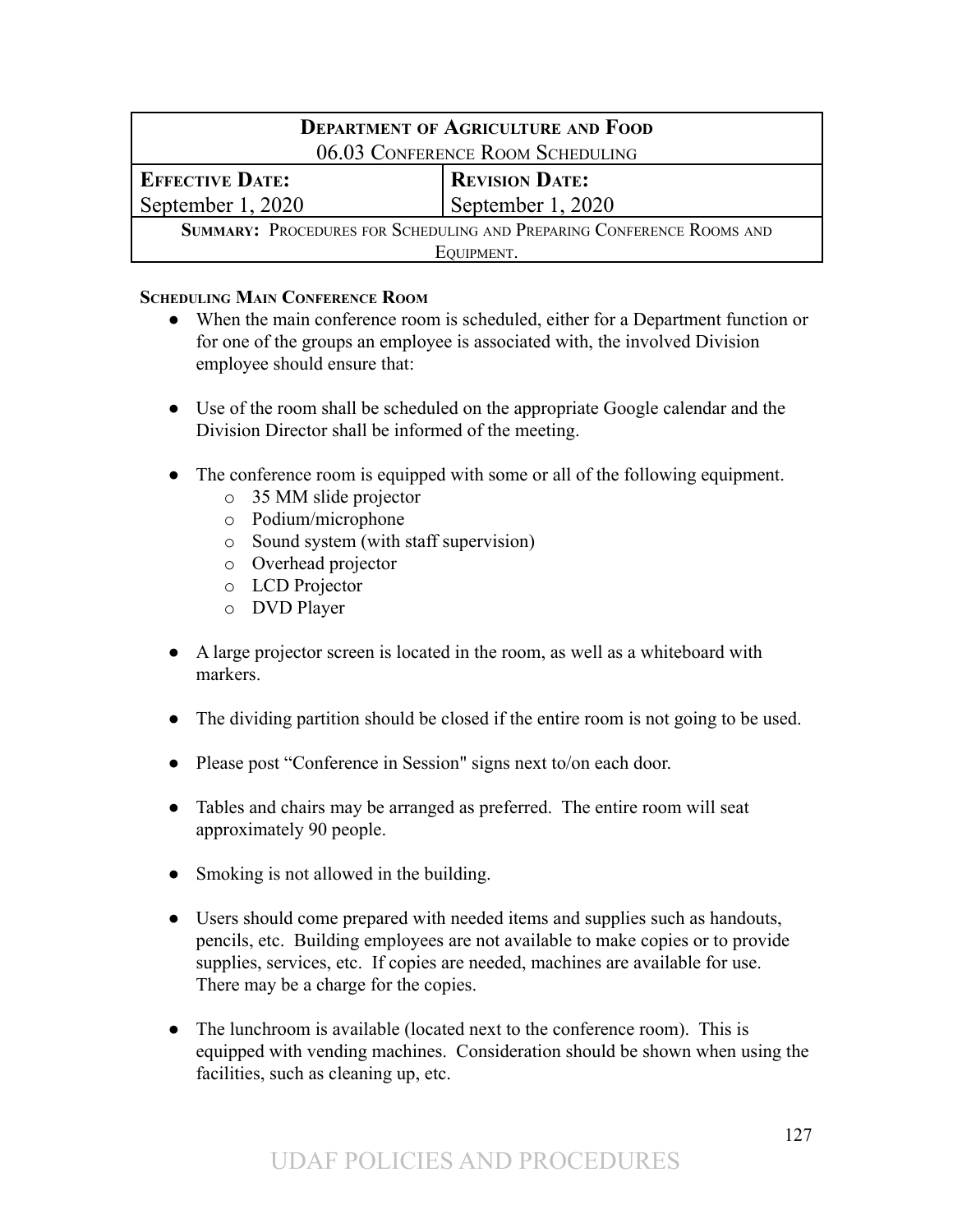| DEPARTMENT OF AGRICULTURE AND FOOD | |
|---|---|
| 06.03 CONFERENCE ROOM SCHEDULING | |
| **EFFECTIVE DATE:** September 1, 2020 | **REVISION DATE:** September 1, 2020 |
| **SUMMARY:** PROCEDURES FOR SCHEDULING AND PREPARING CONFERENCE ROOMS AND EQUIPMENT. | |

**SCHEDULING MAIN CONFERENCE ROOM**

- When the main conference room is scheduled, either for a Department function or for one of the groups an employee is associated with, the involved Division employee should ensure that:

- Use of the room shall be scheduled on the appropriate Google calendar and the Division Director shall be informed of the meeting.

- The conference room is equipped with some or all of the following equipment.
  - 35 MM slide projector
  - Podium/microphone
  - Sound system (with staff supervision)
  - Overhead projector
  - LCD Projector
  - DVD Player

- A large projector screen is located in the room, as well as a whiteboard with markers.

- The dividing partition should be closed if the entire room is not going to be used.

- Please post "Conference in Session" signs next to/on each door.

- Tables and chairs may be arranged as preferred. The entire room will seat approximately 90 people.

- Smoking is not allowed in the building.

- Users should come prepared with needed items and supplies such as handouts, pencils, etc. Building employees are not available to make copies or to provide supplies, services, etc. If copies are needed, machines are available for use. There may be a charge for the copies.

- The lunchroom is available (located next to the conference room). This is equipped with vending machines. Consideration should be shown when using the facilities, such as cleaning up, etc.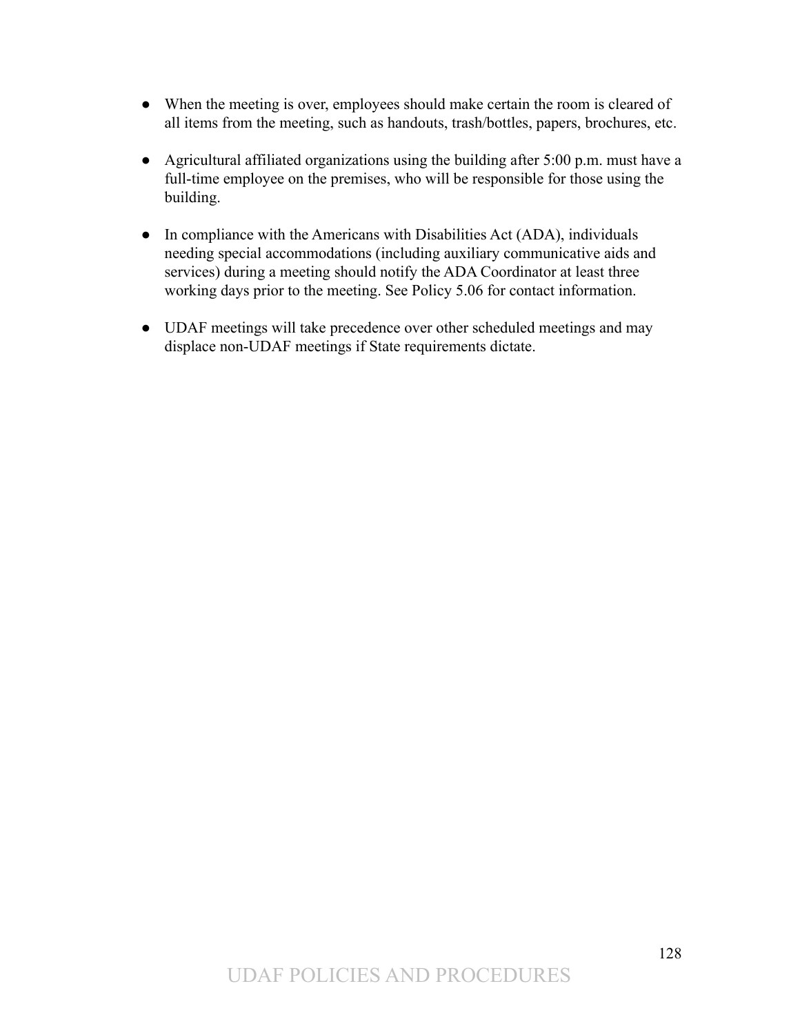- When the meeting is over, employees should make certain the room is cleared of all items from the meeting, such as handouts, trash/bottles, papers, brochures, etc.

- Agricultural affiliated organizations using the building after 5:00 p.m. must have a full-time employee on the premises, who will be responsible for those using the building.

- In compliance with the Americans with Disabilities Act (ADA), individuals needing special accommodations (including auxiliary communicative aids and services) during a meeting should notify the ADA Coordinator at least three working days prior to the meeting. See Policy 5.06 for contact information.

- UDAF meetings will take precedence over other scheduled meetings and may displace non-UDAF meetings if State requirements dictate.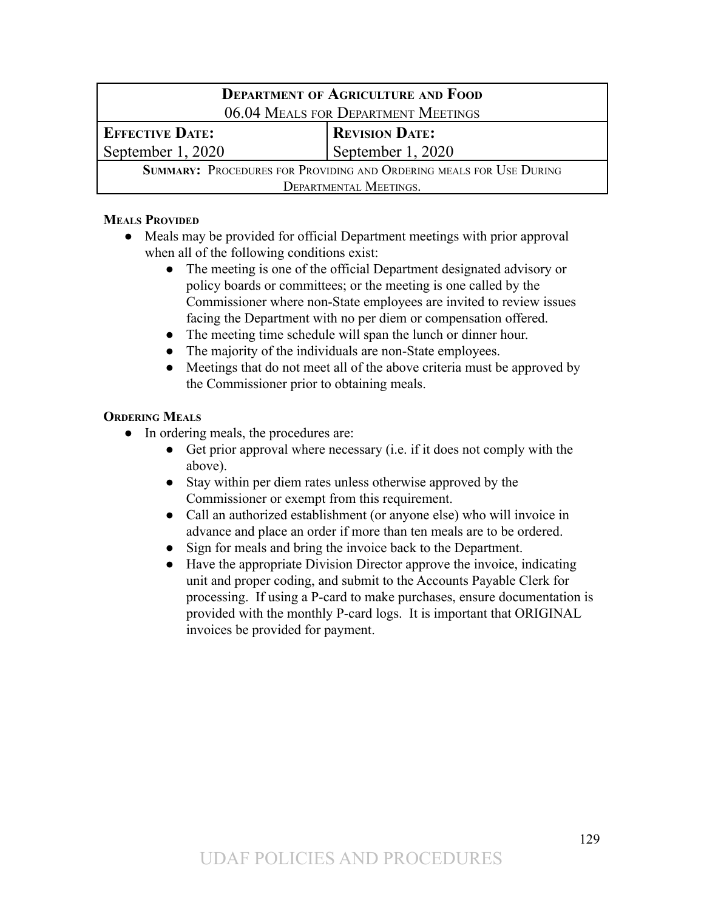| **Department of Agriculture and Food** | |
|---|---|
| 06.04 Meals for Department Meetings | |
| **Effective Date:** | **Revision Date:** |
| September 1, 2020 | September 1, 2020 |
| **Summary:** Procedures for Providing and Ordering meals for Use During Departmental Meetings. | |

**Meals Provided**

- Meals may be provided for official Department meetings with prior approval when all of the following conditions exist:
    - The meeting is one of the official Department designated advisory or policy boards or committees; or the meeting is one called by the Commissioner where non-State employees are invited to review issues facing the Department with no per diem or compensation offered.
    - The meeting time schedule will span the lunch or dinner hour.
    - The majority of the individuals are non-State employees.
    - Meetings that do not meet all of the above criteria must be approved by the Commissioner prior to obtaining meals.

**Ordering Meals**

- In ordering meals, the procedures are:
    - Get prior approval where necessary (i.e. if it does not comply with the above).
    - Stay within per diem rates unless otherwise approved by the Commissioner or exempt from this requirement.
    - Call an authorized establishment (or anyone else) who will invoice in advance and place an order if more than ten meals are to be ordered.
    - Sign for meals and bring the invoice back to the Department.
    - Have the appropriate Division Director approve the invoice, indicating unit and proper coding, and submit to the Accounts Payable Clerk for processing. If using a P-card to make purchases, ensure documentation is provided with the monthly P-card logs. It is important that ORIGINAL invoices be provided for payment.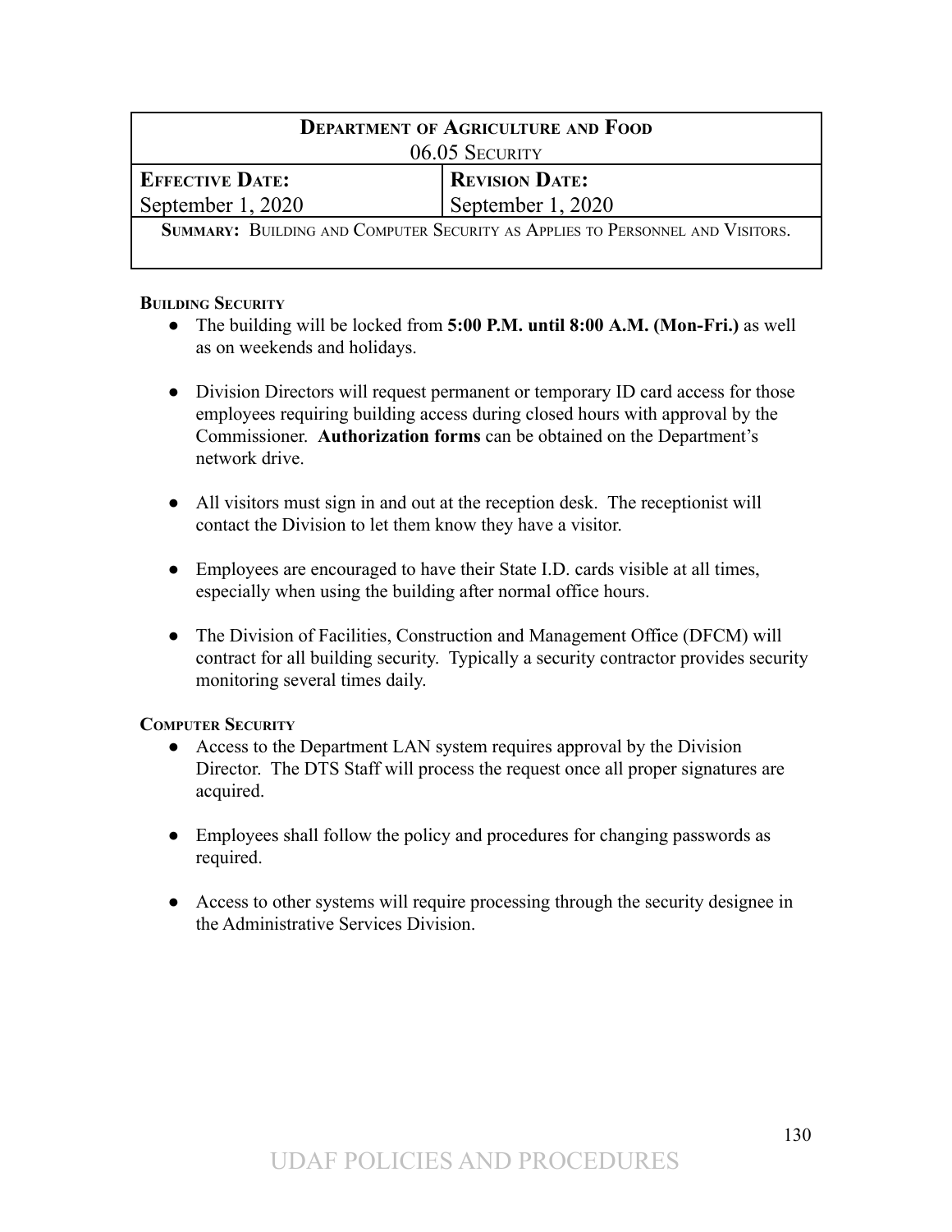| **Department of Agriculture and Food** 06.05 Security | |
|---|---|
| **Effective Date:** September 1, 2020 | **Revision Date:** September 1, 2020 |
| **Summary:** Building and Computer Security as Applies to Personnel and Visitors. | |

**Building Security**

- The building will be locked from **5:00 P.M. until 8:00 A.M. (Mon-Fri.)** as well as on weekends and holidays.

- Division Directors will request permanent or temporary ID card access for those employees requiring building access during closed hours with approval by the Commissioner. **Authorization forms** can be obtained on the Department's network drive.

- All visitors must sign in and out at the reception desk. The receptionist will contact the Division to let them know they have a visitor.

- Employees are encouraged to have their State I.D. cards visible at all times, especially when using the building after normal office hours.

- The Division of Facilities, Construction and Management Office (DFCM) will contract for all building security. Typically a security contractor provides security monitoring several times daily.

**Computer Security**

- Access to the Department LAN system requires approval by the Division Director. The DTS Staff will process the request once all proper signatures are acquired.

- Employees shall follow the policy and procedures for changing passwords as required.

- Access to other systems will require processing through the security designee in the Administrative Services Division.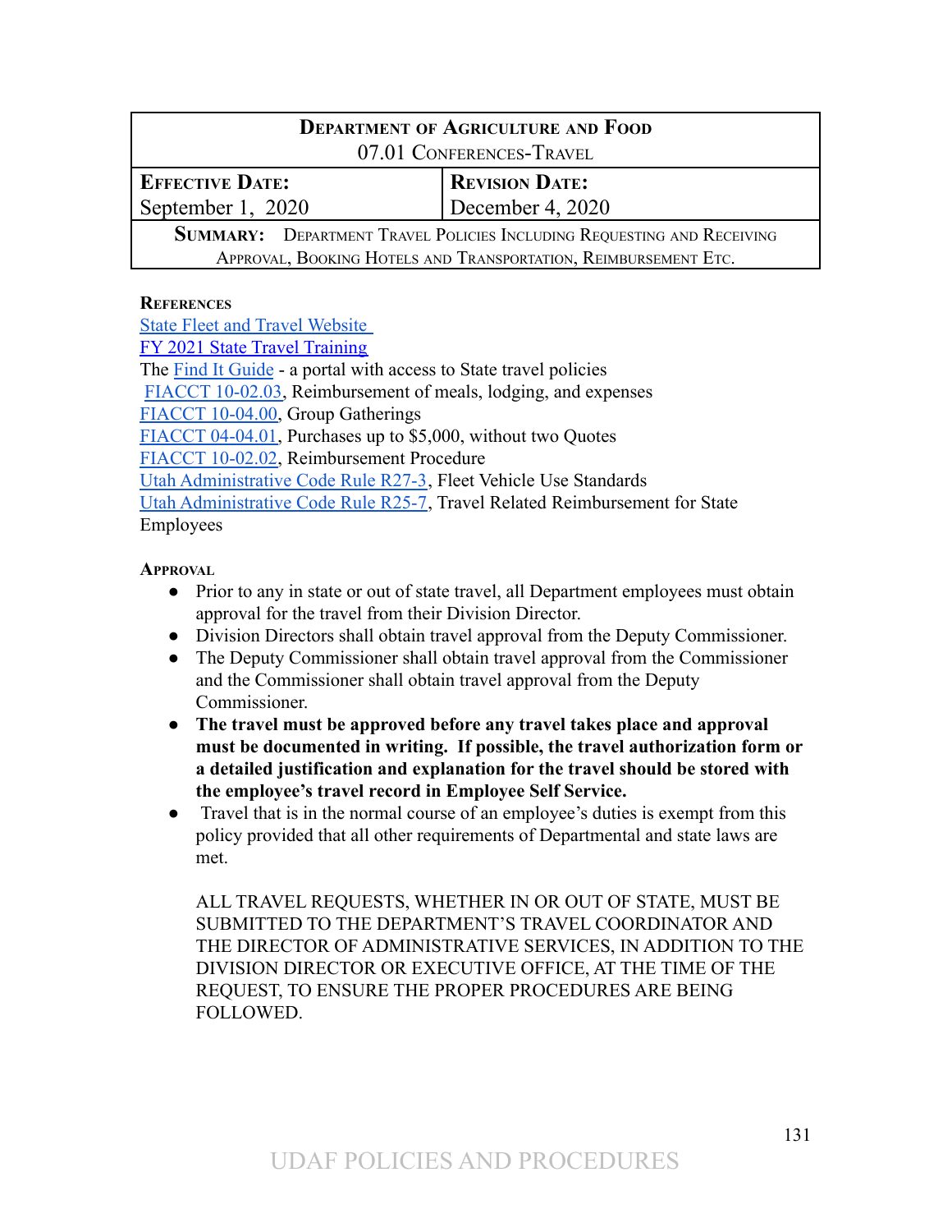| Department of Agriculture and Food 07.01 Conferences-Travel | |
|---|---|
| **Effective Date:** September 1, 2020 | **Revision Date:** December 4, 2020 |
| **Summary:** Department Travel Policies Including Requesting and Receiving Approval, Booking Hotels and Transportation, Reimbursement Etc. | |

**References**

State Fleet and Travel Website
FY 2021 State Travel Training
The Find It Guide - a portal with access to State travel policies
FIACCT 10-02.03, Reimbursement of meals, lodging, and expenses
FIACCT 10-04.00, Group Gatherings
FIACCT 04-04.01, Purchases up to $5,000, without two Quotes
FIACCT 10-02.02, Reimbursement Procedure
Utah Administrative Code Rule R27-3, Fleet Vehicle Use Standards
Utah Administrative Code Rule R25-7, Travel Related Reimbursement for State Employees

**Approval**

- Prior to any in state or out of state travel, all Department employees must obtain approval for the travel from their Division Director.
- Division Directors shall obtain travel approval from the Deputy Commissioner.
- The Deputy Commissioner shall obtain travel approval from the Commissioner and the Commissioner shall obtain travel approval from the Deputy Commissioner.
- **The travel must be approved before any travel takes place and approval must be documented in writing. If possible, the travel authorization form or a detailed justification and explanation for the travel should be stored with the employee's travel record in Employee Self Service.**
- Travel that is in the normal course of an employee's duties is exempt from this policy provided that all other requirements of Departmental and state laws are met.

  ALL TRAVEL REQUESTS, WHETHER IN OR OUT OF STATE, MUST BE SUBMITTED TO THE DEPARTMENT'S TRAVEL COORDINATOR AND THE DIRECTOR OF ADMINISTRATIVE SERVICES, IN ADDITION TO THE DIVISION DIRECTOR OR EXECUTIVE OFFICE, AT THE TIME OF THE REQUEST, TO ENSURE THE PROPER PROCEDURES ARE BEING FOLLOWED.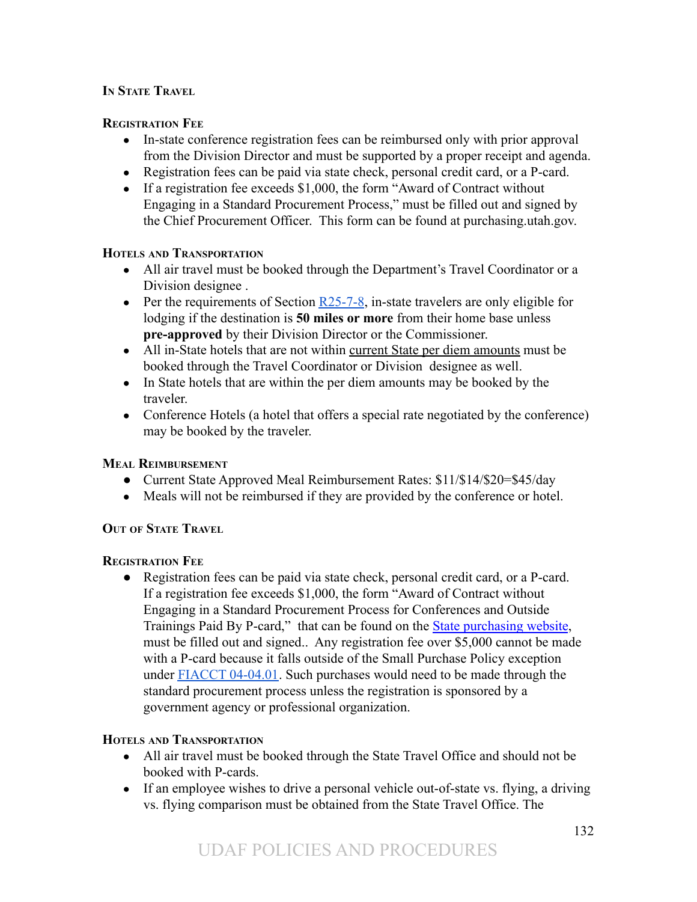## In State Travel

### Registration Fee

- In-state conference registration fees can be reimbursed only with prior approval from the Division Director and must be supported by a proper receipt and agenda.
- Registration fees can be paid via state check, personal credit card, or a P-card.
- If a registration fee exceeds $1,000, the form "Award of Contract without Engaging in a Standard Procurement Process," must be filled out and signed by the Chief Procurement Officer. This form can be found at purchasing.utah.gov.

### Hotels and Transportation

- All air travel must be booked through the Department's Travel Coordinator or a Division designee .
- Per the requirements of Section R25-7-8, in-state travelers are only eligible for lodging if the destination is **50 miles or more** from their home base unless **pre-approved** by their Division Director or the Commissioner.
- All in-State hotels that are not within current State per diem amounts must be booked through the Travel Coordinator or Division designee as well.
- In State hotels that are within the per diem amounts may be booked by the traveler.
- Conference Hotels (a hotel that offers a special rate negotiated by the conference) may be booked by the traveler.

### Meal Reimbursement

- Current State Approved Meal Reimbursement Rates: $11/$14/$20=$45/day
- Meals will not be reimbursed if they are provided by the conference or hotel.

## Out of State Travel

### Registration Fee

- Registration fees can be paid via state check, personal credit card, or a P-card. If a registration fee exceeds $1,000, the form "Award of Contract without Engaging in a Standard Procurement Process for Conferences and Outside Trainings Paid By P-card," that can be found on the State purchasing website, must be filled out and signed.. Any registration fee over $5,000 cannot be made with a P-card because it falls outside of the Small Purchase Policy exception under FIACCT 04-04.01. Such purchases would need to be made through the standard procurement process unless the registration is sponsored by a government agency or professional organization.

### Hotels and Transportation

- All air travel must be booked through the State Travel Office and should not be booked with P-cards.
- If an employee wishes to drive a personal vehicle out-of-state vs. flying, a driving vs. flying comparison must be obtained from the State Travel Office. The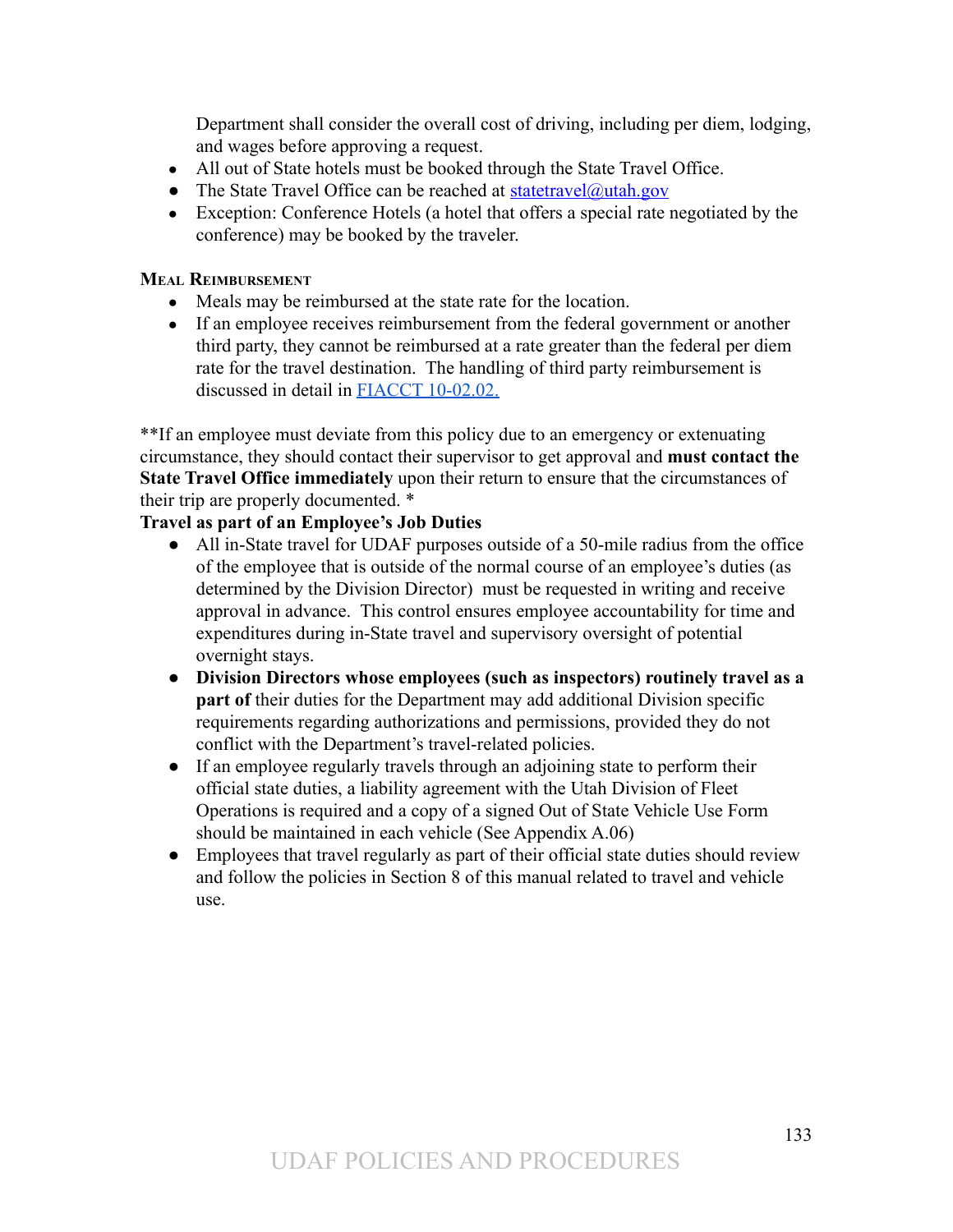Department shall consider the overall cost of driving, including per diem, lodging, and wages before approving a request.

- All out of State hotels must be booked through the State Travel Office.
- The State Travel Office can be reached at statetravel@utah.gov
- Exception: Conference Hotels (a hotel that offers a special rate negotiated by the conference) may be booked by the traveler.

### Meal Reimbursement

- Meals may be reimbursed at the state rate for the location.
- If an employee receives reimbursement from the federal government or another third party, they cannot be reimbursed at a rate greater than the federal per diem rate for the travel destination. The handling of third party reimbursement is discussed in detail in FIACCT 10-02.02.

**If an employee must deviate from this policy due to an emergency or extenuating circumstance, they should contact their supervisor to get approval and **must contact the State Travel Office immediately** upon their return to ensure that the circumstances of their trip are properly documented. *

**Travel as part of an Employee's Job Duties**

- All in-State travel for UDAF purposes outside of a 50-mile radius from the office of the employee that is outside of the normal course of an employee's duties (as determined by the Division Director) must be requested in writing and receive approval in advance. This control ensures employee accountability for time and expenditures during in-State travel and supervisory oversight of potential overnight stays.
- **Division Directors whose employees (such as inspectors) routinely travel as a part of** their duties for the Department may add additional Division specific requirements regarding authorizations and permissions, provided they do not conflict with the Department's travel-related policies.
- If an employee regularly travels through an adjoining state to perform their official state duties, a liability agreement with the Utah Division of Fleet Operations is required and a copy of a signed Out of State Vehicle Use Form should be maintained in each vehicle (See Appendix A.06)
- Employees that travel regularly as part of their official state duties should review and follow the policies in Section 8 of this manual related to travel and vehicle use.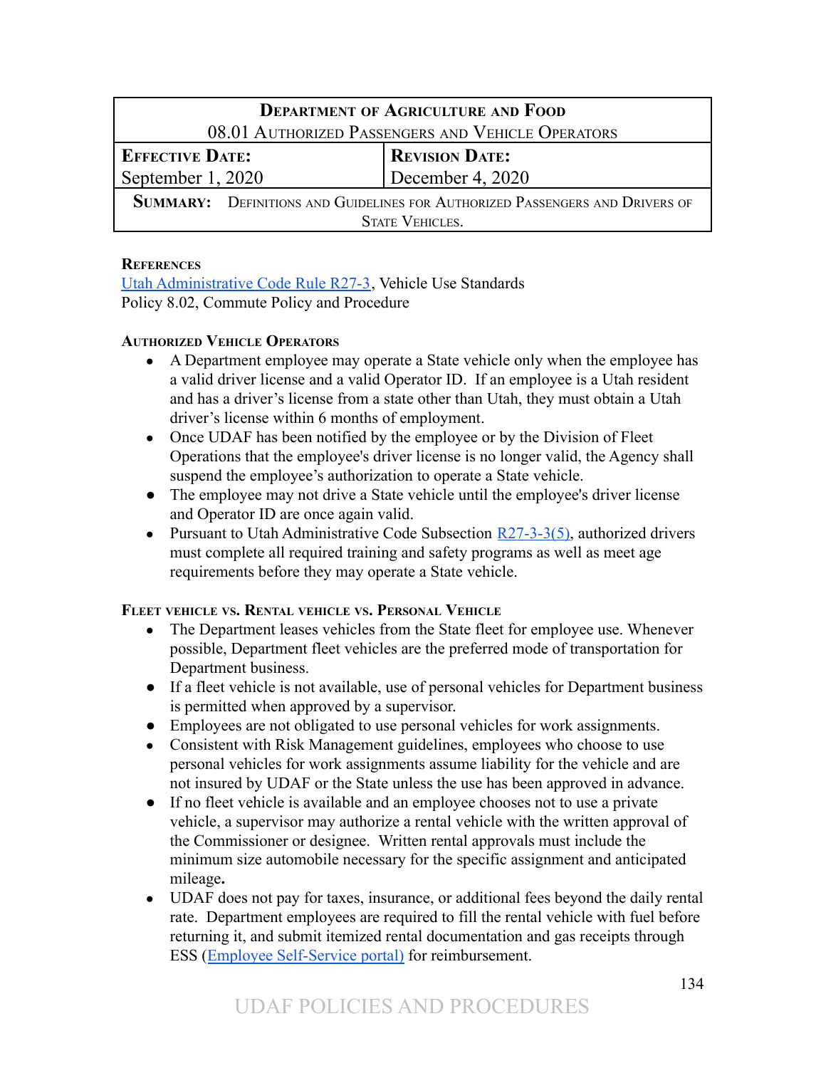| Department of Agriculture and Food | |
|---|---|
| 08.01 Authorized Passengers and Vehicle Operators | |
| **Effective Date:** September 1, 2020 | **Revision Date:** December 4, 2020 |
| **Summary:** Definitions and Guidelines for Authorized Passengers and Drivers of State Vehicles. | |

### References

Utah Administrative Code Rule R27-3, Vehicle Use Standards
Policy 8.02, Commute Policy and Procedure

### Authorized Vehicle Operators

- A Department employee may operate a State vehicle only when the employee has a valid driver license and a valid Operator ID. If an employee is a Utah resident and has a driver's license from a state other than Utah, they must obtain a Utah driver's license within 6 months of employment.
- Once UDAF has been notified by the employee or by the Division of Fleet Operations that the employee's driver license is no longer valid, the Agency shall suspend the employee's authorization to operate a State vehicle.
- The employee may not drive a State vehicle until the employee's driver license and Operator ID are once again valid.
- Pursuant to Utah Administrative Code Subsection R27-3-3(5), authorized drivers must complete all required training and safety programs as well as meet age requirements before they may operate a State vehicle.

### Fleet vehicle vs. Rental vehicle vs. Personal Vehicle

- The Department leases vehicles from the State fleet for employee use. Whenever possible, Department fleet vehicles are the preferred mode of transportation for Department business.
- If a fleet vehicle is not available, use of personal vehicles for Department business is permitted when approved by a supervisor.
- Employees are not obligated to use personal vehicles for work assignments.
- Consistent with Risk Management guidelines, employees who choose to use personal vehicles for work assignments assume liability for the vehicle and are not insured by UDAF or the State unless the use has been approved in advance.
- If no fleet vehicle is available and an employee chooses not to use a private vehicle, a supervisor may authorize a rental vehicle with the written approval of the Commissioner or designee. Written rental approvals must include the minimum size automobile necessary for the specific assignment and anticipated mileage**.**
- UDAF does not pay for taxes, insurance, or additional fees beyond the daily rental rate. Department employees are required to fill the rental vehicle with fuel before returning it, and submit itemized rental documentation and gas receipts through ESS (Employee Self-Service portal) for reimbursement.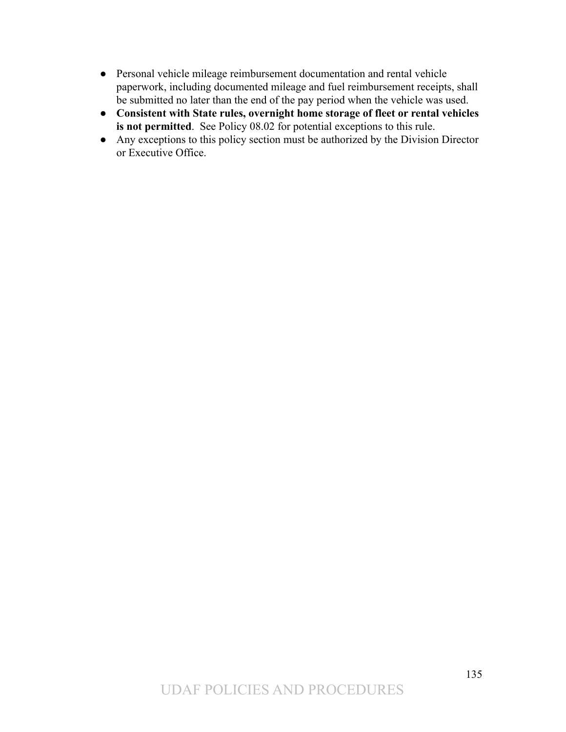- Personal vehicle mileage reimbursement documentation and rental vehicle paperwork, including documented mileage and fuel reimbursement receipts, shall be submitted no later than the end of the pay period when the vehicle was used.
- **Consistent with State rules, overnight home storage of fleet or rental vehicles is not permitted**. See Policy 08.02 for potential exceptions to this rule.
- Any exceptions to this policy section must be authorized by the Division Director or Executive Office.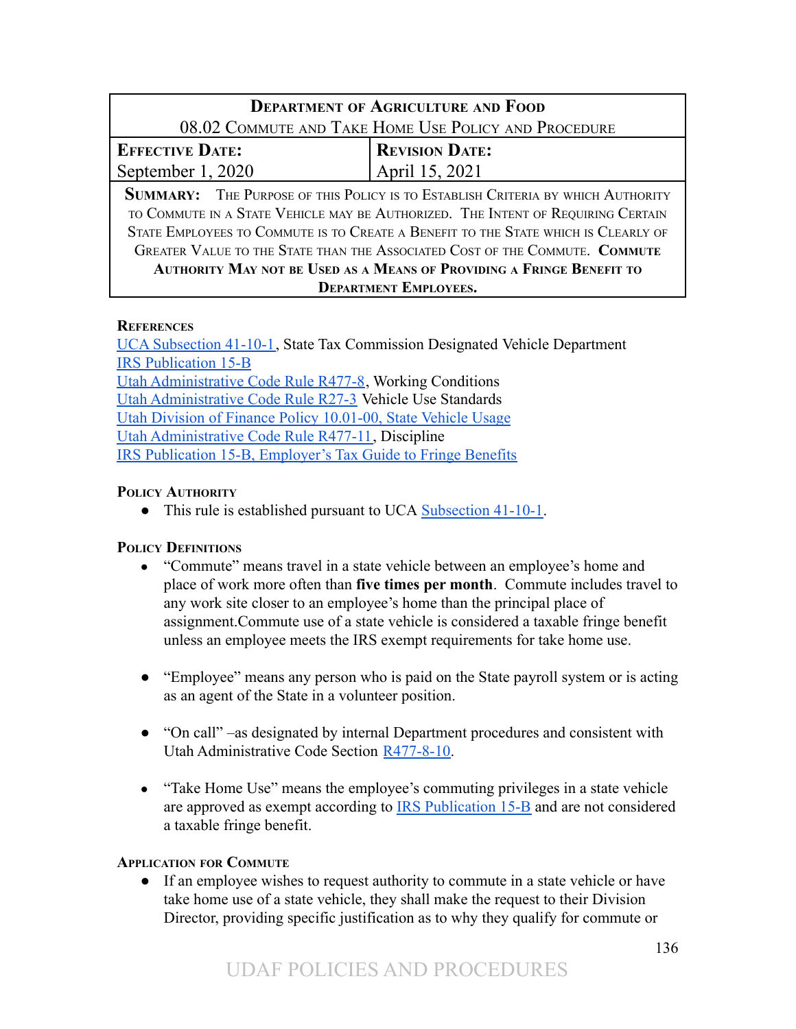| **Department of Agriculture and Food** | |
|---|---|
| 08.02 Commute and Take Home Use Policy and Procedure | |
| **Effective Date:** | **Revision Date:** |
| September 1, 2020 | April 15, 2021 |
| **Summary:** The Purpose of this Policy is to Establish Criteria by which Authority to Commute in a State Vehicle may be Authorized. The Intent of Requiring Certain State Employees to Commute is to Create a Benefit to the State which is Clearly of Greater Value to the State than the Associated Cost of the Commute. **Commute Authority May not be Used as a Means of Providing a Fringe Benefit to Department Employees.** | |

**References**

UCA Subsection 41-10-1, State Tax Commission Designated Vehicle Department
IRS Publication 15-B
Utah Administrative Code Rule R477-8, Working Conditions
Utah Administrative Code Rule R27-3 Vehicle Use Standards
Utah Division of Finance Policy 10.01-00, State Vehicle Usage
Utah Administrative Code Rule R477-11, Discipline
IRS Publication 15-B, Employer's Tax Guide to Fringe Benefits

**Policy Authority**

- This rule is established pursuant to UCA Subsection 41-10-1.

**Policy Definitions**

- "Commute" means travel in a state vehicle between an employee's home and place of work more often than **five times per month**. Commute includes travel to any work site closer to an employee's home than the principal place of assignment.Commute use of a state vehicle is considered a taxable fringe benefit unless an employee meets the IRS exempt requirements for take home use.

- "Employee" means any person who is paid on the State payroll system or is acting as an agent of the State in a volunteer position.

- "On call" –as designated by internal Department procedures and consistent with Utah Administrative Code Section R477-8-10.

- "Take Home Use" means the employee's commuting privileges in a state vehicle are approved as exempt according to IRS Publication 15-B and are not considered a taxable fringe benefit.

**Application for Commute**

- If an employee wishes to request authority to commute in a state vehicle or have take home use of a state vehicle, they shall make the request to their Division Director, providing specific justification as to why they qualify for commute or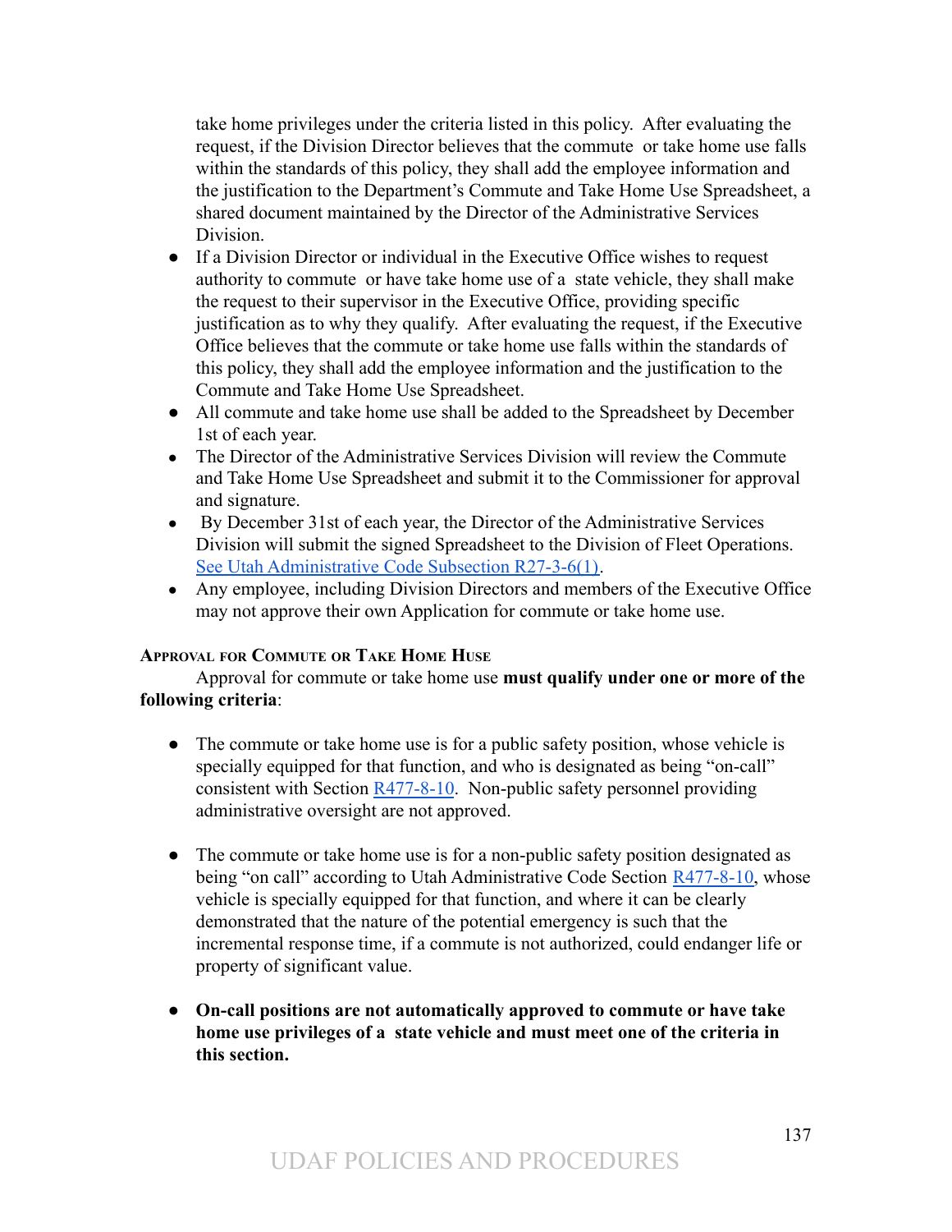take home privileges under the criteria listed in this policy. After evaluating the request, if the Division Director believes that the commute or take home use falls within the standards of this policy, they shall add the employee information and the justification to the Department's Commute and Take Home Use Spreadsheet, a shared document maintained by the Director of the Administrative Services Division.

- If a Division Director or individual in the Executive Office wishes to request authority to commute or have take home use of a state vehicle, they shall make the request to their supervisor in the Executive Office, providing specific justification as to why they qualify. After evaluating the request, if the Executive Office believes that the commute or take home use falls within the standards of this policy, they shall add the employee information and the justification to the Commute and Take Home Use Spreadsheet.
- All commute and take home use shall be added to the Spreadsheet by December 1st of each year.
- The Director of the Administrative Services Division will review the Commute and Take Home Use Spreadsheet and submit it to the Commissioner for approval and signature.
- By December 31st of each year, the Director of the Administrative Services Division will submit the signed Spreadsheet to the Division of Fleet Operations. See Utah Administrative Code Subsection R27-3-6(1).
- Any employee, including Division Directors and members of the Executive Office may not approve their own Application for commute or take home use.

### Approval for Commute or Take Home Huse

Approval for commute or take home use **must qualify under one or more of the following criteria**:

- The commute or take home use is for a public safety position, whose vehicle is specially equipped for that function, and who is designated as being "on-call" consistent with Section R477-8-10. Non-public safety personnel providing administrative oversight are not approved.

- The commute or take home use is for a non-public safety position designated as being "on call" according to Utah Administrative Code Section R477-8-10, whose vehicle is specially equipped for that function, and where it can be clearly demonstrated that the nature of the potential emergency is such that the incremental response time, if a commute is not authorized, could endanger life or property of significant value.

- **On-call positions are not automatically approved to commute or have take home use privileges of a state vehicle and must meet one of the criteria in this section.**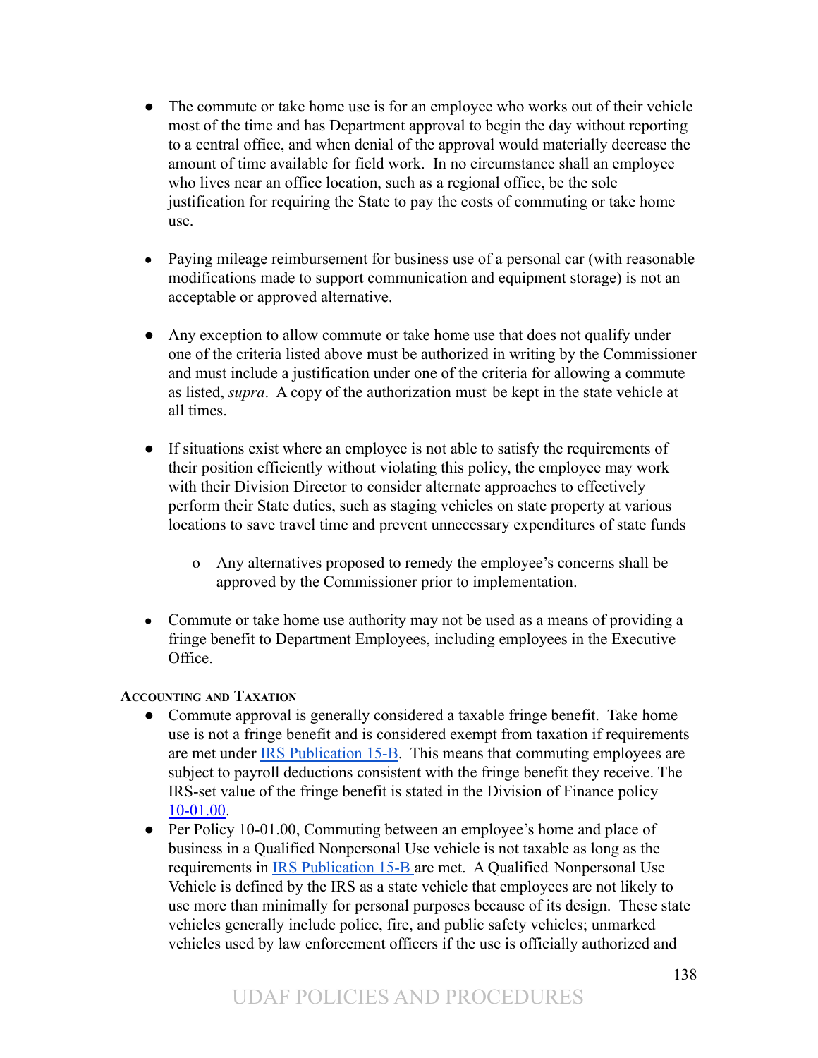- The commute or take home use is for an employee who works out of their vehicle most of the time and has Department approval to begin the day without reporting to a central office, and when denial of the approval would materially decrease the amount of time available for field work. In no circumstance shall an employee who lives near an office location, such as a regional office, be the sole justification for requiring the State to pay the costs of commuting or take home use.

- Paying mileage reimbursement for business use of a personal car (with reasonable modifications made to support communication and equipment storage) is not an acceptable or approved alternative.

- Any exception to allow commute or take home use that does not qualify under one of the criteria listed above must be authorized in writing by the Commissioner and must include a justification under one of the criteria for allowing a commute as listed, *supra*. A copy of the authorization must be kept in the state vehicle at all times.

- If situations exist where an employee is not able to satisfy the requirements of their position efficiently without violating this policy, the employee may work with their Division Director to consider alternate approaches to effectively perform their State duties, such as staging vehicles on state property at various locations to save travel time and prevent unnecessary expenditures of state funds
  - Any alternatives proposed to remedy the employee's concerns shall be approved by the Commissioner prior to implementation.

- Commute or take home use authority may not be used as a means of providing a fringe benefit to Department Employees, including employees in the Executive Office.

**Accounting and Taxation**

- Commute approval is generally considered a taxable fringe benefit. Take home use is not a fringe benefit and is considered exempt from taxation if requirements are met under IRS Publication 15-B. This means that commuting employees are subject to payroll deductions consistent with the fringe benefit they receive. The IRS-set value of the fringe benefit is stated in the Division of Finance policy 10-01.00.
- Per Policy 10-01.00, Commuting between an employee's home and place of business in a Qualified Nonpersonal Use vehicle is not taxable as long as the requirements in IRS Publication 15-B are met. A Qualified Nonpersonal Use Vehicle is defined by the IRS as a state vehicle that employees are not likely to use more than minimally for personal purposes because of its design. These state vehicles generally include police, fire, and public safety vehicles; unmarked vehicles used by law enforcement officers if the use is officially authorized and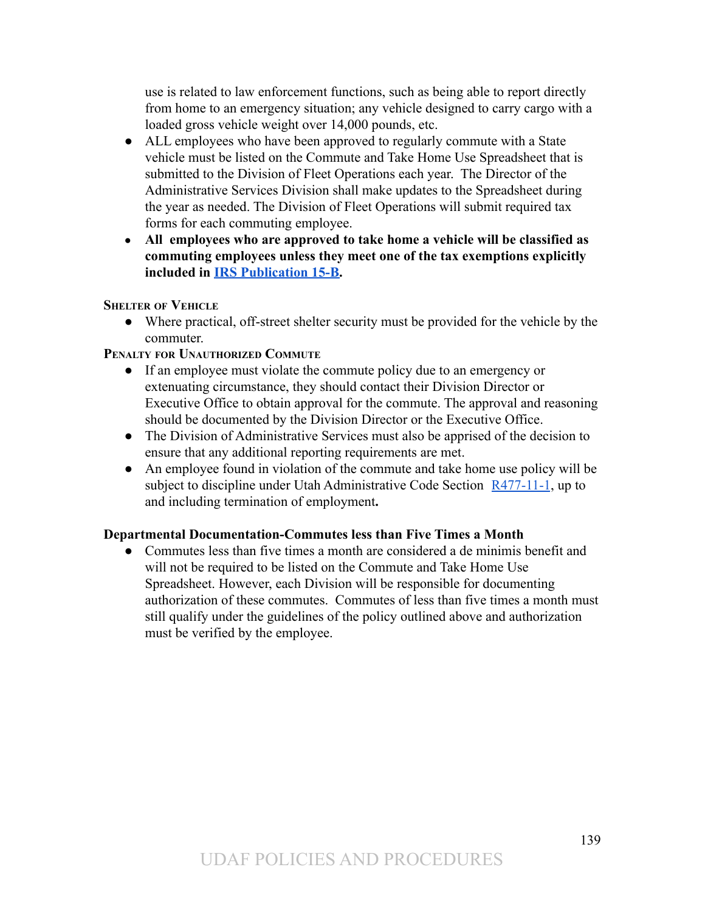use is related to law enforcement functions, such as being able to report directly from home to an emergency situation; any vehicle designed to carry cargo with a loaded gross vehicle weight over 14,000 pounds, etc.

- ALL employees who have been approved to regularly commute with a State vehicle must be listed on the Commute and Take Home Use Spreadsheet that is submitted to the Division of Fleet Operations each year. The Director of the Administrative Services Division shall make updates to the Spreadsheet during the year as needed. The Division of Fleet Operations will submit required tax forms for each commuting employee.
- **All employees who are approved to take home a vehicle will be classified as commuting employees unless they meet one of the tax exemptions explicitly included in [IRS Publication 15-B](IRS Publication 15-B).**

#### Shelter of Vehicle

- Where practical, off-street shelter security must be provided for the vehicle by the commuter.

#### Penalty for Unauthorized Commute

- If an employee must violate the commute policy due to an emergency or extenuating circumstance, they should contact their Division Director or Executive Office to obtain approval for the commute. The approval and reasoning should be documented by the Division Director or the Executive Office.
- The Division of Administrative Services must also be apprised of the decision to ensure that any additional reporting requirements are met.
- An employee found in violation of the commute and take home use policy will be subject to discipline under Utah Administrative Code Section [R477-11-1](R477-11-1), up to and including termination of employment**.**

### Departmental Documentation-Commutes less than Five Times a Month

- Commutes less than five times a month are considered a de minimis benefit and will not be required to be listed on the Commute and Take Home Use Spreadsheet. However, each Division will be responsible for documenting authorization of these commutes. Commutes of less than five times a month must still qualify under the guidelines of the policy outlined above and authorization must be verified by the employee.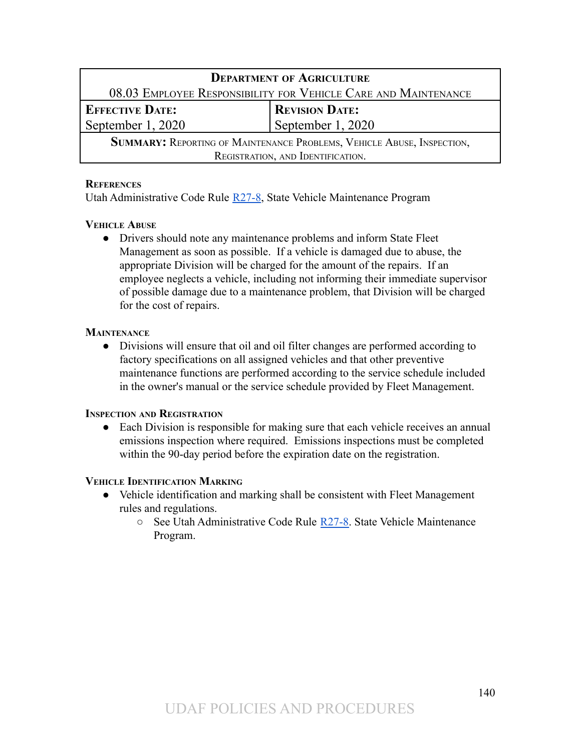| Department of Agriculture | |
|---|---|
| 08.03 Employee Responsibility for Vehicle Care and Maintenance | |
| **Effective Date:** September 1, 2020 | **Revision Date:** September 1, 2020 |
| **Summary:** Reporting of Maintenance Problems, Vehicle Abuse, Inspection, Registration, and Identification. | |

### References

Utah Administrative Code Rule R27-8, State Vehicle Maintenance Program

### Vehicle Abuse

- Drivers should note any maintenance problems and inform State Fleet Management as soon as possible. If a vehicle is damaged due to abuse, the appropriate Division will be charged for the amount of the repairs. If an employee neglects a vehicle, including not informing their immediate supervisor of possible damage due to a maintenance problem, that Division will be charged for the cost of repairs.

### Maintenance

- Divisions will ensure that oil and oil filter changes are performed according to factory specifications on all assigned vehicles and that other preventive maintenance functions are performed according to the service schedule included in the owner's manual or the service schedule provided by Fleet Management.

### Inspection and Registration

- Each Division is responsible for making sure that each vehicle receives an annual emissions inspection where required. Emissions inspections must be completed within the 90-day period before the expiration date on the registration.

### Vehicle Identification Marking

- Vehicle identification and marking shall be consistent with Fleet Management rules and regulations.
  - See Utah Administrative Code Rule R27-8. State Vehicle Maintenance Program.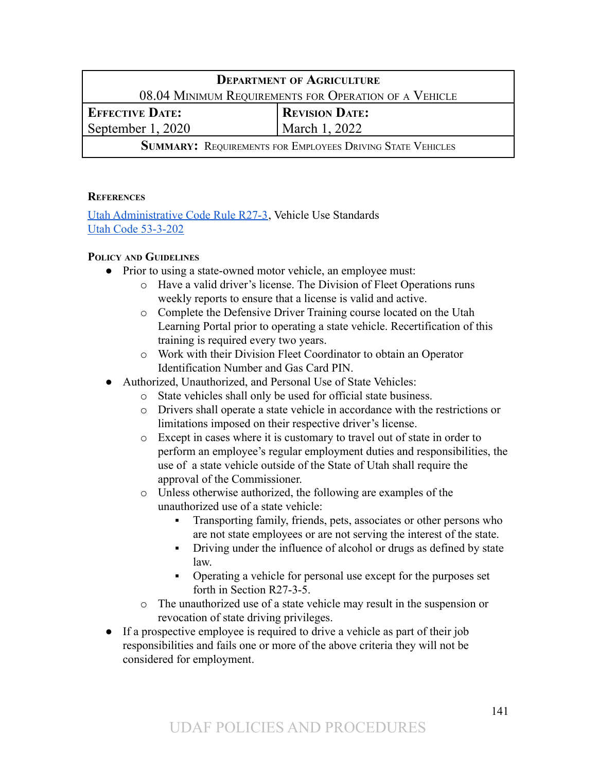| DEPARTMENT OF AGRICULTURE | |
|---|---|
| 08.04 MINIMUM REQUIREMENTS FOR OPERATION OF A VEHICLE | |
| **EFFECTIVE DATE:** September 1, 2020 | **REVISION DATE:** March 1, 2022 |
| **SUMMARY:** REQUIREMENTS FOR EMPLOYEES DRIVING STATE VEHICLES | |

**REFERENCES**

[Utah Administrative Code Rule R27-3](), Vehicle Use Standards
[Utah Code 53-3-202]()

**POLICY AND GUIDELINES**

- Prior to using a state-owned motor vehicle, an employee must:
  - Have a valid driver's license. The Division of Fleet Operations runs weekly reports to ensure that a license is valid and active.
  - Complete the Defensive Driver Training course located on the Utah Learning Portal prior to operating a state vehicle. Recertification of this training is required every two years.
  - Work with their Division Fleet Coordinator to obtain an Operator Identification Number and Gas Card PIN.
- Authorized, Unauthorized, and Personal Use of State Vehicles:
  - State vehicles shall only be used for official state business.
  - Drivers shall operate a state vehicle in accordance with the restrictions or limitations imposed on their respective driver's license.
  - Except in cases where it is customary to travel out of state in order to perform an employee's regular employment duties and responsibilities, the use of a state vehicle outside of the State of Utah shall require the approval of the Commissioner.
  - Unless otherwise authorized, the following are examples of the unauthorized use of a state vehicle:
    - Transporting family, friends, pets, associates or other persons who are not state employees or are not serving the interest of the state.
    - Driving under the influence of alcohol or drugs as defined by state law.
    - Operating a vehicle for personal use except for the purposes set forth in Section R27-3-5.
  - The unauthorized use of a state vehicle may result in the suspension or revocation of state driving privileges.
- If a prospective employee is required to drive a vehicle as part of their job responsibilities and fails one or more of the above criteria they will not be considered for employment.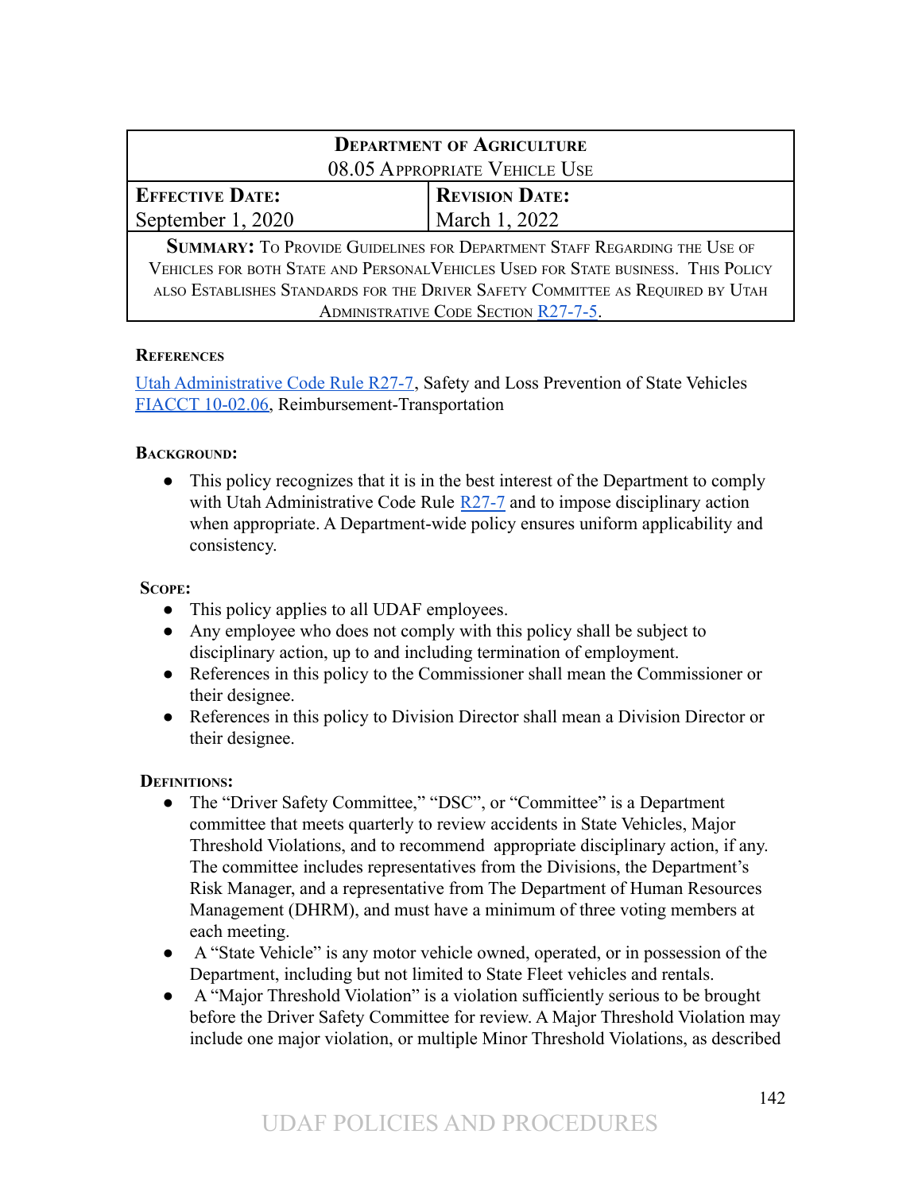| **Department of Agriculture** 08.05 Appropriate Vehicle Use | |
|---|---|
| **Effective Date:** September 1, 2020 | **Revision Date:** March 1, 2022 |
| **Summary:** To Provide Guidelines for Department Staff Regarding the Use of Vehicles for both State and Personal Vehicles Used for State business. This Policy also Establishes Standards for the Driver Safety Committee as Required by Utah Administrative Code Section R27-7-5. | |

**References**

Utah Administrative Code Rule R27-7, Safety and Loss Prevention of State Vehicles
FIACCT 10-02.06, Reimbursement-Transportation

**Background:**

- This policy recognizes that it is in the best interest of the Department to comply with Utah Administrative Code Rule R27-7 and to impose disciplinary action when appropriate. A Department-wide policy ensures uniform applicability and consistency.

**Scope:**

- This policy applies to all UDAF employees.
- Any employee who does not comply with this policy shall be subject to disciplinary action, up to and including termination of employment.
- References in this policy to the Commissioner shall mean the Commissioner or their designee.
- References in this policy to Division Director shall mean a Division Director or their designee.

**Definitions:**

- The "Driver Safety Committee," "DSC", or "Committee" is a Department committee that meets quarterly to review accidents in State Vehicles, Major Threshold Violations, and to recommend appropriate disciplinary action, if any. The committee includes representatives from the Divisions, the Department's Risk Manager, and a representative from The Department of Human Resources Management (DHRM), and must have a minimum of three voting members at each meeting.
- A "State Vehicle" is any motor vehicle owned, operated, or in possession of the Department, including but not limited to State Fleet vehicles and rentals.
- A "Major Threshold Violation" is a violation sufficiently serious to be brought before the Driver Safety Committee for review. A Major Threshold Violation may include one major violation, or multiple Minor Threshold Violations, as described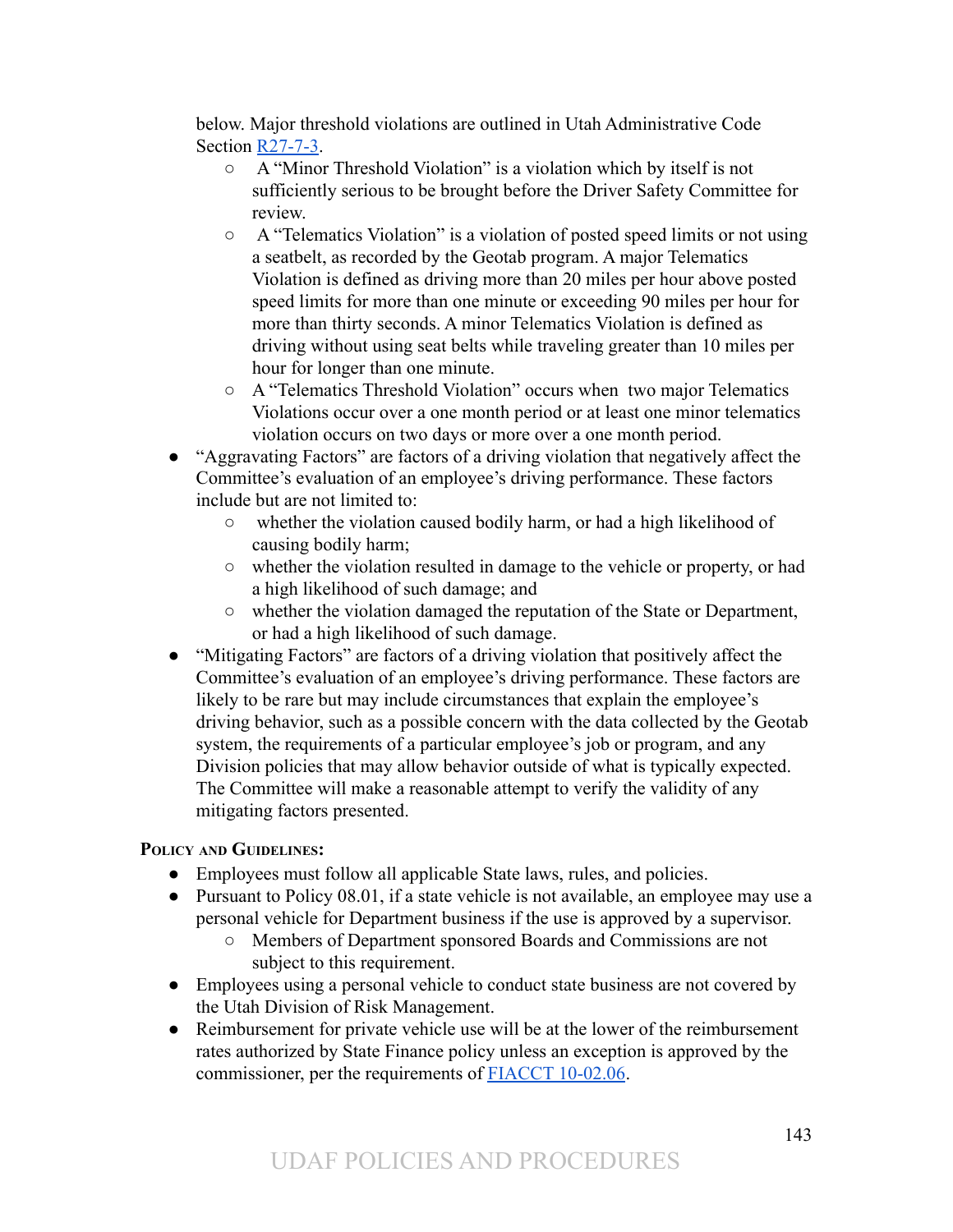below. Major threshold violations are outlined in Utah Administrative Code Section [R27-7-3](R27-7-3).

- A "Minor Threshold Violation" is a violation which by itself is not sufficiently serious to be brought before the Driver Safety Committee for review.
- A "Telematics Violation" is a violation of posted speed limits or not using a seatbelt, as recorded by the Geotab program. A major Telematics Violation is defined as driving more than 20 miles per hour above posted speed limits for more than one minute or exceeding 90 miles per hour for more than thirty seconds. A minor Telematics Violation is defined as driving without using seat belts while traveling greater than 10 miles per hour for longer than one minute.
- A "Telematics Threshold Violation" occurs when two major Telematics Violations occur over a one month period or at least one minor telematics violation occurs on two days or more over a one month period.

- "Aggravating Factors" are factors of a driving violation that negatively affect the Committee's evaluation of an employee's driving performance. These factors include but are not limited to:
  - whether the violation caused bodily harm, or had a high likelihood of causing bodily harm;
  - whether the violation resulted in damage to the vehicle or property, or had a high likelihood of such damage; and
  - whether the violation damaged the reputation of the State or Department, or had a high likelihood of such damage.
- "Mitigating Factors" are factors of a driving violation that positively affect the Committee's evaluation of an employee's driving performance. These factors are likely to be rare but may include circumstances that explain the employee's driving behavior, such as a possible concern with the data collected by the Geotab system, the requirements of a particular employee's job or program, and any Division policies that may allow behavior outside of what is typically expected. The Committee will make a reasonable attempt to verify the validity of any mitigating factors presented.

**Policy and Guidelines:**

- Employees must follow all applicable State laws, rules, and policies.
- Pursuant to Policy 08.01, if a state vehicle is not available, an employee may use a personal vehicle for Department business if the use is approved by a supervisor.
  - Members of Department sponsored Boards and Commissions are not subject to this requirement.
- Employees using a personal vehicle to conduct state business are not covered by the Utah Division of Risk Management.
- Reimbursement for private vehicle use will be at the lower of the reimbursement rates authorized by State Finance policy unless an exception is approved by the commissioner, per the requirements of [FIACCT 10-02.06](FIACCT 10-02.06).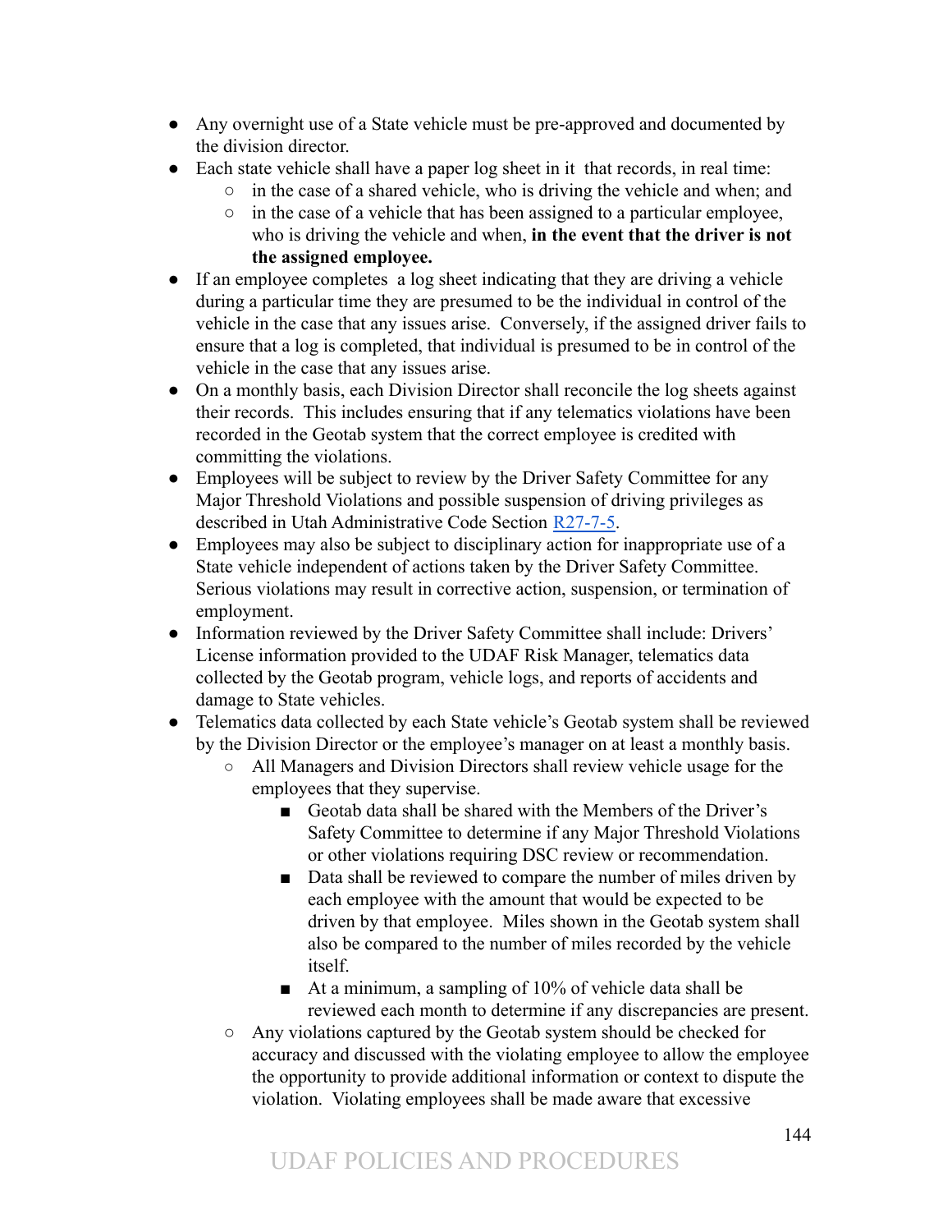- Any overnight use of a State vehicle must be pre-approved and documented by the division director.
- Each state vehicle shall have a paper log sheet in it that records, in real time:
  - in the case of a shared vehicle, who is driving the vehicle and when; and
  - in the case of a vehicle that has been assigned to a particular employee, who is driving the vehicle and when, **in the event that the driver is not the assigned employee.**
- If an employee completes a log sheet indicating that they are driving a vehicle during a particular time they are presumed to be the individual in control of the vehicle in the case that any issues arise. Conversely, if the assigned driver fails to ensure that a log is completed, that individual is presumed to be in control of the vehicle in the case that any issues arise.
- On a monthly basis, each Division Director shall reconcile the log sheets against their records. This includes ensuring that if any telematics violations have been recorded in the Geotab system that the correct employee is credited with committing the violations.
- Employees will be subject to review by the Driver Safety Committee for any Major Threshold Violations and possible suspension of driving privileges as described in Utah Administrative Code Section R27-7-5.
- Employees may also be subject to disciplinary action for inappropriate use of a State vehicle independent of actions taken by the Driver Safety Committee. Serious violations may result in corrective action, suspension, or termination of employment.
- Information reviewed by the Driver Safety Committee shall include: Drivers' License information provided to the UDAF Risk Manager, telematics data collected by the Geotab program, vehicle logs, and reports of accidents and damage to State vehicles.
- Telematics data collected by each State vehicle's Geotab system shall be reviewed by the Division Director or the employee's manager on at least a monthly basis.
  - All Managers and Division Directors shall review vehicle usage for the employees that they supervise.
    - Geotab data shall be shared with the Members of the Driver's Safety Committee to determine if any Major Threshold Violations or other violations requiring DSC review or recommendation.
    - Data shall be reviewed to compare the number of miles driven by each employee with the amount that would be expected to be driven by that employee. Miles shown in the Geotab system shall also be compared to the number of miles recorded by the vehicle itself.
    - At a minimum, a sampling of 10% of vehicle data shall be reviewed each month to determine if any discrepancies are present.
  - Any violations captured by the Geotab system should be checked for accuracy and discussed with the violating employee to allow the employee the opportunity to provide additional information or context to dispute the violation. Violating employees shall be made aware that excessive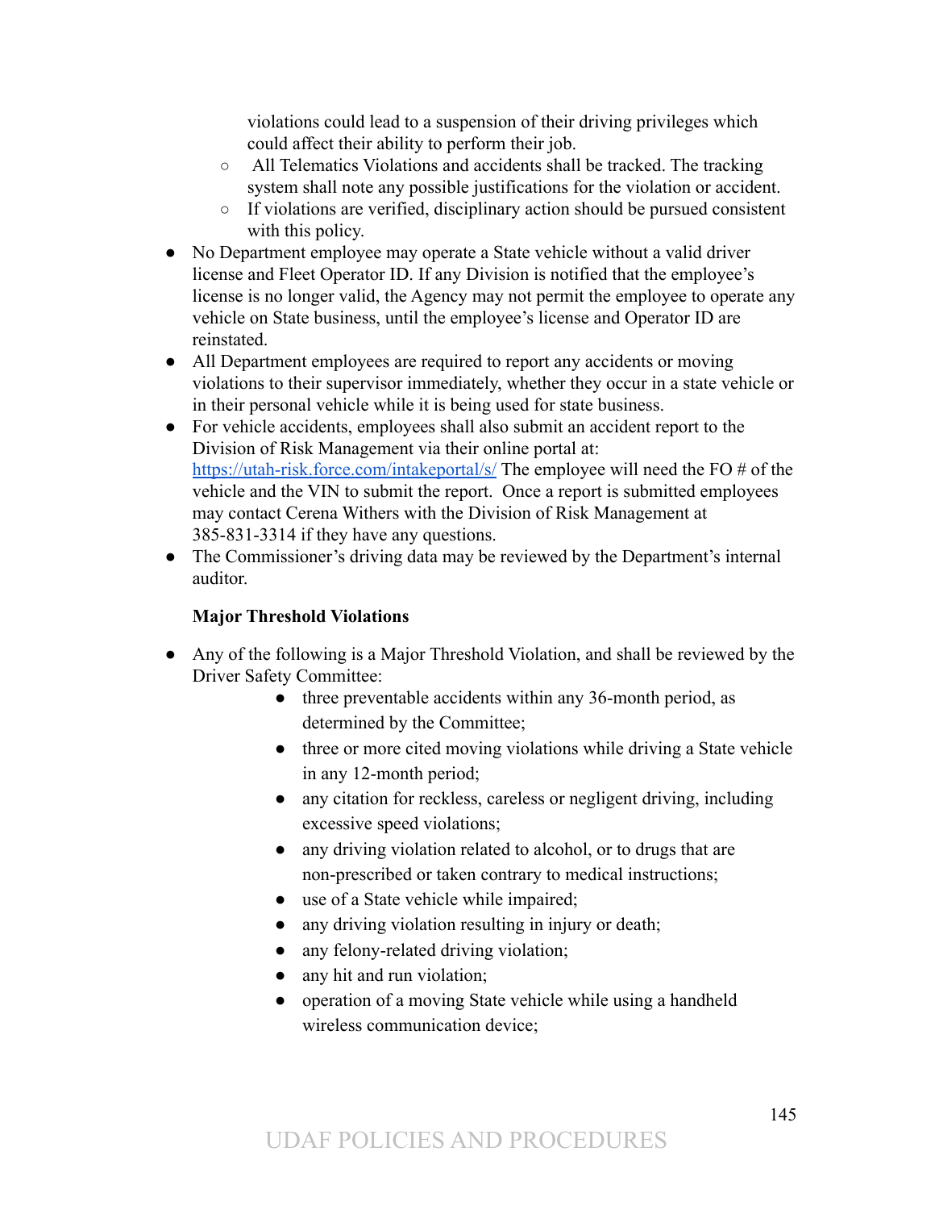violations could lead to a suspension of their driving privileges which could affect their ability to perform their job.

  - All Telematics Violations and accidents shall be tracked. The tracking system shall note any possible justifications for the violation or accident.
  - If violations are verified, disciplinary action should be pursued consistent with this policy.

- No Department employee may operate a State vehicle without a valid driver license and Fleet Operator ID. If any Division is notified that the employee's license is no longer valid, the Agency may not permit the employee to operate any vehicle on State business, until the employee's license and Operator ID are reinstated.
- All Department employees are required to report any accidents or moving violations to their supervisor immediately, whether they occur in a state vehicle or in their personal vehicle while it is being used for state business.
- For vehicle accidents, employees shall also submit an accident report to the Division of Risk Management via their online portal at: [https://utah-risk.force.com/intakeportal/s/](https://utah-risk.force.com/intakeportal/s/) The employee will need the FO # of the vehicle and the VIN to submit the report. Once a report is submitted employees may contact Cerena Withers with the Division of Risk Management at 385-831-3314 if they have any questions.
- The Commissioner's driving data may be reviewed by the Department's internal auditor.

**Major Threshold Violations**

- Any of the following is a Major Threshold Violation, and shall be reviewed by the Driver Safety Committee:
  - three preventable accidents within any 36-month period, as determined by the Committee;
  - three or more cited moving violations while driving a State vehicle in any 12-month period;
  - any citation for reckless, careless or negligent driving, including excessive speed violations;
  - any driving violation related to alcohol, or to drugs that are non-prescribed or taken contrary to medical instructions;
  - use of a State vehicle while impaired;
  - any driving violation resulting in injury or death;
  - any felony-related driving violation;
  - any hit and run violation;
  - operation of a moving State vehicle while using a handheld wireless communication device;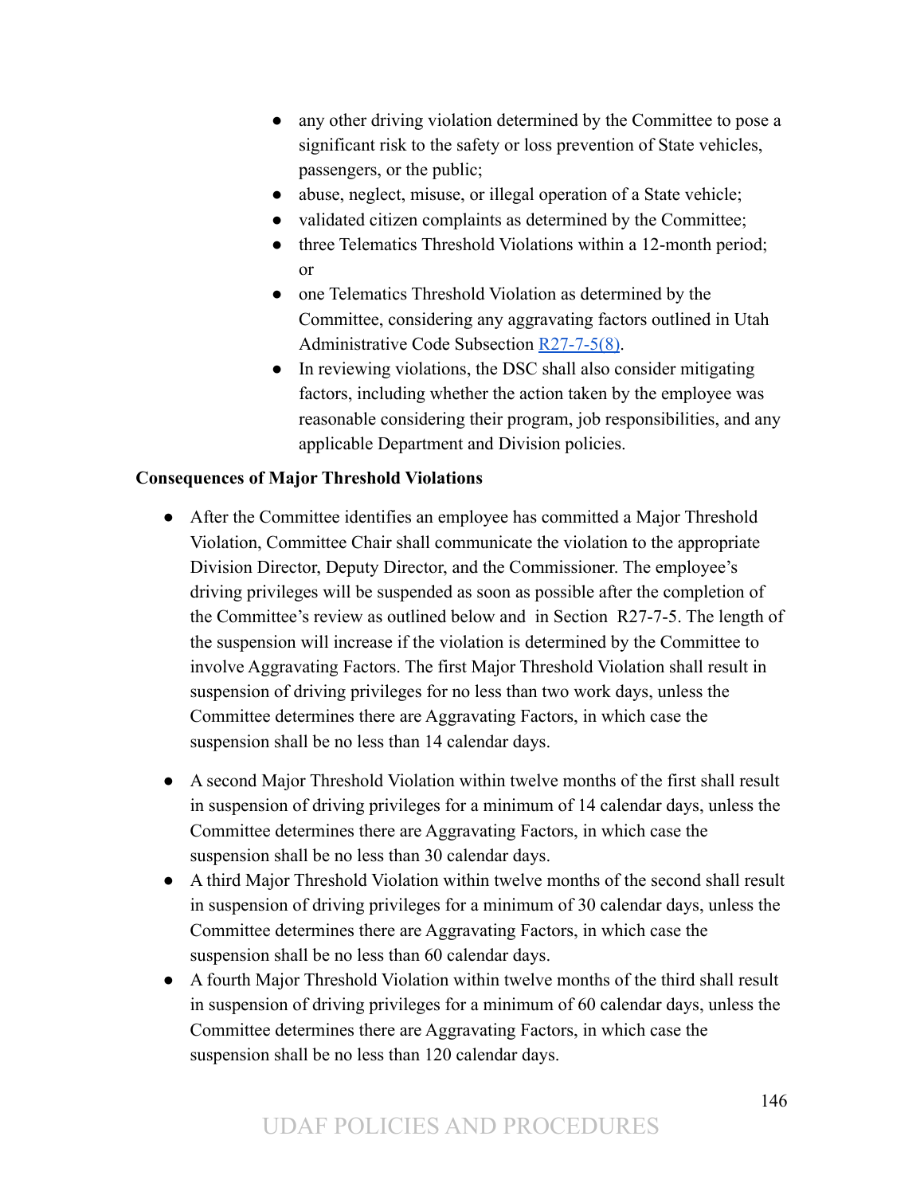- any other driving violation determined by the Committee to pose a significant risk to the safety or loss prevention of State vehicles, passengers, or the public;
- abuse, neglect, misuse, or illegal operation of a State vehicle;
- validated citizen complaints as determined by the Committee;
- three Telematics Threshold Violations within a 12-month period; or
- one Telematics Threshold Violation as determined by the Committee, considering any aggravating factors outlined in Utah Administrative Code Subsection [R27-7-5(8)](R27-7-5(8)).
- In reviewing violations, the DSC shall also consider mitigating factors, including whether the action taken by the employee was reasonable considering their program, job responsibilities, and any applicable Department and Division policies.

**Consequences of Major Threshold Violations**

- After the Committee identifies an employee has committed a Major Threshold Violation, Committee Chair shall communicate the violation to the appropriate Division Director, Deputy Director, and the Commissioner. The employee's driving privileges will be suspended as soon as possible after the completion of the Committee's review as outlined below and in Section R27-7-5. The length of the suspension will increase if the violation is determined by the Committee to involve Aggravating Factors. The first Major Threshold Violation shall result in suspension of driving privileges for no less than two work days, unless the Committee determines there are Aggravating Factors, in which case the suspension shall be no less than 14 calendar days.

- A second Major Threshold Violation within twelve months of the first shall result in suspension of driving privileges for a minimum of 14 calendar days, unless the Committee determines there are Aggravating Factors, in which case the suspension shall be no less than 30 calendar days.
- A third Major Threshold Violation within twelve months of the second shall result in suspension of driving privileges for a minimum of 30 calendar days, unless the Committee determines there are Aggravating Factors, in which case the suspension shall be no less than 60 calendar days.
- A fourth Major Threshold Violation within twelve months of the third shall result in suspension of driving privileges for a minimum of 60 calendar days, unless the Committee determines there are Aggravating Factors, in which case the suspension shall be no less than 120 calendar days.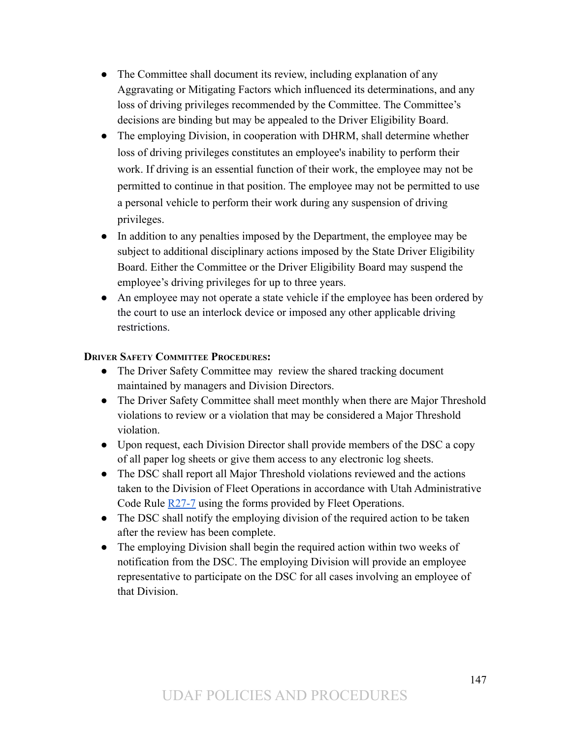- The Committee shall document its review, including explanation of any Aggravating or Mitigating Factors which influenced its determinations, and any loss of driving privileges recommended by the Committee. The Committee's decisions are binding but may be appealed to the Driver Eligibility Board.
- The employing Division, in cooperation with DHRM, shall determine whether loss of driving privileges constitutes an employee's inability to perform their work. If driving is an essential function of their work, the employee may not be permitted to continue in that position. The employee may not be permitted to use a personal vehicle to perform their work during any suspension of driving privileges.
- In addition to any penalties imposed by the Department, the employee may be subject to additional disciplinary actions imposed by the State Driver Eligibility Board. Either the Committee or the Driver Eligibility Board may suspend the employee's driving privileges for up to three years.
- An employee may not operate a state vehicle if the employee has been ordered by the court to use an interlock device or imposed any other applicable driving restrictions.

**Driver Safety Committee Procedures:**

- The Driver Safety Committee may review the shared tracking document maintained by managers and Division Directors.
- The Driver Safety Committee shall meet monthly when there are Major Threshold violations to review or a violation that may be considered a Major Threshold violation.
- Upon request, each Division Director shall provide members of the DSC a copy of all paper log sheets or give them access to any electronic log sheets.
- The DSC shall report all Major Threshold violations reviewed and the actions taken to the Division of Fleet Operations in accordance with Utah Administrative Code Rule R27-7 using the forms provided by Fleet Operations.
- The DSC shall notify the employing division of the required action to be taken after the review has been complete.
- The employing Division shall begin the required action within two weeks of notification from the DSC. The employing Division will provide an employee representative to participate on the DSC for all cases involving an employee of that Division.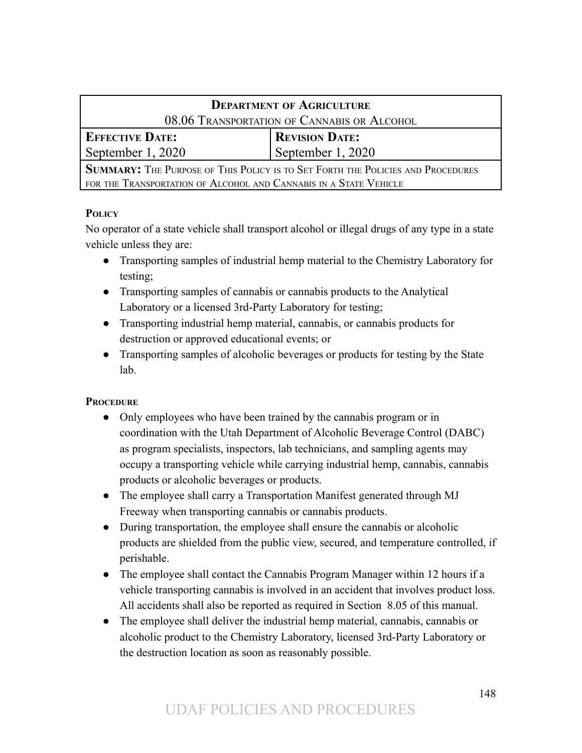| Department of Agriculture | |
|---|---|
| 08.06 Transportation of Cannabis or Alcohol | |
| **Effective Date:** September 1, 2020 | **Revision Date:** September 1, 2020 |
| **Summary:** The Purpose of This Policy is to Set Forth the Policies and Procedures for the Transportation of Alcohol and Cannabis in a State Vehicle | |

**Policy**

No operator of a state vehicle shall transport alcohol or illegal drugs of any type in a state vehicle unless they are:

- Transporting samples of industrial hemp material to the Chemistry Laboratory for testing;
- Transporting samples of cannabis or cannabis products to the Analytical Laboratory or a licensed 3rd-Party Laboratory for testing;
- Transporting industrial hemp material, cannabis, or cannabis products for destruction or approved educational events; or
- Transporting samples of alcoholic beverages or products for testing by the State lab.

**Procedure**

- Only employees who have been trained by the cannabis program or in coordination with the Utah Department of Alcoholic Beverage Control (DABC) as program specialists, inspectors, lab technicians, and sampling agents may occupy a transporting vehicle while carrying industrial hemp, cannabis, cannabis products or alcoholic beverages or products.
- The employee shall carry a Transportation Manifest generated through MJ Freeway when transporting cannabis or cannabis products.
- During transportation, the employee shall ensure the cannabis or alcoholic products are shielded from the public view, secured, and temperature controlled, if perishable.
- The employee shall contact the Cannabis Program Manager within 12 hours if a vehicle transporting cannabis is involved in an accident that involves product loss. All accidents shall also be reported as required in Section 8.05 of this manual.
- The employee shall deliver the industrial hemp material, cannabis, cannabis or alcoholic product to the Chemistry Laboratory, licensed 3rd-Party Laboratory or the destruction location as soon as reasonably possible.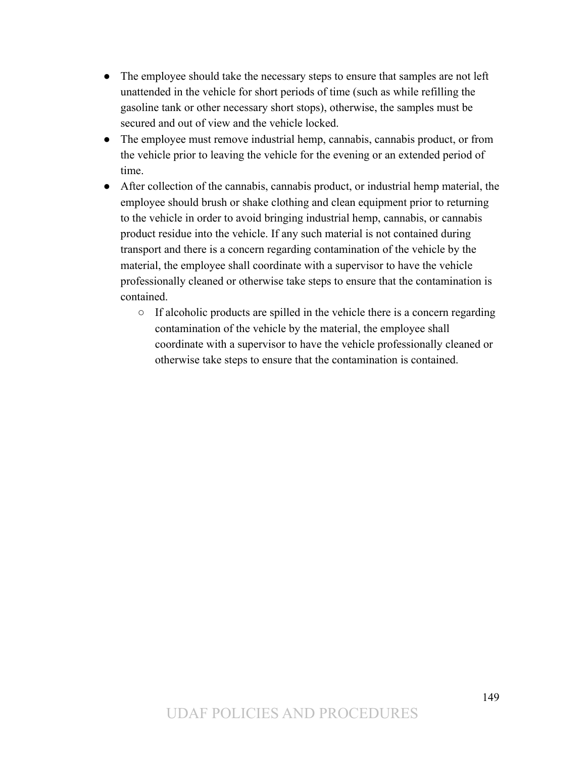- The employee should take the necessary steps to ensure that samples are not left unattended in the vehicle for short periods of time (such as while refilling the gasoline tank or other necessary short stops), otherwise, the samples must be secured and out of view and the vehicle locked.
- The employee must remove industrial hemp, cannabis, cannabis product, or from the vehicle prior to leaving the vehicle for the evening or an extended period of time.
- After collection of the cannabis, cannabis product, or industrial hemp material, the employee should brush or shake clothing and clean equipment prior to returning to the vehicle in order to avoid bringing industrial hemp, cannabis, or cannabis product residue into the vehicle. If any such material is not contained during transport and there is a concern regarding contamination of the vehicle by the material, the employee shall coordinate with a supervisor to have the vehicle professionally cleaned or otherwise take steps to ensure that the contamination is contained.
  - If alcoholic products are spilled in the vehicle there is a concern regarding contamination of the vehicle by the material, the employee shall coordinate with a supervisor to have the vehicle professionally cleaned or otherwise take steps to ensure that the contamination is contained.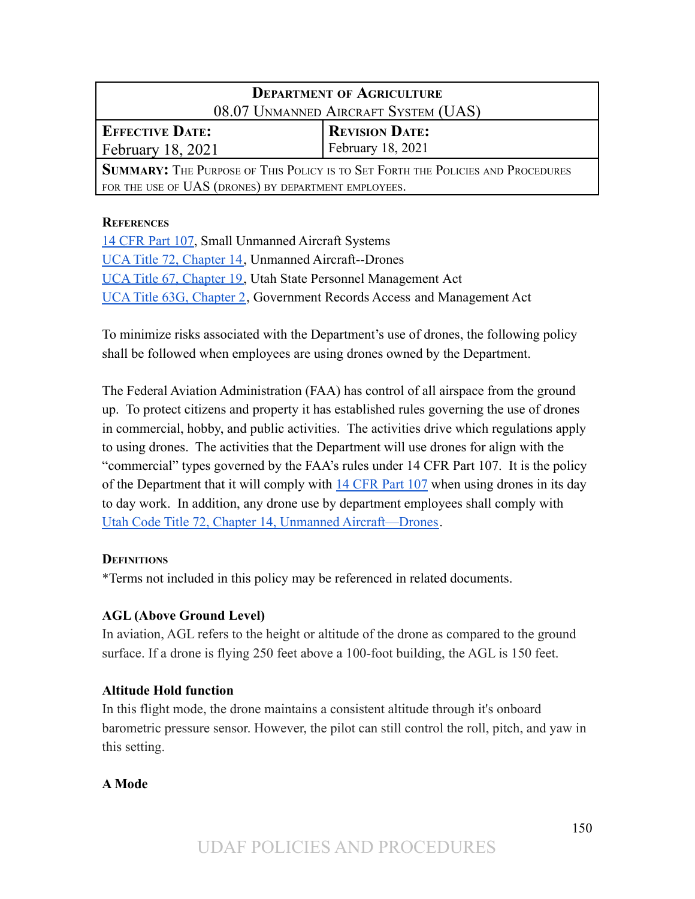| Department of Agriculture<br>08.07 Unmanned Aircraft System (UAS) | |
|---|---|
| **Effective Date:**<br>February 18, 2021 | **Revision Date:**<br>February 18, 2021 |
| **Summary:** The Purpose of This Policy is to Set Forth the Policies and Procedures for the use of UAS (drones) by department employees. | |

**References**

14 CFR Part 107, Small Unmanned Aircraft Systems
UCA Title 72, Chapter 14, Unmanned Aircraft--Drones
UCA Title 67, Chapter 19, Utah State Personnel Management Act
UCA Title 63G, Chapter 2, Government Records Access and Management Act

To minimize risks associated with the Department's use of drones, the following policy shall be followed when employees are using drones owned by the Department.

The Federal Aviation Administration (FAA) has control of all airspace from the ground up. To protect citizens and property it has established rules governing the use of drones in commercial, hobby, and public activities. The activities drive which regulations apply to using drones. The activities that the Department will use drones for align with the "commercial" types governed by the FAA's rules under 14 CFR Part 107. It is the policy of the Department that it will comply with 14 CFR Part 107 when using drones in its day to day work. In addition, any drone use by department employees shall comply with Utah Code Title 72, Chapter 14, Unmanned Aircraft—Drones.

**Definitions**

*Terms not included in this policy may be referenced in related documents.

**AGL (Above Ground Level)**
In aviation, AGL refers to the height or altitude of the drone as compared to the ground surface. If a drone is flying 250 feet above a 100-foot building, the AGL is 150 feet.

**Altitude Hold function**
In this flight mode, the drone maintains a consistent altitude through it's onboard barometric pressure sensor. However, the pilot can still control the roll, pitch, and yaw in this setting.

**A Mode**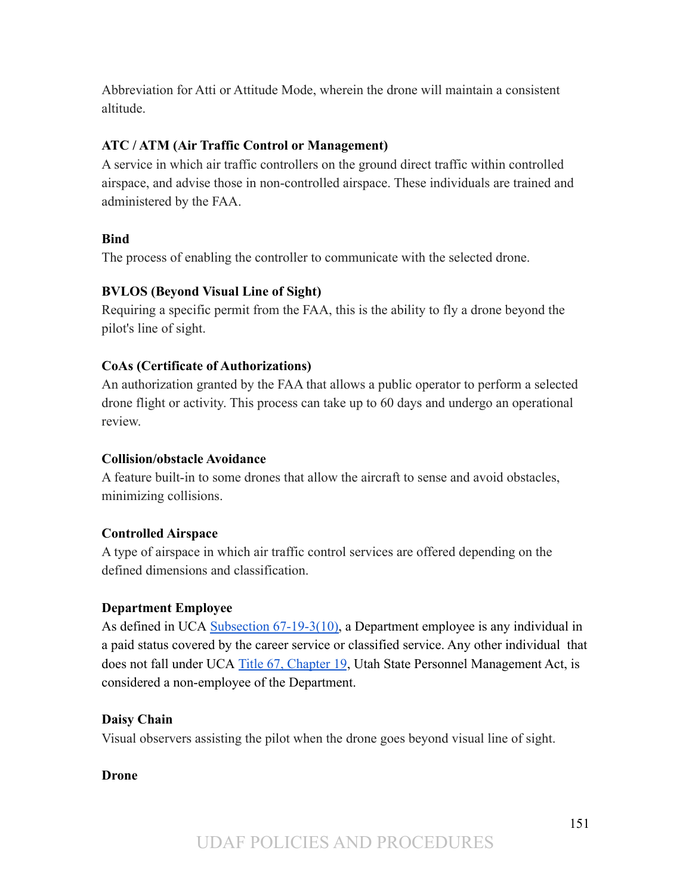Abbreviation for Atti or Attitude Mode, wherein the drone will maintain a consistent altitude.

**ATC / ATM (Air Traffic Control or Management)**
A service in which air traffic controllers on the ground direct traffic within controlled airspace, and advise those in non-controlled airspace. These individuals are trained and administered by the FAA.

**Bind**
The process of enabling the controller to communicate with the selected drone.

**BVLOS (Beyond Visual Line of Sight)**
Requiring a specific permit from the FAA, this is the ability to fly a drone beyond the pilot's line of sight.

**CoAs (Certificate of Authorizations)**
An authorization granted by the FAA that allows a public operator to perform a selected drone flight or activity. This process can take up to 60 days and undergo an operational review.

**Collision/obstacle Avoidance**
A feature built-in to some drones that allow the aircraft to sense and avoid obstacles, minimizing collisions.

**Controlled Airspace**
A type of airspace in which air traffic control services are offered depending on the defined dimensions and classification.

**Department Employee**
As defined in UCA Subsection 67-19-3(10), a Department employee is any individual in a paid status covered by the career service or classified service. Any other individual that does not fall under UCA Title 67, Chapter 19, Utah State Personnel Management Act, is considered a non-employee of the Department.

**Daisy Chain**
Visual observers assisting the pilot when the drone goes beyond visual line of sight.

**Drone**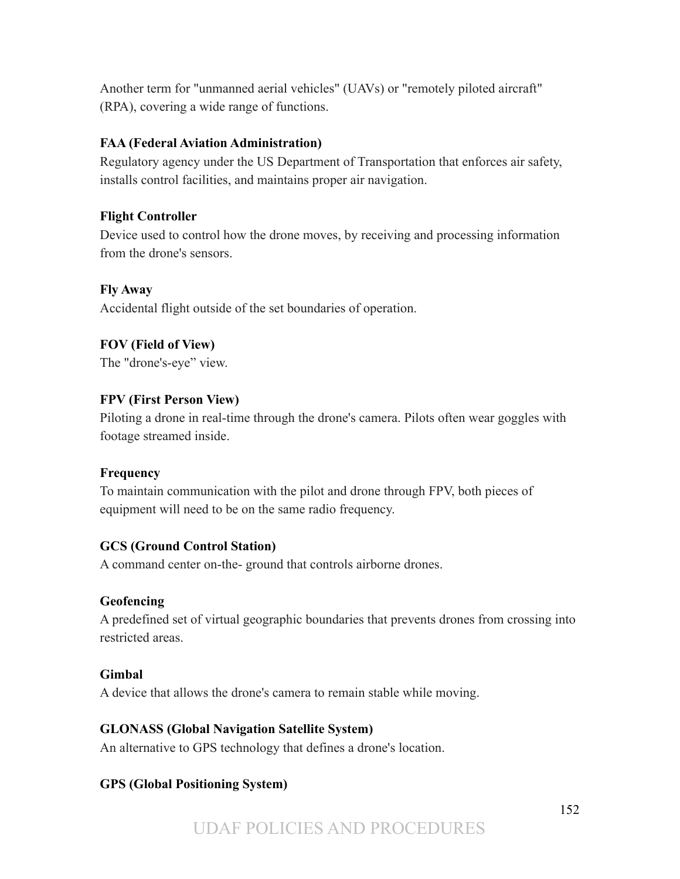Another term for "unmanned aerial vehicles" (UAVs) or "remotely piloted aircraft" (RPA), covering a wide range of functions.

**FAA (Federal Aviation Administration)**
Regulatory agency under the US Department of Transportation that enforces air safety, installs control facilities, and maintains proper air navigation.

**Flight Controller**
Device used to control how the drone moves, by receiving and processing information from the drone's sensors.

**Fly Away**
Accidental flight outside of the set boundaries of operation.

**FOV (Field of View)**
The "drone's-eye" view.

**FPV (First Person View)**
Piloting a drone in real-time through the drone's camera. Pilots often wear goggles with footage streamed inside.

**Frequency**
To maintain communication with the pilot and drone through FPV, both pieces of equipment will need to be on the same radio frequency.

**GCS (Ground Control Station)**
A command center on-the- ground that controls airborne drones.

**Geofencing**
A predefined set of virtual geographic boundaries that prevents drones from crossing into restricted areas.

**Gimbal**
A device that allows the drone's camera to remain stable while moving.

**GLONASS (Global Navigation Satellite System)**
An alternative to GPS technology that defines a drone's location.

**GPS (Global Positioning System)**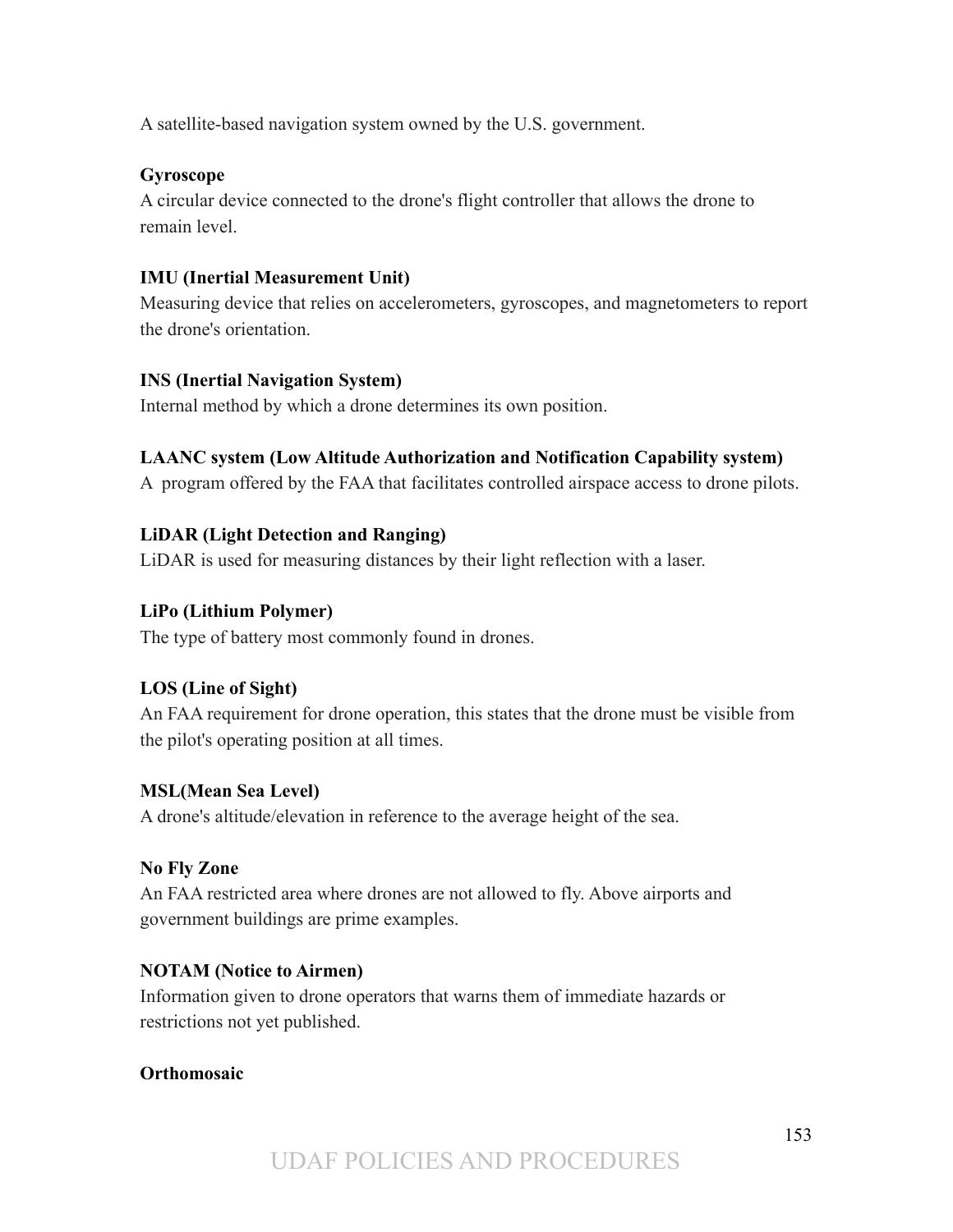A satellite-based navigation system owned by the U.S. government.

**Gyroscope**
A circular device connected to the drone's flight controller that allows the drone to remain level.

**IMU (Inertial Measurement Unit)**
Measuring device that relies on accelerometers, gyroscopes, and magnetometers to report the drone's orientation.

**INS (Inertial Navigation System)**
Internal method by which a drone determines its own position.

**LAANC system (Low Altitude Authorization and Notification Capability system)**
A program offered by the FAA that facilitates controlled airspace access to drone pilots.

**LiDAR (Light Detection and Ranging)**
LiDAR is used for measuring distances by their light reflection with a laser.

**LiPo (Lithium Polymer)**
The type of battery most commonly found in drones.

**LOS (Line of Sight)**
An FAA requirement for drone operation, this states that the drone must be visible from the pilot's operating position at all times.

**MSL(Mean Sea Level)**
A drone's altitude/elevation in reference to the average height of the sea.

**No Fly Zone**
An FAA restricted area where drones are not allowed to fly. Above airports and government buildings are prime examples.

**NOTAM (Notice to Airmen)**
Information given to drone operators that warns them of immediate hazards or restrictions not yet published.

**Orthomosaic**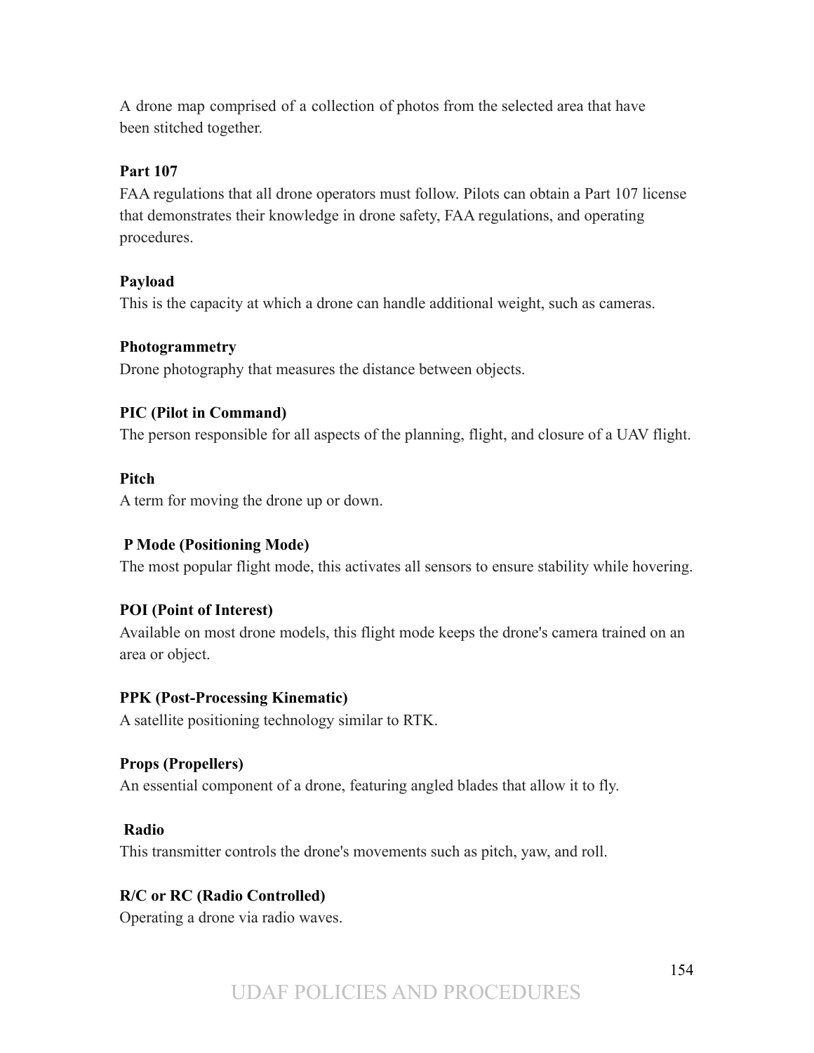A drone map comprised of a collection of photos from the selected area that have been stitched together.

**Part 107**
FAA regulations that all drone operators must follow. Pilots can obtain a Part 107 license that demonstrates their knowledge in drone safety, FAA regulations, and operating procedures.

**Payload**
This is the capacity at which a drone can handle additional weight, such as cameras.

**Photogrammetry**
Drone photography that measures the distance between objects.

**PIC (Pilot in Command)**
The person responsible for all aspects of the planning, flight, and closure of a UAV flight.

**Pitch**
A term for moving the drone up or down.

**P Mode (Positioning Mode)**
The most popular flight mode, this activates all sensors to ensure stability while hovering.

**POI (Point of Interest)**
Available on most drone models, this flight mode keeps the drone's camera trained on an area or object.

**PPK (Post-Processing Kinematic)**
A satellite positioning technology similar to RTK.

**Props (Propellers)**
An essential component of a drone, featuring angled blades that allow it to fly.

**Radio**
This transmitter controls the drone's movements such as pitch, yaw, and roll.

**R/C or RC (Radio Controlled)**
Operating a drone via radio waves.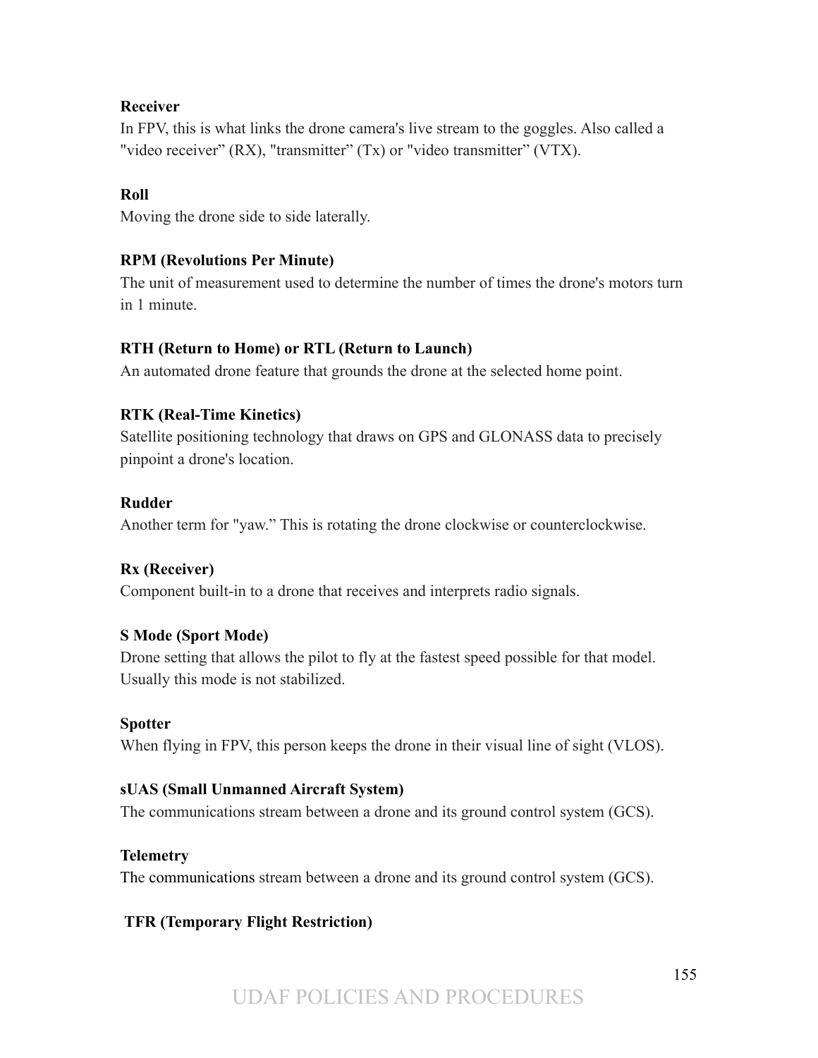**Receiver**
In FPV, this is what links the drone camera's live stream to the goggles. Also called a "video receiver" (RX), "transmitter" (Tx) or "video transmitter" (VTX).

**Roll**
Moving the drone side to side laterally.

**RPM (Revolutions Per Minute)**
The unit of measurement used to determine the number of times the drone's motors turn in 1 minute.

**RTH (Return to Home) or RTL (Return to Launch)**
An automated drone feature that grounds the drone at the selected home point.

**RTK (Real-Time Kinetics)**
Satellite positioning technology that draws on GPS and GLONASS data to precisely pinpoint a drone's location.

**Rudder**
Another term for "yaw." This is rotating the drone clockwise or counterclockwise.

**Rx (Receiver)**
Component built-in to a drone that receives and interprets radio signals.

**S Mode (Sport Mode)**
Drone setting that allows the pilot to fly at the fastest speed possible for that model. Usually this mode is not stabilized.

**Spotter**
When flying in FPV, this person keeps the drone in their visual line of sight (VLOS).

**sUAS (Small Unmanned Aircraft System)**
The communications stream between a drone and its ground control system (GCS).

**Telemetry**
The communications stream between a drone and its ground control system (GCS).

**TFR (Temporary Flight Restriction)**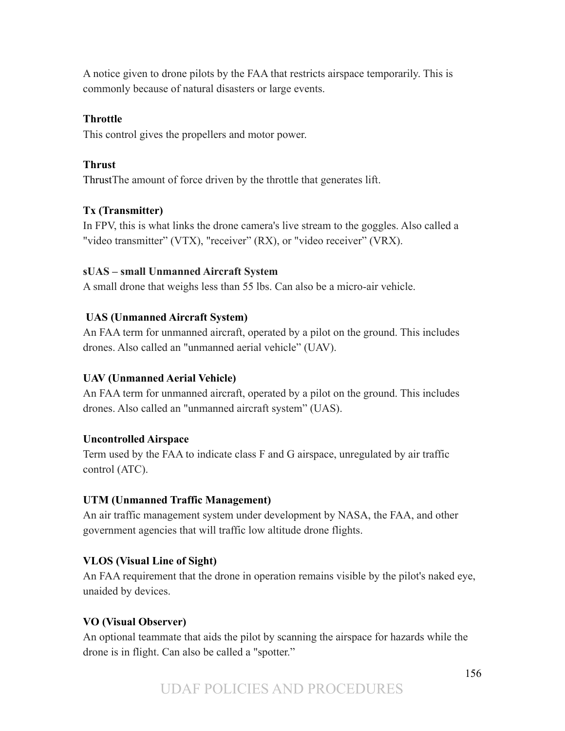A notice given to drone pilots by the FAA that restricts airspace temporarily. This is commonly because of natural disasters or large events.

**Throttle**
This control gives the propellers and motor power.

**Thrust**
ThrustThe amount of force driven by the throttle that generates lift.

**Tx (Transmitter)**
In FPV, this is what links the drone camera's live stream to the goggles. Also called a "video transmitter" (VTX), "receiver" (RX), or "video receiver" (VRX).

**sUAS – small Unmanned Aircraft System**
A small drone that weighs less than 55 lbs. Can also be a micro-air vehicle.

**UAS (Unmanned Aircraft System)**
An FAA term for unmanned aircraft, operated by a pilot on the ground. This includes drones. Also called an "unmanned aerial vehicle" (UAV).

**UAV (Unmanned Aerial Vehicle)**
An FAA term for unmanned aircraft, operated by a pilot on the ground. This includes drones. Also called an "unmanned aircraft system" (UAS).

**Uncontrolled Airspace**
Term used by the FAA to indicate class F and G airspace, unregulated by air traffic control (ATC).

**UTM (Unmanned Traffic Management)**
An air traffic management system under development by NASA, the FAA, and other government agencies that will traffic low altitude drone flights.

**VLOS (Visual Line of Sight)**
An FAA requirement that the drone in operation remains visible by the pilot's naked eye, unaided by devices.

**VO (Visual Observer)**
An optional teammate that aids the pilot by scanning the airspace for hazards while the drone is in flight. Can also be called a "spotter."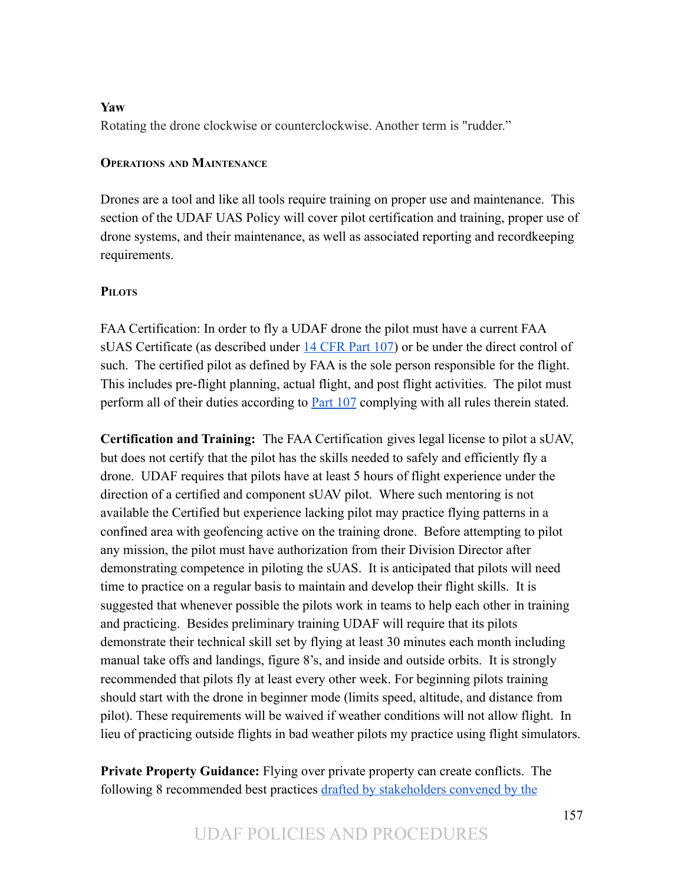**Yaw**

Rotating the drone clockwise or counterclockwise. Another term is "rudder."

## Operations and Maintenance

Drones are a tool and like all tools require training on proper use and maintenance. This section of the UDAF UAS Policy will cover pilot certification and training, proper use of drone systems, and their maintenance, as well as associated reporting and recordkeeping requirements.

### Pilots

FAA Certification: In order to fly a UDAF drone the pilot must have a current FAA sUAS Certificate (as described under 14 CFR Part 107) or be under the direct control of such. The certified pilot as defined by FAA is the sole person responsible for the flight. This includes pre-flight planning, actual flight, and post flight activities. The pilot must perform all of their duties according to Part 107 complying with all rules therein stated.

**Certification and Training:** The FAA Certification gives legal license to pilot a sUAV, but does not certify that the pilot has the skills needed to safely and efficiently fly a drone. UDAF requires that pilots have at least 5 hours of flight experience under the direction of a certified and component sUAV pilot. Where such mentoring is not available the Certified but experience lacking pilot may practice flying patterns in a confined area with geofencing active on the training drone. Before attempting to pilot any mission, the pilot must have authorization from their Division Director after demonstrating competence in piloting the sUAS. It is anticipated that pilots will need time to practice on a regular basis to maintain and develop their flight skills. It is suggested that whenever possible the pilots work in teams to help each other in training and practicing. Besides preliminary training UDAF will require that its pilots demonstrate their technical skill set by flying at least 30 minutes each month including manual take offs and landings, figure 8's, and inside and outside orbits. It is strongly recommended that pilots fly at least every other week. For beginning pilots training should start with the drone in beginner mode (limits speed, altitude, and distance from pilot). These requirements will be waived if weather conditions will not allow flight. In lieu of practicing outside flights in bad weather pilots my practice using flight simulators.

**Private Property Guidance:** Flying over private property can create conflicts. The following 8 recommended best practices drafted by stakeholders convened by the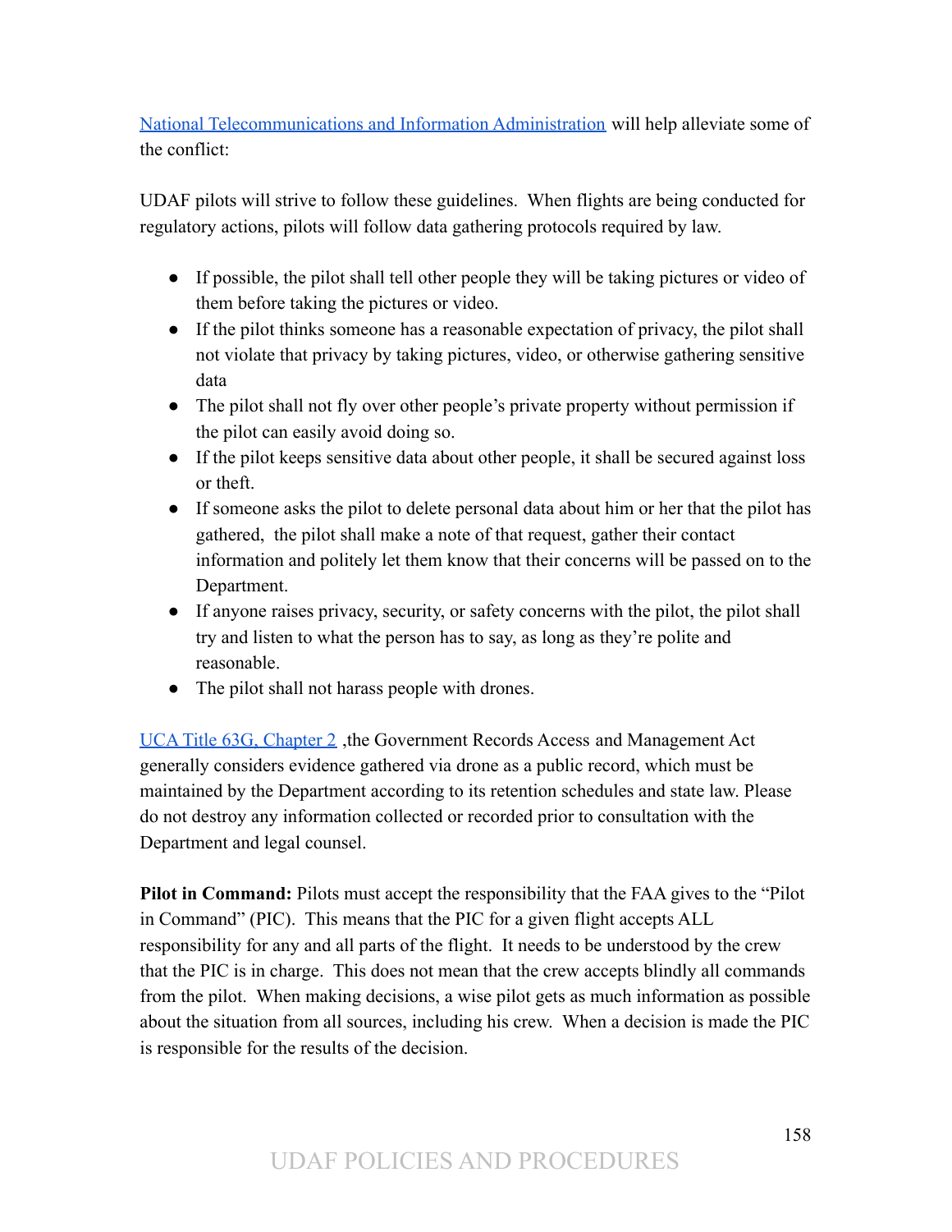National Telecommunications and Information Administration will help alleviate some of the conflict:

UDAF pilots will strive to follow these guidelines. When flights are being conducted for regulatory actions, pilots will follow data gathering protocols required by law.

- If possible, the pilot shall tell other people they will be taking pictures or video of them before taking the pictures or video.
- If the pilot thinks someone has a reasonable expectation of privacy, the pilot shall not violate that privacy by taking pictures, video, or otherwise gathering sensitive data
- The pilot shall not fly over other people's private property without permission if the pilot can easily avoid doing so.
- If the pilot keeps sensitive data about other people, it shall be secured against loss or theft.
- If someone asks the pilot to delete personal data about him or her that the pilot has gathered, the pilot shall make a note of that request, gather their contact information and politely let them know that their concerns will be passed on to the Department.
- If anyone raises privacy, security, or safety concerns with the pilot, the pilot shall try and listen to what the person has to say, as long as they're polite and reasonable.
- The pilot shall not harass people with drones.

UCA Title 63G, Chapter 2 ,the Government Records Access and Management Act generally considers evidence gathered via drone as a public record, which must be maintained by the Department according to its retention schedules and state law. Please do not destroy any information collected or recorded prior to consultation with the Department and legal counsel.

**Pilot in Command:** Pilots must accept the responsibility that the FAA gives to the "Pilot in Command" (PIC). This means that the PIC for a given flight accepts ALL responsibility for any and all parts of the flight. It needs to be understood by the crew that the PIC is in charge. This does not mean that the crew accepts blindly all commands from the pilot. When making decisions, a wise pilot gets as much information as possible about the situation from all sources, including his crew. When a decision is made the PIC is responsible for the results of the decision.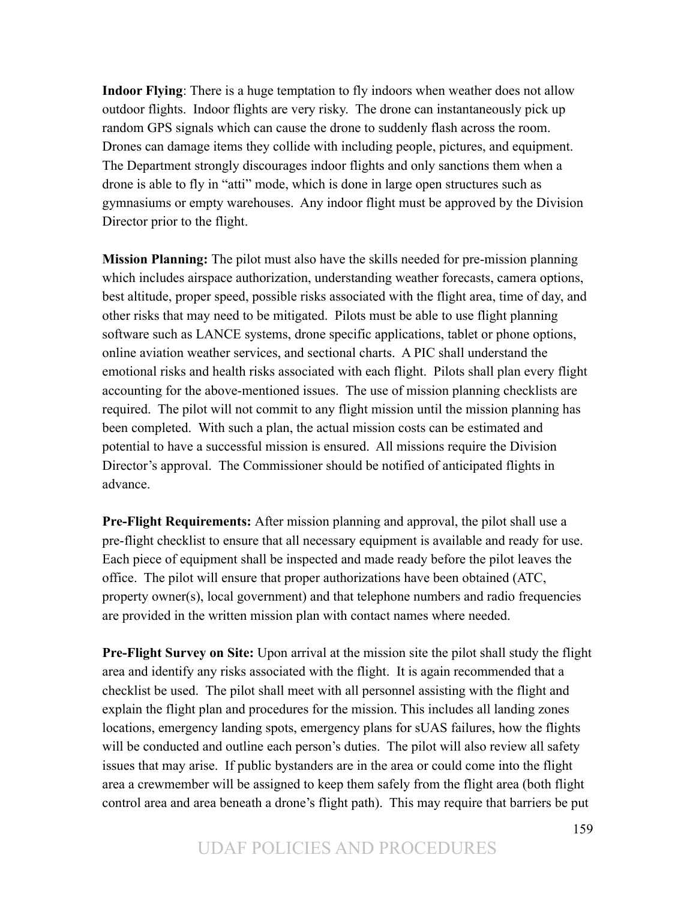**Indoor Flying**: There is a huge temptation to fly indoors when weather does not allow outdoor flights. Indoor flights are very risky. The drone can instantaneously pick up random GPS signals which can cause the drone to suddenly flash across the room. Drones can damage items they collide with including people, pictures, and equipment. The Department strongly discourages indoor flights and only sanctions them when a drone is able to fly in "atti" mode, which is done in large open structures such as gymnasiums or empty warehouses. Any indoor flight must be approved by the Division Director prior to the flight.

**Mission Planning:** The pilot must also have the skills needed for pre-mission planning which includes airspace authorization, understanding weather forecasts, camera options, best altitude, proper speed, possible risks associated with the flight area, time of day, and other risks that may need to be mitigated. Pilots must be able to use flight planning software such as LANCE systems, drone specific applications, tablet or phone options, online aviation weather services, and sectional charts. A PIC shall understand the emotional risks and health risks associated with each flight. Pilots shall plan every flight accounting for the above-mentioned issues. The use of mission planning checklists are required. The pilot will not commit to any flight mission until the mission planning has been completed. With such a plan, the actual mission costs can be estimated and potential to have a successful mission is ensured. All missions require the Division Director's approval. The Commissioner should be notified of anticipated flights in advance.

**Pre-Flight Requirements:** After mission planning and approval, the pilot shall use a pre-flight checklist to ensure that all necessary equipment is available and ready for use. Each piece of equipment shall be inspected and made ready before the pilot leaves the office. The pilot will ensure that proper authorizations have been obtained (ATC, property owner(s), local government) and that telephone numbers and radio frequencies are provided in the written mission plan with contact names where needed.

**Pre-Flight Survey on Site:** Upon arrival at the mission site the pilot shall study the flight area and identify any risks associated with the flight. It is again recommended that a checklist be used. The pilot shall meet with all personnel assisting with the flight and explain the flight plan and procedures for the mission. This includes all landing zones locations, emergency landing spots, emergency plans for sUAS failures, how the flights will be conducted and outline each person's duties. The pilot will also review all safety issues that may arise. If public bystanders are in the area or could come into the flight area a crewmember will be assigned to keep them safely from the flight area (both flight control area and area beneath a drone's flight path). This may require that barriers be put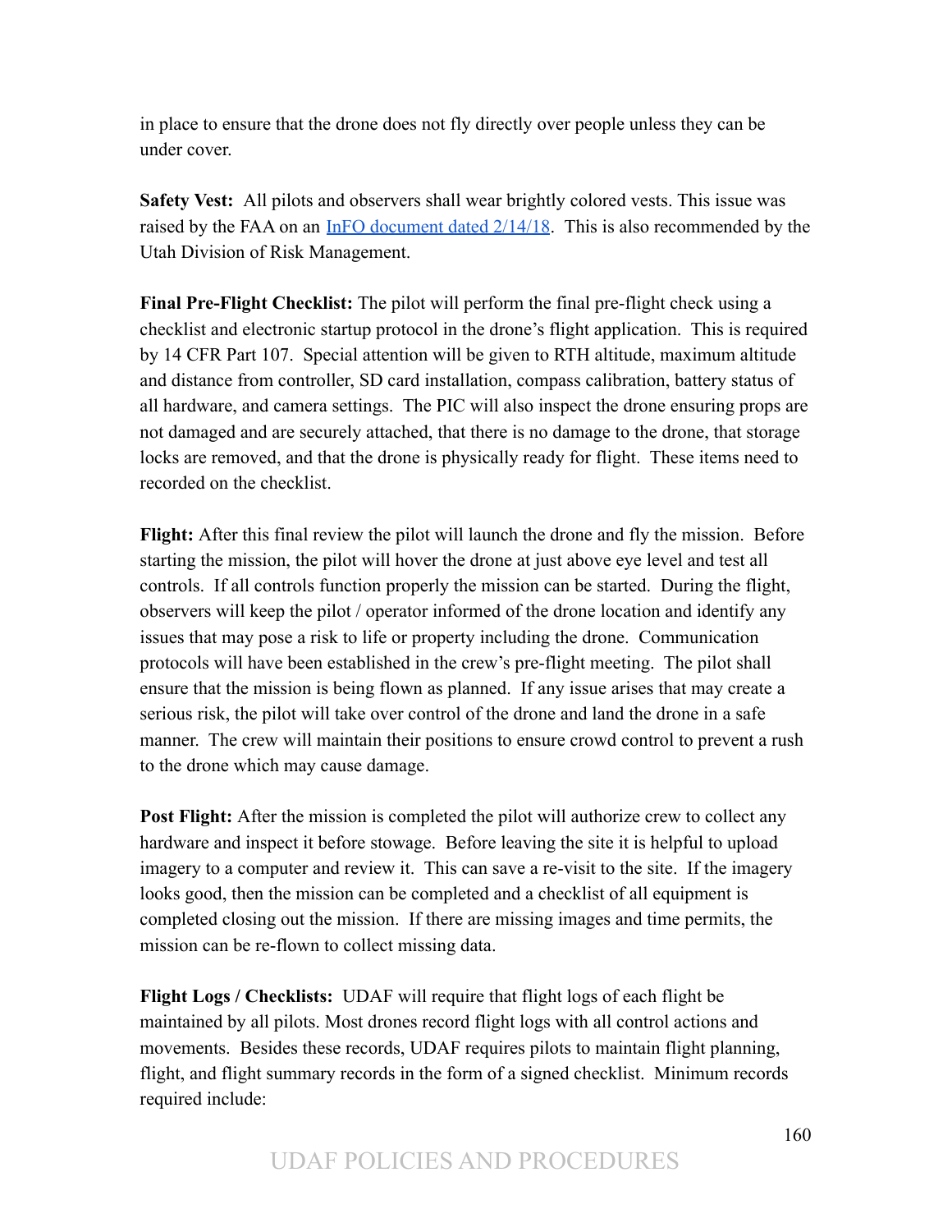in place to ensure that the drone does not fly directly over people unless they can be under cover.

**Safety Vest:** All pilots and observers shall wear brightly colored vests. This issue was raised by the FAA on an [InFO document dated 2/14/18](). This is also recommended by the Utah Division of Risk Management.

**Final Pre-Flight Checklist:** The pilot will perform the final pre-flight check using a checklist and electronic startup protocol in the drone's flight application. This is required by 14 CFR Part 107. Special attention will be given to RTH altitude, maximum altitude and distance from controller, SD card installation, compass calibration, battery status of all hardware, and camera settings. The PIC will also inspect the drone ensuring props are not damaged and are securely attached, that there is no damage to the drone, that storage locks are removed, and that the drone is physically ready for flight. These items need to recorded on the checklist.

**Flight:** After this final review the pilot will launch the drone and fly the mission. Before starting the mission, the pilot will hover the drone at just above eye level and test all controls. If all controls function properly the mission can be started. During the flight, observers will keep the pilot / operator informed of the drone location and identify any issues that may pose a risk to life or property including the drone. Communication protocols will have been established in the crew's pre-flight meeting. The pilot shall ensure that the mission is being flown as planned. If any issue arises that may create a serious risk, the pilot will take over control of the drone and land the drone in a safe manner. The crew will maintain their positions to ensure crowd control to prevent a rush to the drone which may cause damage.

**Post Flight:** After the mission is completed the pilot will authorize crew to collect any hardware and inspect it before stowage. Before leaving the site it is helpful to upload imagery to a computer and review it. This can save a re-visit to the site. If the imagery looks good, then the mission can be completed and a checklist of all equipment is completed closing out the mission. If there are missing images and time permits, the mission can be re-flown to collect missing data.

**Flight Logs / Checklists:** UDAF will require that flight logs of each flight be maintained by all pilots. Most drones record flight logs with all control actions and movements. Besides these records, UDAF requires pilots to maintain flight planning, flight, and flight summary records in the form of a signed checklist. Minimum records required include: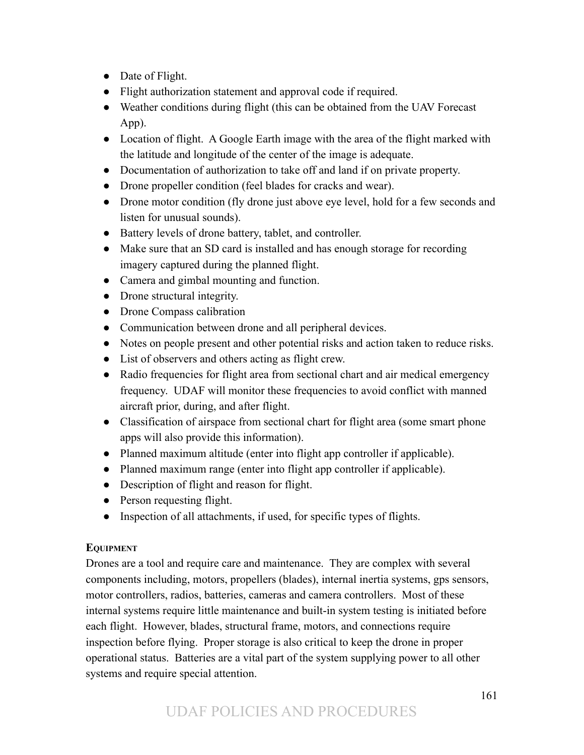- Date of Flight.
- Flight authorization statement and approval code if required.
- Weather conditions during flight (this can be obtained from the UAV Forecast App).
- Location of flight. A Google Earth image with the area of the flight marked with the latitude and longitude of the center of the image is adequate.
- Documentation of authorization to take off and land if on private property.
- Drone propeller condition (feel blades for cracks and wear).
- Drone motor condition (fly drone just above eye level, hold for a few seconds and listen for unusual sounds).
- Battery levels of drone battery, tablet, and controller.
- Make sure that an SD card is installed and has enough storage for recording imagery captured during the planned flight.
- Camera and gimbal mounting and function.
- Drone structural integrity.
- Drone Compass calibration
- Communication between drone and all peripheral devices.
- Notes on people present and other potential risks and action taken to reduce risks.
- List of observers and others acting as flight crew.
- Radio frequencies for flight area from sectional chart and air medical emergency frequency. UDAF will monitor these frequencies to avoid conflict with manned aircraft prior, during, and after flight.
- Classification of airspace from sectional chart for flight area (some smart phone apps will also provide this information).
- Planned maximum altitude (enter into flight app controller if applicable).
- Planned maximum range (enter into flight app controller if applicable).
- Description of flight and reason for flight.
- Person requesting flight.
- Inspection of all attachments, if used, for specific types of flights.

### Equipment

Drones are a tool and require care and maintenance. They are complex with several components including, motors, propellers (blades), internal inertia systems, gps sensors, motor controllers, radios, batteries, cameras and camera controllers. Most of these internal systems require little maintenance and built-in system testing is initiated before each flight. However, blades, structural frame, motors, and connections require inspection before flying. Proper storage is also critical to keep the drone in proper operational status. Batteries are a vital part of the system supplying power to all other systems and require special attention.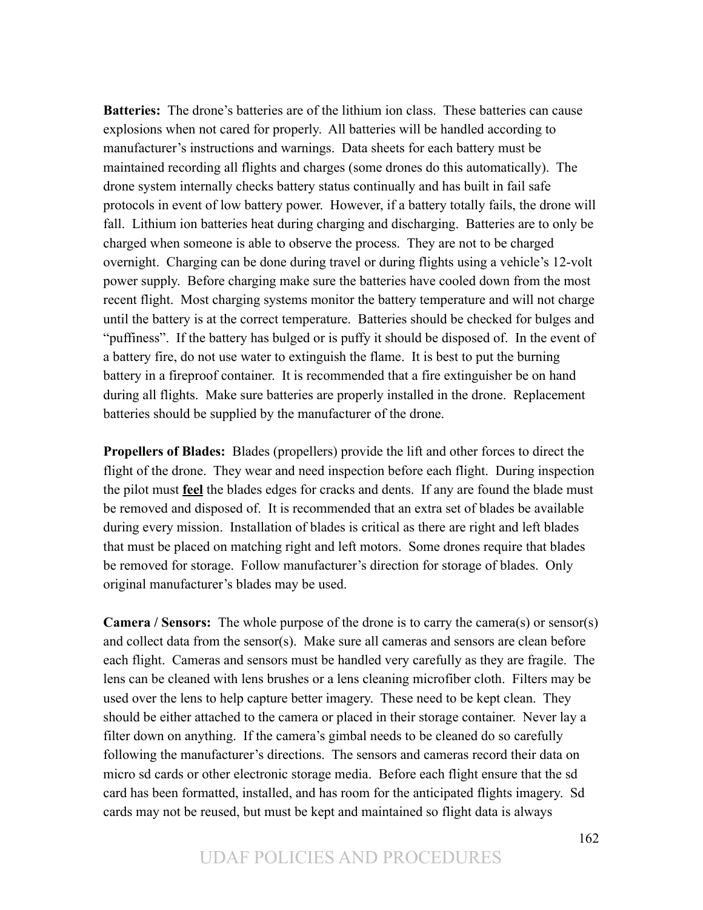**Batteries:** The drone's batteries are of the lithium ion class. These batteries can cause explosions when not cared for properly. All batteries will be handled according to manufacturer's instructions and warnings. Data sheets for each battery must be maintained recording all flights and charges (some drones do this automatically). The drone system internally checks battery status continually and has built in fail safe protocols in event of low battery power. However, if a battery totally fails, the drone will fall. Lithium ion batteries heat during charging and discharging. Batteries are to only be charged when someone is able to observe the process. They are not to be charged overnight. Charging can be done during travel or during flights using a vehicle's 12-volt power supply. Before charging make sure the batteries have cooled down from the most recent flight. Most charging systems monitor the battery temperature and will not charge until the battery is at the correct temperature. Batteries should be checked for bulges and "puffiness". If the battery has bulged or is puffy it should be disposed of. In the event of a battery fire, do not use water to extinguish the flame. It is best to put the burning battery in a fireproof container. It is recommended that a fire extinguisher be on hand during all flights. Make sure batteries are properly installed in the drone. Replacement batteries should be supplied by the manufacturer of the drone.

**Propellers of Blades:** Blades (propellers) provide the lift and other forces to direct the flight of the drone. They wear and need inspection before each flight. During inspection the pilot must **<u>feel</u>** the blades edges for cracks and dents. If any are found the blade must be removed and disposed of. It is recommended that an extra set of blades be available during every mission. Installation of blades is critical as there are right and left blades that must be placed on matching right and left motors. Some drones require that blades be removed for storage. Follow manufacturer's direction for storage of blades. Only original manufacturer's blades may be used.

**Camera / Sensors:** The whole purpose of the drone is to carry the camera(s) or sensor(s) and collect data from the sensor(s). Make sure all cameras and sensors are clean before each flight. Cameras and sensors must be handled very carefully as they are fragile. The lens can be cleaned with lens brushes or a lens cleaning microfiber cloth. Filters may be used over the lens to help capture better imagery. These need to be kept clean. They should be either attached to the camera or placed in their storage container. Never lay a filter down on anything. If the camera's gimbal needs to be cleaned do so carefully following the manufacturer's directions. The sensors and cameras record their data on micro sd cards or other electronic storage media. Before each flight ensure that the sd card has been formatted, installed, and has room for the anticipated flights imagery. Sd cards may not be reused, but must be kept and maintained so flight data is always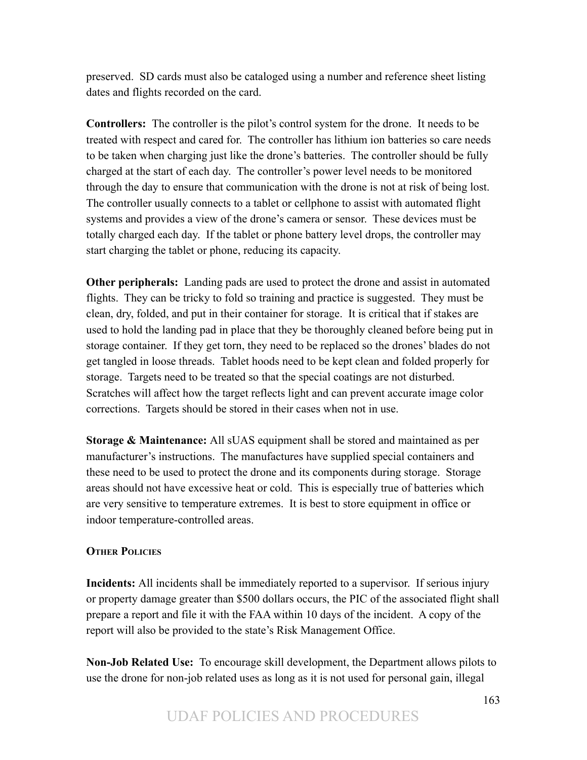preserved. SD cards must also be cataloged using a number and reference sheet listing dates and flights recorded on the card.

**Controllers:** The controller is the pilot's control system for the drone. It needs to be treated with respect and cared for. The controller has lithium ion batteries so care needs to be taken when charging just like the drone's batteries. The controller should be fully charged at the start of each day. The controller's power level needs to be monitored through the day to ensure that communication with the drone is not at risk of being lost. The controller usually connects to a tablet or cellphone to assist with automated flight systems and provides a view of the drone's camera or sensor. These devices must be totally charged each day. If the tablet or phone battery level drops, the controller may start charging the tablet or phone, reducing its capacity.

**Other peripherals:** Landing pads are used to protect the drone and assist in automated flights. They can be tricky to fold so training and practice is suggested. They must be clean, dry, folded, and put in their container for storage. It is critical that if stakes are used to hold the landing pad in place that they be thoroughly cleaned before being put in storage container. If they get torn, they need to be replaced so the drones' blades do not get tangled in loose threads. Tablet hoods need to be kept clean and folded properly for storage. Targets need to be treated so that the special coatings are not disturbed. Scratches will affect how the target reflects light and can prevent accurate image color corrections. Targets should be stored in their cases when not in use.

**Storage & Maintenance:** All sUAS equipment shall be stored and maintained as per manufacturer's instructions. The manufactures have supplied special containers and these need to be used to protect the drone and its components during storage. Storage areas should not have excessive heat or cold. This is especially true of batteries which are very sensitive to temperature extremes. It is best to store equipment in office or indoor temperature-controlled areas.

#### Other Policies

**Incidents:** All incidents shall be immediately reported to a supervisor. If serious injury or property damage greater than $500 dollars occurs, the PIC of the associated flight shall prepare a report and file it with the FAA within 10 days of the incident. A copy of the report will also be provided to the state's Risk Management Office.

**Non-Job Related Use:** To encourage skill development, the Department allows pilots to use the drone for non-job related uses as long as it is not used for personal gain, illegal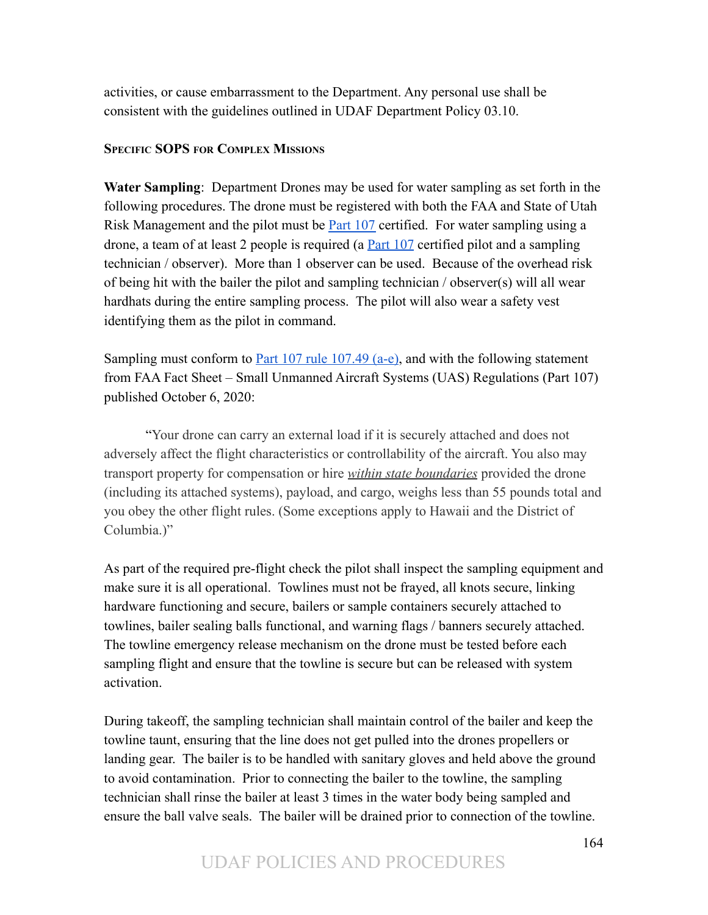activities, or cause embarrassment to the Department. Any personal use shall be consistent with the guidelines outlined in UDAF Department Policy 03.10.

### Specific SOPS for Complex Missions

**Water Sampling**: Department Drones may be used for water sampling as set forth in the following procedures. The drone must be registered with both the FAA and State of Utah Risk Management and the pilot must be Part 107 certified. For water sampling using a drone, a team of at least 2 people is required (a Part 107 certified pilot and a sampling technician / observer). More than 1 observer can be used. Because of the overhead risk of being hit with the bailer the pilot and sampling technician / observer(s) will all wear hardhats during the entire sampling process. The pilot will also wear a safety vest identifying them as the pilot in command.

Sampling must conform to Part 107 rule 107.49 (a-e), and with the following statement from FAA Fact Sheet – Small Unmanned Aircraft Systems (UAS) Regulations (Part 107) published October 6, 2020:

> "Your drone can carry an external load if it is securely attached and does not adversely affect the flight characteristics or controllability of the aircraft. You also may transport property for compensation or hire ***within state boundaries*** provided the drone (including its attached systems), payload, and cargo, weighs less than 55 pounds total and you obey the other flight rules. (Some exceptions apply to Hawaii and the District of Columbia.)"

As part of the required pre-flight check the pilot shall inspect the sampling equipment and make sure it is all operational. Towlines must not be frayed, all knots secure, linking hardware functioning and secure, bailers or sample containers securely attached to towlines, bailer sealing balls functional, and warning flags / banners securely attached. The towline emergency release mechanism on the drone must be tested before each sampling flight and ensure that the towline is secure but can be released with system activation.

During takeoff, the sampling technician shall maintain control of the bailer and keep the towline taunt, ensuring that the line does not get pulled into the drones propellers or landing gear. The bailer is to be handled with sanitary gloves and held above the ground to avoid contamination. Prior to connecting the bailer to the towline, the sampling technician shall rinse the bailer at least 3 times in the water body being sampled and ensure the ball valve seals. The bailer will be drained prior to connection of the towline.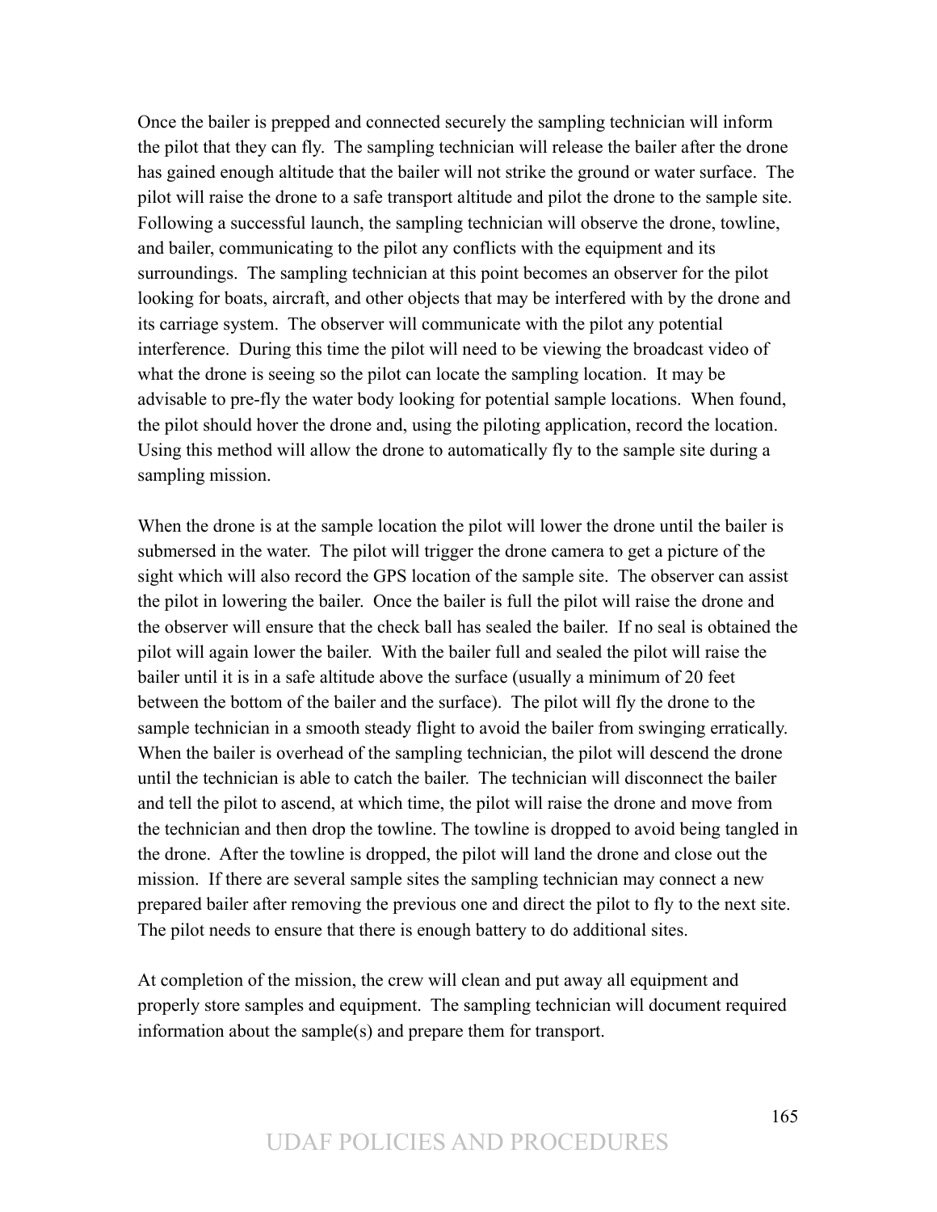Once the bailer is prepped and connected securely the sampling technician will inform the pilot that they can fly. The sampling technician will release the bailer after the drone has gained enough altitude that the bailer will not strike the ground or water surface. The pilot will raise the drone to a safe transport altitude and pilot the drone to the sample site. Following a successful launch, the sampling technician will observe the drone, towline, and bailer, communicating to the pilot any conflicts with the equipment and its surroundings. The sampling technician at this point becomes an observer for the pilot looking for boats, aircraft, and other objects that may be interfered with by the drone and its carriage system. The observer will communicate with the pilot any potential interference. During this time the pilot will need to be viewing the broadcast video of what the drone is seeing so the pilot can locate the sampling location. It may be advisable to pre-fly the water body looking for potential sample locations. When found, the pilot should hover the drone and, using the piloting application, record the location. Using this method will allow the drone to automatically fly to the sample site during a sampling mission.

When the drone is at the sample location the pilot will lower the drone until the bailer is submersed in the water. The pilot will trigger the drone camera to get a picture of the sight which will also record the GPS location of the sample site. The observer can assist the pilot in lowering the bailer. Once the bailer is full the pilot will raise the drone and the observer will ensure that the check ball has sealed the bailer. If no seal is obtained the pilot will again lower the bailer. With the bailer full and sealed the pilot will raise the bailer until it is in a safe altitude above the surface (usually a minimum of 20 feet between the bottom of the bailer and the surface). The pilot will fly the drone to the sample technician in a smooth steady flight to avoid the bailer from swinging erratically. When the bailer is overhead of the sampling technician, the pilot will descend the drone until the technician is able to catch the bailer. The technician will disconnect the bailer and tell the pilot to ascend, at which time, the pilot will raise the drone and move from the technician and then drop the towline. The towline is dropped to avoid being tangled in the drone. After the towline is dropped, the pilot will land the drone and close out the mission. If there are several sample sites the sampling technician may connect a new prepared bailer after removing the previous one and direct the pilot to fly to the next site. The pilot needs to ensure that there is enough battery to do additional sites.

At completion of the mission, the crew will clean and put away all equipment and properly store samples and equipment. The sampling technician will document required information about the sample(s) and prepare them for transport.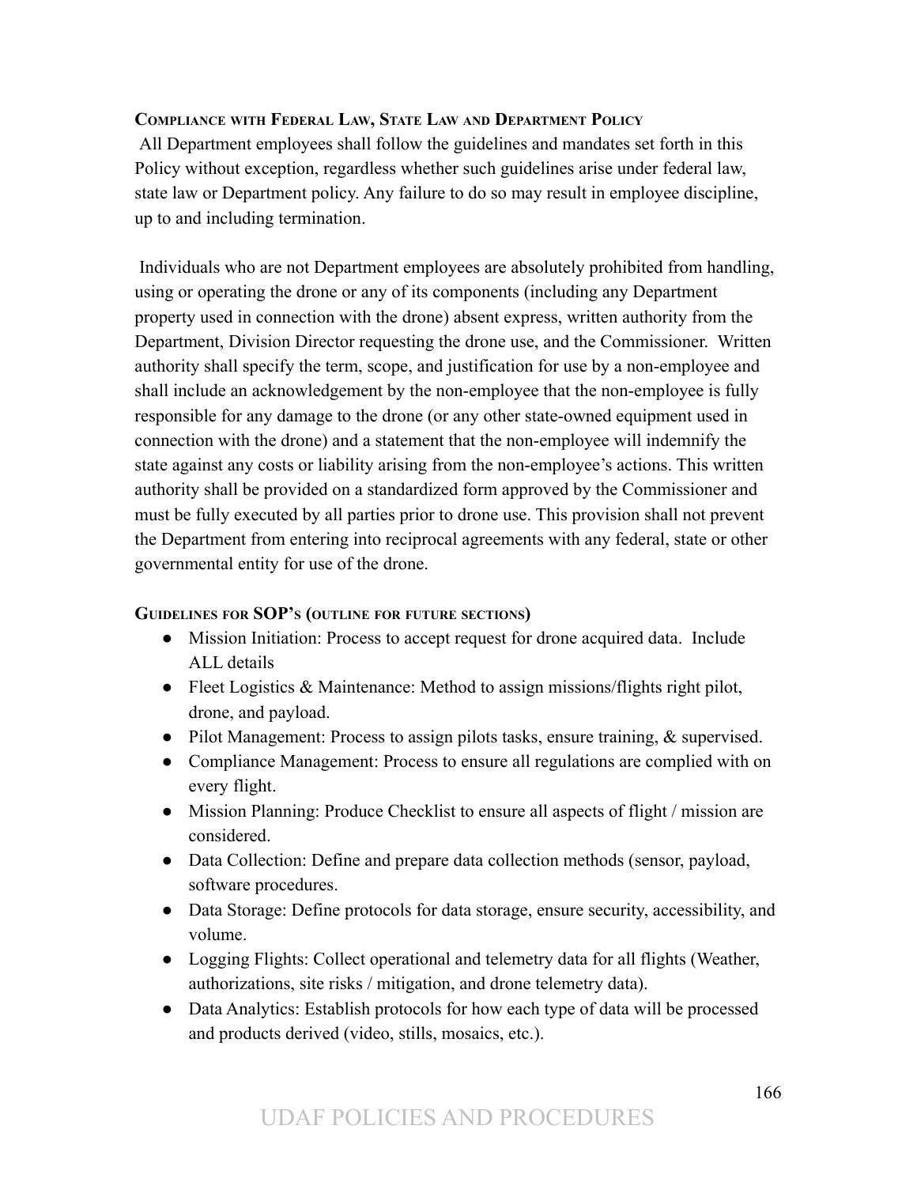**COMPLIANCE WITH FEDERAL LAW, STATE LAW AND DEPARTMENT POLICY**

All Department employees shall follow the guidelines and mandates set forth in this Policy without exception, regardless whether such guidelines arise under federal law, state law or Department policy. Any failure to do so may result in employee discipline, up to and including termination.

Individuals who are not Department employees are absolutely prohibited from handling, using or operating the drone or any of its components (including any Department property used in connection with the drone) absent express, written authority from the Department, Division Director requesting the drone use, and the Commissioner. Written authority shall specify the term, scope, and justification for use by a non-employee and shall include an acknowledgement by the non-employee that the non-employee is fully responsible for any damage to the drone (or any other state-owned equipment used in connection with the drone) and a statement that the non-employee will indemnify the state against any costs or liability arising from the non-employee's actions. This written authority shall be provided on a standardized form approved by the Commissioner and must be fully executed by all parties prior to drone use. This provision shall not prevent the Department from entering into reciprocal agreements with any federal, state or other governmental entity for use of the drone.

**GUIDELINES FOR SOP'S (OUTLINE FOR FUTURE SECTIONS)**

- Mission Initiation: Process to accept request for drone acquired data. Include ALL details
- Fleet Logistics & Maintenance: Method to assign missions/flights right pilot, drone, and payload.
- Pilot Management: Process to assign pilots tasks, ensure training, & supervised.
- Compliance Management: Process to ensure all regulations are complied with on every flight.
- Mission Planning: Produce Checklist to ensure all aspects of flight / mission are considered.
- Data Collection: Define and prepare data collection methods (sensor, payload, software procedures.
- Data Storage: Define protocols for data storage, ensure security, accessibility, and volume.
- Logging Flights: Collect operational and telemetry data for all flights (Weather, authorizations, site risks / mitigation, and drone telemetry data).
- Data Analytics: Establish protocols for how each type of data will be processed and products derived (video, stills, mosaics, etc.).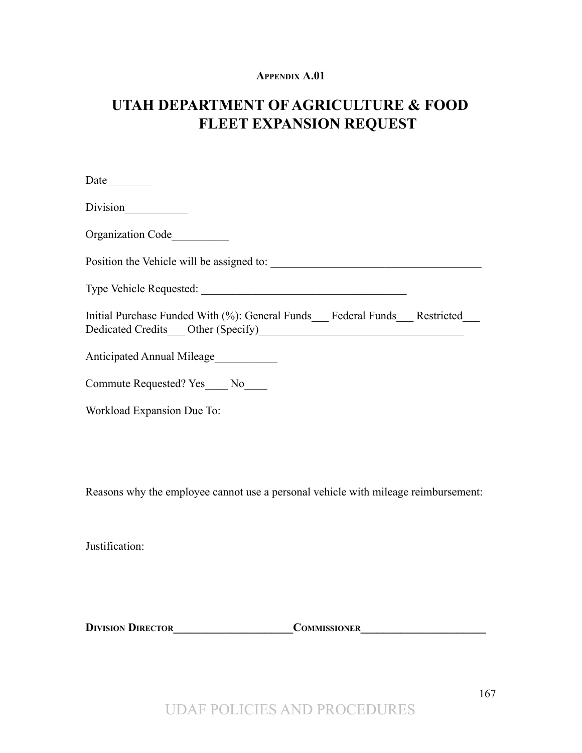**Appendix A.01**

# UTAH DEPARTMENT OF AGRICULTURE & FOOD FLEET EXPANSION REQUEST

Date________

Division___________

Organization Code__________

Position the Vehicle will be assigned to: _____________________________________

Type Vehicle Requested: ____________________________________

Initial Purchase Funded With (%): General Funds___ Federal Funds___ Restricted___ Dedicated Credits___ Other (Specify)_____________________________________

Anticipated Annual Mileage___________

Commute Requested? Yes____ No____

Workload Expansion Due To:

Reasons why the employee cannot use a personal vehicle with mileage reimbursement:

Justification:

**Division Director**______________________**Commissioner**______________________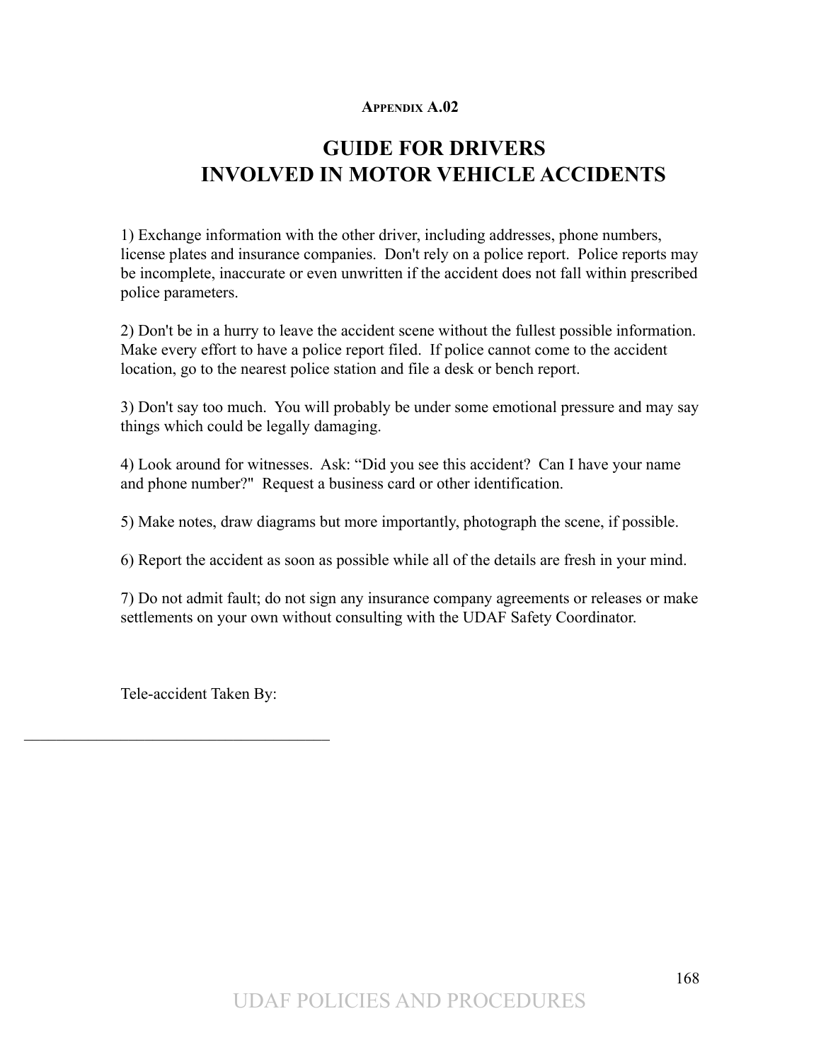Appendix A.02

# GUIDE FOR DRIVERS
# INVOLVED IN MOTOR VEHICLE ACCIDENTS

1) Exchange information with the other driver, including addresses, phone numbers, license plates and insurance companies.  Don't rely on a police report.  Police reports may be incomplete, inaccurate or even unwritten if the accident does not fall within prescribed police parameters.

2) Don't be in a hurry to leave the accident scene without the fullest possible information. Make every effort to have a police report filed.  If police cannot come to the accident location, go to the nearest police station and file a desk or bench report.

3) Don't say too much.  You will probably be under some emotional pressure and may say things which could be legally damaging.

4) Look around for witnesses.  Ask: "Did you see this accident?  Can I have your name and phone number?"  Request a business card or other identification.

5) Make notes, draw diagrams but more importantly, photograph the scene, if possible.

6) Report the accident as soon as possible while all of the details are fresh in your mind.

7) Do not admit fault; do not sign any insurance company agreements or releases or make settlements on your own without consulting with the UDAF Safety Coordinator.

Tele-accident Taken By:

\_\_\_\_\_\_\_\_\_\_\_\_\_\_\_\_\_\_\_\_\_\_\_\_\_\_\_\_\_\_\_\_\_\_\_\_\_\_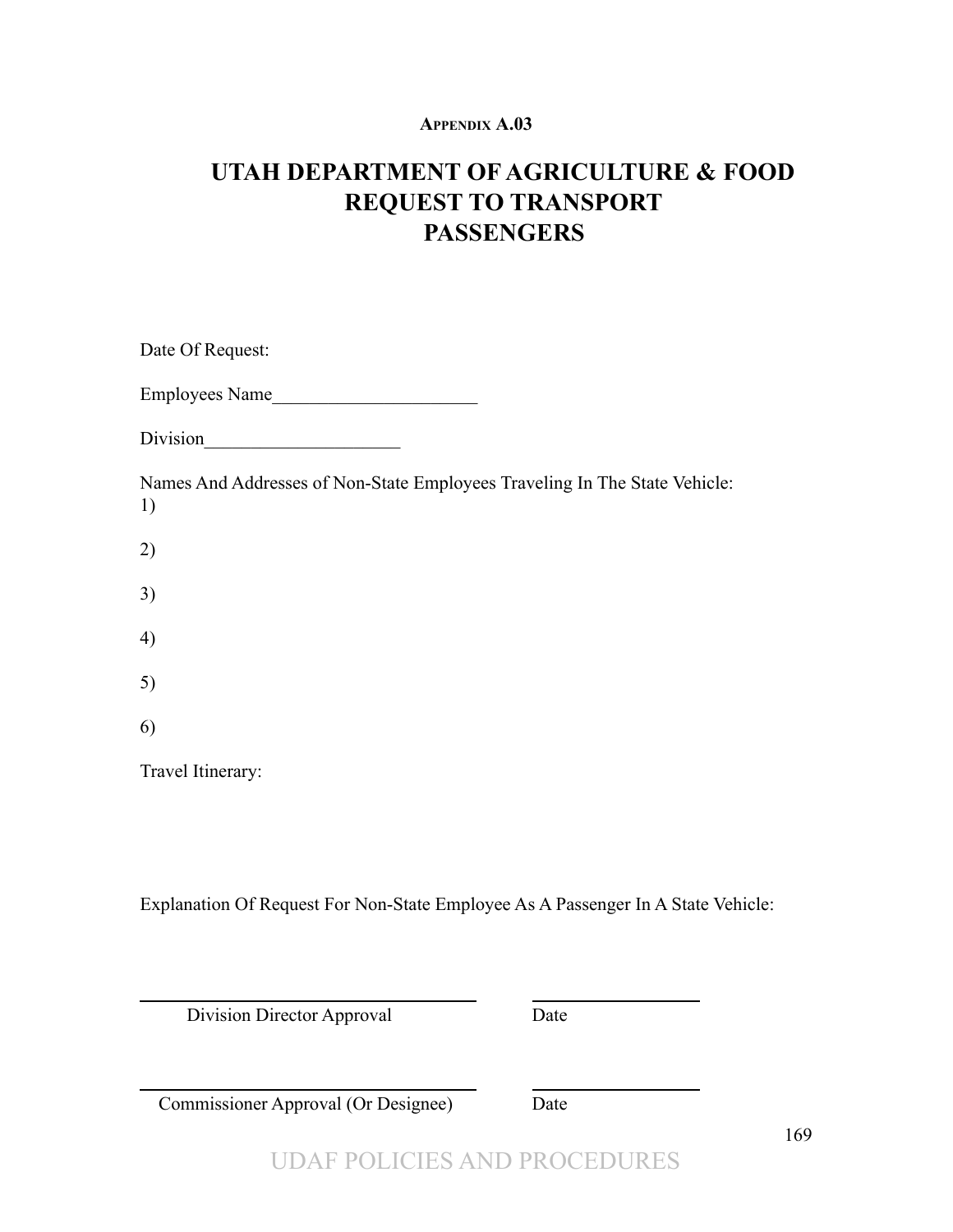**APPENDIX A.03**

# UTAH DEPARTMENT OF AGRICULTURE & FOOD
# REQUEST TO TRANSPORT
# PASSENGERS

Date Of Request:

Employees Name______________________

Division_____________________

Names And Addresses of Non-State Employees Traveling In The State Vehicle:

1)

2)

3)

4)

5)

6)

Travel Itinerary:

Explanation Of Request For Non-State Employee As A Passenger In A State Vehicle:

______________________________ ______________

Division Director Approval Date

______________________________ ______________

Commissioner Approval (Or Designee) Date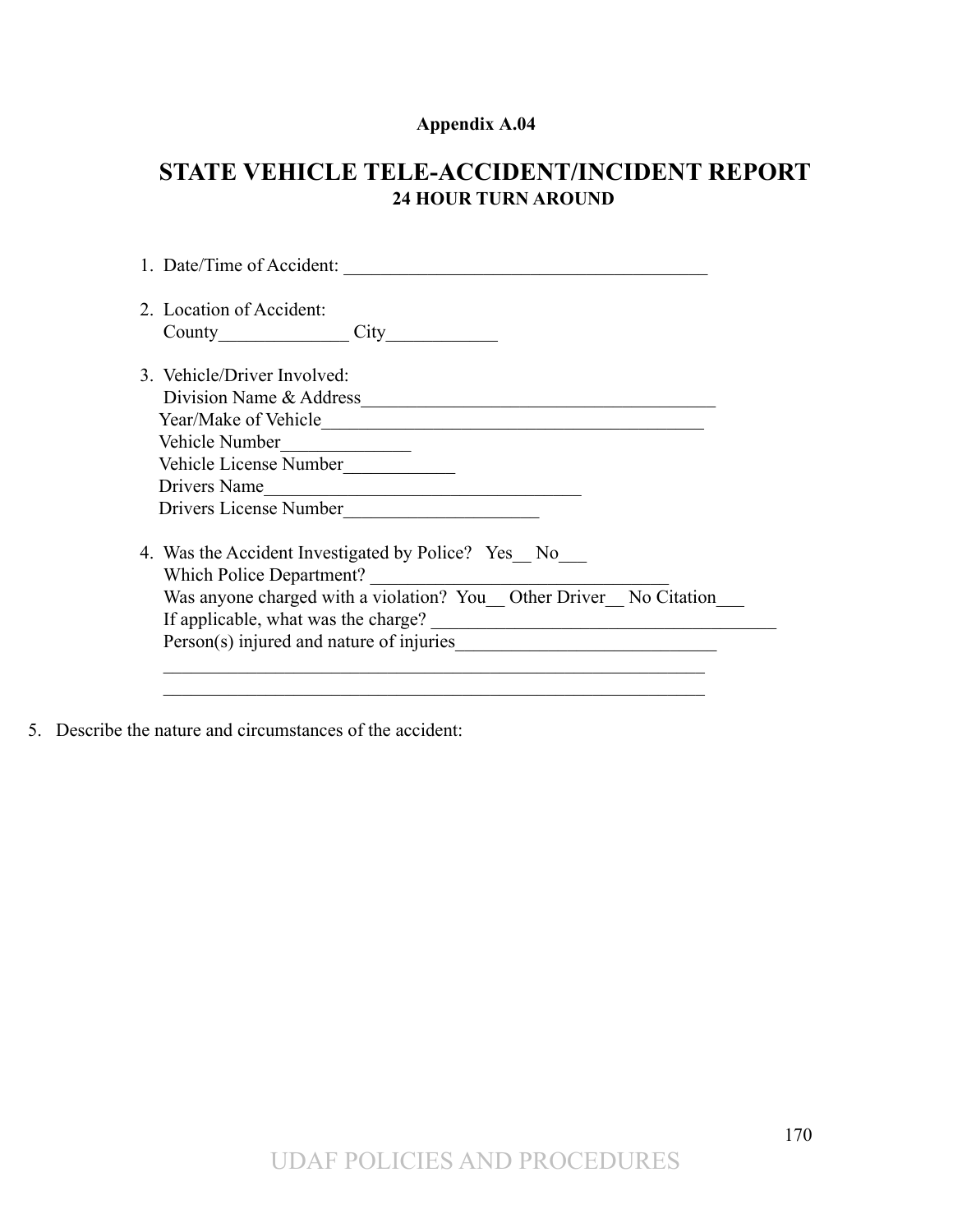**Appendix A.04**

# STATE VEHICLE TELE-ACCIDENT/INCIDENT REPORT

**24 HOUR TURN AROUND**

1. Date/Time of Accident: ________________________________________

2. Location of Accident:
   County______________ City____________

3. Vehicle/Driver Involved:
   Division Name & Address_______________________________________
   Year/Make of Vehicle__________________________________________
   Vehicle Number______________
   Vehicle License Number____________
   Drivers Name__________________________________
   Drivers License Number_____________________

4. Was the Accident Investigated by Police? Yes__ No___
   Which Police Department? ________________________________
   Was anyone charged with a violation? You__ Other Driver__ No Citation___
   If applicable, what was the charge? _____________________________________
   Person(s) injured and nature of injuries____________________________
   ____________________________________________________________
   ____________________________________________________________

5. Describe the nature and circumstances of the accident: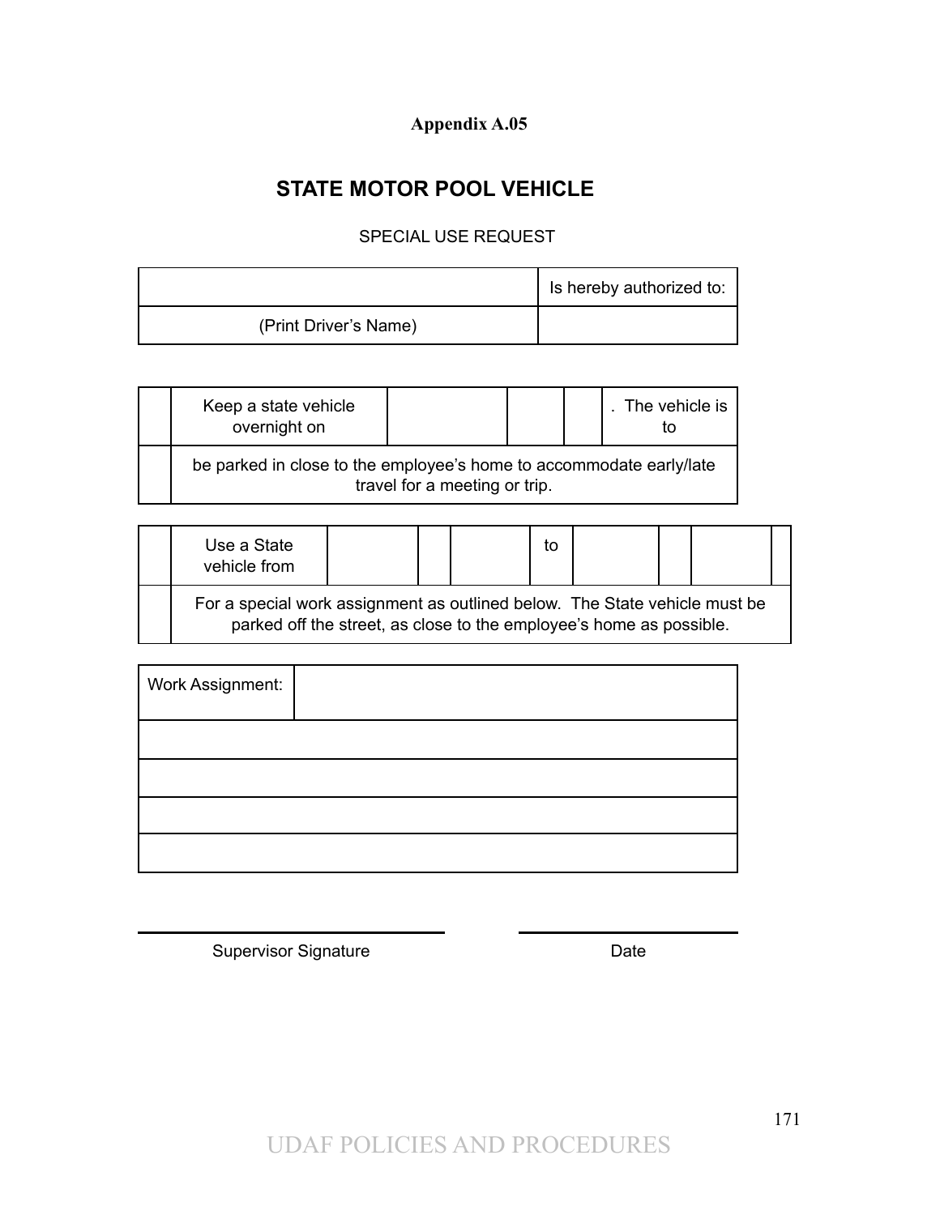**Appendix A.05**

# STATE MOTOR POOL VEHICLE

SPECIAL USE REQUEST

| | Is hereby authorized to: |
|---|---|
| (Print Driver's Name) | |

| | Keep a state vehicle overnight on | | | | . The vehicle is to |
|---|---|---|---|---|---|
| | be parked in close to the employee's home to accommodate early/late travel for a meeting or trip. | | | | |

| | Use a State vehicle from | | | | to | | | | |
|---|---|---|---|---|---|---|---|---|---|
| | For a special work assignment as outlined below. The State vehicle must be parked off the street, as close to the employee's home as possible. | | | | | | | | |

| Work Assignment: | |
|---|---|
| | |
| | |
| | |
| | |

Supervisor Signature ______________________ Date ______________

UDAF POLICIES AND PROCEDURES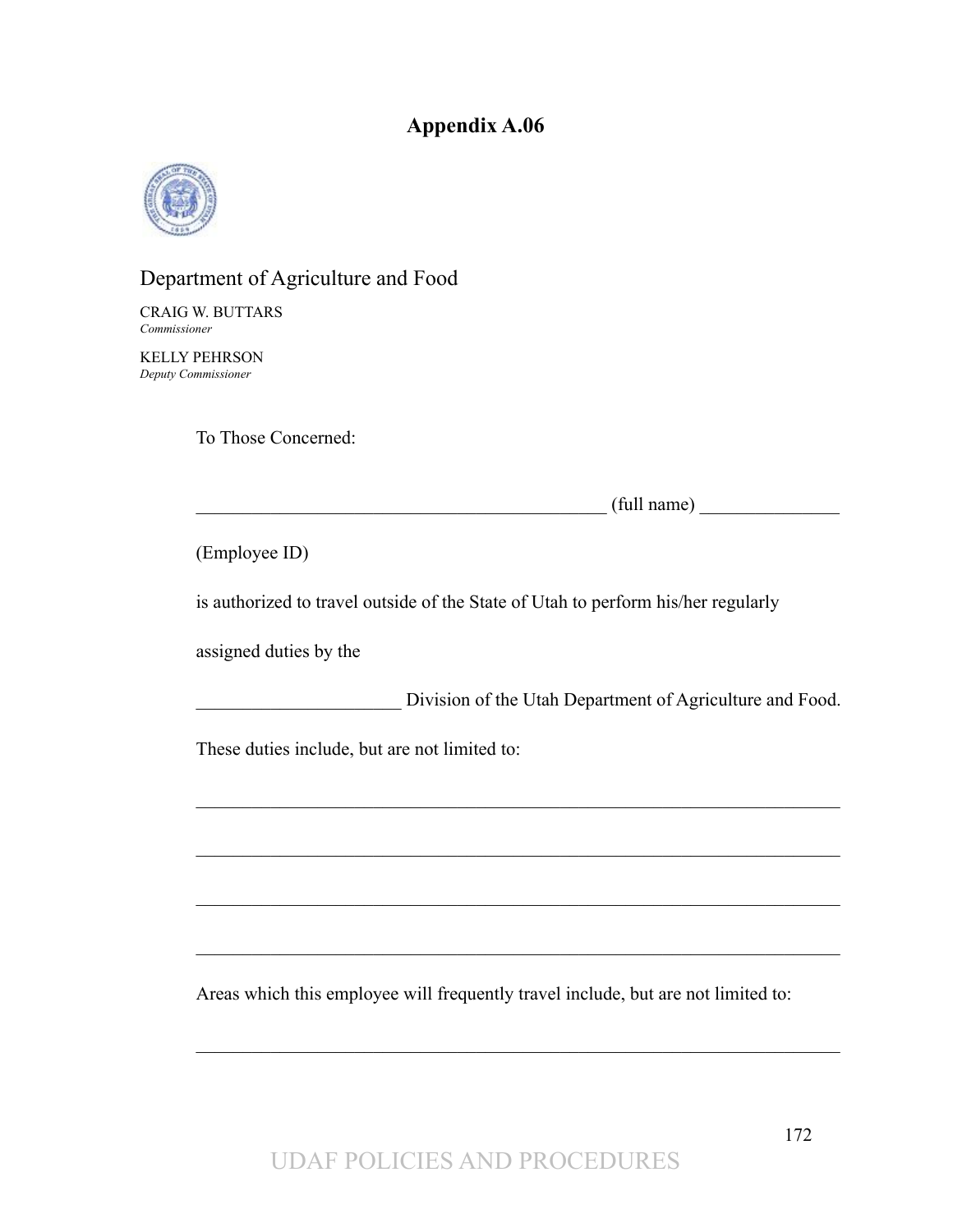## Appendix A.06

Department of Agriculture and Food

CRAIG W. BUTTARS
*Commissioner*

KELLY PEHRSON
*Deputy Commissioner*

To Those Concerned:

_____________________________________________ (full name) _______________

(Employee ID)

is authorized to travel outside of the State of Utah to perform his/her regularly

assigned duties by the

______________________ Division of the Utah Department of Agriculture and Food.

These duties include, but are not limited to:

_______________________________________________________________________

_______________________________________________________________________

_______________________________________________________________________

_______________________________________________________________________

Areas which this employee will frequently travel include, but are not limited to:

_______________________________________________________________________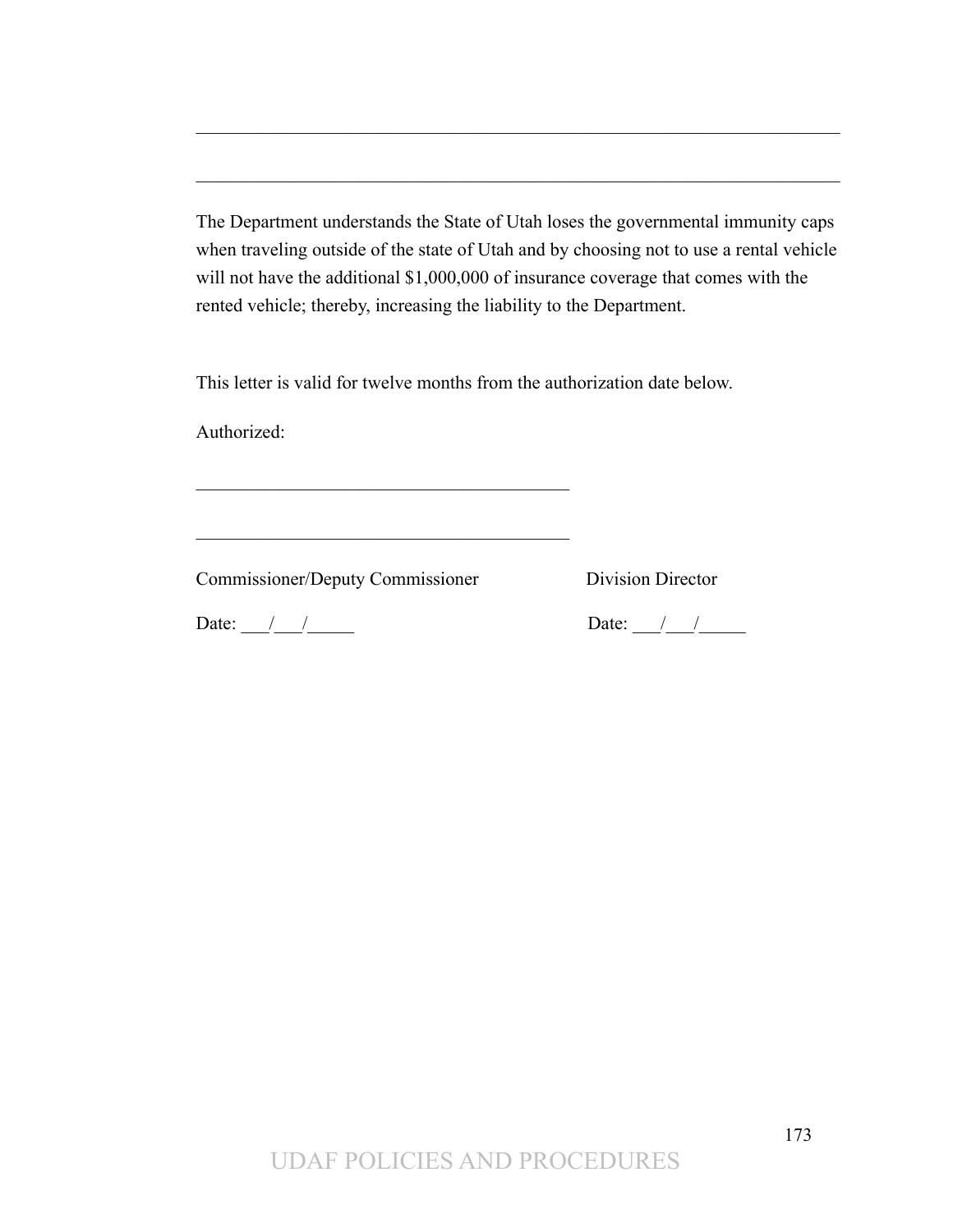\_\_\_\_\_\_\_\_\_\_\_\_\_\_\_\_\_\_\_\_\_\_\_\_\_\_\_\_\_\_\_\_\_\_\_\_\_\_\_\_\_\_\_\_\_\_\_\_\_\_\_\_\_\_\_\_\_\_\_\_\_\_\_\_\_\_\_\_

\_\_\_\_\_\_\_\_\_\_\_\_\_\_\_\_\_\_\_\_\_\_\_\_\_\_\_\_\_\_\_\_\_\_\_\_\_\_\_\_\_\_\_\_\_\_\_\_\_\_\_\_\_\_\_\_\_\_\_\_\_\_\_\_\_\_\_\_

The Department understands the State of Utah loses the governmental immunity caps when traveling outside of the state of Utah and by choosing not to use a rental vehicle will not have the additional $1,000,000 of insurance coverage that comes with the rented vehicle; thereby, increasing the liability to the Department.

This letter is valid for twelve months from the authorization date below.

Authorized:

\_\_\_\_\_\_\_\_\_\_\_\_\_\_\_\_\_\_\_\_\_\_\_\_\_\_\_\_\_\_\_\_\_\_\_\_\_\_\_\_

\_\_\_\_\_\_\_\_\_\_\_\_\_\_\_\_\_\_\_\_\_\_\_\_\_\_\_\_\_\_\_\_\_\_\_\_\_\_\_\_

Commissioner/Deputy Commissioner &nbsp;&nbsp;&nbsp;&nbsp;&nbsp;&nbsp;&nbsp;&nbsp; Division Director

Date: \_\_\_/\_\_\_/\_\_\_\_\_ &nbsp;&nbsp;&nbsp;&nbsp;&nbsp;&nbsp;&nbsp;&nbsp; Date: \_\_\_/\_\_\_/\_\_\_\_\_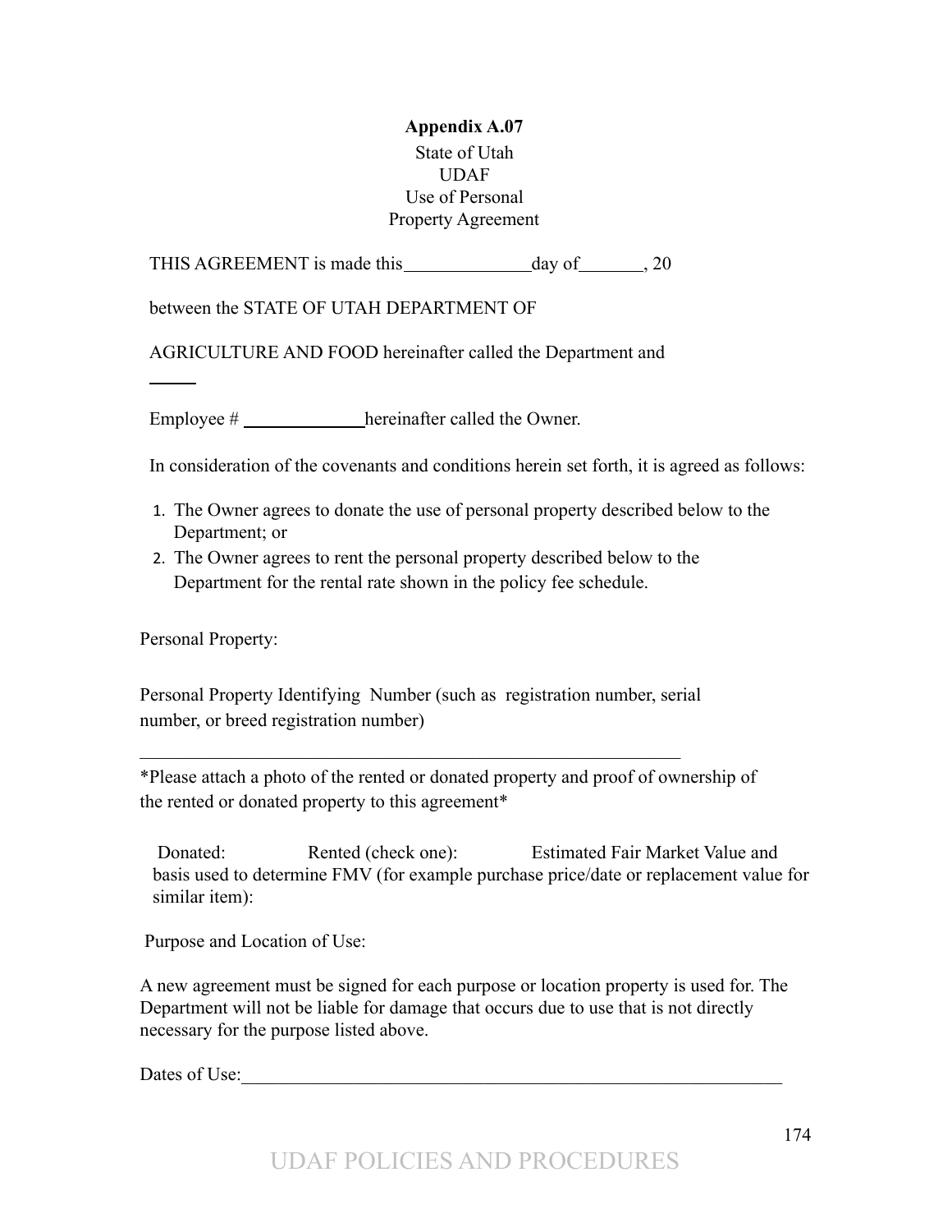**Appendix A.07**

State of Utah
UDAF
Use of Personal
Property Agreement

THIS AGREEMENT is made this______________day of_______, 20

between the STATE OF UTAH DEPARTMENT OF

AGRICULTURE AND FOOD hereinafter called the Department and

_____

Employee # ______________hereinafter called the Owner.

In consideration of the covenants and conditions herein set forth, it is agreed as follows:

1. The Owner agrees to donate the use of personal property described below to the Department; or
2. The Owner agrees to rent the personal property described below to the Department for the rental rate shown in the policy fee schedule.

Personal Property:

Personal Property Identifying Number (such as registration number, serial number, or breed registration number)

_____________________________________________________________

*Please attach a photo of the rented or donated property and proof of ownership of the rented or donated property to this agreement*

Donated: Rented (check one): Estimated Fair Market Value and basis used to determine FMV (for example purchase price/date or replacement value for similar item):

Purpose and Location of Use:

A new agreement must be signed for each purpose or location property is used for. The Department will not be liable for damage that occurs due to use that is not directly necessary for the purpose listed above.

Dates of Use:_____________________________________________________________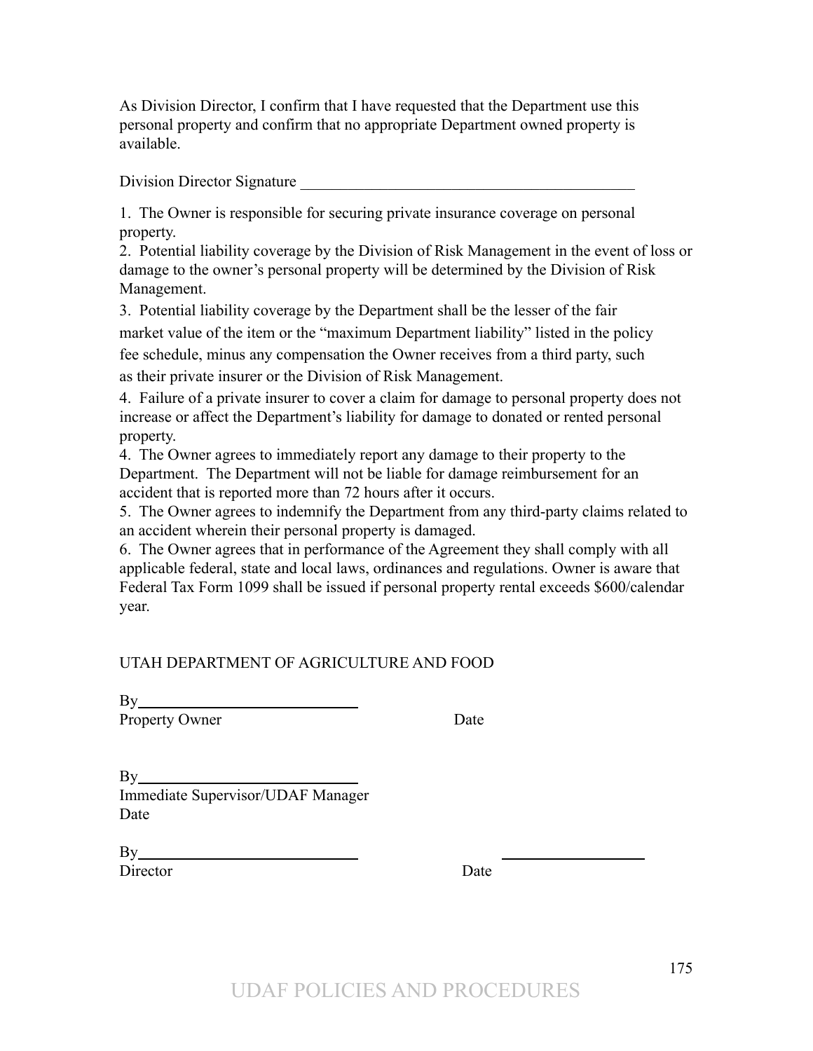As Division Director, I confirm that I have requested that the Department use this personal property and confirm that no appropriate Department owned property is available.

Division Director Signature ___________________________________________

1. The Owner is responsible for securing private insurance coverage on personal property.
2. Potential liability coverage by the Division of Risk Management in the event of loss or damage to the owner's personal property will be determined by the Division of Risk Management.
3. Potential liability coverage by the Department shall be the lesser of the fair market value of the item or the "maximum Department liability" listed in the policy fee schedule, minus any compensation the Owner receives from a third party, such as their private insurer or the Division of Risk Management.
4. Failure of a private insurer to cover a claim for damage to personal property does not increase or affect the Department's liability for damage to donated or rented personal property.
4. The Owner agrees to immediately report any damage to their property to the Department. The Department will not be liable for damage reimbursement for an accident that is reported more than 72 hours after it occurs.
5. The Owner agrees to indemnify the Department from any third-party claims related to an accident wherein their personal property is damaged.
6. The Owner agrees that in performance of the Agreement they shall comply with all applicable federal, state and local laws, ordinances and regulations. Owner is aware that Federal Tax Form 1099 shall be issued if personal property rental exceeds $600/calendar year.

UTAH DEPARTMENT OF AGRICULTURE AND FOOD

By____________________________
Property Owner Date

By____________________________
Immediate Supervisor/UDAF Manager
Date

By____________________________ ____________________
Director Date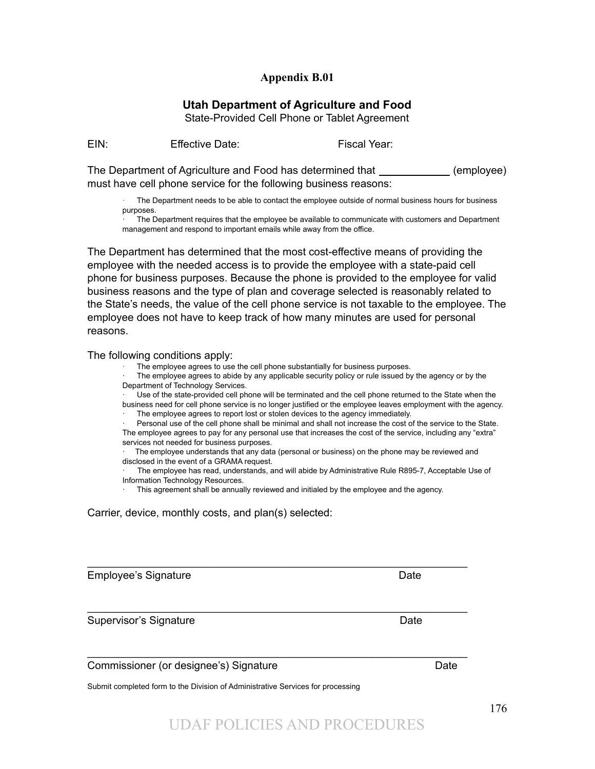## Appendix B.01

### Utah Department of Agriculture and Food

State-Provided Cell Phone or Tablet Agreement

EIN: Effective Date: Fiscal Year:

The Department of Agriculture and Food has determined that \_\_\_\_\_\_\_\_\_\_\_\_ (employee) must have cell phone service for the following business reasons:

- The Department needs to be able to contact the employee outside of normal business hours for business purposes.
- The Department requires that the employee be available to communicate with customers and Department management and respond to important emails while away from the office.

The Department has determined that the most cost-effective means of providing the employee with the needed access is to provide the employee with a state-paid cell phone for business purposes. Because the phone is provided to the employee for valid business reasons and the type of plan and coverage selected is reasonably related to the State's needs, the value of the cell phone service is not taxable to the employee. The employee does not have to keep track of how many minutes are used for personal reasons.

The following conditions apply:

- The employee agrees to use the cell phone substantially for business purposes.
- The employee agrees to abide by any applicable security policy or rule issued by the agency or by the Department of Technology Services.
- Use of the state-provided cell phone will be terminated and the cell phone returned to the State when the business need for cell phone service is no longer justified or the employee leaves employment with the agency.
- The employee agrees to report lost or stolen devices to the agency immediately.
- Personal use of the cell phone shall be minimal and shall not increase the cost of the service to the State. The employee agrees to pay for any personal use that increases the cost of the service, including any "extra" services not needed for business purposes.
- The employee understands that any data (personal or business) on the phone may be reviewed and disclosed in the event of a GRAMA request.
- The employee has read, understands, and will abide by Administrative Rule R895-7, Acceptable Use of Information Technology Resources.
- This agreement shall be annually reviewed and initialed by the employee and the agency.

Carrier, device, monthly costs, and plan(s) selected:

\_\_\_\_\_\_\_\_\_\_\_\_\_\_\_\_\_\_\_\_\_\_\_\_\_\_\_\_\_\_\_\_\_\_\_\_\_\_\_\_\_\_\_\_\_\_\_\_\_\_\_\_\_\_\_\_\_\_\_\_

Employee's Signature Date

\_\_\_\_\_\_\_\_\_\_\_\_\_\_\_\_\_\_\_\_\_\_\_\_\_\_\_\_\_\_\_\_\_\_\_\_\_\_\_\_\_\_\_\_\_\_\_\_\_\_\_\_\_\_\_\_\_\_\_\_

Supervisor's Signature Date

\_\_\_\_\_\_\_\_\_\_\_\_\_\_\_\_\_\_\_\_\_\_\_\_\_\_\_\_\_\_\_\_\_\_\_\_\_\_\_\_\_\_\_\_\_\_\_\_\_\_\_\_\_\_\_\_\_\_\_\_

Commissioner (or designee's) Signature Date

Submit completed form to the Division of Administrative Services for processing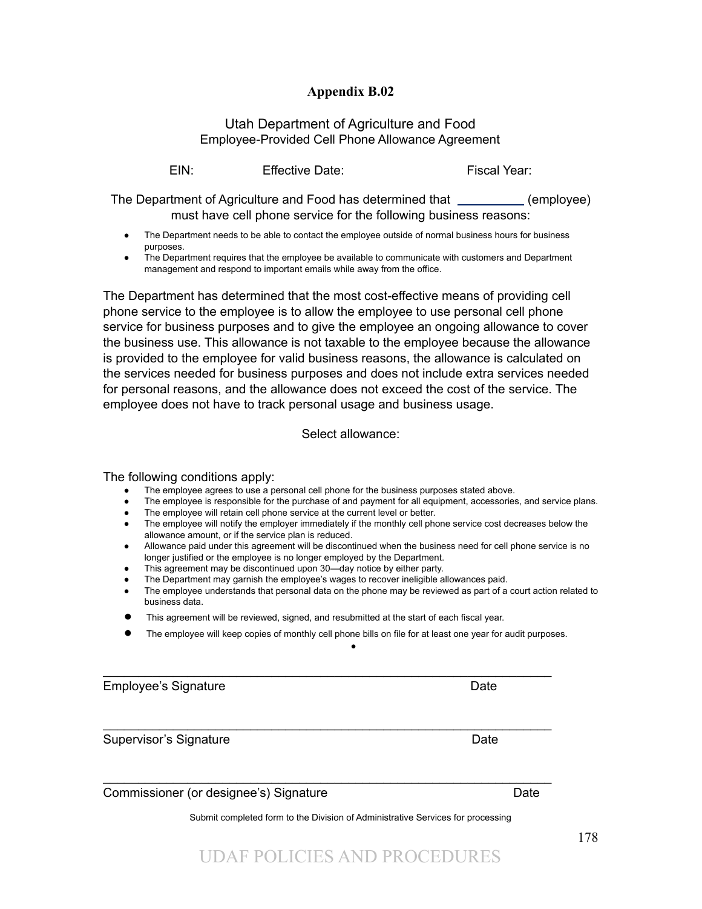## Appendix B.02

### Utah Department of Agriculture and Food
Employee-Provided Cell Phone Allowance Agreement

EIN: Effective Date: Fiscal Year:

The Department of Agriculture and Food has determined that __________ (employee) must have cell phone service for the following business reasons:

- The Department needs to be able to contact the employee outside of normal business hours for business purposes.
- The Department requires that the employee be available to communicate with customers and Department management and respond to important emails while away from the office.

The Department has determined that the most cost-effective means of providing cell phone service to the employee is to allow the employee to use personal cell phone service for business purposes and to give the employee an ongoing allowance to cover the business use. This allowance is not taxable to the employee because the allowance is provided to the employee for valid business reasons, the allowance is calculated on the services needed for business purposes and does not include extra services needed for personal reasons, and the allowance does not exceed the cost of the service. The employee does not have to track personal usage and business usage.

Select allowance:

The following conditions apply:

- The employee agrees to use a personal cell phone for the business purposes stated above.
- The employee is responsible for the purchase of and payment for all equipment, accessories, and service plans.
- The employee will retain cell phone service at the current level or better.
- The employee will notify the employer immediately if the monthly cell phone service cost decreases below the allowance amount, or if the service plan is reduced.
- Allowance paid under this agreement will be discontinued when the business need for cell phone service is no longer justified or the employee is no longer employed by the Department.
- This agreement may be discontinued upon 30—day notice by either party.
- The Department may garnish the employee's wages to recover ineligible allowances paid.
- The employee understands that personal data on the phone may be reviewed as part of a court action related to business data.
- This agreement will be reviewed, signed, and resubmitted at the start of each fiscal year.
- The employee will keep copies of monthly cell phone bills on file for at least one year for audit purposes.

______________________________________________________________

Employee's Signature Date

______________________________________________________________

Supervisor's Signature Date

______________________________________________________________

Commissioner (or designee's) Signature Date

Submit completed form to the Division of Administrative Services for processing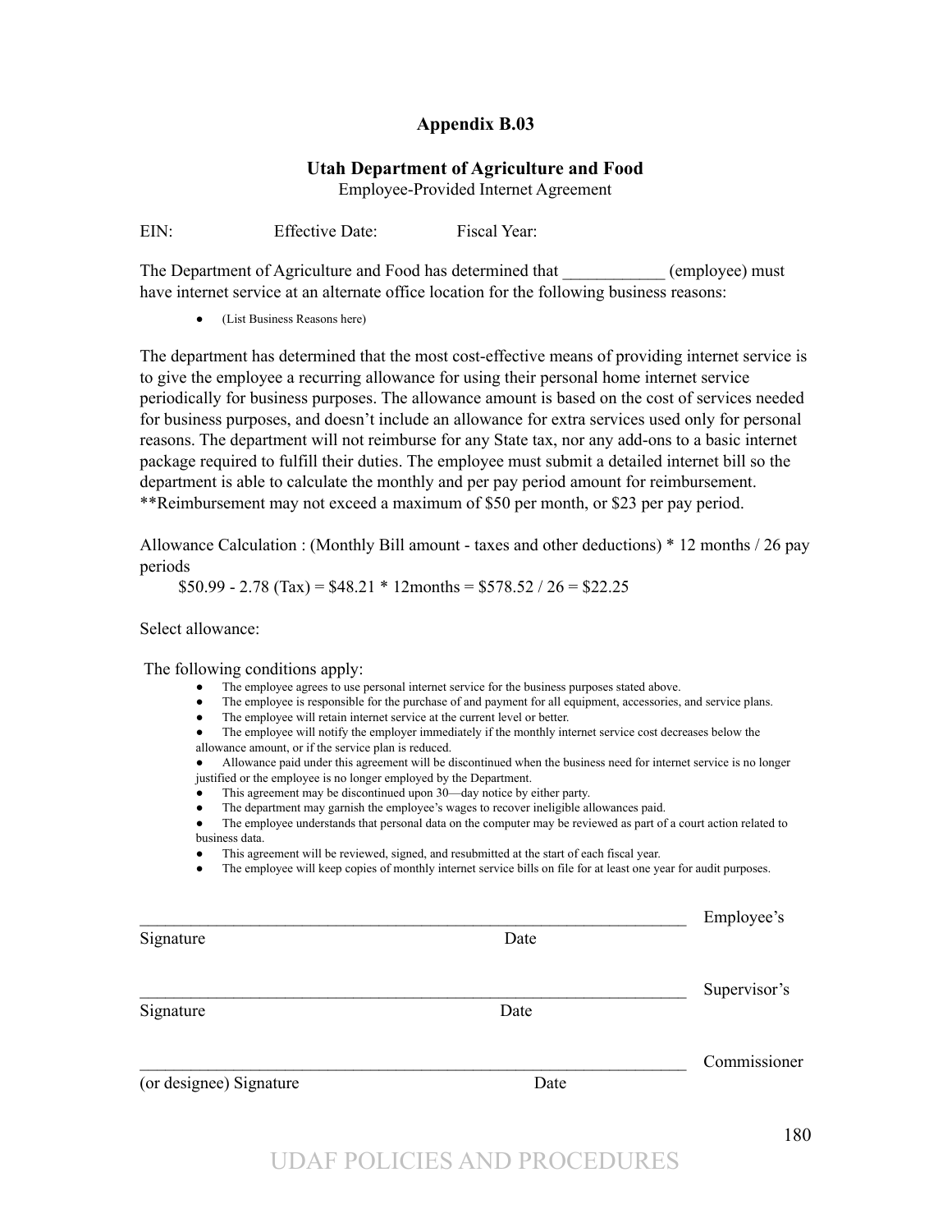# Appendix B.03

## Utah Department of Agriculture and Food

Employee-Provided Internet Agreement

EIN: Effective Date: Fiscal Year:

The Department of Agriculture and Food has determined that ____________ (employee) must have internet service at an alternate office location for the following business reasons:

- (List Business Reasons here)

The department has determined that the most cost-effective means of providing internet service is to give the employee a recurring allowance for using their personal home internet service periodically for business purposes. The allowance amount is based on the cost of services needed for business purposes, and doesn't include an allowance for extra services used only for personal reasons. The department will not reimburse for any State tax, nor any add-ons to a basic internet package required to fulfill their duties. The employee must submit a detailed internet bill so the department is able to calculate the monthly and per pay period amount for reimbursement. **Reimbursement may not exceed a maximum of $50 per month, or $23 per pay period.

Allowance Calculation : (Monthly Bill amount - taxes and other deductions) * 12 months / 26 pay periods

$50.99 - 2.78 (Tax) = $48.21 * 12months = $578.52 / 26 = $22.25

Select allowance:

The following conditions apply:

- The employee agrees to use personal internet service for the business purposes stated above.
- The employee is responsible for the purchase of and payment for all equipment, accessories, and service plans.
- The employee will retain internet service at the current level or better.
- The employee will notify the employer immediately if the monthly internet service cost decreases below the allowance amount, or if the service plan is reduced.
- Allowance paid under this agreement will be discontinued when the business need for internet service is no longer justified or the employee is no longer employed by the Department.
- This agreement may be discontinued upon 30—day notice by either party.
- The department may garnish the employee's wages to recover ineligible allowances paid.
- The employee understands that personal data on the computer may be reviewed as part of a court action related to business data.
- This agreement will be reviewed, signed, and resubmitted at the start of each fiscal year.
- The employee will keep copies of monthly internet service bills on file for at least one year for audit purposes.

_______________________________________________________________ Employee's Signature Date

_______________________________________________________________ Supervisor's Signature Date

_______________________________________________________________ Commissioner (or designee) Signature Date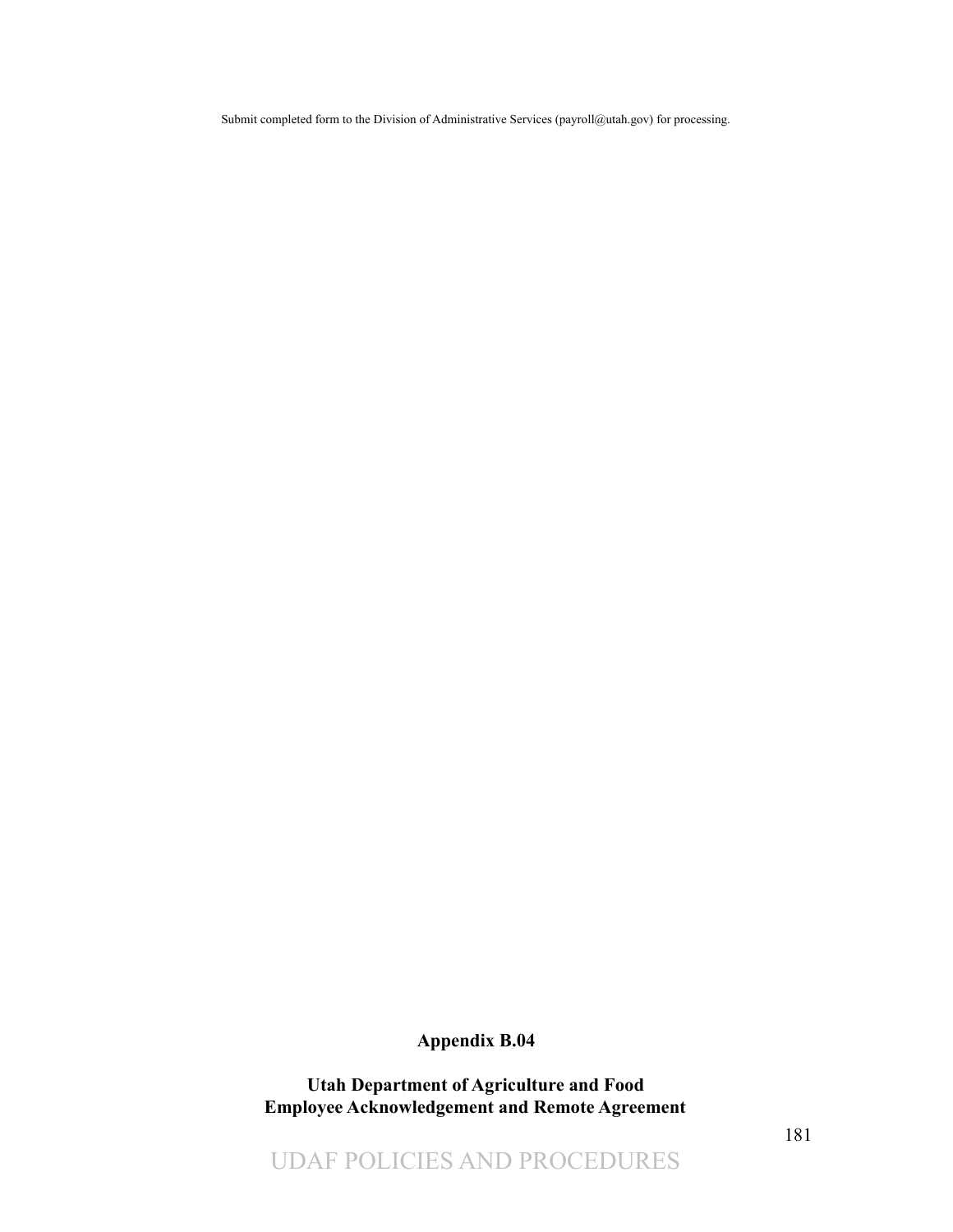Submit completed form to the Division of Administrative Services (payroll@utah.gov) for processing.

## Appendix B.04

## Utah Department of Agriculture and Food
## Employee Acknowledgement and Remote Agreement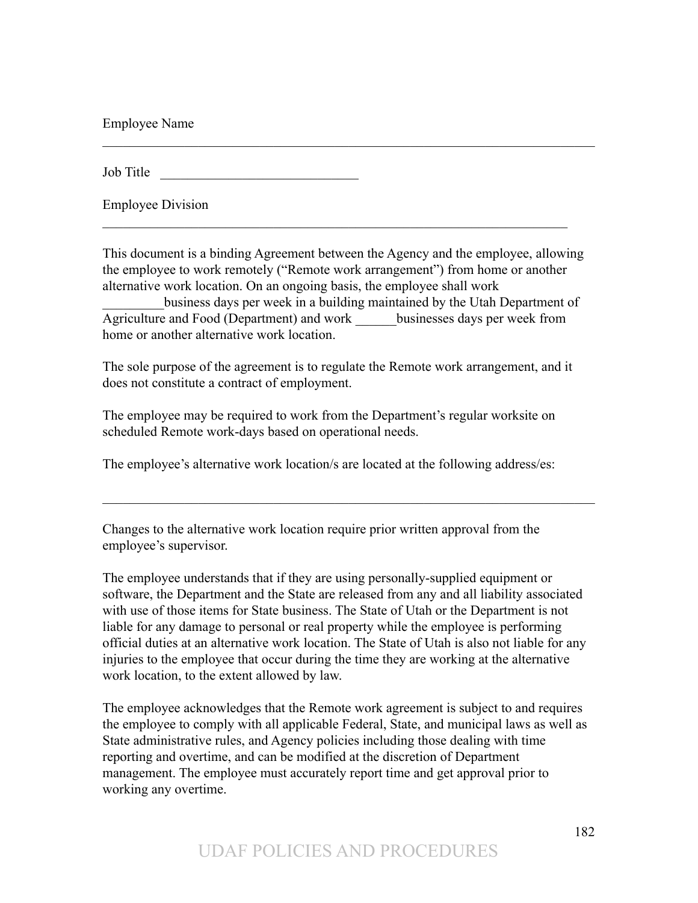Employee Name

_______________________________________________________________________

Job Title ______________________________

Employee Division

_____________________________________________________________________

This document is a binding Agreement between the Agency and the employee, allowing the employee to work remotely ("Remote work arrangement") from home or another alternative work location. On an ongoing basis, the employee shall work _________business days per week in a building maintained by the Utah Department of Agriculture and Food (Department) and work ______businesses days per week from home or another alternative work location.

The sole purpose of the agreement is to regulate the Remote work arrangement, and it does not constitute a contract of employment.

The employee may be required to work from the Department's regular worksite on scheduled Remote work-days based on operational needs.

The employee's alternative work location/s are located at the following address/es:

_______________________________________________________________________

Changes to the alternative work location require prior written approval from the employee's supervisor.

The employee understands that if they are using personally-supplied equipment or software, the Department and the State are released from any and all liability associated with use of those items for State business. The State of Utah or the Department is not liable for any damage to personal or real property while the employee is performing official duties at an alternative work location. The State of Utah is also not liable for any injuries to the employee that occur during the time they are working at the alternative work location, to the extent allowed by law.

The employee acknowledges that the Remote work agreement is subject to and requires the employee to comply with all applicable Federal, State, and municipal laws as well as State administrative rules, and Agency policies including those dealing with time reporting and overtime, and can be modified at the discretion of Department management. The employee must accurately report time and get approval prior to working any overtime.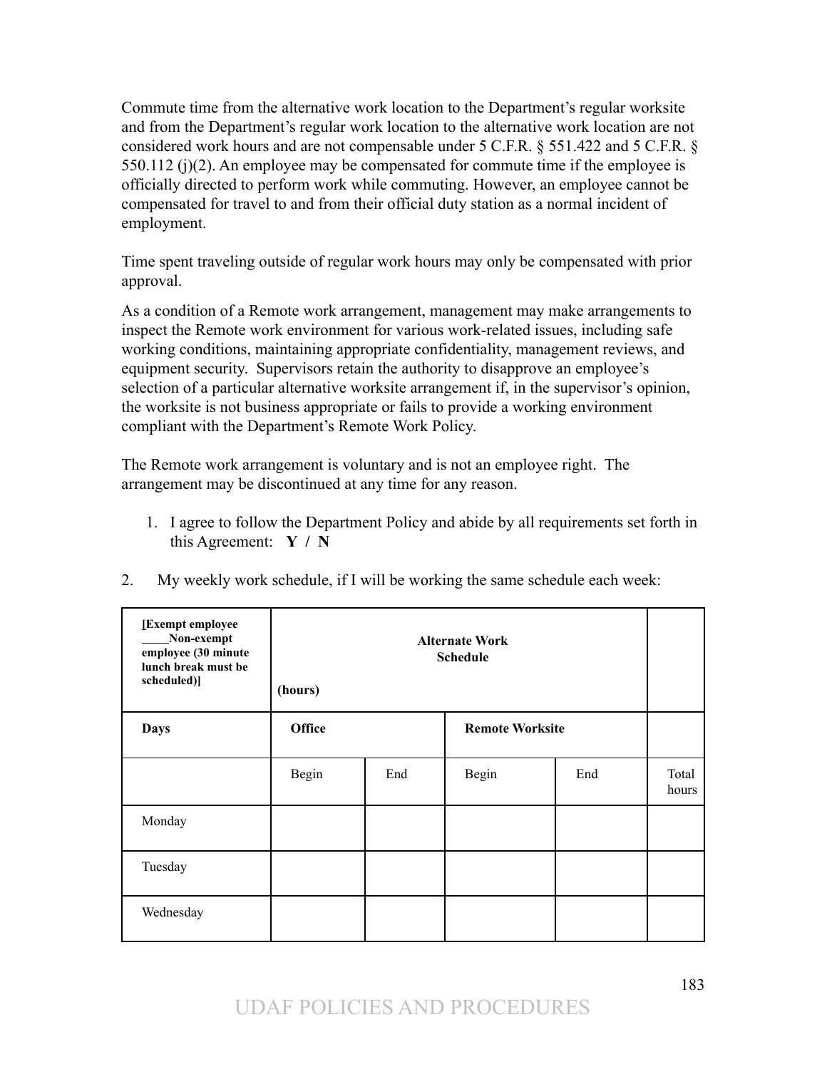Commute time from the alternative work location to the Department's regular worksite and from the Department's regular work location to the alternative work location are not considered work hours and are not compensable under 5 C.F.R. § 551.422 and 5 C.F.R. § 550.112 (j)(2). An employee may be compensated for commute time if the employee is officially directed to perform work while commuting. However, an employee cannot be compensated for travel to and from their official duty station as a normal incident of employment.

Time spent traveling outside of regular work hours may only be compensated with prior approval.

As a condition of a Remote work arrangement, management may make arrangements to inspect the Remote work environment for various work-related issues, including safe working conditions, maintaining appropriate confidentiality, management reviews, and equipment security. Supervisors retain the authority to disapprove an employee's selection of a particular alternative worksite arrangement if, in the supervisor's opinion, the worksite is not business appropriate or fails to provide a working environment compliant with the Department's Remote Work Policy.

The Remote work arrangement is voluntary and is not an employee right. The arrangement may be discontinued at any time for any reason.

1. I agree to follow the Department Policy and abide by all requirements set forth in this Agreement: **Y / N**

2. My weekly work schedule, if I will be working the same schedule each week:

| **[Exempt employee ____Non-exempt employee (30 minute lunch break must be scheduled)]** | **Alternate Work Schedule (hours)** | | | | |
|---|---|---|---|---|---|
| **Days** | **Office** | | **Remote Worksite** | | |
| | Begin | End | Begin | End | Total hours |
| Monday | | | | | |
| Tuesday | | | | | |
| Wednesday | | | | | |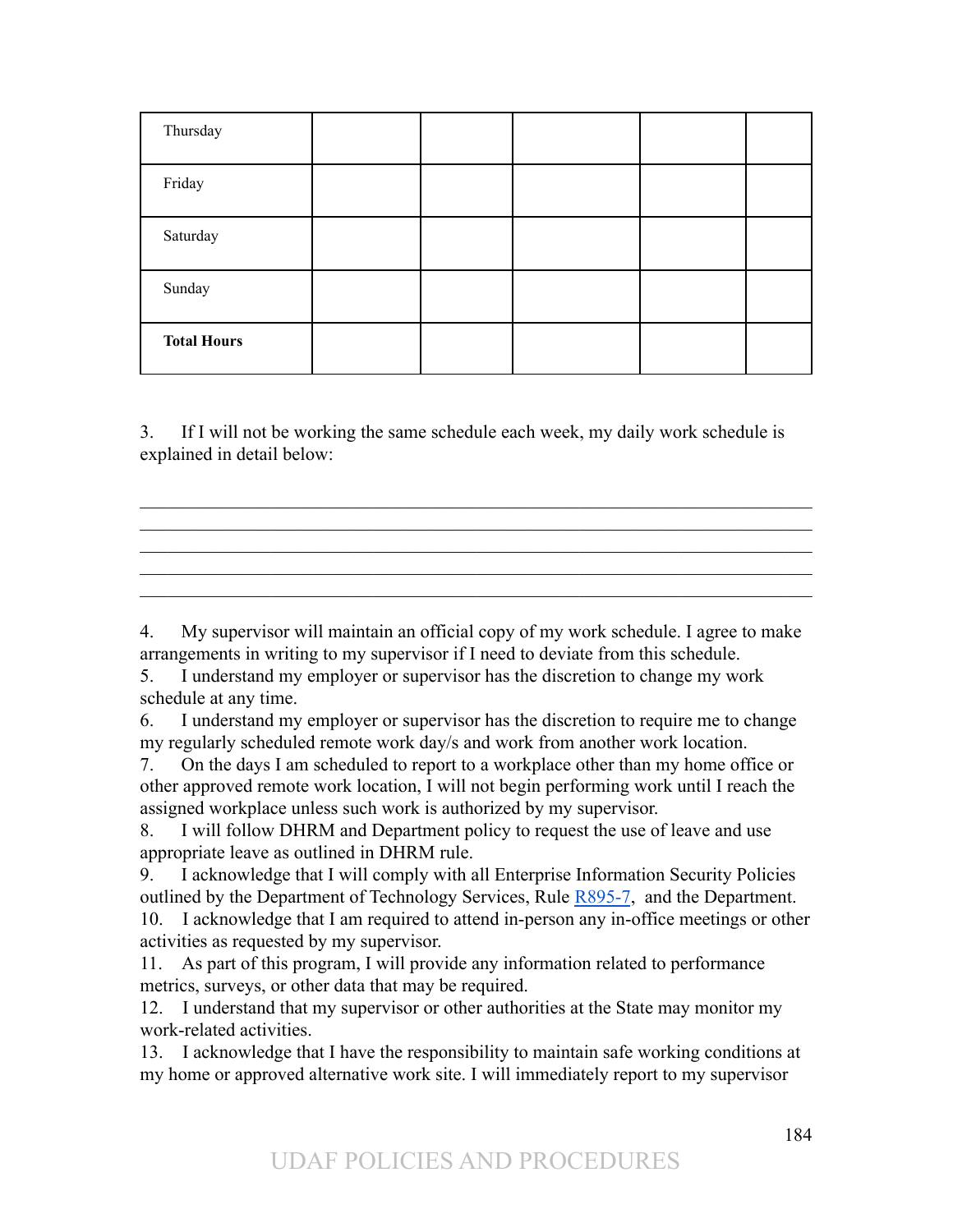| | | | | | |
|---|---|---|---|---|---|
| Thursday | | | | | |
| Friday | | | | | |
| Saturday | | | | | |
| Sunday | | | | | |
| **Total Hours** | | | | | |

3. If I will not be working the same schedule each week, my daily work schedule is explained in detail below:

\_\_\_\_\_\_\_\_\_\_\_\_\_\_\_\_\_\_\_\_\_\_\_\_\_\_\_\_\_\_\_\_\_\_\_\_\_\_\_\_\_\_\_\_\_\_\_\_\_\_\_\_\_\_\_\_\_\_\_\_\_\_\_\_\_\_\_\_\_\_
\_\_\_\_\_\_\_\_\_\_\_\_\_\_\_\_\_\_\_\_\_\_\_\_\_\_\_\_\_\_\_\_\_\_\_\_\_\_\_\_\_\_\_\_\_\_\_\_\_\_\_\_\_\_\_\_\_\_\_\_\_\_\_\_\_\_\_\_\_\_
\_\_\_\_\_\_\_\_\_\_\_\_\_\_\_\_\_\_\_\_\_\_\_\_\_\_\_\_\_\_\_\_\_\_\_\_\_\_\_\_\_\_\_\_\_\_\_\_\_\_\_\_\_\_\_\_\_\_\_\_\_\_\_\_\_\_\_\_\_\_
\_\_\_\_\_\_\_\_\_\_\_\_\_\_\_\_\_\_\_\_\_\_\_\_\_\_\_\_\_\_\_\_\_\_\_\_\_\_\_\_\_\_\_\_\_\_\_\_\_\_\_\_\_\_\_\_\_\_\_\_\_\_\_\_\_\_\_\_\_\_
\_\_\_\_\_\_\_\_\_\_\_\_\_\_\_\_\_\_\_\_\_\_\_\_\_\_\_\_\_\_\_\_\_\_\_\_\_\_\_\_\_\_\_\_\_\_\_\_\_\_\_\_\_\_\_\_\_\_\_\_\_\_\_\_\_\_\_\_\_\_

4. My supervisor will maintain an official copy of my work schedule. I agree to make arrangements in writing to my supervisor if I need to deviate from this schedule.
5. I understand my employer or supervisor has the discretion to change my work schedule at any time.
6. I understand my employer or supervisor has the discretion to require me to change my regularly scheduled remote work day/s and work from another work location.
7. On the days I am scheduled to report to a workplace other than my home office or other approved remote work location, I will not begin performing work until I reach the assigned workplace unless such work is authorized by my supervisor.
8. I will follow DHRM and Department policy to request the use of leave and use appropriate leave as outlined in DHRM rule.
9. I acknowledge that I will comply with all Enterprise Information Security Policies outlined by the Department of Technology Services, Rule R895-7, and the Department.
10. I acknowledge that I am required to attend in-person any in-office meetings or other activities as requested by my supervisor.
11. As part of this program, I will provide any information related to performance metrics, surveys, or other data that may be required.
12. I understand that my supervisor or other authorities at the State may monitor my work-related activities.
13. I acknowledge that I have the responsibility to maintain safe working conditions at my home or approved alternative work site. I will immediately report to my supervisor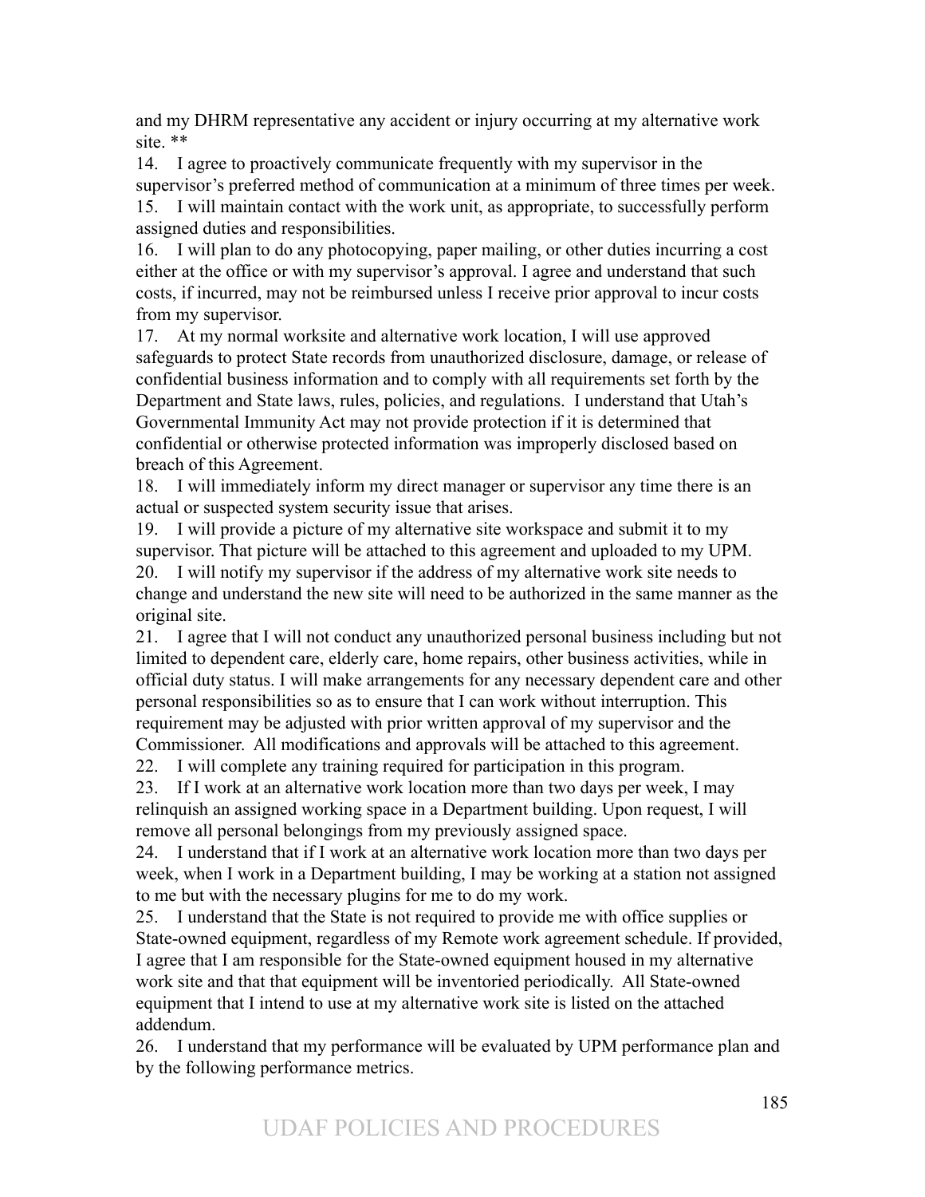and my DHRM representative any accident or injury occurring at my alternative work site. **

14. I agree to proactively communicate frequently with my supervisor in the supervisor's preferred method of communication at a minimum of three times per week.
15. I will maintain contact with the work unit, as appropriate, to successfully perform assigned duties and responsibilities.
16. I will plan to do any photocopying, paper mailing, or other duties incurring a cost either at the office or with my supervisor's approval. I agree and understand that such costs, if incurred, may not be reimbursed unless I receive prior approval to incur costs from my supervisor.
17. At my normal worksite and alternative work location, I will use approved safeguards to protect State records from unauthorized disclosure, damage, or release of confidential business information and to comply with all requirements set forth by the Department and State laws, rules, policies, and regulations. I understand that Utah's Governmental Immunity Act may not provide protection if it is determined that confidential or otherwise protected information was improperly disclosed based on breach of this Agreement.
18. I will immediately inform my direct manager or supervisor any time there is an actual or suspected system security issue that arises.
19. I will provide a picture of my alternative site workspace and submit it to my supervisor. That picture will be attached to this agreement and uploaded to my UPM.
20. I will notify my supervisor if the address of my alternative work site needs to change and understand the new site will need to be authorized in the same manner as the original site.
21. I agree that I will not conduct any unauthorized personal business including but not limited to dependent care, elderly care, home repairs, other business activities, while in official duty status. I will make arrangements for any necessary dependent care and other personal responsibilities so as to ensure that I can work without interruption. This requirement may be adjusted with prior written approval of my supervisor and the Commissioner. All modifications and approvals will be attached to this agreement.
22. I will complete any training required for participation in this program.
23. If I work at an alternative work location more than two days per week, I may relinquish an assigned working space in a Department building. Upon request, I will remove all personal belongings from my previously assigned space.
24. I understand that if I work at an alternative work location more than two days per week, when I work in a Department building, I may be working at a station not assigned to me but with the necessary plugins for me to do my work.
25. I understand that the State is not required to provide me with office supplies or State-owned equipment, regardless of my Remote work agreement schedule. If provided, I agree that I am responsible for the State-owned equipment housed in my alternative work site and that that equipment will be inventoried periodically. All State-owned equipment that I intend to use at my alternative work site is listed on the attached addendum.
26. I understand that my performance will be evaluated by UPM performance plan and by the following performance metrics.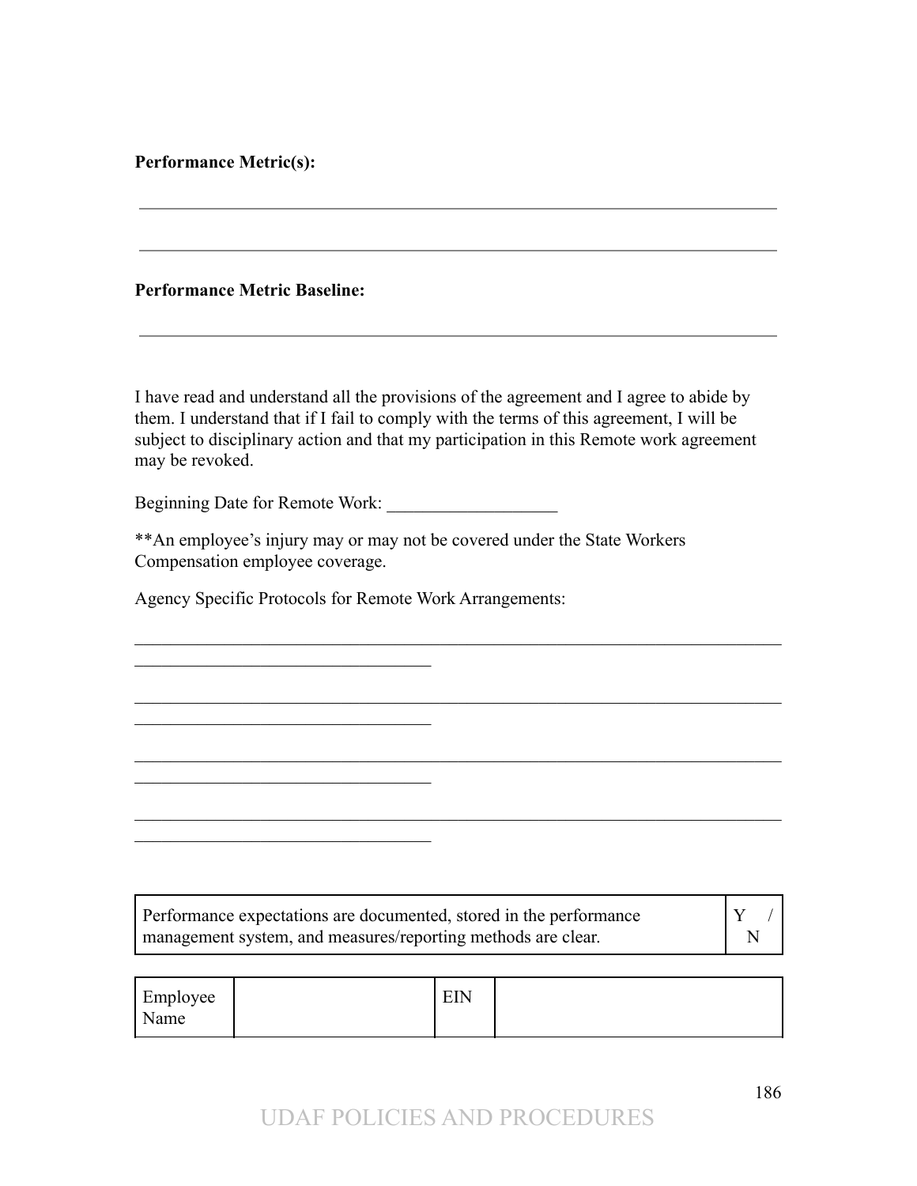**Performance Metric(s):**

\_\_\_\_\_\_\_\_\_\_\_\_\_\_\_\_\_\_\_\_\_\_\_\_\_\_\_\_\_\_\_\_\_\_\_\_\_\_\_\_\_\_\_\_\_\_\_\_\_\_\_\_\_\_\_\_\_\_\_\_\_\_\_\_\_\_\_\_

\_\_\_\_\_\_\_\_\_\_\_\_\_\_\_\_\_\_\_\_\_\_\_\_\_\_\_\_\_\_\_\_\_\_\_\_\_\_\_\_\_\_\_\_\_\_\_\_\_\_\_\_\_\_\_\_\_\_\_\_\_\_\_\_\_\_\_\_

**Performance Metric Baseline:**

\_\_\_\_\_\_\_\_\_\_\_\_\_\_\_\_\_\_\_\_\_\_\_\_\_\_\_\_\_\_\_\_\_\_\_\_\_\_\_\_\_\_\_\_\_\_\_\_\_\_\_\_\_\_\_\_\_\_\_\_\_\_\_\_\_\_\_\_

I have read and understand all the provisions of the agreement and I agree to abide by them. I understand that if I fail to comply with the terms of this agreement, I will be subject to disciplinary action and that my participation in this Remote work agreement may be revoked.

Beginning Date for Remote Work: \_\_\_\_\_\_\_\_\_\_\_\_\_\_\_\_\_\_\_

**An employee's injury may or may not be covered under the State Workers Compensation employee coverage.

Agency Specific Protocols for Remote Work Arrangements:

\_\_\_\_\_\_\_\_\_\_\_\_\_\_\_\_\_\_\_\_\_\_\_\_\_\_\_\_\_\_\_\_\_\_\_\_\_\_\_\_\_\_\_\_\_\_\_\_\_\_\_\_\_\_\_\_\_\_\_\_\_\_\_\_\_\_\_\_\_\_\_\_\_\_\_\_\_\_\_\_\_\_\_\_\_\_\_\_\_\_\_\_\_\_\_\_\_\_\_\_\_\_\_\_\_\_\_\_\_\_

\_\_\_\_\_\_\_\_\_\_\_\_\_\_\_\_\_\_\_\_\_\_\_\_\_\_\_\_\_\_\_\_\_\_\_\_\_\_\_\_\_\_\_\_\_\_\_\_\_\_\_\_\_\_\_\_\_\_\_\_\_\_\_\_\_\_\_\_\_\_\_\_\_\_\_\_\_\_\_\_\_\_\_\_\_\_\_\_\_\_\_\_\_\_\_\_\_\_\_\_\_\_\_\_\_\_\_\_\_\_

\_\_\_\_\_\_\_\_\_\_\_\_\_\_\_\_\_\_\_\_\_\_\_\_\_\_\_\_\_\_\_\_\_\_\_\_\_\_\_\_\_\_\_\_\_\_\_\_\_\_\_\_\_\_\_\_\_\_\_\_\_\_\_\_\_\_\_\_\_\_\_\_\_\_\_\_\_\_\_\_\_\_\_\_\_\_\_\_\_\_\_\_\_\_\_\_\_\_\_\_\_\_\_\_\_\_\_\_\_\_

\_\_\_\_\_\_\_\_\_\_\_\_\_\_\_\_\_\_\_\_\_\_\_\_\_\_\_\_\_\_\_\_\_\_\_\_\_\_\_\_\_\_\_\_\_\_\_\_\_\_\_\_\_\_\_\_\_\_\_\_\_\_\_\_\_\_\_\_\_\_\_\_\_\_\_\_\_\_\_\_\_\_\_\_\_\_\_\_\_\_\_\_\_\_\_\_\_\_\_\_\_\_\_\_\_\_\_\_\_\_

| Performance expectations are documented, stored in the performance management system, and measures/reporting methods are clear. | Y / N |
|---|---|

| Employee Name | | EIN | |
|---|---|---|---|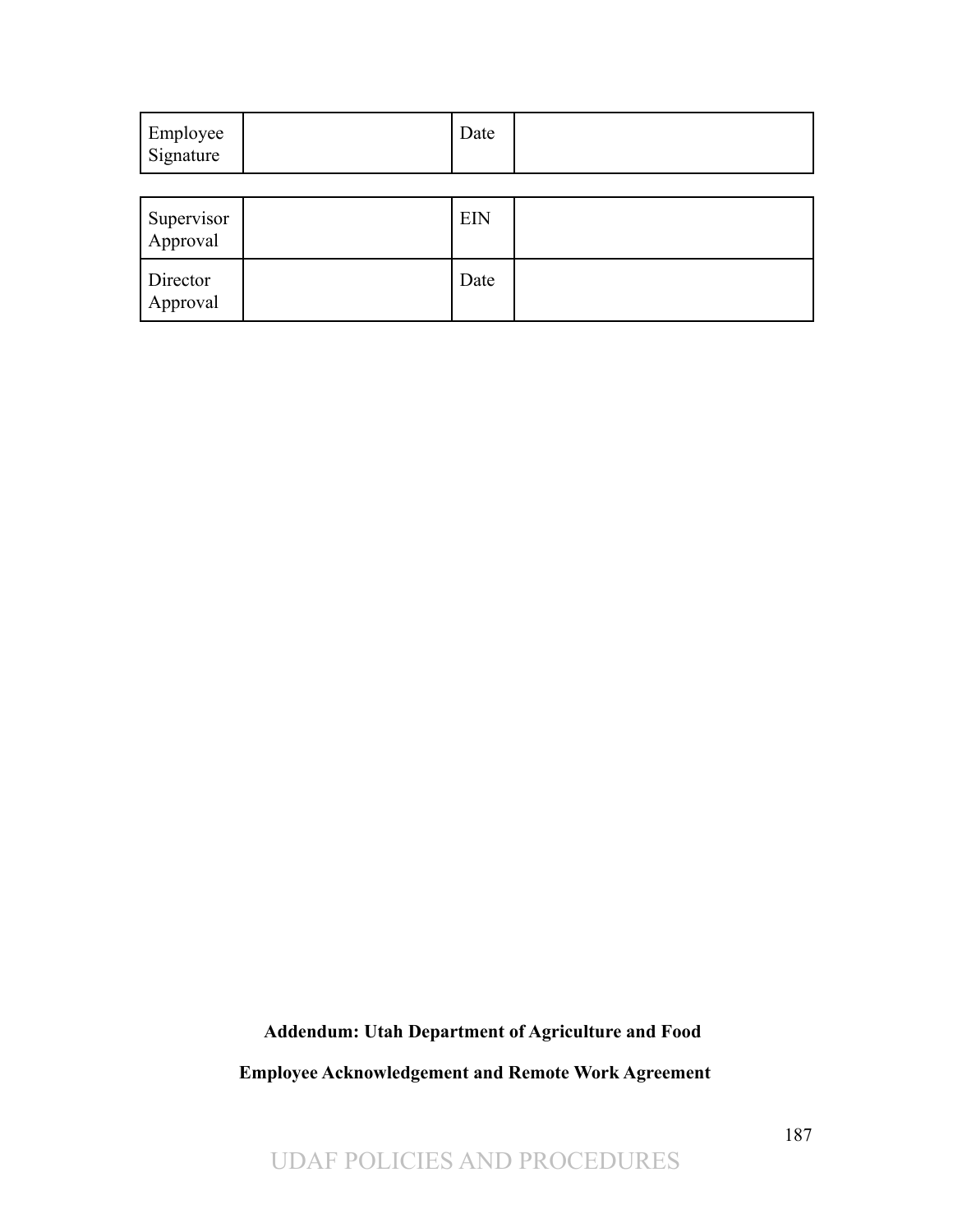| Employee Signature | | Date | |
|---|---|---|---|

| Supervisor Approval | | EIN | |
|---|---|---|---|
| Director Approval | | Date | |

**Addendum: Utah Department of Agriculture and Food**

**Employee Acknowledgement and Remote Work Agreement**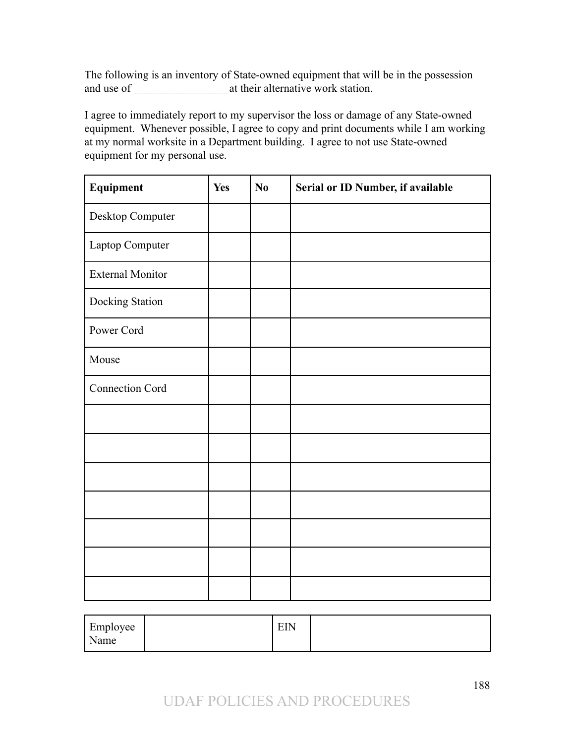The following is an inventory of State-owned equipment that will be in the possession and use of _________________at their alternative work station.

I agree to immediately report to my supervisor the loss or damage of any State-owned equipment. Whenever possible, I agree to copy and print documents while I am working at my normal worksite in a Department building. I agree to not use State-owned equipment for my personal use.

| **Equipment** | **Yes** | **No** | **Serial or ID Number, if available** |
|---|---|---|---|
| Desktop Computer | | | |
| Laptop Computer | | | |
| External Monitor | | | |
| Docking Station | | | |
| Power Cord | | | |
| Mouse | | | |
| Connection Cord | | | |
| | | | |
| | | | |
| | | | |
| | | | |
| | | | |
| | | | |
| | | | |

| Employee Name | | EIN | |
|---|---|---|---|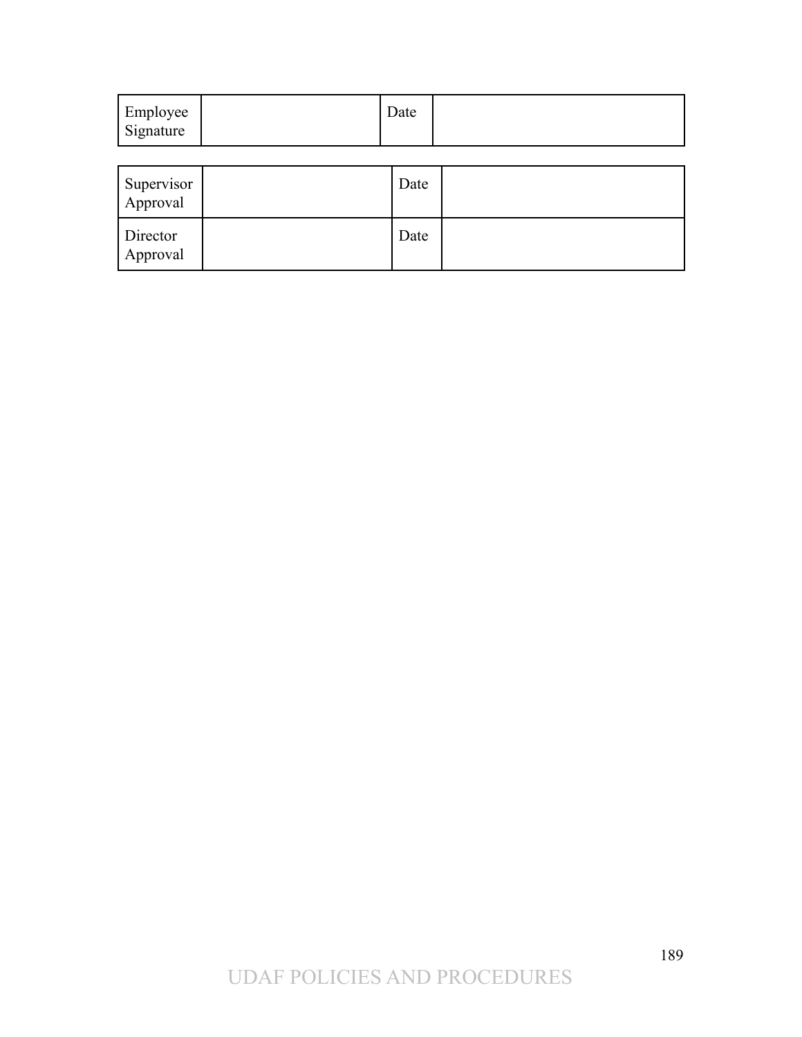| Employee Signature | | Date | |
|---|---|---|---|

| Supervisor Approval | | Date | |
|---|---|---|---|
| Director Approval | | Date | |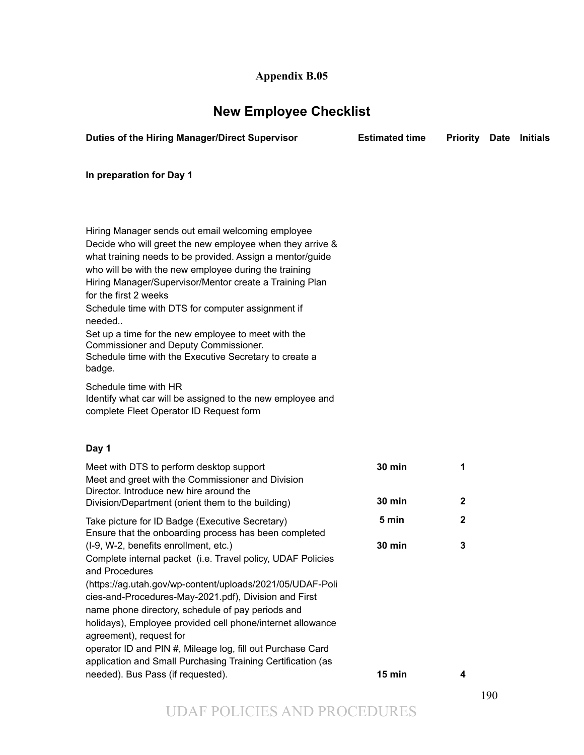**Appendix B.05**

# New Employee Checklist

| Duties of the Hiring Manager/Direct Supervisor | Estimated time | Priority | Date | Initials |
|---|---|---|---|---|
| **In preparation for Day 1** | | | | |
| Hiring Manager sends out email welcoming employee | | | | |
| Decide who will greet the new employee when they arrive & what training needs to be provided. Assign a mentor/guide who will be with the new employee during the training | | | | |
| Hiring Manager/Supervisor/Mentor create a Training Plan for the first 2 weeks | | | | |
| Schedule time with DTS for computer assignment if needed.. | | | | |
| Set up a time for the new employee to meet with the Commissioner and Deputy Commissioner. | | | | |
| Schedule time with the Executive Secretary to create a badge. | | | | |
| Schedule time with HR | | | | |
| Identify what car will be assigned to the new employee and complete Fleet Operator ID Request form | | | | |
| **Day 1** | | | | |
| Meet with DTS to perform desktop support | **30 min** | **1** | | |
| Meet and greet with the Commissioner and Division Director. Introduce new hire around the Division/Department (orient them to the building) | **30 min** | **2** | | |
| Take picture for ID Badge (Executive Secretary) | **5 min** | **2** | | |
| Ensure that the onboarding process has been completed (I-9, W-2, benefits enrollment, etc.) | **30 min** | **3** | | |
| Complete internal packet (i.e. Travel policy, UDAF Policies and Procedures (https://ag.utah.gov/wp-content/uploads/2021/05/UDAF-Policies-and-Procedures-May-2021.pdf), Division and First name phone directory, schedule of pay periods and holidays), Employee provided cell phone/internet allowance agreement), request for operator ID and PIN #, Mileage log, fill out Purchase Card application and Small Purchasing Training Certification (as needed). Bus Pass (if requested). | **15 min** | **4** | | |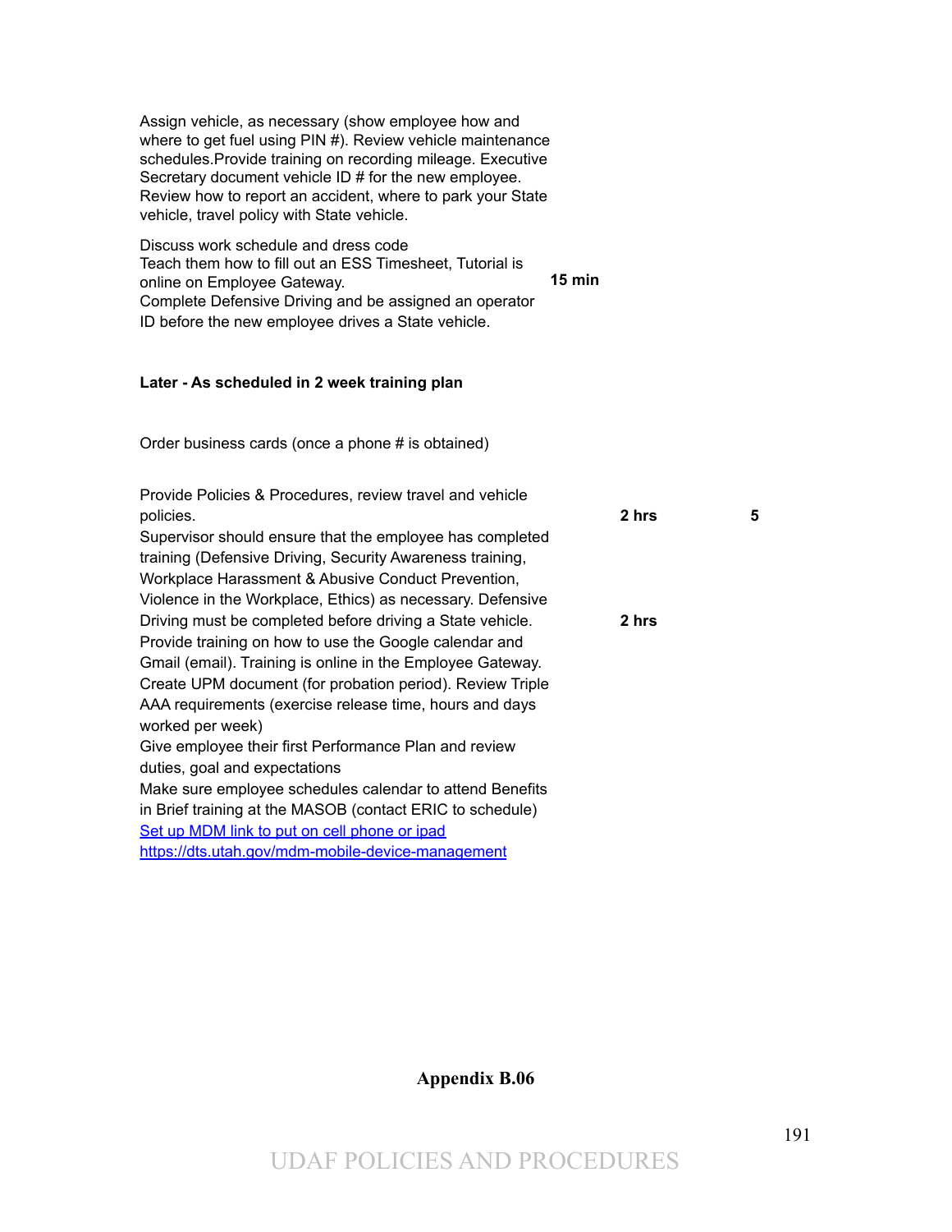Assign vehicle, as necessary (show employee how and where to get fuel using PIN #). Review vehicle maintenance schedules.Provide training on recording mileage. Executive Secretary document vehicle ID # for the new employee. Review how to report an accident, where to park your State vehicle, travel policy with State vehicle.

| | | |
|---|---|---|
| Discuss work schedule and dress code<br>Teach them how to fill out an ESS Timesheet, Tutorial is online on Employee Gateway.<br>Complete Defensive Driving and be assigned an operator ID before the new employee drives a State vehicle. | **15 min** | |

**Later - As scheduled in 2 week training plan**

Order business cards (once a phone # is obtained)

| | | |
|---|---|---|
| Provide Policies & Procedures, review travel and vehicle policies. | **2 hrs** | **5** |
| Supervisor should ensure that the employee has completed training (Defensive Driving, Security Awareness training, Workplace Harassment & Abusive Conduct Prevention, Violence in the Workplace, Ethics) as necessary. Defensive Driving must be completed before driving a State vehicle. | **2 hrs** | |

Provide training on how to use the Google calendar and Gmail (email). Training is online in the Employee Gateway.
Create UPM document (for probation period). Review Triple AAA requirements (exercise release time, hours and days worked per week)
Give employee their first Performance Plan and review duties, goal and expectations
Make sure employee schedules calendar to attend Benefits in Brief training at the MASOB (contact ERIC to schedule)
[Set up MDM link to put on cell phone or ipad](https://dts.utah.gov/mdm-mobile-device-management)
[https://dts.utah.gov/mdm-mobile-device-management](https://dts.utah.gov/mdm-mobile-device-management)

**Appendix B.06**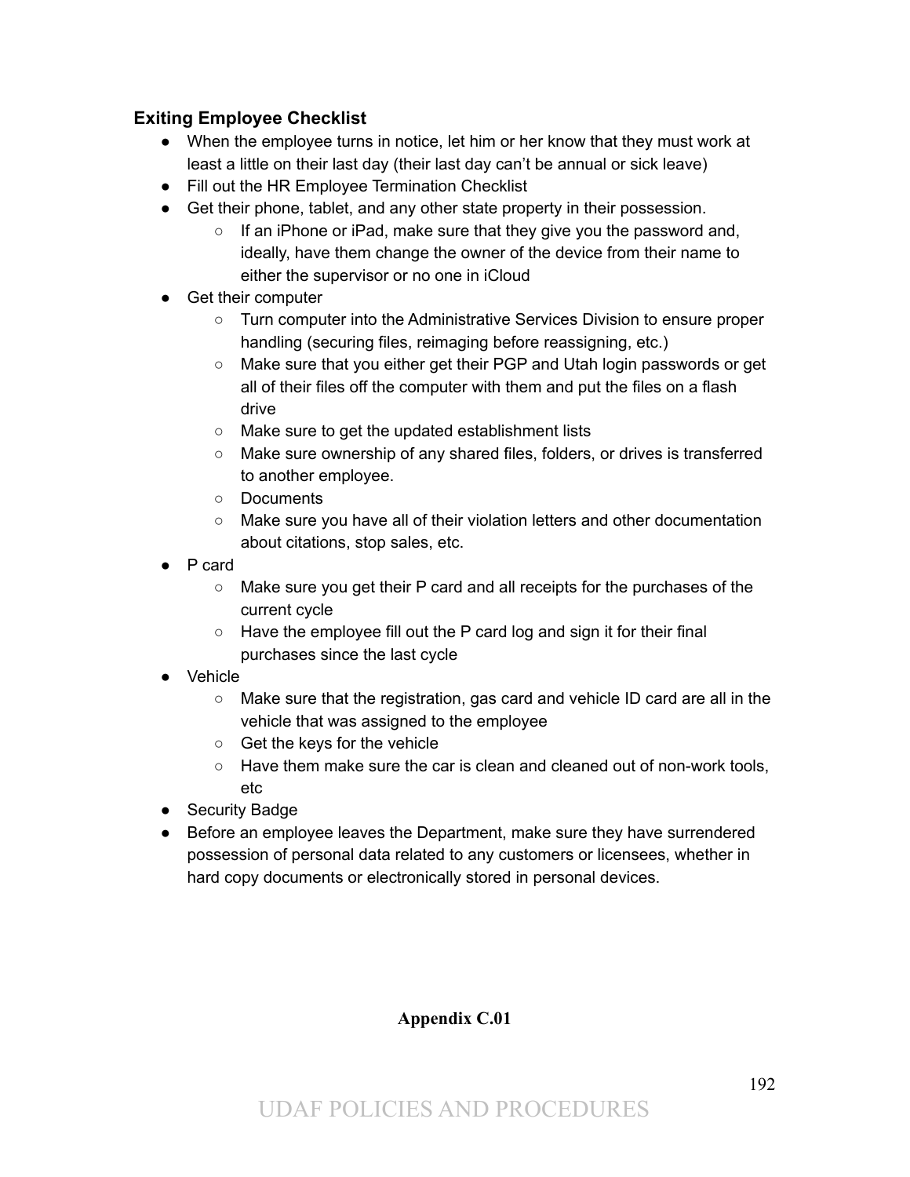### Exiting Employee Checklist

- When the employee turns in notice, let him or her know that they must work at least a little on their last day (their last day can't be annual or sick leave)
- Fill out the HR Employee Termination Checklist
- Get their phone, tablet, and any other state property in their possession.
    - If an iPhone or iPad, make sure that they give you the password and, ideally, have them change the owner of the device from their name to either the supervisor or no one in iCloud
- Get their computer
    - Turn computer into the Administrative Services Division to ensure proper handling (securing files, reimaging before reassigning, etc.)
    - Make sure that you either get their PGP and Utah login passwords or get all of their files off the computer with them and put the files on a flash drive
    - Make sure to get the updated establishment lists
    - Make sure ownership of any shared files, folders, or drives is transferred to another employee.
    - Documents
    - Make sure you have all of their violation letters and other documentation about citations, stop sales, etc.
- P card
    - Make sure you get their P card and all receipts for the purchases of the current cycle
    - Have the employee fill out the P card log and sign it for their final purchases since the last cycle
- Vehicle
    - Make sure that the registration, gas card and vehicle ID card are all in the vehicle that was assigned to the employee
    - Get the keys for the vehicle
    - Have them make sure the car is clean and cleaned out of non-work tools, etc
- Security Badge
- Before an employee leaves the Department, make sure they have surrendered possession of personal data related to any customers or licensees, whether in hard copy documents or electronically stored in personal devices.

**Appendix C.01**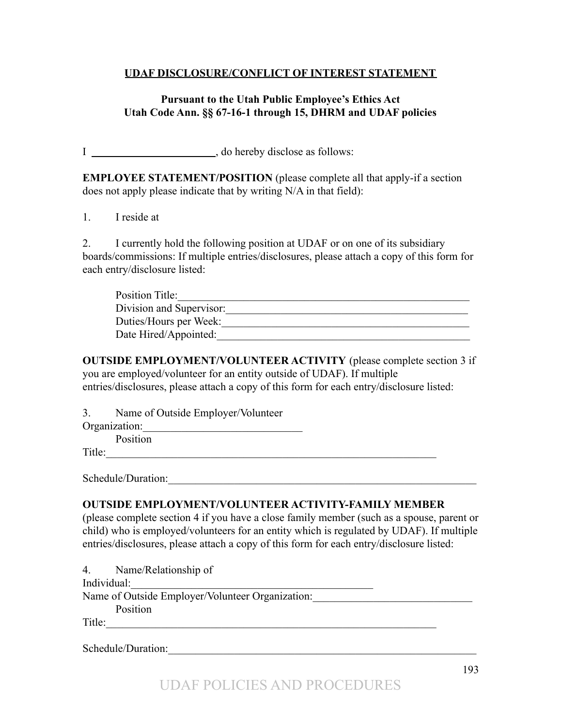**UDAF DISCLOSURE/CONFLICT OF INTEREST STATEMENT**

**Pursuant to the Utah Public Employee's Ethics Act**
**Utah Code Ann. §§ 67-16-1 through 15, DHRM and UDAF policies**

I ________________________, do hereby disclose as follows:

**EMPLOYEE STATEMENT/POSITION** (please complete all that apply-if a section does not apply please indicate that by writing N/A in that field):

1. I reside at

2. I currently hold the following position at UDAF or on one of its subsidiary boards/commissions: If multiple entries/disclosures, please attach a copy of this form for each entry/disclosure listed:

Position Title:________________________________________________________
Division and Supervisor:_______________________________________________
Duties/Hours per Week:________________________________________________
Date Hired/Appointed:_________________________________________________

**OUTSIDE EMPLOYMENT/VOLUNTEER ACTIVITY** (please complete section 3 if you are employed/volunteer for an entity outside of UDAF). If multiple entries/disclosures, please attach a copy of this form for each entry/disclosure listed:

3. Name of Outside Employer/Volunteer Organization:_____________________________
Position Title:_______________________________________________________________

Schedule/Duration:__________________________________________________________

**OUTSIDE EMPLOYMENT/VOLUNTEER ACTIVITY-FAMILY MEMBER** (please complete section 4 if you have a close family member (such as a spouse, parent or child) who is employed/volunteers for an entity which is regulated by UDAF). If multiple entries/disclosures, please attach a copy of this form for each entry/disclosure listed:

4. Name/Relationship of Individual:______________________________________________
Name of Outside Employer/Volunteer Organization:_____________________________
Position Title:_______________________________________________________________

Schedule/Duration:__________________________________________________________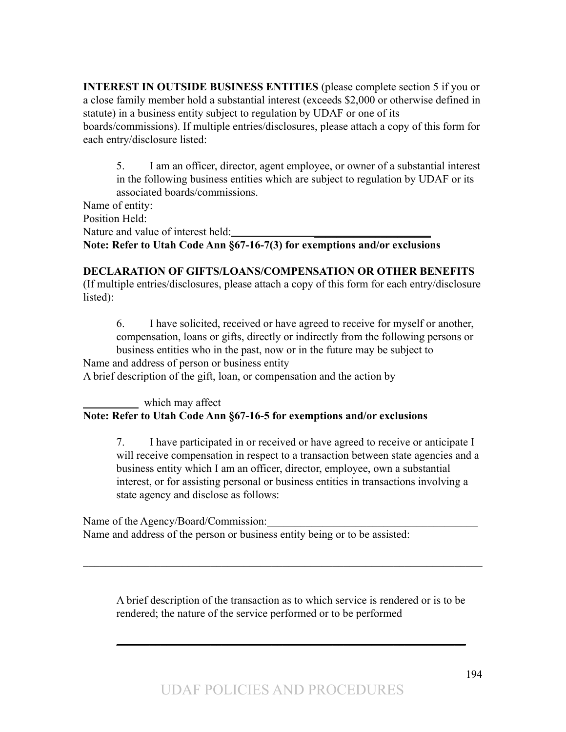**INTEREST IN OUTSIDE BUSINESS ENTITIES** (please complete section 5 if you or a close family member hold a substantial interest (exceeds $2,000 or otherwise defined in statute) in a business entity subject to regulation by UDAF or one of its boards/commissions). If multiple entries/disclosures, please attach a copy of this form for each entry/disclosure listed:

5. I am an officer, director, agent employee, or owner of a substantial interest in the following business entities which are subject to regulation by UDAF or its associated boards/commissions.

Name of entity:
Position Held:
Nature and value of interest held:______________________________________

**Note: Refer to Utah Code Ann §67-16-7(3) for exemptions and/or exclusions**

**DECLARATION OF GIFTS/LOANS/COMPENSATION OR OTHER BENEFITS** (If multiple entries/disclosures, please attach a copy of this form for each entry/disclosure listed):

6. I have solicited, received or have agreed to receive for myself or another, compensation, loans or gifts, directly or indirectly from the following persons or business entities who in the past, now or in the future may be subject to

Name and address of person or business entity
A brief description of the gift, loan, or compensation and the action by

__________ which may affect

**Note: Refer to Utah Code Ann §67-16-5 for exemptions and/or exclusions**

7. I have participated in or received or have agreed to receive or anticipate I will receive compensation in respect to a transaction between state agencies and a business entity which I am an officer, director, employee, own a substantial interest, or for assisting personal or business entities in transactions involving a state agency and disclose as follows:

Name of the Agency/Board/Commission:_______________________________________
Name and address of the person or business entity being or to be assisted:

_______________________________________________________________________________

A brief description of the transaction as to which service is rendered or is to be rendered; the nature of the service performed or to be performed

_______________________________________________________________________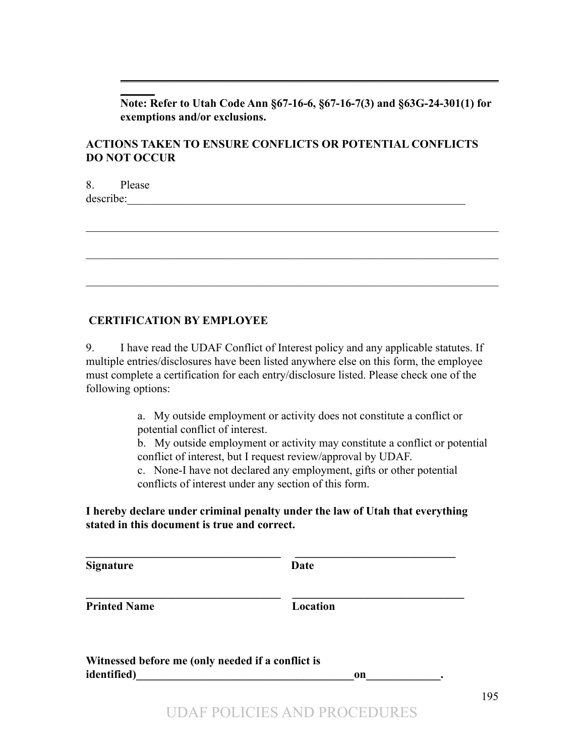**Note: Refer to Utah Code Ann §67-16-6, §67-16-7(3) and §63G-24-301(1) for exemptions and/or exclusions.**

**ACTIONS TAKEN TO ENSURE CONFLICTS OR POTENTIAL CONFLICTS DO NOT OCCUR**

8. Please describe:_______________________________________________________________

_____________________________________________________________________________

_____________________________________________________________________________

_____________________________________________________________________________

**CERTIFICATION BY EMPLOYEE**

9. I have read the UDAF Conflict of Interest policy and any applicable statutes. If multiple entries/disclosures have been listed anywhere else on this form, the employee must complete a certification for each entry/disclosure listed. Please check one of the following options:

a. My outside employment or activity does not constitute a conflict or potential conflict of interest.
b. My outside employment or activity may constitute a conflict or potential conflict of interest, but I request review/approval by UDAF.
c. None-I have not declared any employment, gifts or other potential conflicts of interest under any section of this form.

**I hereby declare under criminal penalty under the law of Utah that everything stated in this document is true and correct.**

**____________________________________ ____________________________**
**Signature Date**

**____________________________________ ______________________________**
**Printed Name Location**

**Witnessed before me (only needed if a conflict is identified)________________________________________on_____________.**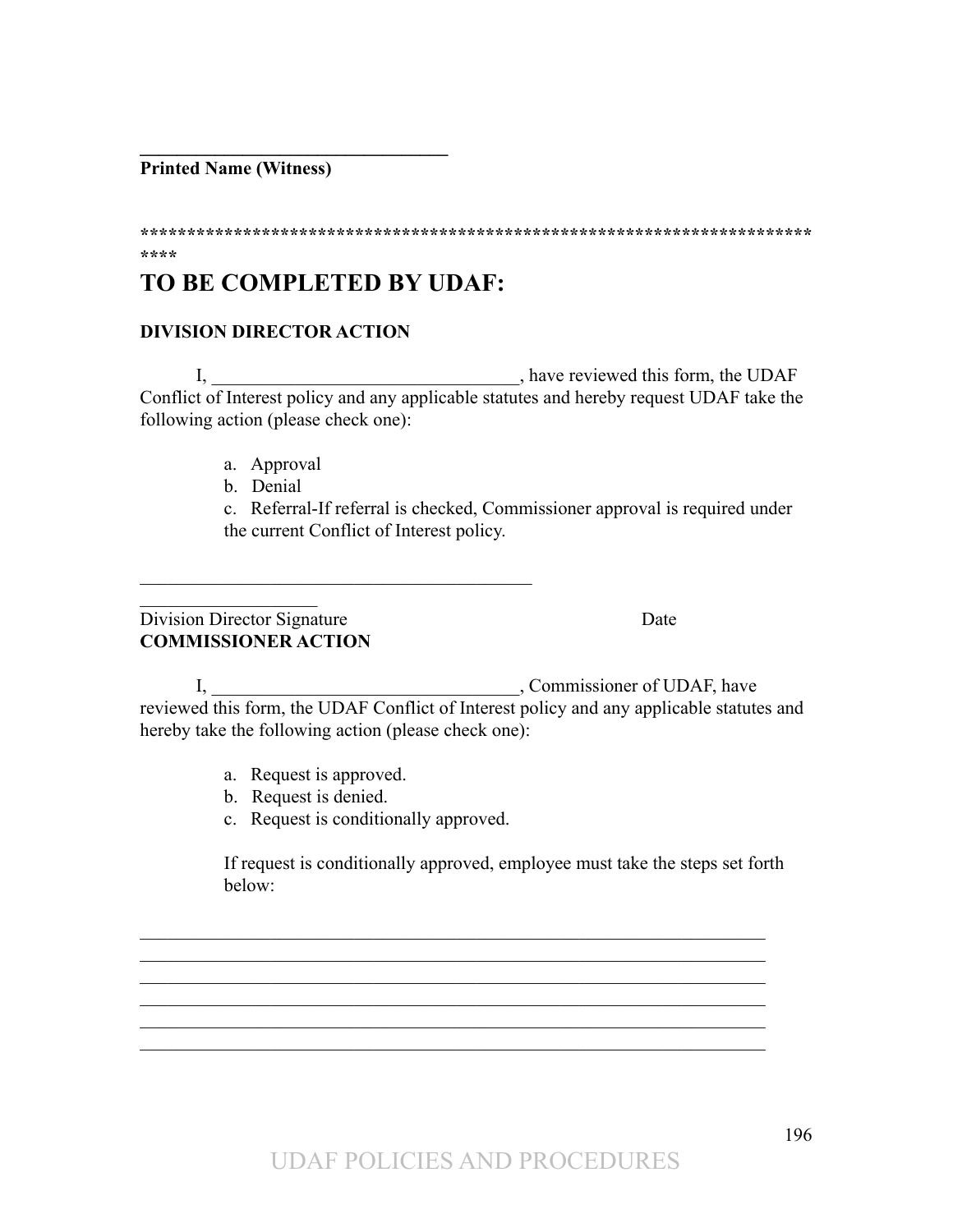\_\_\_\_\_\_\_\_\_\_\_\_\_\_\_\_\_\_\_\_\_\_\_\_\_\_\_\_\_\_\_\_\_\_

**Printed Name (Witness)**

**************************************************************************

# TO BE COMPLETED BY UDAF:

**DIVISION DIRECTOR ACTION**

I, \_\_\_\_\_\_\_\_\_\_\_\_\_\_\_\_\_\_\_\_\_\_\_\_\_\_\_\_\_\_\_\_\_\_, have reviewed this form, the UDAF Conflict of Interest policy and any applicable statutes and hereby request UDAF take the following action (please check one):

a. Approval
b. Denial
c. Referral-If referral is checked, Commissioner approval is required under the current Conflict of Interest policy.

\_\_\_\_\_\_\_\_\_\_\_\_\_\_\_\_\_\_\_\_\_\_\_\_\_\_\_\_\_\_\_\_\_\_\_\_\_\_\_\_\_\_\_\_\_\_\_\_\_\_\_\_\_\_\_\_\_\_\_\_\_\_\_

Division Director Signature Date

**COMMISSIONER ACTION**

I, \_\_\_\_\_\_\_\_\_\_\_\_\_\_\_\_\_\_\_\_\_\_\_\_\_\_\_\_\_\_\_\_\_\_, Commissioner of UDAF, have reviewed this form, the UDAF Conflict of Interest policy and any applicable statutes and hereby take the following action (please check one):

a. Request is approved.
b. Request is denied.
c. Request is conditionally approved.

If request is conditionally approved, employee must take the steps set forth below:

\_\_\_\_\_\_\_\_\_\_\_\_\_\_\_\_\_\_\_\_\_\_\_\_\_\_\_\_\_\_\_\_\_\_\_\_\_\_\_\_\_\_\_\_\_\_\_\_\_\_\_\_\_\_\_\_\_\_\_\_\_\_\_\_\_\_\_\_
\_\_\_\_\_\_\_\_\_\_\_\_\_\_\_\_\_\_\_\_\_\_\_\_\_\_\_\_\_\_\_\_\_\_\_\_\_\_\_\_\_\_\_\_\_\_\_\_\_\_\_\_\_\_\_\_\_\_\_\_\_\_\_\_\_\_\_\_
\_\_\_\_\_\_\_\_\_\_\_\_\_\_\_\_\_\_\_\_\_\_\_\_\_\_\_\_\_\_\_\_\_\_\_\_\_\_\_\_\_\_\_\_\_\_\_\_\_\_\_\_\_\_\_\_\_\_\_\_\_\_\_\_\_\_\_\_
\_\_\_\_\_\_\_\_\_\_\_\_\_\_\_\_\_\_\_\_\_\_\_\_\_\_\_\_\_\_\_\_\_\_\_\_\_\_\_\_\_\_\_\_\_\_\_\_\_\_\_\_\_\_\_\_\_\_\_\_\_\_\_\_\_\_\_\_
\_\_\_\_\_\_\_\_\_\_\_\_\_\_\_\_\_\_\_\_\_\_\_\_\_\_\_\_\_\_\_\_\_\_\_\_\_\_\_\_\_\_\_\_\_\_\_\_\_\_\_\_\_\_\_\_\_\_\_\_\_\_\_\_\_\_\_\_
\_\_\_\_\_\_\_\_\_\_\_\_\_\_\_\_\_\_\_\_\_\_\_\_\_\_\_\_\_\_\_\_\_\_\_\_\_\_\_\_\_\_\_\_\_\_\_\_\_\_\_\_\_\_\_\_\_\_\_\_\_\_\_\_\_\_\_\_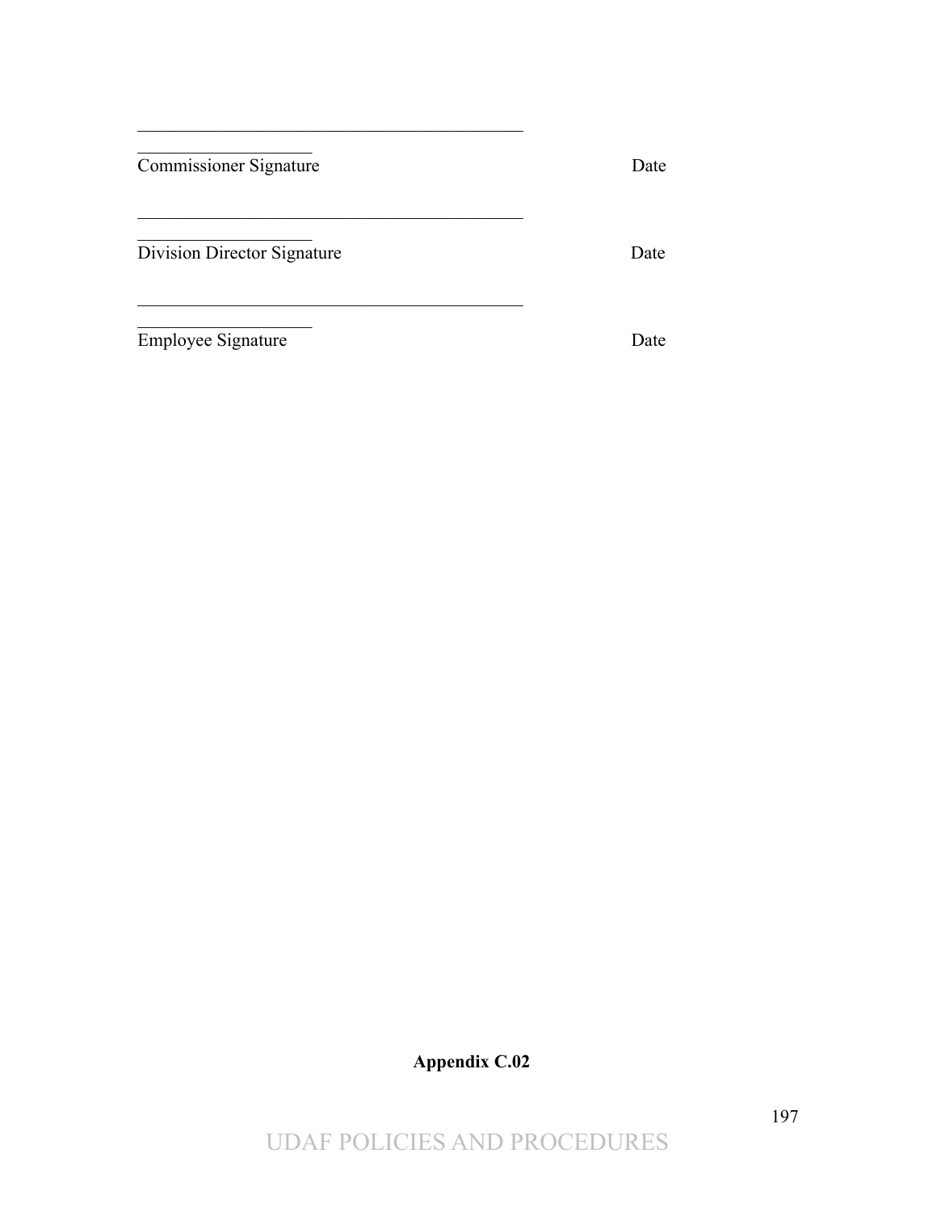\_\_\_\_\_\_\_\_\_\_\_\_\_\_\_\_\_\_\_\_\_\_\_\_\_\_\_\_\_\_\_\_\_\_\_\_\_\_\_\_\_\_\_\_\_\_\_\_\_\_\_\_\_\_\_\_\_\_\_\_\_\_\_\_\_\_\_\_\_\_\_\_\_\_\_\_\_\_\_\_\_\_\_

Commissioner Signature                                                 Date

\_\_\_\_\_\_\_\_\_\_\_\_\_\_\_\_\_\_\_\_\_\_\_\_\_\_\_\_\_\_\_\_\_\_\_\_\_\_\_\_\_\_\_\_\_\_\_\_\_\_\_\_\_\_\_\_\_\_\_\_\_\_\_\_\_\_\_\_\_\_\_\_\_\_\_\_\_\_\_\_\_\_\_

Division Director Signature                                            Date

\_\_\_\_\_\_\_\_\_\_\_\_\_\_\_\_\_\_\_\_\_\_\_\_\_\_\_\_\_\_\_\_\_\_\_\_\_\_\_\_\_\_\_\_\_\_\_\_\_\_\_\_\_\_\_\_\_\_\_\_\_\_\_\_\_\_\_\_\_\_\_\_\_\_\_\_\_\_\_\_\_\_\_

Employee Signature                                                      Date

**Appendix C.02**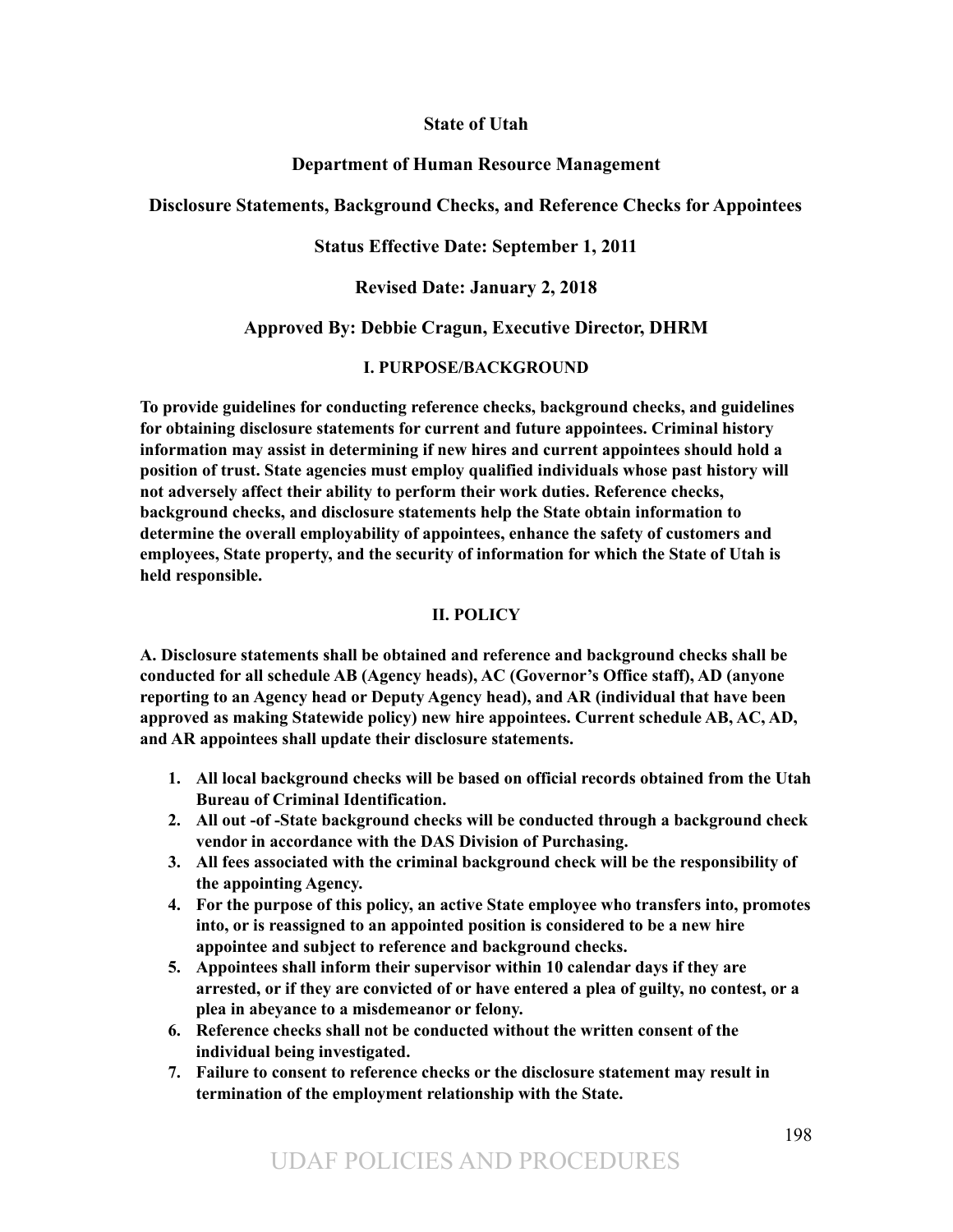**State of Utah**

**Department of Human Resource Management**

**Disclosure Statements, Background Checks, and Reference Checks for Appointees**

**Status Effective Date: September 1, 2011**

**Revised Date: January 2, 2018**

**Approved By: Debbie Cragun, Executive Director, DHRM**

## I. PURPOSE/BACKGROUND

**To provide guidelines for conducting reference checks, background checks, and guidelines for obtaining disclosure statements for current and future appointees. Criminal history information may assist in determining if new hires and current appointees should hold a position of trust. State agencies must employ qualified individuals whose past history will not adversely affect their ability to perform their work duties. Reference checks, background checks, and disclosure statements help the State obtain information to determine the overall employability of appointees, enhance the safety of customers and employees, State property, and the security of information for which the State of Utah is held responsible.**

## II. POLICY

**A. Disclosure statements shall be obtained and reference and background checks shall be conducted for all schedule AB (Agency heads), AC (Governor's Office staff), AD (anyone reporting to an Agency head or Deputy Agency head), and AR (individual that have been approved as making Statewide policy) new hire appointees. Current schedule AB, AC, AD, and AR appointees shall update their disclosure statements.**

1. **All local background checks will be based on official records obtained from the Utah Bureau of Criminal Identification.**
2. **All out -of -State background checks will be conducted through a background check vendor in accordance with the DAS Division of Purchasing.**
3. **All fees associated with the criminal background check will be the responsibility of the appointing Agency.**
4. **For the purpose of this policy, an active State employee who transfers into, promotes into, or is reassigned to an appointed position is considered to be a new hire appointee and subject to reference and background checks.**
5. **Appointees shall inform their supervisor within 10 calendar days if they are arrested, or if they are convicted of or have entered a plea of guilty, no contest, or a plea in abeyance to a misdemeanor or felony.**
6. **Reference checks shall not be conducted without the written consent of the individual being investigated.**
7. **Failure to consent to reference checks or the disclosure statement may result in termination of the employment relationship with the State.**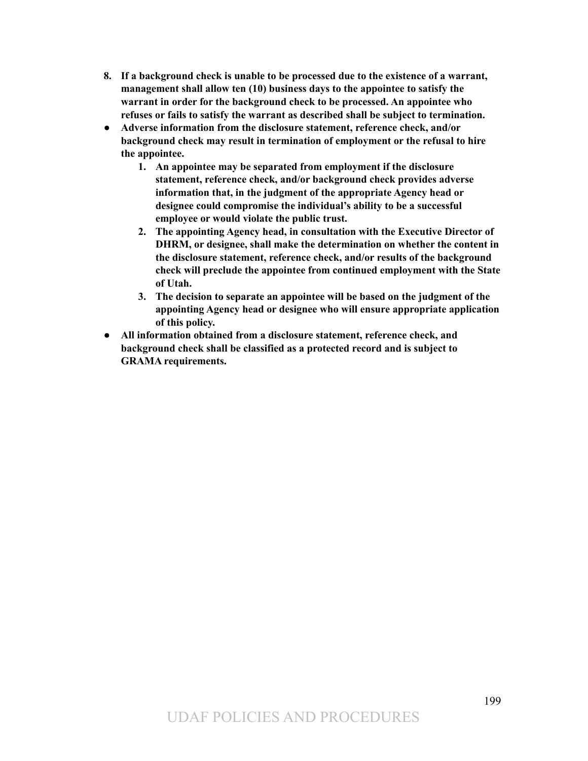8. **If a background check is unable to be processed due to the existence of a warrant, management shall allow ten (10) business days to the appointee to satisfy the warrant in order for the background check to be processed. An appointee who refuses or fails to satisfy the warrant as described shall be subject to termination.**

- **Adverse information from the disclosure statement, reference check, and/or background check may result in termination of employment or the refusal to hire the appointee.**
    1. **An appointee may be separated from employment if the disclosure statement, reference check, and/or background check provides adverse information that, in the judgment of the appropriate Agency head or designee could compromise the individual's ability to be a successful employee or would violate the public trust.**
    2. **The appointing Agency head, in consultation with the Executive Director of DHRM, or designee, shall make the determination on whether the content in the disclosure statement, reference check, and/or results of the background check will preclude the appointee from continued employment with the State of Utah.**
    3. **The decision to separate an appointee will be based on the judgment of the appointing Agency head or designee who will ensure appropriate application of this policy.**
- **All information obtained from a disclosure statement, reference check, and background check shall be classified as a protected record and is subject to GRAMA requirements.**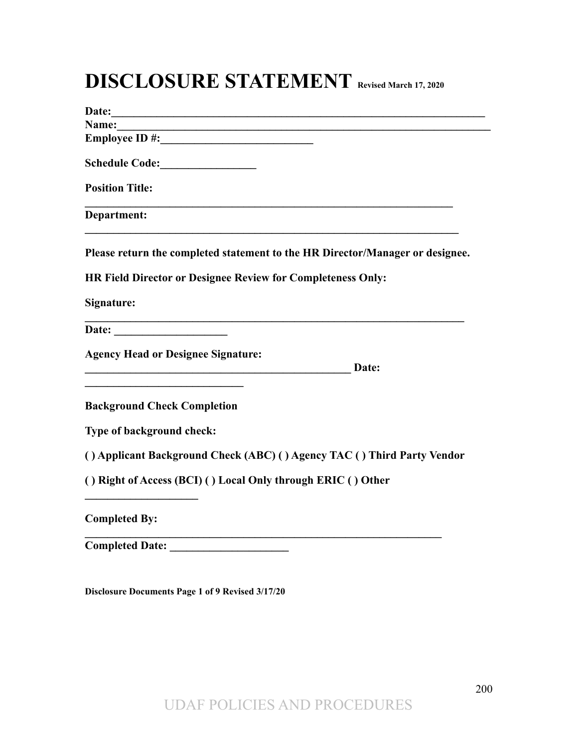# DISCLOSURE STATEMENT Revised March 17, 2020

**Date:**___________________________________________________________________
**Name:**___________________________________________________________________
**Employee ID #:**___________________________

**Schedule Code:**_________________

**Position Title:**

**_____________________________________________________________________**

**Department:**

**_____________________________________________________________________**

**Please return the completed statement to the HR Director/Manager or designee.**

**HR Field Director or Designee Review for Completeness Only:**

**Signature:**

**_____________________________________________________________________**

**Date:** ____________________

**Agency Head or Designee Signature:**
**_________________________________________________ Date:**
**____________________________**

**Background Check Completion**

**Type of background check:**

**( ) Applicant Background Check (ABC) ( ) Agency TAC ( ) Third Party Vendor**

**( ) Right of Access (BCI) ( ) Local Only through ERIC ( ) Other**
**____________________**

**Completed By:**

**_________________________________________________________________**
**Completed Date:** _____________________

**Disclosure Documents Page 1 of 9 Revised 3/17/20**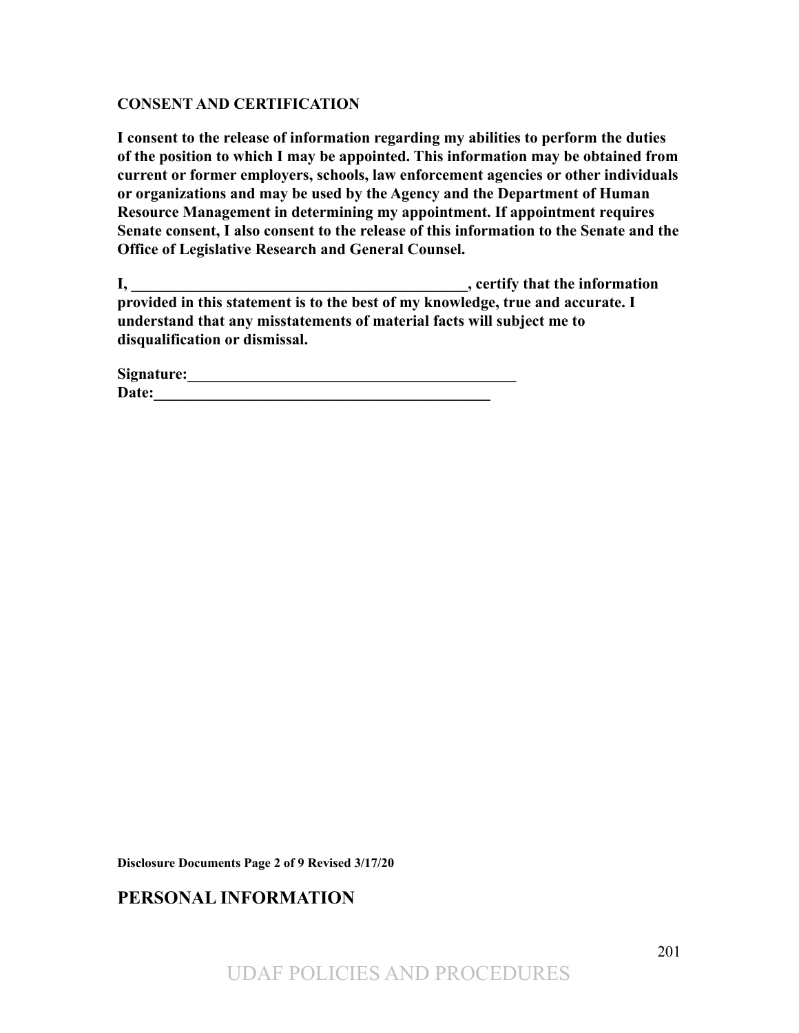**CONSENT AND CERTIFICATION**

**I consent to the release of information regarding my abilities to perform the duties of the position to which I may be appointed. This information may be obtained from current or former employers, schools, law enforcement agencies or other individuals or organizations and may be used by the Agency and the Department of Human Resource Management in determining my appointment. If appointment requires Senate consent, I also consent to the release of this information to the Senate and the Office of Legislative Research and General Counsel.**

**I, _____________________________________________, certify that the information provided in this statement is to the best of my knowledge, true and accurate. I understand that any misstatements of material facts will subject me to disqualification or dismissal.**

**Signature:___________________________________________**
**Date:_____________________________________________**

**Disclosure Documents Page 2 of 9 Revised 3/17/20**

## PERSONAL INFORMATION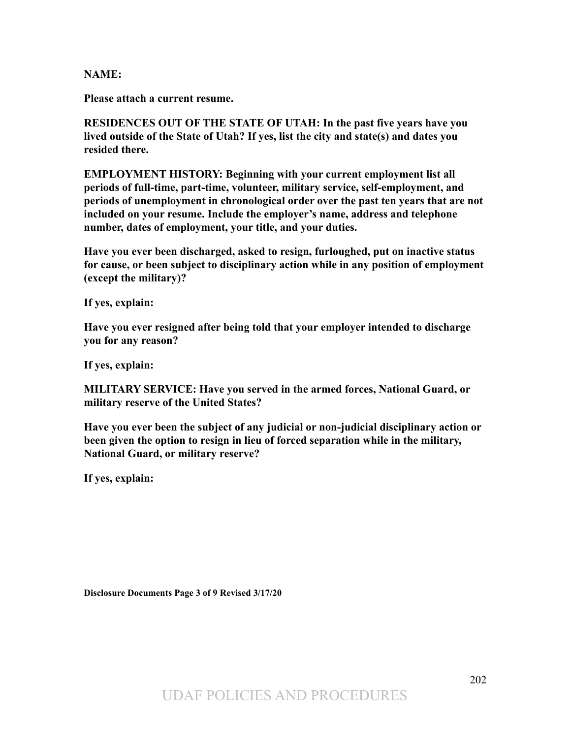**NAME:**

**Please attach a current resume.**

**RESIDENCES OUT OF THE STATE OF UTAH: In the past five years have you lived outside of the State of Utah? If yes, list the city and state(s) and dates you resided there.**

**EMPLOYMENT HISTORY: Beginning with your current employment list all periods of full-time, part-time, volunteer, military service, self-employment, and periods of unemployment in chronological order over the past ten years that are not included on your resume. Include the employer's name, address and telephone number, dates of employment, your title, and your duties.**

**Have you ever been discharged, asked to resign, furloughed, put on inactive status for cause, or been subject to disciplinary action while in any position of employment (except the military)?**

**If yes, explain:**

**Have you ever resigned after being told that your employer intended to discharge you for any reason?**

**If yes, explain:**

**MILITARY SERVICE: Have you served in the armed forces, National Guard, or military reserve of the United States?**

**Have you ever been the subject of any judicial or non-judicial disciplinary action or been given the option to resign in lieu of forced separation while in the military, National Guard, or military reserve?**

**If yes, explain:**

**Disclosure Documents Page 3 of 9 Revised 3/17/20**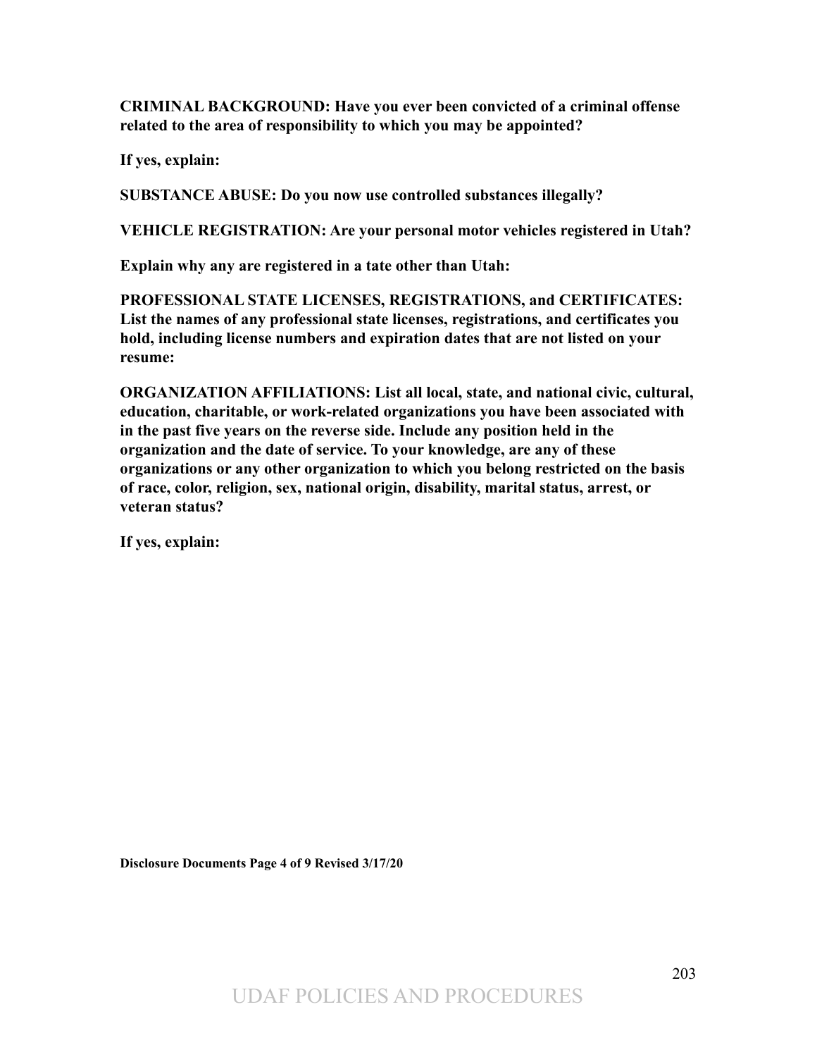**CRIMINAL BACKGROUND: Have you ever been convicted of a criminal offense related to the area of responsibility to which you may be appointed?**

**If yes, explain:**

**SUBSTANCE ABUSE: Do you now use controlled substances illegally?**

**VEHICLE REGISTRATION: Are your personal motor vehicles registered in Utah?**

**Explain why any are registered in a tate other than Utah:**

**PROFESSIONAL STATE LICENSES, REGISTRATIONS, and CERTIFICATES: List the names of any professional state licenses, registrations, and certificates you hold, including license numbers and expiration dates that are not listed on your resume:**

**ORGANIZATION AFFILIATIONS: List all local, state, and national civic, cultural, education, charitable, or work-related organizations you have been associated with in the past five years on the reverse side. Include any position held in the organization and the date of service. To your knowledge, are any of these organizations or any other organization to which you belong restricted on the basis of race, color, religion, sex, national origin, disability, marital status, arrest, or veteran status?**

**If yes, explain:**

**Disclosure Documents Page 4 of 9 Revised 3/17/20**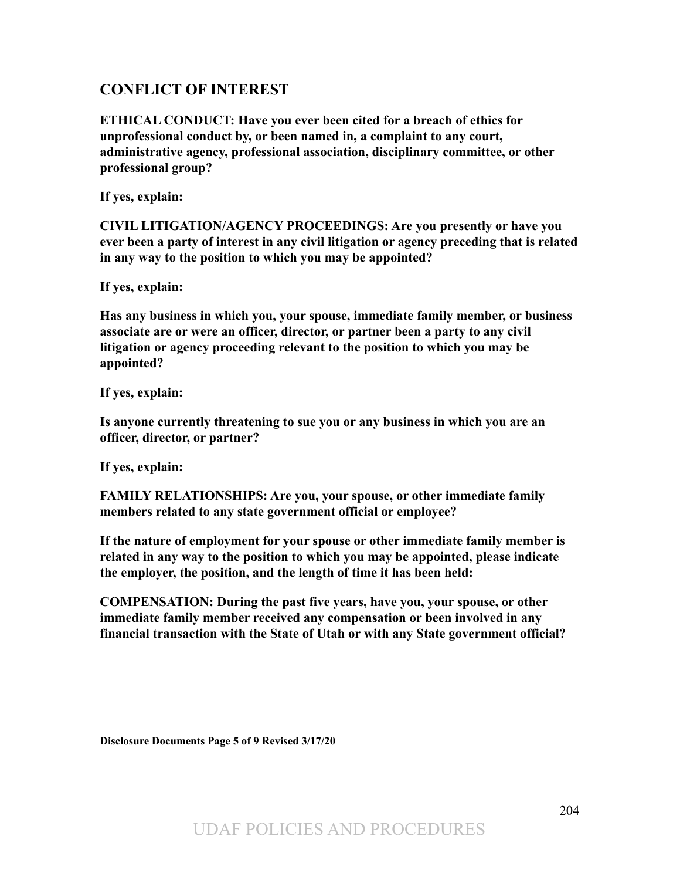## CONFLICT OF INTEREST

**ETHICAL CONDUCT: Have you ever been cited for a breach of ethics for unprofessional conduct by, or been named in, a complaint to any court, administrative agency, professional association, disciplinary committee, or other professional group?**

**If yes, explain:**

**CIVIL LITIGATION/AGENCY PROCEEDINGS: Are you presently or have you ever been a party of interest in any civil litigation or agency preceding that is related in any way to the position to which you may be appointed?**

**If yes, explain:**

**Has any business in which you, your spouse, immediate family member, or business associate are or were an officer, director, or partner been a party to any civil litigation or agency proceeding relevant to the position to which you may be appointed?**

**If yes, explain:**

**Is anyone currently threatening to sue you or any business in which you are an officer, director, or partner?**

**If yes, explain:**

**FAMILY RELATIONSHIPS: Are you, your spouse, or other immediate family members related to any state government official or employee?**

**If the nature of employment for your spouse or other immediate family member is related in any way to the position to which you may be appointed, please indicate the employer, the position, and the length of time it has been held:**

**COMPENSATION: During the past five years, have you, your spouse, or other immediate family member received any compensation or been involved in any financial transaction with the State of Utah or with any State government official?**

**Disclosure Documents Page 5 of 9 Revised 3/17/20**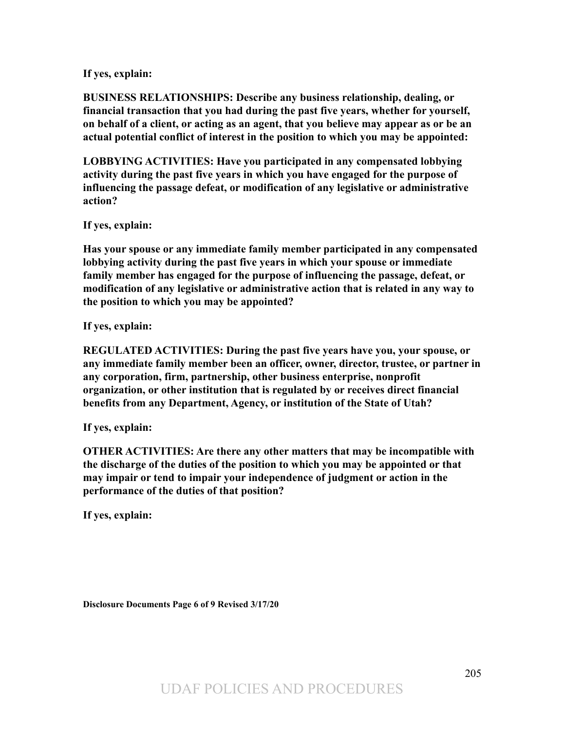**If yes, explain:**

**BUSINESS RELATIONSHIPS: Describe any business relationship, dealing, or financial transaction that you had during the past five years, whether for yourself, on behalf of a client, or acting as an agent, that you believe may appear as or be an actual potential conflict of interest in the position to which you may be appointed:**

**LOBBYING ACTIVITIES: Have you participated in any compensated lobbying activity during the past five years in which you have engaged for the purpose of influencing the passage defeat, or modification of any legislative or administrative action?**

**If yes, explain:**

**Has your spouse or any immediate family member participated in any compensated lobbying activity during the past five years in which your spouse or immediate family member has engaged for the purpose of influencing the passage, defeat, or modification of any legislative or administrative action that is related in any way to the position to which you may be appointed?**

**If yes, explain:**

**REGULATED ACTIVITIES: During the past five years have you, your spouse, or any immediate family member been an officer, owner, director, trustee, or partner in any corporation, firm, partnership, other business enterprise, nonprofit organization, or other institution that is regulated by or receives direct financial benefits from any Department, Agency, or institution of the State of Utah?**

**If yes, explain:**

**OTHER ACTIVITIES: Are there any other matters that may be incompatible with the discharge of the duties of the position to which you may be appointed or that may impair or tend to impair your independence of judgment or action in the performance of the duties of that position?**

**If yes, explain:**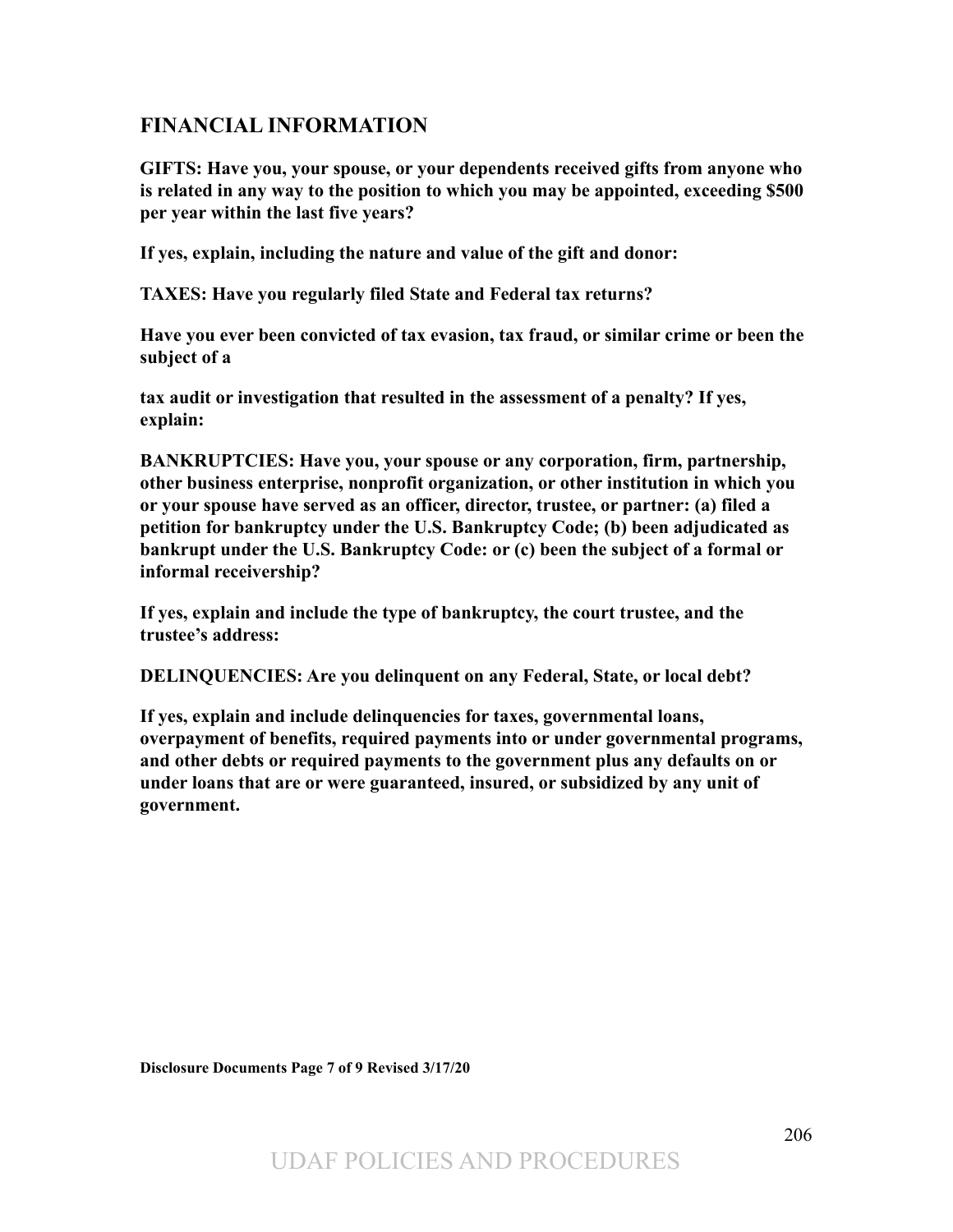## FINANCIAL INFORMATION

**GIFTS: Have you, your spouse, or your dependents received gifts from anyone who is related in any way to the position to which you may be appointed, exceeding $500 per year within the last five years?**

**If yes, explain, including the nature and value of the gift and donor:**

**TAXES: Have you regularly filed State and Federal tax returns?**

**Have you ever been convicted of tax evasion, tax fraud, or similar crime or been the subject of a**

**tax audit or investigation that resulted in the assessment of a penalty? If yes, explain:**

**BANKRUPTCIES: Have you, your spouse or any corporation, firm, partnership, other business enterprise, nonprofit organization, or other institution in which you or your spouse have served as an officer, director, trustee, or partner: (a) filed a petition for bankruptcy under the U.S. Bankruptcy Code; (b) been adjudicated as bankrupt under the U.S. Bankruptcy Code: or (c) been the subject of a formal or informal receivership?**

**If yes, explain and include the type of bankruptcy, the court trustee, and the trustee's address:**

**DELINQUENCIES: Are you delinquent on any Federal, State, or local debt?**

**If yes, explain and include delinquencies for taxes, governmental loans, overpayment of benefits, required payments into or under governmental programs, and other debts or required payments to the government plus any defaults on or under loans that are or were guaranteed, insured, or subsidized by any unit of government.**

**Disclosure Documents Page 7 of 9 Revised 3/17/20**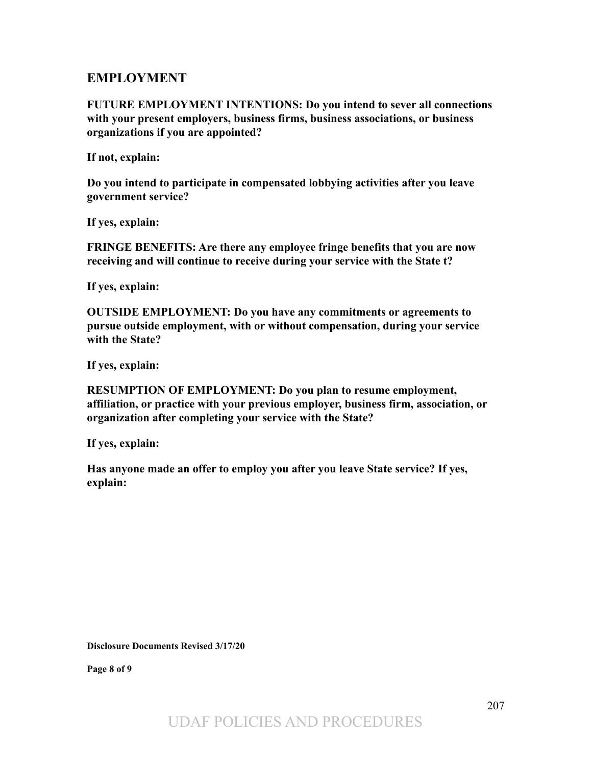## EMPLOYMENT

**FUTURE EMPLOYMENT INTENTIONS: Do you intend to sever all connections with your present employers, business firms, business associations, or business organizations if you are appointed?**

**If not, explain:**

**Do you intend to participate in compensated lobbying activities after you leave government service?**

**If yes, explain:**

**FRINGE BENEFITS: Are there any employee fringe benefits that you are now receiving and will continue to receive during your service with the State t?**

**If yes, explain:**

**OUTSIDE EMPLOYMENT: Do you have any commitments or agreements to pursue outside employment, with or without compensation, during your service with the State?**

**If yes, explain:**

**RESUMPTION OF EMPLOYMENT: Do you plan to resume employment, affiliation, or practice with your previous employer, business firm, association, or organization after completing your service with the State?**

**If yes, explain:**

**Has anyone made an offer to employ you after you leave State service? If yes, explain:**

**Disclosure Documents Revised 3/17/20**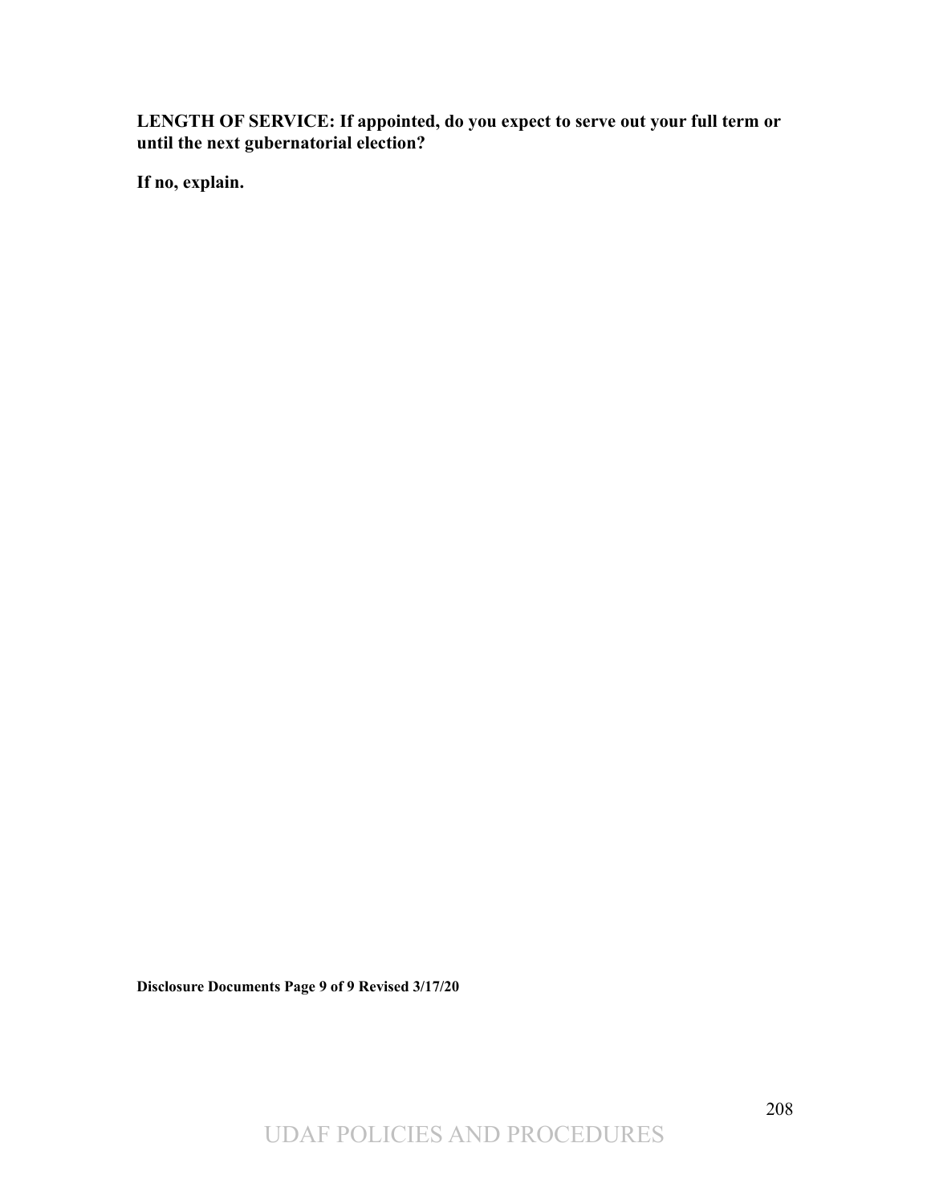**LENGTH OF SERVICE: If appointed, do you expect to serve out your full term or until the next gubernatorial election?**

**If no, explain.**

**Disclosure Documents Page 9 of 9 Revised 3/17/20**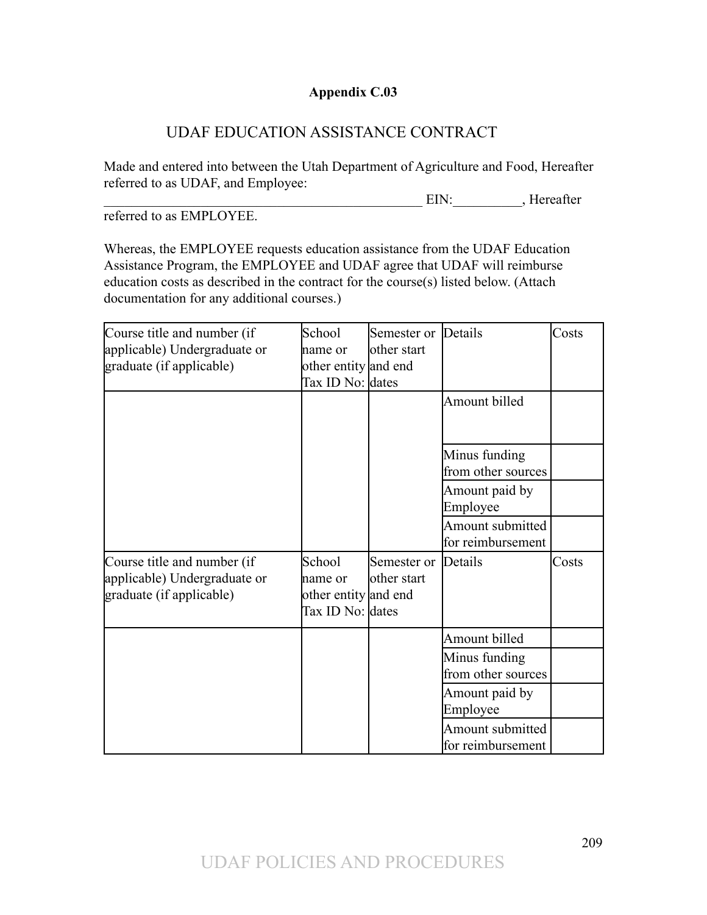**Appendix C.03**

# UDAF EDUCATION ASSISTANCE CONTRACT

Made and entered into between the Utah Department of Agriculture and Food, Hereafter referred to as UDAF, and Employee:
______________________________________________ EIN:__________, Hereafter referred to as EMPLOYEE.

Whereas, the EMPLOYEE requests education assistance from the UDAF Education Assistance Program, the EMPLOYEE and UDAF agree that UDAF will reimburse education costs as described in the contract for the course(s) listed below. (Attach documentation for any additional courses.)

| Course title and number (if applicable) Undergraduate or graduate (if applicable) | School name or other entity Tax ID No: | Semester or other start and end dates | Details | Costs |
|---|---|---|---|---|
| | | | Amount billed | |
| | | | Minus funding from other sources | |
| | | | Amount paid by Employee | |
| | | | Amount submitted for reimbursement | |
| Course title and number (if applicable) Undergraduate or graduate (if applicable) | School name or other entity Tax ID No: | Semester or other start and end dates | Details | Costs |
| | | | Amount billed | |
| | | | Minus funding from other sources | |
| | | | Amount paid by Employee | |
| | | | Amount submitted for reimbursement | |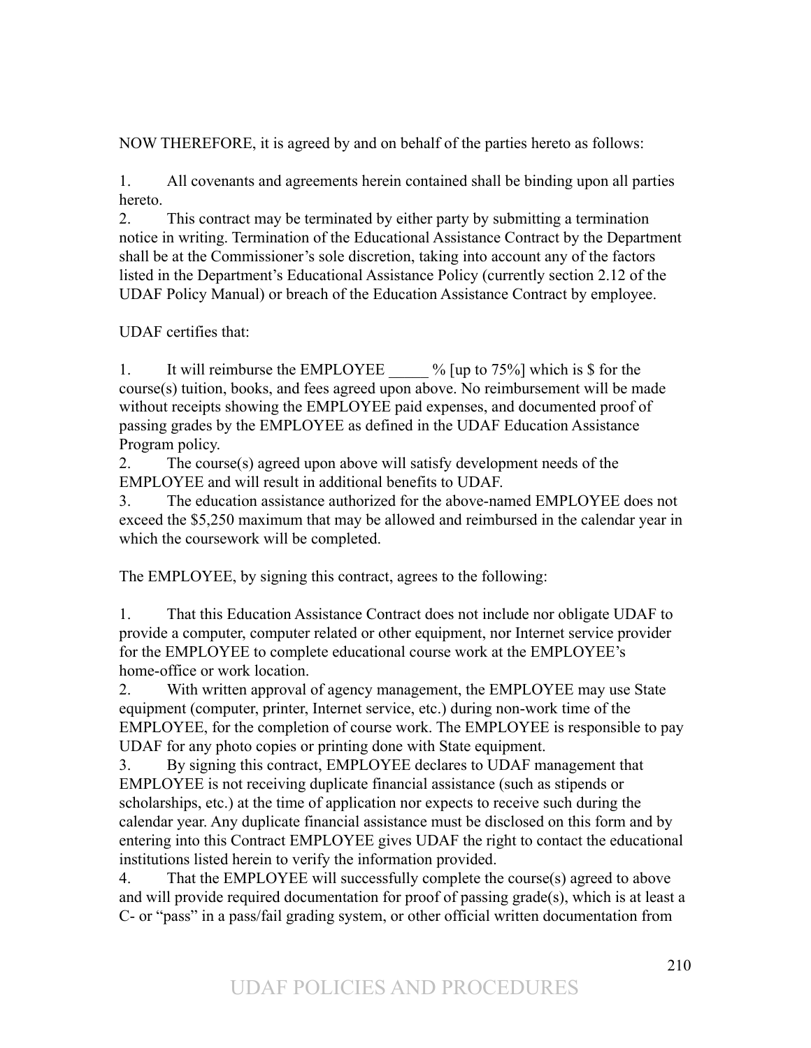NOW THEREFORE, it is agreed by and on behalf of the parties hereto as follows:

1. All covenants and agreements herein contained shall be binding upon all parties hereto.
2. This contract may be terminated by either party by submitting a termination notice in writing. Termination of the Educational Assistance Contract by the Department shall be at the Commissioner's sole discretion, taking into account any of the factors listed in the Department's Educational Assistance Policy (currently section 2.12 of the UDAF Policy Manual) or breach of the Education Assistance Contract by employee.

UDAF certifies that:

1. It will reimburse the EMPLOYEE _____ % [up to 75%] which is $ for the course(s) tuition, books, and fees agreed upon above. No reimbursement will be made without receipts showing the EMPLOYEE paid expenses, and documented proof of passing grades by the EMPLOYEE as defined in the UDAF Education Assistance Program policy.
2. The course(s) agreed upon above will satisfy development needs of the EMPLOYEE and will result in additional benefits to UDAF.
3. The education assistance authorized for the above-named EMPLOYEE does not exceed the $5,250 maximum that may be allowed and reimbursed in the calendar year in which the coursework will be completed.

The EMPLOYEE, by signing this contract, agrees to the following:

1. That this Education Assistance Contract does not include nor obligate UDAF to provide a computer, computer related or other equipment, nor Internet service provider for the EMPLOYEE to complete educational course work at the EMPLOYEE's home-office or work location.
2. With written approval of agency management, the EMPLOYEE may use State equipment (computer, printer, Internet service, etc.) during non-work time of the EMPLOYEE, for the completion of course work. The EMPLOYEE is responsible to pay UDAF for any photo copies or printing done with State equipment.
3. By signing this contract, EMPLOYEE declares to UDAF management that EMPLOYEE is not receiving duplicate financial assistance (such as stipends or scholarships, etc.) at the time of application nor expects to receive such during the calendar year. Any duplicate financial assistance must be disclosed on this form and by entering into this Contract EMPLOYEE gives UDAF the right to contact the educational institutions listed herein to verify the information provided.
4. That the EMPLOYEE will successfully complete the course(s) agreed to above and will provide required documentation for proof of passing grade(s), which is at least a C- or "pass" in a pass/fail grading system, or other official written documentation from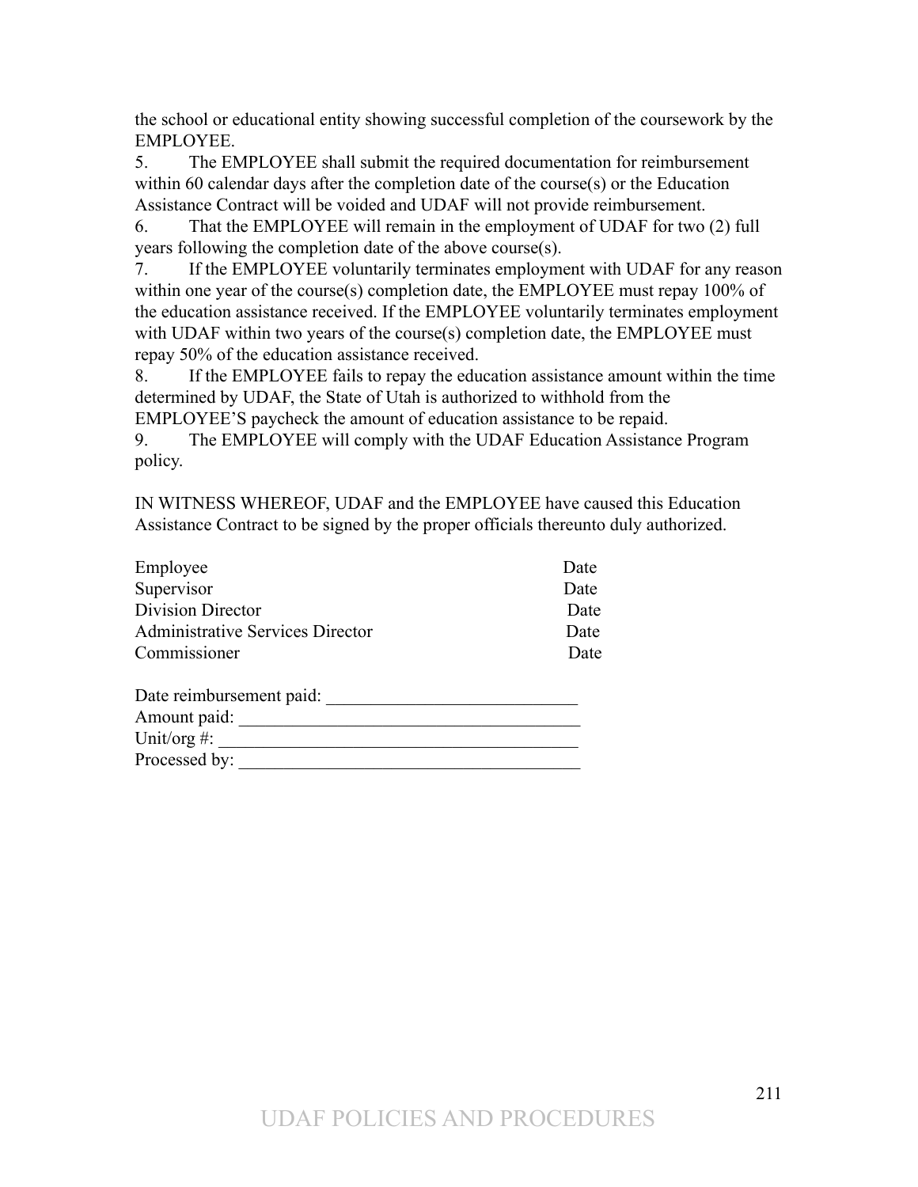the school or educational entity showing successful completion of the coursework by the EMPLOYEE.

5. The EMPLOYEE shall submit the required documentation for reimbursement within 60 calendar days after the completion date of the course(s) or the Education Assistance Contract will be voided and UDAF will not provide reimbursement.

6. That the EMPLOYEE will remain in the employment of UDAF for two (2) full years following the completion date of the above course(s).

7. If the EMPLOYEE voluntarily terminates employment with UDAF for any reason within one year of the course(s) completion date, the EMPLOYEE must repay 100% of the education assistance received. If the EMPLOYEE voluntarily terminates employment with UDAF within two years of the course(s) completion date, the EMPLOYEE must repay 50% of the education assistance received.

8. If the EMPLOYEE fails to repay the education assistance amount within the time determined by UDAF, the State of Utah is authorized to withhold from the EMPLOYEE'S paycheck the amount of education assistance to be repaid.

9. The EMPLOYEE will comply with the UDAF Education Assistance Program policy.

IN WITNESS WHEREOF, UDAF and the EMPLOYEE have caused this Education Assistance Contract to be signed by the proper officials thereunto duly authorized.

| | |
|---|---|
| Employee | Date |
| Supervisor | Date |
| Division Director | Date |
| Administrative Services Director | Date |
| Commissioner | Date |

Date reimbursement paid: ___________________________

Amount paid: _____________________________________

Unit/org #: _______________________________________

Processed by: _____________________________________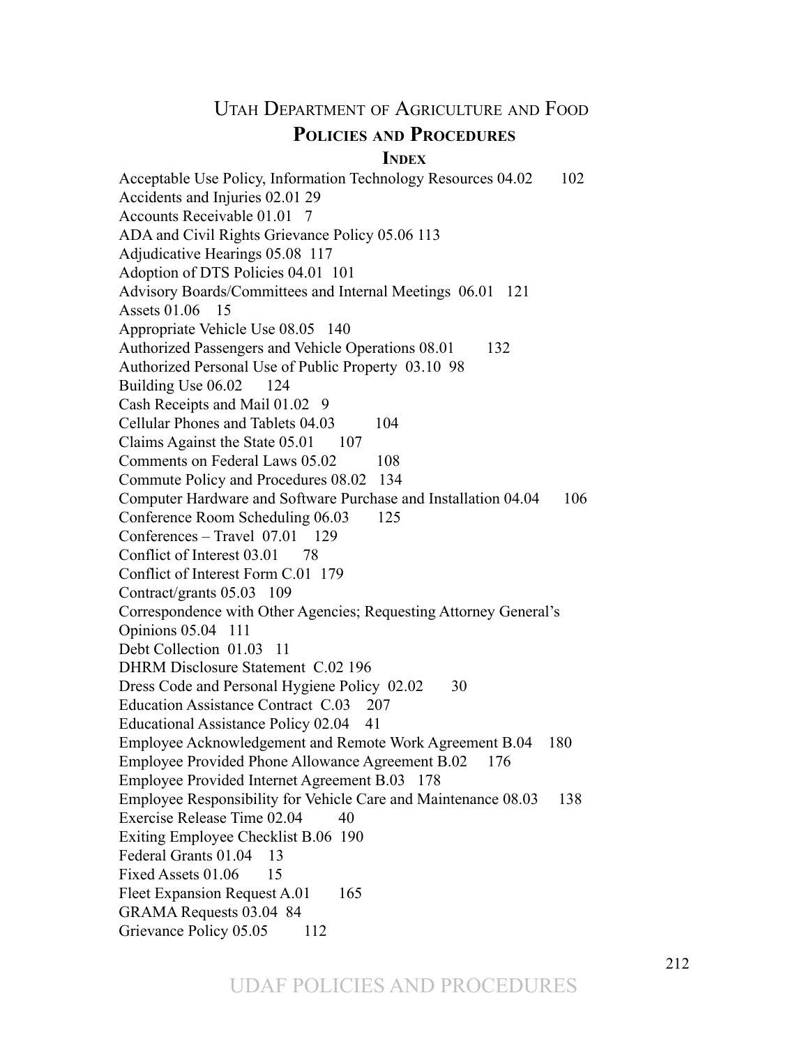# Utah Department of Agriculture and Food

## Policies and Procedures

### Index

Acceptable Use Policy, Information Technology Resources 04.02 102
Accidents and Injuries 02.01 29
Accounts Receivable 01.01 7
ADA and Civil Rights Grievance Policy 05.06 113
Adjudicative Hearings 05.08 117
Adoption of DTS Policies 04.01 101
Advisory Boards/Committees and Internal Meetings 06.01 121
Assets 01.06 15
Appropriate Vehicle Use 08.05 140
Authorized Passengers and Vehicle Operations 08.01 132
Authorized Personal Use of Public Property 03.10 98
Building Use 06.02 124
Cash Receipts and Mail 01.02 9
Cellular Phones and Tablets 04.03 104
Claims Against the State 05.01 107
Comments on Federal Laws 05.02 108
Commute Policy and Procedures 08.02 134
Computer Hardware and Software Purchase and Installation 04.04 106
Conference Room Scheduling 06.03 125
Conferences – Travel 07.01 129
Conflict of Interest 03.01 78
Conflict of Interest Form C.01 179
Contract/grants 05.03 109
Correspondence with Other Agencies; Requesting Attorney General's Opinions 05.04 111
Debt Collection 01.03 11
DHRM Disclosure Statement C.02 196
Dress Code and Personal Hygiene Policy 02.02 30
Education Assistance Contract C.03 207
Educational Assistance Policy 02.04 41
Employee Acknowledgement and Remote Work Agreement B.04 180
Employee Provided Phone Allowance Agreement B.02 176
Employee Provided Internet Agreement B.03 178
Employee Responsibility for Vehicle Care and Maintenance 08.03 138
Exercise Release Time 02.04 40
Exiting Employee Checklist B.06 190
Federal Grants 01.04 13
Fixed Assets 01.06 15
Fleet Expansion Request A.01 165
GRAMA Requests 03.04 84
Grievance Policy 05.05 112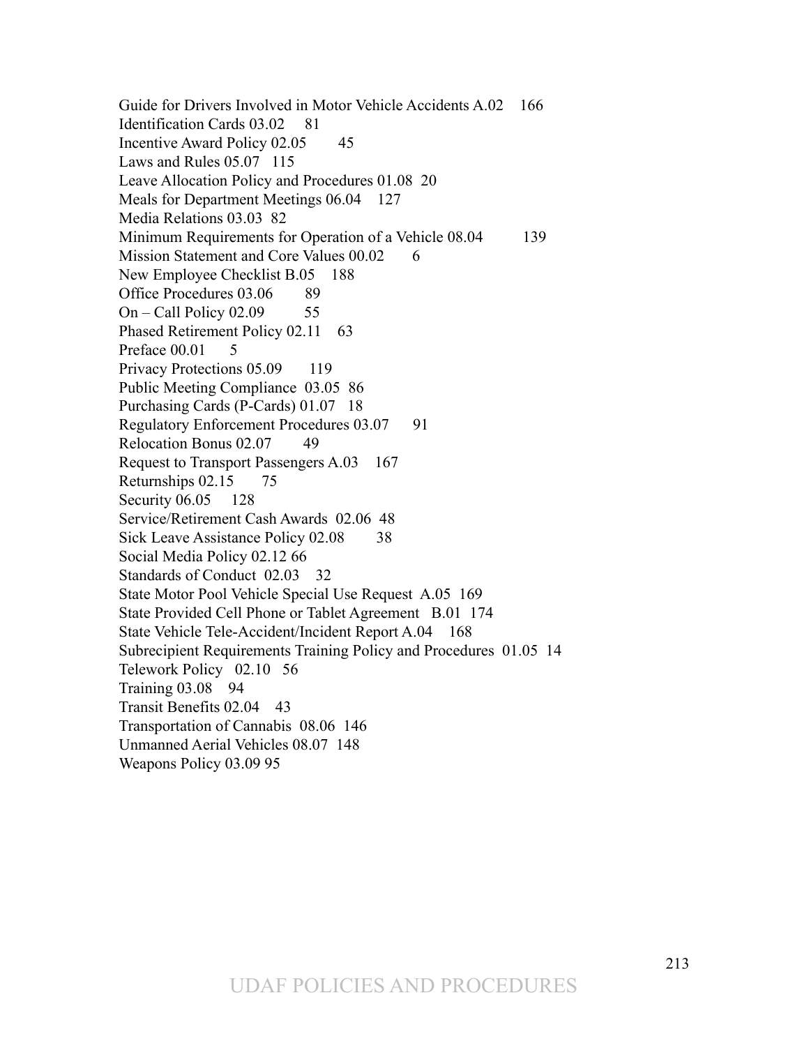Guide for Drivers Involved in Motor Vehicle Accidents A.02 166
Identification Cards 03.02 81
Incentive Award Policy 02.05 45
Laws and Rules 05.07 115
Leave Allocation Policy and Procedures 01.08 20
Meals for Department Meetings 06.04 127
Media Relations 03.03 82
Minimum Requirements for Operation of a Vehicle 08.04 139
Mission Statement and Core Values 00.02 6
New Employee Checklist B.05 188
Office Procedures 03.06 89
On – Call Policy 02.09 55
Phased Retirement Policy 02.11 63
Preface 00.01 5
Privacy Protections 05.09 119
Public Meeting Compliance 03.05 86
Purchasing Cards (P-Cards) 01.07 18
Regulatory Enforcement Procedures 03.07 91
Relocation Bonus 02.07 49
Request to Transport Passengers A.03 167
Returnships 02.15 75
Security 06.05 128
Service/Retirement Cash Awards 02.06 48
Sick Leave Assistance Policy 02.08 38
Social Media Policy 02.12 66
Standards of Conduct 02.03 32
State Motor Pool Vehicle Special Use Request A.05 169
State Provided Cell Phone or Tablet Agreement B.01 174
State Vehicle Tele-Accident/Incident Report A.04 168
Subrecipient Requirements Training Policy and Procedures 01.05 14
Telework Policy 02.10 56
Training 03.08 94
Transit Benefits 02.04 43
Transportation of Cannabis 08.06 146
Unmanned Aerial Vehicles 08.07 148
Weapons Policy 03.09 95